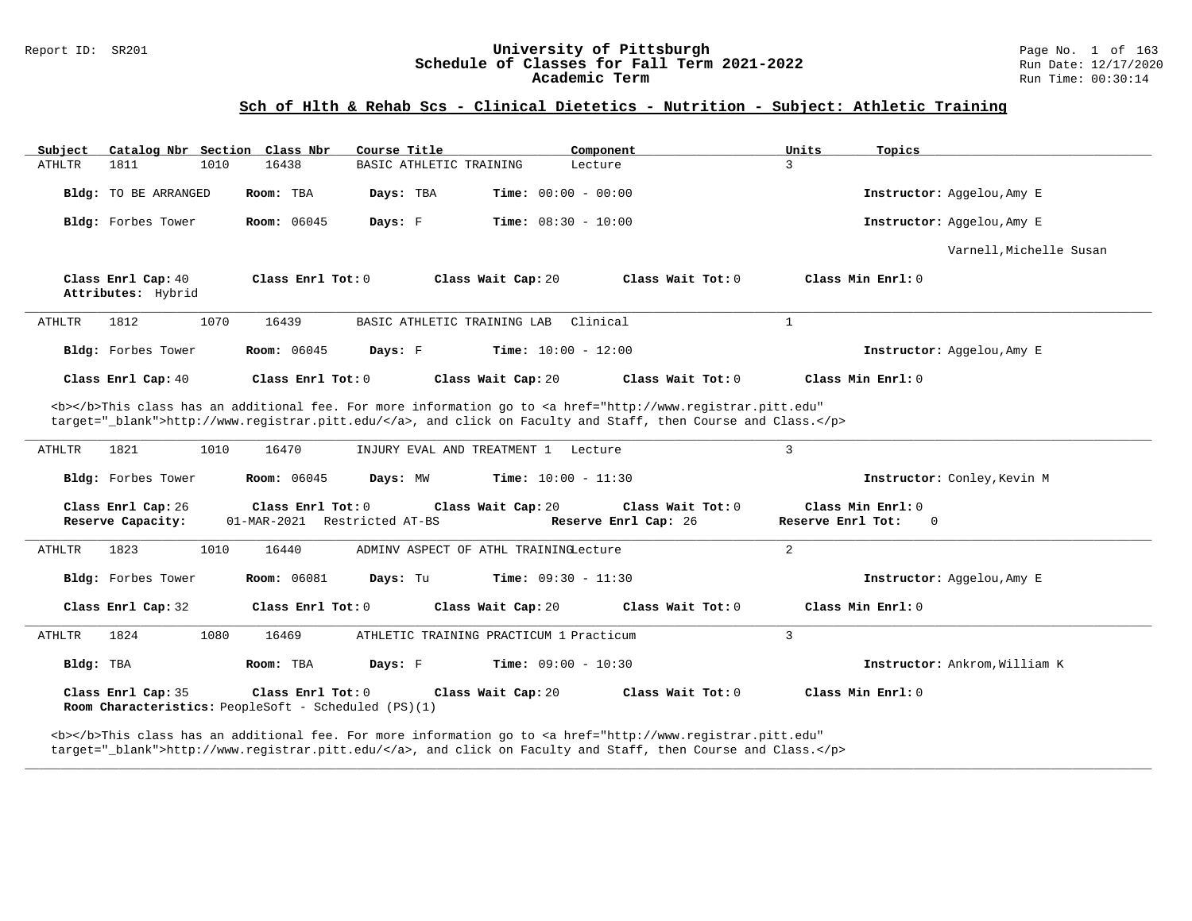Report ID: SR201

# University of Pittsburgh
## Schedule of Classes for Fall Term 2021-2022
### Academic Term

Run Date: 12/17/2020
Run Time: 00:30:14

## Sch of Hlth & Rehab Scs - Clinical Dietetics - Nutrition - Subject: Athletic Training

| Subject | Catalog Nbr | Section | Class Nbr | Course Title | Component | Units | Topics |
|---|---|---|---|---|---|---|---|
| ATHLTR | 1811 | 1010 | 16438 | BASIC ATHLETIC TRAINING | Lecture | 3 | |

**Bldg:** TO BE ARRANGED **Room:** TBA **Days:** TBA **Time:** 00:00 - 00:00 **Instructor:** Aggelou,Amy E

**Bldg:** Forbes Tower **Room:** 06045 **Days:** F **Time:** 08:30 - 10:00 **Instructor:** Aggelou,Amy E
Varnell,Michelle Susan

**Class Enrl Cap:** 40 **Class Enrl Tot:** 0 **Class Wait Cap:** 20 **Class Wait Tot:** 0 **Class Min Enrl:** 0
**Attributes:** Hybrid

---

| Subject | Catalog Nbr | Section | Class Nbr | Course Title | Component | Units | Topics |
|---|---|---|---|---|---|---|---|
| ATHLTR | 1812 | 1070 | 16439 | BASIC ATHLETIC TRAINING LAB | Clinical | 1 | |

**Bldg:** Forbes Tower **Room:** 06045 **Days:** F **Time:** 10:00 - 12:00 **Instructor:** Aggelou,Amy E

**Class Enrl Cap:** 40 **Class Enrl Tot:** 0 **Class Wait Cap:** 20 **Class Wait Tot:** 0 **Class Min Enrl:** 0

<b></b>This class has an additional fee. For more information go to <a href="http://www.registrar.pitt.edu" target="_blank">http://www.registrar.pitt.edu/</a>, and click on Faculty and Staff, then Course and Class.</p>

---

| Subject | Catalog Nbr | Section | Class Nbr | Course Title | Component | Units | Topics |
|---|---|---|---|---|---|---|---|
| ATHLTR | 1821 | 1010 | 16470 | INJURY EVAL AND TREATMENT 1 | Lecture | 3 | |

**Bldg:** Forbes Tower **Room:** 06045 **Days:** MW **Time:** 10:00 - 11:30 **Instructor:** Conley,Kevin M

**Class Enrl Cap:** 26 **Class Enrl Tot:** 0 **Class Wait Cap:** 20 **Class Wait Tot:** 0 **Class Min Enrl:** 0
**Reserve Capacity:** 01-MAR-2021 Restricted AT-BS **Reserve Enrl Cap:** 26 **Reserve Enrl Tot:** 0

---

| Subject | Catalog Nbr | Section | Class Nbr | Course Title | Component | Units | Topics |
|---|---|---|---|---|---|---|---|
| ATHLTR | 1823 | 1010 | 16440 | ADMINV ASPECT OF ATHL TRAINING | Lecture | 2 | |

**Bldg:** Forbes Tower **Room:** 06081 **Days:** Tu **Time:** 09:30 - 11:30 **Instructor:** Aggelou,Amy E

**Class Enrl Cap:** 32 **Class Enrl Tot:** 0 **Class Wait Cap:** 20 **Class Wait Tot:** 0 **Class Min Enrl:** 0

---

| Subject | Catalog Nbr | Section | Class Nbr | Course Title | Component | Units | Topics |
|---|---|---|---|---|---|---|---|
| ATHLTR | 1824 | 1080 | 16469 | ATHLETIC TRAINING PRACTICUM 1 | Practicum | 3 | |

**Bldg:** TBA **Room:** TBA **Days:** F **Time:** 09:00 - 10:30 **Instructor:** Ankrom,William K

**Class Enrl Cap:** 35 **Class Enrl Tot:** 0 **Class Wait Cap:** 20 **Class Wait Tot:** 0 **Class Min Enrl:** 0
**Room Characteristics:** PeopleSoft - Scheduled (PS)(1)

<b></b>This class has an additional fee. For more information go to <a href="http://www.registrar.pitt.edu" target="_blank">http://www.registrar.pitt.edu/</a>, and click on Faculty and Staff, then Course and Class.</p>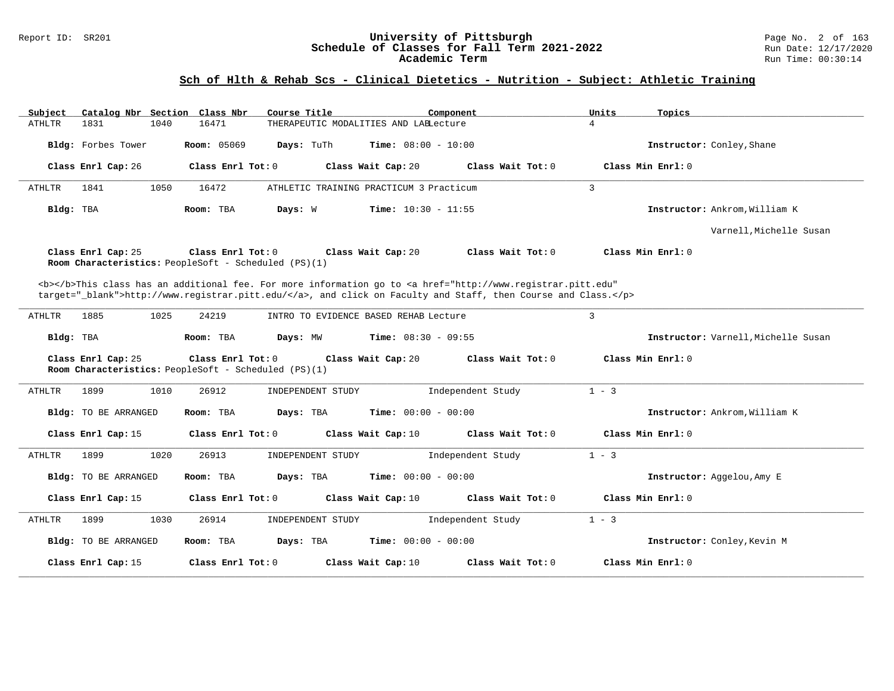## Sch of Hlth & Rehab Scs - Clinical Dietetics - Nutrition - Subject: Athletic Training

| Subject | Catalog Nbr | Section | Class Nbr | Course Title | Component | Units | Topics |
|---|---|---|---|---|---|---|---|
| ATHLTR | 1831 | 1040 | 16471 | THERAPEUTIC MODALITIES AND LAB | Lecture | 4 | |

**Bldg:** Forbes Tower **Room:** 05069 **Days:** TuTh **Time:** 08:00 - 10:00 **Instructor:** Conley,Shane

**Class Enrl Cap:** 26 **Class Enrl Tot:** 0 **Class Wait Cap:** 20 **Class Wait Tot:** 0 **Class Min Enrl:** 0

---

| Subject | Catalog Nbr | Section | Class Nbr | Course Title | Component | Units | Topics |
|---|---|---|---|---|---|---|---|
| ATHLTR | 1841 | 1050 | 16472 | ATHLETIC TRAINING PRACTICUM 3 | Practicum | 3 | |

**Bldg:** TBA **Room:** TBA **Days:** W **Time:** 10:30 - 11:55 **Instructor:** Ankrom,William K

Varnell,Michelle Susan

**Class Enrl Cap:** 25 **Class Enrl Tot:** 0 **Class Wait Cap:** 20 **Class Wait Tot:** 0 **Class Min Enrl:** 0

**Room Characteristics:** PeopleSoft - Scheduled (PS)(1)

<b></b>This class has an additional fee. For more information go to <a href="http://www.registrar.pitt.edu" target="_blank">http://www.registrar.pitt.edu/</a>, and click on Faculty and Staff, then Course and Class.</p>

---

| Subject | Catalog Nbr | Section | Class Nbr | Course Title | Component | Units | Topics |
|---|---|---|---|---|---|---|---|
| ATHLTR | 1885 | 1025 | 24219 | INTRO TO EVIDENCE BASED REHAB | Lecture | 3 | |

**Bldg:** TBA **Room:** TBA **Days:** MW **Time:** 08:30 - 09:55 **Instructor:** Varnell,Michelle Susan

**Class Enrl Cap:** 25 **Class Enrl Tot:** 0 **Class Wait Cap:** 20 **Class Wait Tot:** 0 **Class Min Enrl:** 0

**Room Characteristics:** PeopleSoft - Scheduled (PS)(1)

---

| Subject | Catalog Nbr | Section | Class Nbr | Course Title | Component | Units | Topics |
|---|---|---|---|---|---|---|---|
| ATHLTR | 1899 | 1010 | 26912 | INDEPENDENT STUDY | Independent Study | 1 - 3 | |

**Bldg:** TO BE ARRANGED **Room:** TBA **Days:** TBA **Time:** 00:00 - 00:00 **Instructor:** Ankrom,William K

**Class Enrl Cap:** 15 **Class Enrl Tot:** 0 **Class Wait Cap:** 10 **Class Wait Tot:** 0 **Class Min Enrl:** 0

---

| Subject | Catalog Nbr | Section | Class Nbr | Course Title | Component | Units | Topics |
|---|---|---|---|---|---|---|---|
| ATHLTR | 1899 | 1020 | 26913 | INDEPENDENT STUDY | Independent Study | 1 - 3 | |

**Bldg:** TO BE ARRANGED **Room:** TBA **Days:** TBA **Time:** 00:00 - 00:00 **Instructor:** Aggelou,Amy E

**Class Enrl Cap:** 15 **Class Enrl Tot:** 0 **Class Wait Cap:** 10 **Class Wait Tot:** 0 **Class Min Enrl:** 0

---

| Subject | Catalog Nbr | Section | Class Nbr | Course Title | Component | Units | Topics |
|---|---|---|---|---|---|---|---|
| ATHLTR | 1899 | 1030 | 26914 | INDEPENDENT STUDY | Independent Study | 1 - 3 | |

**Bldg:** TO BE ARRANGED **Room:** TBA **Days:** TBA **Time:** 00:00 - 00:00 **Instructor:** Conley,Kevin M

**Class Enrl Cap:** 15 **Class Enrl Tot:** 0 **Class Wait Cap:** 10 **Class Wait Tot:** 0 **Class Min Enrl:** 0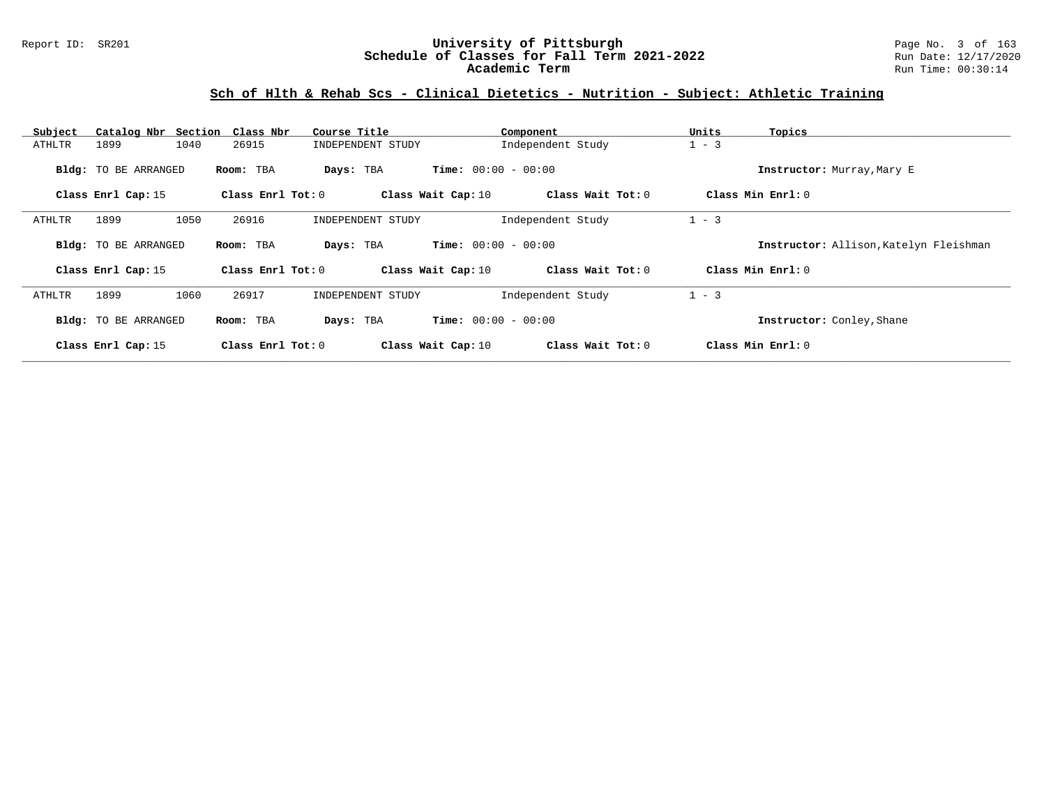## Sch of Hlth & Rehab Scs - Clinical Dietetics - Nutrition - Subject: Athletic Training

| Subject | Catalog Nbr | Section | Class Nbr | Course Title | Component | Units | Topics |
|---|---|---|---|---|---|---|---|
| ATHLTR | 1899 | 1040 | 26915 | INDEPENDENT STUDY | Independent Study | 1 - 3 | |

**Bldg:** TO BE ARRANGED **Room:** TBA **Days:** TBA **Time:** 00:00 - 00:00 **Instructor:** Murray,Mary E

**Class Enrl Cap:** 15 **Class Enrl Tot:** 0 **Class Wait Cap:** 10 **Class Wait Tot:** 0 **Class Min Enrl:** 0

| Subject | Catalog Nbr | Section | Class Nbr | Course Title | Component | Units | Topics |
|---|---|---|---|---|---|---|---|
| ATHLTR | 1899 | 1050 | 26916 | INDEPENDENT STUDY | Independent Study | 1 - 3 | |

**Bldg:** TO BE ARRANGED **Room:** TBA **Days:** TBA **Time:** 00:00 - 00:00 **Instructor:** Allison,Katelyn Fleishman

**Class Enrl Cap:** 15 **Class Enrl Tot:** 0 **Class Wait Cap:** 10 **Class Wait Tot:** 0 **Class Min Enrl:** 0

| Subject | Catalog Nbr | Section | Class Nbr | Course Title | Component | Units | Topics |
|---|---|---|---|---|---|---|---|
| ATHLTR | 1899 | 1060 | 26917 | INDEPENDENT STUDY | Independent Study | 1 - 3 | |

**Bldg:** TO BE ARRANGED **Room:** TBA **Days:** TBA **Time:** 00:00 - 00:00 **Instructor:** Conley,Shane

**Class Enrl Cap:** 15 **Class Enrl Tot:** 0 **Class Wait Cap:** 10 **Class Wait Tot:** 0 **Class Min Enrl:** 0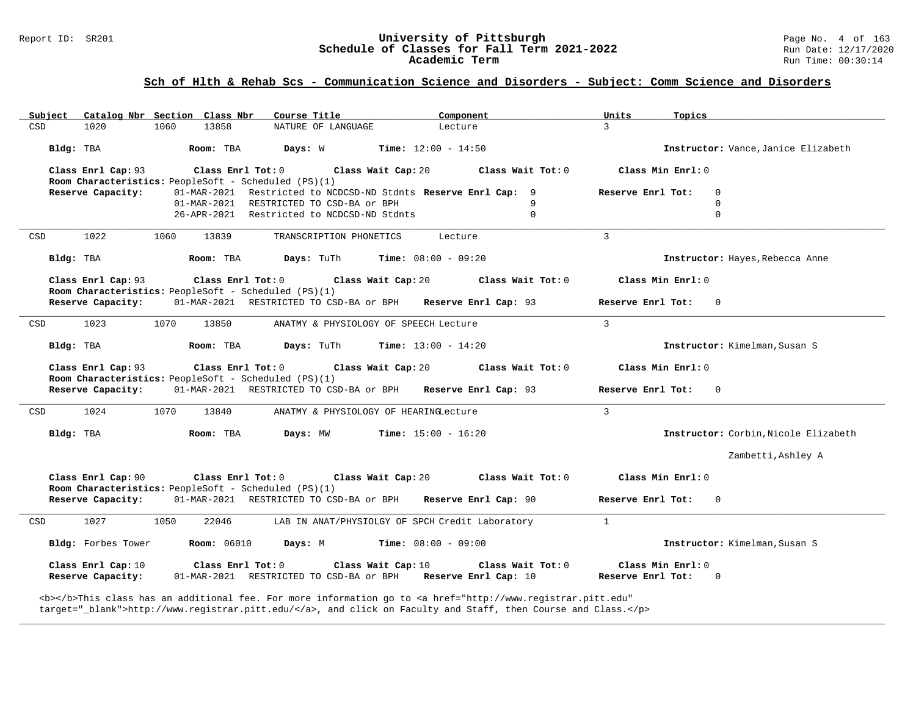## Sch of Hlth & Rehab Scs - Communication Science and Disorders - Subject: Comm Science and Disorders

| Subject | Catalog Nbr | Section | Class Nbr | Course Title | Component | Units | Topics |
|---|---|---|---|---|---|---|---|
| CSD | 1020 | 1060 | 13858 | NATURE OF LANGUAGE | Lecture | 3 | |

**Bldg:** TBA **Room:** TBA **Days:** W **Time:** 12:00 - 14:50 **Instructor:** Vance,Janice Elizabeth

**Class Enrl Cap:** 93 **Class Enrl Tot:** 0 **Class Wait Cap:** 20 **Class Wait Tot:** 0 **Class Min Enrl:** 0

**Room Characteristics:** PeopleSoft - Scheduled (PS)(1)

**Reserve Capacity:**

| Date | Restriction | Reserve Enrl Cap | Reserve Enrl Tot |
|---|---|---|---|
| 01-MAR-2021 | Restricted to NCDCSD-ND Stdnts | 9 | 0 |
| 01-MAR-2021 | RESTRICTED TO CSD-BA or BPH | 9 | 0 |
| 26-APR-2021 | Restricted to NCDCSD-ND Stdnts | 0 | 0 |

---

| Subject | Catalog Nbr | Section | Class Nbr | Course Title | Component | Units | Topics |
|---|---|---|---|---|---|---|---|
| CSD | 1022 | 1060 | 13839 | TRANSCRIPTION PHONETICS | Lecture | 3 | |

**Bldg:** TBA **Room:** TBA **Days:** TuTh **Time:** 08:00 - 09:20 **Instructor:** Hayes,Rebecca Anne

**Class Enrl Cap:** 93 **Class Enrl Tot:** 0 **Class Wait Cap:** 20 **Class Wait Tot:** 0 **Class Min Enrl:** 0

**Room Characteristics:** PeopleSoft - Scheduled (PS)(1)

**Reserve Capacity:** 01-MAR-2021 RESTRICTED TO CSD-BA or BPH **Reserve Enrl Cap:** 93 **Reserve Enrl Tot:** 0

---

| Subject | Catalog Nbr | Section | Class Nbr | Course Title | Component | Units | Topics |
|---|---|---|---|---|---|---|---|
| CSD | 1023 | 1070 | 13850 | ANATMY & PHYSIOLOGY OF SPEECH | Lecture | 3 | |

**Bldg:** TBA **Room:** TBA **Days:** TuTh **Time:** 13:00 - 14:20 **Instructor:** Kimelman,Susan S

**Class Enrl Cap:** 93 **Class Enrl Tot:** 0 **Class Wait Cap:** 20 **Class Wait Tot:** 0 **Class Min Enrl:** 0

**Room Characteristics:** PeopleSoft - Scheduled (PS)(1)

**Reserve Capacity:** 01-MAR-2021 RESTRICTED TO CSD-BA or BPH **Reserve Enrl Cap:** 93 **Reserve Enrl Tot:** 0

---

| Subject | Catalog Nbr | Section | Class Nbr | Course Title | Component | Units | Topics |
|---|---|---|---|---|---|---|---|
| CSD | 1024 | 1070 | 13840 | ANATMY & PHYSIOLOGY OF HEARING | Lecture | 3 | |

**Bldg:** TBA **Room:** TBA **Days:** MW **Time:** 15:00 - 16:20 **Instructor:** Corbin,Nicole Elizabeth; Zambetti,Ashley A

**Class Enrl Cap:** 90 **Class Enrl Tot:** 0 **Class Wait Cap:** 20 **Class Wait Tot:** 0 **Class Min Enrl:** 0

**Room Characteristics:** PeopleSoft - Scheduled (PS)(1)

**Reserve Capacity:** 01-MAR-2021 RESTRICTED TO CSD-BA or BPH **Reserve Enrl Cap:** 90 **Reserve Enrl Tot:** 0

---

| Subject | Catalog Nbr | Section | Class Nbr | Course Title | Component | Units | Topics |
|---|---|---|---|---|---|---|---|
| CSD | 1027 | 1050 | 22046 | LAB IN ANAT/PHYSIOLGY OF SPCH | Credit Laboratory | 1 | |

**Bldg:** Forbes Tower **Room:** 06010 **Days:** M **Time:** 08:00 - 09:00 **Instructor:** Kimelman,Susan S

**Class Enrl Cap:** 10 **Class Enrl Tot:** 0 **Class Wait Cap:** 10 **Class Wait Tot:** 0 **Class Min Enrl:** 0

**Reserve Capacity:** 01-MAR-2021 RESTRICTED TO CSD-BA or BPH **Reserve Enrl Cap:** 10 **Reserve Enrl Tot:** 0

<b></b>This class has an additional fee. For more information go to <a href="http://www.registrar.pitt.edu" target="_blank">http://www.registrar.pitt.edu/</a>, and click on Faculty and Staff, then Course and Class.</p>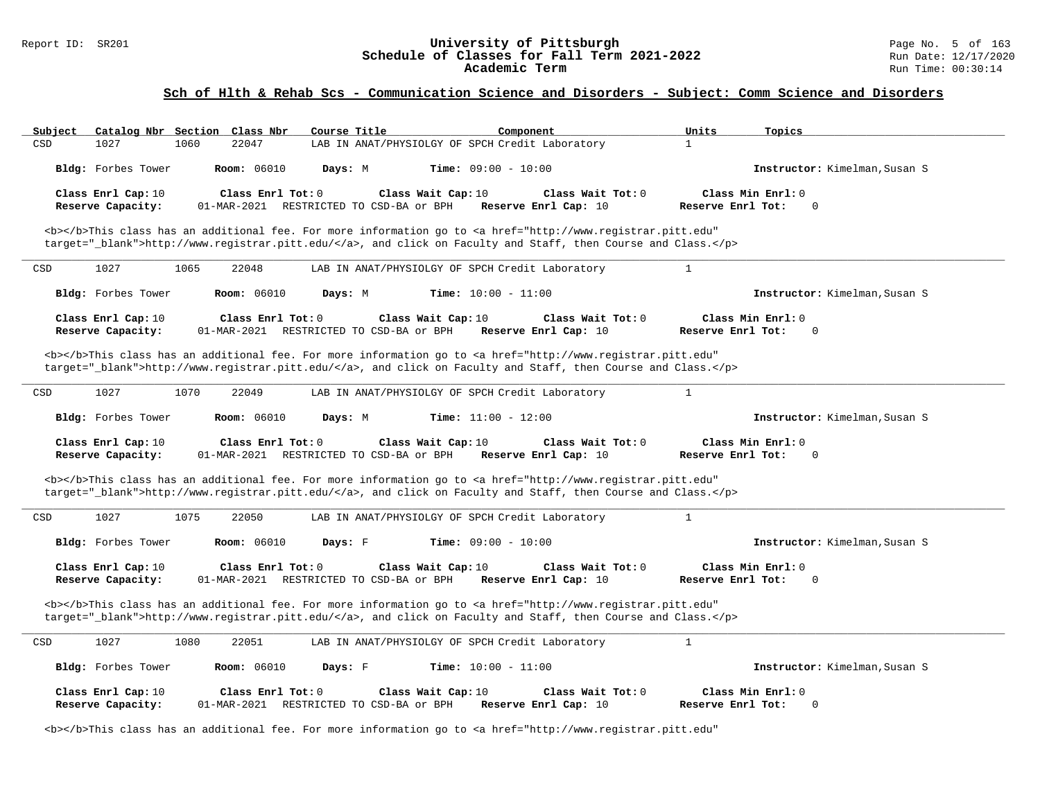## Sch of Hlth & Rehab Scs - Communication Science and Disorders - Subject: Comm Science and Disorders

| Subject | Catalog Nbr | Section | Class Nbr | Course Title | Component | Units | Topics |
|---|---|---|---|---|---|---|---|
| CSD | 1027 | 1060 | 22047 | LAB IN ANAT/PHYSIOLGY OF SPCH | Credit Laboratory | 1 | |

**Bldg:** Forbes Tower **Room:** 06010 **Days:** M **Time:** 09:00 - 10:00 **Instructor:** Kimelman,Susan S

**Class Enrl Cap:** 10 **Class Enrl Tot:** 0 **Class Wait Cap:** 10 **Class Wait Tot:** 0 **Class Min Enrl:** 0
**Reserve Capacity:** 01-MAR-2021 RESTRICTED TO CSD-BA or BPH **Reserve Enrl Cap:** 10 **Reserve Enrl Tot:** 0

<b></b>This class has an additional fee. For more information go to <a href="http://www.registrar.pitt.edu" target="_blank">http://www.registrar.pitt.edu/</a>, and click on Faculty and Staff, then Course and Class.</p>

---

| Subject | Catalog Nbr | Section | Class Nbr | Course Title | Component | Units | Topics |
|---|---|---|---|---|---|---|---|
| CSD | 1027 | 1065 | 22048 | LAB IN ANAT/PHYSIOLGY OF SPCH | Credit Laboratory | 1 | |

**Bldg:** Forbes Tower **Room:** 06010 **Days:** M **Time:** 10:00 - 11:00 **Instructor:** Kimelman,Susan S

**Class Enrl Cap:** 10 **Class Enrl Tot:** 0 **Class Wait Cap:** 10 **Class Wait Tot:** 0 **Class Min Enrl:** 0
**Reserve Capacity:** 01-MAR-2021 RESTRICTED TO CSD-BA or BPH **Reserve Enrl Cap:** 10 **Reserve Enrl Tot:** 0

<b></b>This class has an additional fee. For more information go to <a href="http://www.registrar.pitt.edu" target="_blank">http://www.registrar.pitt.edu/</a>, and click on Faculty and Staff, then Course and Class.</p>

---

| Subject | Catalog Nbr | Section | Class Nbr | Course Title | Component | Units | Topics |
|---|---|---|---|---|---|---|---|
| CSD | 1027 | 1070 | 22049 | LAB IN ANAT/PHYSIOLGY OF SPCH | Credit Laboratory | 1 | |

**Bldg:** Forbes Tower **Room:** 06010 **Days:** M **Time:** 11:00 - 12:00 **Instructor:** Kimelman,Susan S

**Class Enrl Cap:** 10 **Class Enrl Tot:** 0 **Class Wait Cap:** 10 **Class Wait Tot:** 0 **Class Min Enrl:** 0
**Reserve Capacity:** 01-MAR-2021 RESTRICTED TO CSD-BA or BPH **Reserve Enrl Cap:** 10 **Reserve Enrl Tot:** 0

<b></b>This class has an additional fee. For more information go to <a href="http://www.registrar.pitt.edu" target="_blank">http://www.registrar.pitt.edu/</a>, and click on Faculty and Staff, then Course and Class.</p>

---

| Subject | Catalog Nbr | Section | Class Nbr | Course Title | Component | Units | Topics |
|---|---|---|---|---|---|---|---|
| CSD | 1027 | 1075 | 22050 | LAB IN ANAT/PHYSIOLGY OF SPCH | Credit Laboratory | 1 | |

**Bldg:** Forbes Tower **Room:** 06010 **Days:** F **Time:** 09:00 - 10:00 **Instructor:** Kimelman,Susan S

**Class Enrl Cap:** 10 **Class Enrl Tot:** 0 **Class Wait Cap:** 10 **Class Wait Tot:** 0 **Class Min Enrl:** 0
**Reserve Capacity:** 01-MAR-2021 RESTRICTED TO CSD-BA or BPH **Reserve Enrl Cap:** 10 **Reserve Enrl Tot:** 0

<b></b>This class has an additional fee. For more information go to <a href="http://www.registrar.pitt.edu" target="_blank">http://www.registrar.pitt.edu/</a>, and click on Faculty and Staff, then Course and Class.</p>

---

| Subject | Catalog Nbr | Section | Class Nbr | Course Title | Component | Units | Topics |
|---|---|---|---|---|---|---|---|
| CSD | 1027 | 1080 | 22051 | LAB IN ANAT/PHYSIOLGY OF SPCH | Credit Laboratory | 1 | |

**Bldg:** Forbes Tower **Room:** 06010 **Days:** F **Time:** 10:00 - 11:00 **Instructor:** Kimelman,Susan S

**Class Enrl Cap:** 10 **Class Enrl Tot:** 0 **Class Wait Cap:** 10 **Class Wait Tot:** 0 **Class Min Enrl:** 0
**Reserve Capacity:** 01-MAR-2021 RESTRICTED TO CSD-BA or BPH **Reserve Enrl Cap:** 10 **Reserve Enrl Tot:** 0

<b></b>This class has an additional fee. For more information go to <a href="http://www.registrar.pitt.edu"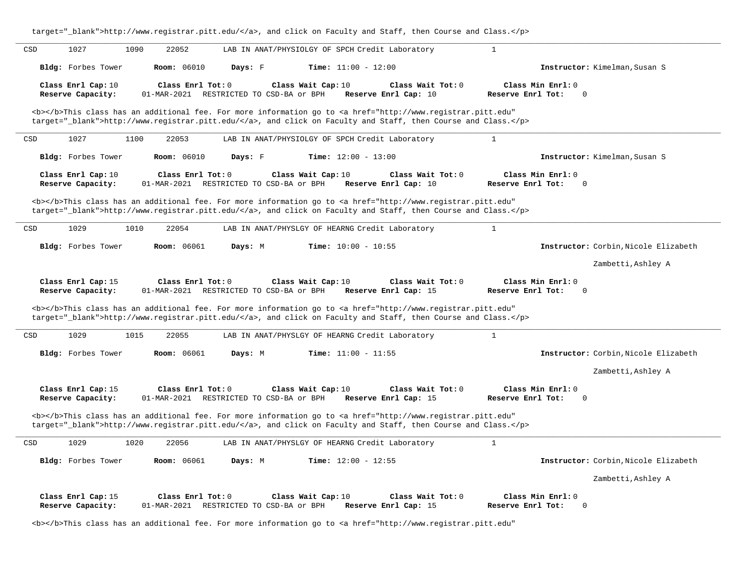target="_blank">http://www.registrar.pitt.edu/</a>, and click on Faculty and Staff, then Course and Class.</p>

---

CSD 1027 1090 22052 LAB IN ANAT/PHYSIOLGY OF SPCH Credit Laboratory 1

**Bldg:** Forbes Tower **Room:** 06010 **Days:** F **Time:** 11:00 - 12:00 **Instructor:** Kimelman,Susan S

**Class Enrl Cap:** 10 **Class Enrl Tot:** 0 **Class Wait Cap:** 10 **Class Wait Tot:** 0 **Class Min Enrl:** 0
**Reserve Capacity:** 01-MAR-2021 RESTRICTED TO CSD-BA or BPH **Reserve Enrl Cap:** 10 **Reserve Enrl Tot:** 0

<b></b>This class has an additional fee. For more information go to <a href="http://www.registrar.pitt.edu" target="_blank">http://www.registrar.pitt.edu/</a>, and click on Faculty and Staff, then Course and Class.</p>

---

CSD 1027 1100 22053 LAB IN ANAT/PHYSIOLGY OF SPCH Credit Laboratory 1

**Bldg:** Forbes Tower **Room:** 06010 **Days:** F **Time:** 12:00 - 13:00 **Instructor:** Kimelman,Susan S

**Class Enrl Cap:** 10 **Class Enrl Tot:** 0 **Class Wait Cap:** 10 **Class Wait Tot:** 0 **Class Min Enrl:** 0
**Reserve Capacity:** 01-MAR-2021 RESTRICTED TO CSD-BA or BPH **Reserve Enrl Cap:** 10 **Reserve Enrl Tot:** 0

<b></b>This class has an additional fee. For more information go to <a href="http://www.registrar.pitt.edu" target="_blank">http://www.registrar.pitt.edu/</a>, and click on Faculty and Staff, then Course and Class.</p>

---

CSD 1029 1010 22054 LAB IN ANAT/PHYSLGY OF HEARNG Credit Laboratory 1

**Bldg:** Forbes Tower **Room:** 06061 **Days:** M **Time:** 10:00 - 10:55 **Instructor:** Corbin,Nicole Elizabeth
Zambetti,Ashley A

**Class Enrl Cap:** 15 **Class Enrl Tot:** 0 **Class Wait Cap:** 10 **Class Wait Tot:** 0 **Class Min Enrl:** 0
**Reserve Capacity:** 01-MAR-2021 RESTRICTED TO CSD-BA or BPH **Reserve Enrl Cap:** 15 **Reserve Enrl Tot:** 0

<b></b>This class has an additional fee. For more information go to <a href="http://www.registrar.pitt.edu" target="_blank">http://www.registrar.pitt.edu/</a>, and click on Faculty and Staff, then Course and Class.</p>

---

CSD 1029 1015 22055 LAB IN ANAT/PHYSLGY OF HEARNG Credit Laboratory 1

**Bldg:** Forbes Tower **Room:** 06061 **Days:** M **Time:** 11:00 - 11:55 **Instructor:** Corbin,Nicole Elizabeth
Zambetti,Ashley A

**Class Enrl Cap:** 15 **Class Enrl Tot:** 0 **Class Wait Cap:** 10 **Class Wait Tot:** 0 **Class Min Enrl:** 0
**Reserve Capacity:** 01-MAR-2021 RESTRICTED TO CSD-BA or BPH **Reserve Enrl Cap:** 15 **Reserve Enrl Tot:** 0

<b></b>This class has an additional fee. For more information go to <a href="http://www.registrar.pitt.edu" target="_blank">http://www.registrar.pitt.edu/</a>, and click on Faculty and Staff, then Course and Class.</p>

---

CSD 1029 1020 22056 LAB IN ANAT/PHYSLGY OF HEARNG Credit Laboratory 1

**Bldg:** Forbes Tower **Room:** 06061 **Days:** M **Time:** 12:00 - 12:55 **Instructor:** Corbin,Nicole Elizabeth
Zambetti,Ashley A

**Class Enrl Cap:** 15 **Class Enrl Tot:** 0 **Class Wait Cap:** 10 **Class Wait Tot:** 0 **Class Min Enrl:** 0
**Reserve Capacity:** 01-MAR-2021 RESTRICTED TO CSD-BA or BPH **Reserve Enrl Cap:** 15 **Reserve Enrl Tot:** 0

<b></b>This class has an additional fee. For more information go to <a href="http://www.registrar.pitt.edu"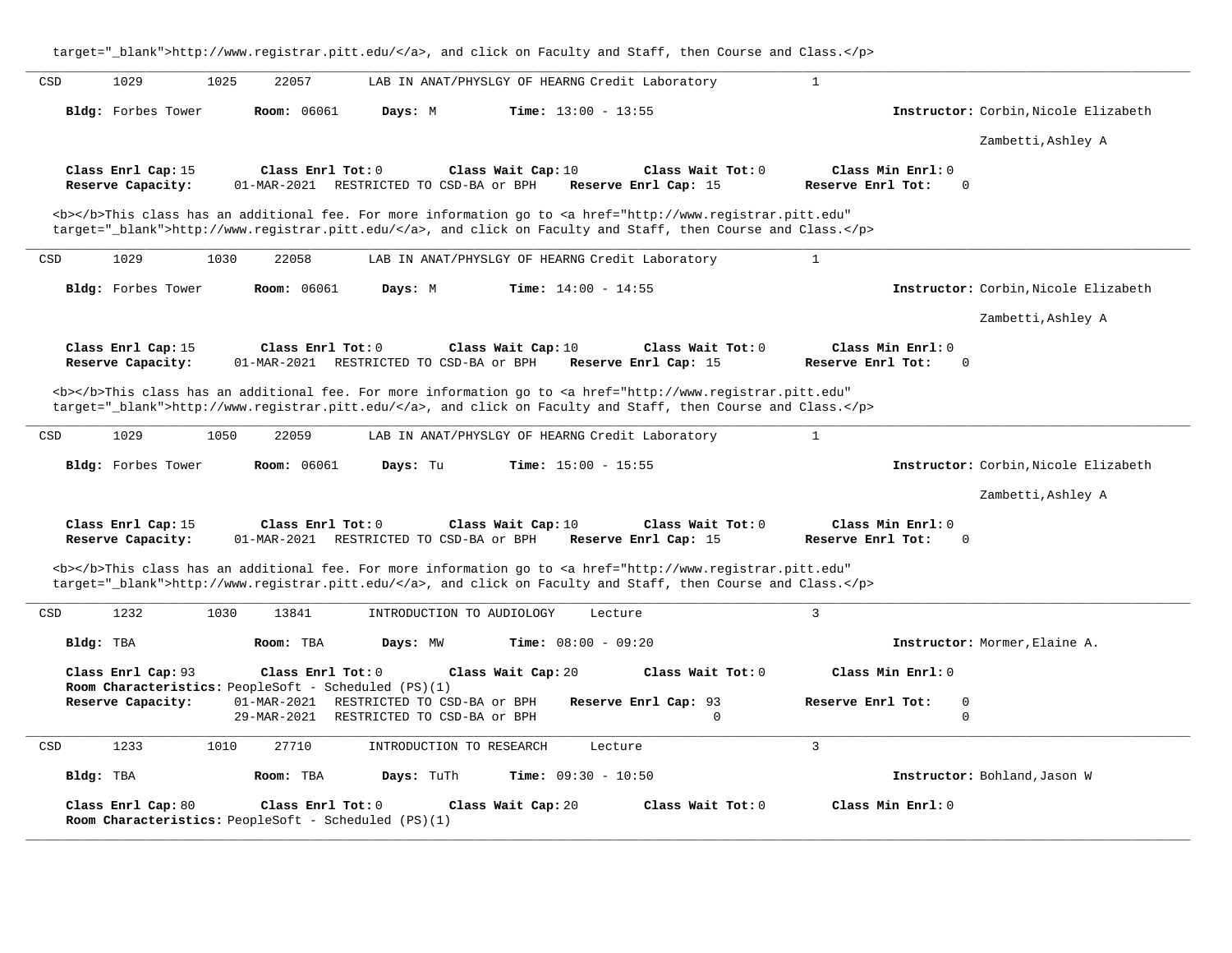target="_blank">http://www.registrar.pitt.edu/</a>, and click on Faculty and Staff, then Course and Class.</p>

---

CSD 1029 1025 22057 LAB IN ANAT/PHYSLGY OF HEARNG Credit Laboratory 1

**Bldg:** Forbes Tower **Room:** 06061 **Days:** M **Time:** 13:00 - 13:55 **Instructor:** Corbin,Nicole Elizabeth

Zambetti,Ashley A

**Class Enrl Cap:** 15 **Class Enrl Tot:** 0 **Class Wait Cap:** 10 **Class Wait Tot:** 0 **Class Min Enrl:** 0
**Reserve Capacity:** 01-MAR-2021 RESTRICTED TO CSD-BA or BPH **Reserve Enrl Cap:** 15 **Reserve Enrl Tot:** 0

<b></b>This class has an additional fee. For more information go to <a href="http://www.registrar.pitt.edu" target="_blank">http://www.registrar.pitt.edu/</a>, and click on Faculty and Staff, then Course and Class.</p>

---

CSD 1029 1030 22058 LAB IN ANAT/PHYSLGY OF HEARNG Credit Laboratory 1

**Bldg:** Forbes Tower **Room:** 06061 **Days:** M **Time:** 14:00 - 14:55 **Instructor:** Corbin,Nicole Elizabeth

Zambetti,Ashley A

**Class Enrl Cap:** 15 **Class Enrl Tot:** 0 **Class Wait Cap:** 10 **Class Wait Tot:** 0 **Class Min Enrl:** 0
**Reserve Capacity:** 01-MAR-2021 RESTRICTED TO CSD-BA or BPH **Reserve Enrl Cap:** 15 **Reserve Enrl Tot:** 0

<b></b>This class has an additional fee. For more information go to <a href="http://www.registrar.pitt.edu" target="_blank">http://www.registrar.pitt.edu/</a>, and click on Faculty and Staff, then Course and Class.</p>

---

CSD 1029 1050 22059 LAB IN ANAT/PHYSLGY OF HEARNG Credit Laboratory 1

**Bldg:** Forbes Tower **Room:** 06061 **Days:** Tu **Time:** 15:00 - 15:55 **Instructor:** Corbin,Nicole Elizabeth

Zambetti,Ashley A

**Class Enrl Cap:** 15 **Class Enrl Tot:** 0 **Class Wait Cap:** 10 **Class Wait Tot:** 0 **Class Min Enrl:** 0
**Reserve Capacity:** 01-MAR-2021 RESTRICTED TO CSD-BA or BPH **Reserve Enrl Cap:** 15 **Reserve Enrl Tot:** 0

<b></b>This class has an additional fee. For more information go to <a href="http://www.registrar.pitt.edu" target="_blank">http://www.registrar.pitt.edu/</a>, and click on Faculty and Staff, then Course and Class.</p>

---

CSD 1232 1030 13841 INTRODUCTION TO AUDIOLOGY Lecture 3

**Bldg:** TBA **Room:** TBA **Days:** MW **Time:** 08:00 - 09:20 **Instructor:** Mormer,Elaine A.

**Class Enrl Cap:** 93 **Class Enrl Tot:** 0 **Class Wait Cap:** 20 **Class Wait Tot:** 0 **Class Min Enrl:** 0
**Room Characteristics:** PeopleSoft - Scheduled (PS)(1)
**Reserve Capacity:** 01-MAR-2021 RESTRICTED TO CSD-BA or BPH **Reserve Enrl Cap:** 93 **Reserve Enrl Tot:** 0
29-MAR-2021 RESTRICTED TO CSD-BA or BPH 0 0

---

CSD 1233 1010 27710 INTRODUCTION TO RESEARCH Lecture 3

**Bldg:** TBA **Room:** TBA **Days:** TuTh **Time:** 09:30 - 10:50 **Instructor:** Bohland,Jason W

**Class Enrl Cap:** 80 **Class Enrl Tot:** 0 **Class Wait Cap:** 20 **Class Wait Tot:** 0 **Class Min Enrl:** 0
**Room Characteristics:** PeopleSoft - Scheduled (PS)(1)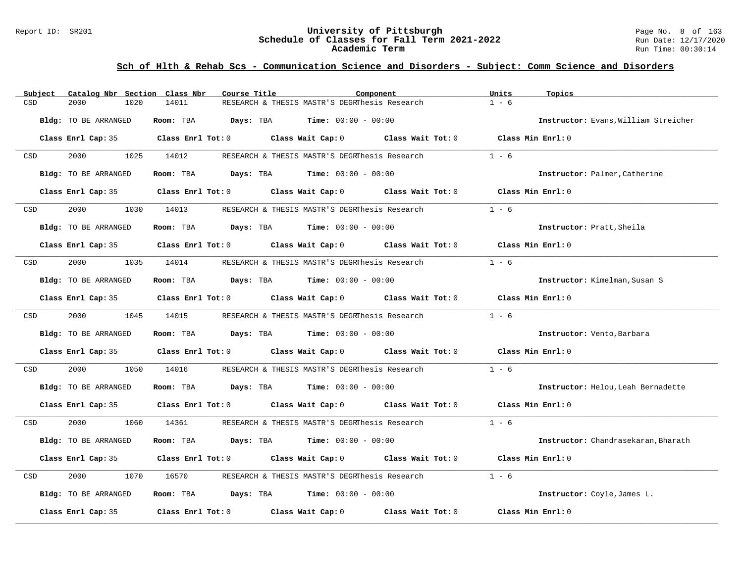## Sch of Hlth & Rehab Scs - Communication Science and Disorders - Subject: Comm Science and Disorders

| Subject | Catalog Nbr | Section | Class Nbr | Course Title | Component | Units | Topics |
|---|---|---|---|---|---|---|---|
| CSD | 2000 | 1020 | 14011 | RESEARCH & THESIS MASTR'S DEGR | Thesis Research | 1 - 6 | |

**Bldg:** TO BE ARRANGED **Room:** TBA **Days:** TBA **Time:** 00:00 - 00:00 **Instructor:** Evans,William Streicher

**Class Enrl Cap:** 35 **Class Enrl Tot:** 0 **Class Wait Cap:** 0 **Class Wait Tot:** 0 **Class Min Enrl:** 0

| Subject | Catalog Nbr | Section | Class Nbr | Course Title | Component | Units | Topics |
|---|---|---|---|---|---|---|---|
| CSD | 2000 | 1025 | 14012 | RESEARCH & THESIS MASTR'S DEGR | Thesis Research | 1 - 6 | |

**Bldg:** TO BE ARRANGED **Room:** TBA **Days:** TBA **Time:** 00:00 - 00:00 **Instructor:** Palmer,Catherine

**Class Enrl Cap:** 35 **Class Enrl Tot:** 0 **Class Wait Cap:** 0 **Class Wait Tot:** 0 **Class Min Enrl:** 0

| Subject | Catalog Nbr | Section | Class Nbr | Course Title | Component | Units | Topics |
|---|---|---|---|---|---|---|---|
| CSD | 2000 | 1030 | 14013 | RESEARCH & THESIS MASTR'S DEGR | Thesis Research | 1 - 6 | |

**Bldg:** TO BE ARRANGED **Room:** TBA **Days:** TBA **Time:** 00:00 - 00:00 **Instructor:** Pratt,Sheila

**Class Enrl Cap:** 35 **Class Enrl Tot:** 0 **Class Wait Cap:** 0 **Class Wait Tot:** 0 **Class Min Enrl:** 0

| Subject | Catalog Nbr | Section | Class Nbr | Course Title | Component | Units | Topics |
|---|---|---|---|---|---|---|---|
| CSD | 2000 | 1035 | 14014 | RESEARCH & THESIS MASTR'S DEGR | Thesis Research | 1 - 6 | |

**Bldg:** TO BE ARRANGED **Room:** TBA **Days:** TBA **Time:** 00:00 - 00:00 **Instructor:** Kimelman,Susan S

**Class Enrl Cap:** 35 **Class Enrl Tot:** 0 **Class Wait Cap:** 0 **Class Wait Tot:** 0 **Class Min Enrl:** 0

| Subject | Catalog Nbr | Section | Class Nbr | Course Title | Component | Units | Topics |
|---|---|---|---|---|---|---|---|
| CSD | 2000 | 1045 | 14015 | RESEARCH & THESIS MASTR'S DEGR | Thesis Research | 1 - 6 | |

**Bldg:** TO BE ARRANGED **Room:** TBA **Days:** TBA **Time:** 00:00 - 00:00 **Instructor:** Vento,Barbara

**Class Enrl Cap:** 35 **Class Enrl Tot:** 0 **Class Wait Cap:** 0 **Class Wait Tot:** 0 **Class Min Enrl:** 0

| Subject | Catalog Nbr | Section | Class Nbr | Course Title | Component | Units | Topics |
|---|---|---|---|---|---|---|---|
| CSD | 2000 | 1050 | 14016 | RESEARCH & THESIS MASTR'S DEGR | Thesis Research | 1 - 6 | |

**Bldg:** TO BE ARRANGED **Room:** TBA **Days:** TBA **Time:** 00:00 - 00:00 **Instructor:** Helou,Leah Bernadette

**Class Enrl Cap:** 35 **Class Enrl Tot:** 0 **Class Wait Cap:** 0 **Class Wait Tot:** 0 **Class Min Enrl:** 0

| Subject | Catalog Nbr | Section | Class Nbr | Course Title | Component | Units | Topics |
|---|---|---|---|---|---|---|---|
| CSD | 2000 | 1060 | 14361 | RESEARCH & THESIS MASTR'S DEGR | Thesis Research | 1 - 6 | |

**Bldg:** TO BE ARRANGED **Room:** TBA **Days:** TBA **Time:** 00:00 - 00:00 **Instructor:** Chandrasekaran,Bharath

**Class Enrl Cap:** 35 **Class Enrl Tot:** 0 **Class Wait Cap:** 0 **Class Wait Tot:** 0 **Class Min Enrl:** 0

| Subject | Catalog Nbr | Section | Class Nbr | Course Title | Component | Units | Topics |
|---|---|---|---|---|---|---|---|
| CSD | 2000 | 1070 | 16570 | RESEARCH & THESIS MASTR'S DEGR | Thesis Research | 1 - 6 | |

**Bldg:** TO BE ARRANGED **Room:** TBA **Days:** TBA **Time:** 00:00 - 00:00 **Instructor:** Coyle,James L.

**Class Enrl Cap:** 35 **Class Enrl Tot:** 0 **Class Wait Cap:** 0 **Class Wait Tot:** 0 **Class Min Enrl:** 0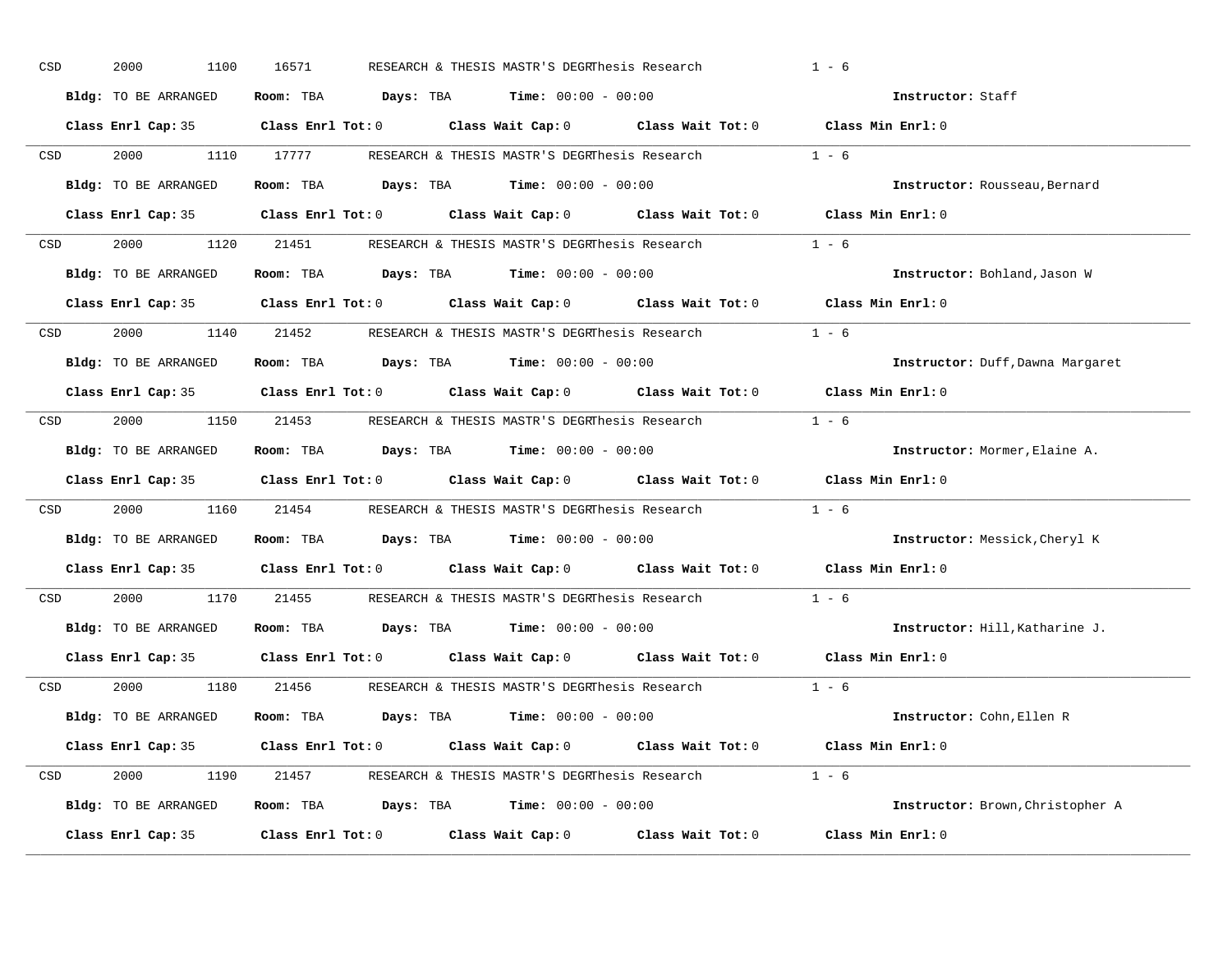CSD 2000 1100 16571 RESEARCH & THESIS MASTR'S DEGRThesis Research 1 - 6

**Bldg:** TO BE ARRANGED **Room:** TBA **Days:** TBA **Time:** 00:00 - 00:00 **Instructor:** Staff

**Class Enrl Cap:** 35 **Class Enrl Tot:** 0 **Class Wait Cap:** 0 **Class Wait Tot:** 0 **Class Min Enrl:** 0

---

CSD 2000 1110 17777 RESEARCH & THESIS MASTR'S DEGRThesis Research 1 - 6

**Bldg:** TO BE ARRANGED **Room:** TBA **Days:** TBA **Time:** 00:00 - 00:00 **Instructor:** Rousseau,Bernard

**Class Enrl Cap:** 35 **Class Enrl Tot:** 0 **Class Wait Cap:** 0 **Class Wait Tot:** 0 **Class Min Enrl:** 0

---

CSD 2000 1120 21451 RESEARCH & THESIS MASTR'S DEGRThesis Research 1 - 6

**Bldg:** TO BE ARRANGED **Room:** TBA **Days:** TBA **Time:** 00:00 - 00:00 **Instructor:** Bohland,Jason W

**Class Enrl Cap:** 35 **Class Enrl Tot:** 0 **Class Wait Cap:** 0 **Class Wait Tot:** 0 **Class Min Enrl:** 0

---

CSD 2000 1140 21452 RESEARCH & THESIS MASTR'S DEGRThesis Research 1 - 6

**Bldg:** TO BE ARRANGED **Room:** TBA **Days:** TBA **Time:** 00:00 - 00:00 **Instructor:** Duff,Dawna Margaret

**Class Enrl Cap:** 35 **Class Enrl Tot:** 0 **Class Wait Cap:** 0 **Class Wait Tot:** 0 **Class Min Enrl:** 0

---

CSD 2000 1150 21453 RESEARCH & THESIS MASTR'S DEGRThesis Research 1 - 6

**Bldg:** TO BE ARRANGED **Room:** TBA **Days:** TBA **Time:** 00:00 - 00:00 **Instructor:** Mormer,Elaine A.

**Class Enrl Cap:** 35 **Class Enrl Tot:** 0 **Class Wait Cap:** 0 **Class Wait Tot:** 0 **Class Min Enrl:** 0

---

CSD 2000 1160 21454 RESEARCH & THESIS MASTR'S DEGRThesis Research 1 - 6

**Bldg:** TO BE ARRANGED **Room:** TBA **Days:** TBA **Time:** 00:00 - 00:00 **Instructor:** Messick,Cheryl K

**Class Enrl Cap:** 35 **Class Enrl Tot:** 0 **Class Wait Cap:** 0 **Class Wait Tot:** 0 **Class Min Enrl:** 0

---

CSD 2000 1170 21455 RESEARCH & THESIS MASTR'S DEGRThesis Research 1 - 6

**Bldg:** TO BE ARRANGED **Room:** TBA **Days:** TBA **Time:** 00:00 - 00:00 **Instructor:** Hill,Katharine J.

**Class Enrl Cap:** 35 **Class Enrl Tot:** 0 **Class Wait Cap:** 0 **Class Wait Tot:** 0 **Class Min Enrl:** 0

---

CSD 2000 1180 21456 RESEARCH & THESIS MASTR'S DEGRThesis Research 1 - 6

**Bldg:** TO BE ARRANGED **Room:** TBA **Days:** TBA **Time:** 00:00 - 00:00 **Instructor:** Cohn,Ellen R

**Class Enrl Cap:** 35 **Class Enrl Tot:** 0 **Class Wait Cap:** 0 **Class Wait Tot:** 0 **Class Min Enrl:** 0

---

CSD 2000 1190 21457 RESEARCH & THESIS MASTR'S DEGRThesis Research 1 - 6

**Bldg:** TO BE ARRANGED **Room:** TBA **Days:** TBA **Time:** 00:00 - 00:00 **Instructor:** Brown,Christopher A

**Class Enrl Cap:** 35 **Class Enrl Tot:** 0 **Class Wait Cap:** 0 **Class Wait Tot:** 0 **Class Min Enrl:** 0

---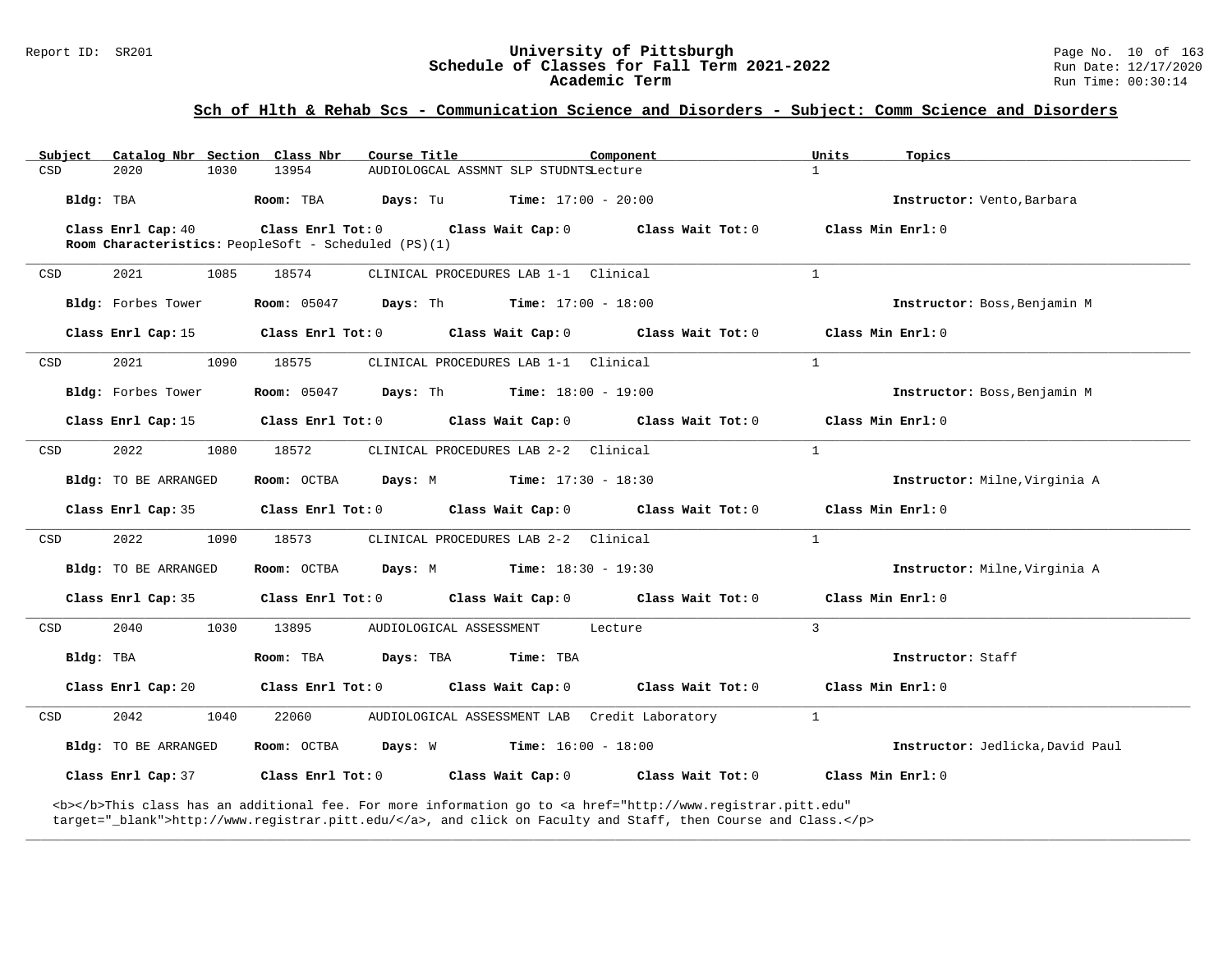## Sch of Hlth & Rehab Scs - Communication Science and Disorders - Subject: Comm Science and Disorders

| Subject | Catalog Nbr | Section | Class Nbr | Course Title | Component | Units | Topics |
|---|---|---|---|---|---|---|---|
| CSD | 2020 | 1030 | 13954 | AUDIOLOGCAL ASSMNT SLP STUDNTS | Lecture | 1 | |

**Bldg:** TBA **Room:** TBA **Days:** Tu **Time:** 17:00 - 20:00 **Instructor:** Vento,Barbara

**Class Enrl Cap:** 40 **Class Enrl Tot:** 0 **Class Wait Cap:** 0 **Class Wait Tot:** 0 **Class Min Enrl:** 0

**Room Characteristics:** PeopleSoft - Scheduled (PS)(1)

---

| Subject | Catalog Nbr | Section | Class Nbr | Course Title | Component | Units | Topics |
|---|---|---|---|---|---|---|---|
| CSD | 2021 | 1085 | 18574 | CLINICAL PROCEDURES LAB 1-1 | Clinical | 1 | |

**Bldg:** Forbes Tower **Room:** 05047 **Days:** Th **Time:** 17:00 - 18:00 **Instructor:** Boss,Benjamin M

**Class Enrl Cap:** 15 **Class Enrl Tot:** 0 **Class Wait Cap:** 0 **Class Wait Tot:** 0 **Class Min Enrl:** 0

---

| Subject | Catalog Nbr | Section | Class Nbr | Course Title | Component | Units | Topics |
|---|---|---|---|---|---|---|---|
| CSD | 2021 | 1090 | 18575 | CLINICAL PROCEDURES LAB 1-1 | Clinical | 1 | |

**Bldg:** Forbes Tower **Room:** 05047 **Days:** Th **Time:** 18:00 - 19:00 **Instructor:** Boss,Benjamin M

**Class Enrl Cap:** 15 **Class Enrl Tot:** 0 **Class Wait Cap:** 0 **Class Wait Tot:** 0 **Class Min Enrl:** 0

---

| Subject | Catalog Nbr | Section | Class Nbr | Course Title | Component | Units | Topics |
|---|---|---|---|---|---|---|---|
| CSD | 2022 | 1080 | 18572 | CLINICAL PROCEDURES LAB 2-2 | Clinical | 1 | |

**Bldg:** TO BE ARRANGED **Room:** OCTBA **Days:** M **Time:** 17:30 - 18:30 **Instructor:** Milne,Virginia A

**Class Enrl Cap:** 35 **Class Enrl Tot:** 0 **Class Wait Cap:** 0 **Class Wait Tot:** 0 **Class Min Enrl:** 0

---

| Subject | Catalog Nbr | Section | Class Nbr | Course Title | Component | Units | Topics |
|---|---|---|---|---|---|---|---|
| CSD | 2022 | 1090 | 18573 | CLINICAL PROCEDURES LAB 2-2 | Clinical | 1 | |

**Bldg:** TO BE ARRANGED **Room:** OCTBA **Days:** M **Time:** 18:30 - 19:30 **Instructor:** Milne,Virginia A

**Class Enrl Cap:** 35 **Class Enrl Tot:** 0 **Class Wait Cap:** 0 **Class Wait Tot:** 0 **Class Min Enrl:** 0

---

| Subject | Catalog Nbr | Section | Class Nbr | Course Title | Component | Units | Topics |
|---|---|---|---|---|---|---|---|
| CSD | 2040 | 1030 | 13895 | AUDIOLOGICAL ASSESSMENT | Lecture | 3 | |

**Bldg:** TBA **Room:** TBA **Days:** TBA **Time:** TBA **Instructor:** Staff

**Class Enrl Cap:** 20 **Class Enrl Tot:** 0 **Class Wait Cap:** 0 **Class Wait Tot:** 0 **Class Min Enrl:** 0

---

| Subject | Catalog Nbr | Section | Class Nbr | Course Title | Component | Units | Topics |
|---|---|---|---|---|---|---|---|
| CSD | 2042 | 1040 | 22060 | AUDIOLOGICAL ASSESSMENT LAB | Credit Laboratory | 1 | |

**Bldg:** TO BE ARRANGED **Room:** OCTBA **Days:** W **Time:** 16:00 - 18:00 **Instructor:** Jedlicka,David Paul

**Class Enrl Cap:** 37 **Class Enrl Tot:** 0 **Class Wait Cap:** 0 **Class Wait Tot:** 0 **Class Min Enrl:** 0

<b></b>This class has an additional fee. For more information go to <a href="http://www.registrar.pitt.edu" target="_blank">http://www.registrar.pitt.edu/</a>, and click on Faculty and Staff, then Course and Class.</p>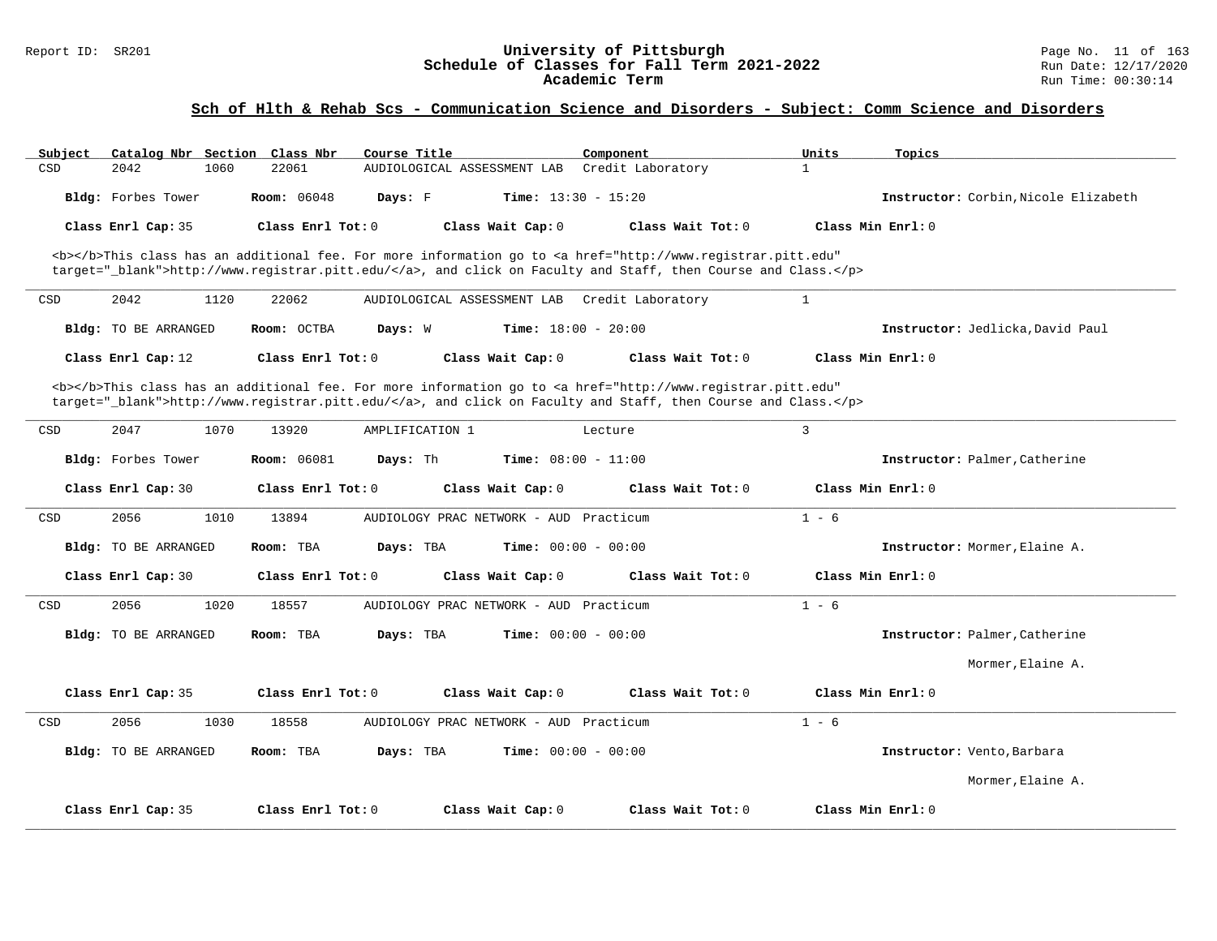## Sch of Hlth & Rehab Scs - Communication Science and Disorders - Subject: Comm Science and Disorders

| Subject | Catalog Nbr | Section | Class Nbr | Course Title | Component | Units | Topics |
|---|---|---|---|---|---|---|---|
| CSD | 2042 | 1060 | 22061 | AUDIOLOGICAL ASSESSMENT LAB | Credit Laboratory | 1 | |

**Bldg:** Forbes Tower **Room:** 06048 **Days:** F **Time:** 13:30 - 15:20 **Instructor:** Corbin,Nicole Elizabeth

**Class Enrl Cap:** 35 **Class Enrl Tot:** 0 **Class Wait Cap:** 0 **Class Wait Tot:** 0 **Class Min Enrl:** 0

<b></b>This class has an additional fee. For more information go to <a href="http://www.registrar.pitt.edu" target="_blank">http://www.registrar.pitt.edu/</a>, and click on Faculty and Staff, then Course and Class.</p>

---

| Subject | Catalog Nbr | Section | Class Nbr | Course Title | Component | Units | Topics |
|---|---|---|---|---|---|---|---|
| CSD | 2042 | 1120 | 22062 | AUDIOLOGICAL ASSESSMENT LAB | Credit Laboratory | 1 | |

**Bldg:** TO BE ARRANGED **Room:** OCTBA **Days:** W **Time:** 18:00 - 20:00 **Instructor:** Jedlicka,David Paul

**Class Enrl Cap:** 12 **Class Enrl Tot:** 0 **Class Wait Cap:** 0 **Class Wait Tot:** 0 **Class Min Enrl:** 0

<b></b>This class has an additional fee. For more information go to <a href="http://www.registrar.pitt.edu" target="_blank">http://www.registrar.pitt.edu/</a>, and click on Faculty and Staff, then Course and Class.</p>

---

| Subject | Catalog Nbr | Section | Class Nbr | Course Title | Component | Units | Topics |
|---|---|---|---|---|---|---|---|
| CSD | 2047 | 1070 | 13920 | AMPLIFICATION 1 | Lecture | 3 | |

**Bldg:** Forbes Tower **Room:** 06081 **Days:** Th **Time:** 08:00 - 11:00 **Instructor:** Palmer,Catherine

**Class Enrl Cap:** 30 **Class Enrl Tot:** 0 **Class Wait Cap:** 0 **Class Wait Tot:** 0 **Class Min Enrl:** 0

---

| Subject | Catalog Nbr | Section | Class Nbr | Course Title | Component | Units | Topics |
|---|---|---|---|---|---|---|---|
| CSD | 2056 | 1010 | 13894 | AUDIOLOGY PRAC NETWORK - AUD | Practicum | 1 - 6 | |

**Bldg:** TO BE ARRANGED **Room:** TBA **Days:** TBA **Time:** 00:00 - 00:00 **Instructor:** Mormer,Elaine A.

**Class Enrl Cap:** 30 **Class Enrl Tot:** 0 **Class Wait Cap:** 0 **Class Wait Tot:** 0 **Class Min Enrl:** 0

---

| Subject | Catalog Nbr | Section | Class Nbr | Course Title | Component | Units | Topics |
|---|---|---|---|---|---|---|---|
| CSD | 2056 | 1020 | 18557 | AUDIOLOGY PRAC NETWORK - AUD | Practicum | 1 - 6 | |

**Bldg:** TO BE ARRANGED **Room:** TBA **Days:** TBA **Time:** 00:00 - 00:00 **Instructor:** Palmer,Catherine; Mormer,Elaine A.

**Class Enrl Cap:** 35 **Class Enrl Tot:** 0 **Class Wait Cap:** 0 **Class Wait Tot:** 0 **Class Min Enrl:** 0

---

| Subject | Catalog Nbr | Section | Class Nbr | Course Title | Component | Units | Topics |
|---|---|---|---|---|---|---|---|
| CSD | 2056 | 1030 | 18558 | AUDIOLOGY PRAC NETWORK - AUD | Practicum | 1 - 6 | |

**Bldg:** TO BE ARRANGED **Room:** TBA **Days:** TBA **Time:** 00:00 - 00:00 **Instructor:** Vento,Barbara; Mormer,Elaine A.

**Class Enrl Cap:** 35 **Class Enrl Tot:** 0 **Class Wait Cap:** 0 **Class Wait Tot:** 0 **Class Min Enrl:** 0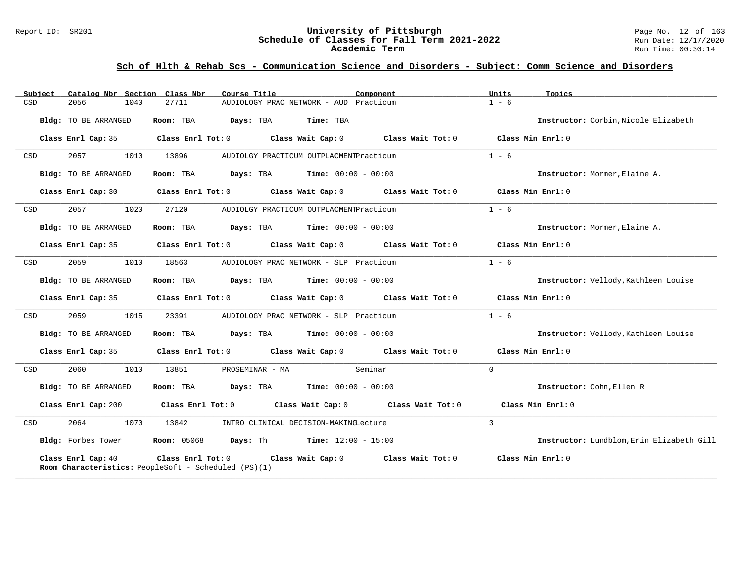## Sch of Hlth & Rehab Scs - Communication Science and Disorders - Subject: Comm Science and Disorders

| Subject | Catalog Nbr | Section | Class Nbr | Course Title | Component | Units | Topics |
|---|---|---|---|---|---|---|---|
| CSD | 2056 | 1040 | 27711 | AUDIOLOGY PRAC NETWORK - AUD | Practicum | 1 - 6 | |

**Bldg:** TO BE ARRANGED **Room:** TBA **Days:** TBA **Time:** TBA **Instructor:** Corbin,Nicole Elizabeth

**Class Enrl Cap:** 35 **Class Enrl Tot:** 0 **Class Wait Cap:** 0 **Class Wait Tot:** 0 **Class Min Enrl:** 0

---

| Subject | Catalog Nbr | Section | Class Nbr | Course Title | Component | Units | Topics |
|---|---|---|---|---|---|---|---|
| CSD | 2057 | 1010 | 13896 | AUDIOLGY PRACTICUM OUTPLACMENT | Practicum | 1 - 6 | |

**Bldg:** TO BE ARRANGED **Room:** TBA **Days:** TBA **Time:** 00:00 - 00:00 **Instructor:** Mormer,Elaine A.

**Class Enrl Cap:** 30 **Class Enrl Tot:** 0 **Class Wait Cap:** 0 **Class Wait Tot:** 0 **Class Min Enrl:** 0

---

| Subject | Catalog Nbr | Section | Class Nbr | Course Title | Component | Units | Topics |
|---|---|---|---|---|---|---|---|
| CSD | 2057 | 1020 | 27120 | AUDIOLGY PRACTICUM OUTPLACMENT | Practicum | 1 - 6 | |

**Bldg:** TO BE ARRANGED **Room:** TBA **Days:** TBA **Time:** 00:00 - 00:00 **Instructor:** Mormer,Elaine A.

**Class Enrl Cap:** 35 **Class Enrl Tot:** 0 **Class Wait Cap:** 0 **Class Wait Tot:** 0 **Class Min Enrl:** 0

---

| Subject | Catalog Nbr | Section | Class Nbr | Course Title | Component | Units | Topics |
|---|---|---|---|---|---|---|---|
| CSD | 2059 | 1010 | 18563 | AUDIOLOGY PRAC NETWORK - SLP | Practicum | 1 - 6 | |

**Bldg:** TO BE ARRANGED **Room:** TBA **Days:** TBA **Time:** 00:00 - 00:00 **Instructor:** Vellody,Kathleen Louise

**Class Enrl Cap:** 35 **Class Enrl Tot:** 0 **Class Wait Cap:** 0 **Class Wait Tot:** 0 **Class Min Enrl:** 0

---

| Subject | Catalog Nbr | Section | Class Nbr | Course Title | Component | Units | Topics |
|---|---|---|---|---|---|---|---|
| CSD | 2059 | 1015 | 23391 | AUDIOLOGY PRAC NETWORK - SLP | Practicum | 1 - 6 | |

**Bldg:** TO BE ARRANGED **Room:** TBA **Days:** TBA **Time:** 00:00 - 00:00 **Instructor:** Vellody,Kathleen Louise

**Class Enrl Cap:** 35 **Class Enrl Tot:** 0 **Class Wait Cap:** 0 **Class Wait Tot:** 0 **Class Min Enrl:** 0

---

| Subject | Catalog Nbr | Section | Class Nbr | Course Title | Component | Units | Topics |
|---|---|---|---|---|---|---|---|
| CSD | 2060 | 1010 | 13851 | PROSEMINAR - MA | Seminar | 0 | |

**Bldg:** TO BE ARRANGED **Room:** TBA **Days:** TBA **Time:** 00:00 - 00:00 **Instructor:** Cohn,Ellen R

**Class Enrl Cap:** 200 **Class Enrl Tot:** 0 **Class Wait Cap:** 0 **Class Wait Tot:** 0 **Class Min Enrl:** 0

---

| Subject | Catalog Nbr | Section | Class Nbr | Course Title | Component | Units | Topics |
|---|---|---|---|---|---|---|---|
| CSD | 2064 | 1070 | 13842 | INTRO CLINICAL DECISION-MAKING | Lecture | 3 | |

**Bldg:** Forbes Tower **Room:** 05068 **Days:** Th **Time:** 12:00 - 15:00 **Instructor:** Lundblom,Erin Elizabeth Gill

**Class Enrl Cap:** 40 **Class Enrl Tot:** 0 **Class Wait Cap:** 0 **Class Wait Tot:** 0 **Class Min Enrl:** 0

**Room Characteristics:** PeopleSoft - Scheduled (PS)(1)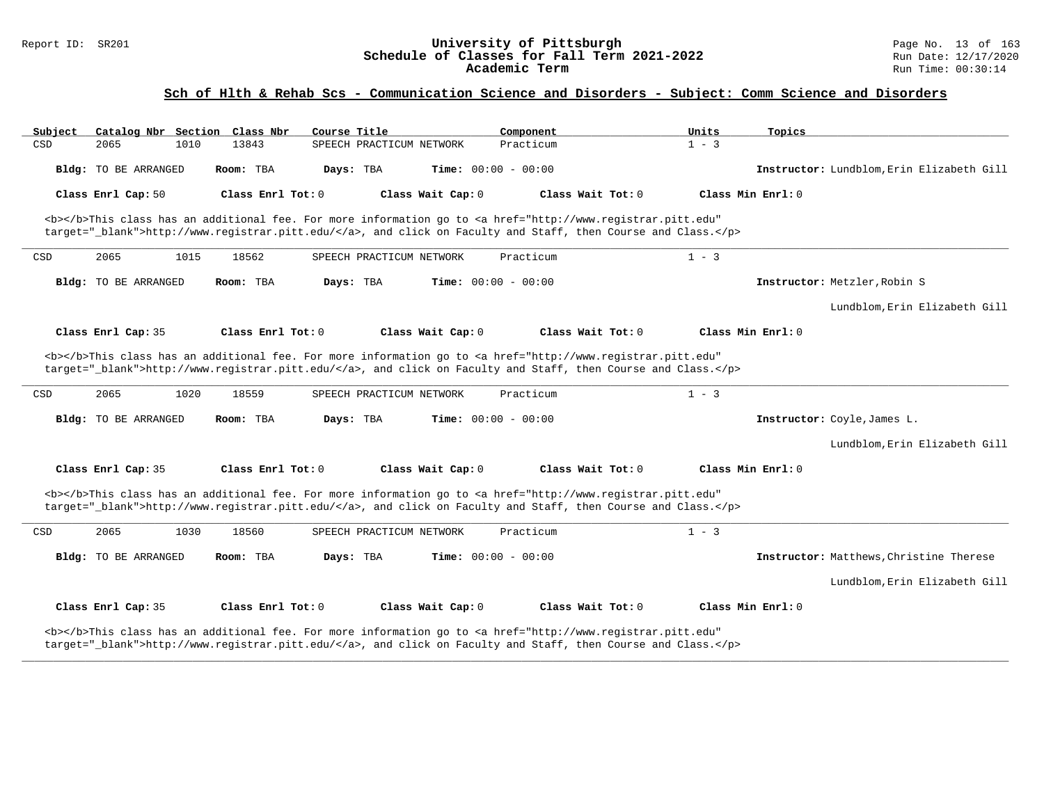## Sch of Hlth & Rehab Scs - Communication Science and Disorders - Subject: Comm Science and Disorders

| Subject | Catalog Nbr | Section | Class Nbr | Course Title | Component | Units | Topics |
|---|---|---|---|---|---|---|---|
| CSD | 2065 | 1010 | 13843 | SPEECH PRACTICUM NETWORK | Practicum | 1 - 3 | |

**Bldg:** TO BE ARRANGED **Room:** TBA **Days:** TBA **Time:** 00:00 - 00:00 **Instructor:** Lundblom,Erin Elizabeth Gill

**Class Enrl Cap:** 50 **Class Enrl Tot:** 0 **Class Wait Cap:** 0 **Class Wait Tot:** 0 **Class Min Enrl:** 0

<b></b>This class has an additional fee. For more information go to <a href="http://www.registrar.pitt.edu" target="_blank">http://www.registrar.pitt.edu/</a>, and click on Faculty and Staff, then Course and Class.</p>

---

| Subject | Catalog Nbr | Section | Class Nbr | Course Title | Component | Units | Topics |
|---|---|---|---|---|---|---|---|
| CSD | 2065 | 1015 | 18562 | SPEECH PRACTICUM NETWORK | Practicum | 1 - 3 | |

**Bldg:** TO BE ARRANGED **Room:** TBA **Days:** TBA **Time:** 00:00 - 00:00 **Instructor:** Metzler,Robin S
Lundblom,Erin Elizabeth Gill

**Class Enrl Cap:** 35 **Class Enrl Tot:** 0 **Class Wait Cap:** 0 **Class Wait Tot:** 0 **Class Min Enrl:** 0

<b></b>This class has an additional fee. For more information go to <a href="http://www.registrar.pitt.edu" target="_blank">http://www.registrar.pitt.edu/</a>, and click on Faculty and Staff, then Course and Class.</p>

---

| Subject | Catalog Nbr | Section | Class Nbr | Course Title | Component | Units | Topics |
|---|---|---|---|---|---|---|---|
| CSD | 2065 | 1020 | 18559 | SPEECH PRACTICUM NETWORK | Practicum | 1 - 3 | |

**Bldg:** TO BE ARRANGED **Room:** TBA **Days:** TBA **Time:** 00:00 - 00:00 **Instructor:** Coyle,James L.
Lundblom,Erin Elizabeth Gill

**Class Enrl Cap:** 35 **Class Enrl Tot:** 0 **Class Wait Cap:** 0 **Class Wait Tot:** 0 **Class Min Enrl:** 0

<b></b>This class has an additional fee. For more information go to <a href="http://www.registrar.pitt.edu" target="_blank">http://www.registrar.pitt.edu/</a>, and click on Faculty and Staff, then Course and Class.</p>

---

| Subject | Catalog Nbr | Section | Class Nbr | Course Title | Component | Units | Topics |
|---|---|---|---|---|---|---|---|
| CSD | 2065 | 1030 | 18560 | SPEECH PRACTICUM NETWORK | Practicum | 1 - 3 | |

**Bldg:** TO BE ARRANGED **Room:** TBA **Days:** TBA **Time:** 00:00 - 00:00 **Instructor:** Matthews,Christine Therese
Lundblom,Erin Elizabeth Gill

**Class Enrl Cap:** 35 **Class Enrl Tot:** 0 **Class Wait Cap:** 0 **Class Wait Tot:** 0 **Class Min Enrl:** 0

<b></b>This class has an additional fee. For more information go to <a href="http://www.registrar.pitt.edu" target="_blank">http://www.registrar.pitt.edu/</a>, and click on Faculty and Staff, then Course and Class.</p>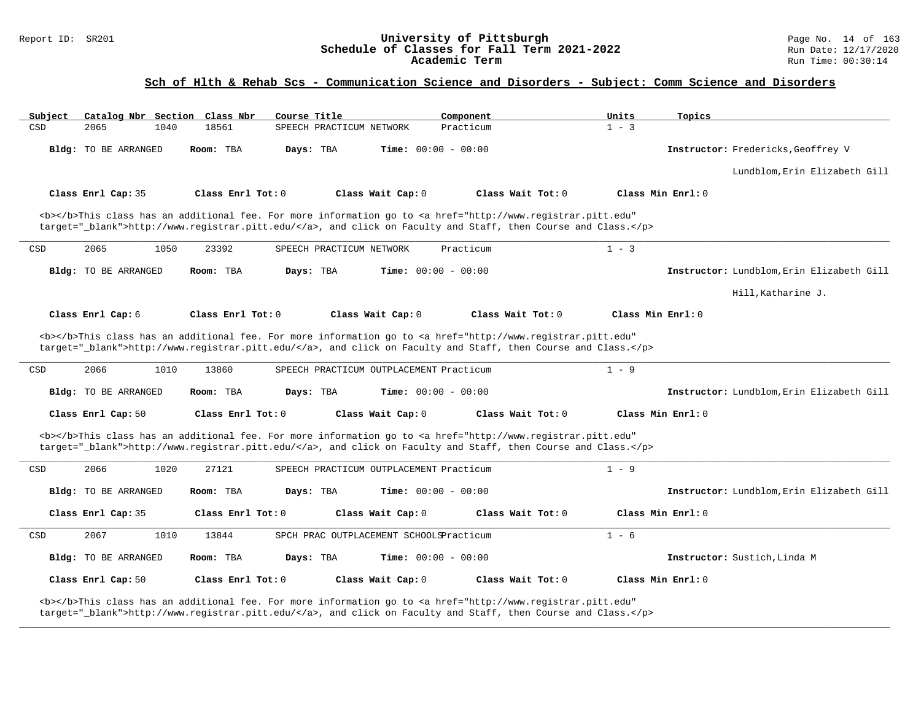## Sch of Hlth & Rehab Scs - Communication Science and Disorders - Subject: Comm Science and Disorders

| Subject | Catalog Nbr | Section | Class Nbr | Course Title | Component | Units | Topics |
|---|---|---|---|---|---|---|---|
| CSD | 2065 | 1040 | 18561 | SPEECH PRACTICUM NETWORK | Practicum | 1 - 3 | |

**Bldg:** TO BE ARRANGED **Room:** TBA **Days:** TBA **Time:** 00:00 - 00:00 **Instructor:** Fredericks,Geoffrey V; Lundblom,Erin Elizabeth Gill

**Class Enrl Cap:** 35 **Class Enrl Tot:** 0 **Class Wait Cap:** 0 **Class Wait Tot:** 0 **Class Min Enrl:** 0

<b></b>This class has an additional fee. For more information go to <a href="http://www.registrar.pitt.edu" target="_blank">http://www.registrar.pitt.edu/</a>, and click on Faculty and Staff, then Course and Class.</p>

---

| Subject | Catalog Nbr | Section | Class Nbr | Course Title | Component | Units | Topics |
|---|---|---|---|---|---|---|---|
| CSD | 2065 | 1050 | 23392 | SPEECH PRACTICUM NETWORK | Practicum | 1 - 3 | |

**Bldg:** TO BE ARRANGED **Room:** TBA **Days:** TBA **Time:** 00:00 - 00:00 **Instructor:** Lundblom,Erin Elizabeth Gill; Hill,Katharine J.

**Class Enrl Cap:** 6 **Class Enrl Tot:** 0 **Class Wait Cap:** 0 **Class Wait Tot:** 0 **Class Min Enrl:** 0

<b></b>This class has an additional fee. For more information go to <a href="http://www.registrar.pitt.edu" target="_blank">http://www.registrar.pitt.edu/</a>, and click on Faculty and Staff, then Course and Class.</p>

---

| Subject | Catalog Nbr | Section | Class Nbr | Course Title | Component | Units | Topics |
|---|---|---|---|---|---|---|---|
| CSD | 2066 | 1010 | 13860 | SPEECH PRACTICUM OUTPLACEMENT | Practicum | 1 - 9 | |

**Bldg:** TO BE ARRANGED **Room:** TBA **Days:** TBA **Time:** 00:00 - 00:00 **Instructor:** Lundblom,Erin Elizabeth Gill

**Class Enrl Cap:** 50 **Class Enrl Tot:** 0 **Class Wait Cap:** 0 **Class Wait Tot:** 0 **Class Min Enrl:** 0

<b></b>This class has an additional fee. For more information go to <a href="http://www.registrar.pitt.edu" target="_blank">http://www.registrar.pitt.edu/</a>, and click on Faculty and Staff, then Course and Class.</p>

---

| Subject | Catalog Nbr | Section | Class Nbr | Course Title | Component | Units | Topics |
|---|---|---|---|---|---|---|---|
| CSD | 2066 | 1020 | 27121 | SPEECH PRACTICUM OUTPLACEMENT | Practicum | 1 - 9 | |

**Bldg:** TO BE ARRANGED **Room:** TBA **Days:** TBA **Time:** 00:00 - 00:00 **Instructor:** Lundblom,Erin Elizabeth Gill

**Class Enrl Cap:** 35 **Class Enrl Tot:** 0 **Class Wait Cap:** 0 **Class Wait Tot:** 0 **Class Min Enrl:** 0

---

| Subject | Catalog Nbr | Section | Class Nbr | Course Title | Component | Units | Topics |
|---|---|---|---|---|---|---|---|
| CSD | 2067 | 1010 | 13844 | SPCH PRAC OUTPLACEMENT SCHOOLS | Practicum | 1 - 6 | |

**Bldg:** TO BE ARRANGED **Room:** TBA **Days:** TBA **Time:** 00:00 - 00:00 **Instructor:** Sustich,Linda M

**Class Enrl Cap:** 50 **Class Enrl Tot:** 0 **Class Wait Cap:** 0 **Class Wait Tot:** 0 **Class Min Enrl:** 0

<b></b>This class has an additional fee. For more information go to <a href="http://www.registrar.pitt.edu" target="_blank">http://www.registrar.pitt.edu/</a>, and click on Faculty and Staff, then Course and Class.</p>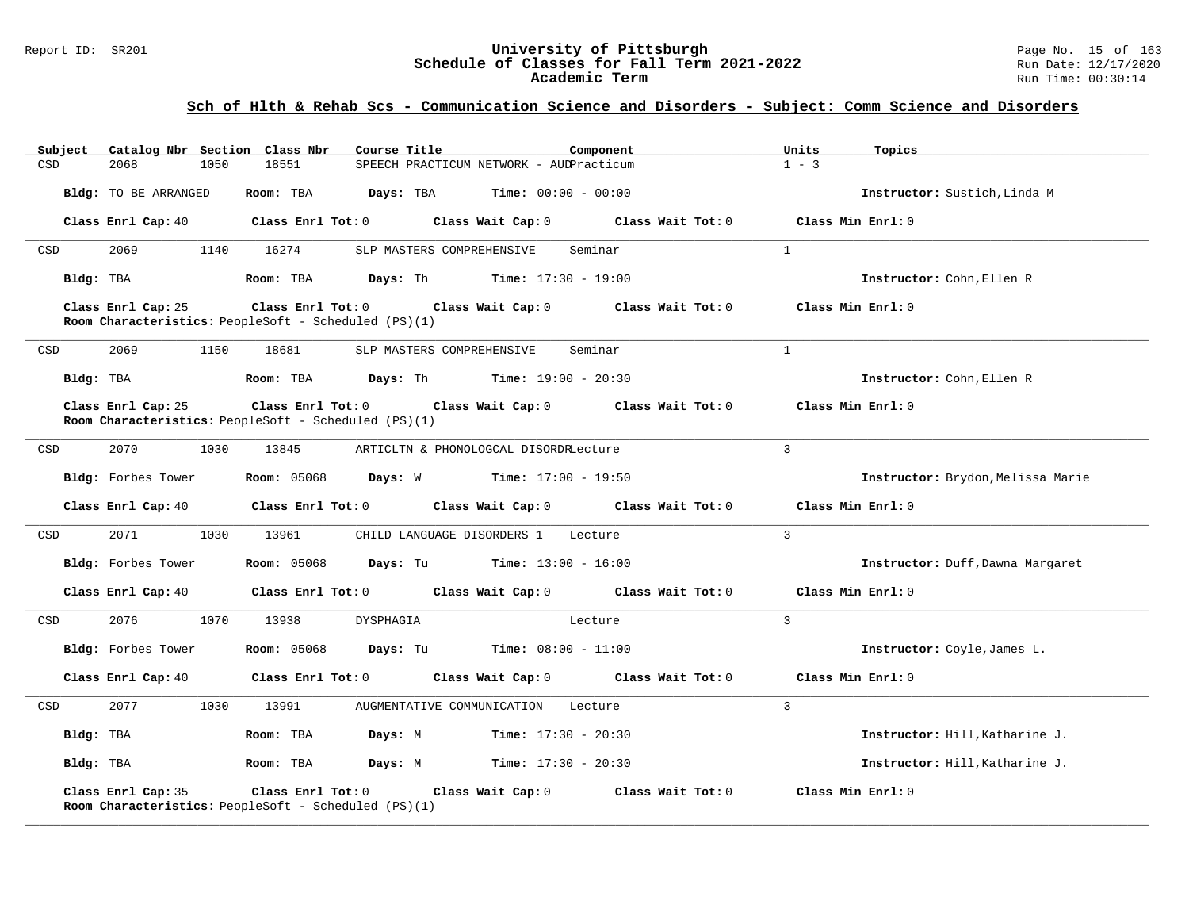## Sch of Hlth & Rehab Scs - Communication Science and Disorders - Subject: Comm Science and Disorders

| Subject | Catalog Nbr | Section | Class Nbr | Course Title | Component | Units | Topics |
|---|---|---|---|---|---|---|---|
| CSD | 2068 | 1050 | 18551 | SPEECH PRACTICUM NETWORK - AUD | Practicum | 1 - 3 | |

**Bldg:** TO BE ARRANGED **Room:** TBA **Days:** TBA **Time:** 00:00 - 00:00 **Instructor:** Sustich,Linda M

**Class Enrl Cap:** 40 **Class Enrl Tot:** 0 **Class Wait Cap:** 0 **Class Wait Tot:** 0 **Class Min Enrl:** 0

---

| Subject | Catalog Nbr | Section | Class Nbr | Course Title | Component | Units | Topics |
|---|---|---|---|---|---|---|---|
| CSD | 2069 | 1140 | 16274 | SLP MASTERS COMPREHENSIVE | Seminar | 1 | |

**Bldg:** TBA **Room:** TBA **Days:** Th **Time:** 17:30 - 19:00 **Instructor:** Cohn,Ellen R

**Class Enrl Cap:** 25 **Class Enrl Tot:** 0 **Class Wait Cap:** 0 **Class Wait Tot:** 0 **Class Min Enrl:** 0

**Room Characteristics:** PeopleSoft - Scheduled (PS)(1)

---

| Subject | Catalog Nbr | Section | Class Nbr | Course Title | Component | Units | Topics |
|---|---|---|---|---|---|---|---|
| CSD | 2069 | 1150 | 18681 | SLP MASTERS COMPREHENSIVE | Seminar | 1 | |

**Bldg:** TBA **Room:** TBA **Days:** Th **Time:** 19:00 - 20:30 **Instructor:** Cohn,Ellen R

**Class Enrl Cap:** 25 **Class Enrl Tot:** 0 **Class Wait Cap:** 0 **Class Wait Tot:** 0 **Class Min Enrl:** 0

**Room Characteristics:** PeopleSoft - Scheduled (PS)(1)

---

| Subject | Catalog Nbr | Section | Class Nbr | Course Title | Component | Units | Topics |
|---|---|---|---|---|---|---|---|
| CSD | 2070 | 1030 | 13845 | ARTICLTN & PHONOLOGCAL DISORDR | Lecture | 3 | |

**Bldg:** Forbes Tower **Room:** 05068 **Days:** W **Time:** 17:00 - 19:50 **Instructor:** Brydon,Melissa Marie

**Class Enrl Cap:** 40 **Class Enrl Tot:** 0 **Class Wait Cap:** 0 **Class Wait Tot:** 0 **Class Min Enrl:** 0

---

| Subject | Catalog Nbr | Section | Class Nbr | Course Title | Component | Units | Topics |
|---|---|---|---|---|---|---|---|
| CSD | 2071 | 1030 | 13961 | CHILD LANGUAGE DISORDERS 1 | Lecture | 3 | |

**Bldg:** Forbes Tower **Room:** 05068 **Days:** Tu **Time:** 13:00 - 16:00 **Instructor:** Duff,Dawna Margaret

**Class Enrl Cap:** 40 **Class Enrl Tot:** 0 **Class Wait Cap:** 0 **Class Wait Tot:** 0 **Class Min Enrl:** 0

---

| Subject | Catalog Nbr | Section | Class Nbr | Course Title | Component | Units | Topics |
|---|---|---|---|---|---|---|---|
| CSD | 2076 | 1070 | 13938 | DYSPHAGIA | Lecture | 3 | |

**Bldg:** Forbes Tower **Room:** 05068 **Days:** Tu **Time:** 08:00 - 11:00 **Instructor:** Coyle,James L.

**Class Enrl Cap:** 40 **Class Enrl Tot:** 0 **Class Wait Cap:** 0 **Class Wait Tot:** 0 **Class Min Enrl:** 0

---

| Subject | Catalog Nbr | Section | Class Nbr | Course Title | Component | Units | Topics |
|---|---|---|---|---|---|---|---|
| CSD | 2077 | 1030 | 13991 | AUGMENTATIVE COMMUNICATION | Lecture | 3 | |

**Bldg:** TBA **Room:** TBA **Days:** M **Time:** 17:30 - 20:30 **Instructor:** Hill,Katharine J.

**Bldg:** TBA **Room:** TBA **Days:** M **Time:** 17:30 - 20:30 **Instructor:** Hill,Katharine J.

**Class Enrl Cap:** 35 **Class Enrl Tot:** 0 **Class Wait Cap:** 0 **Class Wait Tot:** 0 **Class Min Enrl:** 0

**Room Characteristics:** PeopleSoft - Scheduled (PS)(1)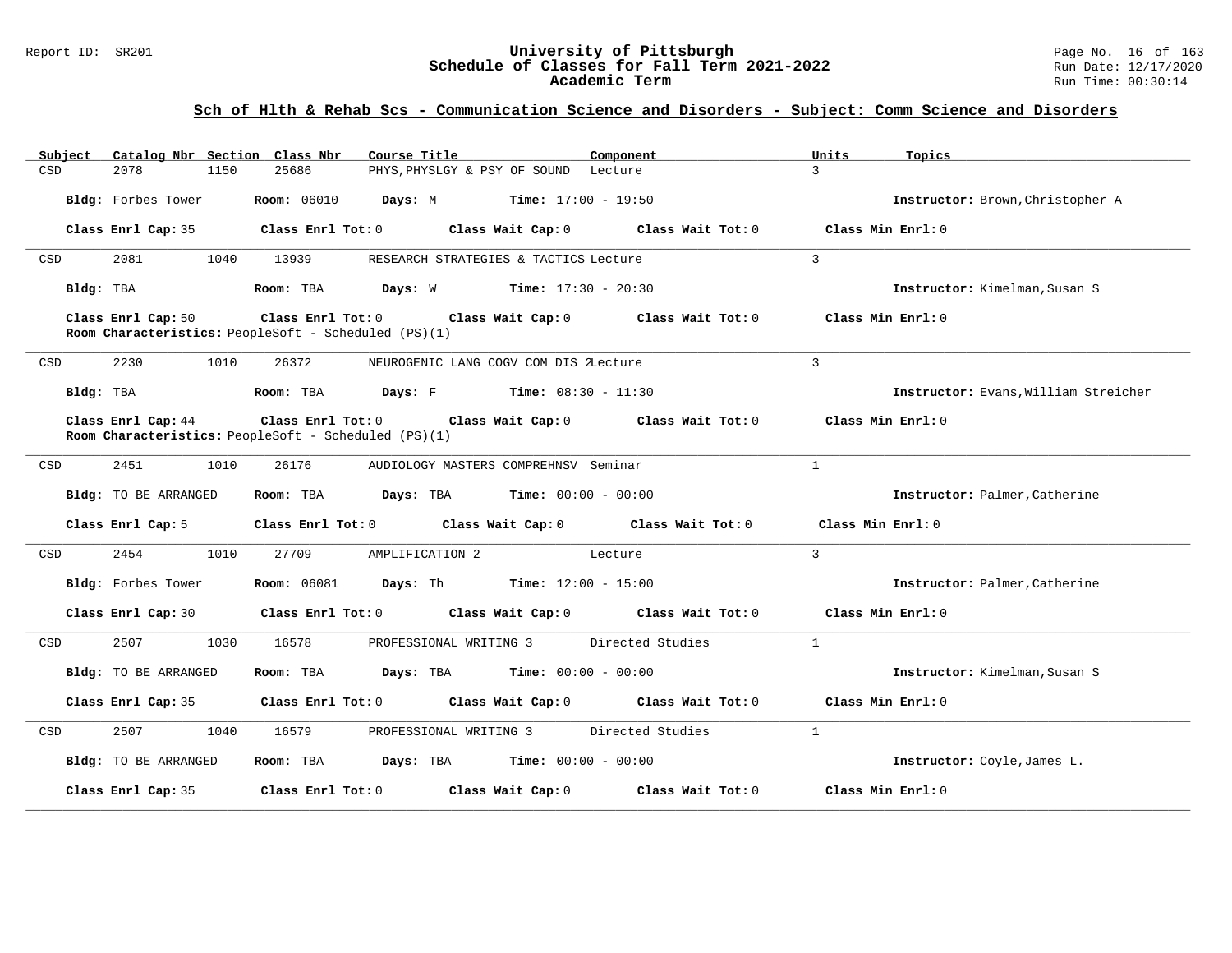## Sch of Hlth & Rehab Scs - Communication Science and Disorders - Subject: Comm Science and Disorders

| Subject | Catalog Nbr | Section | Class Nbr | Course Title | Component | Units | Topics |
|---|---|---|---|---|---|---|---|
| CSD | 2078 | 1150 | 25686 | PHYS,PHYSLGY & PSY OF SOUND | Lecture | 3 | |

**Bldg:** Forbes Tower **Room:** 06010 **Days:** M **Time:** 17:00 - 19:50 **Instructor:** Brown,Christopher A

**Class Enrl Cap:** 35 **Class Enrl Tot:** 0 **Class Wait Cap:** 0 **Class Wait Tot:** 0 **Class Min Enrl:** 0

---

| Subject | Catalog Nbr | Section | Class Nbr | Course Title | Component | Units | Topics |
|---|---|---|---|---|---|---|---|
| CSD | 2081 | 1040 | 13939 | RESEARCH STRATEGIES & TACTICS | Lecture | 3 | |

**Bldg:** TBA **Room:** TBA **Days:** W **Time:** 17:30 - 20:30 **Instructor:** Kimelman,Susan S

**Class Enrl Cap:** 50 **Class Enrl Tot:** 0 **Class Wait Cap:** 0 **Class Wait Tot:** 0 **Class Min Enrl:** 0

**Room Characteristics:** PeopleSoft - Scheduled (PS)(1)

---

| Subject | Catalog Nbr | Section | Class Nbr | Course Title | Component | Units | Topics |
|---|---|---|---|---|---|---|---|
| CSD | 2230 | 1010 | 26372 | NEUROGENIC LANG COGV COM DIS 2 | Lecture | 3 | |

**Bldg:** TBA **Room:** TBA **Days:** F **Time:** 08:30 - 11:30 **Instructor:** Evans,William Streicher

**Class Enrl Cap:** 44 **Class Enrl Tot:** 0 **Class Wait Cap:** 0 **Class Wait Tot:** 0 **Class Min Enrl:** 0

**Room Characteristics:** PeopleSoft - Scheduled (PS)(1)

---

| Subject | Catalog Nbr | Section | Class Nbr | Course Title | Component | Units | Topics |
|---|---|---|---|---|---|---|---|
| CSD | 2451 | 1010 | 26176 | AUDIOLOGY MASTERS COMPREHNSV | Seminar | 1 | |

**Bldg:** TO BE ARRANGED **Room:** TBA **Days:** TBA **Time:** 00:00 - 00:00 **Instructor:** Palmer,Catherine

**Class Enrl Cap:** 5 **Class Enrl Tot:** 0 **Class Wait Cap:** 0 **Class Wait Tot:** 0 **Class Min Enrl:** 0

---

| Subject | Catalog Nbr | Section | Class Nbr | Course Title | Component | Units | Topics |
|---|---|---|---|---|---|---|---|
| CSD | 2454 | 1010 | 27709 | AMPLIFICATION 2 | Lecture | 3 | |

**Bldg:** Forbes Tower **Room:** 06081 **Days:** Th **Time:** 12:00 - 15:00 **Instructor:** Palmer,Catherine

**Class Enrl Cap:** 30 **Class Enrl Tot:** 0 **Class Wait Cap:** 0 **Class Wait Tot:** 0 **Class Min Enrl:** 0

---

| Subject | Catalog Nbr | Section | Class Nbr | Course Title | Component | Units | Topics |
|---|---|---|---|---|---|---|---|
| CSD | 2507 | 1030 | 16578 | PROFESSIONAL WRITING 3 | Directed Studies | 1 | |

**Bldg:** TO BE ARRANGED **Room:** TBA **Days:** TBA **Time:** 00:00 - 00:00 **Instructor:** Kimelman,Susan S

**Class Enrl Cap:** 35 **Class Enrl Tot:** 0 **Class Wait Cap:** 0 **Class Wait Tot:** 0 **Class Min Enrl:** 0

---

| Subject | Catalog Nbr | Section | Class Nbr | Course Title | Component | Units | Topics |
|---|---|---|---|---|---|---|---|
| CSD | 2507 | 1040 | 16579 | PROFESSIONAL WRITING 3 | Directed Studies | 1 | |

**Bldg:** TO BE ARRANGED **Room:** TBA **Days:** TBA **Time:** 00:00 - 00:00 **Instructor:** Coyle,James L.

**Class Enrl Cap:** 35 **Class Enrl Tot:** 0 **Class Wait Cap:** 0 **Class Wait Tot:** 0 **Class Min Enrl:** 0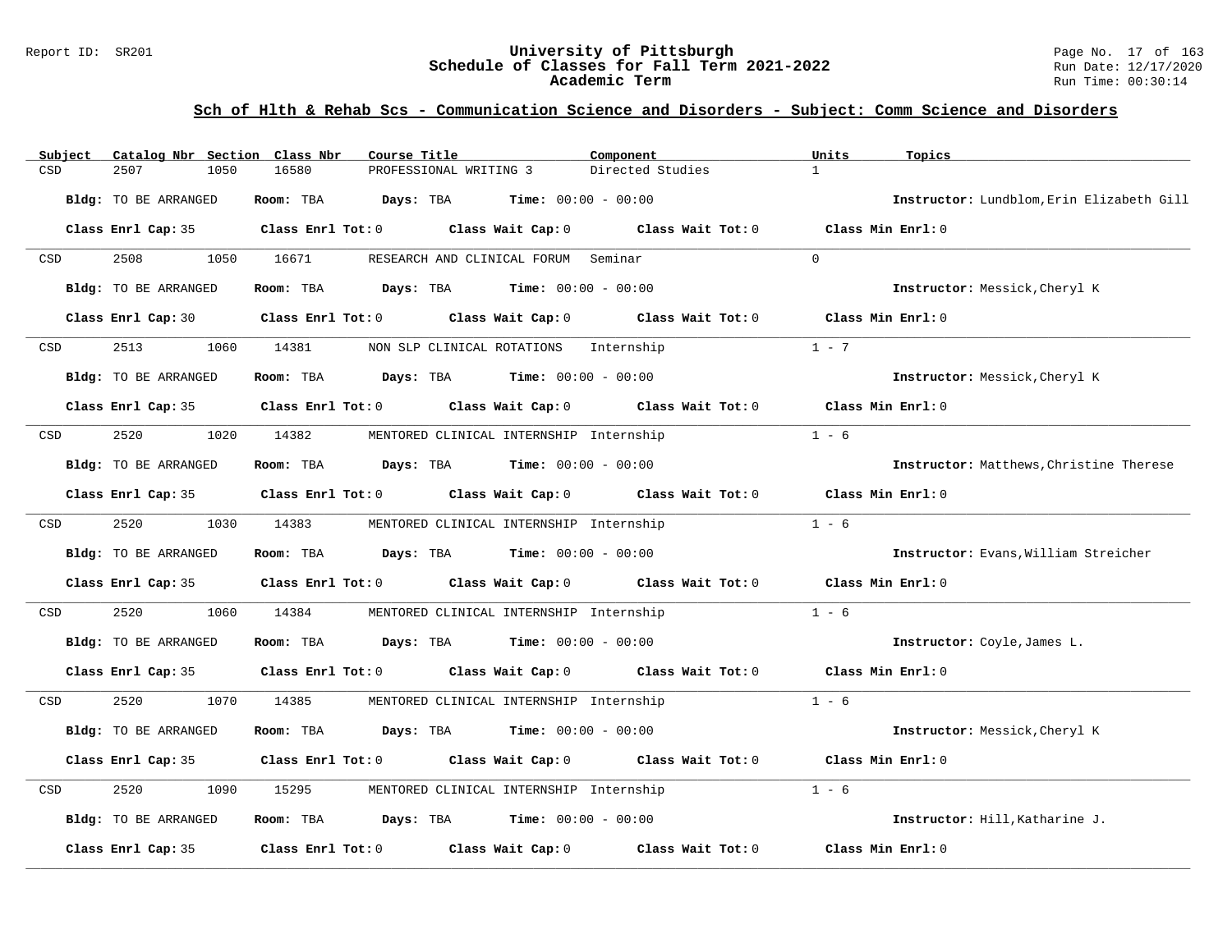## Sch of Hlth & Rehab Scs - Communication Science and Disorders - Subject: Comm Science and Disorders

| Subject | Catalog Nbr | Section | Class Nbr | Course Title | Component | Units | Topics |
|---|---|---|---|---|---|---|---|
| CSD | 2507 | 1050 | 16580 | PROFESSIONAL WRITING 3 | Directed Studies | 1 | |

**Bldg:** TO BE ARRANGED **Room:** TBA **Days:** TBA **Time:** 00:00 - 00:00 **Instructor:** Lundblom,Erin Elizabeth Gill

**Class Enrl Cap:** 35 **Class Enrl Tot:** 0 **Class Wait Cap:** 0 **Class Wait Tot:** 0 **Class Min Enrl:** 0

| Subject | Catalog Nbr | Section | Class Nbr | Course Title | Component | Units | Topics |
|---|---|---|---|---|---|---|---|
| CSD | 2508 | 1050 | 16671 | RESEARCH AND CLINICAL FORUM | Seminar | 0 | |

**Bldg:** TO BE ARRANGED **Room:** TBA **Days:** TBA **Time:** 00:00 - 00:00 **Instructor:** Messick,Cheryl K

**Class Enrl Cap:** 30 **Class Enrl Tot:** 0 **Class Wait Cap:** 0 **Class Wait Tot:** 0 **Class Min Enrl:** 0

| Subject | Catalog Nbr | Section | Class Nbr | Course Title | Component | Units | Topics |
|---|---|---|---|---|---|---|---|
| CSD | 2513 | 1060 | 14381 | NON SLP CLINICAL ROTATIONS | Internship | 1 - 7 | |

**Bldg:** TO BE ARRANGED **Room:** TBA **Days:** TBA **Time:** 00:00 - 00:00 **Instructor:** Messick,Cheryl K

**Class Enrl Cap:** 35 **Class Enrl Tot:** 0 **Class Wait Cap:** 0 **Class Wait Tot:** 0 **Class Min Enrl:** 0

| Subject | Catalog Nbr | Section | Class Nbr | Course Title | Component | Units | Topics |
|---|---|---|---|---|---|---|---|
| CSD | 2520 | 1020 | 14382 | MENTORED CLINICAL INTERNSHIP | Internship | 1 - 6 | |

**Bldg:** TO BE ARRANGED **Room:** TBA **Days:** TBA **Time:** 00:00 - 00:00 **Instructor:** Matthews,Christine Therese

**Class Enrl Cap:** 35 **Class Enrl Tot:** 0 **Class Wait Cap:** 0 **Class Wait Tot:** 0 **Class Min Enrl:** 0

| Subject | Catalog Nbr | Section | Class Nbr | Course Title | Component | Units | Topics |
|---|---|---|---|---|---|---|---|
| CSD | 2520 | 1030 | 14383 | MENTORED CLINICAL INTERNSHIP | Internship | 1 - 6 | |

**Bldg:** TO BE ARRANGED **Room:** TBA **Days:** TBA **Time:** 00:00 - 00:00 **Instructor:** Evans,William Streicher

**Class Enrl Cap:** 35 **Class Enrl Tot:** 0 **Class Wait Cap:** 0 **Class Wait Tot:** 0 **Class Min Enrl:** 0

| Subject | Catalog Nbr | Section | Class Nbr | Course Title | Component | Units | Topics |
|---|---|---|---|---|---|---|---|
| CSD | 2520 | 1060 | 14384 | MENTORED CLINICAL INTERNSHIP | Internship | 1 - 6 | |

**Bldg:** TO BE ARRANGED **Room:** TBA **Days:** TBA **Time:** 00:00 - 00:00 **Instructor:** Coyle,James L.

**Class Enrl Cap:** 35 **Class Enrl Tot:** 0 **Class Wait Cap:** 0 **Class Wait Tot:** 0 **Class Min Enrl:** 0

| Subject | Catalog Nbr | Section | Class Nbr | Course Title | Component | Units | Topics |
|---|---|---|---|---|---|---|---|
| CSD | 2520 | 1070 | 14385 | MENTORED CLINICAL INTERNSHIP | Internship | 1 - 6 | |

**Bldg:** TO BE ARRANGED **Room:** TBA **Days:** TBA **Time:** 00:00 - 00:00 **Instructor:** Messick,Cheryl K

**Class Enrl Cap:** 35 **Class Enrl Tot:** 0 **Class Wait Cap:** 0 **Class Wait Tot:** 0 **Class Min Enrl:** 0

| Subject | Catalog Nbr | Section | Class Nbr | Course Title | Component | Units | Topics |
|---|---|---|---|---|---|---|---|
| CSD | 2520 | 1090 | 15295 | MENTORED CLINICAL INTERNSHIP | Internship | 1 - 6 | |

**Bldg:** TO BE ARRANGED **Room:** TBA **Days:** TBA **Time:** 00:00 - 00:00 **Instructor:** Hill,Katharine J.

**Class Enrl Cap:** 35 **Class Enrl Tot:** 0 **Class Wait Cap:** 0 **Class Wait Tot:** 0 **Class Min Enrl:** 0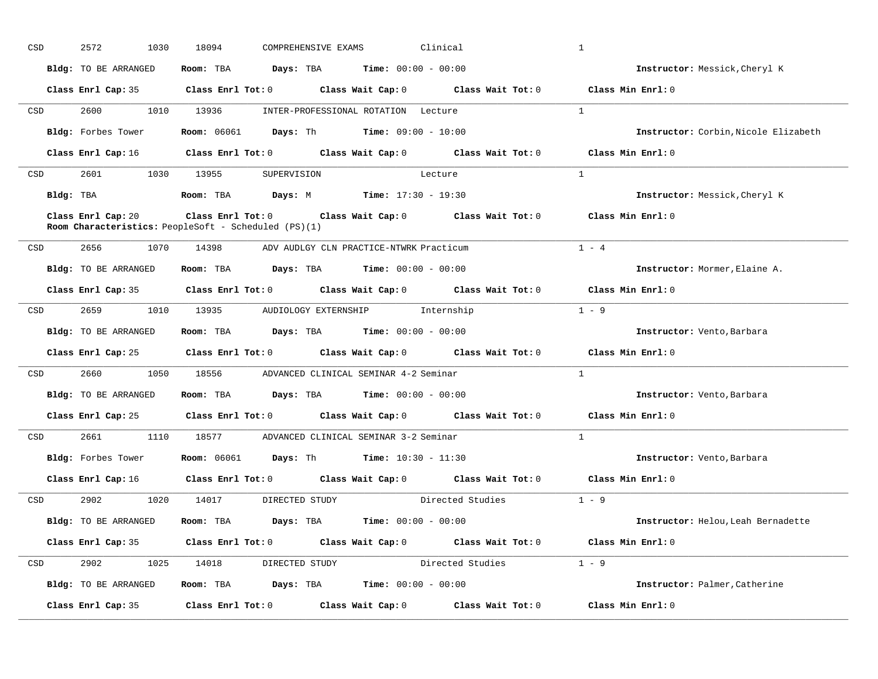CSD 2572 1030 18094 COMPREHENSIVE EXAMS Clinical 1

**Bldg:** TO BE ARRANGED **Room:** TBA **Days:** TBA **Time:** 00:00 - 00:00 **Instructor:** Messick,Cheryl K

**Class Enrl Cap:** 35 **Class Enrl Tot:** 0 **Class Wait Cap:** 0 **Class Wait Tot:** 0 **Class Min Enrl:** 0

---

CSD 2600 1010 13936 INTER-PROFESSIONAL ROTATION Lecture 1

**Bldg:** Forbes Tower **Room:** 06061 **Days:** Th **Time:** 09:00 - 10:00 **Instructor:** Corbin,Nicole Elizabeth

**Class Enrl Cap:** 16 **Class Enrl Tot:** 0 **Class Wait Cap:** 0 **Class Wait Tot:** 0 **Class Min Enrl:** 0

---

CSD 2601 1030 13955 SUPERVISION Lecture 1

**Bldg:** TBA **Room:** TBA **Days:** M **Time:** 17:30 - 19:30 **Instructor:** Messick,Cheryl K

**Class Enrl Cap:** 20 **Class Enrl Tot:** 0 **Class Wait Cap:** 0 **Class Wait Tot:** 0 **Class Min Enrl:** 0
**Room Characteristics:** PeopleSoft - Scheduled (PS)(1)

---

CSD 2656 1070 14398 ADV AUDLGY CLN PRACTICE-NTWRK Practicum 1 - 4

**Bldg:** TO BE ARRANGED **Room:** TBA **Days:** TBA **Time:** 00:00 - 00:00 **Instructor:** Mormer,Elaine A.

**Class Enrl Cap:** 35 **Class Enrl Tot:** 0 **Class Wait Cap:** 0 **Class Wait Tot:** 0 **Class Min Enrl:** 0

---

CSD 2659 1010 13935 AUDIOLOGY EXTERNSHIP Internship 1 - 9

**Bldg:** TO BE ARRANGED **Room:** TBA **Days:** TBA **Time:** 00:00 - 00:00 **Instructor:** Vento,Barbara

**Class Enrl Cap:** 25 **Class Enrl Tot:** 0 **Class Wait Cap:** 0 **Class Wait Tot:** 0 **Class Min Enrl:** 0

---

CSD 2660 1050 18556 ADVANCED CLINICAL SEMINAR 4-2 Seminar 1

**Bldg:** TO BE ARRANGED **Room:** TBA **Days:** TBA **Time:** 00:00 - 00:00 **Instructor:** Vento,Barbara

**Class Enrl Cap:** 25 **Class Enrl Tot:** 0 **Class Wait Cap:** 0 **Class Wait Tot:** 0 **Class Min Enrl:** 0

---

CSD 2661 1110 18577 ADVANCED CLINICAL SEMINAR 3-2 Seminar 1

**Bldg:** Forbes Tower **Room:** 06061 **Days:** Th **Time:** 10:30 - 11:30 **Instructor:** Vento,Barbara

**Class Enrl Cap:** 16 **Class Enrl Tot:** 0 **Class Wait Cap:** 0 **Class Wait Tot:** 0 **Class Min Enrl:** 0

---

CSD 2902 1020 14017 DIRECTED STUDY Directed Studies 1 - 9

**Bldg:** TO BE ARRANGED **Room:** TBA **Days:** TBA **Time:** 00:00 - 00:00 **Instructor:** Helou,Leah Bernadette

**Class Enrl Cap:** 35 **Class Enrl Tot:** 0 **Class Wait Cap:** 0 **Class Wait Tot:** 0 **Class Min Enrl:** 0

---

CSD 2902 1025 14018 DIRECTED STUDY Directed Studies 1 - 9

**Bldg:** TO BE ARRANGED **Room:** TBA **Days:** TBA **Time:** 00:00 - 00:00 **Instructor:** Palmer,Catherine

**Class Enrl Cap:** 35 **Class Enrl Tot:** 0 **Class Wait Cap:** 0 **Class Wait Tot:** 0 **Class Min Enrl:** 0

---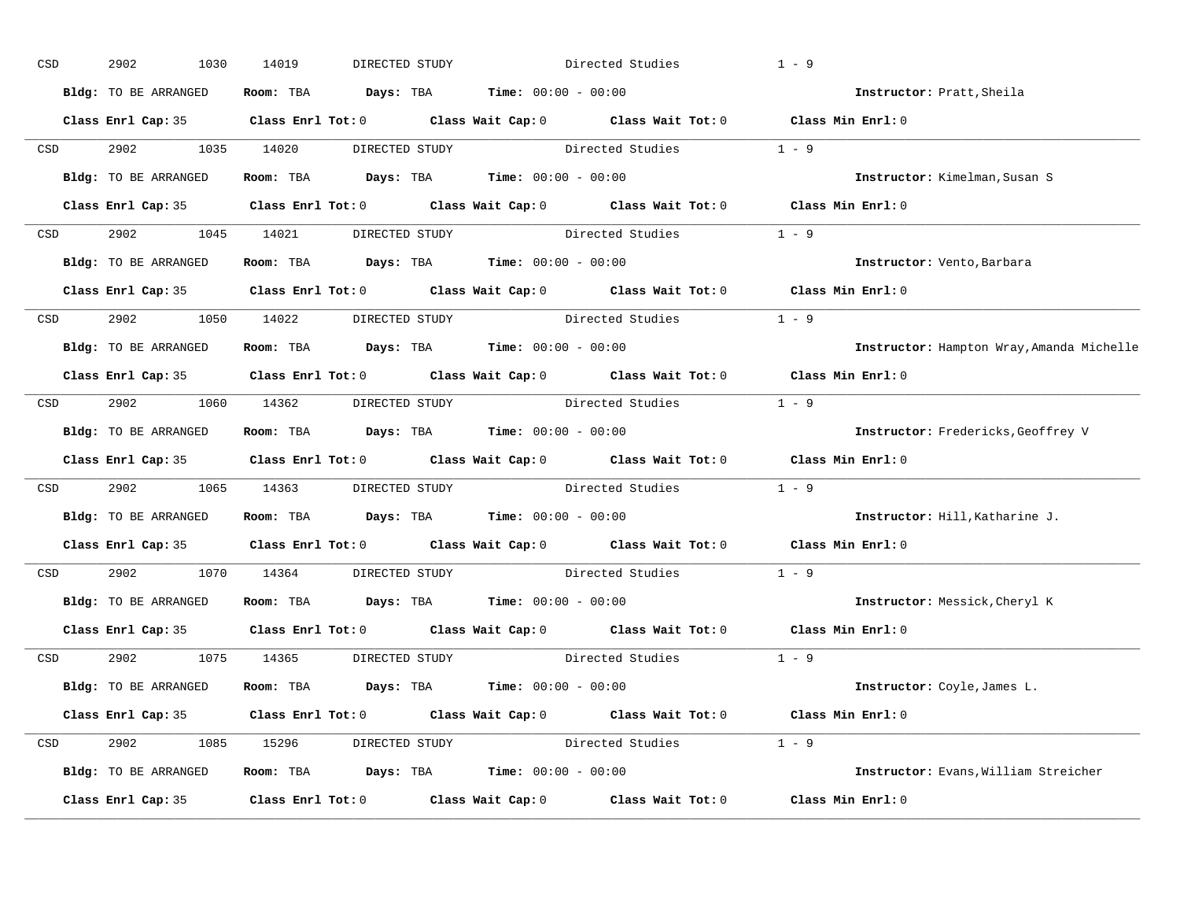CSD 2902 1030 14019 DIRECTED STUDY Directed Studies 1 - 9

**Bldg:** TO BE ARRANGED **Room:** TBA **Days:** TBA **Time:** 00:00 - 00:00 **Instructor:** Pratt,Sheila

**Class Enrl Cap:** 35 **Class Enrl Tot:** 0 **Class Wait Cap:** 0 **Class Wait Tot:** 0 **Class Min Enrl:** 0

---

CSD 2902 1035 14020 DIRECTED STUDY Directed Studies 1 - 9

**Bldg:** TO BE ARRANGED **Room:** TBA **Days:** TBA **Time:** 00:00 - 00:00 **Instructor:** Kimelman,Susan S

**Class Enrl Cap:** 35 **Class Enrl Tot:** 0 **Class Wait Cap:** 0 **Class Wait Tot:** 0 **Class Min Enrl:** 0

---

CSD 2902 1045 14021 DIRECTED STUDY Directed Studies 1 - 9

**Bldg:** TO BE ARRANGED **Room:** TBA **Days:** TBA **Time:** 00:00 - 00:00 **Instructor:** Vento,Barbara

**Class Enrl Cap:** 35 **Class Enrl Tot:** 0 **Class Wait Cap:** 0 **Class Wait Tot:** 0 **Class Min Enrl:** 0

---

CSD 2902 1050 14022 DIRECTED STUDY Directed Studies 1 - 9

**Bldg:** TO BE ARRANGED **Room:** TBA **Days:** TBA **Time:** 00:00 - 00:00 **Instructor:** Hampton Wray,Amanda Michelle

**Class Enrl Cap:** 35 **Class Enrl Tot:** 0 **Class Wait Cap:** 0 **Class Wait Tot:** 0 **Class Min Enrl:** 0

---

CSD 2902 1060 14362 DIRECTED STUDY Directed Studies 1 - 9

**Bldg:** TO BE ARRANGED **Room:** TBA **Days:** TBA **Time:** 00:00 - 00:00 **Instructor:** Fredericks,Geoffrey V

**Class Enrl Cap:** 35 **Class Enrl Tot:** 0 **Class Wait Cap:** 0 **Class Wait Tot:** 0 **Class Min Enrl:** 0

---

CSD 2902 1065 14363 DIRECTED STUDY Directed Studies 1 - 9

**Bldg:** TO BE ARRANGED **Room:** TBA **Days:** TBA **Time:** 00:00 - 00:00 **Instructor:** Hill,Katharine J.

**Class Enrl Cap:** 35 **Class Enrl Tot:** 0 **Class Wait Cap:** 0 **Class Wait Tot:** 0 **Class Min Enrl:** 0

---

CSD 2902 1070 14364 DIRECTED STUDY Directed Studies 1 - 9

**Bldg:** TO BE ARRANGED **Room:** TBA **Days:** TBA **Time:** 00:00 - 00:00 **Instructor:** Messick,Cheryl K

**Class Enrl Cap:** 35 **Class Enrl Tot:** 0 **Class Wait Cap:** 0 **Class Wait Tot:** 0 **Class Min Enrl:** 0

---

CSD 2902 1075 14365 DIRECTED STUDY Directed Studies 1 - 9

**Bldg:** TO BE ARRANGED **Room:** TBA **Days:** TBA **Time:** 00:00 - 00:00 **Instructor:** Coyle,James L.

**Class Enrl Cap:** 35 **Class Enrl Tot:** 0 **Class Wait Cap:** 0 **Class Wait Tot:** 0 **Class Min Enrl:** 0

---

CSD 2902 1085 15296 DIRECTED STUDY Directed Studies 1 - 9

**Bldg:** TO BE ARRANGED **Room:** TBA **Days:** TBA **Time:** 00:00 - 00:00 **Instructor:** Evans,William Streicher

**Class Enrl Cap:** 35 **Class Enrl Tot:** 0 **Class Wait Cap:** 0 **Class Wait Tot:** 0 **Class Min Enrl:** 0

---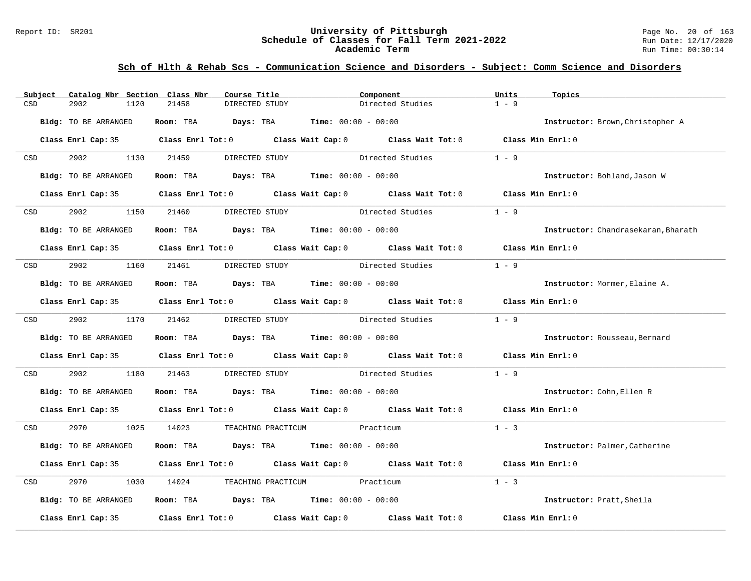## Sch of Hlth & Rehab Scs - Communication Science and Disorders - Subject: Comm Science and Disorders

| Subject | Catalog Nbr | Section | Class Nbr | Course Title | Component | Units | Topics |
|---|---|---|---|---|---|---|---|
| CSD | 2902 | 1120 | 21458 | DIRECTED STUDY | Directed Studies | 1 - 9 | |

**Bldg:** TO BE ARRANGED **Room:** TBA **Days:** TBA **Time:** 00:00 - 00:00 **Instructor:** Brown,Christopher A

**Class Enrl Cap:** 35 **Class Enrl Tot:** 0 **Class Wait Cap:** 0 **Class Wait Tot:** 0 **Class Min Enrl:** 0

| Subject | Catalog Nbr | Section | Class Nbr | Course Title | Component | Units | Topics |
|---|---|---|---|---|---|---|---|
| CSD | 2902 | 1130 | 21459 | DIRECTED STUDY | Directed Studies | 1 - 9 | |

**Bldg:** TO BE ARRANGED **Room:** TBA **Days:** TBA **Time:** 00:00 - 00:00 **Instructor:** Bohland,Jason W

**Class Enrl Cap:** 35 **Class Enrl Tot:** 0 **Class Wait Cap:** 0 **Class Wait Tot:** 0 **Class Min Enrl:** 0

| Subject | Catalog Nbr | Section | Class Nbr | Course Title | Component | Units | Topics |
|---|---|---|---|---|---|---|---|
| CSD | 2902 | 1150 | 21460 | DIRECTED STUDY | Directed Studies | 1 - 9 | |

**Bldg:** TO BE ARRANGED **Room:** TBA **Days:** TBA **Time:** 00:00 - 00:00 **Instructor:** Chandrasekaran,Bharath

**Class Enrl Cap:** 35 **Class Enrl Tot:** 0 **Class Wait Cap:** 0 **Class Wait Tot:** 0 **Class Min Enrl:** 0

| Subject | Catalog Nbr | Section | Class Nbr | Course Title | Component | Units | Topics |
|---|---|---|---|---|---|---|---|
| CSD | 2902 | 1160 | 21461 | DIRECTED STUDY | Directed Studies | 1 - 9 | |

**Bldg:** TO BE ARRANGED **Room:** TBA **Days:** TBA **Time:** 00:00 - 00:00 **Instructor:** Mormer,Elaine A.

**Class Enrl Cap:** 35 **Class Enrl Tot:** 0 **Class Wait Cap:** 0 **Class Wait Tot:** 0 **Class Min Enrl:** 0

| Subject | Catalog Nbr | Section | Class Nbr | Course Title | Component | Units | Topics |
|---|---|---|---|---|---|---|---|
| CSD | 2902 | 1170 | 21462 | DIRECTED STUDY | Directed Studies | 1 - 9 | |

**Bldg:** TO BE ARRANGED **Room:** TBA **Days:** TBA **Time:** 00:00 - 00:00 **Instructor:** Rousseau,Bernard

**Class Enrl Cap:** 35 **Class Enrl Tot:** 0 **Class Wait Cap:** 0 **Class Wait Tot:** 0 **Class Min Enrl:** 0

| Subject | Catalog Nbr | Section | Class Nbr | Course Title | Component | Units | Topics |
|---|---|---|---|---|---|---|---|
| CSD | 2902 | 1180 | 21463 | DIRECTED STUDY | Directed Studies | 1 - 9 | |

**Bldg:** TO BE ARRANGED **Room:** TBA **Days:** TBA **Time:** 00:00 - 00:00 **Instructor:** Cohn,Ellen R

**Class Enrl Cap:** 35 **Class Enrl Tot:** 0 **Class Wait Cap:** 0 **Class Wait Tot:** 0 **Class Min Enrl:** 0

| Subject | Catalog Nbr | Section | Class Nbr | Course Title | Component | Units | Topics |
|---|---|---|---|---|---|---|---|
| CSD | 2970 | 1025 | 14023 | TEACHING PRACTICUM | Practicum | 1 - 3 | |

**Bldg:** TO BE ARRANGED **Room:** TBA **Days:** TBA **Time:** 00:00 - 00:00 **Instructor:** Palmer,Catherine

**Class Enrl Cap:** 35 **Class Enrl Tot:** 0 **Class Wait Cap:** 0 **Class Wait Tot:** 0 **Class Min Enrl:** 0

| Subject | Catalog Nbr | Section | Class Nbr | Course Title | Component | Units | Topics |
|---|---|---|---|---|---|---|---|
| CSD | 2970 | 1030 | 14024 | TEACHING PRACTICUM | Practicum | 1 - 3 | |

**Bldg:** TO BE ARRANGED **Room:** TBA **Days:** TBA **Time:** 00:00 - 00:00 **Instructor:** Pratt,Sheila

**Class Enrl Cap:** 35 **Class Enrl Tot:** 0 **Class Wait Cap:** 0 **Class Wait Tot:** 0 **Class Min Enrl:** 0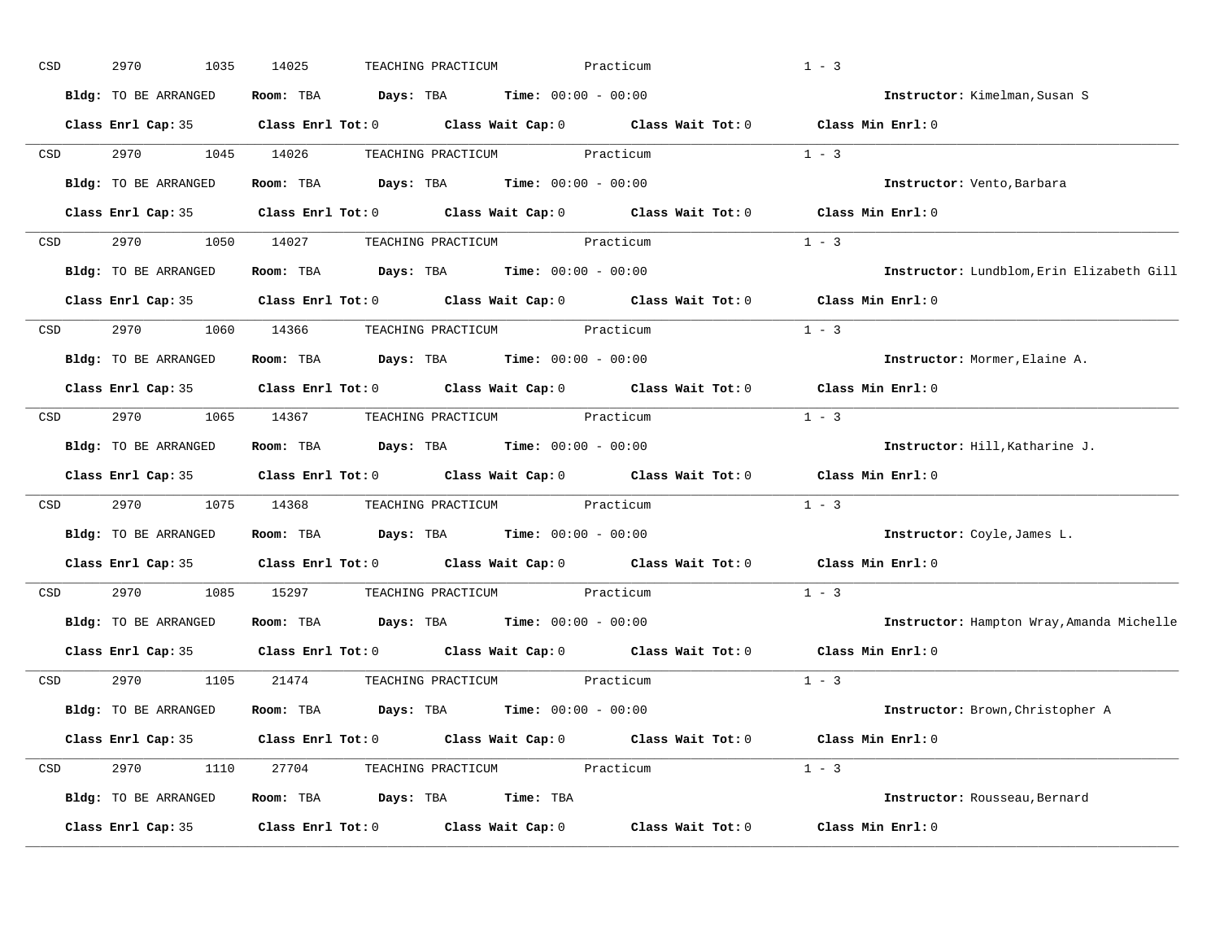CSD 2970 1035 14025 TEACHING PRACTICUM Practicum 1 - 3

**Bldg:** TO BE ARRANGED **Room:** TBA **Days:** TBA **Time:** 00:00 - 00:00 **Instructor:** Kimelman,Susan S

**Class Enrl Cap:** 35 **Class Enrl Tot:** 0 **Class Wait Cap:** 0 **Class Wait Tot:** 0 **Class Min Enrl:** 0

---

CSD 2970 1045 14026 TEACHING PRACTICUM Practicum 1 - 3

**Bldg:** TO BE ARRANGED **Room:** TBA **Days:** TBA **Time:** 00:00 - 00:00 **Instructor:** Vento,Barbara

**Class Enrl Cap:** 35 **Class Enrl Tot:** 0 **Class Wait Cap:** 0 **Class Wait Tot:** 0 **Class Min Enrl:** 0

---

CSD 2970 1050 14027 TEACHING PRACTICUM Practicum 1 - 3

**Bldg:** TO BE ARRANGED **Room:** TBA **Days:** TBA **Time:** 00:00 - 00:00 **Instructor:** Lundblom,Erin Elizabeth Gill

**Class Enrl Cap:** 35 **Class Enrl Tot:** 0 **Class Wait Cap:** 0 **Class Wait Tot:** 0 **Class Min Enrl:** 0

---

CSD 2970 1060 14366 TEACHING PRACTICUM Practicum 1 - 3

**Bldg:** TO BE ARRANGED **Room:** TBA **Days:** TBA **Time:** 00:00 - 00:00 **Instructor:** Mormer,Elaine A.

**Class Enrl Cap:** 35 **Class Enrl Tot:** 0 **Class Wait Cap:** 0 **Class Wait Tot:** 0 **Class Min Enrl:** 0

---

CSD 2970 1065 14367 TEACHING PRACTICUM Practicum 1 - 3

**Bldg:** TO BE ARRANGED **Room:** TBA **Days:** TBA **Time:** 00:00 - 00:00 **Instructor:** Hill,Katharine J.

**Class Enrl Cap:** 35 **Class Enrl Tot:** 0 **Class Wait Cap:** 0 **Class Wait Tot:** 0 **Class Min Enrl:** 0

---

CSD 2970 1075 14368 TEACHING PRACTICUM Practicum 1 - 3

**Bldg:** TO BE ARRANGED **Room:** TBA **Days:** TBA **Time:** 00:00 - 00:00 **Instructor:** Coyle,James L.

**Class Enrl Cap:** 35 **Class Enrl Tot:** 0 **Class Wait Cap:** 0 **Class Wait Tot:** 0 **Class Min Enrl:** 0

---

CSD 2970 1085 15297 TEACHING PRACTICUM Practicum 1 - 3

**Bldg:** TO BE ARRANGED **Room:** TBA **Days:** TBA **Time:** 00:00 - 00:00 **Instructor:** Hampton Wray,Amanda Michelle

**Class Enrl Cap:** 35 **Class Enrl Tot:** 0 **Class Wait Cap:** 0 **Class Wait Tot:** 0 **Class Min Enrl:** 0

---

CSD 2970 1105 21474 TEACHING PRACTICUM Practicum 1 - 3

**Bldg:** TO BE ARRANGED **Room:** TBA **Days:** TBA **Time:** 00:00 - 00:00 **Instructor:** Brown,Christopher A

**Class Enrl Cap:** 35 **Class Enrl Tot:** 0 **Class Wait Cap:** 0 **Class Wait Tot:** 0 **Class Min Enrl:** 0

---

CSD 2970 1110 27704 TEACHING PRACTICUM Practicum 1 - 3

**Bldg:** TO BE ARRANGED **Room:** TBA **Days:** TBA **Time:** TBA **Instructor:** Rousseau,Bernard

**Class Enrl Cap:** 35 **Class Enrl Tot:** 0 **Class Wait Cap:** 0 **Class Wait Tot:** 0 **Class Min Enrl:** 0

---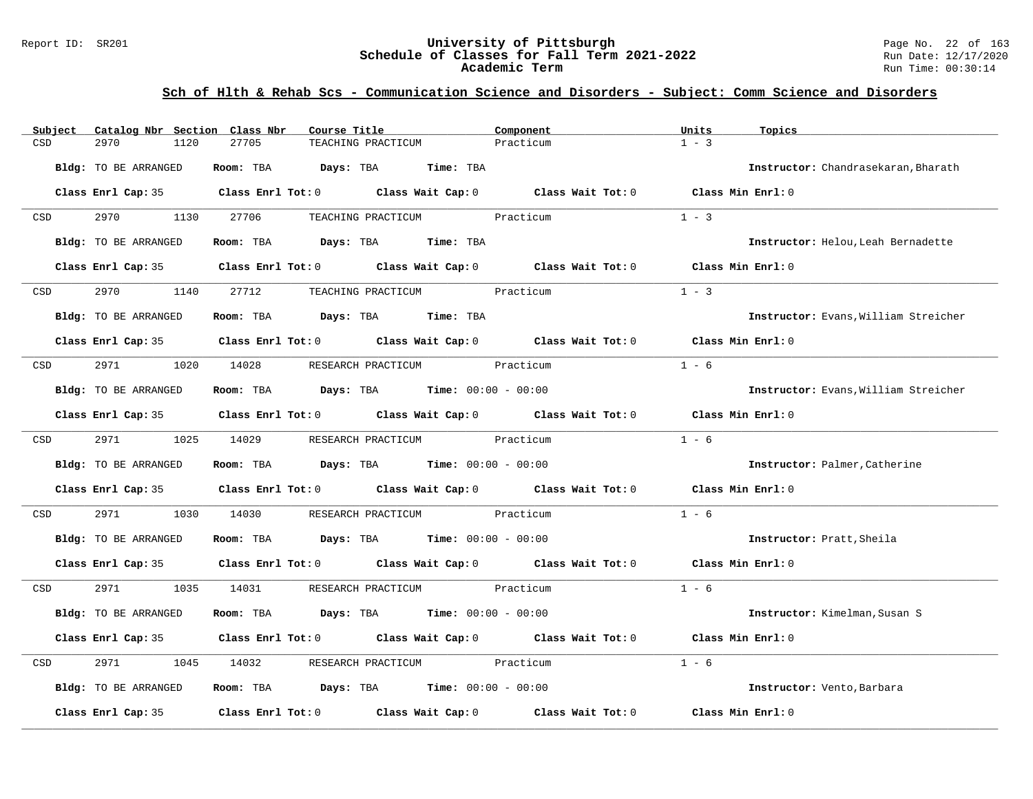## Sch of Hlth & Rehab Scs - Communication Science and Disorders - Subject: Comm Science and Disorders

| Subject | Catalog Nbr | Section | Class Nbr | Course Title | Component | Units | Topics |
|---|---|---|---|---|---|---|---|
| CSD | 2970 | 1120 | 27705 | TEACHING PRACTICUM | Practicum | 1 - 3 | |

**Bldg:** TO BE ARRANGED **Room:** TBA **Days:** TBA **Time:** TBA **Instructor:** Chandrasekaran,Bharath

**Class Enrl Cap:** 35 **Class Enrl Tot:** 0 **Class Wait Cap:** 0 **Class Wait Tot:** 0 **Class Min Enrl:** 0

| Subject | Catalog Nbr | Section | Class Nbr | Course Title | Component | Units | Topics |
|---|---|---|---|---|---|---|---|
| CSD | 2970 | 1130 | 27706 | TEACHING PRACTICUM | Practicum | 1 - 3 | |

**Bldg:** TO BE ARRANGED **Room:** TBA **Days:** TBA **Time:** TBA **Instructor:** Helou,Leah Bernadette

**Class Enrl Cap:** 35 **Class Enrl Tot:** 0 **Class Wait Cap:** 0 **Class Wait Tot:** 0 **Class Min Enrl:** 0

| Subject | Catalog Nbr | Section | Class Nbr | Course Title | Component | Units | Topics |
|---|---|---|---|---|---|---|---|
| CSD | 2970 | 1140 | 27712 | TEACHING PRACTICUM | Practicum | 1 - 3 | |

**Bldg:** TO BE ARRANGED **Room:** TBA **Days:** TBA **Time:** TBA **Instructor:** Evans,William Streicher

**Class Enrl Cap:** 35 **Class Enrl Tot:** 0 **Class Wait Cap:** 0 **Class Wait Tot:** 0 **Class Min Enrl:** 0

| Subject | Catalog Nbr | Section | Class Nbr | Course Title | Component | Units | Topics |
|---|---|---|---|---|---|---|---|
| CSD | 2971 | 1020 | 14028 | RESEARCH PRACTICUM | Practicum | 1 - 6 | |

**Bldg:** TO BE ARRANGED **Room:** TBA **Days:** TBA **Time:** 00:00 - 00:00 **Instructor:** Evans,William Streicher

**Class Enrl Cap:** 35 **Class Enrl Tot:** 0 **Class Wait Cap:** 0 **Class Wait Tot:** 0 **Class Min Enrl:** 0

| Subject | Catalog Nbr | Section | Class Nbr | Course Title | Component | Units | Topics |
|---|---|---|---|---|---|---|---|
| CSD | 2971 | 1025 | 14029 | RESEARCH PRACTICUM | Practicum | 1 - 6 | |

**Bldg:** TO BE ARRANGED **Room:** TBA **Days:** TBA **Time:** 00:00 - 00:00 **Instructor:** Palmer,Catherine

**Class Enrl Cap:** 35 **Class Enrl Tot:** 0 **Class Wait Cap:** 0 **Class Wait Tot:** 0 **Class Min Enrl:** 0

| Subject | Catalog Nbr | Section | Class Nbr | Course Title | Component | Units | Topics |
|---|---|---|---|---|---|---|---|
| CSD | 2971 | 1030 | 14030 | RESEARCH PRACTICUM | Practicum | 1 - 6 | |

**Bldg:** TO BE ARRANGED **Room:** TBA **Days:** TBA **Time:** 00:00 - 00:00 **Instructor:** Pratt,Sheila

**Class Enrl Cap:** 35 **Class Enrl Tot:** 0 **Class Wait Cap:** 0 **Class Wait Tot:** 0 **Class Min Enrl:** 0

| Subject | Catalog Nbr | Section | Class Nbr | Course Title | Component | Units | Topics |
|---|---|---|---|---|---|---|---|
| CSD | 2971 | 1035 | 14031 | RESEARCH PRACTICUM | Practicum | 1 - 6 | |

**Bldg:** TO BE ARRANGED **Room:** TBA **Days:** TBA **Time:** 00:00 - 00:00 **Instructor:** Kimelman,Susan S

**Class Enrl Cap:** 35 **Class Enrl Tot:** 0 **Class Wait Cap:** 0 **Class Wait Tot:** 0 **Class Min Enrl:** 0

| Subject | Catalog Nbr | Section | Class Nbr | Course Title | Component | Units | Topics |
|---|---|---|---|---|---|---|---|
| CSD | 2971 | 1045 | 14032 | RESEARCH PRACTICUM | Practicum | 1 - 6 | |

**Bldg:** TO BE ARRANGED **Room:** TBA **Days:** TBA **Time:** 00:00 - 00:00 **Instructor:** Vento,Barbara

**Class Enrl Cap:** 35 **Class Enrl Tot:** 0 **Class Wait Cap:** 0 **Class Wait Tot:** 0 **Class Min Enrl:** 0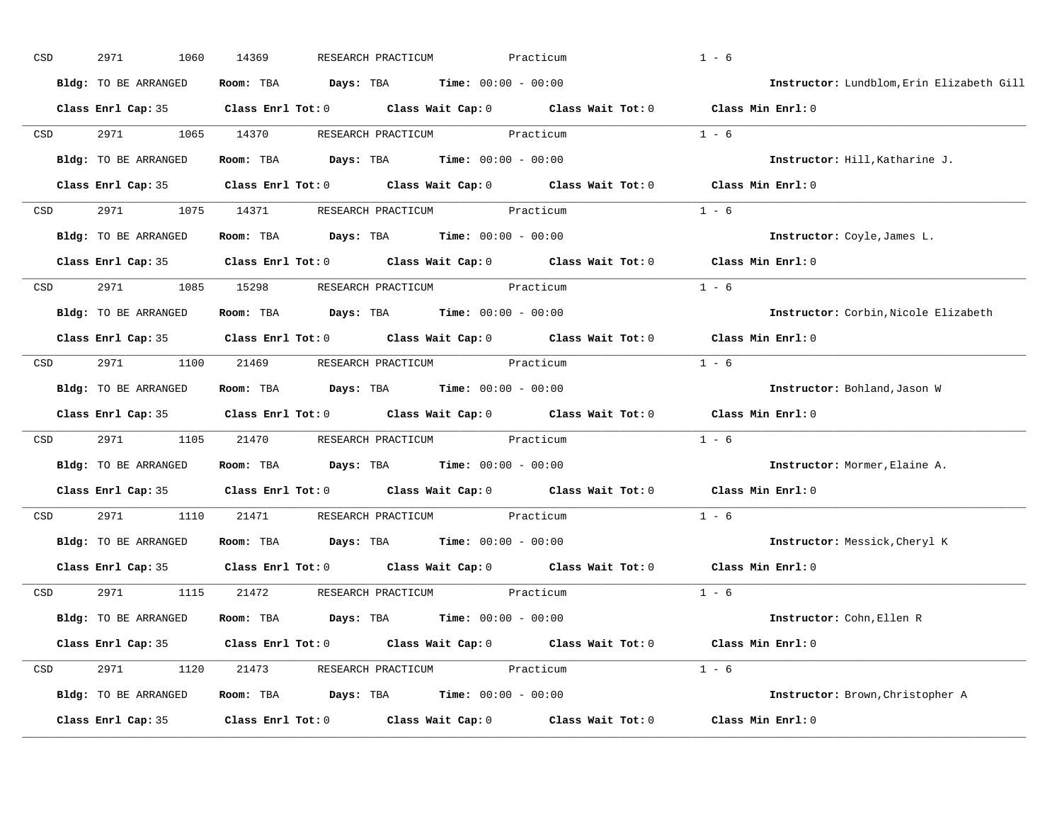CSD 2971 1060 14369 RESEARCH PRACTICUM Practicum 1 - 6

**Bldg:** TO BE ARRANGED **Room:** TBA **Days:** TBA **Time:** 00:00 - 00:00 **Instructor:** Lundblom,Erin Elizabeth Gill

**Class Enrl Cap:** 35 **Class Enrl Tot:** 0 **Class Wait Cap:** 0 **Class Wait Tot:** 0 **Class Min Enrl:** 0

---

CSD 2971 1065 14370 RESEARCH PRACTICUM Practicum 1 - 6

**Bldg:** TO BE ARRANGED **Room:** TBA **Days:** TBA **Time:** 00:00 - 00:00 **Instructor:** Hill,Katharine J.

**Class Enrl Cap:** 35 **Class Enrl Tot:** 0 **Class Wait Cap:** 0 **Class Wait Tot:** 0 **Class Min Enrl:** 0

---

CSD 2971 1075 14371 RESEARCH PRACTICUM Practicum 1 - 6

**Bldg:** TO BE ARRANGED **Room:** TBA **Days:** TBA **Time:** 00:00 - 00:00 **Instructor:** Coyle,James L.

**Class Enrl Cap:** 35 **Class Enrl Tot:** 0 **Class Wait Cap:** 0 **Class Wait Tot:** 0 **Class Min Enrl:** 0

---

CSD 2971 1085 15298 RESEARCH PRACTICUM Practicum 1 - 6

**Bldg:** TO BE ARRANGED **Room:** TBA **Days:** TBA **Time:** 00:00 - 00:00 **Instructor:** Corbin,Nicole Elizabeth

**Class Enrl Cap:** 35 **Class Enrl Tot:** 0 **Class Wait Cap:** 0 **Class Wait Tot:** 0 **Class Min Enrl:** 0

---

CSD 2971 1100 21469 RESEARCH PRACTICUM Practicum 1 - 6

**Bldg:** TO BE ARRANGED **Room:** TBA **Days:** TBA **Time:** 00:00 - 00:00 **Instructor:** Bohland,Jason W

**Class Enrl Cap:** 35 **Class Enrl Tot:** 0 **Class Wait Cap:** 0 **Class Wait Tot:** 0 **Class Min Enrl:** 0

---

CSD 2971 1105 21470 RESEARCH PRACTICUM Practicum 1 - 6

**Bldg:** TO BE ARRANGED **Room:** TBA **Days:** TBA **Time:** 00:00 - 00:00 **Instructor:** Mormer,Elaine A.

**Class Enrl Cap:** 35 **Class Enrl Tot:** 0 **Class Wait Cap:** 0 **Class Wait Tot:** 0 **Class Min Enrl:** 0

---

CSD 2971 1110 21471 RESEARCH PRACTICUM Practicum 1 - 6

**Bldg:** TO BE ARRANGED **Room:** TBA **Days:** TBA **Time:** 00:00 - 00:00 **Instructor:** Messick,Cheryl K

**Class Enrl Cap:** 35 **Class Enrl Tot:** 0 **Class Wait Cap:** 0 **Class Wait Tot:** 0 **Class Min Enrl:** 0

---

CSD 2971 1115 21472 RESEARCH PRACTICUM Practicum 1 - 6

**Bldg:** TO BE ARRANGED **Room:** TBA **Days:** TBA **Time:** 00:00 - 00:00 **Instructor:** Cohn,Ellen R

**Class Enrl Cap:** 35 **Class Enrl Tot:** 0 **Class Wait Cap:** 0 **Class Wait Tot:** 0 **Class Min Enrl:** 0

---

CSD 2971 1120 21473 RESEARCH PRACTICUM Practicum 1 - 6

**Bldg:** TO BE ARRANGED **Room:** TBA **Days:** TBA **Time:** 00:00 - 00:00 **Instructor:** Brown,Christopher A

**Class Enrl Cap:** 35 **Class Enrl Tot:** 0 **Class Wait Cap:** 0 **Class Wait Tot:** 0 **Class Min Enrl:** 0

---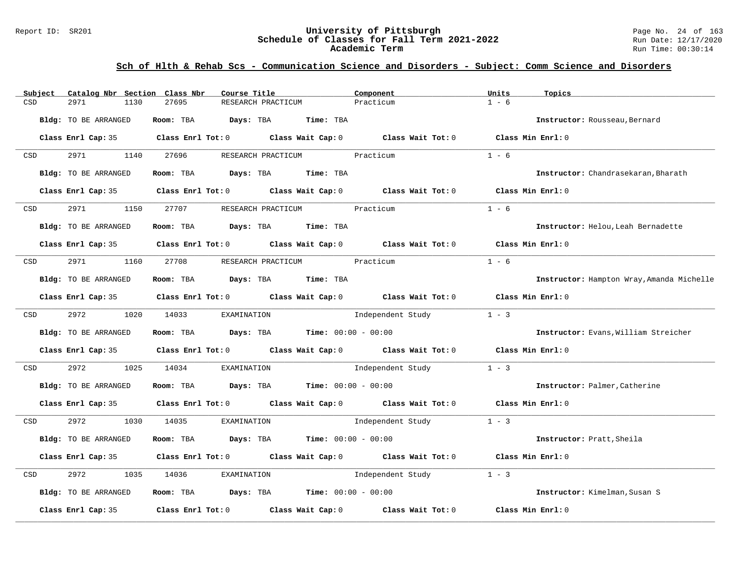## Sch of Hlth & Rehab Scs - Communication Science and Disorders - Subject: Comm Science and Disorders

| Subject | Catalog Nbr | Section | Class Nbr | Course Title | Component | Units | Topics |
|---|---|---|---|---|---|---|---|
| CSD | 2971 | 1130 | 27695 | RESEARCH PRACTICUM | Practicum | 1 - 6 | |

**Bldg:** TO BE ARRANGED **Room:** TBA **Days:** TBA **Time:** TBA **Instructor:** Rousseau,Bernard

**Class Enrl Cap:** 35 **Class Enrl Tot:** 0 **Class Wait Cap:** 0 **Class Wait Tot:** 0 **Class Min Enrl:** 0

| Subject | Catalog Nbr | Section | Class Nbr | Course Title | Component | Units | Topics |
|---|---|---|---|---|---|---|---|
| CSD | 2971 | 1140 | 27696 | RESEARCH PRACTICUM | Practicum | 1 - 6 | |

**Bldg:** TO BE ARRANGED **Room:** TBA **Days:** TBA **Time:** TBA **Instructor:** Chandrasekaran,Bharath

**Class Enrl Cap:** 35 **Class Enrl Tot:** 0 **Class Wait Cap:** 0 **Class Wait Tot:** 0 **Class Min Enrl:** 0

| Subject | Catalog Nbr | Section | Class Nbr | Course Title | Component | Units | Topics |
|---|---|---|---|---|---|---|---|
| CSD | 2971 | 1150 | 27707 | RESEARCH PRACTICUM | Practicum | 1 - 6 | |

**Bldg:** TO BE ARRANGED **Room:** TBA **Days:** TBA **Time:** TBA **Instructor:** Helou,Leah Bernadette

**Class Enrl Cap:** 35 **Class Enrl Tot:** 0 **Class Wait Cap:** 0 **Class Wait Tot:** 0 **Class Min Enrl:** 0

| Subject | Catalog Nbr | Section | Class Nbr | Course Title | Component | Units | Topics |
|---|---|---|---|---|---|---|---|
| CSD | 2971 | 1160 | 27708 | RESEARCH PRACTICUM | Practicum | 1 - 6 | |

**Bldg:** TO BE ARRANGED **Room:** TBA **Days:** TBA **Time:** TBA **Instructor:** Hampton Wray,Amanda Michelle

**Class Enrl Cap:** 35 **Class Enrl Tot:** 0 **Class Wait Cap:** 0 **Class Wait Tot:** 0 **Class Min Enrl:** 0

| Subject | Catalog Nbr | Section | Class Nbr | Course Title | Component | Units | Topics |
|---|---|---|---|---|---|---|---|
| CSD | 2972 | 1020 | 14033 | EXAMINATION | Independent Study | 1 - 3 | |

**Bldg:** TO BE ARRANGED **Room:** TBA **Days:** TBA **Time:** 00:00 - 00:00 **Instructor:** Evans,William Streicher

**Class Enrl Cap:** 35 **Class Enrl Tot:** 0 **Class Wait Cap:** 0 **Class Wait Tot:** 0 **Class Min Enrl:** 0

| Subject | Catalog Nbr | Section | Class Nbr | Course Title | Component | Units | Topics |
|---|---|---|---|---|---|---|---|
| CSD | 2972 | 1025 | 14034 | EXAMINATION | Independent Study | 1 - 3 | |

**Bldg:** TO BE ARRANGED **Room:** TBA **Days:** TBA **Time:** 00:00 - 00:00 **Instructor:** Palmer,Catherine

**Class Enrl Cap:** 35 **Class Enrl Tot:** 0 **Class Wait Cap:** 0 **Class Wait Tot:** 0 **Class Min Enrl:** 0

| Subject | Catalog Nbr | Section | Class Nbr | Course Title | Component | Units | Topics |
|---|---|---|---|---|---|---|---|
| CSD | 2972 | 1030 | 14035 | EXAMINATION | Independent Study | 1 - 3 | |

**Bldg:** TO BE ARRANGED **Room:** TBA **Days:** TBA **Time:** 00:00 - 00:00 **Instructor:** Pratt,Sheila

**Class Enrl Cap:** 35 **Class Enrl Tot:** 0 **Class Wait Cap:** 0 **Class Wait Tot:** 0 **Class Min Enrl:** 0

| Subject | Catalog Nbr | Section | Class Nbr | Course Title | Component | Units | Topics |
|---|---|---|---|---|---|---|---|
| CSD | 2972 | 1035 | 14036 | EXAMINATION | Independent Study | 1 - 3 | |

**Bldg:** TO BE ARRANGED **Room:** TBA **Days:** TBA **Time:** 00:00 - 00:00 **Instructor:** Kimelman,Susan S

**Class Enrl Cap:** 35 **Class Enrl Tot:** 0 **Class Wait Cap:** 0 **Class Wait Tot:** 0 **Class Min Enrl:** 0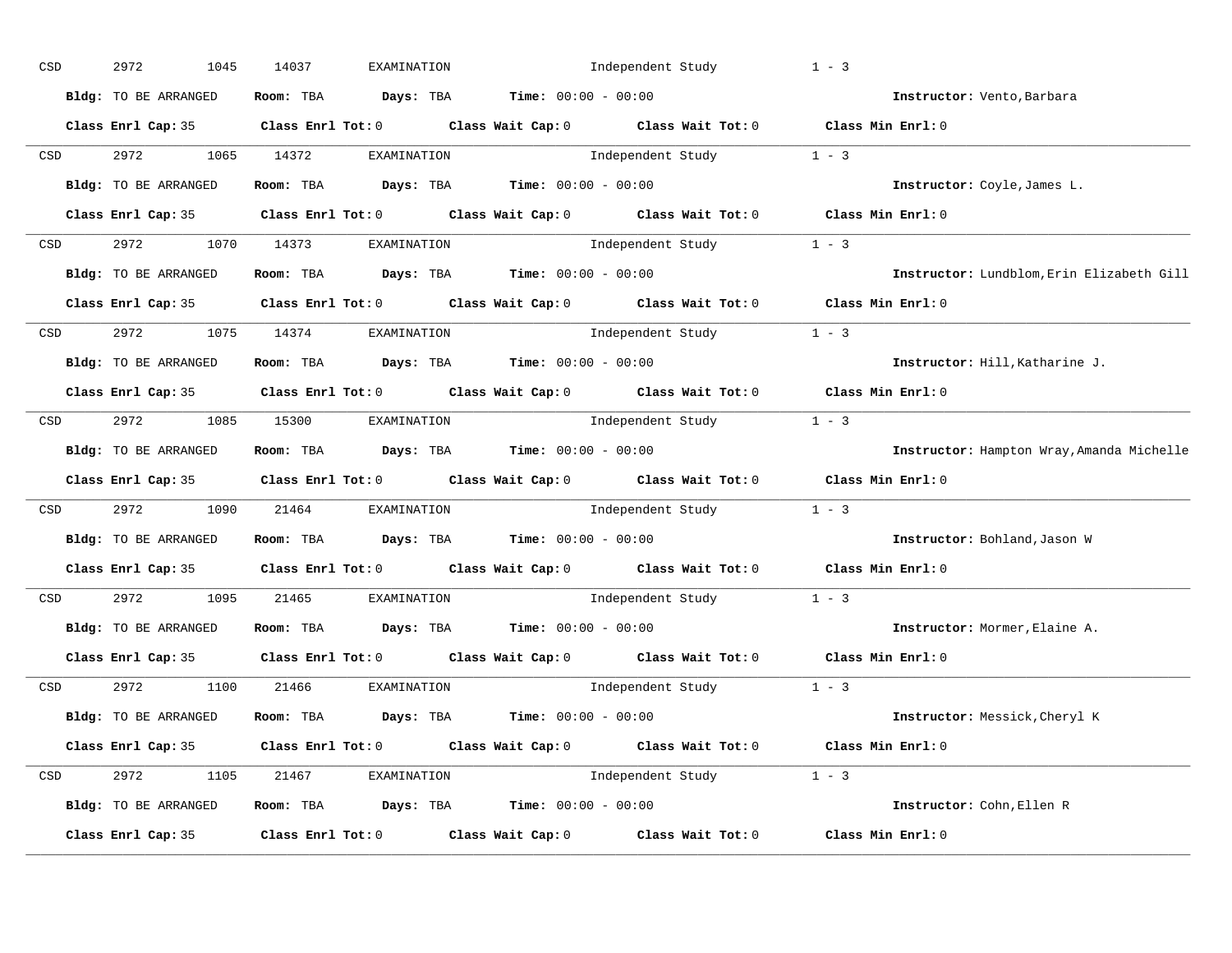CSD 2972 1045 14037 EXAMINATION Independent Study 1 - 3

**Bldg:** TO BE ARRANGED **Room:** TBA **Days:** TBA **Time:** 00:00 - 00:00 **Instructor:** Vento,Barbara

**Class Enrl Cap:** 35 **Class Enrl Tot:** 0 **Class Wait Cap:** 0 **Class Wait Tot:** 0 **Class Min Enrl:** 0

---

CSD 2972 1065 14372 EXAMINATION Independent Study 1 - 3

**Bldg:** TO BE ARRANGED **Room:** TBA **Days:** TBA **Time:** 00:00 - 00:00 **Instructor:** Coyle,James L.

**Class Enrl Cap:** 35 **Class Enrl Tot:** 0 **Class Wait Cap:** 0 **Class Wait Tot:** 0 **Class Min Enrl:** 0

---

CSD 2972 1070 14373 EXAMINATION Independent Study 1 - 3

**Bldg:** TO BE ARRANGED **Room:** TBA **Days:** TBA **Time:** 00:00 - 00:00 **Instructor:** Lundblom,Erin Elizabeth Gill

**Class Enrl Cap:** 35 **Class Enrl Tot:** 0 **Class Wait Cap:** 0 **Class Wait Tot:** 0 **Class Min Enrl:** 0

---

CSD 2972 1075 14374 EXAMINATION Independent Study 1 - 3

**Bldg:** TO BE ARRANGED **Room:** TBA **Days:** TBA **Time:** 00:00 - 00:00 **Instructor:** Hill,Katharine J.

**Class Enrl Cap:** 35 **Class Enrl Tot:** 0 **Class Wait Cap:** 0 **Class Wait Tot:** 0 **Class Min Enrl:** 0

---

CSD 2972 1085 15300 EXAMINATION Independent Study 1 - 3

**Bldg:** TO BE ARRANGED **Room:** TBA **Days:** TBA **Time:** 00:00 - 00:00 **Instructor:** Hampton Wray,Amanda Michelle

**Class Enrl Cap:** 35 **Class Enrl Tot:** 0 **Class Wait Cap:** 0 **Class Wait Tot:** 0 **Class Min Enrl:** 0

---

CSD 2972 1090 21464 EXAMINATION Independent Study 1 - 3

**Bldg:** TO BE ARRANGED **Room:** TBA **Days:** TBA **Time:** 00:00 - 00:00 **Instructor:** Bohland,Jason W

**Class Enrl Cap:** 35 **Class Enrl Tot:** 0 **Class Wait Cap:** 0 **Class Wait Tot:** 0 **Class Min Enrl:** 0

---

CSD 2972 1095 21465 EXAMINATION Independent Study 1 - 3

**Bldg:** TO BE ARRANGED **Room:** TBA **Days:** TBA **Time:** 00:00 - 00:00 **Instructor:** Mormer,Elaine A.

**Class Enrl Cap:** 35 **Class Enrl Tot:** 0 **Class Wait Cap:** 0 **Class Wait Tot:** 0 **Class Min Enrl:** 0

---

CSD 2972 1100 21466 EXAMINATION Independent Study 1 - 3

**Bldg:** TO BE ARRANGED **Room:** TBA **Days:** TBA **Time:** 00:00 - 00:00 **Instructor:** Messick,Cheryl K

**Class Enrl Cap:** 35 **Class Enrl Tot:** 0 **Class Wait Cap:** 0 **Class Wait Tot:** 0 **Class Min Enrl:** 0

---

CSD 2972 1105 21467 EXAMINATION Independent Study 1 - 3

**Bldg:** TO BE ARRANGED **Room:** TBA **Days:** TBA **Time:** 00:00 - 00:00 **Instructor:** Cohn,Ellen R

**Class Enrl Cap:** 35 **Class Enrl Tot:** 0 **Class Wait Cap:** 0 **Class Wait Tot:** 0 **Class Min Enrl:** 0

---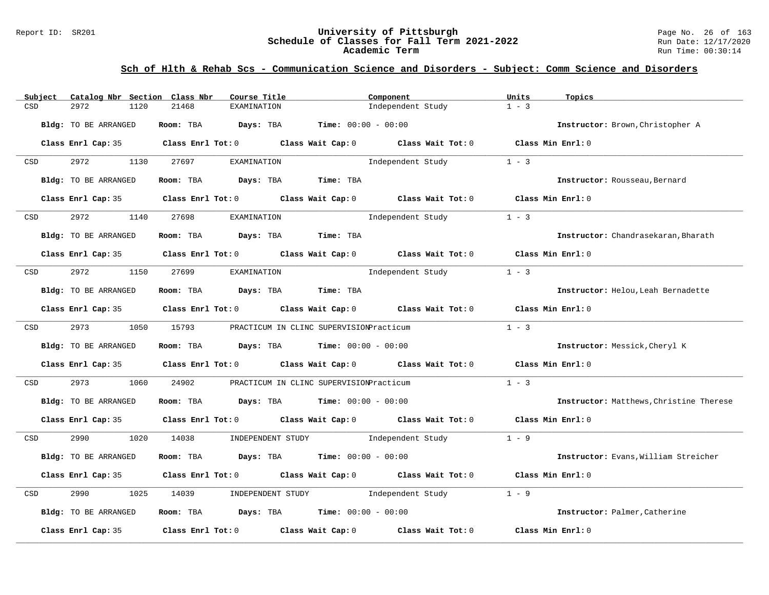## Sch of Hlth & Rehab Scs - Communication Science and Disorders - Subject: Comm Science and Disorders

| Subject | Catalog Nbr | Section | Class Nbr | Course Title | Component | Units | Topics |
|---|---|---|---|---|---|---|---|
| CSD | 2972 | 1120 | 21468 | EXAMINATION | Independent Study | 1 - 3 | |

**Bldg:** TO BE ARRANGED **Room:** TBA **Days:** TBA **Time:** 00:00 - 00:00 **Instructor:** Brown,Christopher A

**Class Enrl Cap:** 35 **Class Enrl Tot:** 0 **Class Wait Cap:** 0 **Class Wait Tot:** 0 **Class Min Enrl:** 0

| Subject | Catalog Nbr | Section | Class Nbr | Course Title | Component | Units | Topics |
|---|---|---|---|---|---|---|---|
| CSD | 2972 | 1130 | 27697 | EXAMINATION | Independent Study | 1 - 3 | |

**Bldg:** TO BE ARRANGED **Room:** TBA **Days:** TBA **Time:** TBA **Instructor:** Rousseau,Bernard

**Class Enrl Cap:** 35 **Class Enrl Tot:** 0 **Class Wait Cap:** 0 **Class Wait Tot:** 0 **Class Min Enrl:** 0

| Subject | Catalog Nbr | Section | Class Nbr | Course Title | Component | Units | Topics |
|---|---|---|---|---|---|---|---|
| CSD | 2972 | 1140 | 27698 | EXAMINATION | Independent Study | 1 - 3 | |

**Bldg:** TO BE ARRANGED **Room:** TBA **Days:** TBA **Time:** TBA **Instructor:** Chandrasekaran,Bharath

**Class Enrl Cap:** 35 **Class Enrl Tot:** 0 **Class Wait Cap:** 0 **Class Wait Tot:** 0 **Class Min Enrl:** 0

| Subject | Catalog Nbr | Section | Class Nbr | Course Title | Component | Units | Topics |
|---|---|---|---|---|---|---|---|
| CSD | 2972 | 1150 | 27699 | EXAMINATION | Independent Study | 1 - 3 | |

**Bldg:** TO BE ARRANGED **Room:** TBA **Days:** TBA **Time:** TBA **Instructor:** Helou,Leah Bernadette

**Class Enrl Cap:** 35 **Class Enrl Tot:** 0 **Class Wait Cap:** 0 **Class Wait Tot:** 0 **Class Min Enrl:** 0

| Subject | Catalog Nbr | Section | Class Nbr | Course Title | Component | Units | Topics |
|---|---|---|---|---|---|---|---|
| CSD | 2973 | 1050 | 15793 | PRACTICUM IN CLINC SUPERVISION | Practicum | 1 - 3 | |

**Bldg:** TO BE ARRANGED **Room:** TBA **Days:** TBA **Time:** 00:00 - 00:00 **Instructor:** Messick,Cheryl K

**Class Enrl Cap:** 35 **Class Enrl Tot:** 0 **Class Wait Cap:** 0 **Class Wait Tot:** 0 **Class Min Enrl:** 0

| Subject | Catalog Nbr | Section | Class Nbr | Course Title | Component | Units | Topics |
|---|---|---|---|---|---|---|---|
| CSD | 2973 | 1060 | 24902 | PRACTICUM IN CLINC SUPERVISION | Practicum | 1 - 3 | |

**Bldg:** TO BE ARRANGED **Room:** TBA **Days:** TBA **Time:** 00:00 - 00:00 **Instructor:** Matthews,Christine Therese

**Class Enrl Cap:** 35 **Class Enrl Tot:** 0 **Class Wait Cap:** 0 **Class Wait Tot:** 0 **Class Min Enrl:** 0

| Subject | Catalog Nbr | Section | Class Nbr | Course Title | Component | Units | Topics |
|---|---|---|---|---|---|---|---|
| CSD | 2990 | 1020 | 14038 | INDEPENDENT STUDY | Independent Study | 1 - 9 | |

**Bldg:** TO BE ARRANGED **Room:** TBA **Days:** TBA **Time:** 00:00 - 00:00 **Instructor:** Evans,William Streicher

**Class Enrl Cap:** 35 **Class Enrl Tot:** 0 **Class Wait Cap:** 0 **Class Wait Tot:** 0 **Class Min Enrl:** 0

| Subject | Catalog Nbr | Section | Class Nbr | Course Title | Component | Units | Topics |
|---|---|---|---|---|---|---|---|
| CSD | 2990 | 1025 | 14039 | INDEPENDENT STUDY | Independent Study | 1 - 9 | |

**Bldg:** TO BE ARRANGED **Room:** TBA **Days:** TBA **Time:** 00:00 - 00:00 **Instructor:** Palmer,Catherine

**Class Enrl Cap:** 35 **Class Enrl Tot:** 0 **Class Wait Cap:** 0 **Class Wait Tot:** 0 **Class Min Enrl:** 0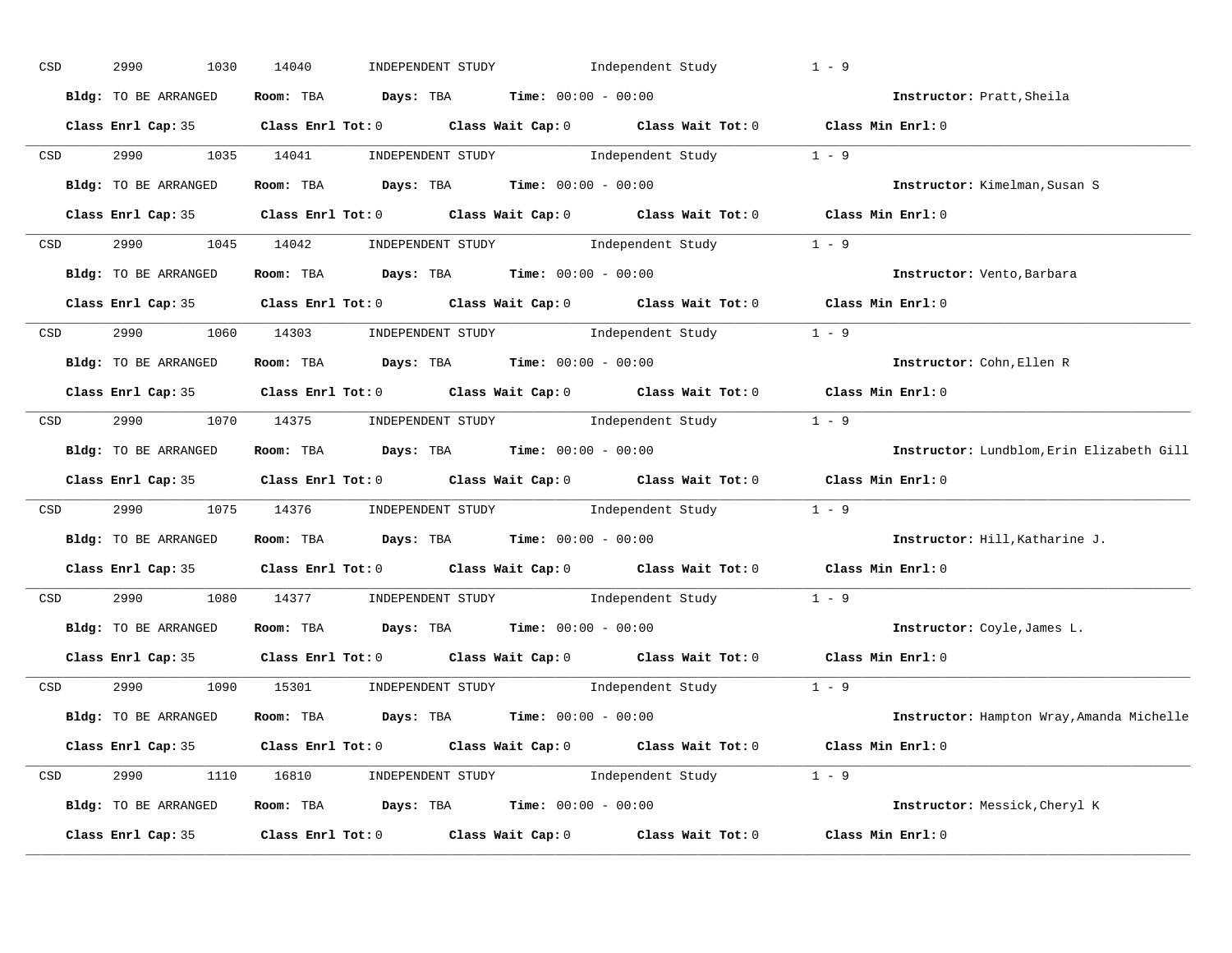CSD 2990 1030 14040 INDEPENDENT STUDY Independent Study 1 - 9

**Bldg:** TO BE ARRANGED **Room:** TBA **Days:** TBA **Time:** 00:00 - 00:00 **Instructor:** Pratt,Sheila

**Class Enrl Cap:** 35 **Class Enrl Tot:** 0 **Class Wait Cap:** 0 **Class Wait Tot:** 0 **Class Min Enrl:** 0

---

CSD 2990 1035 14041 INDEPENDENT STUDY Independent Study 1 - 9

**Bldg:** TO BE ARRANGED **Room:** TBA **Days:** TBA **Time:** 00:00 - 00:00 **Instructor:** Kimelman,Susan S

**Class Enrl Cap:** 35 **Class Enrl Tot:** 0 **Class Wait Cap:** 0 **Class Wait Tot:** 0 **Class Min Enrl:** 0

---

CSD 2990 1045 14042 INDEPENDENT STUDY Independent Study 1 - 9

**Bldg:** TO BE ARRANGED **Room:** TBA **Days:** TBA **Time:** 00:00 - 00:00 **Instructor:** Vento,Barbara

**Class Enrl Cap:** 35 **Class Enrl Tot:** 0 **Class Wait Cap:** 0 **Class Wait Tot:** 0 **Class Min Enrl:** 0

---

CSD 2990 1060 14303 INDEPENDENT STUDY Independent Study 1 - 9

**Bldg:** TO BE ARRANGED **Room:** TBA **Days:** TBA **Time:** 00:00 - 00:00 **Instructor:** Cohn,Ellen R

**Class Enrl Cap:** 35 **Class Enrl Tot:** 0 **Class Wait Cap:** 0 **Class Wait Tot:** 0 **Class Min Enrl:** 0

---

CSD 2990 1070 14375 INDEPENDENT STUDY Independent Study 1 - 9

**Bldg:** TO BE ARRANGED **Room:** TBA **Days:** TBA **Time:** 00:00 - 00:00 **Instructor:** Lundblom,Erin Elizabeth Gill

**Class Enrl Cap:** 35 **Class Enrl Tot:** 0 **Class Wait Cap:** 0 **Class Wait Tot:** 0 **Class Min Enrl:** 0

---

CSD 2990 1075 14376 INDEPENDENT STUDY Independent Study 1 - 9

**Bldg:** TO BE ARRANGED **Room:** TBA **Days:** TBA **Time:** 00:00 - 00:00 **Instructor:** Hill,Katharine J.

**Class Enrl Cap:** 35 **Class Enrl Tot:** 0 **Class Wait Cap:** 0 **Class Wait Tot:** 0 **Class Min Enrl:** 0

---

CSD 2990 1080 14377 INDEPENDENT STUDY Independent Study 1 - 9

**Bldg:** TO BE ARRANGED **Room:** TBA **Days:** TBA **Time:** 00:00 - 00:00 **Instructor:** Coyle,James L.

**Class Enrl Cap:** 35 **Class Enrl Tot:** 0 **Class Wait Cap:** 0 **Class Wait Tot:** 0 **Class Min Enrl:** 0

---

CSD 2990 1090 15301 INDEPENDENT STUDY Independent Study 1 - 9

**Bldg:** TO BE ARRANGED **Room:** TBA **Days:** TBA **Time:** 00:00 - 00:00 **Instructor:** Hampton Wray,Amanda Michelle

**Class Enrl Cap:** 35 **Class Enrl Tot:** 0 **Class Wait Cap:** 0 **Class Wait Tot:** 0 **Class Min Enrl:** 0

---

CSD 2990 1110 16810 INDEPENDENT STUDY Independent Study 1 - 9

**Bldg:** TO BE ARRANGED **Room:** TBA **Days:** TBA **Time:** 00:00 - 00:00 **Instructor:** Messick,Cheryl K

**Class Enrl Cap:** 35 **Class Enrl Tot:** 0 **Class Wait Cap:** 0 **Class Wait Tot:** 0 **Class Min Enrl:** 0

---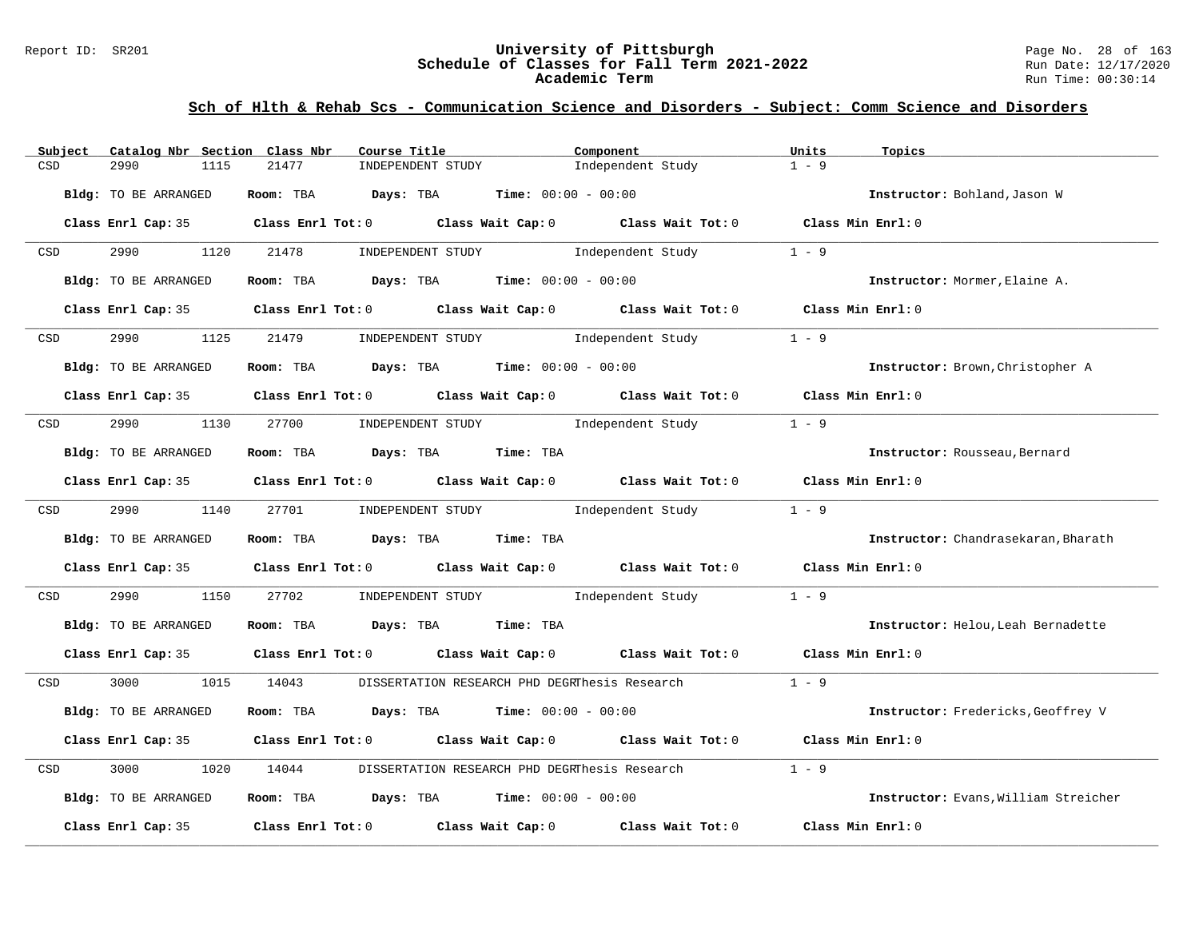## Sch of Hlth & Rehab Scs - Communication Science and Disorders - Subject: Comm Science and Disorders

| Subject | Catalog Nbr | Section | Class Nbr | Course Title | Component | Units | Topics |
|---|---|---|---|---|---|---|---|
| CSD | 2990 | 1115 | 21477 | INDEPENDENT STUDY | Independent Study | 1 - 9 | |

**Bldg:** TO BE ARRANGED **Room:** TBA **Days:** TBA **Time:** 00:00 - 00:00 **Instructor:** Bohland,Jason W

**Class Enrl Cap:** 35 **Class Enrl Tot:** 0 **Class Wait Cap:** 0 **Class Wait Tot:** 0 **Class Min Enrl:** 0

| Subject | Catalog Nbr | Section | Class Nbr | Course Title | Component | Units | Topics |
|---|---|---|---|---|---|---|---|
| CSD | 2990 | 1120 | 21478 | INDEPENDENT STUDY | Independent Study | 1 - 9 | |

**Bldg:** TO BE ARRANGED **Room:** TBA **Days:** TBA **Time:** 00:00 - 00:00 **Instructor:** Mormer,Elaine A.

**Class Enrl Cap:** 35 **Class Enrl Tot:** 0 **Class Wait Cap:** 0 **Class Wait Tot:** 0 **Class Min Enrl:** 0

| Subject | Catalog Nbr | Section | Class Nbr | Course Title | Component | Units | Topics |
|---|---|---|---|---|---|---|---|
| CSD | 2990 | 1125 | 21479 | INDEPENDENT STUDY | Independent Study | 1 - 9 | |

**Bldg:** TO BE ARRANGED **Room:** TBA **Days:** TBA **Time:** 00:00 - 00:00 **Instructor:** Brown,Christopher A

**Class Enrl Cap:** 35 **Class Enrl Tot:** 0 **Class Wait Cap:** 0 **Class Wait Tot:** 0 **Class Min Enrl:** 0

| Subject | Catalog Nbr | Section | Class Nbr | Course Title | Component | Units | Topics |
|---|---|---|---|---|---|---|---|
| CSD | 2990 | 1130 | 27700 | INDEPENDENT STUDY | Independent Study | 1 - 9 | |

**Bldg:** TO BE ARRANGED **Room:** TBA **Days:** TBA **Time:** TBA **Instructor:** Rousseau,Bernard

**Class Enrl Cap:** 35 **Class Enrl Tot:** 0 **Class Wait Cap:** 0 **Class Wait Tot:** 0 **Class Min Enrl:** 0

| Subject | Catalog Nbr | Section | Class Nbr | Course Title | Component | Units | Topics |
|---|---|---|---|---|---|---|---|
| CSD | 2990 | 1140 | 27701 | INDEPENDENT STUDY | Independent Study | 1 - 9 | |

**Bldg:** TO BE ARRANGED **Room:** TBA **Days:** TBA **Time:** TBA **Instructor:** Chandrasekaran,Bharath

**Class Enrl Cap:** 35 **Class Enrl Tot:** 0 **Class Wait Cap:** 0 **Class Wait Tot:** 0 **Class Min Enrl:** 0

| Subject | Catalog Nbr | Section | Class Nbr | Course Title | Component | Units | Topics |
|---|---|---|---|---|---|---|---|
| CSD | 2990 | 1150 | 27702 | INDEPENDENT STUDY | Independent Study | 1 - 9 | |

**Bldg:** TO BE ARRANGED **Room:** TBA **Days:** TBA **Time:** TBA **Instructor:** Helou,Leah Bernadette

**Class Enrl Cap:** 35 **Class Enrl Tot:** 0 **Class Wait Cap:** 0 **Class Wait Tot:** 0 **Class Min Enrl:** 0

| Subject | Catalog Nbr | Section | Class Nbr | Course Title | Component | Units | Topics |
|---|---|---|---|---|---|---|---|
| CSD | 3000 | 1015 | 14043 | DISSERTATION RESEARCH PHD DEGR | Thesis Research | 1 - 9 | |

**Bldg:** TO BE ARRANGED **Room:** TBA **Days:** TBA **Time:** 00:00 - 00:00 **Instructor:** Fredericks,Geoffrey V

**Class Enrl Cap:** 35 **Class Enrl Tot:** 0 **Class Wait Cap:** 0 **Class Wait Tot:** 0 **Class Min Enrl:** 0

| Subject | Catalog Nbr | Section | Class Nbr | Course Title | Component | Units | Topics |
|---|---|---|---|---|---|---|---|
| CSD | 3000 | 1020 | 14044 | DISSERTATION RESEARCH PHD DEGR | Thesis Research | 1 - 9 | |

**Bldg:** TO BE ARRANGED **Room:** TBA **Days:** TBA **Time:** 00:00 - 00:00 **Instructor:** Evans,William Streicher

**Class Enrl Cap:** 35 **Class Enrl Tot:** 0 **Class Wait Cap:** 0 **Class Wait Tot:** 0 **Class Min Enrl:** 0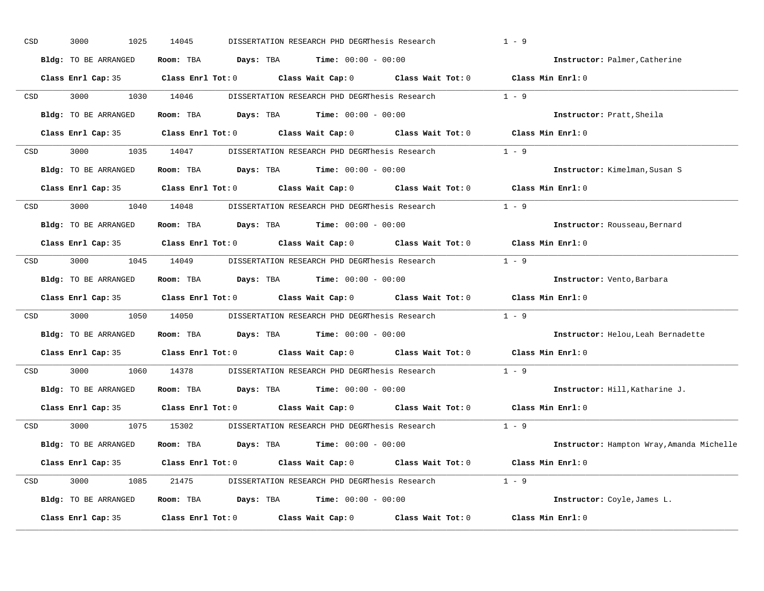CSD 3000 1025 14045 DISSERTATION RESEARCH PHD DEGRThesis Research 1 - 9

**Bldg:** TO BE ARRANGED **Room:** TBA **Days:** TBA **Time:** 00:00 - 00:00 **Instructor:** Palmer,Catherine

**Class Enrl Cap:** 35 **Class Enrl Tot:** 0 **Class Wait Cap:** 0 **Class Wait Tot:** 0 **Class Min Enrl:** 0

---

CSD 3000 1030 14046 DISSERTATION RESEARCH PHD DEGRThesis Research 1 - 9

**Bldg:** TO BE ARRANGED **Room:** TBA **Days:** TBA **Time:** 00:00 - 00:00 **Instructor:** Pratt,Sheila

**Class Enrl Cap:** 35 **Class Enrl Tot:** 0 **Class Wait Cap:** 0 **Class Wait Tot:** 0 **Class Min Enrl:** 0

---

CSD 3000 1035 14047 DISSERTATION RESEARCH PHD DEGRThesis Research 1 - 9

**Bldg:** TO BE ARRANGED **Room:** TBA **Days:** TBA **Time:** 00:00 - 00:00 **Instructor:** Kimelman,Susan S

**Class Enrl Cap:** 35 **Class Enrl Tot:** 0 **Class Wait Cap:** 0 **Class Wait Tot:** 0 **Class Min Enrl:** 0

---

CSD 3000 1040 14048 DISSERTATION RESEARCH PHD DEGRThesis Research 1 - 9

**Bldg:** TO BE ARRANGED **Room:** TBA **Days:** TBA **Time:** 00:00 - 00:00 **Instructor:** Rousseau,Bernard

**Class Enrl Cap:** 35 **Class Enrl Tot:** 0 **Class Wait Cap:** 0 **Class Wait Tot:** 0 **Class Min Enrl:** 0

---

CSD 3000 1045 14049 DISSERTATION RESEARCH PHD DEGRThesis Research 1 - 9

**Bldg:** TO BE ARRANGED **Room:** TBA **Days:** TBA **Time:** 00:00 - 00:00 **Instructor:** Vento,Barbara

**Class Enrl Cap:** 35 **Class Enrl Tot:** 0 **Class Wait Cap:** 0 **Class Wait Tot:** 0 **Class Min Enrl:** 0

---

CSD 3000 1050 14050 DISSERTATION RESEARCH PHD DEGRThesis Research 1 - 9

**Bldg:** TO BE ARRANGED **Room:** TBA **Days:** TBA **Time:** 00:00 - 00:00 **Instructor:** Helou,Leah Bernadette

**Class Enrl Cap:** 35 **Class Enrl Tot:** 0 **Class Wait Cap:** 0 **Class Wait Tot:** 0 **Class Min Enrl:** 0

---

CSD 3000 1060 14378 DISSERTATION RESEARCH PHD DEGRThesis Research 1 - 9

**Bldg:** TO BE ARRANGED **Room:** TBA **Days:** TBA **Time:** 00:00 - 00:00 **Instructor:** Hill,Katharine J.

**Class Enrl Cap:** 35 **Class Enrl Tot:** 0 **Class Wait Cap:** 0 **Class Wait Tot:** 0 **Class Min Enrl:** 0

---

CSD 3000 1075 15302 DISSERTATION RESEARCH PHD DEGRThesis Research 1 - 9

**Bldg:** TO BE ARRANGED **Room:** TBA **Days:** TBA **Time:** 00:00 - 00:00 **Instructor:** Hampton Wray,Amanda Michelle

**Class Enrl Cap:** 35 **Class Enrl Tot:** 0 **Class Wait Cap:** 0 **Class Wait Tot:** 0 **Class Min Enrl:** 0

---

CSD 3000 1085 21475 DISSERTATION RESEARCH PHD DEGRThesis Research 1 - 9

**Bldg:** TO BE ARRANGED **Room:** TBA **Days:** TBA **Time:** 00:00 - 00:00 **Instructor:** Coyle,James L.

**Class Enrl Cap:** 35 **Class Enrl Tot:** 0 **Class Wait Cap:** 0 **Class Wait Tot:** 0 **Class Min Enrl:** 0

---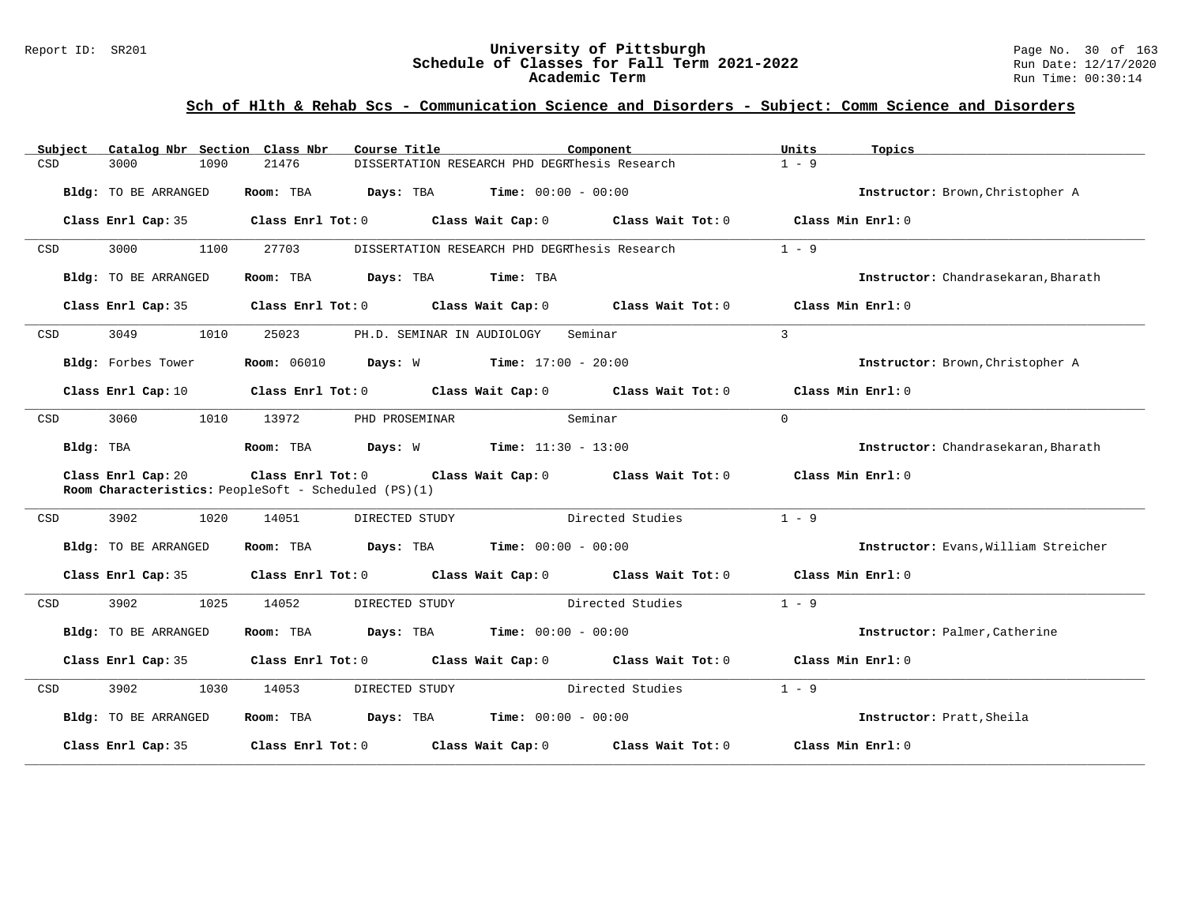## Sch of Hlth & Rehab Scs - Communication Science and Disorders - Subject: Comm Science and Disorders

| Subject | Catalog Nbr | Section | Class Nbr | Course Title | Component | Units | Topics |
|---|---|---|---|---|---|---|---|
| CSD | 3000 | 1090 | 21476 | DISSERTATION RESEARCH PHD DEGR | Thesis Research | 1 - 9 | |

**Bldg:** TO BE ARRANGED **Room:** TBA **Days:** TBA **Time:** 00:00 - 00:00 **Instructor:** Brown,Christopher A

**Class Enrl Cap:** 35 **Class Enrl Tot:** 0 **Class Wait Cap:** 0 **Class Wait Tot:** 0 **Class Min Enrl:** 0

---

| Subject | Catalog Nbr | Section | Class Nbr | Course Title | Component | Units | Topics |
|---|---|---|---|---|---|---|---|
| CSD | 3000 | 1100 | 27703 | DISSERTATION RESEARCH PHD DEGR | Thesis Research | 1 - 9 | |

**Bldg:** TO BE ARRANGED **Room:** TBA **Days:** TBA **Time:** TBA **Instructor:** Chandrasekaran,Bharath

**Class Enrl Cap:** 35 **Class Enrl Tot:** 0 **Class Wait Cap:** 0 **Class Wait Tot:** 0 **Class Min Enrl:** 0

---

| Subject | Catalog Nbr | Section | Class Nbr | Course Title | Component | Units | Topics |
|---|---|---|---|---|---|---|---|
| CSD | 3049 | 1010 | 25023 | PH.D. SEMINAR IN AUDIOLOGY | Seminar | 3 | |

**Bldg:** Forbes Tower **Room:** 06010 **Days:** W **Time:** 17:00 - 20:00 **Instructor:** Brown,Christopher A

**Class Enrl Cap:** 10 **Class Enrl Tot:** 0 **Class Wait Cap:** 0 **Class Wait Tot:** 0 **Class Min Enrl:** 0

---

| Subject | Catalog Nbr | Section | Class Nbr | Course Title | Component | Units | Topics |
|---|---|---|---|---|---|---|---|
| CSD | 3060 | 1010 | 13972 | PHD PROSEMINAR | Seminar | 0 | |

**Bldg:** TBA **Room:** TBA **Days:** W **Time:** 11:30 - 13:00 **Instructor:** Chandrasekaran,Bharath

**Class Enrl Cap:** 20 **Class Enrl Tot:** 0 **Class Wait Cap:** 0 **Class Wait Tot:** 0 **Class Min Enrl:** 0
**Room Characteristics:** PeopleSoft - Scheduled (PS)(1)

---

| Subject | Catalog Nbr | Section | Class Nbr | Course Title | Component | Units | Topics |
|---|---|---|---|---|---|---|---|
| CSD | 3902 | 1020 | 14051 | DIRECTED STUDY | Directed Studies | 1 - 9 | |

**Bldg:** TO BE ARRANGED **Room:** TBA **Days:** TBA **Time:** 00:00 - 00:00 **Instructor:** Evans,William Streicher

**Class Enrl Cap:** 35 **Class Enrl Tot:** 0 **Class Wait Cap:** 0 **Class Wait Tot:** 0 **Class Min Enrl:** 0

---

| Subject | Catalog Nbr | Section | Class Nbr | Course Title | Component | Units | Topics |
|---|---|---|---|---|---|---|---|
| CSD | 3902 | 1025 | 14052 | DIRECTED STUDY | Directed Studies | 1 - 9 | |

**Bldg:** TO BE ARRANGED **Room:** TBA **Days:** TBA **Time:** 00:00 - 00:00 **Instructor:** Palmer,Catherine

**Class Enrl Cap:** 35 **Class Enrl Tot:** 0 **Class Wait Cap:** 0 **Class Wait Tot:** 0 **Class Min Enrl:** 0

---

| Subject | Catalog Nbr | Section | Class Nbr | Course Title | Component | Units | Topics |
|---|---|---|---|---|---|---|---|
| CSD | 3902 | 1030 | 14053 | DIRECTED STUDY | Directed Studies | 1 - 9 | |

**Bldg:** TO BE ARRANGED **Room:** TBA **Days:** TBA **Time:** 00:00 - 00:00 **Instructor:** Pratt,Sheila

**Class Enrl Cap:** 35 **Class Enrl Tot:** 0 **Class Wait Cap:** 0 **Class Wait Tot:** 0 **Class Min Enrl:** 0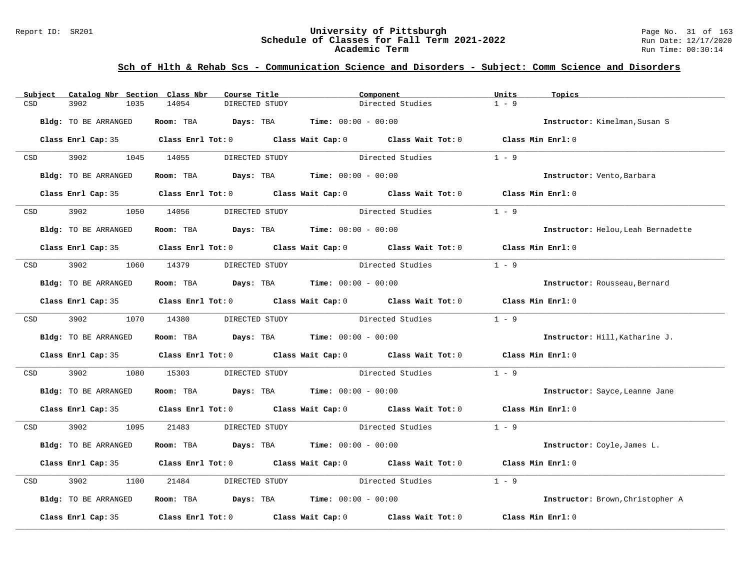## Sch of Hlth & Rehab Scs - Communication Science and Disorders - Subject: Comm Science and Disorders

| Subject | Catalog Nbr | Section | Class Nbr | Course Title | Component | Units | Topics |
|---|---|---|---|---|---|---|---|
| CSD | 3902 | 1035 | 14054 | DIRECTED STUDY | Directed Studies | 1 - 9 | |

**Bldg:** TO BE ARRANGED **Room:** TBA **Days:** TBA **Time:** 00:00 - 00:00 **Instructor:** Kimelman,Susan S

**Class Enrl Cap:** 35 **Class Enrl Tot:** 0 **Class Wait Cap:** 0 **Class Wait Tot:** 0 **Class Min Enrl:** 0

| Subject | Catalog Nbr | Section | Class Nbr | Course Title | Component | Units | Topics |
|---|---|---|---|---|---|---|---|
| CSD | 3902 | 1045 | 14055 | DIRECTED STUDY | Directed Studies | 1 - 9 | |

**Bldg:** TO BE ARRANGED **Room:** TBA **Days:** TBA **Time:** 00:00 - 00:00 **Instructor:** Vento,Barbara

**Class Enrl Cap:** 35 **Class Enrl Tot:** 0 **Class Wait Cap:** 0 **Class Wait Tot:** 0 **Class Min Enrl:** 0

| Subject | Catalog Nbr | Section | Class Nbr | Course Title | Component | Units | Topics |
|---|---|---|---|---|---|---|---|
| CSD | 3902 | 1050 | 14056 | DIRECTED STUDY | Directed Studies | 1 - 9 | |

**Bldg:** TO BE ARRANGED **Room:** TBA **Days:** TBA **Time:** 00:00 - 00:00 **Instructor:** Helou,Leah Bernadette

**Class Enrl Cap:** 35 **Class Enrl Tot:** 0 **Class Wait Cap:** 0 **Class Wait Tot:** 0 **Class Min Enrl:** 0

| Subject | Catalog Nbr | Section | Class Nbr | Course Title | Component | Units | Topics |
|---|---|---|---|---|---|---|---|
| CSD | 3902 | 1060 | 14379 | DIRECTED STUDY | Directed Studies | 1 - 9 | |

**Bldg:** TO BE ARRANGED **Room:** TBA **Days:** TBA **Time:** 00:00 - 00:00 **Instructor:** Rousseau,Bernard

**Class Enrl Cap:** 35 **Class Enrl Tot:** 0 **Class Wait Cap:** 0 **Class Wait Tot:** 0 **Class Min Enrl:** 0

| Subject | Catalog Nbr | Section | Class Nbr | Course Title | Component | Units | Topics |
|---|---|---|---|---|---|---|---|
| CSD | 3902 | 1070 | 14380 | DIRECTED STUDY | Directed Studies | 1 - 9 | |

**Bldg:** TO BE ARRANGED **Room:** TBA **Days:** TBA **Time:** 00:00 - 00:00 **Instructor:** Hill,Katharine J.

**Class Enrl Cap:** 35 **Class Enrl Tot:** 0 **Class Wait Cap:** 0 **Class Wait Tot:** 0 **Class Min Enrl:** 0

| Subject | Catalog Nbr | Section | Class Nbr | Course Title | Component | Units | Topics |
|---|---|---|---|---|---|---|---|
| CSD | 3902 | 1080 | 15303 | DIRECTED STUDY | Directed Studies | 1 - 9 | |

**Bldg:** TO BE ARRANGED **Room:** TBA **Days:** TBA **Time:** 00:00 - 00:00 **Instructor:** Sayce,Leanne Jane

**Class Enrl Cap:** 35 **Class Enrl Tot:** 0 **Class Wait Cap:** 0 **Class Wait Tot:** 0 **Class Min Enrl:** 0

| Subject | Catalog Nbr | Section | Class Nbr | Course Title | Component | Units | Topics |
|---|---|---|---|---|---|---|---|
| CSD | 3902 | 1095 | 21483 | DIRECTED STUDY | Directed Studies | 1 - 9 | |

**Bldg:** TO BE ARRANGED **Room:** TBA **Days:** TBA **Time:** 00:00 - 00:00 **Instructor:** Coyle,James L.

**Class Enrl Cap:** 35 **Class Enrl Tot:** 0 **Class Wait Cap:** 0 **Class Wait Tot:** 0 **Class Min Enrl:** 0

| Subject | Catalog Nbr | Section | Class Nbr | Course Title | Component | Units | Topics |
|---|---|---|---|---|---|---|---|
| CSD | 3902 | 1100 | 21484 | DIRECTED STUDY | Directed Studies | 1 - 9 | |

**Bldg:** TO BE ARRANGED **Room:** TBA **Days:** TBA **Time:** 00:00 - 00:00 **Instructor:** Brown,Christopher A

**Class Enrl Cap:** 35 **Class Enrl Tot:** 0 **Class Wait Cap:** 0 **Class Wait Tot:** 0 **Class Min Enrl:** 0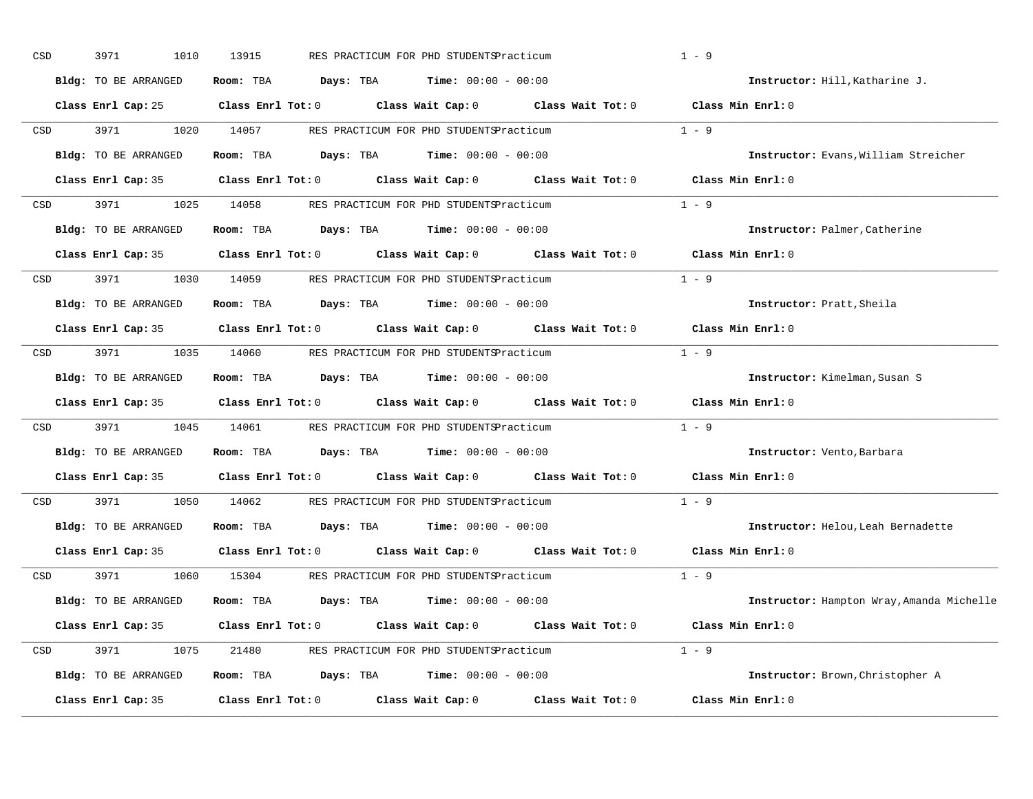CSD 3971 1010 13915 RES PRACTICUM FOR PHD STUDENTS Practicum 1 - 9

**Bldg:** TO BE ARRANGED **Room:** TBA **Days:** TBA **Time:** 00:00 - 00:00 **Instructor:** Hill,Katharine J.

**Class Enrl Cap:** 25 **Class Enrl Tot:** 0 **Class Wait Cap:** 0 **Class Wait Tot:** 0 **Class Min Enrl:** 0

---

CSD 3971 1020 14057 RES PRACTICUM FOR PHD STUDENTS Practicum 1 - 9

**Bldg:** TO BE ARRANGED **Room:** TBA **Days:** TBA **Time:** 00:00 - 00:00 **Instructor:** Evans,William Streicher

**Class Enrl Cap:** 35 **Class Enrl Tot:** 0 **Class Wait Cap:** 0 **Class Wait Tot:** 0 **Class Min Enrl:** 0

---

CSD 3971 1025 14058 RES PRACTICUM FOR PHD STUDENTS Practicum 1 - 9

**Bldg:** TO BE ARRANGED **Room:** TBA **Days:** TBA **Time:** 00:00 - 00:00 **Instructor:** Palmer,Catherine

**Class Enrl Cap:** 35 **Class Enrl Tot:** 0 **Class Wait Cap:** 0 **Class Wait Tot:** 0 **Class Min Enrl:** 0

---

CSD 3971 1030 14059 RES PRACTICUM FOR PHD STUDENTS Practicum 1 - 9

**Bldg:** TO BE ARRANGED **Room:** TBA **Days:** TBA **Time:** 00:00 - 00:00 **Instructor:** Pratt,Sheila

**Class Enrl Cap:** 35 **Class Enrl Tot:** 0 **Class Wait Cap:** 0 **Class Wait Tot:** 0 **Class Min Enrl:** 0

---

CSD 3971 1035 14060 RES PRACTICUM FOR PHD STUDENTS Practicum 1 - 9

**Bldg:** TO BE ARRANGED **Room:** TBA **Days:** TBA **Time:** 00:00 - 00:00 **Instructor:** Kimelman,Susan S

**Class Enrl Cap:** 35 **Class Enrl Tot:** 0 **Class Wait Cap:** 0 **Class Wait Tot:** 0 **Class Min Enrl:** 0

---

CSD 3971 1045 14061 RES PRACTICUM FOR PHD STUDENTS Practicum 1 - 9

**Bldg:** TO BE ARRANGED **Room:** TBA **Days:** TBA **Time:** 00:00 - 00:00 **Instructor:** Vento,Barbara

**Class Enrl Cap:** 35 **Class Enrl Tot:** 0 **Class Wait Cap:** 0 **Class Wait Tot:** 0 **Class Min Enrl:** 0

---

CSD 3971 1050 14062 RES PRACTICUM FOR PHD STUDENTS Practicum 1 - 9

**Bldg:** TO BE ARRANGED **Room:** TBA **Days:** TBA **Time:** 00:00 - 00:00 **Instructor:** Helou,Leah Bernadette

**Class Enrl Cap:** 35 **Class Enrl Tot:** 0 **Class Wait Cap:** 0 **Class Wait Tot:** 0 **Class Min Enrl:** 0

---

CSD 3971 1060 15304 RES PRACTICUM FOR PHD STUDENTS Practicum 1 - 9

**Bldg:** TO BE ARRANGED **Room:** TBA **Days:** TBA **Time:** 00:00 - 00:00 **Instructor:** Hampton Wray,Amanda Michelle

**Class Enrl Cap:** 35 **Class Enrl Tot:** 0 **Class Wait Cap:** 0 **Class Wait Tot:** 0 **Class Min Enrl:** 0

---

CSD 3971 1075 21480 RES PRACTICUM FOR PHD STUDENTS Practicum 1 - 9

**Bldg:** TO BE ARRANGED **Room:** TBA **Days:** TBA **Time:** 00:00 - 00:00 **Instructor:** Brown,Christopher A

**Class Enrl Cap:** 35 **Class Enrl Tot:** 0 **Class Wait Cap:** 0 **Class Wait Tot:** 0 **Class Min Enrl:** 0

---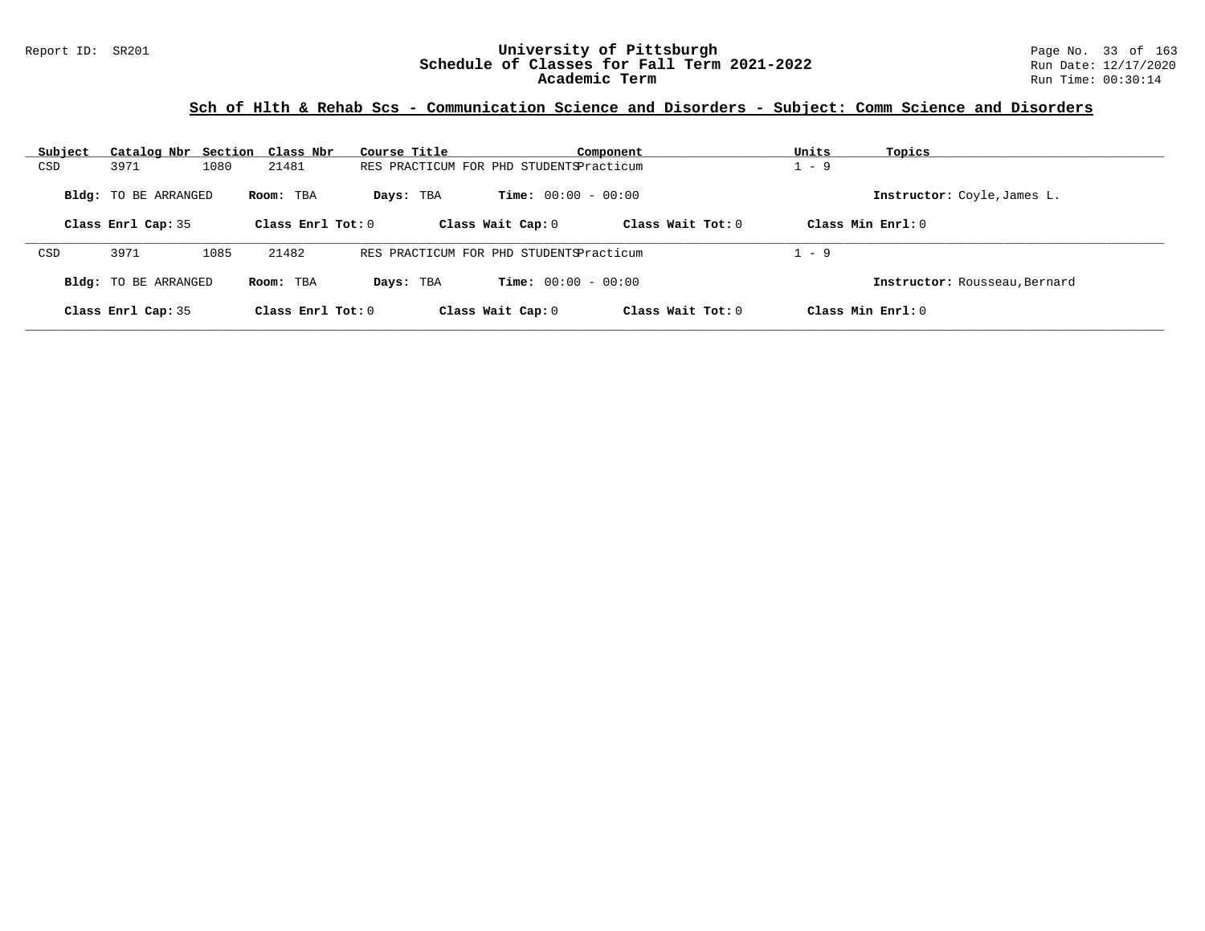## Sch of Hlth & Rehab Scs - Communication Science and Disorders - Subject: Comm Science and Disorders

| Subject | Catalog Nbr | Section | Class Nbr | Course Title | Component | Units | Topics |
|---|---|---|---|---|---|---|---|
| CSD | 3971 | 1080 | 21481 | RES PRACTICUM FOR PHD STUDENTS | Practicum | 1 - 9 | |

**Bldg:** TO BE ARRANGED **Room:** TBA **Days:** TBA **Time:** 00:00 - 00:00 **Instructor:** Coyle,James L.

**Class Enrl Cap:** 35 **Class Enrl Tot:** 0 **Class Wait Cap:** 0 **Class Wait Tot:** 0 **Class Min Enrl:** 0

| Subject | Catalog Nbr | Section | Class Nbr | Course Title | Component | Units | Topics |
|---|---|---|---|---|---|---|---|
| CSD | 3971 | 1085 | 21482 | RES PRACTICUM FOR PHD STUDENTS | Practicum | 1 - 9 | |

**Bldg:** TO BE ARRANGED **Room:** TBA **Days:** TBA **Time:** 00:00 - 00:00 **Instructor:** Rousseau,Bernard

**Class Enrl Cap:** 35 **Class Enrl Tot:** 0 **Class Wait Cap:** 0 **Class Wait Tot:** 0 **Class Min Enrl:** 0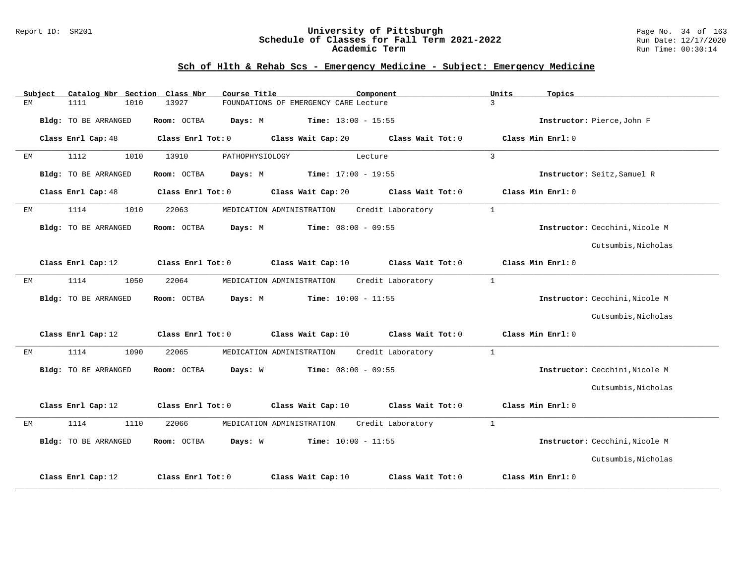## Sch of Hlth & Rehab Scs - Emergency Medicine - Subject: Emergency Medicine

| Subject | Catalog Nbr | Section | Class Nbr | Course Title | Component | Units | Topics |
|---|---|---|---|---|---|---|---|
| EM | 1111 | 1010 | 13927 | FOUNDATIONS OF EMERGENCY CARE | Lecture | 3 | |

**Bldg:** TO BE ARRANGED **Room:** OCTBA **Days:** M **Time:** 13:00 - 15:55 **Instructor:** Pierce,John F

**Class Enrl Cap:** 48 **Class Enrl Tot:** 0 **Class Wait Cap:** 20 **Class Wait Tot:** 0 **Class Min Enrl:** 0

| Subject | Catalog Nbr | Section | Class Nbr | Course Title | Component | Units | Topics |
|---|---|---|---|---|---|---|---|
| EM | 1112 | 1010 | 13910 | PATHOPHYSIOLOGY | Lecture | 3 | |

**Bldg:** TO BE ARRANGED **Room:** OCTBA **Days:** M **Time:** 17:00 - 19:55 **Instructor:** Seitz,Samuel R

**Class Enrl Cap:** 48 **Class Enrl Tot:** 0 **Class Wait Cap:** 20 **Class Wait Tot:** 0 **Class Min Enrl:** 0

| Subject | Catalog Nbr | Section | Class Nbr | Course Title | Component | Units | Topics |
|---|---|---|---|---|---|---|---|
| EM | 1114 | 1010 | 22063 | MEDICATION ADMINISTRATION | Credit Laboratory | 1 | |

**Bldg:** TO BE ARRANGED **Room:** OCTBA **Days:** M **Time:** 08:00 - 09:55 **Instructor:** Cecchini,Nicole M; Cutsumbis,Nicholas

**Class Enrl Cap:** 12 **Class Enrl Tot:** 0 **Class Wait Cap:** 10 **Class Wait Tot:** 0 **Class Min Enrl:** 0

| Subject | Catalog Nbr | Section | Class Nbr | Course Title | Component | Units | Topics |
|---|---|---|---|---|---|---|---|
| EM | 1114 | 1050 | 22064 | MEDICATION ADMINISTRATION | Credit Laboratory | 1 | |

**Bldg:** TO BE ARRANGED **Room:** OCTBA **Days:** M **Time:** 10:00 - 11:55 **Instructor:** Cecchini,Nicole M; Cutsumbis,Nicholas

**Class Enrl Cap:** 12 **Class Enrl Tot:** 0 **Class Wait Cap:** 10 **Class Wait Tot:** 0 **Class Min Enrl:** 0

| Subject | Catalog Nbr | Section | Class Nbr | Course Title | Component | Units | Topics |
|---|---|---|---|---|---|---|---|
| EM | 1114 | 1090 | 22065 | MEDICATION ADMINISTRATION | Credit Laboratory | 1 | |

**Bldg:** TO BE ARRANGED **Room:** OCTBA **Days:** W **Time:** 08:00 - 09:55 **Instructor:** Cecchini,Nicole M; Cutsumbis,Nicholas

**Class Enrl Cap:** 12 **Class Enrl Tot:** 0 **Class Wait Cap:** 10 **Class Wait Tot:** 0 **Class Min Enrl:** 0

| Subject | Catalog Nbr | Section | Class Nbr | Course Title | Component | Units | Topics |
|---|---|---|---|---|---|---|---|
| EM | 1114 | 1110 | 22066 | MEDICATION ADMINISTRATION | Credit Laboratory | 1 | |

**Bldg:** TO BE ARRANGED **Room:** OCTBA **Days:** W **Time:** 10:00 - 11:55 **Instructor:** Cecchini,Nicole M; Cutsumbis,Nicholas

**Class Enrl Cap:** 12 **Class Enrl Tot:** 0 **Class Wait Cap:** 10 **Class Wait Tot:** 0 **Class Min Enrl:** 0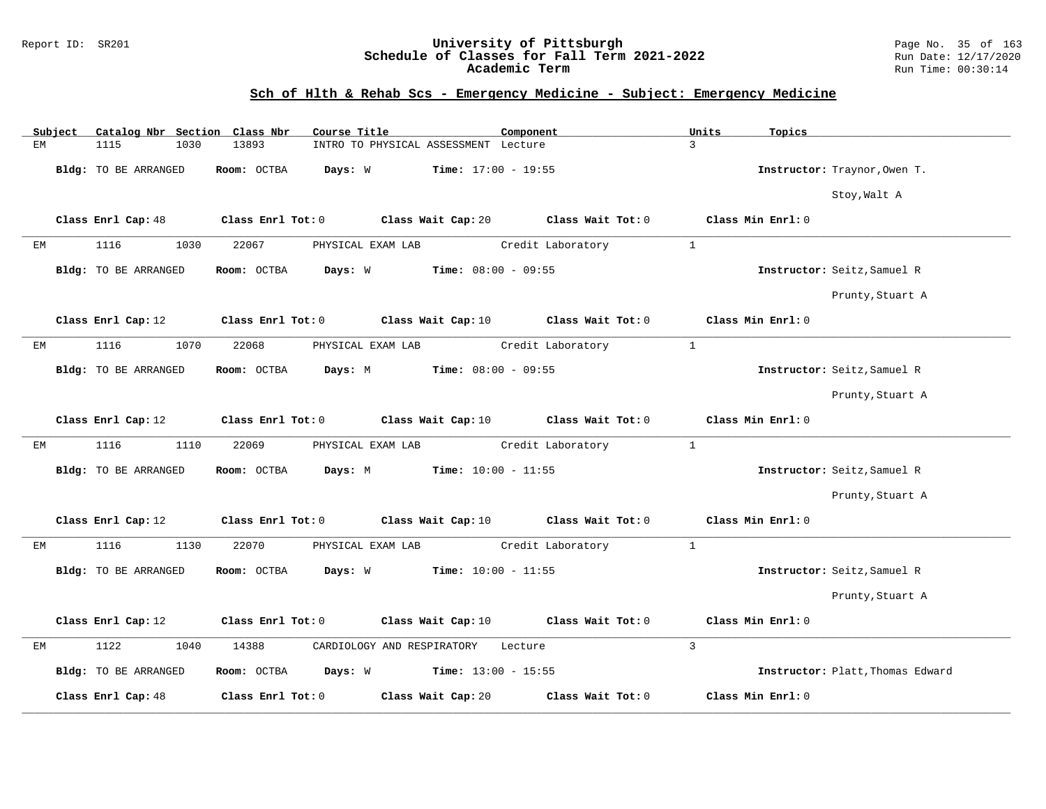## Sch of Hlth & Rehab Scs - Emergency Medicine - Subject: Emergency Medicine

| Subject | Catalog Nbr | Section | Class Nbr | Course Title | Component | Units | Topics |
|---|---|---|---|---|---|---|---|
| EM | 1115 | 1030 | 13893 | INTRO TO PHYSICAL ASSESSMENT | Lecture | 3 | |

**Bldg:** TO BE ARRANGED **Room:** OCTBA **Days:** W **Time:** 17:00 - 19:55 **Instructor:** Traynor,Owen T.; Stoy,Walt A

**Class Enrl Cap:** 48 **Class Enrl Tot:** 0 **Class Wait Cap:** 20 **Class Wait Tot:** 0 **Class Min Enrl:** 0

---

| Subject | Catalog Nbr | Section | Class Nbr | Course Title | Component | Units | Topics |
|---|---|---|---|---|---|---|---|
| EM | 1116 | 1030 | 22067 | PHYSICAL EXAM LAB | Credit Laboratory | 1 | |

**Bldg:** TO BE ARRANGED **Room:** OCTBA **Days:** W **Time:** 08:00 - 09:55 **Instructor:** Seitz,Samuel R; Prunty,Stuart A

**Class Enrl Cap:** 12 **Class Enrl Tot:** 0 **Class Wait Cap:** 10 **Class Wait Tot:** 0 **Class Min Enrl:** 0

---

| Subject | Catalog Nbr | Section | Class Nbr | Course Title | Component | Units | Topics |
|---|---|---|---|---|---|---|---|
| EM | 1116 | 1070 | 22068 | PHYSICAL EXAM LAB | Credit Laboratory | 1 | |

**Bldg:** TO BE ARRANGED **Room:** OCTBA **Days:** M **Time:** 08:00 - 09:55 **Instructor:** Seitz,Samuel R; Prunty,Stuart A

**Class Enrl Cap:** 12 **Class Enrl Tot:** 0 **Class Wait Cap:** 10 **Class Wait Tot:** 0 **Class Min Enrl:** 0

---

| Subject | Catalog Nbr | Section | Class Nbr | Course Title | Component | Units | Topics |
|---|---|---|---|---|---|---|---|
| EM | 1116 | 1110 | 22069 | PHYSICAL EXAM LAB | Credit Laboratory | 1 | |

**Bldg:** TO BE ARRANGED **Room:** OCTBA **Days:** M **Time:** 10:00 - 11:55 **Instructor:** Seitz,Samuel R; Prunty,Stuart A

**Class Enrl Cap:** 12 **Class Enrl Tot:** 0 **Class Wait Cap:** 10 **Class Wait Tot:** 0 **Class Min Enrl:** 0

---

| Subject | Catalog Nbr | Section | Class Nbr | Course Title | Component | Units | Topics |
|---|---|---|---|---|---|---|---|
| EM | 1116 | 1130 | 22070 | PHYSICAL EXAM LAB | Credit Laboratory | 1 | |

**Bldg:** TO BE ARRANGED **Room:** OCTBA **Days:** W **Time:** 10:00 - 11:55 **Instructor:** Seitz,Samuel R; Prunty,Stuart A

**Class Enrl Cap:** 12 **Class Enrl Tot:** 0 **Class Wait Cap:** 10 **Class Wait Tot:** 0 **Class Min Enrl:** 0

---

| Subject | Catalog Nbr | Section | Class Nbr | Course Title | Component | Units | Topics |
|---|---|---|---|---|---|---|---|
| EM | 1122 | 1040 | 14388 | CARDIOLOGY AND RESPIRATORY | Lecture | 3 | |

**Bldg:** TO BE ARRANGED **Room:** OCTBA **Days:** W **Time:** 13:00 - 15:55 **Instructor:** Platt,Thomas Edward

**Class Enrl Cap:** 48 **Class Enrl Tot:** 0 **Class Wait Cap:** 20 **Class Wait Tot:** 0 **Class Min Enrl:** 0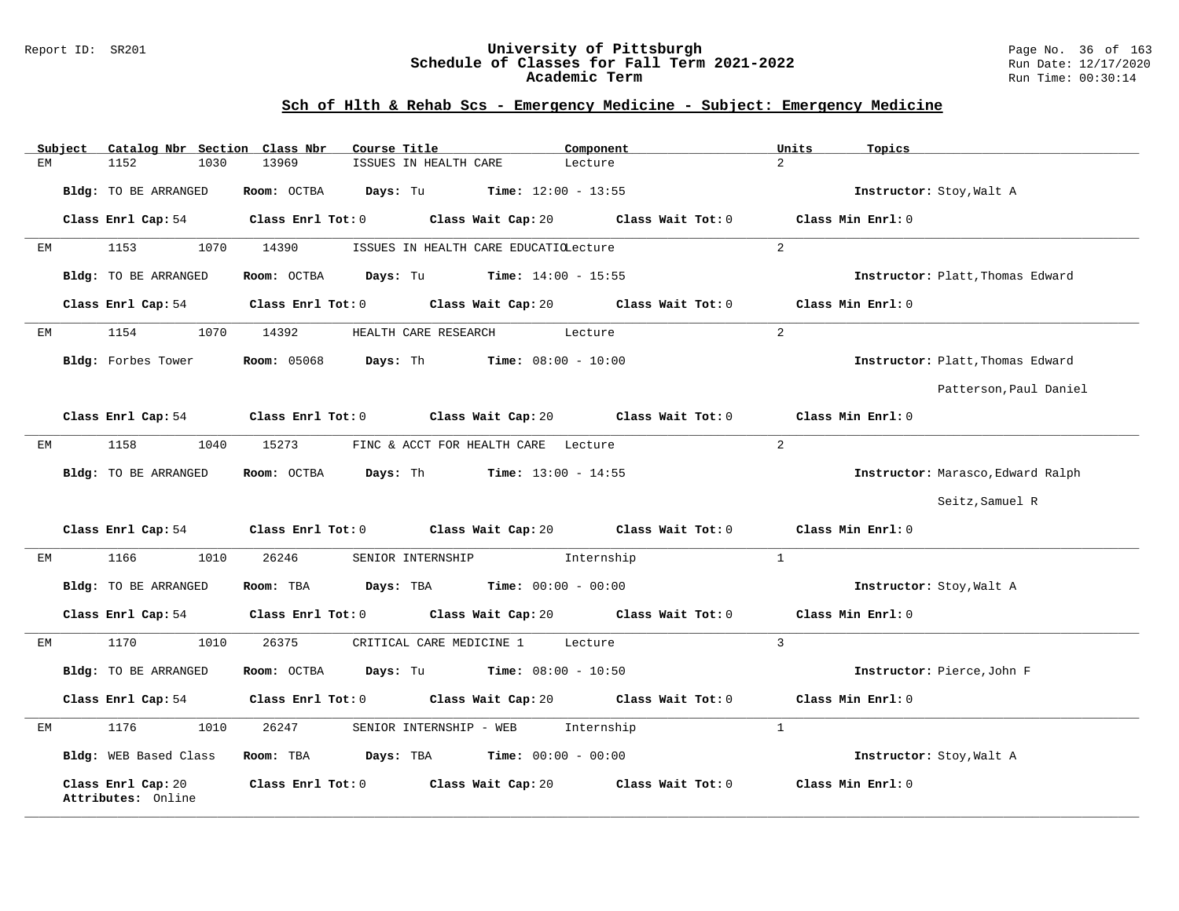# University of Pittsburgh
## Schedule of Classes for Fall Term 2021-2022
### Academic Term

Report ID: SR201

Run Date: 12/17/2020
Run Time: 00:30:14

## Sch of Hlth & Rehab Scs - Emergency Medicine - Subject: Emergency Medicine

| Subject | Catalog Nbr | Section | Class Nbr | Course Title | Component | Units | Topics |
|---|---|---|---|---|---|---|---|
| EM | 1152 | 1030 | 13969 | ISSUES IN HEALTH CARE | Lecture | 2 | |

**Bldg:** TO BE ARRANGED **Room:** OCTBA **Days:** Tu **Time:** 12:00 - 13:55 **Instructor:** Stoy,Walt A

**Class Enrl Cap:** 54 **Class Enrl Tot:** 0 **Class Wait Cap:** 20 **Class Wait Tot:** 0 **Class Min Enrl:** 0

| Subject | Catalog Nbr | Section | Class Nbr | Course Title | Component | Units | Topics |
|---|---|---|---|---|---|---|---|
| EM | 1153 | 1070 | 14390 | ISSUES IN HEALTH CARE EDUCATIO | Lecture | 2 | |

**Bldg:** TO BE ARRANGED **Room:** OCTBA **Days:** Tu **Time:** 14:00 - 15:55 **Instructor:** Platt,Thomas Edward

**Class Enrl Cap:** 54 **Class Enrl Tot:** 0 **Class Wait Cap:** 20 **Class Wait Tot:** 0 **Class Min Enrl:** 0

| Subject | Catalog Nbr | Section | Class Nbr | Course Title | Component | Units | Topics |
|---|---|---|---|---|---|---|---|
| EM | 1154 | 1070 | 14392 | HEALTH CARE RESEARCH | Lecture | 2 | |

**Bldg:** Forbes Tower **Room:** 05068 **Days:** Th **Time:** 08:00 - 10:00 **Instructor:** Platt,Thomas Edward; Patterson,Paul Daniel

**Class Enrl Cap:** 54 **Class Enrl Tot:** 0 **Class Wait Cap:** 20 **Class Wait Tot:** 0 **Class Min Enrl:** 0

| Subject | Catalog Nbr | Section | Class Nbr | Course Title | Component | Units | Topics |
|---|---|---|---|---|---|---|---|
| EM | 1158 | 1040 | 15273 | FINC & ACCT FOR HEALTH CARE | Lecture | 2 | |

**Bldg:** TO BE ARRANGED **Room:** OCTBA **Days:** Th **Time:** 13:00 - 14:55 **Instructor:** Marasco,Edward Ralph; Seitz,Samuel R

**Class Enrl Cap:** 54 **Class Enrl Tot:** 0 **Class Wait Cap:** 20 **Class Wait Tot:** 0 **Class Min Enrl:** 0

| Subject | Catalog Nbr | Section | Class Nbr | Course Title | Component | Units | Topics |
|---|---|---|---|---|---|---|---|
| EM | 1166 | 1010 | 26246 | SENIOR INTERNSHIP | Internship | 1 | |

**Bldg:** TO BE ARRANGED **Room:** TBA **Days:** TBA **Time:** 00:00 - 00:00 **Instructor:** Stoy,Walt A

**Class Enrl Cap:** 54 **Class Enrl Tot:** 0 **Class Wait Cap:** 20 **Class Wait Tot:** 0 **Class Min Enrl:** 0

| Subject | Catalog Nbr | Section | Class Nbr | Course Title | Component | Units | Topics |
|---|---|---|---|---|---|---|---|
| EM | 1170 | 1010 | 26375 | CRITICAL CARE MEDICINE 1 | Lecture | 3 | |

**Bldg:** TO BE ARRANGED **Room:** OCTBA **Days:** Tu **Time:** 08:00 - 10:50 **Instructor:** Pierce,John F

**Class Enrl Cap:** 54 **Class Enrl Tot:** 0 **Class Wait Cap:** 20 **Class Wait Tot:** 0 **Class Min Enrl:** 0

| Subject | Catalog Nbr | Section | Class Nbr | Course Title | Component | Units | Topics |
|---|---|---|---|---|---|---|---|
| EM | 1176 | 1010 | 26247 | SENIOR INTERNSHIP - WEB | Internship | 1 | |

**Bldg:** WEB Based Class **Room:** TBA **Days:** TBA **Time:** 00:00 - 00:00 **Instructor:** Stoy,Walt A

**Class Enrl Cap:** 20 **Class Enrl Tot:** 0 **Class Wait Cap:** 20 **Class Wait Tot:** 0 **Class Min Enrl:** 0

**Attributes:** Online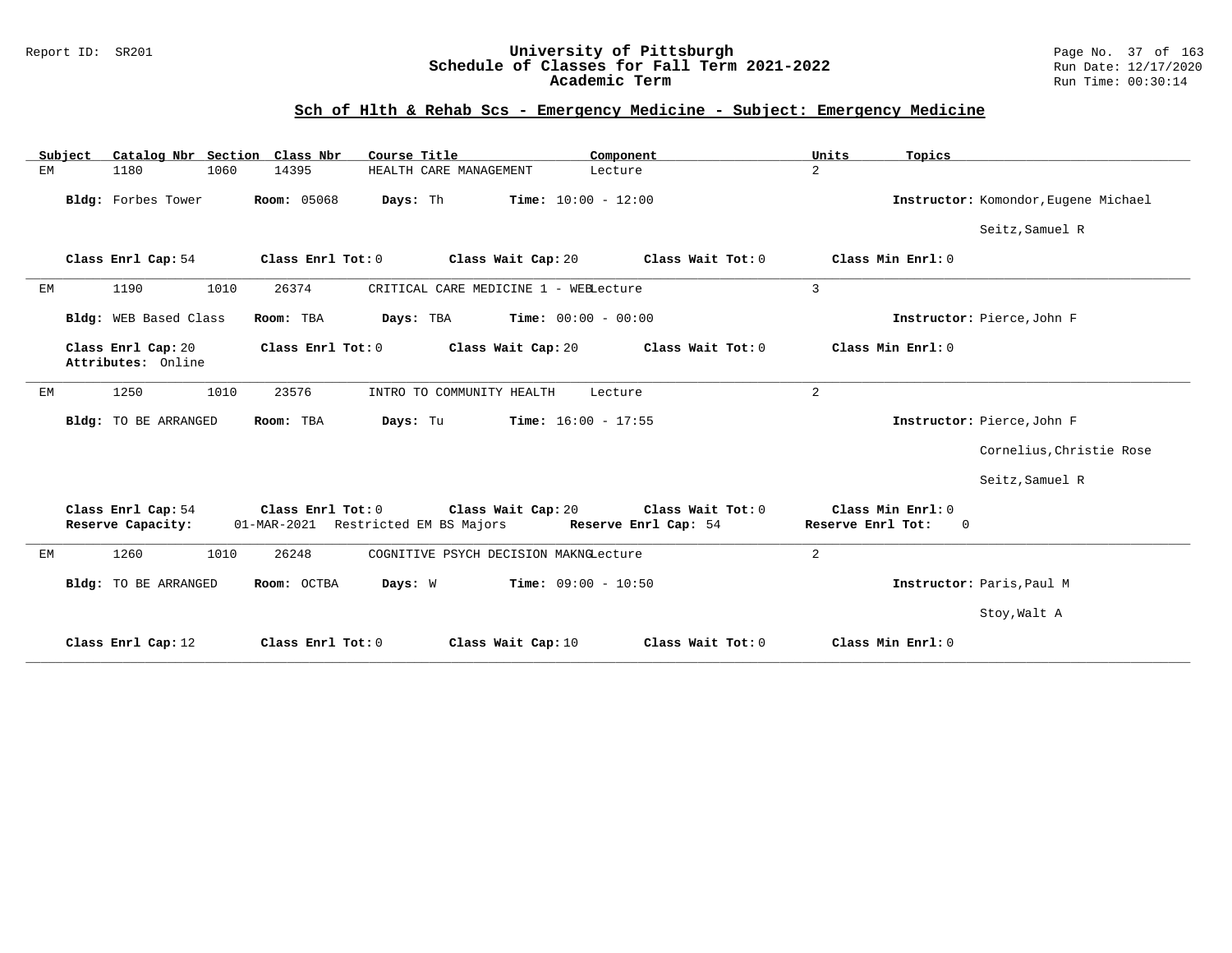## Sch of Hlth & Rehab Scs - Emergency Medicine - Subject: Emergency Medicine

| Subject | Catalog Nbr | Section | Class Nbr | Course Title | Component | Units | Topics |
|---|---|---|---|---|---|---|---|
| EM | 1180 | 1060 | 14395 | HEALTH CARE MANAGEMENT | Lecture | 2 | |

**Bldg:** Forbes Tower **Room:** 05068 **Days:** Th **Time:** 10:00 - 12:00 **Instructor:** Komondor,Eugene Michael; Seitz,Samuel R

**Class Enrl Cap:** 54 **Class Enrl Tot:** 0 **Class Wait Cap:** 20 **Class Wait Tot:** 0 **Class Min Enrl:** 0

---

| Subject | Catalog Nbr | Section | Class Nbr | Course Title | Component | Units | Topics |
|---|---|---|---|---|---|---|---|
| EM | 1190 | 1010 | 26374 | CRITICAL CARE MEDICINE 1 - WEB | Lecture | 3 | |

**Bldg:** WEB Based Class **Room:** TBA **Days:** TBA **Time:** 00:00 - 00:00 **Instructor:** Pierce,John F

**Class Enrl Cap:** 20 **Class Enrl Tot:** 0 **Class Wait Cap:** 20 **Class Wait Tot:** 0 **Class Min Enrl:** 0
**Attributes:** Online

---

| Subject | Catalog Nbr | Section | Class Nbr | Course Title | Component | Units | Topics |
|---|---|---|---|---|---|---|---|
| EM | 1250 | 1010 | 23576 | INTRO TO COMMUNITY HEALTH | Lecture | 2 | |

**Bldg:** TO BE ARRANGED **Room:** TBA **Days:** Tu **Time:** 16:00 - 17:55 **Instructor:** Pierce,John F; Cornelius,Christie Rose; Seitz,Samuel R

**Class Enrl Cap:** 54 **Class Enrl Tot:** 0 **Class Wait Cap:** 20 **Class Wait Tot:** 0 **Class Min Enrl:** 0
**Reserve Capacity:** 01-MAR-2021 Restricted EM BS Majors **Reserve Enrl Cap:** 54 **Reserve Enrl Tot:** 0

---

| Subject | Catalog Nbr | Section | Class Nbr | Course Title | Component | Units | Topics |
|---|---|---|---|---|---|---|---|
| EM | 1260 | 1010 | 26248 | COGNITIVE PSYCH DECISION MAKNG | Lecture | 2 | |

**Bldg:** TO BE ARRANGED **Room:** OCTBA **Days:** W **Time:** 09:00 - 10:50 **Instructor:** Paris,Paul M; Stoy,Walt A

**Class Enrl Cap:** 12 **Class Enrl Tot:** 0 **Class Wait Cap:** 10 **Class Wait Tot:** 0 **Class Min Enrl:** 0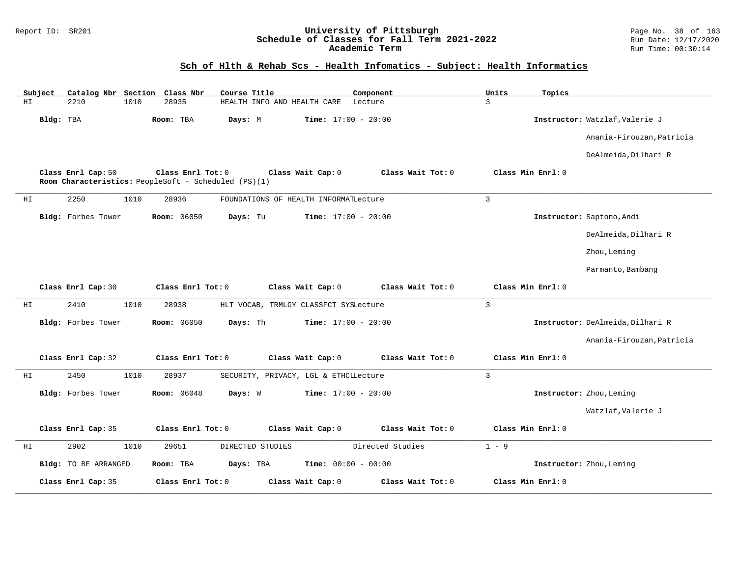## Sch of Hlth & Rehab Scs - Health Infomatics - Subject: Health Informatics

| Subject | Catalog Nbr | Section | Class Nbr | Course Title | Component | Units | Topics |
|---|---|---|---|---|---|---|---|
| HI | 2210 | 1010 | 28935 | HEALTH INFO AND HEALTH CARE | Lecture | 3 | |

**Bldg:** TBA **Room:** TBA **Days:** M **Time:** 17:00 - 20:00 **Instructor:** Watzlaf,Valerie J; Anania-Firouzan,Patricia; DeAlmeida,Dilhari R

**Class Enrl Cap:** 50 **Class Enrl Tot:** 0 **Class Wait Cap:** 0 **Class Wait Tot:** 0 **Class Min Enrl:** 0
**Room Characteristics:** PeopleSoft - Scheduled (PS)(1)

---

| Subject | Catalog Nbr | Section | Class Nbr | Course Title | Component | Units | Topics |
|---|---|---|---|---|---|---|---|
| HI | 2250 | 1010 | 28936 | FOUNDATIONS OF HEALTH INFORMAT | Lecture | 3 | |

**Bldg:** Forbes Tower **Room:** 06050 **Days:** Tu **Time:** 17:00 - 20:00 **Instructor:** Saptono,Andi; DeAlmeida,Dilhari R; Zhou,Leming; Parmanto,Bambang

**Class Enrl Cap:** 30 **Class Enrl Tot:** 0 **Class Wait Cap:** 0 **Class Wait Tot:** 0 **Class Min Enrl:** 0

---

| Subject | Catalog Nbr | Section | Class Nbr | Course Title | Component | Units | Topics |
|---|---|---|---|---|---|---|---|
| HI | 2410 | 1010 | 28938 | HLT VOCAB, TRMLGY CLASSFCT SYS | Lecture | 3 | |

**Bldg:** Forbes Tower **Room:** 06050 **Days:** Th **Time:** 17:00 - 20:00 **Instructor:** DeAlmeida,Dilhari R; Anania-Firouzan,Patricia

**Class Enrl Cap:** 32 **Class Enrl Tot:** 0 **Class Wait Cap:** 0 **Class Wait Tot:** 0 **Class Min Enrl:** 0

---

| Subject | Catalog Nbr | Section | Class Nbr | Course Title | Component | Units | Topics |
|---|---|---|---|---|---|---|---|
| HI | 2450 | 1010 | 28937 | SECURITY, PRIVACY, LGL & ETHCL | Lecture | 3 | |

**Bldg:** Forbes Tower **Room:** 06048 **Days:** W **Time:** 17:00 - 20:00 **Instructor:** Zhou,Leming; Watzlaf,Valerie J

**Class Enrl Cap:** 35 **Class Enrl Tot:** 0 **Class Wait Cap:** 0 **Class Wait Tot:** 0 **Class Min Enrl:** 0

---

| Subject | Catalog Nbr | Section | Class Nbr | Course Title | Component | Units | Topics |
|---|---|---|---|---|---|---|---|
| HI | 2902 | 1010 | 29651 | DIRECTED STUDIES | Directed Studies | 1 - 9 | |

**Bldg:** TO BE ARRANGED **Room:** TBA **Days:** TBA **Time:** 00:00 - 00:00 **Instructor:** Zhou,Leming

**Class Enrl Cap:** 35 **Class Enrl Tot:** 0 **Class Wait Cap:** 0 **Class Wait Tot:** 0 **Class Min Enrl:** 0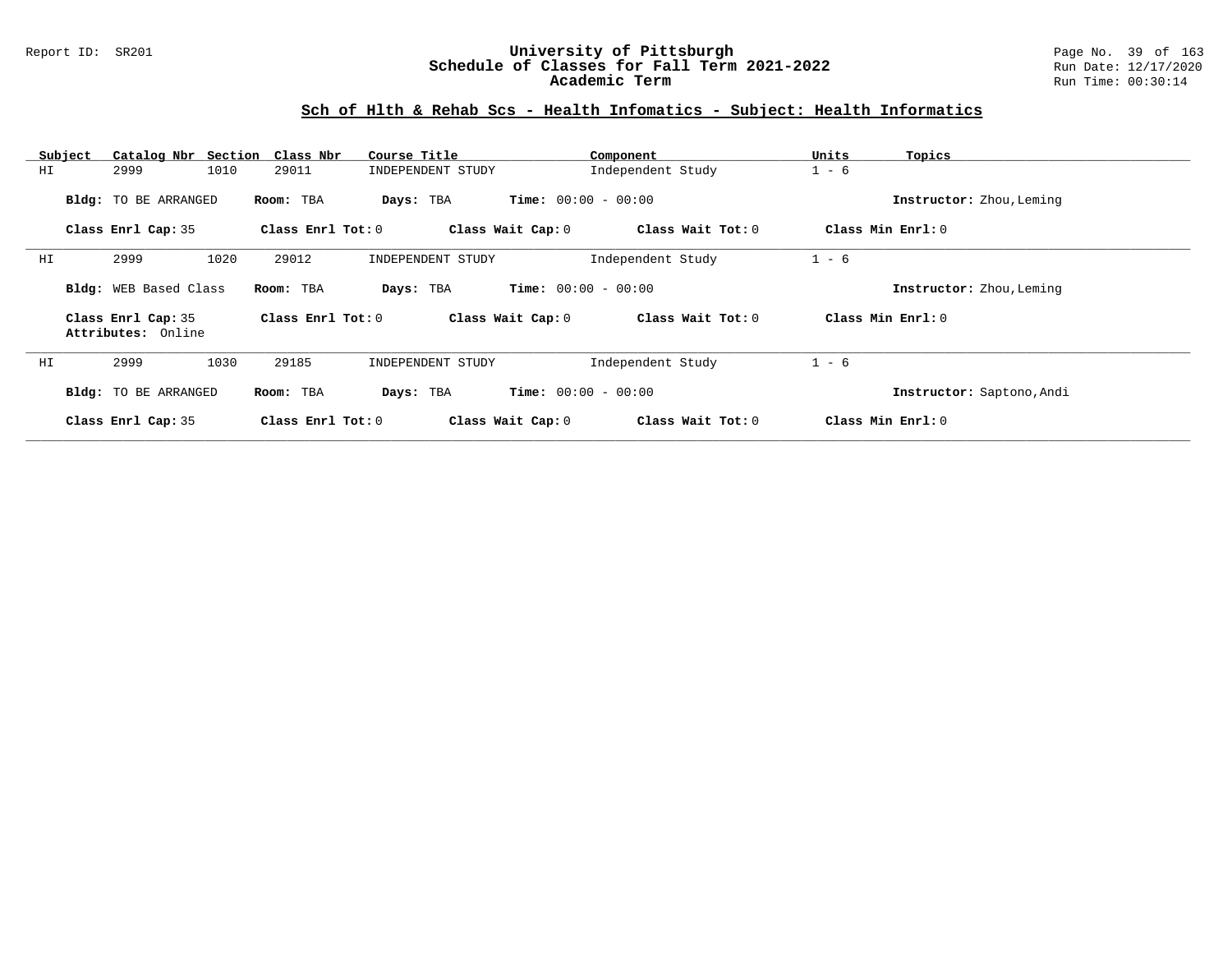## Sch of Hlth & Rehab Scs - Health Infomatics - Subject: Health Informatics

| Subject | Catalog Nbr | Section | Class Nbr | Course Title | Component | Units | Topics |
|---|---|---|---|---|---|---|---|
| HI | 2999 | 1010 | 29011 | INDEPENDENT STUDY | Independent Study | 1 - 6 | |

**Bldg:** TO BE ARRANGED **Room:** TBA **Days:** TBA **Time:** 00:00 - 00:00 **Instructor:** Zhou,Leming

**Class Enrl Cap:** 35 **Class Enrl Tot:** 0 **Class Wait Cap:** 0 **Class Wait Tot:** 0 **Class Min Enrl:** 0

---

| Subject | Catalog Nbr | Section | Class Nbr | Course Title | Component | Units | Topics |
|---|---|---|---|---|---|---|---|
| HI | 2999 | 1020 | 29012 | INDEPENDENT STUDY | Independent Study | 1 - 6 | |

**Bldg:** WEB Based Class **Room:** TBA **Days:** TBA **Time:** 00:00 - 00:00 **Instructor:** Zhou,Leming

**Class Enrl Cap:** 35 **Class Enrl Tot:** 0 **Class Wait Cap:** 0 **Class Wait Tot:** 0 **Class Min Enrl:** 0
**Attributes:** Online

---

| Subject | Catalog Nbr | Section | Class Nbr | Course Title | Component | Units | Topics |
|---|---|---|---|---|---|---|---|
| HI | 2999 | 1030 | 29185 | INDEPENDENT STUDY | Independent Study | 1 - 6 | |

**Bldg:** TO BE ARRANGED **Room:** TBA **Days:** TBA **Time:** 00:00 - 00:00 **Instructor:** Saptono,Andi

**Class Enrl Cap:** 35 **Class Enrl Tot:** 0 **Class Wait Cap:** 0 **Class Wait Tot:** 0 **Class Min Enrl:** 0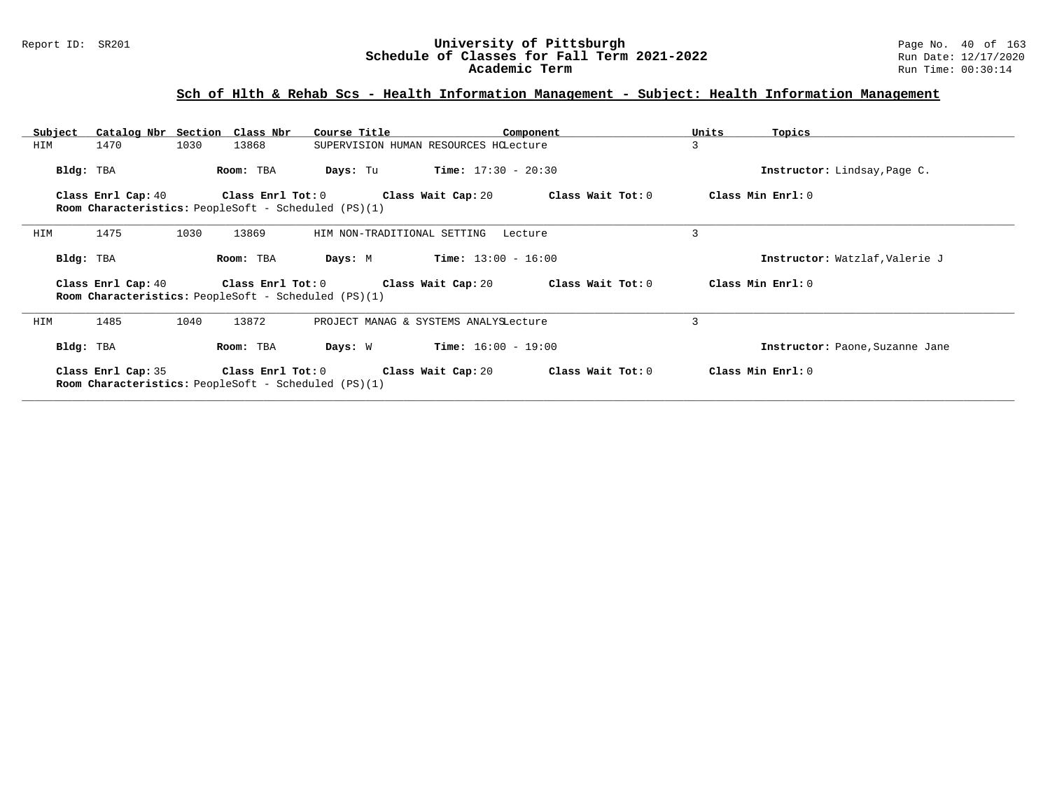## Sch of Hlth & Rehab Scs - Health Information Management - Subject: Health Information Management

| Subject | Catalog Nbr | Section | Class Nbr | Course Title | Component | Units | Topics |
|---|---|---|---|---|---|---|---|
| HIM | 1470 | 1030 | 13868 | SUPERVISION HUMAN RESOURCES HC | Lecture | 3 | |

**Bldg:** TBA **Room:** TBA **Days:** Tu **Time:** 17:30 - 20:30 **Instructor:** Lindsay,Page C.

**Class Enrl Cap:** 40 **Class Enrl Tot:** 0 **Class Wait Cap:** 20 **Class Wait Tot:** 0 **Class Min Enrl:** 0

**Room Characteristics:** PeopleSoft - Scheduled (PS)(1)

---

| Subject | Catalog Nbr | Section | Class Nbr | Course Title | Component | Units | Topics |
|---|---|---|---|---|---|---|---|
| HIM | 1475 | 1030 | 13869 | HIM NON-TRADITIONAL SETTING | Lecture | 3 | |

**Bldg:** TBA **Room:** TBA **Days:** M **Time:** 13:00 - 16:00 **Instructor:** Watzlaf,Valerie J

**Class Enrl Cap:** 40 **Class Enrl Tot:** 0 **Class Wait Cap:** 20 **Class Wait Tot:** 0 **Class Min Enrl:** 0

**Room Characteristics:** PeopleSoft - Scheduled (PS)(1)

---

| Subject | Catalog Nbr | Section | Class Nbr | Course Title | Component | Units | Topics |
|---|---|---|---|---|---|---|---|
| HIM | 1485 | 1040 | 13872 | PROJECT MANAG & SYSTEMS ANALYS | Lecture | 3 | |

**Bldg:** TBA **Room:** TBA **Days:** W **Time:** 16:00 - 19:00 **Instructor:** Paone,Suzanne Jane

**Class Enrl Cap:** 35 **Class Enrl Tot:** 0 **Class Wait Cap:** 20 **Class Wait Tot:** 0 **Class Min Enrl:** 0

**Room Characteristics:** PeopleSoft - Scheduled (PS)(1)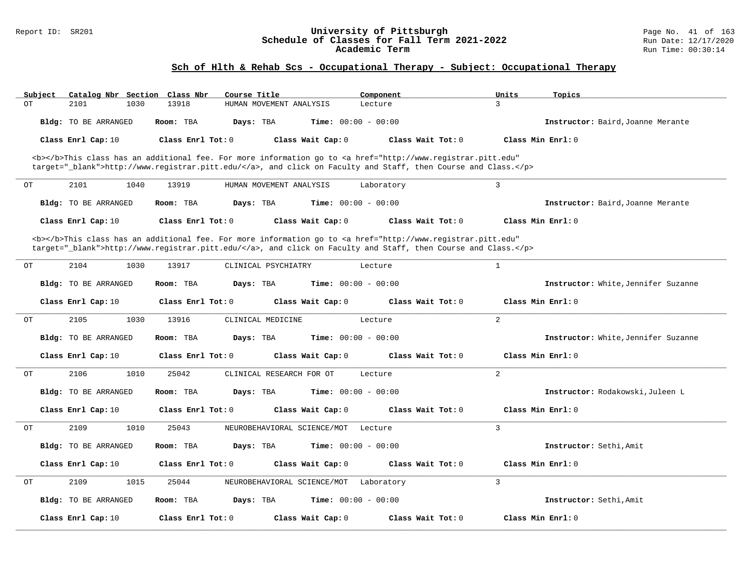## Sch of Hlth & Rehab Scs - Occupational Therapy - Subject: Occupational Therapy

| Subject | Catalog Nbr | Section | Class Nbr | Course Title | Component | Units | Topics |
|---|---|---|---|---|---|---|---|
| OT | 2101 | 1030 | 13918 | HUMAN MOVEMENT ANALYSIS | Lecture | 3 | |

**Bldg:** TO BE ARRANGED **Room:** TBA **Days:** TBA **Time:** 00:00 - 00:00 **Instructor:** Baird,Joanne Merante

**Class Enrl Cap:** 10 **Class Enrl Tot:** 0 **Class Wait Cap:** 0 **Class Wait Tot:** 0 **Class Min Enrl:** 0

<b></b>This class has an additional fee. For more information go to <a href="http://www.registrar.pitt.edu" target="_blank">http://www.registrar.pitt.edu/</a>, and click on Faculty and Staff, then Course and Class.</p>

---

| Subject | Catalog Nbr | Section | Class Nbr | Course Title | Component | Units | Topics |
|---|---|---|---|---|---|---|---|
| OT | 2101 | 1040 | 13919 | HUMAN MOVEMENT ANALYSIS | Laboratory | 3 | |

**Bldg:** TO BE ARRANGED **Room:** TBA **Days:** TBA **Time:** 00:00 - 00:00 **Instructor:** Baird,Joanne Merante

**Class Enrl Cap:** 10 **Class Enrl Tot:** 0 **Class Wait Cap:** 0 **Class Wait Tot:** 0 **Class Min Enrl:** 0

<b></b>This class has an additional fee. For more information go to <a href="http://www.registrar.pitt.edu" target="_blank">http://www.registrar.pitt.edu/</a>, and click on Faculty and Staff, then Course and Class.</p>

---

| Subject | Catalog Nbr | Section | Class Nbr | Course Title | Component | Units | Topics |
|---|---|---|---|---|---|---|---|
| OT | 2104 | 1030 | 13917 | CLINICAL PSYCHIATRY | Lecture | 1 | |

**Bldg:** TO BE ARRANGED **Room:** TBA **Days:** TBA **Time:** 00:00 - 00:00 **Instructor:** White,Jennifer Suzanne

**Class Enrl Cap:** 10 **Class Enrl Tot:** 0 **Class Wait Cap:** 0 **Class Wait Tot:** 0 **Class Min Enrl:** 0

---

| Subject | Catalog Nbr | Section | Class Nbr | Course Title | Component | Units | Topics |
|---|---|---|---|---|---|---|---|
| OT | 2105 | 1030 | 13916 | CLINICAL MEDICINE | Lecture | 2 | |

**Bldg:** TO BE ARRANGED **Room:** TBA **Days:** TBA **Time:** 00:00 - 00:00 **Instructor:** White,Jennifer Suzanne

**Class Enrl Cap:** 10 **Class Enrl Tot:** 0 **Class Wait Cap:** 0 **Class Wait Tot:** 0 **Class Min Enrl:** 0

---

| Subject | Catalog Nbr | Section | Class Nbr | Course Title | Component | Units | Topics |
|---|---|---|---|---|---|---|---|
| OT | 2106 | 1010 | 25042 | CLINICAL RESEARCH FOR OT | Lecture | 2 | |

**Bldg:** TO BE ARRANGED **Room:** TBA **Days:** TBA **Time:** 00:00 - 00:00 **Instructor:** Rodakowski,Juleen L

**Class Enrl Cap:** 10 **Class Enrl Tot:** 0 **Class Wait Cap:** 0 **Class Wait Tot:** 0 **Class Min Enrl:** 0

---

| Subject | Catalog Nbr | Section | Class Nbr | Course Title | Component | Units | Topics |
|---|---|---|---|---|---|---|---|
| OT | 2109 | 1010 | 25043 | NEUROBEHAVIORAL SCIENCE/MOT | Lecture | 3 | |

**Bldg:** TO BE ARRANGED **Room:** TBA **Days:** TBA **Time:** 00:00 - 00:00 **Instructor:** Sethi,Amit

**Class Enrl Cap:** 10 **Class Enrl Tot:** 0 **Class Wait Cap:** 0 **Class Wait Tot:** 0 **Class Min Enrl:** 0

---

| Subject | Catalog Nbr | Section | Class Nbr | Course Title | Component | Units | Topics |
|---|---|---|---|---|---|---|---|
| OT | 2109 | 1015 | 25044 | NEUROBEHAVIORAL SCIENCE/MOT | Laboratory | 3 | |

**Bldg:** TO BE ARRANGED **Room:** TBA **Days:** TBA **Time:** 00:00 - 00:00 **Instructor:** Sethi,Amit

**Class Enrl Cap:** 10 **Class Enrl Tot:** 0 **Class Wait Cap:** 0 **Class Wait Tot:** 0 **Class Min Enrl:** 0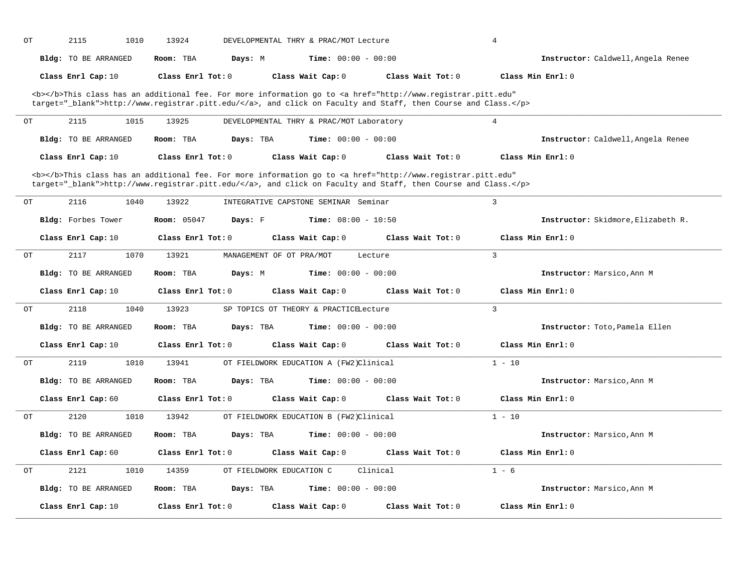OT 2115 1010 13924 DEVELOPMENTAL THRY & PRAC/MOT Lecture 4

**Bldg:** TO BE ARRANGED **Room:** TBA **Days:** M **Time:** 00:00 - 00:00 **Instructor:** Caldwell,Angela Renee

**Class Enrl Cap:** 10 **Class Enrl Tot:** 0 **Class Wait Cap:** 0 **Class Wait Tot:** 0 **Class Min Enrl:** 0

<b></b>This class has an additional fee. For more information go to <a href="http://www.registrar.pitt.edu" target="_blank">http://www.registrar.pitt.edu/</a>, and click on Faculty and Staff, then Course and Class.</p>

---

OT 2115 1015 13925 DEVELOPMENTAL THRY & PRAC/MOT Laboratory 4

**Bldg:** TO BE ARRANGED **Room:** TBA **Days:** TBA **Time:** 00:00 - 00:00 **Instructor:** Caldwell,Angela Renee

**Class Enrl Cap:** 10 **Class Enrl Tot:** 0 **Class Wait Cap:** 0 **Class Wait Tot:** 0 **Class Min Enrl:** 0

<b></b>This class has an additional fee. For more information go to <a href="http://www.registrar.pitt.edu" target="_blank">http://www.registrar.pitt.edu/</a>, and click on Faculty and Staff, then Course and Class.</p>

---

OT 2116 1040 13922 INTEGRATIVE CAPSTONE SEMINAR Seminar 3

**Bldg:** Forbes Tower **Room:** 05047 **Days:** F **Time:** 08:00 - 10:50 **Instructor:** Skidmore,Elizabeth R.

**Class Enrl Cap:** 10 **Class Enrl Tot:** 0 **Class Wait Cap:** 0 **Class Wait Tot:** 0 **Class Min Enrl:** 0

---

OT 2117 1070 13921 MANAGEMENT OF OT PRA/MOT Lecture 3

**Bldg:** TO BE ARRANGED **Room:** TBA **Days:** M **Time:** 00:00 - 00:00 **Instructor:** Marsico,Ann M

**Class Enrl Cap:** 10 **Class Enrl Tot:** 0 **Class Wait Cap:** 0 **Class Wait Tot:** 0 **Class Min Enrl:** 0

---

OT 2118 1040 13923 SP TOPICS OT THEORY & PRACTICE Lecture 3

**Bldg:** TO BE ARRANGED **Room:** TBA **Days:** TBA **Time:** 00:00 - 00:00 **Instructor:** Toto,Pamela Ellen

**Class Enrl Cap:** 10 **Class Enrl Tot:** 0 **Class Wait Cap:** 0 **Class Wait Tot:** 0 **Class Min Enrl:** 0

---

OT 2119 1010 13941 OT FIELDWORK EDUCATION A (FW2) Clinical 1 - 10

**Bldg:** TO BE ARRANGED **Room:** TBA **Days:** TBA **Time:** 00:00 - 00:00 **Instructor:** Marsico,Ann M

**Class Enrl Cap:** 60 **Class Enrl Tot:** 0 **Class Wait Cap:** 0 **Class Wait Tot:** 0 **Class Min Enrl:** 0

---

OT 2120 1010 13942 OT FIELDWORK EDUCATION B (FW2) Clinical 1 - 10

**Bldg:** TO BE ARRANGED **Room:** TBA **Days:** TBA **Time:** 00:00 - 00:00 **Instructor:** Marsico,Ann M

**Class Enrl Cap:** 60 **Class Enrl Tot:** 0 **Class Wait Cap:** 0 **Class Wait Tot:** 0 **Class Min Enrl:** 0

---

OT 2121 1010 14359 OT FIELDWORK EDUCATION C Clinical 1 - 6

**Bldg:** TO BE ARRANGED **Room:** TBA **Days:** TBA **Time:** 00:00 - 00:00 **Instructor:** Marsico,Ann M

**Class Enrl Cap:** 10 **Class Enrl Tot:** 0 **Class Wait Cap:** 0 **Class Wait Tot:** 0 **Class Min Enrl:** 0

---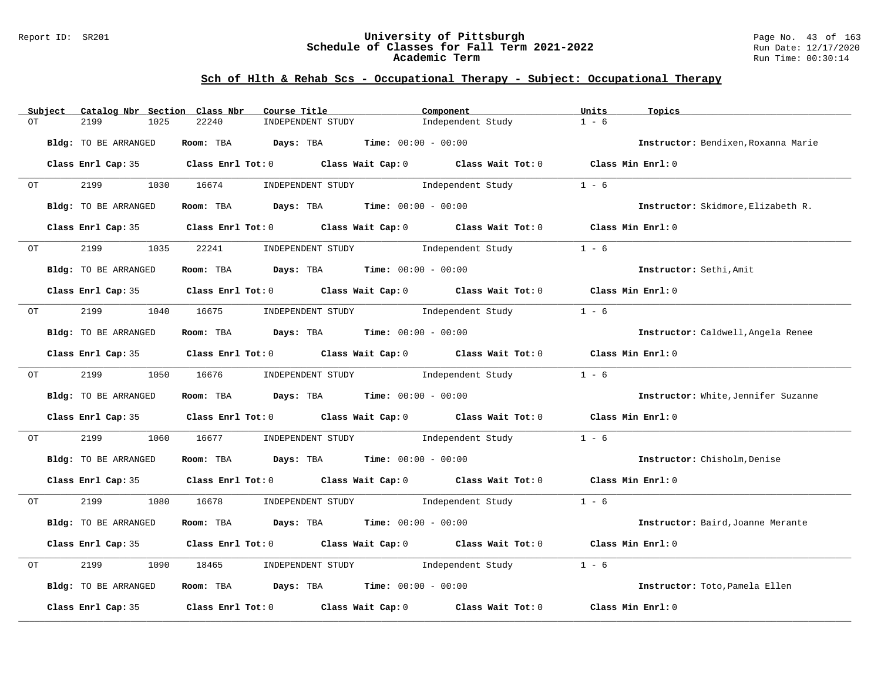## Sch of Hlth & Rehab Scs - Occupational Therapy - Subject: Occupational Therapy

| Subject | Catalog Nbr | Section | Class Nbr | Course Title | Component | Units | Topics |
|---|---|---|---|---|---|---|---|
| OT | 2199 | 1025 | 22240 | INDEPENDENT STUDY | Independent Study | 1 - 6 | |

**Bldg:** TO BE ARRANGED **Room:** TBA **Days:** TBA **Time:** 00:00 - 00:00 **Instructor:** Bendixen,Roxanna Marie

**Class Enrl Cap:** 35 **Class Enrl Tot:** 0 **Class Wait Cap:** 0 **Class Wait Tot:** 0 **Class Min Enrl:** 0

| Subject | Catalog Nbr | Section | Class Nbr | Course Title | Component | Units | Topics |
|---|---|---|---|---|---|---|---|
| OT | 2199 | 1030 | 16674 | INDEPENDENT STUDY | Independent Study | 1 - 6 | |

**Bldg:** TO BE ARRANGED **Room:** TBA **Days:** TBA **Time:** 00:00 - 00:00 **Instructor:** Skidmore,Elizabeth R.

**Class Enrl Cap:** 35 **Class Enrl Tot:** 0 **Class Wait Cap:** 0 **Class Wait Tot:** 0 **Class Min Enrl:** 0

| Subject | Catalog Nbr | Section | Class Nbr | Course Title | Component | Units | Topics |
|---|---|---|---|---|---|---|---|
| OT | 2199 | 1035 | 22241 | INDEPENDENT STUDY | Independent Study | 1 - 6 | |

**Bldg:** TO BE ARRANGED **Room:** TBA **Days:** TBA **Time:** 00:00 - 00:00 **Instructor:** Sethi,Amit

**Class Enrl Cap:** 35 **Class Enrl Tot:** 0 **Class Wait Cap:** 0 **Class Wait Tot:** 0 **Class Min Enrl:** 0

| Subject | Catalog Nbr | Section | Class Nbr | Course Title | Component | Units | Topics |
|---|---|---|---|---|---|---|---|
| OT | 2199 | 1040 | 16675 | INDEPENDENT STUDY | Independent Study | 1 - 6 | |

**Bldg:** TO BE ARRANGED **Room:** TBA **Days:** TBA **Time:** 00:00 - 00:00 **Instructor:** Caldwell,Angela Renee

**Class Enrl Cap:** 35 **Class Enrl Tot:** 0 **Class Wait Cap:** 0 **Class Wait Tot:** 0 **Class Min Enrl:** 0

| Subject | Catalog Nbr | Section | Class Nbr | Course Title | Component | Units | Topics |
|---|---|---|---|---|---|---|---|
| OT | 2199 | 1050 | 16676 | INDEPENDENT STUDY | Independent Study | 1 - 6 | |

**Bldg:** TO BE ARRANGED **Room:** TBA **Days:** TBA **Time:** 00:00 - 00:00 **Instructor:** White,Jennifer Suzanne

**Class Enrl Cap:** 35 **Class Enrl Tot:** 0 **Class Wait Cap:** 0 **Class Wait Tot:** 0 **Class Min Enrl:** 0

| Subject | Catalog Nbr | Section | Class Nbr | Course Title | Component | Units | Topics |
|---|---|---|---|---|---|---|---|
| OT | 2199 | 1060 | 16677 | INDEPENDENT STUDY | Independent Study | 1 - 6 | |

**Bldg:** TO BE ARRANGED **Room:** TBA **Days:** TBA **Time:** 00:00 - 00:00 **Instructor:** Chisholm,Denise

**Class Enrl Cap:** 35 **Class Enrl Tot:** 0 **Class Wait Cap:** 0 **Class Wait Tot:** 0 **Class Min Enrl:** 0

| Subject | Catalog Nbr | Section | Class Nbr | Course Title | Component | Units | Topics |
|---|---|---|---|---|---|---|---|
| OT | 2199 | 1080 | 16678 | INDEPENDENT STUDY | Independent Study | 1 - 6 | |

**Bldg:** TO BE ARRANGED **Room:** TBA **Days:** TBA **Time:** 00:00 - 00:00 **Instructor:** Baird,Joanne Merante

**Class Enrl Cap:** 35 **Class Enrl Tot:** 0 **Class Wait Cap:** 0 **Class Wait Tot:** 0 **Class Min Enrl:** 0

| Subject | Catalog Nbr | Section | Class Nbr | Course Title | Component | Units | Topics |
|---|---|---|---|---|---|---|---|
| OT | 2199 | 1090 | 18465 | INDEPENDENT STUDY | Independent Study | 1 - 6 | |

**Bldg:** TO BE ARRANGED **Room:** TBA **Days:** TBA **Time:** 00:00 - 00:00 **Instructor:** Toto,Pamela Ellen

**Class Enrl Cap:** 35 **Class Enrl Tot:** 0 **Class Wait Cap:** 0 **Class Wait Tot:** 0 **Class Min Enrl:** 0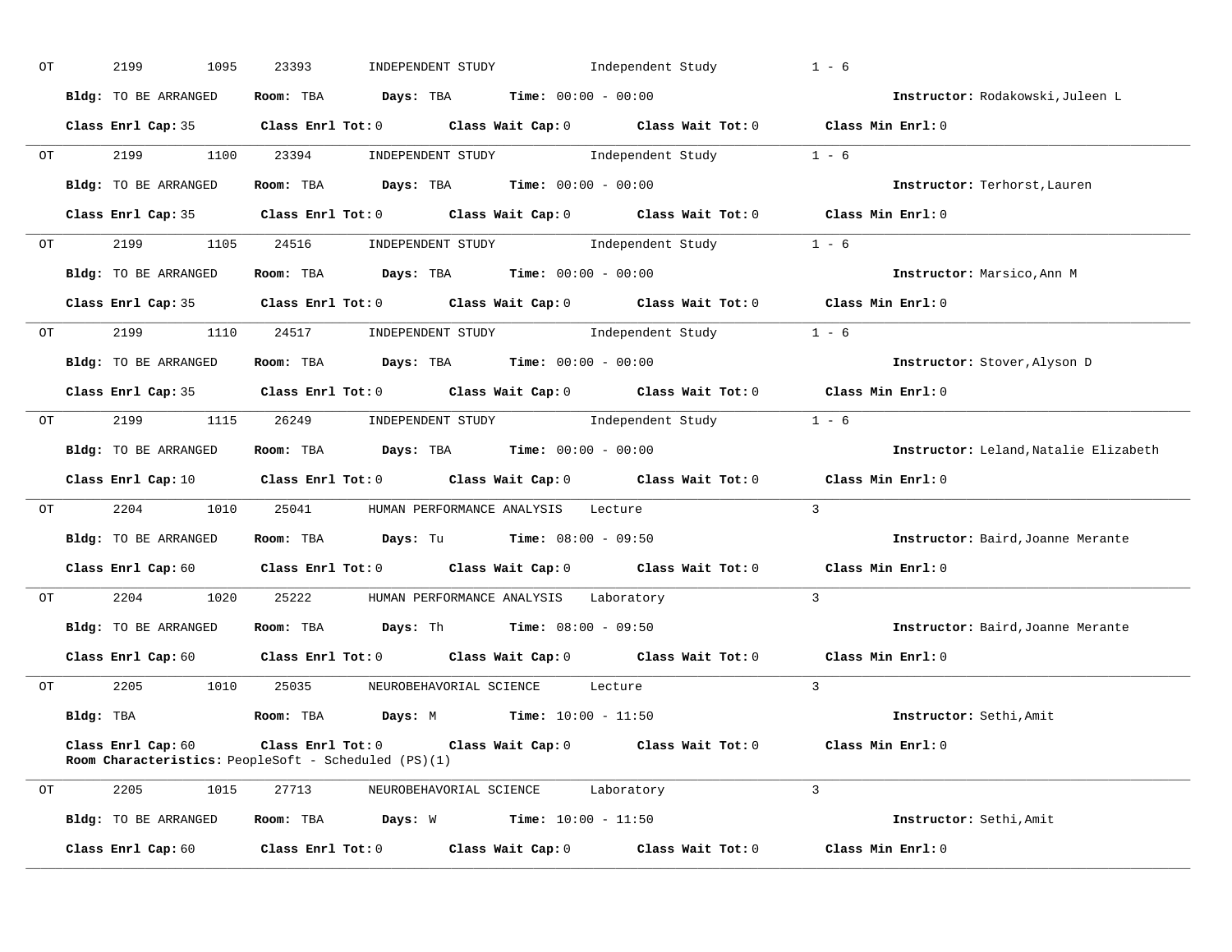OT 2199 1095 23393 INDEPENDENT STUDY Independent Study 1 - 6

**Bldg:** TO BE ARRANGED **Room:** TBA **Days:** TBA **Time:** 00:00 - 00:00 **Instructor:** Rodakowski,Juleen L

**Class Enrl Cap:** 35 **Class Enrl Tot:** 0 **Class Wait Cap:** 0 **Class Wait Tot:** 0 **Class Min Enrl:** 0

---

OT 2199 1100 23394 INDEPENDENT STUDY Independent Study 1 - 6

**Bldg:** TO BE ARRANGED **Room:** TBA **Days:** TBA **Time:** 00:00 - 00:00 **Instructor:** Terhorst,Lauren

**Class Enrl Cap:** 35 **Class Enrl Tot:** 0 **Class Wait Cap:** 0 **Class Wait Tot:** 0 **Class Min Enrl:** 0

---

OT 2199 1105 24516 INDEPENDENT STUDY Independent Study 1 - 6

**Bldg:** TO BE ARRANGED **Room:** TBA **Days:** TBA **Time:** 00:00 - 00:00 **Instructor:** Marsico,Ann M

**Class Enrl Cap:** 35 **Class Enrl Tot:** 0 **Class Wait Cap:** 0 **Class Wait Tot:** 0 **Class Min Enrl:** 0

---

OT 2199 1110 24517 INDEPENDENT STUDY Independent Study 1 - 6

**Bldg:** TO BE ARRANGED **Room:** TBA **Days:** TBA **Time:** 00:00 - 00:00 **Instructor:** Stover,Alyson D

**Class Enrl Cap:** 35 **Class Enrl Tot:** 0 **Class Wait Cap:** 0 **Class Wait Tot:** 0 **Class Min Enrl:** 0

---

OT 2199 1115 26249 INDEPENDENT STUDY Independent Study 1 - 6

**Bldg:** TO BE ARRANGED **Room:** TBA **Days:** TBA **Time:** 00:00 - 00:00 **Instructor:** Leland,Natalie Elizabeth

**Class Enrl Cap:** 10 **Class Enrl Tot:** 0 **Class Wait Cap:** 0 **Class Wait Tot:** 0 **Class Min Enrl:** 0

---

OT 2204 1010 25041 HUMAN PERFORMANCE ANALYSIS Lecture 3

**Bldg:** TO BE ARRANGED **Room:** TBA **Days:** Tu **Time:** 08:00 - 09:50 **Instructor:** Baird,Joanne Merante

**Class Enrl Cap:** 60 **Class Enrl Tot:** 0 **Class Wait Cap:** 0 **Class Wait Tot:** 0 **Class Min Enrl:** 0

---

OT 2204 1020 25222 HUMAN PERFORMANCE ANALYSIS Laboratory 3

**Bldg:** TO BE ARRANGED **Room:** TBA **Days:** Th **Time:** 08:00 - 09:50 **Instructor:** Baird,Joanne Merante

**Class Enrl Cap:** 60 **Class Enrl Tot:** 0 **Class Wait Cap:** 0 **Class Wait Tot:** 0 **Class Min Enrl:** 0

---

OT 2205 1010 25035 NEUROBEHAVORIAL SCIENCE Lecture 3

**Bldg:** TBA **Room:** TBA **Days:** M **Time:** 10:00 - 11:50 **Instructor:** Sethi,Amit

**Class Enrl Cap:** 60 **Class Enrl Tot:** 0 **Class Wait Cap:** 0 **Class Wait Tot:** 0 **Class Min Enrl:** 0
**Room Characteristics:** PeopleSoft - Scheduled (PS)(1)

---

OT 2205 1015 27713 NEUROBEHAVORIAL SCIENCE Laboratory 3

**Bldg:** TO BE ARRANGED **Room:** TBA **Days:** W **Time:** 10:00 - 11:50 **Instructor:** Sethi,Amit

**Class Enrl Cap:** 60 **Class Enrl Tot:** 0 **Class Wait Cap:** 0 **Class Wait Tot:** 0 **Class Min Enrl:** 0

---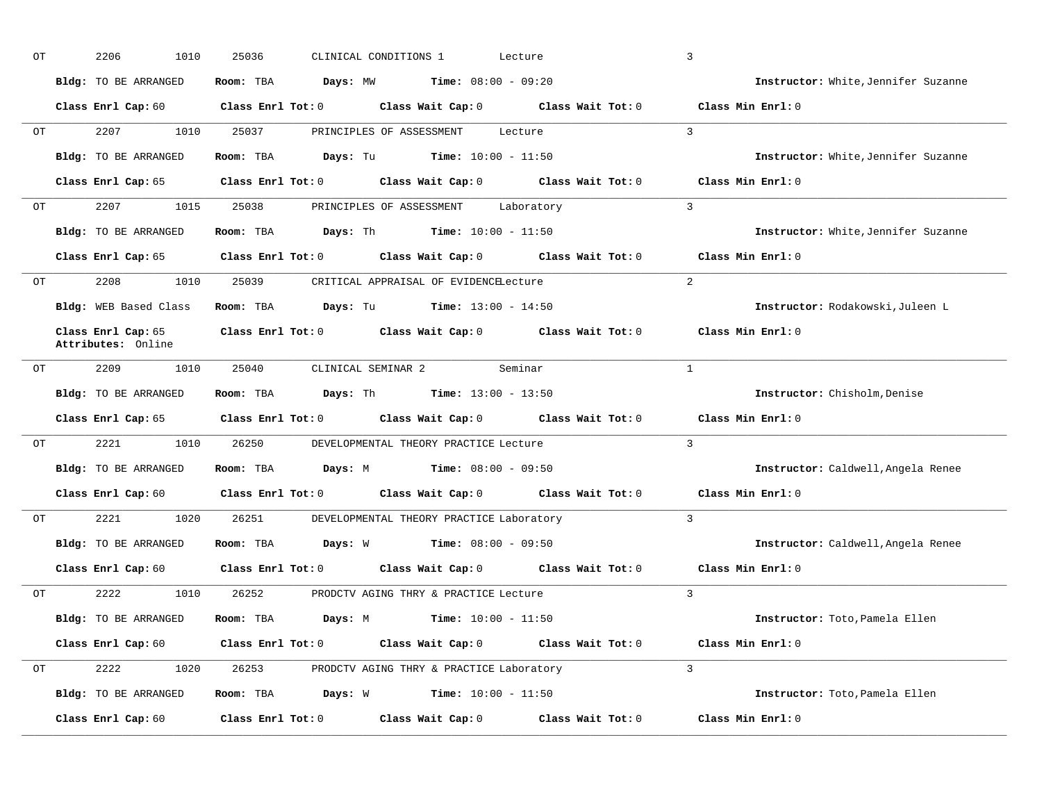OT 2206 1010 25036 CLINICAL CONDITIONS 1 Lecture 3

**Bldg:** TO BE ARRANGED **Room:** TBA **Days:** MW **Time:** 08:00 - 09:20 **Instructor:** White,Jennifer Suzanne

**Class Enrl Cap:** 60 **Class Enrl Tot:** 0 **Class Wait Cap:** 0 **Class Wait Tot:** 0 **Class Min Enrl:** 0

---

OT 2207 1010 25037 PRINCIPLES OF ASSESSMENT Lecture 3

**Bldg:** TO BE ARRANGED **Room:** TBA **Days:** Tu **Time:** 10:00 - 11:50 **Instructor:** White,Jennifer Suzanne

**Class Enrl Cap:** 65 **Class Enrl Tot:** 0 **Class Wait Cap:** 0 **Class Wait Tot:** 0 **Class Min Enrl:** 0

---

OT 2207 1015 25038 PRINCIPLES OF ASSESSMENT Laboratory 3

**Bldg:** TO BE ARRANGED **Room:** TBA **Days:** Th **Time:** 10:00 - 11:50 **Instructor:** White,Jennifer Suzanne

**Class Enrl Cap:** 65 **Class Enrl Tot:** 0 **Class Wait Cap:** 0 **Class Wait Tot:** 0 **Class Min Enrl:** 0

---

OT 2208 1010 25039 CRITICAL APPRAISAL OF EVIDENCE Lecture 2

**Bldg:** WEB Based Class **Room:** TBA **Days:** Tu **Time:** 13:00 - 14:50 **Instructor:** Rodakowski,Juleen L

**Class Enrl Cap:** 65 **Class Enrl Tot:** 0 **Class Wait Cap:** 0 **Class Wait Tot:** 0 **Class Min Enrl:** 0
**Attributes:** Online

---

OT 2209 1010 25040 CLINICAL SEMINAR 2 Seminar 1

**Bldg:** TO BE ARRANGED **Room:** TBA **Days:** Th **Time:** 13:00 - 13:50 **Instructor:** Chisholm,Denise

**Class Enrl Cap:** 65 **Class Enrl Tot:** 0 **Class Wait Cap:** 0 **Class Wait Tot:** 0 **Class Min Enrl:** 0

---

OT 2221 1010 26250 DEVELOPMENTAL THEORY PRACTICE Lecture 3

**Bldg:** TO BE ARRANGED **Room:** TBA **Days:** M **Time:** 08:00 - 09:50 **Instructor:** Caldwell,Angela Renee

**Class Enrl Cap:** 60 **Class Enrl Tot:** 0 **Class Wait Cap:** 0 **Class Wait Tot:** 0 **Class Min Enrl:** 0

---

OT 2221 1020 26251 DEVELOPMENTAL THEORY PRACTICE Laboratory 3

**Bldg:** TO BE ARRANGED **Room:** TBA **Days:** W **Time:** 08:00 - 09:50 **Instructor:** Caldwell,Angela Renee

**Class Enrl Cap:** 60 **Class Enrl Tot:** 0 **Class Wait Cap:** 0 **Class Wait Tot:** 0 **Class Min Enrl:** 0

---

OT 2222 1010 26252 PRODCTV AGING THRY & PRACTICE Lecture 3

**Bldg:** TO BE ARRANGED **Room:** TBA **Days:** M **Time:** 10:00 - 11:50 **Instructor:** Toto,Pamela Ellen

**Class Enrl Cap:** 60 **Class Enrl Tot:** 0 **Class Wait Cap:** 0 **Class Wait Tot:** 0 **Class Min Enrl:** 0

---

OT 2222 1020 26253 PRODCTV AGING THRY & PRACTICE Laboratory 3

**Bldg:** TO BE ARRANGED **Room:** TBA **Days:** W **Time:** 10:00 - 11:50 **Instructor:** Toto,Pamela Ellen

**Class Enrl Cap:** 60 **Class Enrl Tot:** 0 **Class Wait Cap:** 0 **Class Wait Tot:** 0 **Class Min Enrl:** 0

---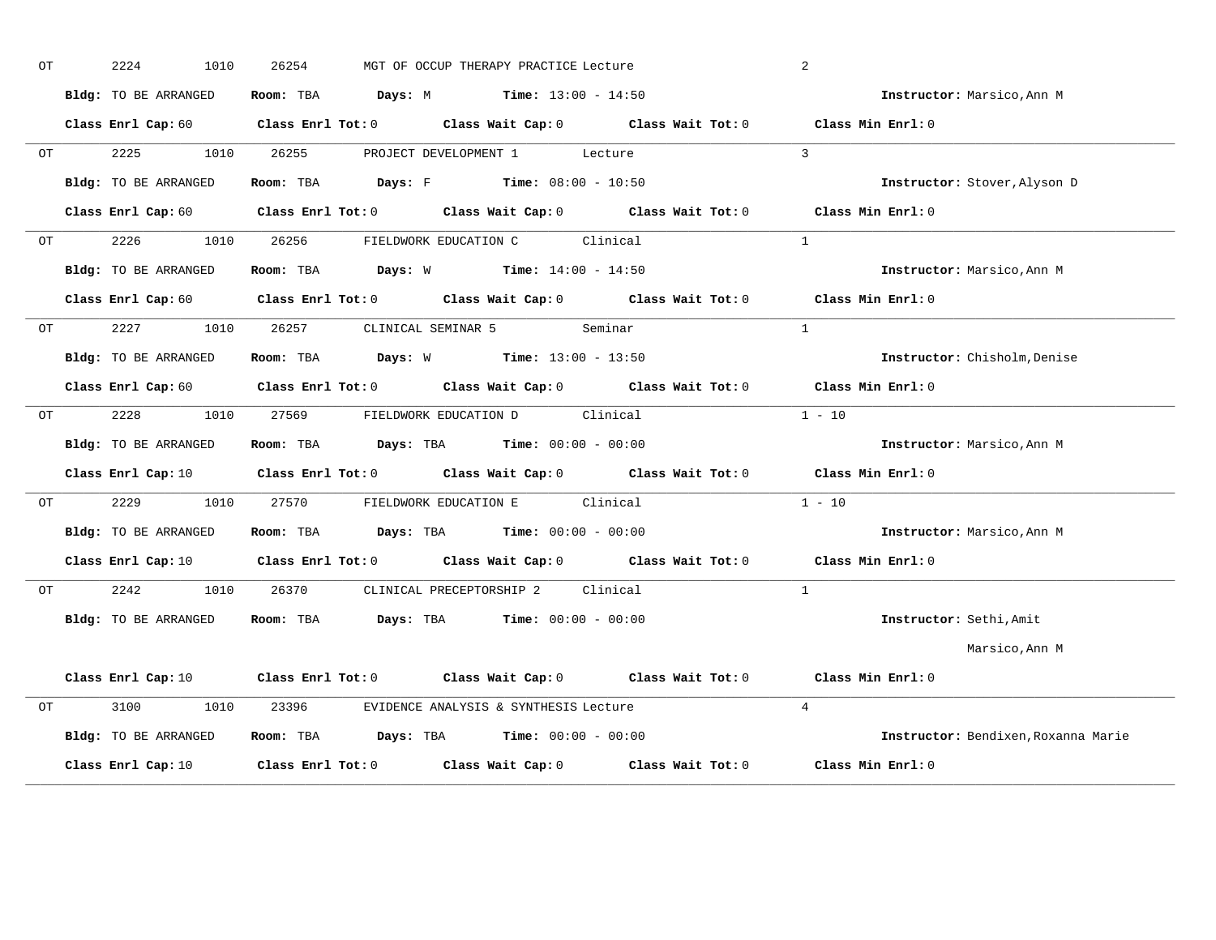OT 2224 1010 26254 MGT OF OCCUP THERAPY PRACTICE Lecture 2

**Bldg:** TO BE ARRANGED **Room:** TBA **Days:** M **Time:** 13:00 - 14:50 **Instructor:** Marsico,Ann M

**Class Enrl Cap:** 60 **Class Enrl Tot:** 0 **Class Wait Cap:** 0 **Class Wait Tot:** 0 **Class Min Enrl:** 0

---

OT 2225 1010 26255 PROJECT DEVELOPMENT 1 Lecture 3

**Bldg:** TO BE ARRANGED **Room:** TBA **Days:** F **Time:** 08:00 - 10:50 **Instructor:** Stover,Alyson D

**Class Enrl Cap:** 60 **Class Enrl Tot:** 0 **Class Wait Cap:** 0 **Class Wait Tot:** 0 **Class Min Enrl:** 0

---

OT 2226 1010 26256 FIELDWORK EDUCATION C Clinical 1

**Bldg:** TO BE ARRANGED **Room:** TBA **Days:** W **Time:** 14:00 - 14:50 **Instructor:** Marsico,Ann M

**Class Enrl Cap:** 60 **Class Enrl Tot:** 0 **Class Wait Cap:** 0 **Class Wait Tot:** 0 **Class Min Enrl:** 0

---

OT 2227 1010 26257 CLINICAL SEMINAR 5 Seminar 1

**Bldg:** TO BE ARRANGED **Room:** TBA **Days:** W **Time:** 13:00 - 13:50 **Instructor:** Chisholm,Denise

**Class Enrl Cap:** 60 **Class Enrl Tot:** 0 **Class Wait Cap:** 0 **Class Wait Tot:** 0 **Class Min Enrl:** 0

---

OT 2228 1010 27569 FIELDWORK EDUCATION D Clinical 1 - 10

**Bldg:** TO BE ARRANGED **Room:** TBA **Days:** TBA **Time:** 00:00 - 00:00 **Instructor:** Marsico,Ann M

**Class Enrl Cap:** 10 **Class Enrl Tot:** 0 **Class Wait Cap:** 0 **Class Wait Tot:** 0 **Class Min Enrl:** 0

---

OT 2229 1010 27570 FIELDWORK EDUCATION E Clinical 1 - 10

**Bldg:** TO BE ARRANGED **Room:** TBA **Days:** TBA **Time:** 00:00 - 00:00 **Instructor:** Marsico,Ann M

**Class Enrl Cap:** 10 **Class Enrl Tot:** 0 **Class Wait Cap:** 0 **Class Wait Tot:** 0 **Class Min Enrl:** 0

---

OT 2242 1010 26370 CLINICAL PRECEPTORSHIP 2 Clinical 1

**Bldg:** TO BE ARRANGED **Room:** TBA **Days:** TBA **Time:** 00:00 - 00:00 **Instructor:** Sethi,Amit
Marsico,Ann M

**Class Enrl Cap:** 10 **Class Enrl Tot:** 0 **Class Wait Cap:** 0 **Class Wait Tot:** 0 **Class Min Enrl:** 0

---

OT 3100 1010 23396 EVIDENCE ANALYSIS & SYNTHESIS Lecture 4

**Bldg:** TO BE ARRANGED **Room:** TBA **Days:** TBA **Time:** 00:00 - 00:00 **Instructor:** Bendixen,Roxanna Marie

**Class Enrl Cap:** 10 **Class Enrl Tot:** 0 **Class Wait Cap:** 0 **Class Wait Tot:** 0 **Class Min Enrl:** 0

---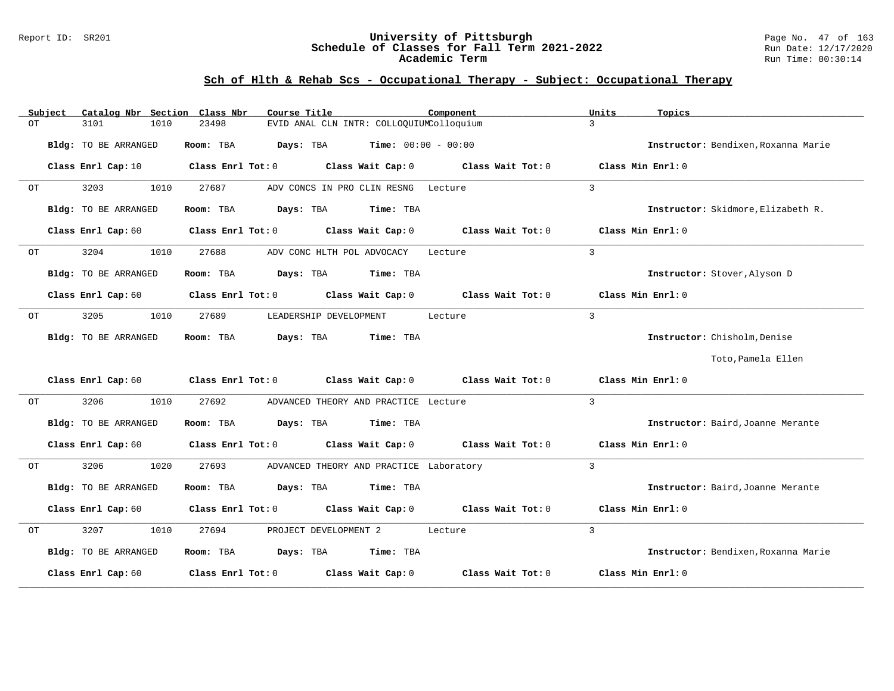# University of Pittsburgh
## Schedule of Classes for Fall Term 2021-2022
### Academic Term

Report ID: SR201 | Run Date: 12/17/2020 | Run Time: 00:30:14

## Sch of Hlth & Rehab Scs - Occupational Therapy - Subject: Occupational Therapy

| Subject | Catalog Nbr | Section | Class Nbr | Course Title | Component | Units | Topics |
|---|---|---|---|---|---|---|---|
| OT | 3101 | 1010 | 23498 | EVID ANAL CLN INTR: COLLOQUIUM | Colloquium | 3 | |

**Bldg:** TO BE ARRANGED **Room:** TBA **Days:** TBA **Time:** 00:00 - 00:00 **Instructor:** Bendixen,Roxanna Marie

**Class Enrl Cap:** 10 **Class Enrl Tot:** 0 **Class Wait Cap:** 0 **Class Wait Tot:** 0 **Class Min Enrl:** 0

---

| Subject | Catalog Nbr | Section | Class Nbr | Course Title | Component | Units | Topics |
|---|---|---|---|---|---|---|---|
| OT | 3203 | 1010 | 27687 | ADV CONCS IN PRO CLIN RESNG | Lecture | 3 | |

**Bldg:** TO BE ARRANGED **Room:** TBA **Days:** TBA **Time:** TBA **Instructor:** Skidmore,Elizabeth R.

**Class Enrl Cap:** 60 **Class Enrl Tot:** 0 **Class Wait Cap:** 0 **Class Wait Tot:** 0 **Class Min Enrl:** 0

---

| Subject | Catalog Nbr | Section | Class Nbr | Course Title | Component | Units | Topics |
|---|---|---|---|---|---|---|---|
| OT | 3204 | 1010 | 27688 | ADV CONC HLTH POL ADVOCACY | Lecture | 3 | |

**Bldg:** TO BE ARRANGED **Room:** TBA **Days:** TBA **Time:** TBA **Instructor:** Stover,Alyson D

**Class Enrl Cap:** 60 **Class Enrl Tot:** 0 **Class Wait Cap:** 0 **Class Wait Tot:** 0 **Class Min Enrl:** 0

---

| Subject | Catalog Nbr | Section | Class Nbr | Course Title | Component | Units | Topics |
|---|---|---|---|---|---|---|---|
| OT | 3205 | 1010 | 27689 | LEADERSHIP DEVELOPMENT | Lecture | 3 | |

**Bldg:** TO BE ARRANGED **Room:** TBA **Days:** TBA **Time:** TBA **Instructor:** Chisholm,Denise; Toto,Pamela Ellen

**Class Enrl Cap:** 60 **Class Enrl Tot:** 0 **Class Wait Cap:** 0 **Class Wait Tot:** 0 **Class Min Enrl:** 0

---

| Subject | Catalog Nbr | Section | Class Nbr | Course Title | Component | Units | Topics |
|---|---|---|---|---|---|---|---|
| OT | 3206 | 1010 | 27692 | ADVANCED THEORY AND PRACTICE | Lecture | 3 | |

**Bldg:** TO BE ARRANGED **Room:** TBA **Days:** TBA **Time:** TBA **Instructor:** Baird,Joanne Merante

**Class Enrl Cap:** 60 **Class Enrl Tot:** 0 **Class Wait Cap:** 0 **Class Wait Tot:** 0 **Class Min Enrl:** 0

---

| Subject | Catalog Nbr | Section | Class Nbr | Course Title | Component | Units | Topics |
|---|---|---|---|---|---|---|---|
| OT | 3206 | 1020 | 27693 | ADVANCED THEORY AND PRACTICE | Laboratory | 3 | |

**Bldg:** TO BE ARRANGED **Room:** TBA **Days:** TBA **Time:** TBA **Instructor:** Baird,Joanne Merante

**Class Enrl Cap:** 60 **Class Enrl Tot:** 0 **Class Wait Cap:** 0 **Class Wait Tot:** 0 **Class Min Enrl:** 0

---

| Subject | Catalog Nbr | Section | Class Nbr | Course Title | Component | Units | Topics |
|---|---|---|---|---|---|---|---|
| OT | 3207 | 1010 | 27694 | PROJECT DEVELOPMENT 2 | Lecture | 3 | |

**Bldg:** TO BE ARRANGED **Room:** TBA **Days:** TBA **Time:** TBA **Instructor:** Bendixen,Roxanna Marie

**Class Enrl Cap:** 60 **Class Enrl Tot:** 0 **Class Wait Cap:** 0 **Class Wait Tot:** 0 **Class Min Enrl:** 0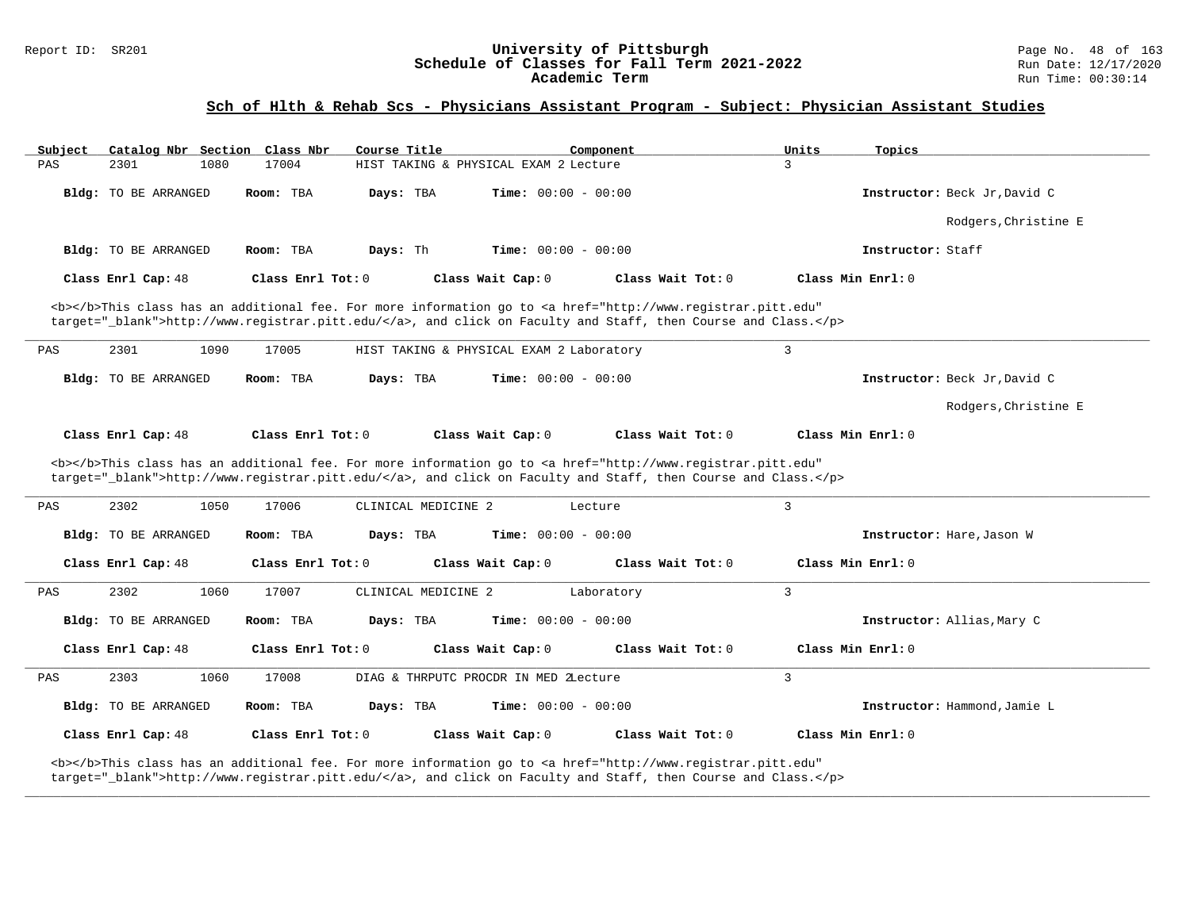## Sch of Hlth & Rehab Scs - Physicians Assistant Program - Subject: Physician Assistant Studies

| Subject | Catalog Nbr | Section | Class Nbr | Course Title | Component | Units | Topics |
|---|---|---|---|---|---|---|---|
| PAS | 2301 | 1080 | 17004 | HIST TAKING & PHYSICAL EXAM 2 | Lecture | 3 | |

**Bldg:** TO BE ARRANGED **Room:** TBA **Days:** TBA **Time:** 00:00 - 00:00 **Instructor:** Beck Jr,David C
Rodgers,Christine E

**Bldg:** TO BE ARRANGED **Room:** TBA **Days:** Th **Time:** 00:00 - 00:00 **Instructor:** Staff

**Class Enrl Cap:** 48 **Class Enrl Tot:** 0 **Class Wait Cap:** 0 **Class Wait Tot:** 0 **Class Min Enrl:** 0

<b></b>This class has an additional fee. For more information go to <a href="http://www.registrar.pitt.edu" target="_blank">http://www.registrar.pitt.edu/</a>, and click on Faculty and Staff, then Course and Class.</p>

---

| Subject | Catalog Nbr | Section | Class Nbr | Course Title | Component | Units | Topics |
|---|---|---|---|---|---|---|---|
| PAS | 2301 | 1090 | 17005 | HIST TAKING & PHYSICAL EXAM 2 | Laboratory | 3 | |

**Bldg:** TO BE ARRANGED **Room:** TBA **Days:** TBA **Time:** 00:00 - 00:00 **Instructor:** Beck Jr,David C
Rodgers,Christine E

**Class Enrl Cap:** 48 **Class Enrl Tot:** 0 **Class Wait Cap:** 0 **Class Wait Tot:** 0 **Class Min Enrl:** 0

<b></b>This class has an additional fee. For more information go to <a href="http://www.registrar.pitt.edu" target="_blank">http://www.registrar.pitt.edu/</a>, and click on Faculty and Staff, then Course and Class.</p>

---

| Subject | Catalog Nbr | Section | Class Nbr | Course Title | Component | Units | Topics |
|---|---|---|---|---|---|---|---|
| PAS | 2302 | 1050 | 17006 | CLINICAL MEDICINE 2 | Lecture | 3 | |

**Bldg:** TO BE ARRANGED **Room:** TBA **Days:** TBA **Time:** 00:00 - 00:00 **Instructor:** Hare,Jason W

**Class Enrl Cap:** 48 **Class Enrl Tot:** 0 **Class Wait Cap:** 0 **Class Wait Tot:** 0 **Class Min Enrl:** 0

---

| Subject | Catalog Nbr | Section | Class Nbr | Course Title | Component | Units | Topics |
|---|---|---|---|---|---|---|---|
| PAS | 2302 | 1060 | 17007 | CLINICAL MEDICINE 2 | Laboratory | 3 | |

**Bldg:** TO BE ARRANGED **Room:** TBA **Days:** TBA **Time:** 00:00 - 00:00 **Instructor:** Allias,Mary C

**Class Enrl Cap:** 48 **Class Enrl Tot:** 0 **Class Wait Cap:** 0 **Class Wait Tot:** 0 **Class Min Enrl:** 0

---

| Subject | Catalog Nbr | Section | Class Nbr | Course Title | Component | Units | Topics |
|---|---|---|---|---|---|---|---|
| PAS | 2303 | 1060 | 17008 | DIAG & THRPUTC PROCDR IN MED 2 | Lecture | 3 | |

**Bldg:** TO BE ARRANGED **Room:** TBA **Days:** TBA **Time:** 00:00 - 00:00 **Instructor:** Hammond,Jamie L

**Class Enrl Cap:** 48 **Class Enrl Tot:** 0 **Class Wait Cap:** 0 **Class Wait Tot:** 0 **Class Min Enrl:** 0

<b></b>This class has an additional fee. For more information go to <a href="http://www.registrar.pitt.edu" target="_blank">http://www.registrar.pitt.edu/</a>, and click on Faculty and Staff, then Course and Class.</p>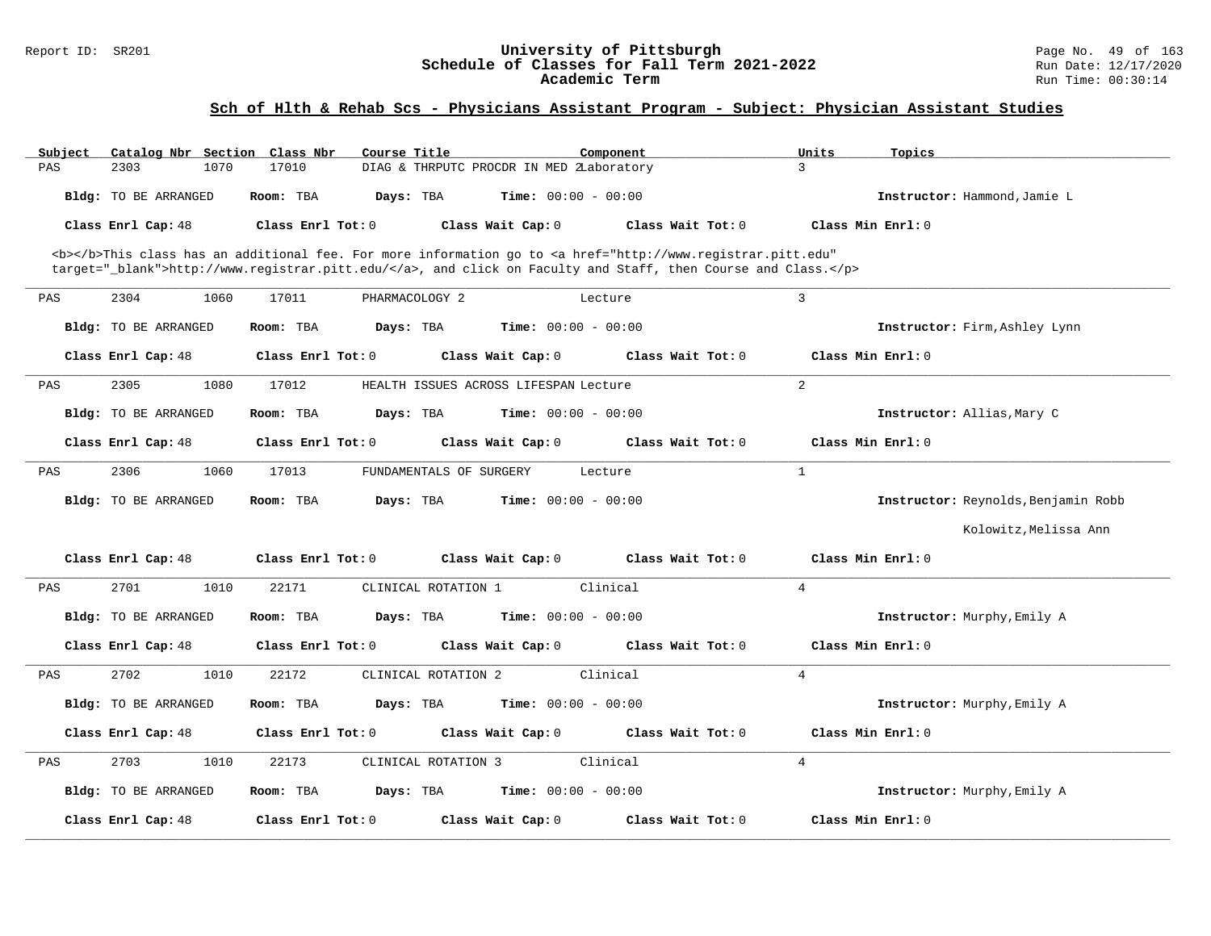## Sch of Hlth & Rehab Scs - Physicians Assistant Program - Subject: Physician Assistant Studies

| Subject | Catalog Nbr | Section | Class Nbr | Course Title | Component | Units | Topics |
|---|---|---|---|---|---|---|---|
| PAS | 2303 | 1070 | 17010 | DIAG & THRPUTC PROCDR IN MED 2 | Laboratory | 3 | |

**Bldg:** TO BE ARRANGED **Room:** TBA **Days:** TBA **Time:** 00:00 - 00:00 **Instructor:** Hammond,Jamie L

**Class Enrl Cap:** 48 **Class Enrl Tot:** 0 **Class Wait Cap:** 0 **Class Wait Tot:** 0 **Class Min Enrl:** 0

<b></b>This class has an additional fee. For more information go to <a href="http://www.registrar.pitt.edu" target="_blank">http://www.registrar.pitt.edu/</a>, and click on Faculty and Staff, then Course and Class.</p>

---

| Subject | Catalog Nbr | Section | Class Nbr | Course Title | Component | Units | Topics |
|---|---|---|---|---|---|---|---|
| PAS | 2304 | 1060 | 17011 | PHARMACOLOGY 2 | Lecture | 3 | |

**Bldg:** TO BE ARRANGED **Room:** TBA **Days:** TBA **Time:** 00:00 - 00:00 **Instructor:** Firm,Ashley Lynn

**Class Enrl Cap:** 48 **Class Enrl Tot:** 0 **Class Wait Cap:** 0 **Class Wait Tot:** 0 **Class Min Enrl:** 0

---

| Subject | Catalog Nbr | Section | Class Nbr | Course Title | Component | Units | Topics |
|---|---|---|---|---|---|---|---|
| PAS | 2305 | 1080 | 17012 | HEALTH ISSUES ACROSS LIFESPAN | Lecture | 2 | |

**Bldg:** TO BE ARRANGED **Room:** TBA **Days:** TBA **Time:** 00:00 - 00:00 **Instructor:** Allias,Mary C

**Class Enrl Cap:** 48 **Class Enrl Tot:** 0 **Class Wait Cap:** 0 **Class Wait Tot:** 0 **Class Min Enrl:** 0

---

| Subject | Catalog Nbr | Section | Class Nbr | Course Title | Component | Units | Topics |
|---|---|---|---|---|---|---|---|
| PAS | 2306 | 1060 | 17013 | FUNDAMENTALS OF SURGERY | Lecture | 1 | |

**Bldg:** TO BE ARRANGED **Room:** TBA **Days:** TBA **Time:** 00:00 - 00:00 **Instructor:** Reynolds,Benjamin Robb; Kolowitz,Melissa Ann

**Class Enrl Cap:** 48 **Class Enrl Tot:** 0 **Class Wait Cap:** 0 **Class Wait Tot:** 0 **Class Min Enrl:** 0

---

| Subject | Catalog Nbr | Section | Class Nbr | Course Title | Component | Units | Topics |
|---|---|---|---|---|---|---|---|
| PAS | 2701 | 1010 | 22171 | CLINICAL ROTATION 1 | Clinical | 4 | |

**Bldg:** TO BE ARRANGED **Room:** TBA **Days:** TBA **Time:** 00:00 - 00:00 **Instructor:** Murphy,Emily A

**Class Enrl Cap:** 48 **Class Enrl Tot:** 0 **Class Wait Cap:** 0 **Class Wait Tot:** 0 **Class Min Enrl:** 0

---

| Subject | Catalog Nbr | Section | Class Nbr | Course Title | Component | Units | Topics |
|---|---|---|---|---|---|---|---|
| PAS | 2702 | 1010 | 22172 | CLINICAL ROTATION 2 | Clinical | 4 | |

**Bldg:** TO BE ARRANGED **Room:** TBA **Days:** TBA **Time:** 00:00 - 00:00 **Instructor:** Murphy,Emily A

**Class Enrl Cap:** 48 **Class Enrl Tot:** 0 **Class Wait Cap:** 0 **Class Wait Tot:** 0 **Class Min Enrl:** 0

---

| Subject | Catalog Nbr | Section | Class Nbr | Course Title | Component | Units | Topics |
|---|---|---|---|---|---|---|---|
| PAS | 2703 | 1010 | 22173 | CLINICAL ROTATION 3 | Clinical | 4 | |

**Bldg:** TO BE ARRANGED **Room:** TBA **Days:** TBA **Time:** 00:00 - 00:00 **Instructor:** Murphy,Emily A

**Class Enrl Cap:** 48 **Class Enrl Tot:** 0 **Class Wait Cap:** 0 **Class Wait Tot:** 0 **Class Min Enrl:** 0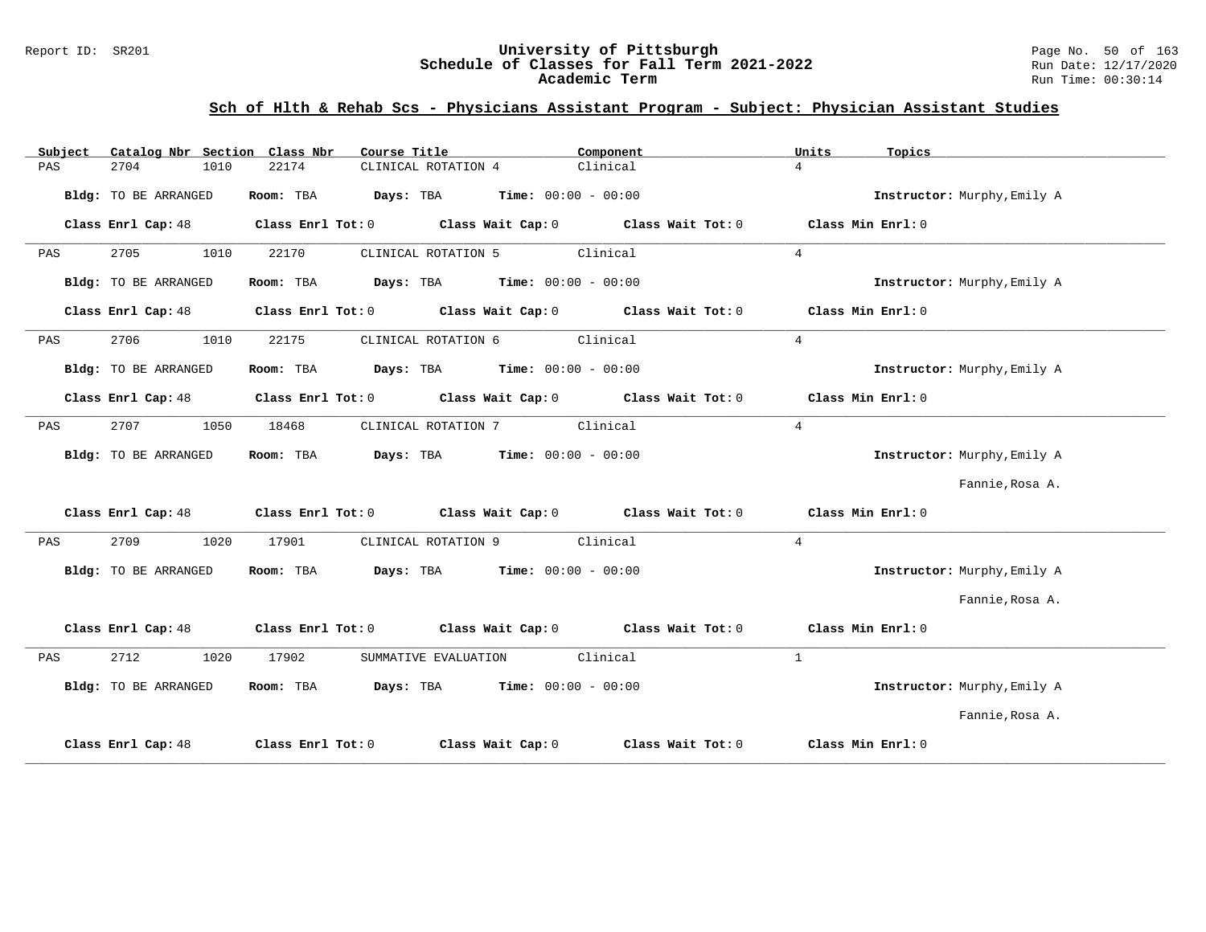## Sch of Hlth & Rehab Scs - Physicians Assistant Program - Subject: Physician Assistant Studies

| Subject | Catalog Nbr | Section | Class Nbr | Course Title | Component | Units | Topics |
|---|---|---|---|---|---|---|---|
| PAS | 2704 | 1010 | 22174 | CLINICAL ROTATION 4 | Clinical | 4 | |

**Bldg:** TO BE ARRANGED **Room:** TBA **Days:** TBA **Time:** 00:00 - 00:00 **Instructor:** Murphy,Emily A

**Class Enrl Cap:** 48 **Class Enrl Tot:** 0 **Class Wait Cap:** 0 **Class Wait Tot:** 0 **Class Min Enrl:** 0

---

| Subject | Catalog Nbr | Section | Class Nbr | Course Title | Component | Units | Topics |
|---|---|---|---|---|---|---|---|
| PAS | 2705 | 1010 | 22170 | CLINICAL ROTATION 5 | Clinical | 4 | |

**Bldg:** TO BE ARRANGED **Room:** TBA **Days:** TBA **Time:** 00:00 - 00:00 **Instructor:** Murphy,Emily A

**Class Enrl Cap:** 48 **Class Enrl Tot:** 0 **Class Wait Cap:** 0 **Class Wait Tot:** 0 **Class Min Enrl:** 0

---

| Subject | Catalog Nbr | Section | Class Nbr | Course Title | Component | Units | Topics |
|---|---|---|---|---|---|---|---|
| PAS | 2706 | 1010 | 22175 | CLINICAL ROTATION 6 | Clinical | 4 | |

**Bldg:** TO BE ARRANGED **Room:** TBA **Days:** TBA **Time:** 00:00 - 00:00 **Instructor:** Murphy,Emily A

**Class Enrl Cap:** 48 **Class Enrl Tot:** 0 **Class Wait Cap:** 0 **Class Wait Tot:** 0 **Class Min Enrl:** 0

---

| Subject | Catalog Nbr | Section | Class Nbr | Course Title | Component | Units | Topics |
|---|---|---|---|---|---|---|---|
| PAS | 2707 | 1050 | 18468 | CLINICAL ROTATION 7 | Clinical | 4 | |

**Bldg:** TO BE ARRANGED **Room:** TBA **Days:** TBA **Time:** 00:00 - 00:00 **Instructor:** Murphy,Emily A; Fannie,Rosa A.

**Class Enrl Cap:** 48 **Class Enrl Tot:** 0 **Class Wait Cap:** 0 **Class Wait Tot:** 0 **Class Min Enrl:** 0

---

| Subject | Catalog Nbr | Section | Class Nbr | Course Title | Component | Units | Topics |
|---|---|---|---|---|---|---|---|
| PAS | 2709 | 1020 | 17901 | CLINICAL ROTATION 9 | Clinical | 4 | |

**Bldg:** TO BE ARRANGED **Room:** TBA **Days:** TBA **Time:** 00:00 - 00:00 **Instructor:** Murphy,Emily A; Fannie,Rosa A.

**Class Enrl Cap:** 48 **Class Enrl Tot:** 0 **Class Wait Cap:** 0 **Class Wait Tot:** 0 **Class Min Enrl:** 0

---

| Subject | Catalog Nbr | Section | Class Nbr | Course Title | Component | Units | Topics |
|---|---|---|---|---|---|---|---|
| PAS | 2712 | 1020 | 17902 | SUMMATIVE EVALUATION | Clinical | 1 | |

**Bldg:** TO BE ARRANGED **Room:** TBA **Days:** TBA **Time:** 00:00 - 00:00 **Instructor:** Murphy,Emily A; Fannie,Rosa A.

**Class Enrl Cap:** 48 **Class Enrl Tot:** 0 **Class Wait Cap:** 0 **Class Wait Tot:** 0 **Class Min Enrl:** 0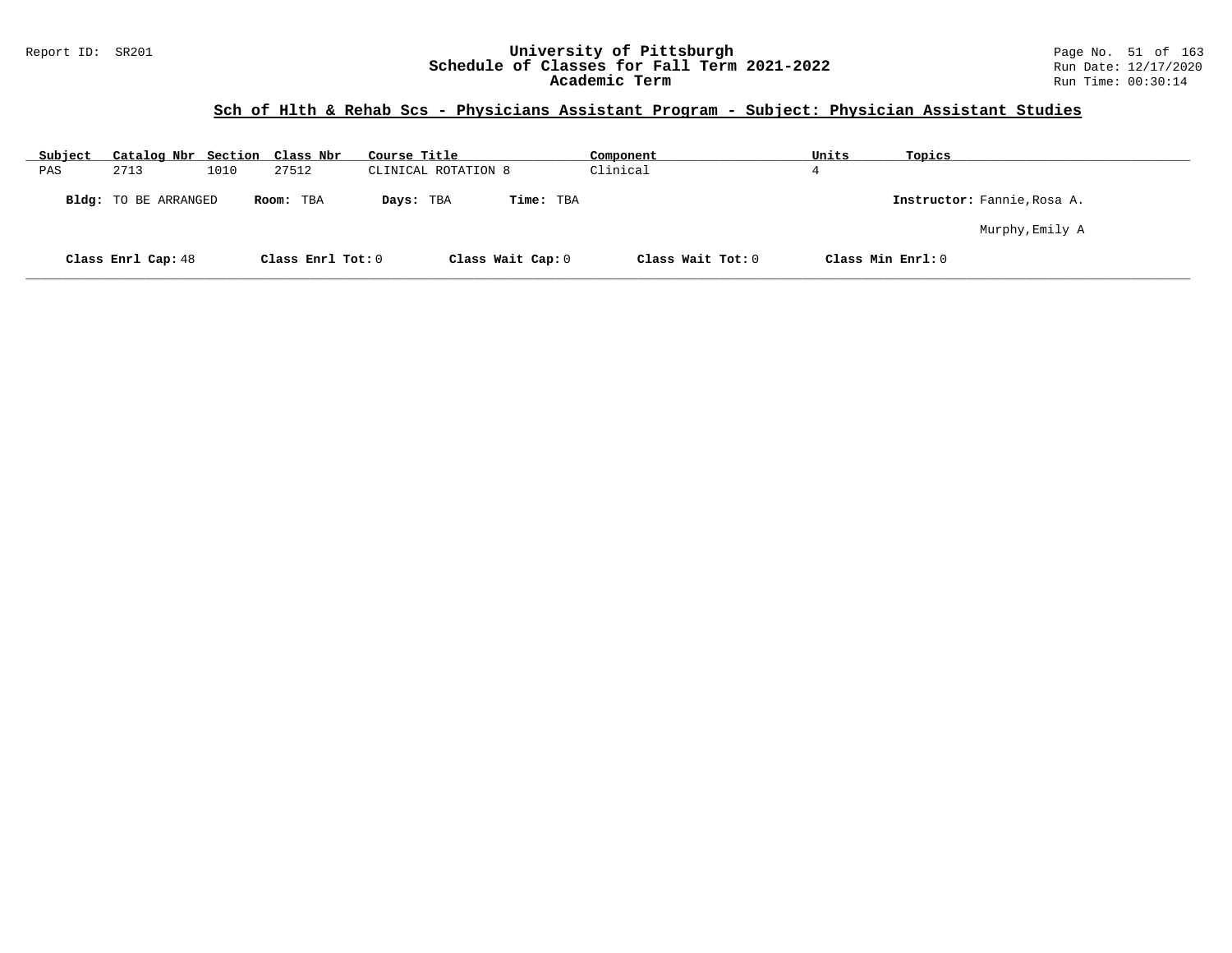## Sch of Hlth & Rehab Scs - Physicians Assistant Program - Subject: Physician Assistant Studies

| Subject | Catalog Nbr | Section | Class Nbr | Course Title | Component | Units | Topics |
|---|---|---|---|---|---|---|---|
| PAS | 2713 | 1010 | 27512 | CLINICAL ROTATION 8 | Clinical | 4 | |

**Bldg:** TO BE ARRANGED **Room:** TBA **Days:** TBA **Time:** TBA **Instructor:** Fannie,Rosa A.
Murphy,Emily A

**Class Enrl Cap:** 48 **Class Enrl Tot:** 0 **Class Wait Cap:** 0 **Class Wait Tot:** 0 **Class Min Enrl:** 0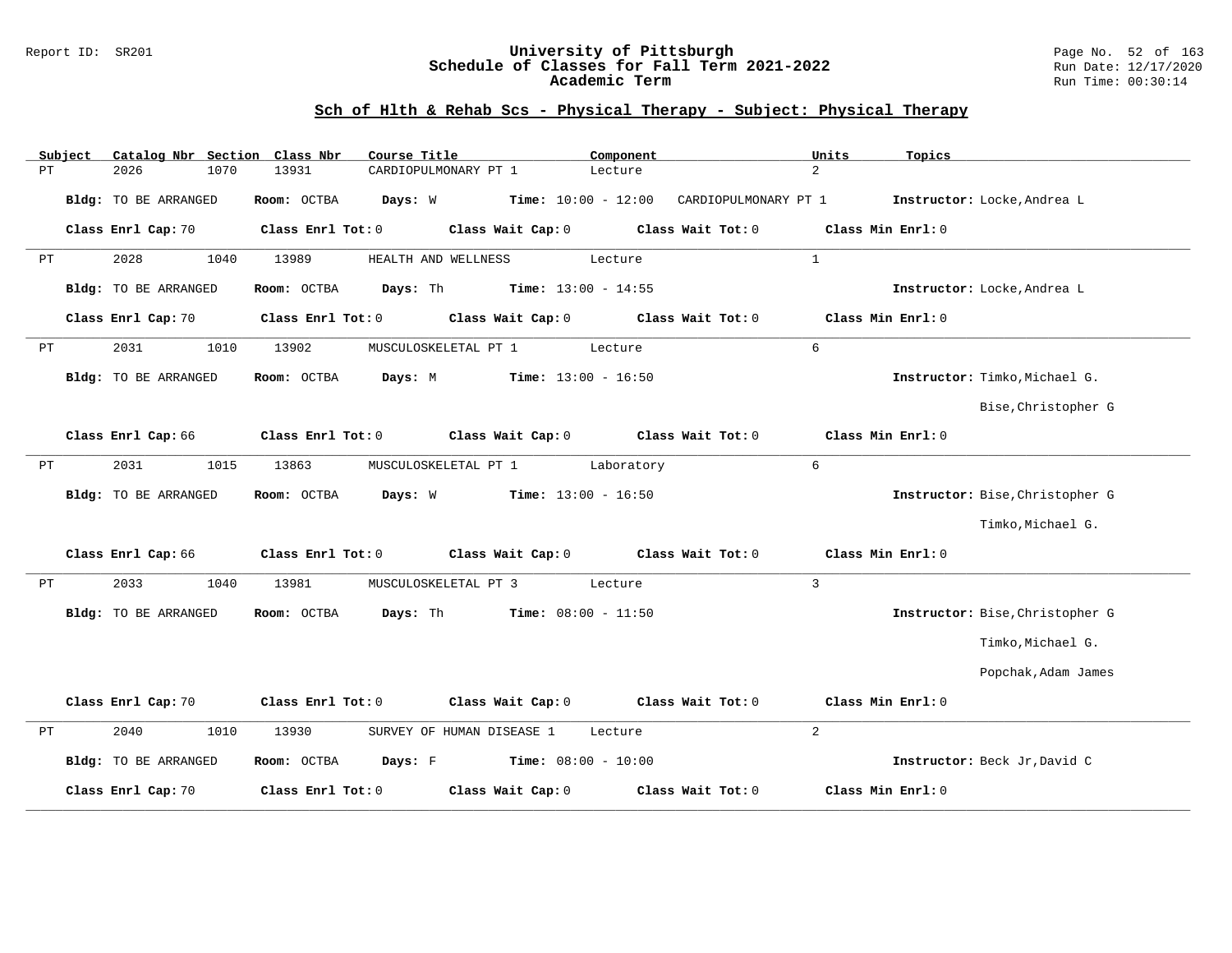## Sch of Hlth & Rehab Scs - Physical Therapy - Subject: Physical Therapy

| Subject | Catalog Nbr | Section | Class Nbr | Course Title | Component | Units | Topics |
|---|---|---|---|---|---|---|---|
| PT | 2026 | 1070 | 13931 | CARDIOPULMONARY PT 1 | Lecture | 2 | |

**Bldg:** TO BE ARRANGED **Room:** OCTBA **Days:** W **Time:** 10:00 - 12:00 CARDIOPULMONARY PT 1 **Instructor:** Locke,Andrea L

**Class Enrl Cap:** 70 **Class Enrl Tot:** 0 **Class Wait Cap:** 0 **Class Wait Tot:** 0 **Class Min Enrl:** 0

| Subject | Catalog Nbr | Section | Class Nbr | Course Title | Component | Units | Topics |
|---|---|---|---|---|---|---|---|
| PT | 2028 | 1040 | 13989 | HEALTH AND WELLNESS | Lecture | 1 | |

**Bldg:** TO BE ARRANGED **Room:** OCTBA **Days:** Th **Time:** 13:00 - 14:55 **Instructor:** Locke,Andrea L

**Class Enrl Cap:** 70 **Class Enrl Tot:** 0 **Class Wait Cap:** 0 **Class Wait Tot:** 0 **Class Min Enrl:** 0

| Subject | Catalog Nbr | Section | Class Nbr | Course Title | Component | Units | Topics |
|---|---|---|---|---|---|---|---|
| PT | 2031 | 1010 | 13902 | MUSCULOSKELETAL PT 1 | Lecture | 6 | |

**Bldg:** TO BE ARRANGED **Room:** OCTBA **Days:** M **Time:** 13:00 - 16:50 **Instructor:** Timko,Michael G.; Bise,Christopher G

**Class Enrl Cap:** 66 **Class Enrl Tot:** 0 **Class Wait Cap:** 0 **Class Wait Tot:** 0 **Class Min Enrl:** 0

| Subject | Catalog Nbr | Section | Class Nbr | Course Title | Component | Units | Topics |
|---|---|---|---|---|---|---|---|
| PT | 2031 | 1015 | 13863 | MUSCULOSKELETAL PT 1 | Laboratory | 6 | |

**Bldg:** TO BE ARRANGED **Room:** OCTBA **Days:** W **Time:** 13:00 - 16:50 **Instructor:** Bise,Christopher G; Timko,Michael G.

**Class Enrl Cap:** 66 **Class Enrl Tot:** 0 **Class Wait Cap:** 0 **Class Wait Tot:** 0 **Class Min Enrl:** 0

| Subject | Catalog Nbr | Section | Class Nbr | Course Title | Component | Units | Topics |
|---|---|---|---|---|---|---|---|
| PT | 2033 | 1040 | 13981 | MUSCULOSKELETAL PT 3 | Lecture | 3 | |

**Bldg:** TO BE ARRANGED **Room:** OCTBA **Days:** Th **Time:** 08:00 - 11:50 **Instructor:** Bise,Christopher G; Timko,Michael G.; Popchak,Adam James

**Class Enrl Cap:** 70 **Class Enrl Tot:** 0 **Class Wait Cap:** 0 **Class Wait Tot:** 0 **Class Min Enrl:** 0

| Subject | Catalog Nbr | Section | Class Nbr | Course Title | Component | Units | Topics |
|---|---|---|---|---|---|---|---|
| PT | 2040 | 1010 | 13930 | SURVEY OF HUMAN DISEASE 1 | Lecture | 2 | |

**Bldg:** TO BE ARRANGED **Room:** OCTBA **Days:** F **Time:** 08:00 - 10:00 **Instructor:** Beck Jr,David C

**Class Enrl Cap:** 70 **Class Enrl Tot:** 0 **Class Wait Cap:** 0 **Class Wait Tot:** 0 **Class Min Enrl:** 0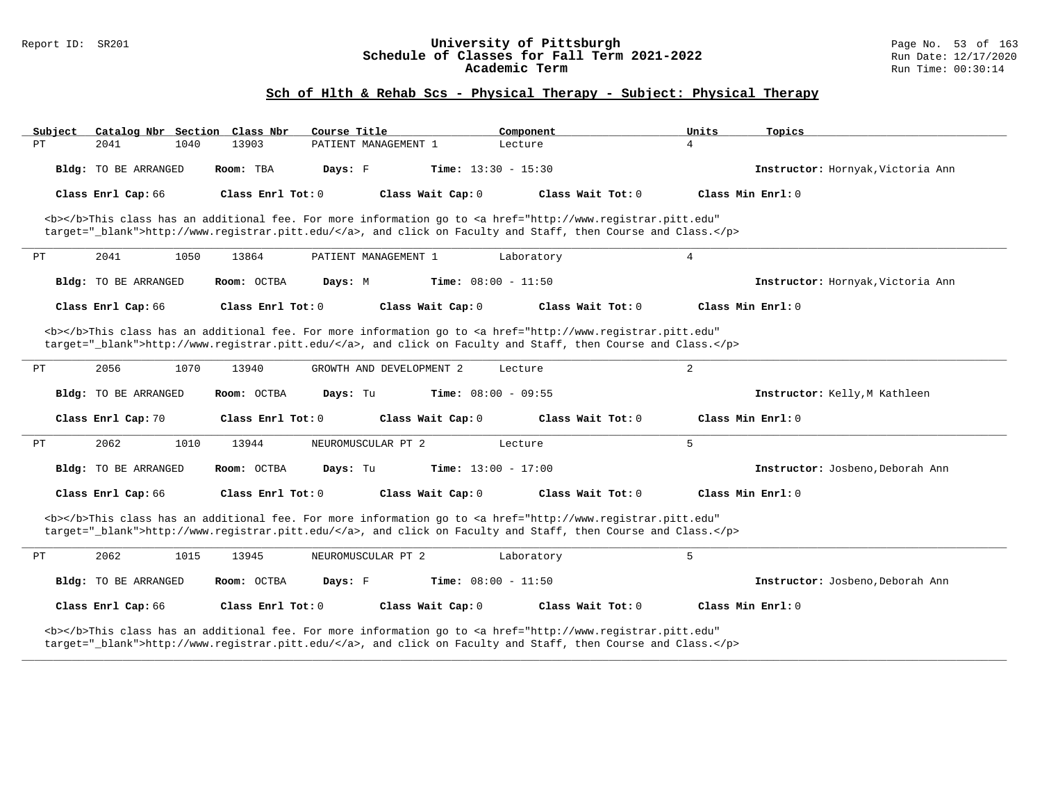## Sch of Hlth & Rehab Scs - Physical Therapy - Subject: Physical Therapy

| Subject | Catalog Nbr | Section | Class Nbr | Course Title | Component | Units | Topics |
|---|---|---|---|---|---|---|---|
| PT | 2041 | 1040 | 13903 | PATIENT MANAGEMENT 1 | Lecture | 4 | |

**Bldg:** TO BE ARRANGED **Room:** TBA **Days:** F **Time:** 13:30 - 15:30 **Instructor:** Hornyak,Victoria Ann

**Class Enrl Cap:** 66 **Class Enrl Tot:** 0 **Class Wait Cap:** 0 **Class Wait Tot:** 0 **Class Min Enrl:** 0

<b></b>This class has an additional fee. For more information go to <a href="http://www.registrar.pitt.edu" target="_blank">http://www.registrar.pitt.edu/</a>, and click on Faculty and Staff, then Course and Class.</p>

---

| Subject | Catalog Nbr | Section | Class Nbr | Course Title | Component | Units | Topics |
|---|---|---|---|---|---|---|---|
| PT | 2041 | 1050 | 13864 | PATIENT MANAGEMENT 1 | Laboratory | 4 | |

**Bldg:** TO BE ARRANGED **Room:** OCTBA **Days:** M **Time:** 08:00 - 11:50 **Instructor:** Hornyak,Victoria Ann

**Class Enrl Cap:** 66 **Class Enrl Tot:** 0 **Class Wait Cap:** 0 **Class Wait Tot:** 0 **Class Min Enrl:** 0

<b></b>This class has an additional fee. For more information go to <a href="http://www.registrar.pitt.edu" target="_blank">http://www.registrar.pitt.edu/</a>, and click on Faculty and Staff, then Course and Class.</p>

---

| Subject | Catalog Nbr | Section | Class Nbr | Course Title | Component | Units | Topics |
|---|---|---|---|---|---|---|---|
| PT | 2056 | 1070 | 13940 | GROWTH AND DEVELOPMENT 2 | Lecture | 2 | |

**Bldg:** TO BE ARRANGED **Room:** OCTBA **Days:** Tu **Time:** 08:00 - 09:55 **Instructor:** Kelly,M Kathleen

**Class Enrl Cap:** 70 **Class Enrl Tot:** 0 **Class Wait Cap:** 0 **Class Wait Tot:** 0 **Class Min Enrl:** 0

---

| Subject | Catalog Nbr | Section | Class Nbr | Course Title | Component | Units | Topics |
|---|---|---|---|---|---|---|---|
| PT | 2062 | 1010 | 13944 | NEUROMUSCULAR PT 2 | Lecture | 5 | |

**Bldg:** TO BE ARRANGED **Room:** OCTBA **Days:** Tu **Time:** 13:00 - 17:00 **Instructor:** Josbeno,Deborah Ann

**Class Enrl Cap:** 66 **Class Enrl Tot:** 0 **Class Wait Cap:** 0 **Class Wait Tot:** 0 **Class Min Enrl:** 0

<b></b>This class has an additional fee. For more information go to <a href="http://www.registrar.pitt.edu" target="_blank">http://www.registrar.pitt.edu/</a>, and click on Faculty and Staff, then Course and Class.</p>

---

| Subject | Catalog Nbr | Section | Class Nbr | Course Title | Component | Units | Topics |
|---|---|---|---|---|---|---|---|
| PT | 2062 | 1015 | 13945 | NEUROMUSCULAR PT 2 | Laboratory | 5 | |

**Bldg:** TO BE ARRANGED **Room:** OCTBA **Days:** F **Time:** 08:00 - 11:50 **Instructor:** Josbeno,Deborah Ann

**Class Enrl Cap:** 66 **Class Enrl Tot:** 0 **Class Wait Cap:** 0 **Class Wait Tot:** 0 **Class Min Enrl:** 0

<b></b>This class has an additional fee. For more information go to <a href="http://www.registrar.pitt.edu" target="_blank">http://www.registrar.pitt.edu/</a>, and click on Faculty and Staff, then Course and Class.</p>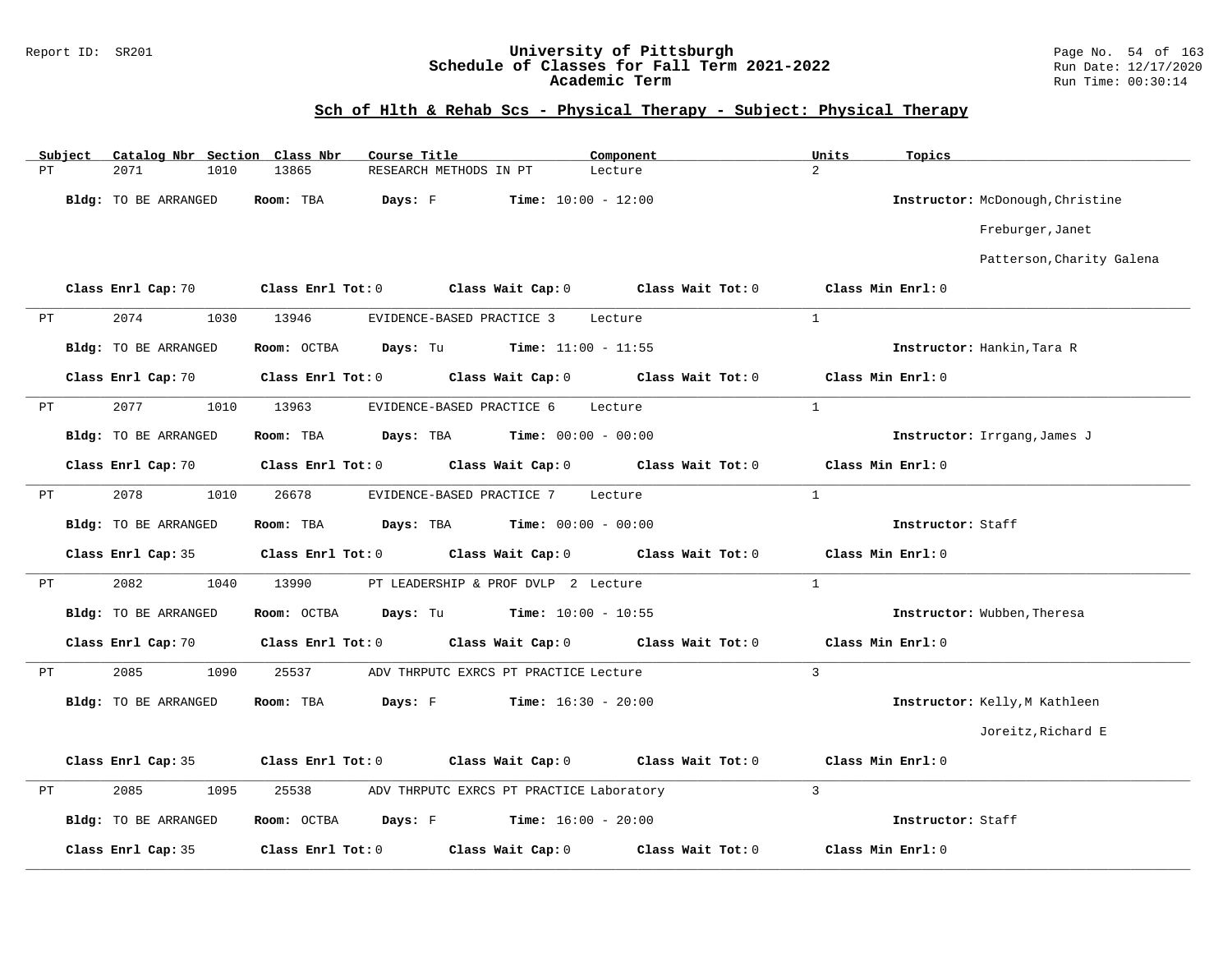## Sch of Hlth & Rehab Scs - Physical Therapy - Subject: Physical Therapy

| Subject | Catalog Nbr | Section | Class Nbr | Course Title | Component | Units | Topics |
|---|---|---|---|---|---|---|---|
| PT | 2071 | 1010 | 13865 | RESEARCH METHODS IN PT | Lecture | 2 | |

**Bldg:** TO BE ARRANGED **Room:** TBA **Days:** F **Time:** 10:00 - 12:00 **Instructor:** McDonough,Christine; Freburger,Janet; Patterson,Charity Galena

**Class Enrl Cap:** 70 **Class Enrl Tot:** 0 **Class Wait Cap:** 0 **Class Wait Tot:** 0 **Class Min Enrl:** 0

| Subject | Catalog Nbr | Section | Class Nbr | Course Title | Component | Units | Topics |
|---|---|---|---|---|---|---|---|
| PT | 2074 | 1030 | 13946 | EVIDENCE-BASED PRACTICE 3 | Lecture | 1 | |

**Bldg:** TO BE ARRANGED **Room:** OCTBA **Days:** Tu **Time:** 11:00 - 11:55 **Instructor:** Hankin,Tara R

**Class Enrl Cap:** 70 **Class Enrl Tot:** 0 **Class Wait Cap:** 0 **Class Wait Tot:** 0 **Class Min Enrl:** 0

| Subject | Catalog Nbr | Section | Class Nbr | Course Title | Component | Units | Topics |
|---|---|---|---|---|---|---|---|
| PT | 2077 | 1010 | 13963 | EVIDENCE-BASED PRACTICE 6 | Lecture | 1 | |

**Bldg:** TO BE ARRANGED **Room:** TBA **Days:** TBA **Time:** 00:00 - 00:00 **Instructor:** Irrgang,James J

**Class Enrl Cap:** 70 **Class Enrl Tot:** 0 **Class Wait Cap:** 0 **Class Wait Tot:** 0 **Class Min Enrl:** 0

| Subject | Catalog Nbr | Section | Class Nbr | Course Title | Component | Units | Topics |
|---|---|---|---|---|---|---|---|
| PT | 2078 | 1010 | 26678 | EVIDENCE-BASED PRACTICE 7 | Lecture | 1 | |

**Bldg:** TO BE ARRANGED **Room:** TBA **Days:** TBA **Time:** 00:00 - 00:00 **Instructor:** Staff

**Class Enrl Cap:** 35 **Class Enrl Tot:** 0 **Class Wait Cap:** 0 **Class Wait Tot:** 0 **Class Min Enrl:** 0

| Subject | Catalog Nbr | Section | Class Nbr | Course Title | Component | Units | Topics |
|---|---|---|---|---|---|---|---|
| PT | 2082 | 1040 | 13990 | PT LEADERSHIP & PROF DVLP 2 | Lecture | 1 | |

**Bldg:** TO BE ARRANGED **Room:** OCTBA **Days:** Tu **Time:** 10:00 - 10:55 **Instructor:** Wubben,Theresa

**Class Enrl Cap:** 70 **Class Enrl Tot:** 0 **Class Wait Cap:** 0 **Class Wait Tot:** 0 **Class Min Enrl:** 0

| Subject | Catalog Nbr | Section | Class Nbr | Course Title | Component | Units | Topics |
|---|---|---|---|---|---|---|---|
| PT | 2085 | 1090 | 25537 | ADV THRPUTC EXRCS PT PRACTICE | Lecture | 3 | |

**Bldg:** TO BE ARRANGED **Room:** TBA **Days:** F **Time:** 16:30 - 20:00 **Instructor:** Kelly,M Kathleen; Joreitz,Richard E

**Class Enrl Cap:** 35 **Class Enrl Tot:** 0 **Class Wait Cap:** 0 **Class Wait Tot:** 0 **Class Min Enrl:** 0

| Subject | Catalog Nbr | Section | Class Nbr | Course Title | Component | Units | Topics |
|---|---|---|---|---|---|---|---|
| PT | 2085 | 1095 | 25538 | ADV THRPUTC EXRCS PT PRACTICE | Laboratory | 3 | |

**Bldg:** TO BE ARRANGED **Room:** OCTBA **Days:** F **Time:** 16:00 - 20:00 **Instructor:** Staff

**Class Enrl Cap:** 35 **Class Enrl Tot:** 0 **Class Wait Cap:** 0 **Class Wait Tot:** 0 **Class Min Enrl:** 0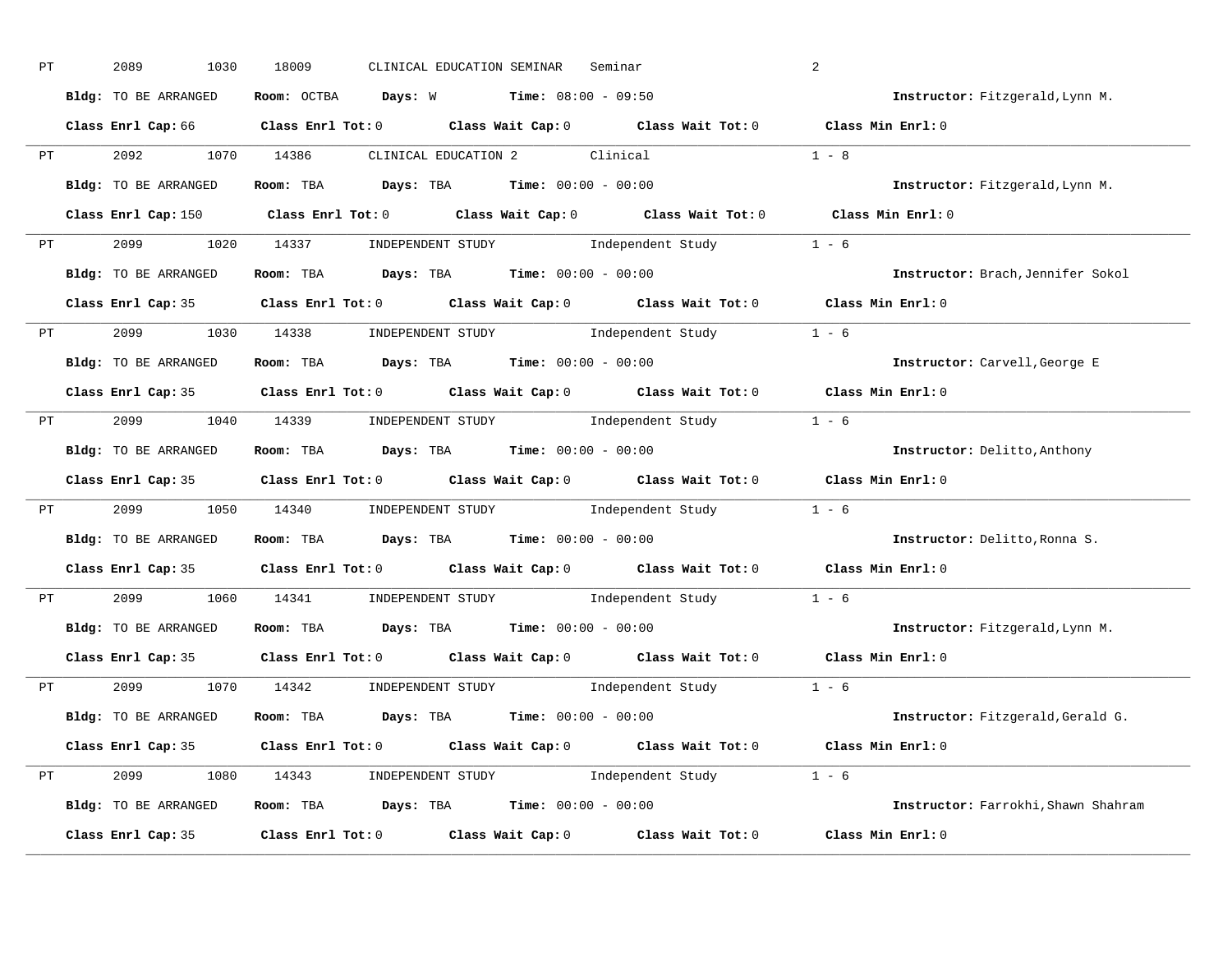PT 2089 1030 18009 CLINICAL EDUCATION SEMINAR Seminar 2

**Bldg:** TO BE ARRANGED **Room:** OCTBA **Days:** W **Time:** 08:00 - 09:50 **Instructor:** Fitzgerald,Lynn M.

**Class Enrl Cap:** 66 **Class Enrl Tot:** 0 **Class Wait Cap:** 0 **Class Wait Tot:** 0 **Class Min Enrl:** 0

---

PT 2092 1070 14386 CLINICAL EDUCATION 2 Clinical 1 - 8

**Bldg:** TO BE ARRANGED **Room:** TBA **Days:** TBA **Time:** 00:00 - 00:00 **Instructor:** Fitzgerald,Lynn M.

**Class Enrl Cap:** 150 **Class Enrl Tot:** 0 **Class Wait Cap:** 0 **Class Wait Tot:** 0 **Class Min Enrl:** 0

---

PT 2099 1020 14337 INDEPENDENT STUDY Independent Study 1 - 6

**Bldg:** TO BE ARRANGED **Room:** TBA **Days:** TBA **Time:** 00:00 - 00:00 **Instructor:** Brach,Jennifer Sokol

**Class Enrl Cap:** 35 **Class Enrl Tot:** 0 **Class Wait Cap:** 0 **Class Wait Tot:** 0 **Class Min Enrl:** 0

---

PT 2099 1030 14338 INDEPENDENT STUDY Independent Study 1 - 6

**Bldg:** TO BE ARRANGED **Room:** TBA **Days:** TBA **Time:** 00:00 - 00:00 **Instructor:** Carvell,George E

**Class Enrl Cap:** 35 **Class Enrl Tot:** 0 **Class Wait Cap:** 0 **Class Wait Tot:** 0 **Class Min Enrl:** 0

---

PT 2099 1040 14339 INDEPENDENT STUDY Independent Study 1 - 6

**Bldg:** TO BE ARRANGED **Room:** TBA **Days:** TBA **Time:** 00:00 - 00:00 **Instructor:** Delitto,Anthony

**Class Enrl Cap:** 35 **Class Enrl Tot:** 0 **Class Wait Cap:** 0 **Class Wait Tot:** 0 **Class Min Enrl:** 0

---

PT 2099 1050 14340 INDEPENDENT STUDY Independent Study 1 - 6

**Bldg:** TO BE ARRANGED **Room:** TBA **Days:** TBA **Time:** 00:00 - 00:00 **Instructor:** Delitto,Ronna S.

**Class Enrl Cap:** 35 **Class Enrl Tot:** 0 **Class Wait Cap:** 0 **Class Wait Tot:** 0 **Class Min Enrl:** 0

---

PT 2099 1060 14341 INDEPENDENT STUDY Independent Study 1 - 6

**Bldg:** TO BE ARRANGED **Room:** TBA **Days:** TBA **Time:** 00:00 - 00:00 **Instructor:** Fitzgerald,Lynn M.

**Class Enrl Cap:** 35 **Class Enrl Tot:** 0 **Class Wait Cap:** 0 **Class Wait Tot:** 0 **Class Min Enrl:** 0

---

PT 2099 1070 14342 INDEPENDENT STUDY Independent Study 1 - 6

**Bldg:** TO BE ARRANGED **Room:** TBA **Days:** TBA **Time:** 00:00 - 00:00 **Instructor:** Fitzgerald,Gerald G.

**Class Enrl Cap:** 35 **Class Enrl Tot:** 0 **Class Wait Cap:** 0 **Class Wait Tot:** 0 **Class Min Enrl:** 0

---

PT 2099 1080 14343 INDEPENDENT STUDY Independent Study 1 - 6

**Bldg:** TO BE ARRANGED **Room:** TBA **Days:** TBA **Time:** 00:00 - 00:00 **Instructor:** Farrokhi,Shawn Shahram

**Class Enrl Cap:** 35 **Class Enrl Tot:** 0 **Class Wait Cap:** 0 **Class Wait Tot:** 0 **Class Min Enrl:** 0

---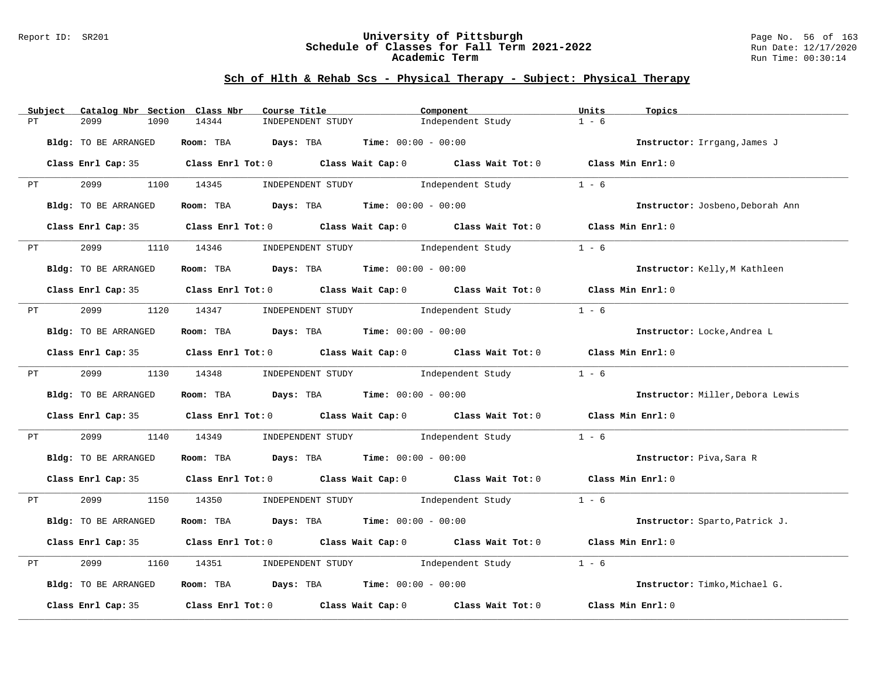## Sch of Hlth & Rehab Scs - Physical Therapy - Subject: Physical Therapy

| Subject | Catalog Nbr | Section | Class Nbr | Course Title | Component | Units | Topics |
|---|---|---|---|---|---|---|---|
| PT | 2099 | 1090 | 14344 | INDEPENDENT STUDY | Independent Study | 1 - 6 | |

**Bldg:** TO BE ARRANGED **Room:** TBA **Days:** TBA **Time:** 00:00 - 00:00 **Instructor:** Irrgang,James J

**Class Enrl Cap:** 35 **Class Enrl Tot:** 0 **Class Wait Cap:** 0 **Class Wait Tot:** 0 **Class Min Enrl:** 0

| Subject | Catalog Nbr | Section | Class Nbr | Course Title | Component | Units | Topics |
|---|---|---|---|---|---|---|---|
| PT | 2099 | 1100 | 14345 | INDEPENDENT STUDY | Independent Study | 1 - 6 | |

**Bldg:** TO BE ARRANGED **Room:** TBA **Days:** TBA **Time:** 00:00 - 00:00 **Instructor:** Josbeno,Deborah Ann

**Class Enrl Cap:** 35 **Class Enrl Tot:** 0 **Class Wait Cap:** 0 **Class Wait Tot:** 0 **Class Min Enrl:** 0

| Subject | Catalog Nbr | Section | Class Nbr | Course Title | Component | Units | Topics |
|---|---|---|---|---|---|---|---|
| PT | 2099 | 1110 | 14346 | INDEPENDENT STUDY | Independent Study | 1 - 6 | |

**Bldg:** TO BE ARRANGED **Room:** TBA **Days:** TBA **Time:** 00:00 - 00:00 **Instructor:** Kelly,M Kathleen

**Class Enrl Cap:** 35 **Class Enrl Tot:** 0 **Class Wait Cap:** 0 **Class Wait Tot:** 0 **Class Min Enrl:** 0

| Subject | Catalog Nbr | Section | Class Nbr | Course Title | Component | Units | Topics |
|---|---|---|---|---|---|---|---|
| PT | 2099 | 1120 | 14347 | INDEPENDENT STUDY | Independent Study | 1 - 6 | |

**Bldg:** TO BE ARRANGED **Room:** TBA **Days:** TBA **Time:** 00:00 - 00:00 **Instructor:** Locke,Andrea L

**Class Enrl Cap:** 35 **Class Enrl Tot:** 0 **Class Wait Cap:** 0 **Class Wait Tot:** 0 **Class Min Enrl:** 0

| Subject | Catalog Nbr | Section | Class Nbr | Course Title | Component | Units | Topics |
|---|---|---|---|---|---|---|---|
| PT | 2099 | 1130 | 14348 | INDEPENDENT STUDY | Independent Study | 1 - 6 | |

**Bldg:** TO BE ARRANGED **Room:** TBA **Days:** TBA **Time:** 00:00 - 00:00 **Instructor:** Miller,Debora Lewis

**Class Enrl Cap:** 35 **Class Enrl Tot:** 0 **Class Wait Cap:** 0 **Class Wait Tot:** 0 **Class Min Enrl:** 0

| Subject | Catalog Nbr | Section | Class Nbr | Course Title | Component | Units | Topics |
|---|---|---|---|---|---|---|---|
| PT | 2099 | 1140 | 14349 | INDEPENDENT STUDY | Independent Study | 1 - 6 | |

**Bldg:** TO BE ARRANGED **Room:** TBA **Days:** TBA **Time:** 00:00 - 00:00 **Instructor:** Piva,Sara R

**Class Enrl Cap:** 35 **Class Enrl Tot:** 0 **Class Wait Cap:** 0 **Class Wait Tot:** 0 **Class Min Enrl:** 0

| Subject | Catalog Nbr | Section | Class Nbr | Course Title | Component | Units | Topics |
|---|---|---|---|---|---|---|---|
| PT | 2099 | 1150 | 14350 | INDEPENDENT STUDY | Independent Study | 1 - 6 | |

**Bldg:** TO BE ARRANGED **Room:** TBA **Days:** TBA **Time:** 00:00 - 00:00 **Instructor:** Sparto,Patrick J.

**Class Enrl Cap:** 35 **Class Enrl Tot:** 0 **Class Wait Cap:** 0 **Class Wait Tot:** 0 **Class Min Enrl:** 0

| Subject | Catalog Nbr | Section | Class Nbr | Course Title | Component | Units | Topics |
|---|---|---|---|---|---|---|---|
| PT | 2099 | 1160 | 14351 | INDEPENDENT STUDY | Independent Study | 1 - 6 | |

**Bldg:** TO BE ARRANGED **Room:** TBA **Days:** TBA **Time:** 00:00 - 00:00 **Instructor:** Timko,Michael G.

**Class Enrl Cap:** 35 **Class Enrl Tot:** 0 **Class Wait Cap:** 0 **Class Wait Tot:** 0 **Class Min Enrl:** 0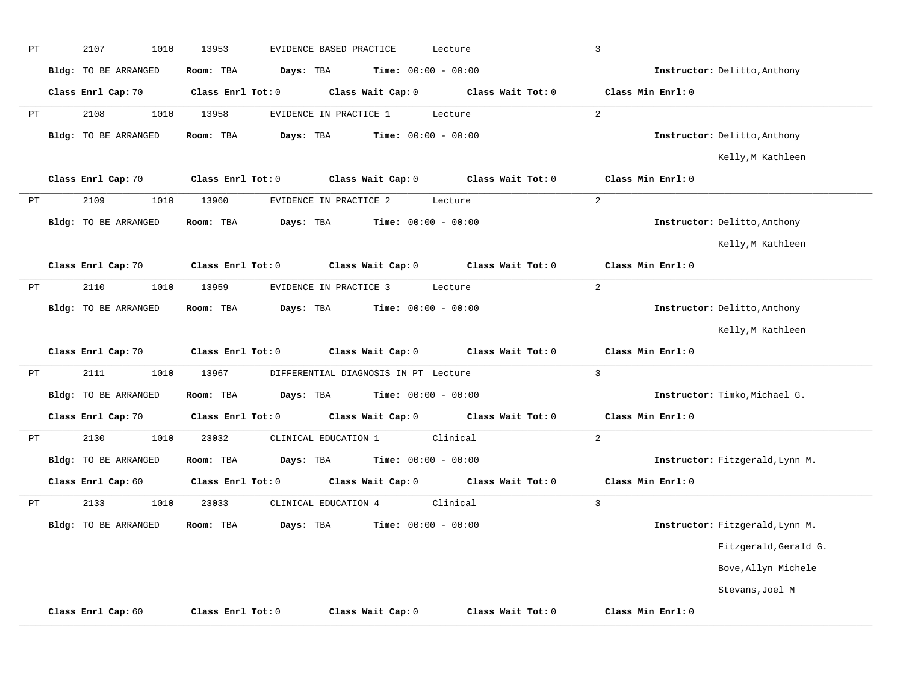PT 2107 1010 13953 EVIDENCE BASED PRACTICE Lecture 3

**Bldg:** TO BE ARRANGED **Room:** TBA **Days:** TBA **Time:** 00:00 - 00:00 **Instructor:** Delitto,Anthony

**Class Enrl Cap:** 70 **Class Enrl Tot:** 0 **Class Wait Cap:** 0 **Class Wait Tot:** 0 **Class Min Enrl:** 0

---

PT 2108 1010 13958 EVIDENCE IN PRACTICE 1 Lecture 2

**Bldg:** TO BE ARRANGED **Room:** TBA **Days:** TBA **Time:** 00:00 - 00:00 **Instructor:** Delitto,Anthony
Kelly,M Kathleen

**Class Enrl Cap:** 70 **Class Enrl Tot:** 0 **Class Wait Cap:** 0 **Class Wait Tot:** 0 **Class Min Enrl:** 0

---

PT 2109 1010 13960 EVIDENCE IN PRACTICE 2 Lecture 2

**Bldg:** TO BE ARRANGED **Room:** TBA **Days:** TBA **Time:** 00:00 - 00:00 **Instructor:** Delitto,Anthony
Kelly,M Kathleen

**Class Enrl Cap:** 70 **Class Enrl Tot:** 0 **Class Wait Cap:** 0 **Class Wait Tot:** 0 **Class Min Enrl:** 0

---

PT 2110 1010 13959 EVIDENCE IN PRACTICE 3 Lecture 2

**Bldg:** TO BE ARRANGED **Room:** TBA **Days:** TBA **Time:** 00:00 - 00:00 **Instructor:** Delitto,Anthony
Kelly,M Kathleen

**Class Enrl Cap:** 70 **Class Enrl Tot:** 0 **Class Wait Cap:** 0 **Class Wait Tot:** 0 **Class Min Enrl:** 0

---

PT 2111 1010 13967 DIFFERENTIAL DIAGNOSIS IN PT Lecture 3

**Bldg:** TO BE ARRANGED **Room:** TBA **Days:** TBA **Time:** 00:00 - 00:00 **Instructor:** Timko,Michael G.

**Class Enrl Cap:** 70 **Class Enrl Tot:** 0 **Class Wait Cap:** 0 **Class Wait Tot:** 0 **Class Min Enrl:** 0

---

PT 2130 1010 23032 CLINICAL EDUCATION 1 Clinical 2

**Bldg:** TO BE ARRANGED **Room:** TBA **Days:** TBA **Time:** 00:00 - 00:00 **Instructor:** Fitzgerald,Lynn M.

**Class Enrl Cap:** 60 **Class Enrl Tot:** 0 **Class Wait Cap:** 0 **Class Wait Tot:** 0 **Class Min Enrl:** 0

---

PT 2133 1010 23033 CLINICAL EDUCATION 4 Clinical 3

**Bldg:** TO BE ARRANGED **Room:** TBA **Days:** TBA **Time:** 00:00 - 00:00 **Instructor:** Fitzgerald,Lynn M.
Fitzgerald,Gerald G.
Bove,Allyn Michele
Stevans,Joel M

**Class Enrl Cap:** 60 **Class Enrl Tot:** 0 **Class Wait Cap:** 0 **Class Wait Tot:** 0 **Class Min Enrl:** 0

---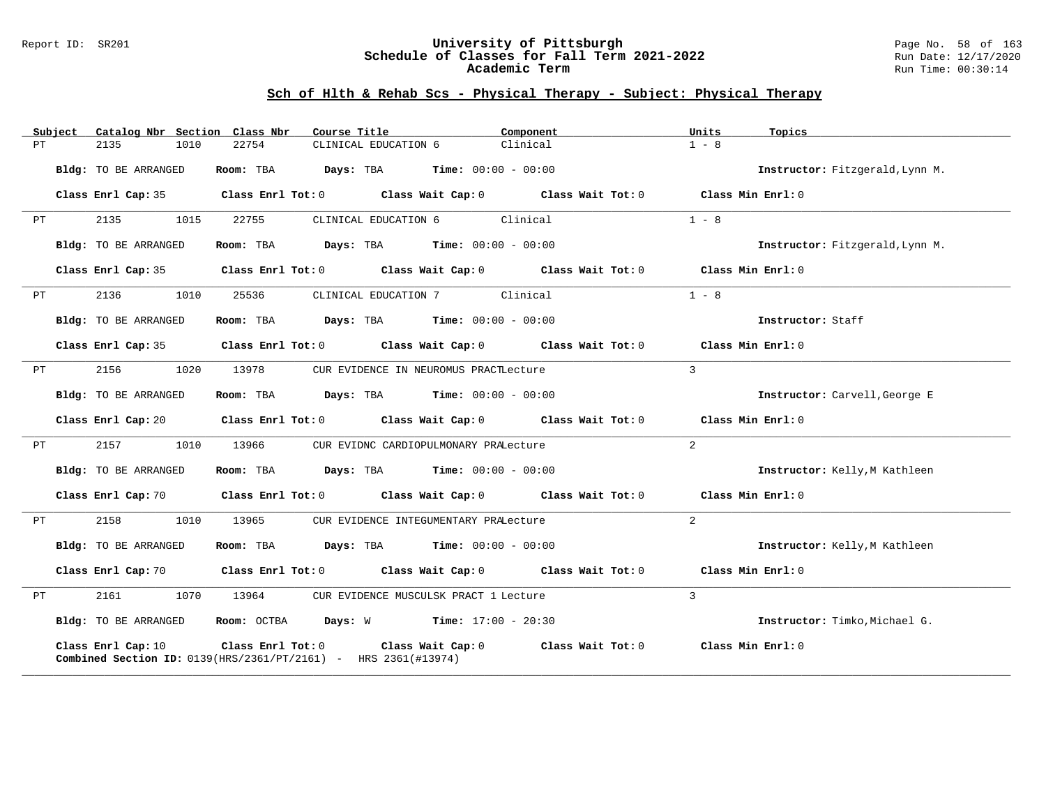## Sch of Hlth & Rehab Scs - Physical Therapy - Subject: Physical Therapy

| Subject | Catalog Nbr | Section | Class Nbr | Course Title | Component | Units | Topics |
|---|---|---|---|---|---|---|---|
| PT | 2135 | 1010 | 22754 | CLINICAL EDUCATION 6 | Clinical | 1 - 8 | |

**Bldg:** TO BE ARRANGED **Room:** TBA **Days:** TBA **Time:** 00:00 - 00:00 **Instructor:** Fitzgerald,Lynn M.

**Class Enrl Cap:** 35 **Class Enrl Tot:** 0 **Class Wait Cap:** 0 **Class Wait Tot:** 0 **Class Min Enrl:** 0

---

| Subject | Catalog Nbr | Section | Class Nbr | Course Title | Component | Units | Topics |
|---|---|---|---|---|---|---|---|
| PT | 2135 | 1015 | 22755 | CLINICAL EDUCATION 6 | Clinical | 1 - 8 | |

**Bldg:** TO BE ARRANGED **Room:** TBA **Days:** TBA **Time:** 00:00 - 00:00 **Instructor:** Fitzgerald,Lynn M.

**Class Enrl Cap:** 35 **Class Enrl Tot:** 0 **Class Wait Cap:** 0 **Class Wait Tot:** 0 **Class Min Enrl:** 0

---

| Subject | Catalog Nbr | Section | Class Nbr | Course Title | Component | Units | Topics |
|---|---|---|---|---|---|---|---|
| PT | 2136 | 1010 | 25536 | CLINICAL EDUCATION 7 | Clinical | 1 - 8 | |

**Bldg:** TO BE ARRANGED **Room:** TBA **Days:** TBA **Time:** 00:00 - 00:00 **Instructor:** Staff

**Class Enrl Cap:** 35 **Class Enrl Tot:** 0 **Class Wait Cap:** 0 **Class Wait Tot:** 0 **Class Min Enrl:** 0

---

| Subject | Catalog Nbr | Section | Class Nbr | Course Title | Component | Units | Topics |
|---|---|---|---|---|---|---|---|
| PT | 2156 | 1020 | 13978 | CUR EVIDENCE IN NEUROMUS PRACT | Lecture | 3 | |

**Bldg:** TO BE ARRANGED **Room:** TBA **Days:** TBA **Time:** 00:00 - 00:00 **Instructor:** Carvell,George E

**Class Enrl Cap:** 20 **Class Enrl Tot:** 0 **Class Wait Cap:** 0 **Class Wait Tot:** 0 **Class Min Enrl:** 0

---

| Subject | Catalog Nbr | Section | Class Nbr | Course Title | Component | Units | Topics |
|---|---|---|---|---|---|---|---|
| PT | 2157 | 1010 | 13966 | CUR EVIDNC CARDIOPULMONARY PRA | Lecture | 2 | |

**Bldg:** TO BE ARRANGED **Room:** TBA **Days:** TBA **Time:** 00:00 - 00:00 **Instructor:** Kelly,M Kathleen

**Class Enrl Cap:** 70 **Class Enrl Tot:** 0 **Class Wait Cap:** 0 **Class Wait Tot:** 0 **Class Min Enrl:** 0

---

| Subject | Catalog Nbr | Section | Class Nbr | Course Title | Component | Units | Topics |
|---|---|---|---|---|---|---|---|
| PT | 2158 | 1010 | 13965 | CUR EVIDENCE INTEGUMENTARY PRA | Lecture | 2 | |

**Bldg:** TO BE ARRANGED **Room:** TBA **Days:** TBA **Time:** 00:00 - 00:00 **Instructor:** Kelly,M Kathleen

**Class Enrl Cap:** 70 **Class Enrl Tot:** 0 **Class Wait Cap:** 0 **Class Wait Tot:** 0 **Class Min Enrl:** 0

---

| Subject | Catalog Nbr | Section | Class Nbr | Course Title | Component | Units | Topics |
|---|---|---|---|---|---|---|---|
| PT | 2161 | 1070 | 13964 | CUR EVIDENCE MUSCULSK PRACT 1 | Lecture | 3 | |

**Bldg:** TO BE ARRANGED **Room:** OCTBA **Days:** W **Time:** 17:00 - 20:30 **Instructor:** Timko,Michael G.

**Class Enrl Cap:** 10 **Class Enrl Tot:** 0 **Class Wait Cap:** 0 **Class Wait Tot:** 0 **Class Min Enrl:** 0

**Combined Section ID:** 0139(HRS/2361/PT/2161) - HRS 2361(#13974)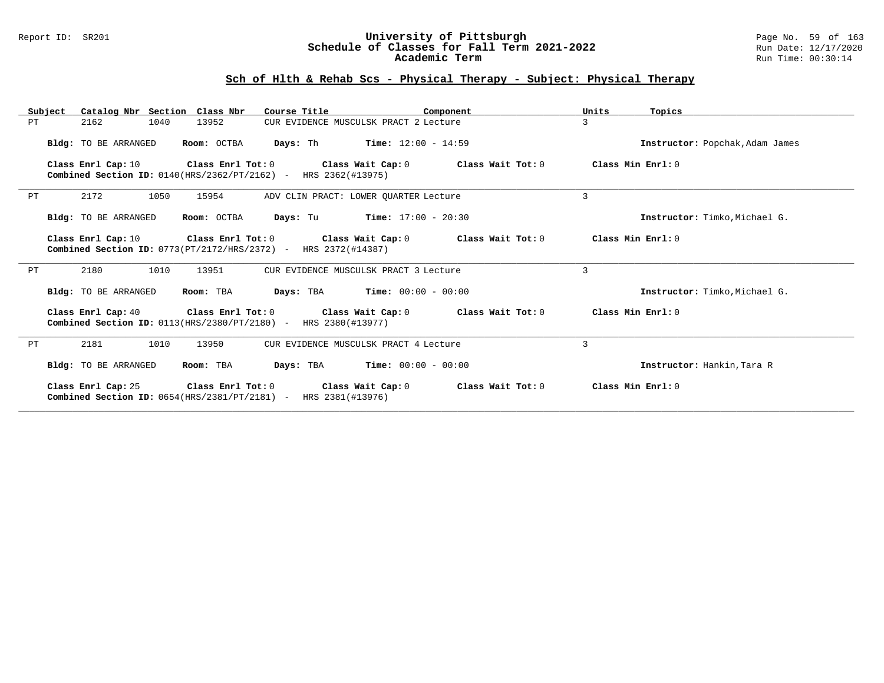## Sch of Hlth & Rehab Scs - Physical Therapy - Subject: Physical Therapy

| Subject | Catalog Nbr | Section | Class Nbr | Course Title | Component | Units | Topics |
|---|---|---|---|---|---|---|---|
| PT | 2162 | 1040 | 13952 | CUR EVIDENCE MUSCULSK PRACT 2 | Lecture | 3 | |

**Bldg:** TO BE ARRANGED **Room:** OCTBA **Days:** Th **Time:** 12:00 - 14:59 **Instructor:** Popchak,Adam James

**Class Enrl Cap:** 10 **Class Enrl Tot:** 0 **Class Wait Cap:** 0 **Class Wait Tot:** 0 **Class Min Enrl:** 0
**Combined Section ID:** 0140(HRS/2362/PT/2162) - HRS 2362(#13975)

---

| Subject | Catalog Nbr | Section | Class Nbr | Course Title | Component | Units | Topics |
|---|---|---|---|---|---|---|---|
| PT | 2172 | 1050 | 15954 | ADV CLIN PRACT: LOWER QUARTER | Lecture | 3 | |

**Bldg:** TO BE ARRANGED **Room:** OCTBA **Days:** Tu **Time:** 17:00 - 20:30 **Instructor:** Timko,Michael G.

**Class Enrl Cap:** 10 **Class Enrl Tot:** 0 **Class Wait Cap:** 0 **Class Wait Tot:** 0 **Class Min Enrl:** 0
**Combined Section ID:** 0773(PT/2172/HRS/2372) - HRS 2372(#14387)

---

| Subject | Catalog Nbr | Section | Class Nbr | Course Title | Component | Units | Topics |
|---|---|---|---|---|---|---|---|
| PT | 2180 | 1010 | 13951 | CUR EVIDENCE MUSCULSK PRACT 3 | Lecture | 3 | |

**Bldg:** TO BE ARRANGED **Room:** TBA **Days:** TBA **Time:** 00:00 - 00:00 **Instructor:** Timko,Michael G.

**Class Enrl Cap:** 40 **Class Enrl Tot:** 0 **Class Wait Cap:** 0 **Class Wait Tot:** 0 **Class Min Enrl:** 0
**Combined Section ID:** 0113(HRS/2380/PT/2180) - HRS 2380(#13977)

---

| Subject | Catalog Nbr | Section | Class Nbr | Course Title | Component | Units | Topics |
|---|---|---|---|---|---|---|---|
| PT | 2181 | 1010 | 13950 | CUR EVIDENCE MUSCULSK PRACT 4 | Lecture | 3 | |

**Bldg:** TO BE ARRANGED **Room:** TBA **Days:** TBA **Time:** 00:00 - 00:00 **Instructor:** Hankin,Tara R

**Class Enrl Cap:** 25 **Class Enrl Tot:** 0 **Class Wait Cap:** 0 **Class Wait Tot:** 0 **Class Min Enrl:** 0
**Combined Section ID:** 0654(HRS/2381/PT/2181) - HRS 2381(#13976)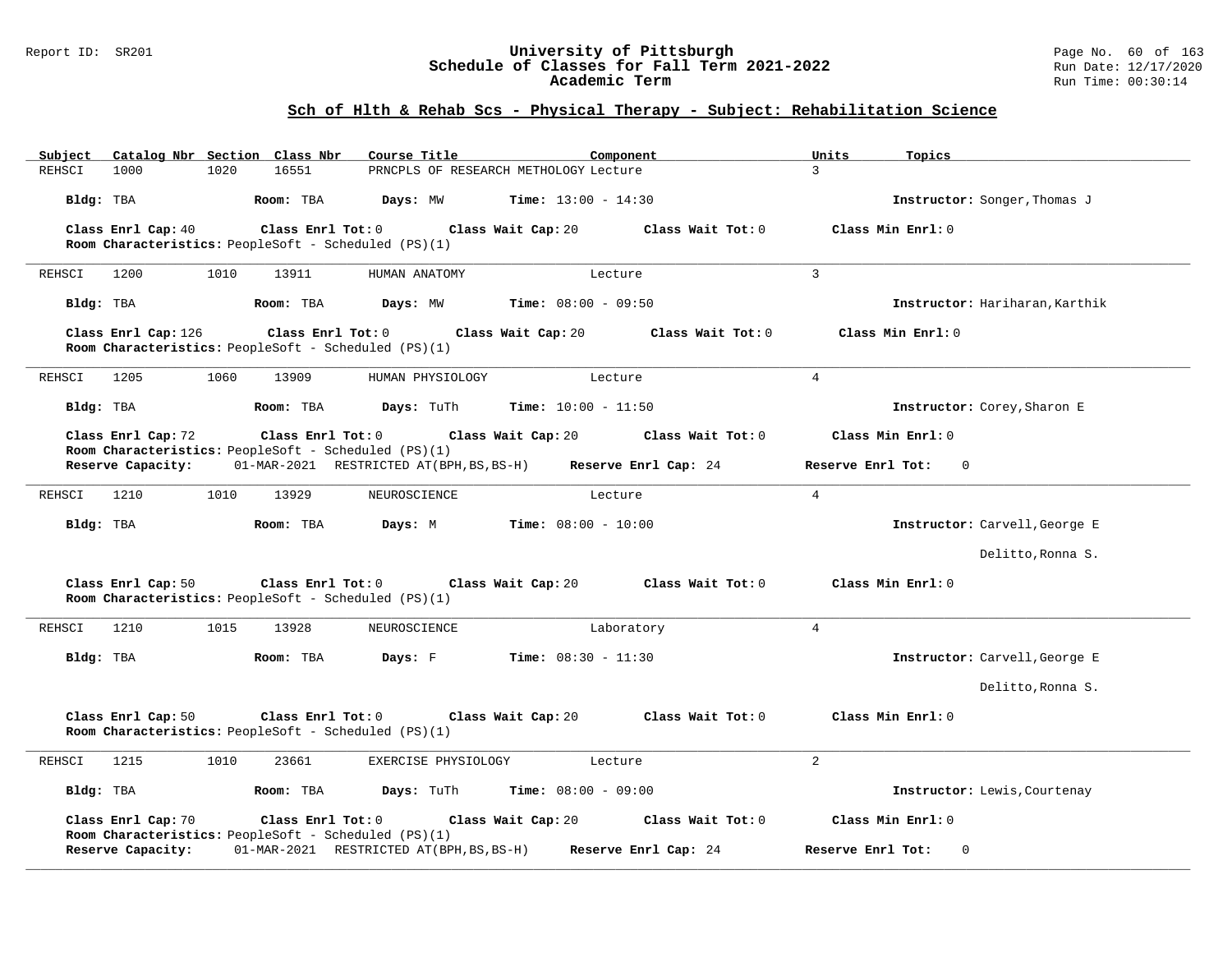## University of Pittsburgh
## Schedule of Classes for Fall Term 2021-2022
### Academic Term

Report ID: SR201 | Run Date: 12/17/2020 | Run Time: 00:30:14

### Sch of Hlth & Rehab Scs - Physical Therapy - Subject: Rehabilitation Science

| Subject | Catalog Nbr | Section | Class Nbr | Course Title | Component | Units | Topics |
|---|---|---|---|---|---|---|---|
| REHSCI | 1000 | 1020 | 16551 | PRNCPLS OF RESEARCH METHOLOGY | Lecture | 3 | |

**Bldg:** TBA **Room:** TBA **Days:** MW **Time:** 13:00 - 14:30 **Instructor:** Songer,Thomas J

**Class Enrl Cap:** 40 **Class Enrl Tot:** 0 **Class Wait Cap:** 20 **Class Wait Tot:** 0 **Class Min Enrl:** 0
**Room Characteristics:** PeopleSoft - Scheduled (PS)(1)

---

| Subject | Catalog Nbr | Section | Class Nbr | Course Title | Component | Units | Topics |
|---|---|---|---|---|---|---|---|
| REHSCI | 1200 | 1010 | 13911 | HUMAN ANATOMY | Lecture | 3 | |

**Bldg:** TBA **Room:** TBA **Days:** MW **Time:** 08:00 - 09:50 **Instructor:** Hariharan,Karthik

**Class Enrl Cap:** 126 **Class Enrl Tot:** 0 **Class Wait Cap:** 20 **Class Wait Tot:** 0 **Class Min Enrl:** 0
**Room Characteristics:** PeopleSoft - Scheduled (PS)(1)

---

| Subject | Catalog Nbr | Section | Class Nbr | Course Title | Component | Units | Topics |
|---|---|---|---|---|---|---|---|
| REHSCI | 1205 | 1060 | 13909 | HUMAN PHYSIOLOGY | Lecture | 4 | |

**Bldg:** TBA **Room:** TBA **Days:** TuTh **Time:** 10:00 - 11:50 **Instructor:** Corey,Sharon E

**Class Enrl Cap:** 72 **Class Enrl Tot:** 0 **Class Wait Cap:** 20 **Class Wait Tot:** 0 **Class Min Enrl:** 0
**Room Characteristics:** PeopleSoft - Scheduled (PS)(1)
**Reserve Capacity:** 01-MAR-2021 RESTRICTED AT(BPH,BS,BS-H) **Reserve Enrl Cap:** 24 **Reserve Enrl Tot:** 0

---

| Subject | Catalog Nbr | Section | Class Nbr | Course Title | Component | Units | Topics |
|---|---|---|---|---|---|---|---|
| REHSCI | 1210 | 1010 | 13929 | NEUROSCIENCE | Lecture | 4 | |

**Bldg:** TBA **Room:** TBA **Days:** M **Time:** 08:00 - 10:00 **Instructor:** Carvell,George E
Delitto,Ronna S.

**Class Enrl Cap:** 50 **Class Enrl Tot:** 0 **Class Wait Cap:** 20 **Class Wait Tot:** 0 **Class Min Enrl:** 0
**Room Characteristics:** PeopleSoft - Scheduled (PS)(1)

---

| Subject | Catalog Nbr | Section | Class Nbr | Course Title | Component | Units | Topics |
|---|---|---|---|---|---|---|---|
| REHSCI | 1210 | 1015 | 13928 | NEUROSCIENCE | Laboratory | 4 | |

**Bldg:** TBA **Room:** TBA **Days:** F **Time:** 08:30 - 11:30 **Instructor:** Carvell,George E
Delitto,Ronna S.

**Class Enrl Cap:** 50 **Class Enrl Tot:** 0 **Class Wait Cap:** 20 **Class Wait Tot:** 0 **Class Min Enrl:** 0
**Room Characteristics:** PeopleSoft - Scheduled (PS)(1)

---

| Subject | Catalog Nbr | Section | Class Nbr | Course Title | Component | Units | Topics |
|---|---|---|---|---|---|---|---|
| REHSCI | 1215 | 1010 | 23661 | EXERCISE PHYSIOLOGY | Lecture | 2 | |

**Bldg:** TBA **Room:** TBA **Days:** TuTh **Time:** 08:00 - 09:00 **Instructor:** Lewis,Courtenay

**Class Enrl Cap:** 70 **Class Enrl Tot:** 0 **Class Wait Cap:** 20 **Class Wait Tot:** 0 **Class Min Enrl:** 0
**Room Characteristics:** PeopleSoft - Scheduled (PS)(1)
**Reserve Capacity:** 01-MAR-2021 RESTRICTED AT(BPH,BS,BS-H) **Reserve Enrl Cap:** 24 **Reserve Enrl Tot:** 0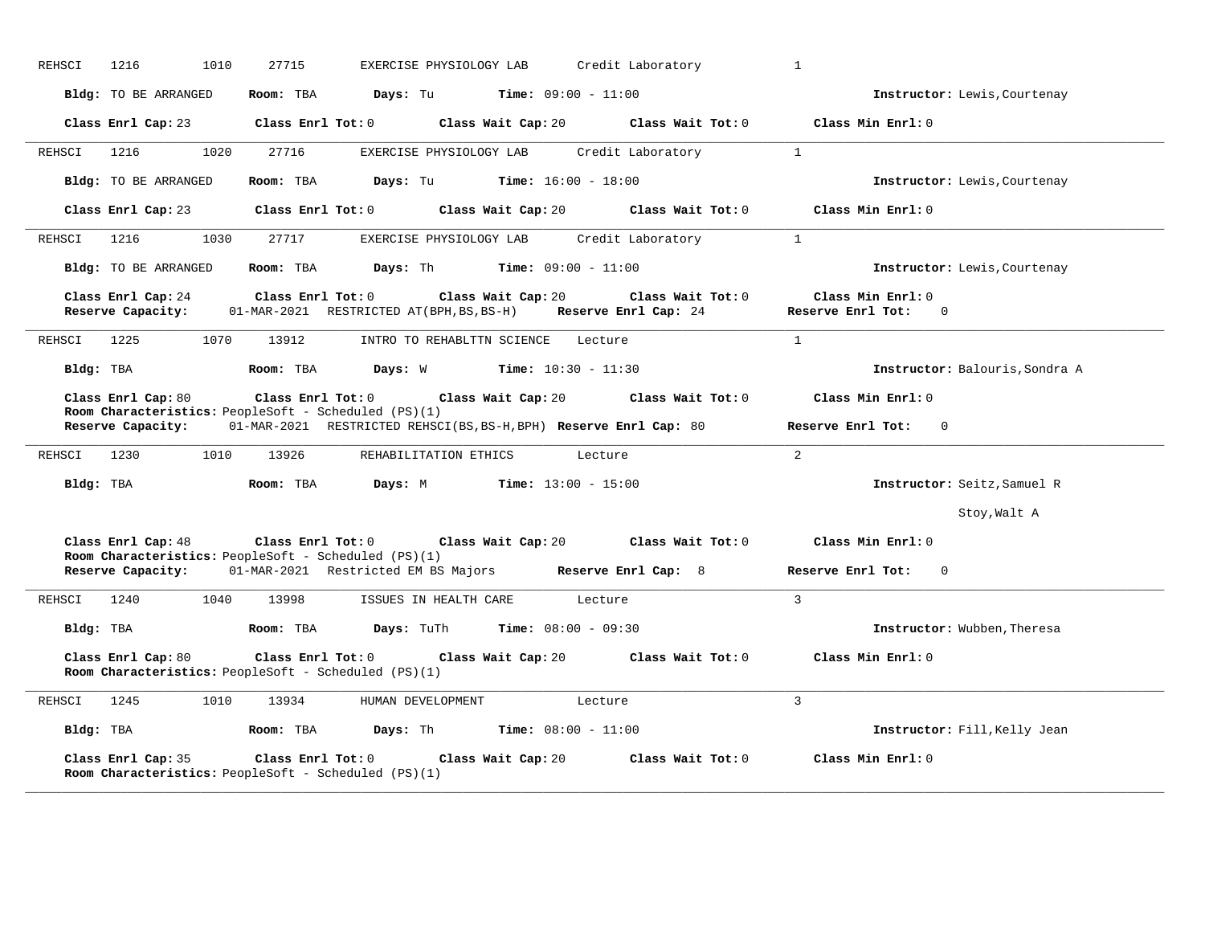REHSCI 1216 1010 27715 EXERCISE PHYSIOLOGY LAB Credit Laboratory 1

**Bldg:** TO BE ARRANGED **Room:** TBA **Days:** Tu **Time:** 09:00 - 11:00 **Instructor:** Lewis,Courtenay

**Class Enrl Cap:** 23 **Class Enrl Tot:** 0 **Class Wait Cap:** 20 **Class Wait Tot:** 0 **Class Min Enrl:** 0

---

REHSCI 1216 1020 27716 EXERCISE PHYSIOLOGY LAB Credit Laboratory 1

**Bldg:** TO BE ARRANGED **Room:** TBA **Days:** Tu **Time:** 16:00 - 18:00 **Instructor:** Lewis,Courtenay

**Class Enrl Cap:** 23 **Class Enrl Tot:** 0 **Class Wait Cap:** 20 **Class Wait Tot:** 0 **Class Min Enrl:** 0

---

REHSCI 1216 1030 27717 EXERCISE PHYSIOLOGY LAB Credit Laboratory 1

**Bldg:** TO BE ARRANGED **Room:** TBA **Days:** Th **Time:** 09:00 - 11:00 **Instructor:** Lewis,Courtenay

**Class Enrl Cap:** 24 **Class Enrl Tot:** 0 **Class Wait Cap:** 20 **Class Wait Tot:** 0 **Class Min Enrl:** 0
**Reserve Capacity:** 01-MAR-2021 RESTRICTED AT(BPH,BS,BS-H) **Reserve Enrl Cap:** 24 **Reserve Enrl Tot:** 0

---

REHSCI 1225 1070 13912 INTRO TO REHABLTTN SCIENCE Lecture 1

**Bldg:** TBA **Room:** TBA **Days:** W **Time:** 10:30 - 11:30 **Instructor:** Balouris,Sondra A

**Class Enrl Cap:** 80 **Class Enrl Tot:** 0 **Class Wait Cap:** 20 **Class Wait Tot:** 0 **Class Min Enrl:** 0
**Room Characteristics:** PeopleSoft - Scheduled (PS)(1)
**Reserve Capacity:** 01-MAR-2021 RESTRICTED REHSCI(BS,BS-H,BPH) **Reserve Enrl Cap:** 80 **Reserve Enrl Tot:** 0

---

REHSCI 1230 1010 13926 REHABILITATION ETHICS Lecture 2

**Bldg:** TBA **Room:** TBA **Days:** M **Time:** 13:00 - 15:00 **Instructor:** Seitz,Samuel R
Stoy,Walt A

**Class Enrl Cap:** 48 **Class Enrl Tot:** 0 **Class Wait Cap:** 20 **Class Wait Tot:** 0 **Class Min Enrl:** 0
**Room Characteristics:** PeopleSoft - Scheduled (PS)(1)
**Reserve Capacity:** 01-MAR-2021 Restricted EM BS Majors **Reserve Enrl Cap:** 8 **Reserve Enrl Tot:** 0

---

REHSCI 1240 1040 13998 ISSUES IN HEALTH CARE Lecture 3

**Bldg:** TBA **Room:** TBA **Days:** TuTh **Time:** 08:00 - 09:30 **Instructor:** Wubben,Theresa

**Class Enrl Cap:** 80 **Class Enrl Tot:** 0 **Class Wait Cap:** 20 **Class Wait Tot:** 0 **Class Min Enrl:** 0
**Room Characteristics:** PeopleSoft - Scheduled (PS)(1)

---

REHSCI 1245 1010 13934 HUMAN DEVELOPMENT Lecture 3

**Bldg:** TBA **Room:** TBA **Days:** Th **Time:** 08:00 - 11:00 **Instructor:** Fill,Kelly Jean

**Class Enrl Cap:** 35 **Class Enrl Tot:** 0 **Class Wait Cap:** 20 **Class Wait Tot:** 0 **Class Min Enrl:** 0
**Room Characteristics:** PeopleSoft - Scheduled (PS)(1)

---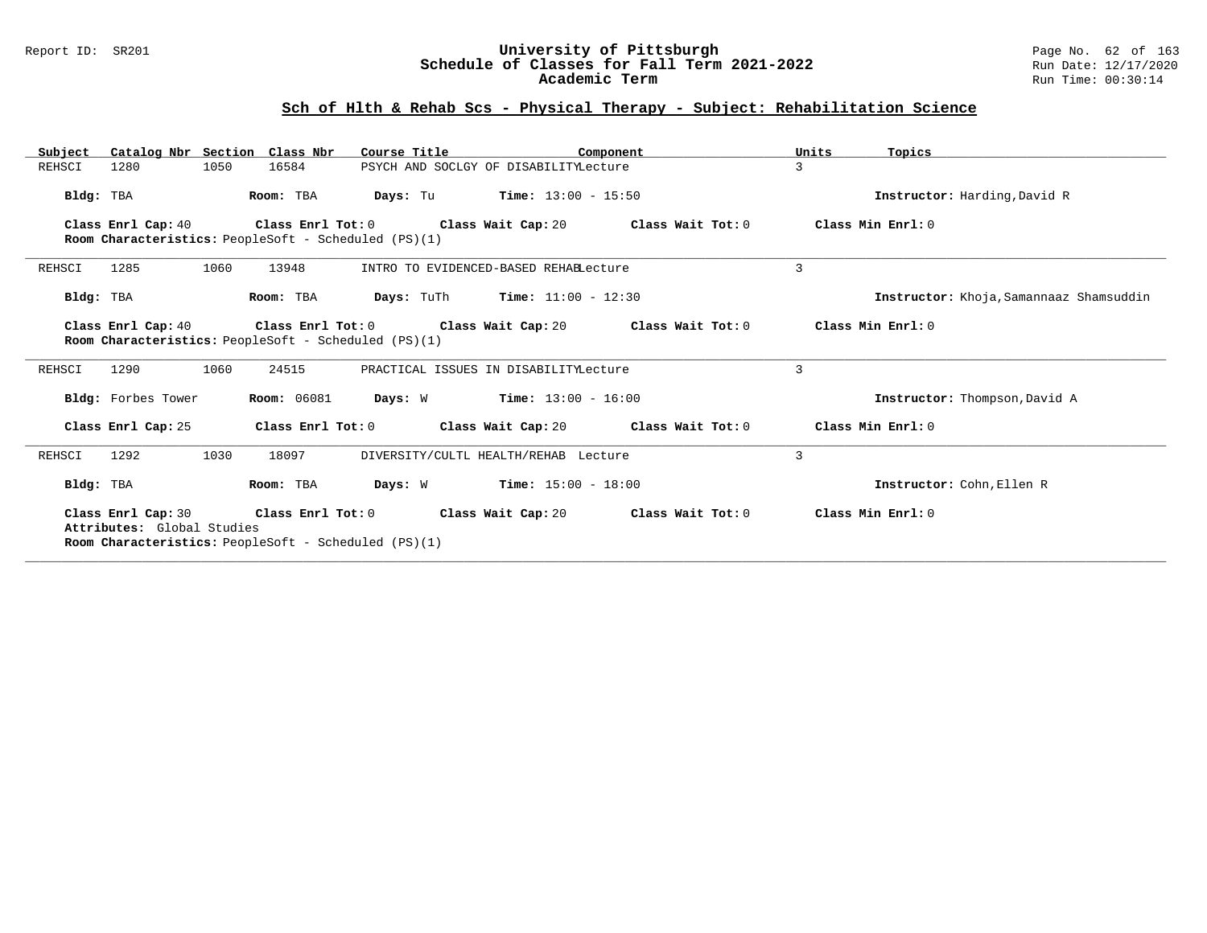## Sch of Hlth & Rehab Scs - Physical Therapy - Subject: Rehabilitation Science

| Subject | Catalog Nbr | Section | Class Nbr | Course Title | Component | Units | Topics |
|---|---|---|---|---|---|---|---|
| REHSCI | 1280 | 1050 | 16584 | PSYCH AND SOCLGY OF DISABILITY | Lecture | 3 | |

**Bldg:** TBA **Room:** TBA **Days:** Tu **Time:** 13:00 - 15:50 **Instructor:** Harding,David R

**Class Enrl Cap:** 40 **Class Enrl Tot:** 0 **Class Wait Cap:** 20 **Class Wait Tot:** 0 **Class Min Enrl:** 0
**Room Characteristics:** PeopleSoft - Scheduled (PS)(1)

---

| Subject | Catalog Nbr | Section | Class Nbr | Course Title | Component | Units | Topics |
|---|---|---|---|---|---|---|---|
| REHSCI | 1285 | 1060 | 13948 | INTRO TO EVIDENCED-BASED REHAB | Lecture | 3 | |

**Bldg:** TBA **Room:** TBA **Days:** TuTh **Time:** 11:00 - 12:30 **Instructor:** Khoja,Samannaaz Shamsuddin

**Class Enrl Cap:** 40 **Class Enrl Tot:** 0 **Class Wait Cap:** 20 **Class Wait Tot:** 0 **Class Min Enrl:** 0
**Room Characteristics:** PeopleSoft - Scheduled (PS)(1)

---

| Subject | Catalog Nbr | Section | Class Nbr | Course Title | Component | Units | Topics |
|---|---|---|---|---|---|---|---|
| REHSCI | 1290 | 1060 | 24515 | PRACTICAL ISSUES IN DISABILITY | Lecture | 3 | |

**Bldg:** Forbes Tower **Room:** 06081 **Days:** W **Time:** 13:00 - 16:00 **Instructor:** Thompson,David A

**Class Enrl Cap:** 25 **Class Enrl Tot:** 0 **Class Wait Cap:** 20 **Class Wait Tot:** 0 **Class Min Enrl:** 0

---

| Subject | Catalog Nbr | Section | Class Nbr | Course Title | Component | Units | Topics |
|---|---|---|---|---|---|---|---|
| REHSCI | 1292 | 1030 | 18097 | DIVERSITY/CULTL HEALTH/REHAB | Lecture | 3 | |

**Bldg:** TBA **Room:** TBA **Days:** W **Time:** 15:00 - 18:00 **Instructor:** Cohn,Ellen R

**Class Enrl Cap:** 30 **Class Enrl Tot:** 0 **Class Wait Cap:** 20 **Class Wait Tot:** 0 **Class Min Enrl:** 0
**Attributes:** Global Studies
**Room Characteristics:** PeopleSoft - Scheduled (PS)(1)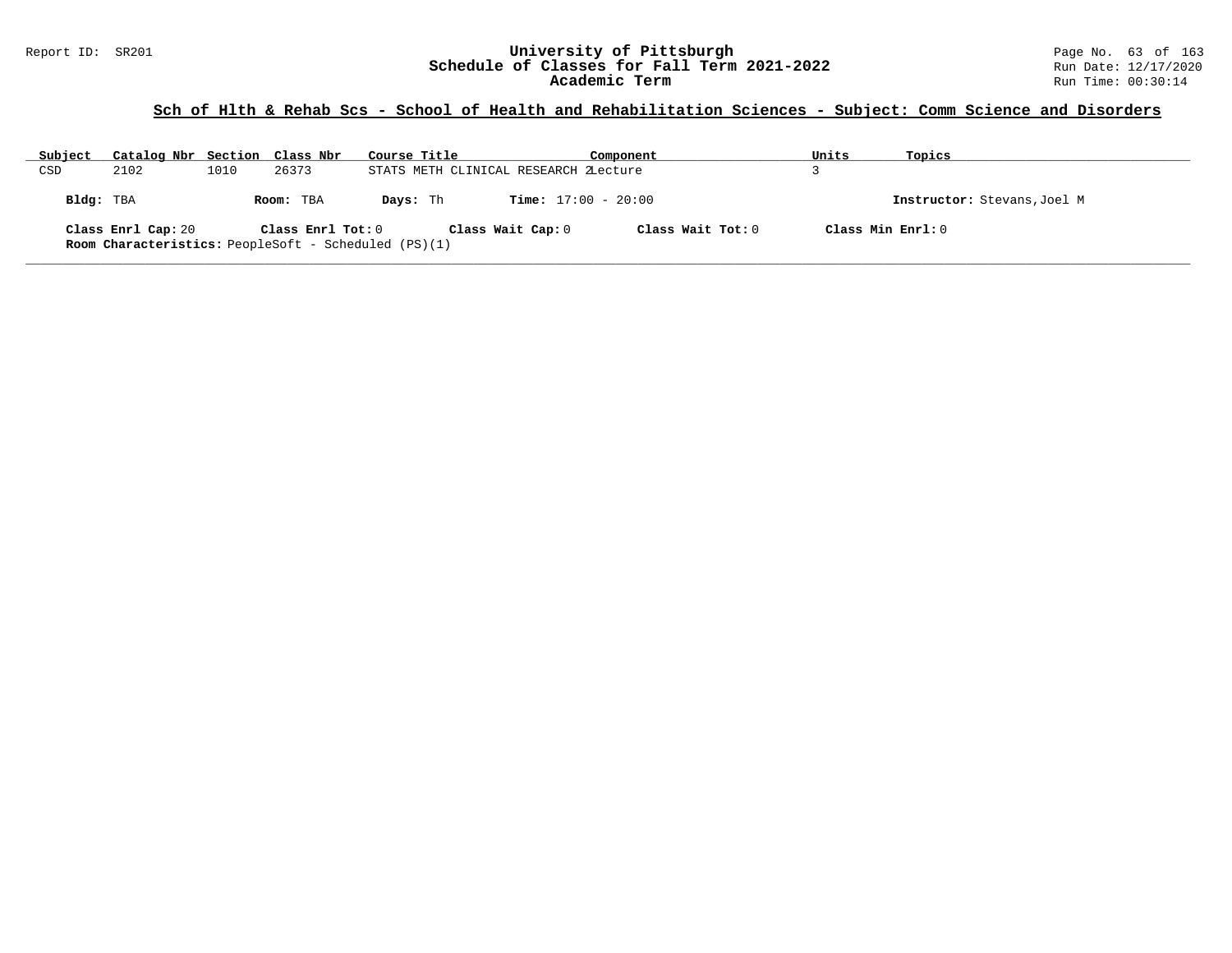## Sch of Hlth & Rehab Scs - School of Health and Rehabilitation Sciences - Subject: Comm Science and Disorders

| Subject | Catalog Nbr | Section | Class Nbr | Course Title | Component | Units | Topics |
|---|---|---|---|---|---|---|---|
| CSD | 2102 | 1010 | 26373 | STATS METH CLINICAL RESEARCH 2 | Lecture | 3 | |

**Bldg:** TBA **Room:** TBA **Days:** Th **Time:** 17:00 - 20:00 **Instructor:** Stevans,Joel M

**Class Enrl Cap:** 20 **Class Enrl Tot:** 0 **Class Wait Cap:** 0 **Class Wait Tot:** 0 **Class Min Enrl:** 0

**Room Characteristics:** PeopleSoft - Scheduled (PS)(1)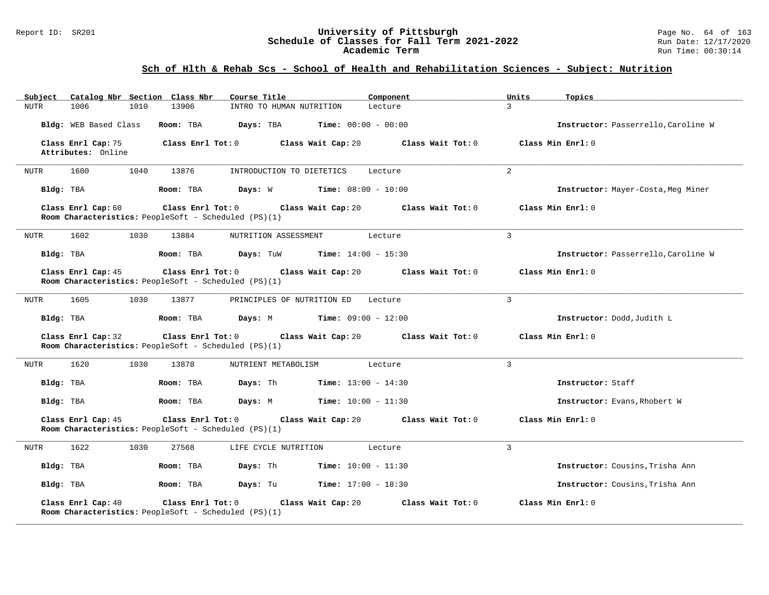## Sch of Hlth & Rehab Scs - School of Health and Rehabilitation Sciences - Subject: Nutrition

| Subject | Catalog Nbr | Section | Class Nbr | Course Title | Component | Units | Topics |
|---|---|---|---|---|---|---|---|
| NUTR | 1006 | 1010 | 13906 | INTRO TO HUMAN NUTRITION | Lecture | 3 | |

**Bldg:** WEB Based Class **Room:** TBA **Days:** TBA **Time:** 00:00 - 00:00 **Instructor:** Passerrello,Caroline W

**Class Enrl Cap:** 75 **Class Enrl Tot:** 0 **Class Wait Cap:** 20 **Class Wait Tot:** 0 **Class Min Enrl:** 0
**Attributes:** Online

---

| Subject | Catalog Nbr | Section | Class Nbr | Course Title | Component | Units | Topics |
|---|---|---|---|---|---|---|---|
| NUTR | 1600 | 1040 | 13876 | INTRODUCTION TO DIETETICS | Lecture | 2 | |

**Bldg:** TBA **Room:** TBA **Days:** W **Time:** 08:00 - 10:00 **Instructor:** Mayer-Costa,Meg Miner

**Class Enrl Cap:** 60 **Class Enrl Tot:** 0 **Class Wait Cap:** 20 **Class Wait Tot:** 0 **Class Min Enrl:** 0
**Room Characteristics:** PeopleSoft - Scheduled (PS)(1)

---

| Subject | Catalog Nbr | Section | Class Nbr | Course Title | Component | Units | Topics |
|---|---|---|---|---|---|---|---|
| NUTR | 1602 | 1030 | 13884 | NUTRITION ASSESSMENT | Lecture | 3 | |

**Bldg:** TBA **Room:** TBA **Days:** TuW **Time:** 14:00 - 15:30 **Instructor:** Passerrello,Caroline W

**Class Enrl Cap:** 45 **Class Enrl Tot:** 0 **Class Wait Cap:** 20 **Class Wait Tot:** 0 **Class Min Enrl:** 0
**Room Characteristics:** PeopleSoft - Scheduled (PS)(1)

---

| Subject | Catalog Nbr | Section | Class Nbr | Course Title | Component | Units | Topics |
|---|---|---|---|---|---|---|---|
| NUTR | 1605 | 1030 | 13877 | PRINCIPLES OF NUTRITION ED | Lecture | 3 | |

**Bldg:** TBA **Room:** TBA **Days:** M **Time:** 09:00 - 12:00 **Instructor:** Dodd,Judith L

**Class Enrl Cap:** 32 **Class Enrl Tot:** 0 **Class Wait Cap:** 20 **Class Wait Tot:** 0 **Class Min Enrl:** 0
**Room Characteristics:** PeopleSoft - Scheduled (PS)(1)

---

| Subject | Catalog Nbr | Section | Class Nbr | Course Title | Component | Units | Topics |
|---|---|---|---|---|---|---|---|
| NUTR | 1620 | 1030 | 13878 | NUTRIENT METABOLISM | Lecture | 3 | |

**Bldg:** TBA **Room:** TBA **Days:** Th **Time:** 13:00 - 14:30 **Instructor:** Staff

**Bldg:** TBA **Room:** TBA **Days:** M **Time:** 10:00 - 11:30 **Instructor:** Evans,Rhobert W

**Class Enrl Cap:** 45 **Class Enrl Tot:** 0 **Class Wait Cap:** 20 **Class Wait Tot:** 0 **Class Min Enrl:** 0
**Room Characteristics:** PeopleSoft - Scheduled (PS)(1)

---

| Subject | Catalog Nbr | Section | Class Nbr | Course Title | Component | Units | Topics |
|---|---|---|---|---|---|---|---|
| NUTR | 1622 | 1030 | 27568 | LIFE CYCLE NUTRITION | Lecture | 3 | |

**Bldg:** TBA **Room:** TBA **Days:** Th **Time:** 10:00 - 11:30 **Instructor:** Cousins,Trisha Ann

**Bldg:** TBA **Room:** TBA **Days:** Tu **Time:** 17:00 - 18:30 **Instructor:** Cousins,Trisha Ann

**Class Enrl Cap:** 40 **Class Enrl Tot:** 0 **Class Wait Cap:** 20 **Class Wait Tot:** 0 **Class Min Enrl:** 0
**Room Characteristics:** PeopleSoft - Scheduled (PS)(1)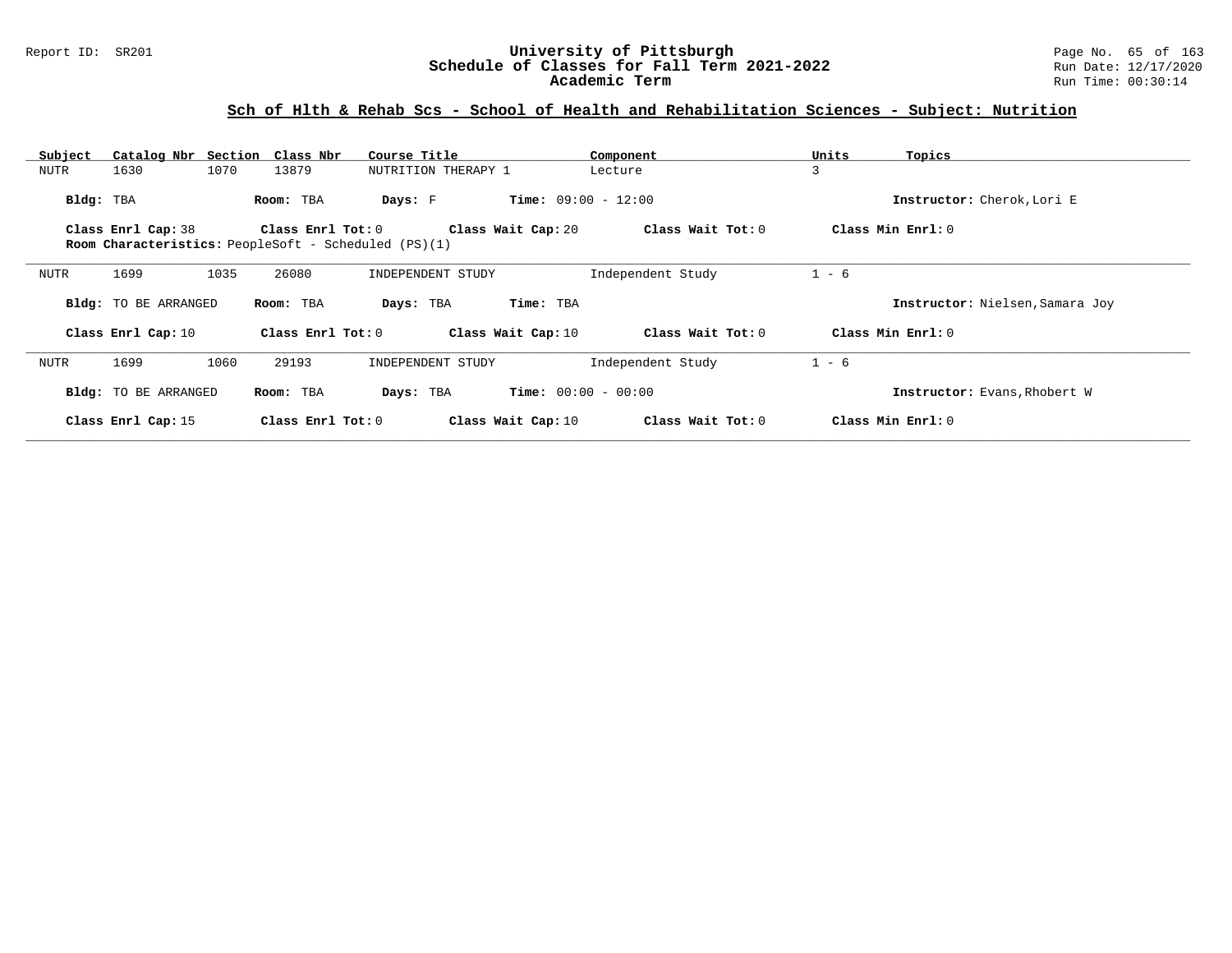## Sch of Hlth & Rehab Scs - School of Health and Rehabilitation Sciences - Subject: Nutrition

| Subject | Catalog Nbr | Section | Class Nbr | Course Title | Component | Units | Topics |
|---|---|---|---|---|---|---|---|
| NUTR | 1630 | 1070 | 13879 | NUTRITION THERAPY 1 | Lecture | 3 | |

**Bldg:** TBA **Room:** TBA **Days:** F **Time:** 09:00 - 12:00 **Instructor:** Cherok,Lori E

**Class Enrl Cap:** 38 **Class Enrl Tot:** 0 **Class Wait Cap:** 20 **Class Wait Tot:** 0 **Class Min Enrl:** 0

**Room Characteristics:** PeopleSoft - Scheduled (PS)(1)

---

| Subject | Catalog Nbr | Section | Class Nbr | Course Title | Component | Units | Topics |
|---|---|---|---|---|---|---|---|
| NUTR | 1699 | 1035 | 26080 | INDEPENDENT STUDY | Independent Study | 1 - 6 | |

**Bldg:** TO BE ARRANGED **Room:** TBA **Days:** TBA **Time:** TBA **Instructor:** Nielsen,Samara Joy

**Class Enrl Cap:** 10 **Class Enrl Tot:** 0 **Class Wait Cap:** 10 **Class Wait Tot:** 0 **Class Min Enrl:** 0

---

| Subject | Catalog Nbr | Section | Class Nbr | Course Title | Component | Units | Topics |
|---|---|---|---|---|---|---|---|
| NUTR | 1699 | 1060 | 29193 | INDEPENDENT STUDY | Independent Study | 1 - 6 | |

**Bldg:** TO BE ARRANGED **Room:** TBA **Days:** TBA **Time:** 00:00 - 00:00 **Instructor:** Evans,Rhobert W

**Class Enrl Cap:** 15 **Class Enrl Tot:** 0 **Class Wait Cap:** 10 **Class Wait Tot:** 0 **Class Min Enrl:** 0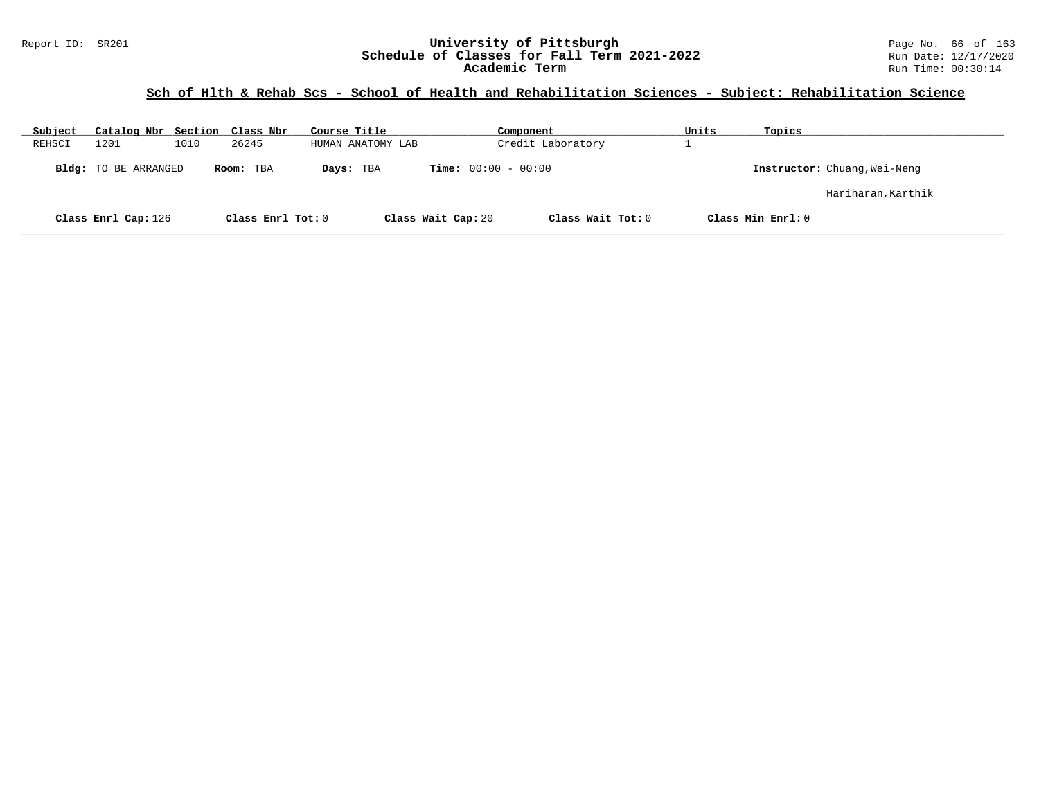## Sch of Hlth & Rehab Scs - School of Health and Rehabilitation Sciences - Subject: Rehabilitation Science

| Subject | Catalog Nbr | Section | Class Nbr | Course Title | Component | Units | Topics |
|---|---|---|---|---|---|---|---|
| REHSCI | 1201 | 1010 | 26245 | HUMAN ANATOMY LAB | Credit Laboratory | 1 | |

**Bldg:** TO BE ARRANGED **Room:** TBA **Days:** TBA **Time:** 00:00 - 00:00 **Instructor:** Chuang,Wei-Neng

Hariharan,Karthik

**Class Enrl Cap:** 126 **Class Enrl Tot:** 0 **Class Wait Cap:** 20 **Class Wait Tot:** 0 **Class Min Enrl:** 0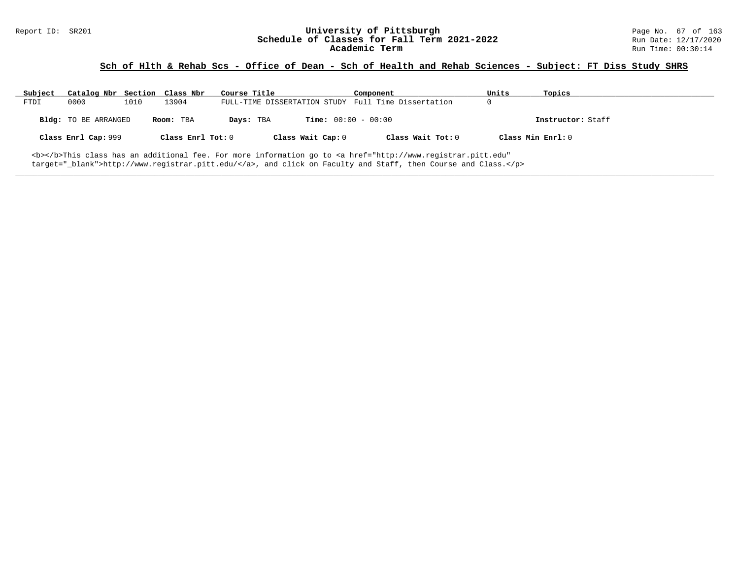## Sch of Hlth & Rehab Scs - Office of Dean - Sch of Health and Rehab Sciences - Subject: FT Diss Study SHRS

| Subject | Catalog Nbr | Section | Class Nbr | Course Title | Component | Units | Topics |
|---|---|---|---|---|---|---|---|
| FTDI | 0000 | 1010 | 13904 | FULL-TIME DISSERTATION STUDY | Full Time Dissertation | 0 | |

**Bldg:** TO BE ARRANGED **Room:** TBA **Days:** TBA **Time:** 00:00 - 00:00 **Instructor:** Staff

**Class Enrl Cap:** 999 **Class Enrl Tot:** 0 **Class Wait Cap:** 0 **Class Wait Tot:** 0 **Class Min Enrl:** 0

<b></b>This class has an additional fee. For more information go to <a href="http://www.registrar.pitt.edu" target="_blank">http://www.registrar.pitt.edu/</a>, and click on Faculty and Staff, then Course and Class.</p>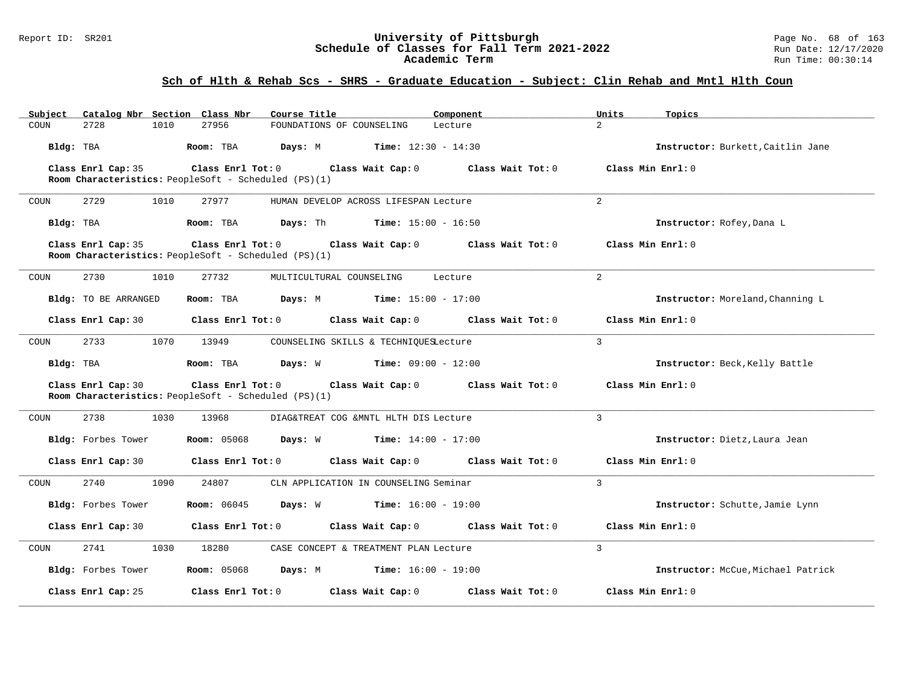## Sch of Hlth & Rehab Scs - SHRS - Graduate Education - Subject: Clin Rehab and Mntl Hlth Coun

| Subject | Catalog Nbr | Section | Class Nbr | Course Title | Component | Units | Topics |
|---|---|---|---|---|---|---|---|
| COUN | 2728 | 1010 | 27956 | FOUNDATIONS OF COUNSELING | Lecture | 2 | |

**Bldg:** TBA **Room:** TBA **Days:** M **Time:** 12:30 - 14:30 **Instructor:** Burkett,Caitlin Jane

**Class Enrl Cap:** 35 **Class Enrl Tot:** 0 **Class Wait Cap:** 0 **Class Wait Tot:** 0 **Class Min Enrl:** 0

**Room Characteristics:** PeopleSoft - Scheduled (PS)(1)

---

| Subject | Catalog Nbr | Section | Class Nbr | Course Title | Component | Units | Topics |
|---|---|---|---|---|---|---|---|
| COUN | 2729 | 1010 | 27977 | HUMAN DEVELOP ACROSS LIFESPAN | Lecture | 2 | |

**Bldg:** TBA **Room:** TBA **Days:** Th **Time:** 15:00 - 16:50 **Instructor:** Rofey,Dana L

**Class Enrl Cap:** 35 **Class Enrl Tot:** 0 **Class Wait Cap:** 0 **Class Wait Tot:** 0 **Class Min Enrl:** 0

**Room Characteristics:** PeopleSoft - Scheduled (PS)(1)

---

| Subject | Catalog Nbr | Section | Class Nbr | Course Title | Component | Units | Topics |
|---|---|---|---|---|---|---|---|
| COUN | 2730 | 1010 | 27732 | MULTICULTURAL COUNSELING | Lecture | 2 | |

**Bldg:** TO BE ARRANGED **Room:** TBA **Days:** M **Time:** 15:00 - 17:00 **Instructor:** Moreland,Channing L

**Class Enrl Cap:** 30 **Class Enrl Tot:** 0 **Class Wait Cap:** 0 **Class Wait Tot:** 0 **Class Min Enrl:** 0

---

| Subject | Catalog Nbr | Section | Class Nbr | Course Title | Component | Units | Topics |
|---|---|---|---|---|---|---|---|
| COUN | 2733 | 1070 | 13949 | COUNSELING SKILLS & TECHNIQUES | Lecture | 3 | |

**Bldg:** TBA **Room:** TBA **Days:** W **Time:** 09:00 - 12:00 **Instructor:** Beck,Kelly Battle

**Class Enrl Cap:** 30 **Class Enrl Tot:** 0 **Class Wait Cap:** 0 **Class Wait Tot:** 0 **Class Min Enrl:** 0

**Room Characteristics:** PeopleSoft - Scheduled (PS)(1)

---

| Subject | Catalog Nbr | Section | Class Nbr | Course Title | Component | Units | Topics |
|---|---|---|---|---|---|---|---|
| COUN | 2738 | 1030 | 13968 | DIAG&TREAT COG &MNTL HLTH DIS | Lecture | 3 | |

**Bldg:** Forbes Tower **Room:** 05068 **Days:** W **Time:** 14:00 - 17:00 **Instructor:** Dietz,Laura Jean

**Class Enrl Cap:** 30 **Class Enrl Tot:** 0 **Class Wait Cap:** 0 **Class Wait Tot:** 0 **Class Min Enrl:** 0

---

| Subject | Catalog Nbr | Section | Class Nbr | Course Title | Component | Units | Topics |
|---|---|---|---|---|---|---|---|
| COUN | 2740 | 1090 | 24807 | CLN APPLICATION IN COUNSELING | Seminar | 3 | |

**Bldg:** Forbes Tower **Room:** 06045 **Days:** W **Time:** 16:00 - 19:00 **Instructor:** Schutte,Jamie Lynn

**Class Enrl Cap:** 30 **Class Enrl Tot:** 0 **Class Wait Cap:** 0 **Class Wait Tot:** 0 **Class Min Enrl:** 0

---

| Subject | Catalog Nbr | Section | Class Nbr | Course Title | Component | Units | Topics |
|---|---|---|---|---|---|---|---|
| COUN | 2741 | 1030 | 18280 | CASE CONCEPT & TREATMENT PLAN | Lecture | 3 | |

**Bldg:** Forbes Tower **Room:** 05068 **Days:** M **Time:** 16:00 - 19:00 **Instructor:** McCue,Michael Patrick

**Class Enrl Cap:** 25 **Class Enrl Tot:** 0 **Class Wait Cap:** 0 **Class Wait Tot:** 0 **Class Min Enrl:** 0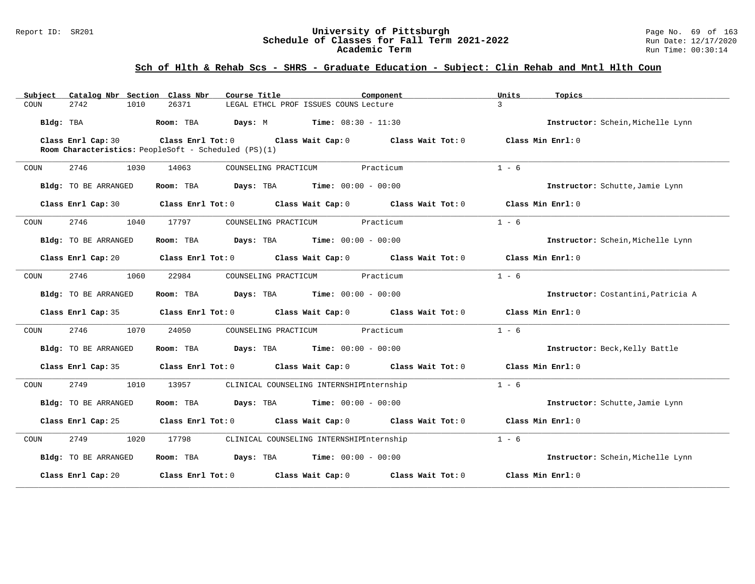## Sch of Hlth & Rehab Scs - SHRS - Graduate Education - Subject: Clin Rehab and Mntl Hlth Coun

| Subject | Catalog Nbr | Section | Class Nbr | Course Title | Component | Units | Topics |
|---|---|---|---|---|---|---|---|
| COUN | 2742 | 1010 | 26371 | LEGAL ETHCL PROF ISSUES COUNS | Lecture | 3 | |

**Bldg:** TBA **Room:** TBA **Days:** M **Time:** 08:30 - 11:30 **Instructor:** Schein,Michelle Lynn

**Class Enrl Cap:** 30 **Class Enrl Tot:** 0 **Class Wait Cap:** 0 **Class Wait Tot:** 0 **Class Min Enrl:** 0

**Room Characteristics:** PeopleSoft - Scheduled (PS)(1)

---

| Subject | Catalog Nbr | Section | Class Nbr | Course Title | Component | Units | Topics |
|---|---|---|---|---|---|---|---|
| COUN | 2746 | 1030 | 14063 | COUNSELING PRACTICUM | Practicum | 1 - 6 | |

**Bldg:** TO BE ARRANGED **Room:** TBA **Days:** TBA **Time:** 00:00 - 00:00 **Instructor:** Schutte,Jamie Lynn

**Class Enrl Cap:** 30 **Class Enrl Tot:** 0 **Class Wait Cap:** 0 **Class Wait Tot:** 0 **Class Min Enrl:** 0

---

| Subject | Catalog Nbr | Section | Class Nbr | Course Title | Component | Units | Topics |
|---|---|---|---|---|---|---|---|
| COUN | 2746 | 1040 | 17797 | COUNSELING PRACTICUM | Practicum | 1 - 6 | |

**Bldg:** TO BE ARRANGED **Room:** TBA **Days:** TBA **Time:** 00:00 - 00:00 **Instructor:** Schein,Michelle Lynn

**Class Enrl Cap:** 20 **Class Enrl Tot:** 0 **Class Wait Cap:** 0 **Class Wait Tot:** 0 **Class Min Enrl:** 0

---

| Subject | Catalog Nbr | Section | Class Nbr | Course Title | Component | Units | Topics |
|---|---|---|---|---|---|---|---|
| COUN | 2746 | 1060 | 22984 | COUNSELING PRACTICUM | Practicum | 1 - 6 | |

**Bldg:** TO BE ARRANGED **Room:** TBA **Days:** TBA **Time:** 00:00 - 00:00 **Instructor:** Costantini,Patricia A

**Class Enrl Cap:** 35 **Class Enrl Tot:** 0 **Class Wait Cap:** 0 **Class Wait Tot:** 0 **Class Min Enrl:** 0

---

| Subject | Catalog Nbr | Section | Class Nbr | Course Title | Component | Units | Topics |
|---|---|---|---|---|---|---|---|
| COUN | 2746 | 1070 | 24050 | COUNSELING PRACTICUM | Practicum | 1 - 6 | |

**Bldg:** TO BE ARRANGED **Room:** TBA **Days:** TBA **Time:** 00:00 - 00:00 **Instructor:** Beck,Kelly Battle

**Class Enrl Cap:** 35 **Class Enrl Tot:** 0 **Class Wait Cap:** 0 **Class Wait Tot:** 0 **Class Min Enrl:** 0

---

| Subject | Catalog Nbr | Section | Class Nbr | Course Title | Component | Units | Topics |
|---|---|---|---|---|---|---|---|
| COUN | 2749 | 1010 | 13957 | CLINICAL COUNSELING INTERNSHIP | Internship | 1 - 6 | |

**Bldg:** TO BE ARRANGED **Room:** TBA **Days:** TBA **Time:** 00:00 - 00:00 **Instructor:** Schutte,Jamie Lynn

**Class Enrl Cap:** 25 **Class Enrl Tot:** 0 **Class Wait Cap:** 0 **Class Wait Tot:** 0 **Class Min Enrl:** 0

---

| Subject | Catalog Nbr | Section | Class Nbr | Course Title | Component | Units | Topics |
|---|---|---|---|---|---|---|---|
| COUN | 2749 | 1020 | 17798 | CLINICAL COUNSELING INTERNSHIP | Internship | 1 - 6 | |

**Bldg:** TO BE ARRANGED **Room:** TBA **Days:** TBA **Time:** 00:00 - 00:00 **Instructor:** Schein,Michelle Lynn

**Class Enrl Cap:** 20 **Class Enrl Tot:** 0 **Class Wait Cap:** 0 **Class Wait Tot:** 0 **Class Min Enrl:** 0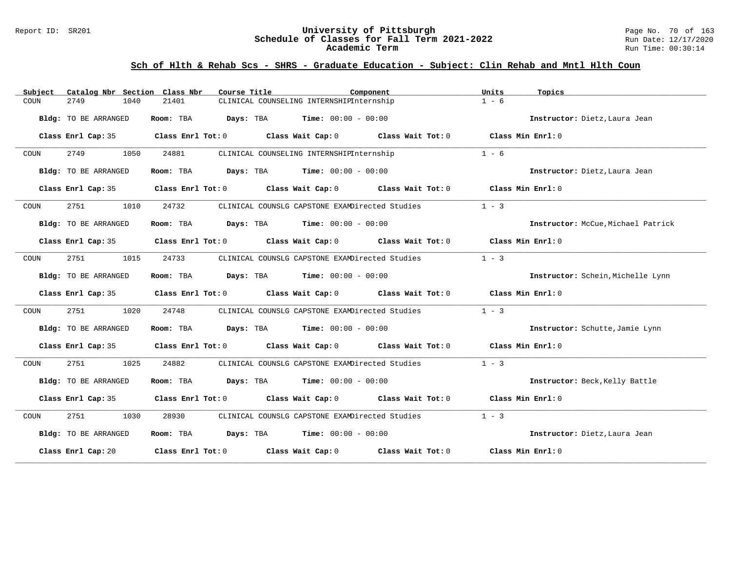## Sch of Hlth & Rehab Scs - SHRS - Graduate Education - Subject: Clin Rehab and Mntl Hlth Coun

| Subject | Catalog Nbr | Section | Class Nbr | Course Title | Component | Units | Topics |
|---|---|---|---|---|---|---|---|
| COUN | 2749 | 1040 | 21401 | CLINICAL COUNSELING INTERNSHIP | Internship | 1 - 6 | |

**Bldg:** TO BE ARRANGED **Room:** TBA **Days:** TBA **Time:** 00:00 - 00:00 **Instructor:** Dietz,Laura Jean

**Class Enrl Cap:** 35 **Class Enrl Tot:** 0 **Class Wait Cap:** 0 **Class Wait Tot:** 0 **Class Min Enrl:** 0

---

| Subject | Catalog Nbr | Section | Class Nbr | Course Title | Component | Units | Topics |
|---|---|---|---|---|---|---|---|
| COUN | 2749 | 1050 | 24881 | CLINICAL COUNSELING INTERNSHIP | Internship | 1 - 6 | |

**Bldg:** TO BE ARRANGED **Room:** TBA **Days:** TBA **Time:** 00:00 - 00:00 **Instructor:** Dietz,Laura Jean

**Class Enrl Cap:** 35 **Class Enrl Tot:** 0 **Class Wait Cap:** 0 **Class Wait Tot:** 0 **Class Min Enrl:** 0

---

| Subject | Catalog Nbr | Section | Class Nbr | Course Title | Component | Units | Topics |
|---|---|---|---|---|---|---|---|
| COUN | 2751 | 1010 | 24732 | CLINICAL COUNSLG CAPSTONE EXAM | Directed Studies | 1 - 3 | |

**Bldg:** TO BE ARRANGED **Room:** TBA **Days:** TBA **Time:** 00:00 - 00:00 **Instructor:** McCue,Michael Patrick

**Class Enrl Cap:** 35 **Class Enrl Tot:** 0 **Class Wait Cap:** 0 **Class Wait Tot:** 0 **Class Min Enrl:** 0

---

| Subject | Catalog Nbr | Section | Class Nbr | Course Title | Component | Units | Topics |
|---|---|---|---|---|---|---|---|
| COUN | 2751 | 1015 | 24733 | CLINICAL COUNSLG CAPSTONE EXAM | Directed Studies | 1 - 3 | |

**Bldg:** TO BE ARRANGED **Room:** TBA **Days:** TBA **Time:** 00:00 - 00:00 **Instructor:** Schein,Michelle Lynn

**Class Enrl Cap:** 35 **Class Enrl Tot:** 0 **Class Wait Cap:** 0 **Class Wait Tot:** 0 **Class Min Enrl:** 0

---

| Subject | Catalog Nbr | Section | Class Nbr | Course Title | Component | Units | Topics |
|---|---|---|---|---|---|---|---|
| COUN | 2751 | 1020 | 24748 | CLINICAL COUNSLG CAPSTONE EXAM | Directed Studies | 1 - 3 | |

**Bldg:** TO BE ARRANGED **Room:** TBA **Days:** TBA **Time:** 00:00 - 00:00 **Instructor:** Schutte,Jamie Lynn

**Class Enrl Cap:** 35 **Class Enrl Tot:** 0 **Class Wait Cap:** 0 **Class Wait Tot:** 0 **Class Min Enrl:** 0

---

| Subject | Catalog Nbr | Section | Class Nbr | Course Title | Component | Units | Topics |
|---|---|---|---|---|---|---|---|
| COUN | 2751 | 1025 | 24882 | CLINICAL COUNSLG CAPSTONE EXAM | Directed Studies | 1 - 3 | |

**Bldg:** TO BE ARRANGED **Room:** TBA **Days:** TBA **Time:** 00:00 - 00:00 **Instructor:** Beck,Kelly Battle

**Class Enrl Cap:** 35 **Class Enrl Tot:** 0 **Class Wait Cap:** 0 **Class Wait Tot:** 0 **Class Min Enrl:** 0

---

| Subject | Catalog Nbr | Section | Class Nbr | Course Title | Component | Units | Topics |
|---|---|---|---|---|---|---|---|
| COUN | 2751 | 1030 | 28930 | CLINICAL COUNSLG CAPSTONE EXAM | Directed Studies | 1 - 3 | |

**Bldg:** TO BE ARRANGED **Room:** TBA **Days:** TBA **Time:** 00:00 - 00:00 **Instructor:** Dietz,Laura Jean

**Class Enrl Cap:** 20 **Class Enrl Tot:** 0 **Class Wait Cap:** 0 **Class Wait Tot:** 0 **Class Min Enrl:** 0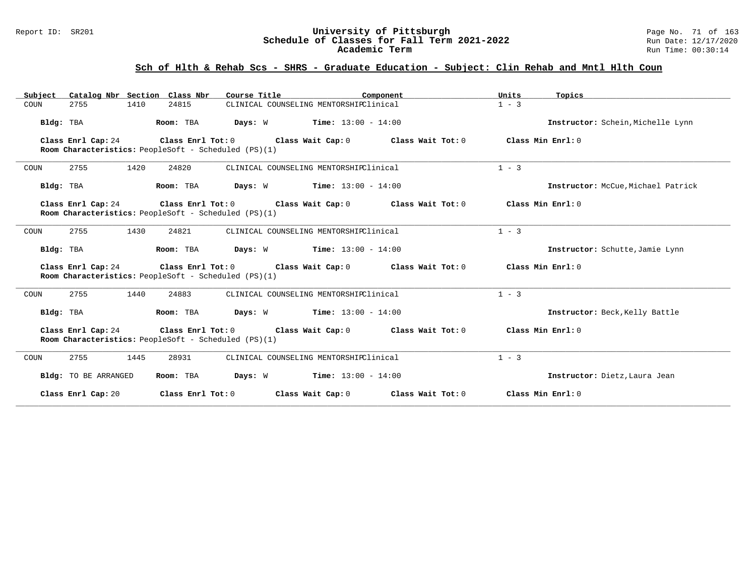## Sch of Hlth & Rehab Scs - SHRS - Graduate Education - Subject: Clin Rehab and Mntl Hlth Coun

| Subject | Catalog Nbr | Section | Class Nbr | Course Title | Component | Units | Topics |
|---|---|---|---|---|---|---|---|
| COUN | 2755 | 1410 | 24815 | CLINICAL COUNSELING MENTORSHIP | Clinical | 1 - 3 | |

**Bldg:** TBA **Room:** TBA **Days:** W **Time:** 13:00 - 14:00 **Instructor:** Schein,Michelle Lynn

**Class Enrl Cap:** 24 **Class Enrl Tot:** 0 **Class Wait Cap:** 0 **Class Wait Tot:** 0 **Class Min Enrl:** 0

**Room Characteristics:** PeopleSoft - Scheduled (PS)(1)

---

| Subject | Catalog Nbr | Section | Class Nbr | Course Title | Component | Units | Topics |
|---|---|---|---|---|---|---|---|
| COUN | 2755 | 1420 | 24820 | CLINICAL COUNSELING MENTORSHIP | Clinical | 1 - 3 | |

**Bldg:** TBA **Room:** TBA **Days:** W **Time:** 13:00 - 14:00 **Instructor:** McCue,Michael Patrick

**Class Enrl Cap:** 24 **Class Enrl Tot:** 0 **Class Wait Cap:** 0 **Class Wait Tot:** 0 **Class Min Enrl:** 0

**Room Characteristics:** PeopleSoft - Scheduled (PS)(1)

---

| Subject | Catalog Nbr | Section | Class Nbr | Course Title | Component | Units | Topics |
|---|---|---|---|---|---|---|---|
| COUN | 2755 | 1430 | 24821 | CLINICAL COUNSELING MENTORSHIP | Clinical | 1 - 3 | |

**Bldg:** TBA **Room:** TBA **Days:** W **Time:** 13:00 - 14:00 **Instructor:** Schutte,Jamie Lynn

**Class Enrl Cap:** 24 **Class Enrl Tot:** 0 **Class Wait Cap:** 0 **Class Wait Tot:** 0 **Class Min Enrl:** 0

**Room Characteristics:** PeopleSoft - Scheduled (PS)(1)

---

| Subject | Catalog Nbr | Section | Class Nbr | Course Title | Component | Units | Topics |
|---|---|---|---|---|---|---|---|
| COUN | 2755 | 1440 | 24883 | CLINICAL COUNSELING MENTORSHIP | Clinical | 1 - 3 | |

**Bldg:** TBA **Room:** TBA **Days:** W **Time:** 13:00 - 14:00 **Instructor:** Beck,Kelly Battle

**Class Enrl Cap:** 24 **Class Enrl Tot:** 0 **Class Wait Cap:** 0 **Class Wait Tot:** 0 **Class Min Enrl:** 0

**Room Characteristics:** PeopleSoft - Scheduled (PS)(1)

---

| Subject | Catalog Nbr | Section | Class Nbr | Course Title | Component | Units | Topics |
|---|---|---|---|---|---|---|---|
| COUN | 2755 | 1445 | 28931 | CLINICAL COUNSELING MENTORSHIP | Clinical | 1 - 3 | |

**Bldg:** TO BE ARRANGED **Room:** TBA **Days:** W **Time:** 13:00 - 14:00 **Instructor:** Dietz,Laura Jean

**Class Enrl Cap:** 20 **Class Enrl Tot:** 0 **Class Wait Cap:** 0 **Class Wait Tot:** 0 **Class Min Enrl:** 0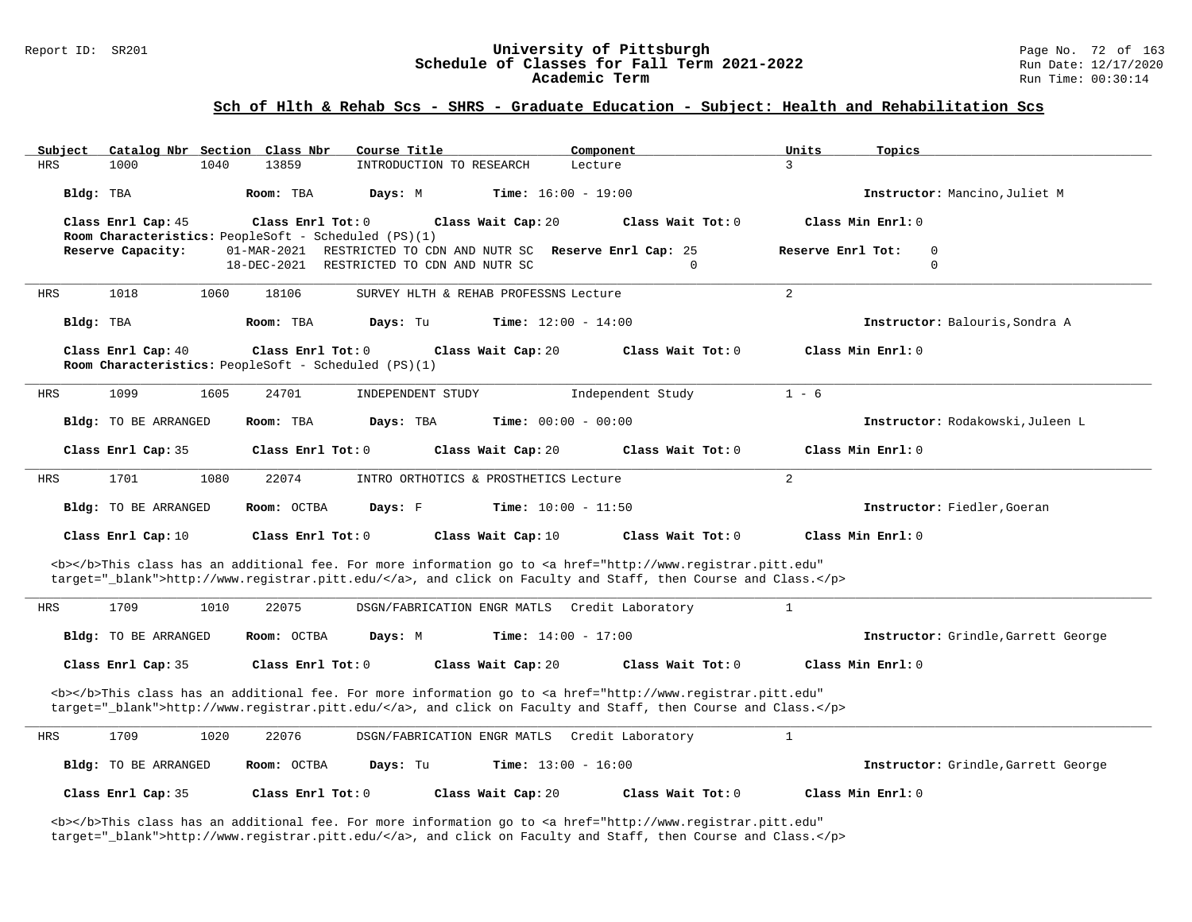## Sch of Hlth & Rehab Scs - SHRS - Graduate Education - Subject: Health and Rehabilitation Scs

| Subject | Catalog Nbr | Section | Class Nbr | Course Title | Component | Units | Topics |
|---|---|---|---|---|---|---|---|
| HRS | 1000 | 1040 | 13859 | INTRODUCTION TO RESEARCH | Lecture | 3 | |

**Bldg:** TBA **Room:** TBA **Days:** M **Time:** 16:00 - 19:00 **Instructor:** Mancino,Juliet M

**Class Enrl Cap:** 45 **Class Enrl Tot:** 0 **Class Wait Cap:** 20 **Class Wait Tot:** 0 **Class Min Enrl:** 0

**Room Characteristics:** PeopleSoft - Scheduled (PS)(1)

**Reserve Capacity:** 01-MAR-2021 RESTRICTED TO CDN AND NUTR SC **Reserve Enrl Cap:** 25 **Reserve Enrl Tot:** 0
18-DEC-2021 RESTRICTED TO CDN AND NUTR SC 0 0

---

| Subject | Catalog Nbr | Section | Class Nbr | Course Title | Component | Units | Topics |
|---|---|---|---|---|---|---|---|
| HRS | 1018 | 1060 | 18106 | SURVEY HLTH & REHAB PROFESSNS | Lecture | 2 | |

**Bldg:** TBA **Room:** TBA **Days:** Tu **Time:** 12:00 - 14:00 **Instructor:** Balouris,Sondra A

**Class Enrl Cap:** 40 **Class Enrl Tot:** 0 **Class Wait Cap:** 20 **Class Wait Tot:** 0 **Class Min Enrl:** 0

**Room Characteristics:** PeopleSoft - Scheduled (PS)(1)

---

| Subject | Catalog Nbr | Section | Class Nbr | Course Title | Component | Units | Topics |
|---|---|---|---|---|---|---|---|
| HRS | 1099 | 1605 | 24701 | INDEPENDENT STUDY | Independent Study | 1 - 6 | |

**Bldg:** TO BE ARRANGED **Room:** TBA **Days:** TBA **Time:** 00:00 - 00:00 **Instructor:** Rodakowski,Juleen L

**Class Enrl Cap:** 35 **Class Enrl Tot:** 0 **Class Wait Cap:** 20 **Class Wait Tot:** 0 **Class Min Enrl:** 0

---

| Subject | Catalog Nbr | Section | Class Nbr | Course Title | Component | Units | Topics |
|---|---|---|---|---|---|---|---|
| HRS | 1701 | 1080 | 22074 | INTRO ORTHOTICS & PROSTHETICS | Lecture | 2 | |

**Bldg:** TO BE ARRANGED **Room:** OCTBA **Days:** F **Time:** 10:00 - 11:50 **Instructor:** Fiedler,Goeran

**Class Enrl Cap:** 10 **Class Enrl Tot:** 0 **Class Wait Cap:** 10 **Class Wait Tot:** 0 **Class Min Enrl:** 0

<b></b>This class has an additional fee. For more information go to <a href="http://www.registrar.pitt.edu" target="_blank">http://www.registrar.pitt.edu/</a>, and click on Faculty and Staff, then Course and Class.</p>

---

| Subject | Catalog Nbr | Section | Class Nbr | Course Title | Component | Units | Topics |
|---|---|---|---|---|---|---|---|
| HRS | 1709 | 1010 | 22075 | DSGN/FABRICATION ENGR MATLS | Credit Laboratory | 1 | |

**Bldg:** TO BE ARRANGED **Room:** OCTBA **Days:** M **Time:** 14:00 - 17:00 **Instructor:** Grindle,Garrett George

**Class Enrl Cap:** 35 **Class Enrl Tot:** 0 **Class Wait Cap:** 20 **Class Wait Tot:** 0 **Class Min Enrl:** 0

<b></b>This class has an additional fee. For more information go to <a href="http://www.registrar.pitt.edu" target="_blank">http://www.registrar.pitt.edu/</a>, and click on Faculty and Staff, then Course and Class.</p>

---

| Subject | Catalog Nbr | Section | Class Nbr | Course Title | Component | Units | Topics |
|---|---|---|---|---|---|---|---|
| HRS | 1709 | 1020 | 22076 | DSGN/FABRICATION ENGR MATLS | Credit Laboratory | 1 | |

**Bldg:** TO BE ARRANGED **Room:** OCTBA **Days:** Tu **Time:** 13:00 - 16:00 **Instructor:** Grindle,Garrett George

**Class Enrl Cap:** 35 **Class Enrl Tot:** 0 **Class Wait Cap:** 20 **Class Wait Tot:** 0 **Class Min Enrl:** 0

<b></b>This class has an additional fee. For more information go to <a href="http://www.registrar.pitt.edu" target="_blank">http://www.registrar.pitt.edu/</a>, and click on Faculty and Staff, then Course and Class.</p>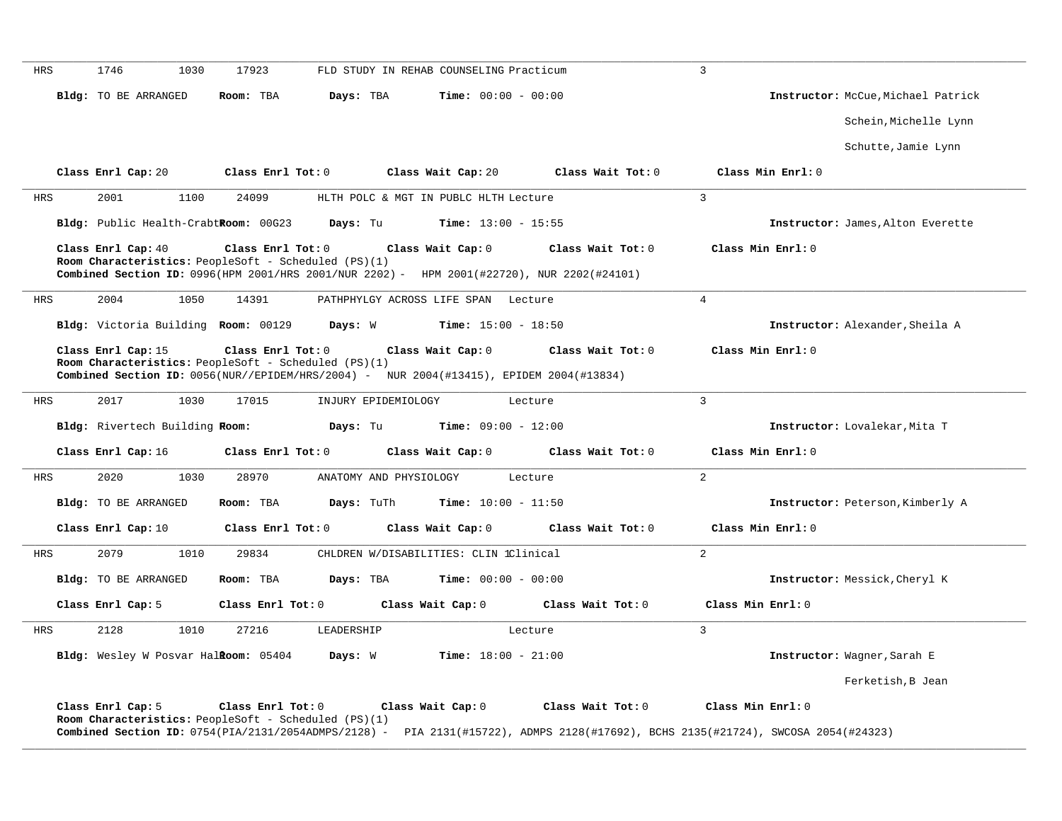HRS 1746 1030 17923 FLD STUDY IN REHAB COUNSELING Practicum 3

**Bldg:** TO BE ARRANGED **Room:** TBA **Days:** TBA **Time:** 00:00 - 00:00 **Instructor:** McCue,Michael Patrick

Schein,Michelle Lynn

Schutte,Jamie Lynn

**Class Enrl Cap:** 20 **Class Enrl Tot:** 0 **Class Wait Cap:** 20 **Class Wait Tot:** 0 **Class Min Enrl:** 0

---

HRS 2001 1100 24099 HLTH POLC & MGT IN PUBLC HLTH Lecture 3

**Bldg:** Public Health-Crabt **Room:** 00G23 **Days:** Tu **Time:** 13:00 - 15:55 **Instructor:** James,Alton Everette

**Class Enrl Cap:** 40 **Class Enrl Tot:** 0 **Class Wait Cap:** 0 **Class Wait Tot:** 0 **Class Min Enrl:** 0
**Room Characteristics:** PeopleSoft - Scheduled (PS)(1)
**Combined Section ID:** 0996(HPM 2001/HRS 2001/NUR 2202) - HPM 2001(#22720), NUR 2202(#24101)

---

HRS 2004 1050 14391 PATHPHYLGY ACROSS LIFE SPAN Lecture 4

**Bldg:** Victoria Building **Room:** 00129 **Days:** W **Time:** 15:00 - 18:50 **Instructor:** Alexander,Sheila A

**Class Enrl Cap:** 15 **Class Enrl Tot:** 0 **Class Wait Cap:** 0 **Class Wait Tot:** 0 **Class Min Enrl:** 0
**Room Characteristics:** PeopleSoft - Scheduled (PS)(1)
**Combined Section ID:** 0056(NUR//EPIDEM/HRS/2004) - NUR 2004(#13415), EPIDEM 2004(#13834)

---

HRS 2017 1030 17015 INJURY EPIDEMIOLOGY Lecture 3

**Bldg:** Rivertech Building **Room:** **Days:** Tu **Time:** 09:00 - 12:00 **Instructor:** Lovalekar,Mita T

**Class Enrl Cap:** 16 **Class Enrl Tot:** 0 **Class Wait Cap:** 0 **Class Wait Tot:** 0 **Class Min Enrl:** 0

---

HRS 2020 1030 28970 ANATOMY AND PHYSIOLOGY Lecture 2

**Bldg:** TO BE ARRANGED **Room:** TBA **Days:** TuTh **Time:** 10:00 - 11:50 **Instructor:** Peterson,Kimberly A

**Class Enrl Cap:** 10 **Class Enrl Tot:** 0 **Class Wait Cap:** 0 **Class Wait Tot:** 0 **Class Min Enrl:** 0

---

HRS 2079 1010 29834 CHLDREN W/DISABILITIES: CLIN 1 Clinical 2

**Bldg:** TO BE ARRANGED **Room:** TBA **Days:** TBA **Time:** 00:00 - 00:00 **Instructor:** Messick,Cheryl K

**Class Enrl Cap:** 5 **Class Enrl Tot:** 0 **Class Wait Cap:** 0 **Class Wait Tot:** 0 **Class Min Enrl:** 0

---

HRS 2128 1010 27216 LEADERSHIP Lecture 3

**Bldg:** Wesley W Posvar Hall **Room:** 05404 **Days:** W **Time:** 18:00 - 21:00 **Instructor:** Wagner,Sarah E

Ferketish,B Jean

**Class Enrl Cap:** 5 **Class Enrl Tot:** 0 **Class Wait Cap:** 0 **Class Wait Tot:** 0 **Class Min Enrl:** 0
**Room Characteristics:** PeopleSoft - Scheduled (PS)(1)
**Combined Section ID:** 0754(PIA/2131/2054ADMPS/2128) - PIA 2131(#15722), ADMPS 2128(#17692), BCHS 2135(#21724), SWCOSA 2054(#24323)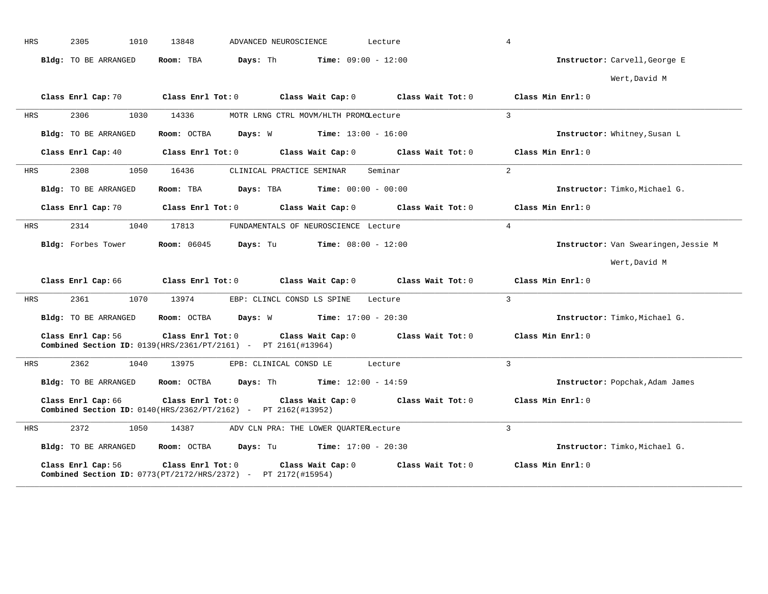HRS 2305 1010 13848 ADVANCED NEUROSCIENCE Lecture 4

**Bldg:** TO BE ARRANGED **Room:** TBA **Days:** Th **Time:** 09:00 - 12:00 **Instructor:** Carvell,George E
Wert,David M

**Class Enrl Cap:** 70 **Class Enrl Tot:** 0 **Class Wait Cap:** 0 **Class Wait Tot:** 0 **Class Min Enrl:** 0

---

HRS 2306 1030 14336 MOTR LRNG CTRL MOVM/HLTH PROMO Lecture 3

**Bldg:** TO BE ARRANGED **Room:** OCTBA **Days:** W **Time:** 13:00 - 16:00 **Instructor:** Whitney,Susan L

**Class Enrl Cap:** 40 **Class Enrl Tot:** 0 **Class Wait Cap:** 0 **Class Wait Tot:** 0 **Class Min Enrl:** 0

---

HRS 2308 1050 16436 CLINICAL PRACTICE SEMINAR Seminar 2

**Bldg:** TO BE ARRANGED **Room:** TBA **Days:** TBA **Time:** 00:00 - 00:00 **Instructor:** Timko,Michael G.

**Class Enrl Cap:** 70 **Class Enrl Tot:** 0 **Class Wait Cap:** 0 **Class Wait Tot:** 0 **Class Min Enrl:** 0

---

HRS 2314 1040 17813 FUNDAMENTALS OF NEUROSCIENCE Lecture 4

**Bldg:** Forbes Tower **Room:** 06045 **Days:** Tu **Time:** 08:00 - 12:00 **Instructor:** Van Swearingen,Jessie M
Wert,David M

**Class Enrl Cap:** 66 **Class Enrl Tot:** 0 **Class Wait Cap:** 0 **Class Wait Tot:** 0 **Class Min Enrl:** 0

---

HRS 2361 1070 13974 EBP: CLINCL CONSD LS SPINE Lecture 3

**Bldg:** TO BE ARRANGED **Room:** OCTBA **Days:** W **Time:** 17:00 - 20:30 **Instructor:** Timko,Michael G.

**Class Enrl Cap:** 56 **Class Enrl Tot:** 0 **Class Wait Cap:** 0 **Class Wait Tot:** 0 **Class Min Enrl:** 0
**Combined Section ID:** 0139(HRS/2361/PT/2161) - PT 2161(#13964)

---

HRS 2362 1040 13975 EPB: CLINICAL CONSD LE Lecture 3

**Bldg:** TO BE ARRANGED **Room:** OCTBA **Days:** Th **Time:** 12:00 - 14:59 **Instructor:** Popchak,Adam James

**Class Enrl Cap:** 66 **Class Enrl Tot:** 0 **Class Wait Cap:** 0 **Class Wait Tot:** 0 **Class Min Enrl:** 0
**Combined Section ID:** 0140(HRS/2362/PT/2162) - PT 2162(#13952)

---

HRS 2372 1050 14387 ADV CLN PRA: THE LOWER QUARTER Lecture 3

**Bldg:** TO BE ARRANGED **Room:** OCTBA **Days:** Tu **Time:** 17:00 - 20:30 **Instructor:** Timko,Michael G.

**Class Enrl Cap:** 56 **Class Enrl Tot:** 0 **Class Wait Cap:** 0 **Class Wait Tot:** 0 **Class Min Enrl:** 0
**Combined Section ID:** 0773(PT/2172/HRS/2372) - PT 2172(#15954)

---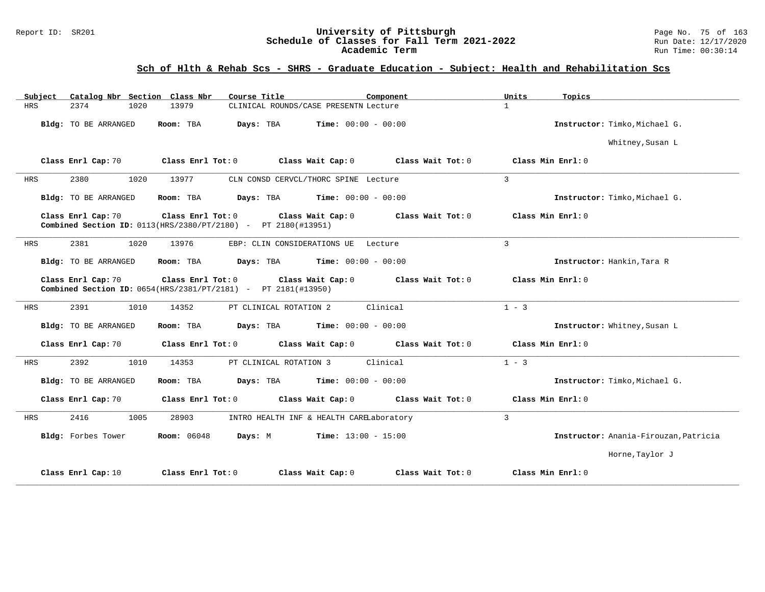## Sch of Hlth & Rehab Scs - SHRS - Graduate Education - Subject: Health and Rehabilitation Scs

| Subject | Catalog Nbr | Section | Class Nbr | Course Title | Component | Units | Topics |
|---|---|---|---|---|---|---|---|
| HRS | 2374 | 1020 | 13979 | CLINICAL ROUNDS/CASE PRESENTN | Lecture | 1 | |

**Bldg:** TO BE ARRANGED **Room:** TBA **Days:** TBA **Time:** 00:00 - 00:00 **Instructor:** Timko,Michael G.

Whitney,Susan L

**Class Enrl Cap:** 70 **Class Enrl Tot:** 0 **Class Wait Cap:** 0 **Class Wait Tot:** 0 **Class Min Enrl:** 0

---

| Subject | Catalog Nbr | Section | Class Nbr | Course Title | Component | Units | Topics |
|---|---|---|---|---|---|---|---|
| HRS | 2380 | 1020 | 13977 | CLN CONSD CERVCL/THORC SPINE | Lecture | 3 | |

**Bldg:** TO BE ARRANGED **Room:** TBA **Days:** TBA **Time:** 00:00 - 00:00 **Instructor:** Timko,Michael G.

**Class Enrl Cap:** 70 **Class Enrl Tot:** 0 **Class Wait Cap:** 0 **Class Wait Tot:** 0 **Class Min Enrl:** 0
**Combined Section ID:** 0113(HRS/2380/PT/2180) - PT 2180(#13951)

---

| Subject | Catalog Nbr | Section | Class Nbr | Course Title | Component | Units | Topics |
|---|---|---|---|---|---|---|---|
| HRS | 2381 | 1020 | 13976 | EBP: CLIN CONSIDERATIONS UE | Lecture | 3 | |

**Bldg:** TO BE ARRANGED **Room:** TBA **Days:** TBA **Time:** 00:00 - 00:00 **Instructor:** Hankin,Tara R

**Class Enrl Cap:** 70 **Class Enrl Tot:** 0 **Class Wait Cap:** 0 **Class Wait Tot:** 0 **Class Min Enrl:** 0
**Combined Section ID:** 0654(HRS/2381/PT/2181) - PT 2181(#13950)

---

| Subject | Catalog Nbr | Section | Class Nbr | Course Title | Component | Units | Topics |
|---|---|---|---|---|---|---|---|
| HRS | 2391 | 1010 | 14352 | PT CLINICAL ROTATION 2 | Clinical | 1 - 3 | |

**Bldg:** TO BE ARRANGED **Room:** TBA **Days:** TBA **Time:** 00:00 - 00:00 **Instructor:** Whitney,Susan L

**Class Enrl Cap:** 70 **Class Enrl Tot:** 0 **Class Wait Cap:** 0 **Class Wait Tot:** 0 **Class Min Enrl:** 0

---

| Subject | Catalog Nbr | Section | Class Nbr | Course Title | Component | Units | Topics |
|---|---|---|---|---|---|---|---|
| HRS | 2392 | 1010 | 14353 | PT CLINICAL ROTATION 3 | Clinical | 1 - 3 | |

**Bldg:** TO BE ARRANGED **Room:** TBA **Days:** TBA **Time:** 00:00 - 00:00 **Instructor:** Timko,Michael G.

**Class Enrl Cap:** 70 **Class Enrl Tot:** 0 **Class Wait Cap:** 0 **Class Wait Tot:** 0 **Class Min Enrl:** 0

---

| Subject | Catalog Nbr | Section | Class Nbr | Course Title | Component | Units | Topics |
|---|---|---|---|---|---|---|---|
| HRS | 2416 | 1005 | 28903 | INTRO HEALTH INF & HEALTH CARE | Laboratory | 3 | |

**Bldg:** Forbes Tower **Room:** 06048 **Days:** M **Time:** 13:00 - 15:00 **Instructor:** Anania-Firouzan,Patricia

Horne,Taylor J

**Class Enrl Cap:** 10 **Class Enrl Tot:** 0 **Class Wait Cap:** 0 **Class Wait Tot:** 0 **Class Min Enrl:** 0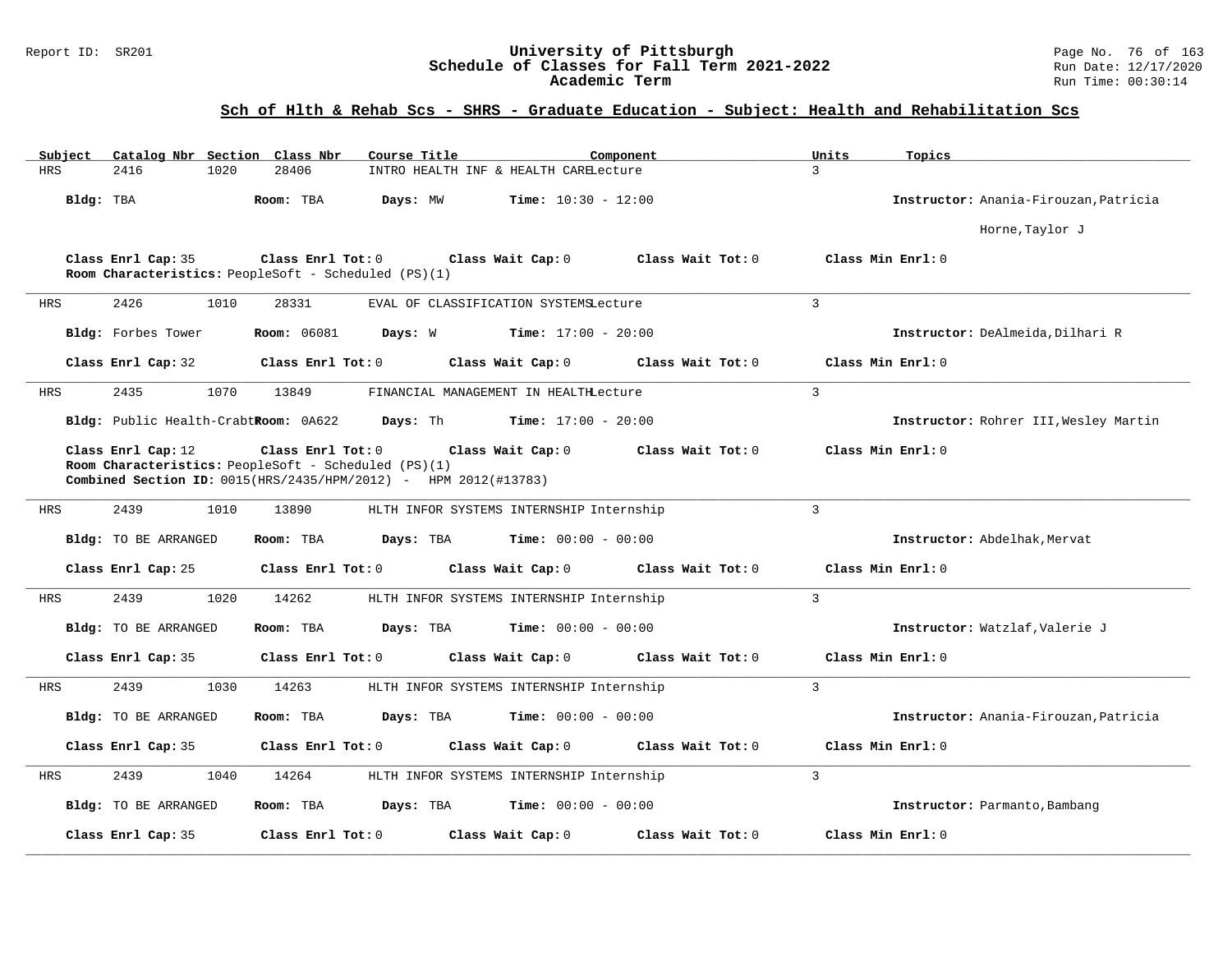## Sch of Hlth & Rehab Scs - SHRS - Graduate Education - Subject: Health and Rehabilitation Scs

| Subject | Catalog Nbr | Section | Class Nbr | Course Title | Component | Units | Topics |
|---|---|---|---|---|---|---|---|
| HRS | 2416 | 1020 | 28406 | INTRO HEALTH INF & HEALTH CARE | Lecture | 3 | |

**Bldg:** TBA **Room:** TBA **Days:** MW **Time:** 10:30 - 12:00 **Instructor:** Anania-Firouzan,Patricia

Horne,Taylor J

**Class Enrl Cap:** 35 **Class Enrl Tot:** 0 **Class Wait Cap:** 0 **Class Wait Tot:** 0 **Class Min Enrl:** 0
**Room Characteristics:** PeopleSoft - Scheduled (PS)(1)

---

| Subject | Catalog Nbr | Section | Class Nbr | Course Title | Component | Units | Topics |
|---|---|---|---|---|---|---|---|
| HRS | 2426 | 1010 | 28331 | EVAL OF CLASSIFICATION SYSTEMS | Lecture | 3 | |

**Bldg:** Forbes Tower **Room:** 06081 **Days:** W **Time:** 17:00 - 20:00 **Instructor:** DeAlmeida,Dilhari R

**Class Enrl Cap:** 32 **Class Enrl Tot:** 0 **Class Wait Cap:** 0 **Class Wait Tot:** 0 **Class Min Enrl:** 0

---

| Subject | Catalog Nbr | Section | Class Nbr | Course Title | Component | Units | Topics |
|---|---|---|---|---|---|---|---|
| HRS | 2435 | 1070 | 13849 | FINANCIAL MANAGEMENT IN HEALTH | Lecture | 3 | |

**Bldg:** Public Health-Crabtr **Room:** 0A622 **Days:** Th **Time:** 17:00 - 20:00 **Instructor:** Rohrer III,Wesley Martin

**Class Enrl Cap:** 12 **Class Enrl Tot:** 0 **Class Wait Cap:** 0 **Class Wait Tot:** 0 **Class Min Enrl:** 0
**Room Characteristics:** PeopleSoft - Scheduled (PS)(1)
**Combined Section ID:** 0015(HRS/2435/HPM/2012) - HPM 2012(#13783)

---

| Subject | Catalog Nbr | Section | Class Nbr | Course Title | Component | Units | Topics |
|---|---|---|---|---|---|---|---|
| HRS | 2439 | 1010 | 13890 | HLTH INFOR SYSTEMS INTERNSHIP | Internship | 3 | |

**Bldg:** TO BE ARRANGED **Room:** TBA **Days:** TBA **Time:** 00:00 - 00:00 **Instructor:** Abdelhak,Mervat

**Class Enrl Cap:** 25 **Class Enrl Tot:** 0 **Class Wait Cap:** 0 **Class Wait Tot:** 0 **Class Min Enrl:** 0

---

| Subject | Catalog Nbr | Section | Class Nbr | Course Title | Component | Units | Topics |
|---|---|---|---|---|---|---|---|
| HRS | 2439 | 1020 | 14262 | HLTH INFOR SYSTEMS INTERNSHIP | Internship | 3 | |

**Bldg:** TO BE ARRANGED **Room:** TBA **Days:** TBA **Time:** 00:00 - 00:00 **Instructor:** Watzlaf,Valerie J

**Class Enrl Cap:** 35 **Class Enrl Tot:** 0 **Class Wait Cap:** 0 **Class Wait Tot:** 0 **Class Min Enrl:** 0

---

| Subject | Catalog Nbr | Section | Class Nbr | Course Title | Component | Units | Topics |
|---|---|---|---|---|---|---|---|
| HRS | 2439 | 1030 | 14263 | HLTH INFOR SYSTEMS INTERNSHIP | Internship | 3 | |

**Bldg:** TO BE ARRANGED **Room:** TBA **Days:** TBA **Time:** 00:00 - 00:00 **Instructor:** Anania-Firouzan,Patricia

**Class Enrl Cap:** 35 **Class Enrl Tot:** 0 **Class Wait Cap:** 0 **Class Wait Tot:** 0 **Class Min Enrl:** 0

---

| Subject | Catalog Nbr | Section | Class Nbr | Course Title | Component | Units | Topics |
|---|---|---|---|---|---|---|---|
| HRS | 2439 | 1040 | 14264 | HLTH INFOR SYSTEMS INTERNSHIP | Internship | 3 | |

**Bldg:** TO BE ARRANGED **Room:** TBA **Days:** TBA **Time:** 00:00 - 00:00 **Instructor:** Parmanto,Bambang

**Class Enrl Cap:** 35 **Class Enrl Tot:** 0 **Class Wait Cap:** 0 **Class Wait Tot:** 0 **Class Min Enrl:** 0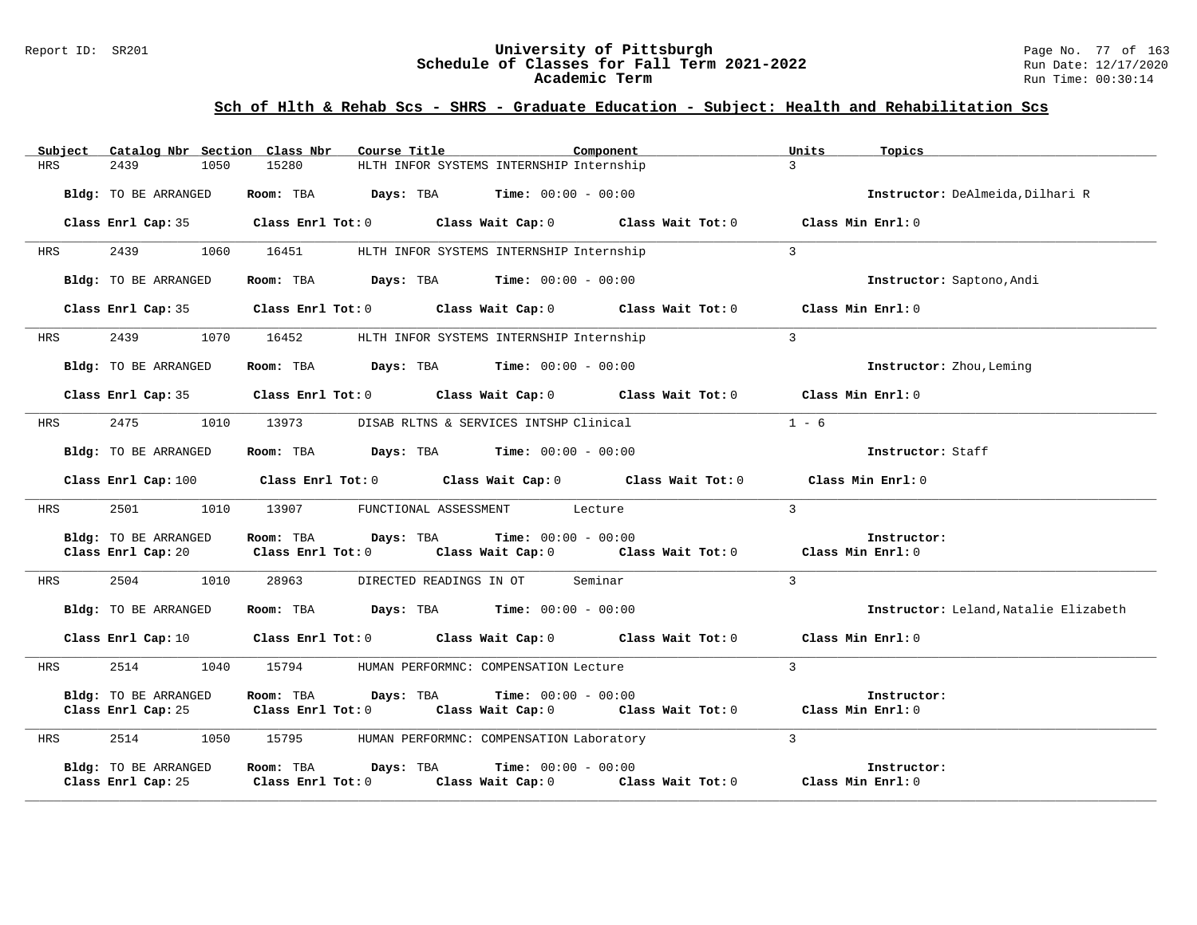## Sch of Hlth & Rehab Scs - SHRS - Graduate Education - Subject: Health and Rehabilitation Scs

| Subject | Catalog Nbr | Section | Class Nbr | Course Title | Component | Units | Topics |
|---|---|---|---|---|---|---|---|
| HRS | 2439 | 1050 | 15280 | HLTH INFOR SYSTEMS INTERNSHIP | Internship | 3 | |

**Bldg:** TO BE ARRANGED **Room:** TBA **Days:** TBA **Time:** 00:00 - 00:00 **Instructor:** DeAlmeida,Dilhari R

**Class Enrl Cap:** 35 **Class Enrl Tot:** 0 **Class Wait Cap:** 0 **Class Wait Tot:** 0 **Class Min Enrl:** 0

---

| Subject | Catalog Nbr | Section | Class Nbr | Course Title | Component | Units | Topics |
|---|---|---|---|---|---|---|---|
| HRS | 2439 | 1060 | 16451 | HLTH INFOR SYSTEMS INTERNSHIP | Internship | 3 | |

**Bldg:** TO BE ARRANGED **Room:** TBA **Days:** TBA **Time:** 00:00 - 00:00 **Instructor:** Saptono,Andi

**Class Enrl Cap:** 35 **Class Enrl Tot:** 0 **Class Wait Cap:** 0 **Class Wait Tot:** 0 **Class Min Enrl:** 0

---

| Subject | Catalog Nbr | Section | Class Nbr | Course Title | Component | Units | Topics |
|---|---|---|---|---|---|---|---|
| HRS | 2439 | 1070 | 16452 | HLTH INFOR SYSTEMS INTERNSHIP | Internship | 3 | |

**Bldg:** TO BE ARRANGED **Room:** TBA **Days:** TBA **Time:** 00:00 - 00:00 **Instructor:** Zhou,Leming

**Class Enrl Cap:** 35 **Class Enrl Tot:** 0 **Class Wait Cap:** 0 **Class Wait Tot:** 0 **Class Min Enrl:** 0

---

| Subject | Catalog Nbr | Section | Class Nbr | Course Title | Component | Units | Topics |
|---|---|---|---|---|---|---|---|
| HRS | 2475 | 1010 | 13973 | DISAB RLTNS & SERVICES INTSHP | Clinical | 1 - 6 | |

**Bldg:** TO BE ARRANGED **Room:** TBA **Days:** TBA **Time:** 00:00 - 00:00 **Instructor:** Staff

**Class Enrl Cap:** 100 **Class Enrl Tot:** 0 **Class Wait Cap:** 0 **Class Wait Tot:** 0 **Class Min Enrl:** 0

---

| Subject | Catalog Nbr | Section | Class Nbr | Course Title | Component | Units | Topics |
|---|---|---|---|---|---|---|---|
| HRS | 2501 | 1010 | 13907 | FUNCTIONAL ASSESSMENT | Lecture | 3 | |

**Bldg:** TO BE ARRANGED **Room:** TBA **Days:** TBA **Time:** 00:00 - 00:00 **Instructor:**
**Class Enrl Cap:** 20 **Class Enrl Tot:** 0 **Class Wait Cap:** 0 **Class Wait Tot:** 0 **Class Min Enrl:** 0

---

| Subject | Catalog Nbr | Section | Class Nbr | Course Title | Component | Units | Topics |
|---|---|---|---|---|---|---|---|
| HRS | 2504 | 1010 | 28963 | DIRECTED READINGS IN OT | Seminar | 3 | |

**Bldg:** TO BE ARRANGED **Room:** TBA **Days:** TBA **Time:** 00:00 - 00:00 **Instructor:** Leland,Natalie Elizabeth

**Class Enrl Cap:** 10 **Class Enrl Tot:** 0 **Class Wait Cap:** 0 **Class Wait Tot:** 0 **Class Min Enrl:** 0

---

| Subject | Catalog Nbr | Section | Class Nbr | Course Title | Component | Units | Topics |
|---|---|---|---|---|---|---|---|
| HRS | 2514 | 1040 | 15794 | HUMAN PERFORMNC: COMPENSATION | Lecture | 3 | |

**Bldg:** TO BE ARRANGED **Room:** TBA **Days:** TBA **Time:** 00:00 - 00:00 **Instructor:**
**Class Enrl Cap:** 25 **Class Enrl Tot:** 0 **Class Wait Cap:** 0 **Class Wait Tot:** 0 **Class Min Enrl:** 0

---

| Subject | Catalog Nbr | Section | Class Nbr | Course Title | Component | Units | Topics |
|---|---|---|---|---|---|---|---|
| HRS | 2514 | 1050 | 15795 | HUMAN PERFORMNC: COMPENSATION | Laboratory | 3 | |

**Bldg:** TO BE ARRANGED **Room:** TBA **Days:** TBA **Time:** 00:00 - 00:00 **Instructor:**
**Class Enrl Cap:** 25 **Class Enrl Tot:** 0 **Class Wait Cap:** 0 **Class Wait Tot:** 0 **Class Min Enrl:** 0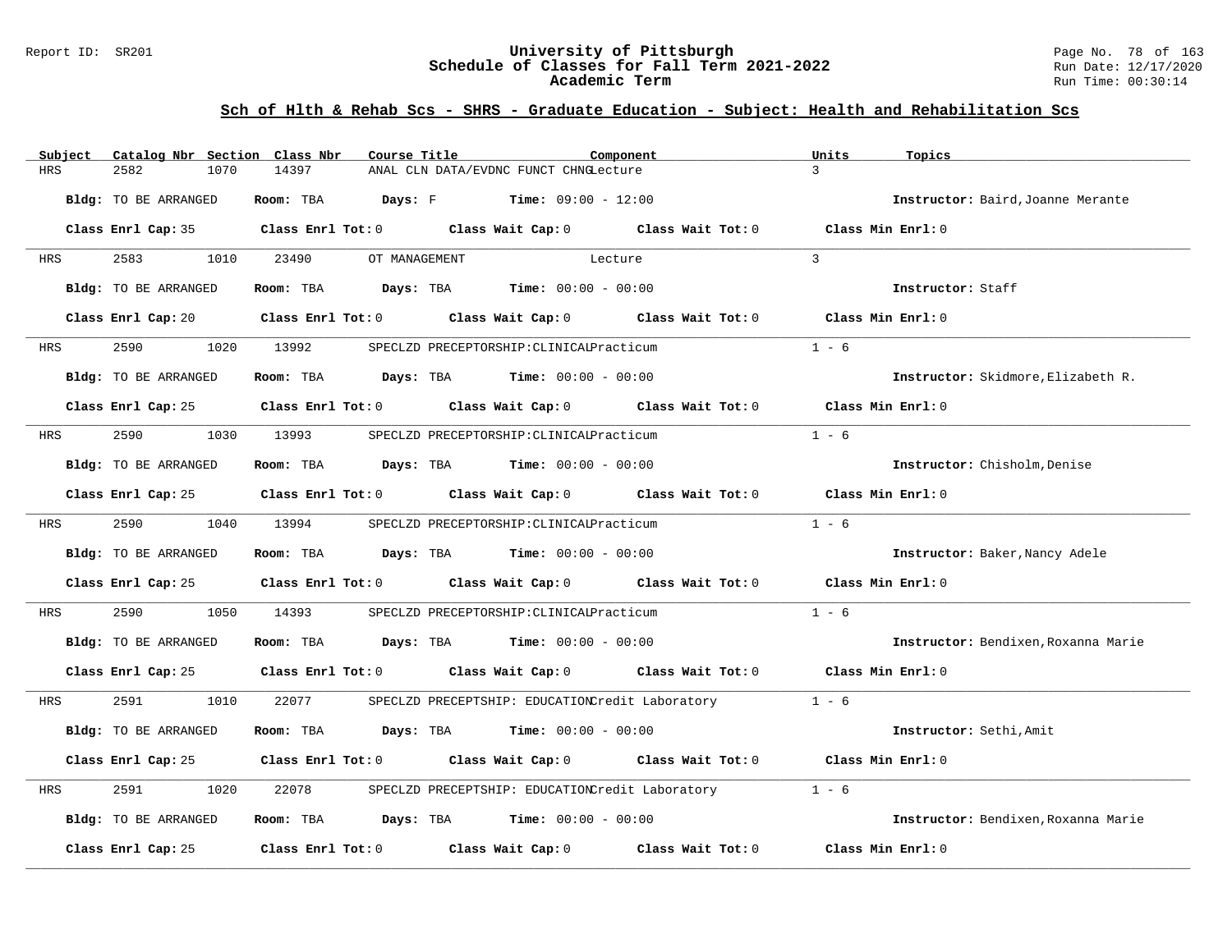## Sch of Hlth & Rehab Scs - SHRS - Graduate Education - Subject: Health and Rehabilitation Scs

| Subject | Catalog Nbr | Section | Class Nbr | Course Title | Component | Units | Topics |
|---|---|---|---|---|---|---|---|
| HRS | 2582 | 1070 | 14397 | ANAL CLN DATA/EVDNC FUNCT CHNG | Lecture | 3 | |

**Bldg:** TO BE ARRANGED **Room:** TBA **Days:** F **Time:** 09:00 - 12:00 **Instructor:** Baird,Joanne Merante

**Class Enrl Cap:** 35 **Class Enrl Tot:** 0 **Class Wait Cap:** 0 **Class Wait Tot:** 0 **Class Min Enrl:** 0

| Subject | Catalog Nbr | Section | Class Nbr | Course Title | Component | Units | Topics |
|---|---|---|---|---|---|---|---|
| HRS | 2583 | 1010 | 23490 | OT MANAGEMENT | Lecture | 3 | |

**Bldg:** TO BE ARRANGED **Room:** TBA **Days:** TBA **Time:** 00:00 - 00:00 **Instructor:** Staff

**Class Enrl Cap:** 20 **Class Enrl Tot:** 0 **Class Wait Cap:** 0 **Class Wait Tot:** 0 **Class Min Enrl:** 0

| Subject | Catalog Nbr | Section | Class Nbr | Course Title | Component | Units | Topics |
|---|---|---|---|---|---|---|---|
| HRS | 2590 | 1020 | 13992 | SPECLZD PRECEPTORSHIP:CLINICAL | Practicum | 1 - 6 | |

**Bldg:** TO BE ARRANGED **Room:** TBA **Days:** TBA **Time:** 00:00 - 00:00 **Instructor:** Skidmore,Elizabeth R.

**Class Enrl Cap:** 25 **Class Enrl Tot:** 0 **Class Wait Cap:** 0 **Class Wait Tot:** 0 **Class Min Enrl:** 0

| Subject | Catalog Nbr | Section | Class Nbr | Course Title | Component | Units | Topics |
|---|---|---|---|---|---|---|---|
| HRS | 2590 | 1030 | 13993 | SPECLZD PRECEPTORSHIP:CLINICAL | Practicum | 1 - 6 | |

**Bldg:** TO BE ARRANGED **Room:** TBA **Days:** TBA **Time:** 00:00 - 00:00 **Instructor:** Chisholm,Denise

**Class Enrl Cap:** 25 **Class Enrl Tot:** 0 **Class Wait Cap:** 0 **Class Wait Tot:** 0 **Class Min Enrl:** 0

| Subject | Catalog Nbr | Section | Class Nbr | Course Title | Component | Units | Topics |
|---|---|---|---|---|---|---|---|
| HRS | 2590 | 1040 | 13994 | SPECLZD PRECEPTORSHIP:CLINICAL | Practicum | 1 - 6 | |

**Bldg:** TO BE ARRANGED **Room:** TBA **Days:** TBA **Time:** 00:00 - 00:00 **Instructor:** Baker,Nancy Adele

**Class Enrl Cap:** 25 **Class Enrl Tot:** 0 **Class Wait Cap:** 0 **Class Wait Tot:** 0 **Class Min Enrl:** 0

| Subject | Catalog Nbr | Section | Class Nbr | Course Title | Component | Units | Topics |
|---|---|---|---|---|---|---|---|
| HRS | 2590 | 1050 | 14393 | SPECLZD PRECEPTORSHIP:CLINICAL | Practicum | 1 - 6 | |

**Bldg:** TO BE ARRANGED **Room:** TBA **Days:** TBA **Time:** 00:00 - 00:00 **Instructor:** Bendixen,Roxanna Marie

**Class Enrl Cap:** 25 **Class Enrl Tot:** 0 **Class Wait Cap:** 0 **Class Wait Tot:** 0 **Class Min Enrl:** 0

| Subject | Catalog Nbr | Section | Class Nbr | Course Title | Component | Units | Topics |
|---|---|---|---|---|---|---|---|
| HRS | 2591 | 1010 | 22077 | SPECLZD PRECEPTSHIP: EDUCATION | Credit Laboratory | 1 - 6 | |

**Bldg:** TO BE ARRANGED **Room:** TBA **Days:** TBA **Time:** 00:00 - 00:00 **Instructor:** Sethi,Amit

**Class Enrl Cap:** 25 **Class Enrl Tot:** 0 **Class Wait Cap:** 0 **Class Wait Tot:** 0 **Class Min Enrl:** 0

| Subject | Catalog Nbr | Section | Class Nbr | Course Title | Component | Units | Topics |
|---|---|---|---|---|---|---|---|
| HRS | 2591 | 1020 | 22078 | SPECLZD PRECEPTSHIP: EDUCATION | Credit Laboratory | 1 - 6 | |

**Bldg:** TO BE ARRANGED **Room:** TBA **Days:** TBA **Time:** 00:00 - 00:00 **Instructor:** Bendixen,Roxanna Marie

**Class Enrl Cap:** 25 **Class Enrl Tot:** 0 **Class Wait Cap:** 0 **Class Wait Tot:** 0 **Class Min Enrl:** 0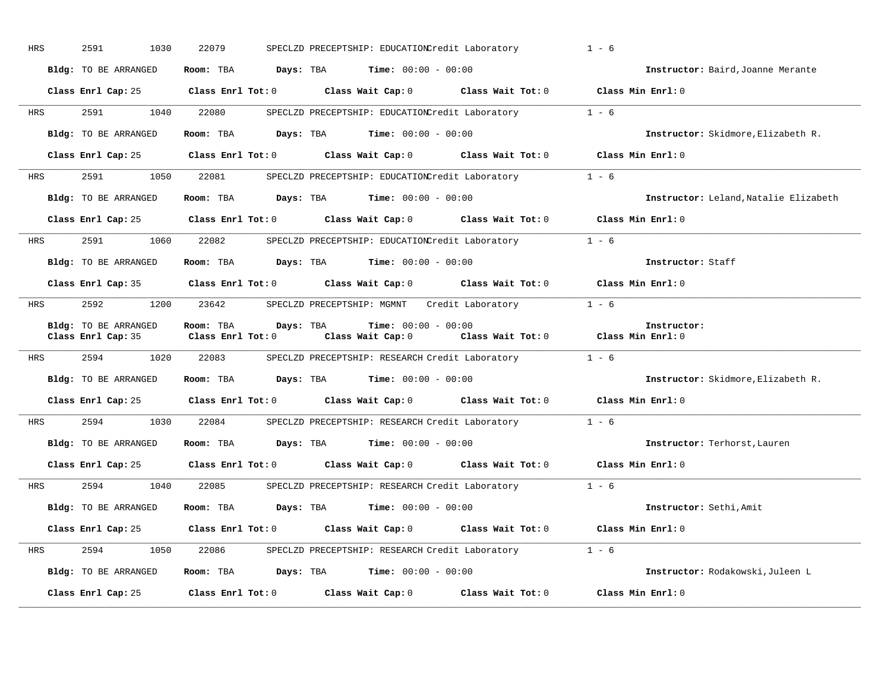HRS 2591 1030 22079 SPECLZD PRECEPTSHIP: EDUCATION Credit Laboratory 1 - 6

**Bldg:** TO BE ARRANGED **Room:** TBA **Days:** TBA **Time:** 00:00 - 00:00 **Instructor:** Baird,Joanne Merante

**Class Enrl Cap:** 25 **Class Enrl Tot:** 0 **Class Wait Cap:** 0 **Class Wait Tot:** 0 **Class Min Enrl:** 0

---

HRS 2591 1040 22080 SPECLZD PRECEPTSHIP: EDUCATION Credit Laboratory 1 - 6

**Bldg:** TO BE ARRANGED **Room:** TBA **Days:** TBA **Time:** 00:00 - 00:00 **Instructor:** Skidmore,Elizabeth R.

**Class Enrl Cap:** 25 **Class Enrl Tot:** 0 **Class Wait Cap:** 0 **Class Wait Tot:** 0 **Class Min Enrl:** 0

---

HRS 2591 1050 22081 SPECLZD PRECEPTSHIP: EDUCATION Credit Laboratory 1 - 6

**Bldg:** TO BE ARRANGED **Room:** TBA **Days:** TBA **Time:** 00:00 - 00:00 **Instructor:** Leland,Natalie Elizabeth

**Class Enrl Cap:** 25 **Class Enrl Tot:** 0 **Class Wait Cap:** 0 **Class Wait Tot:** 0 **Class Min Enrl:** 0

---

HRS 2591 1060 22082 SPECLZD PRECEPTSHIP: EDUCATION Credit Laboratory 1 - 6

**Bldg:** TO BE ARRANGED **Room:** TBA **Days:** TBA **Time:** 00:00 - 00:00 **Instructor:** Staff

**Class Enrl Cap:** 35 **Class Enrl Tot:** 0 **Class Wait Cap:** 0 **Class Wait Tot:** 0 **Class Min Enrl:** 0

---

HRS 2592 1200 23642 SPECLZD PRECEPTSHIP: MGMNT Credit Laboratory 1 - 6

**Bldg:** TO BE ARRANGED **Room:** TBA **Days:** TBA **Time:** 00:00 - 00:00 **Instructor:**
**Class Enrl Cap:** 35 **Class Enrl Tot:** 0 **Class Wait Cap:** 0 **Class Wait Tot:** 0 **Class Min Enrl:** 0

---

HRS 2594 1020 22083 SPECLZD PRECEPTSHIP: RESEARCH Credit Laboratory 1 - 6

**Bldg:** TO BE ARRANGED **Room:** TBA **Days:** TBA **Time:** 00:00 - 00:00 **Instructor:** Skidmore,Elizabeth R.

**Class Enrl Cap:** 25 **Class Enrl Tot:** 0 **Class Wait Cap:** 0 **Class Wait Tot:** 0 **Class Min Enrl:** 0

---

HRS 2594 1030 22084 SPECLZD PRECEPTSHIP: RESEARCH Credit Laboratory 1 - 6

**Bldg:** TO BE ARRANGED **Room:** TBA **Days:** TBA **Time:** 00:00 - 00:00 **Instructor:** Terhorst,Lauren

**Class Enrl Cap:** 25 **Class Enrl Tot:** 0 **Class Wait Cap:** 0 **Class Wait Tot:** 0 **Class Min Enrl:** 0

---

HRS 2594 1040 22085 SPECLZD PRECEPTSHIP: RESEARCH Credit Laboratory 1 - 6

**Bldg:** TO BE ARRANGED **Room:** TBA **Days:** TBA **Time:** 00:00 - 00:00 **Instructor:** Sethi,Amit

**Class Enrl Cap:** 25 **Class Enrl Tot:** 0 **Class Wait Cap:** 0 **Class Wait Tot:** 0 **Class Min Enrl:** 0

---

HRS 2594 1050 22086 SPECLZD PRECEPTSHIP: RESEARCH Credit Laboratory 1 - 6

**Bldg:** TO BE ARRANGED **Room:** TBA **Days:** TBA **Time:** 00:00 - 00:00 **Instructor:** Rodakowski,Juleen L

**Class Enrl Cap:** 25 **Class Enrl Tot:** 0 **Class Wait Cap:** 0 **Class Wait Tot:** 0 **Class Min Enrl:** 0

---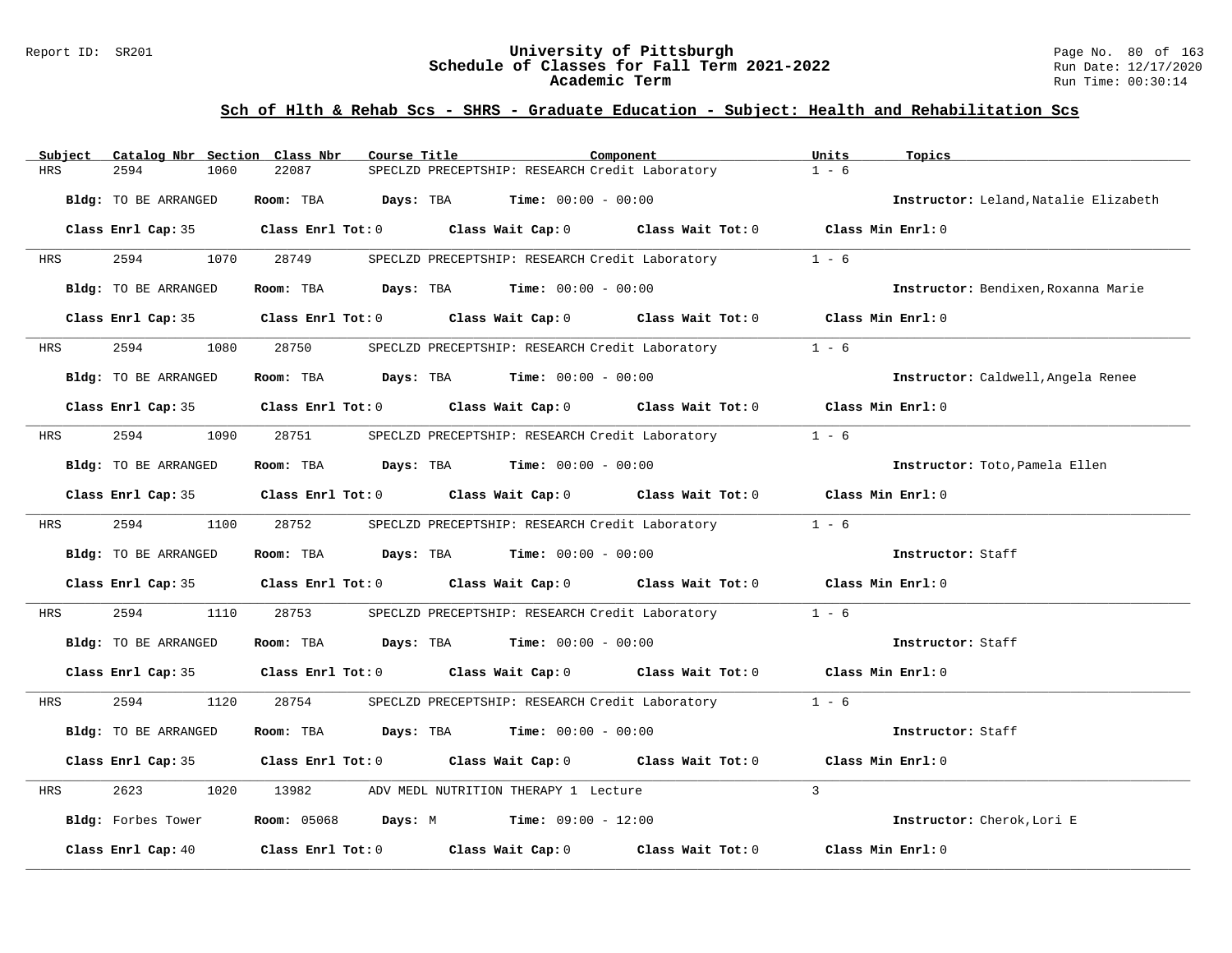## Sch of Hlth & Rehab Scs - SHRS - Graduate Education - Subject: Health and Rehabilitation Scs

| Subject | Catalog Nbr | Section | Class Nbr | Course Title | Component | Units | Topics |
|---|---|---|---|---|---|---|---|
| HRS | 2594 | 1060 | 22087 | SPECLZD PRECEPTSHIP: RESEARCH | Credit Laboratory | 1 - 6 | |

**Bldg:** TO BE ARRANGED **Room:** TBA **Days:** TBA **Time:** 00:00 - 00:00 **Instructor:** Leland,Natalie Elizabeth

**Class Enrl Cap:** 35 **Class Enrl Tot:** 0 **Class Wait Cap:** 0 **Class Wait Tot:** 0 **Class Min Enrl:** 0

| Subject | Catalog Nbr | Section | Class Nbr | Course Title | Component | Units | Topics |
|---|---|---|---|---|---|---|---|
| HRS | 2594 | 1070 | 28749 | SPECLZD PRECEPTSHIP: RESEARCH | Credit Laboratory | 1 - 6 | |

**Bldg:** TO BE ARRANGED **Room:** TBA **Days:** TBA **Time:** 00:00 - 00:00 **Instructor:** Bendixen,Roxanna Marie

**Class Enrl Cap:** 35 **Class Enrl Tot:** 0 **Class Wait Cap:** 0 **Class Wait Tot:** 0 **Class Min Enrl:** 0

| Subject | Catalog Nbr | Section | Class Nbr | Course Title | Component | Units | Topics |
|---|---|---|---|---|---|---|---|
| HRS | 2594 | 1080 | 28750 | SPECLZD PRECEPTSHIP: RESEARCH | Credit Laboratory | 1 - 6 | |

**Bldg:** TO BE ARRANGED **Room:** TBA **Days:** TBA **Time:** 00:00 - 00:00 **Instructor:** Caldwell,Angela Renee

**Class Enrl Cap:** 35 **Class Enrl Tot:** 0 **Class Wait Cap:** 0 **Class Wait Tot:** 0 **Class Min Enrl:** 0

| Subject | Catalog Nbr | Section | Class Nbr | Course Title | Component | Units | Topics |
|---|---|---|---|---|---|---|---|
| HRS | 2594 | 1090 | 28751 | SPECLZD PRECEPTSHIP: RESEARCH | Credit Laboratory | 1 - 6 | |

**Bldg:** TO BE ARRANGED **Room:** TBA **Days:** TBA **Time:** 00:00 - 00:00 **Instructor:** Toto,Pamela Ellen

**Class Enrl Cap:** 35 **Class Enrl Tot:** 0 **Class Wait Cap:** 0 **Class Wait Tot:** 0 **Class Min Enrl:** 0

| Subject | Catalog Nbr | Section | Class Nbr | Course Title | Component | Units | Topics |
|---|---|---|---|---|---|---|---|
| HRS | 2594 | 1100 | 28752 | SPECLZD PRECEPTSHIP: RESEARCH | Credit Laboratory | 1 - 6 | |

**Bldg:** TO BE ARRANGED **Room:** TBA **Days:** TBA **Time:** 00:00 - 00:00 **Instructor:** Staff

**Class Enrl Cap:** 35 **Class Enrl Tot:** 0 **Class Wait Cap:** 0 **Class Wait Tot:** 0 **Class Min Enrl:** 0

| Subject | Catalog Nbr | Section | Class Nbr | Course Title | Component | Units | Topics |
|---|---|---|---|---|---|---|---|
| HRS | 2594 | 1110 | 28753 | SPECLZD PRECEPTSHIP: RESEARCH | Credit Laboratory | 1 - 6 | |

**Bldg:** TO BE ARRANGED **Room:** TBA **Days:** TBA **Time:** 00:00 - 00:00 **Instructor:** Staff

**Class Enrl Cap:** 35 **Class Enrl Tot:** 0 **Class Wait Cap:** 0 **Class Wait Tot:** 0 **Class Min Enrl:** 0

| Subject | Catalog Nbr | Section | Class Nbr | Course Title | Component | Units | Topics |
|---|---|---|---|---|---|---|---|
| HRS | 2594 | 1120 | 28754 | SPECLZD PRECEPTSHIP: RESEARCH | Credit Laboratory | 1 - 6 | |

**Bldg:** TO BE ARRANGED **Room:** TBA **Days:** TBA **Time:** 00:00 - 00:00 **Instructor:** Staff

**Class Enrl Cap:** 35 **Class Enrl Tot:** 0 **Class Wait Cap:** 0 **Class Wait Tot:** 0 **Class Min Enrl:** 0

| Subject | Catalog Nbr | Section | Class Nbr | Course Title | Component | Units | Topics |
|---|---|---|---|---|---|---|---|
| HRS | 2623 | 1020 | 13982 | ADV MEDL NUTRITION THERAPY 1 | Lecture | 3 | |

**Bldg:** Forbes Tower **Room:** 05068 **Days:** M **Time:** 09:00 - 12:00 **Instructor:** Cherok,Lori E

**Class Enrl Cap:** 40 **Class Enrl Tot:** 0 **Class Wait Cap:** 0 **Class Wait Tot:** 0 **Class Min Enrl:** 0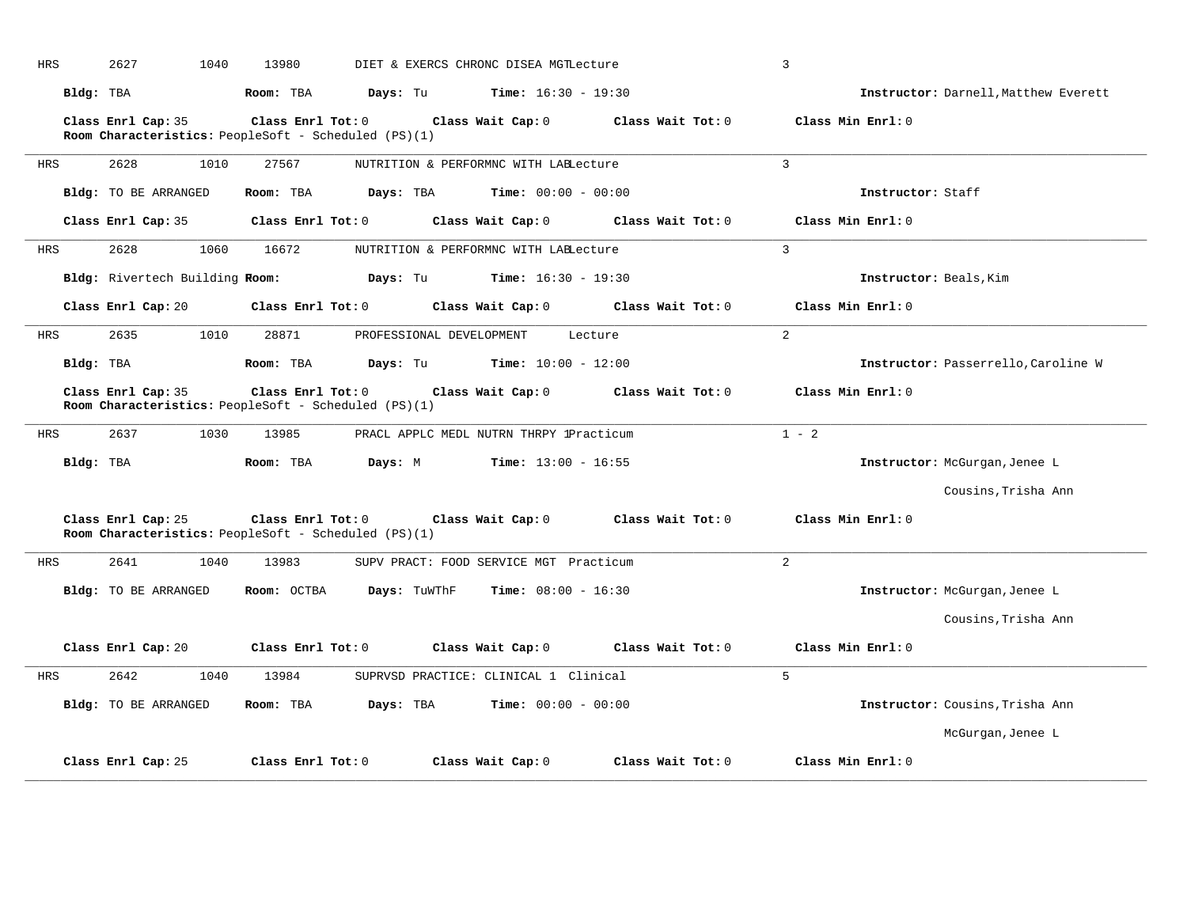HRS 2627 1040 13980 DIET & EXERCS CHRONC DISEA MGT Lecture 3

**Bldg:** TBA **Room:** TBA **Days:** Tu **Time:** 16:30 - 19:30 **Instructor:** Darnell,Matthew Everett

**Class Enrl Cap:** 35 **Class Enrl Tot:** 0 **Class Wait Cap:** 0 **Class Wait Tot:** 0 **Class Min Enrl:** 0
**Room Characteristics:** PeopleSoft - Scheduled (PS)(1)

---

HRS 2628 1010 27567 NUTRITION & PERFORMNC WITH LAB Lecture 3

**Bldg:** TO BE ARRANGED **Room:** TBA **Days:** TBA **Time:** 00:00 - 00:00 **Instructor:** Staff

**Class Enrl Cap:** 35 **Class Enrl Tot:** 0 **Class Wait Cap:** 0 **Class Wait Tot:** 0 **Class Min Enrl:** 0

---

HRS 2628 1060 16672 NUTRITION & PERFORMNC WITH LAB Lecture 3

**Bldg:** Rivertech Building **Room:** **Days:** Tu **Time:** 16:30 - 19:30 **Instructor:** Beals,Kim

**Class Enrl Cap:** 20 **Class Enrl Tot:** 0 **Class Wait Cap:** 0 **Class Wait Tot:** 0 **Class Min Enrl:** 0

---

HRS 2635 1010 28871 PROFESSIONAL DEVELOPMENT Lecture 2

**Bldg:** TBA **Room:** TBA **Days:** Tu **Time:** 10:00 - 12:00 **Instructor:** Passerrello,Caroline W

**Class Enrl Cap:** 35 **Class Enrl Tot:** 0 **Class Wait Cap:** 0 **Class Wait Tot:** 0 **Class Min Enrl:** 0
**Room Characteristics:** PeopleSoft - Scheduled (PS)(1)

---

HRS 2637 1030 13985 PRACL APPLC MEDL NUTRN THRPY 1 Practicum 1 - 2

**Bldg:** TBA **Room:** TBA **Days:** M **Time:** 13:00 - 16:55 **Instructor:** McGurgan,Jenee L
Cousins,Trisha Ann

**Class Enrl Cap:** 25 **Class Enrl Tot:** 0 **Class Wait Cap:** 0 **Class Wait Tot:** 0 **Class Min Enrl:** 0
**Room Characteristics:** PeopleSoft - Scheduled (PS)(1)

---

HRS 2641 1040 13983 SUPV PRACT: FOOD SERVICE MGT Practicum 2

**Bldg:** TO BE ARRANGED **Room:** OCTBA **Days:** TuWThF **Time:** 08:00 - 16:30 **Instructor:** McGurgan,Jenee L
Cousins,Trisha Ann

**Class Enrl Cap:** 20 **Class Enrl Tot:** 0 **Class Wait Cap:** 0 **Class Wait Tot:** 0 **Class Min Enrl:** 0

---

HRS 2642 1040 13984 SUPRVSD PRACTICE: CLINICAL 1 Clinical 5

**Bldg:** TO BE ARRANGED **Room:** TBA **Days:** TBA **Time:** 00:00 - 00:00 **Instructor:** Cousins,Trisha Ann
McGurgan,Jenee L

**Class Enrl Cap:** 25 **Class Enrl Tot:** 0 **Class Wait Cap:** 0 **Class Wait Tot:** 0 **Class Min Enrl:** 0

---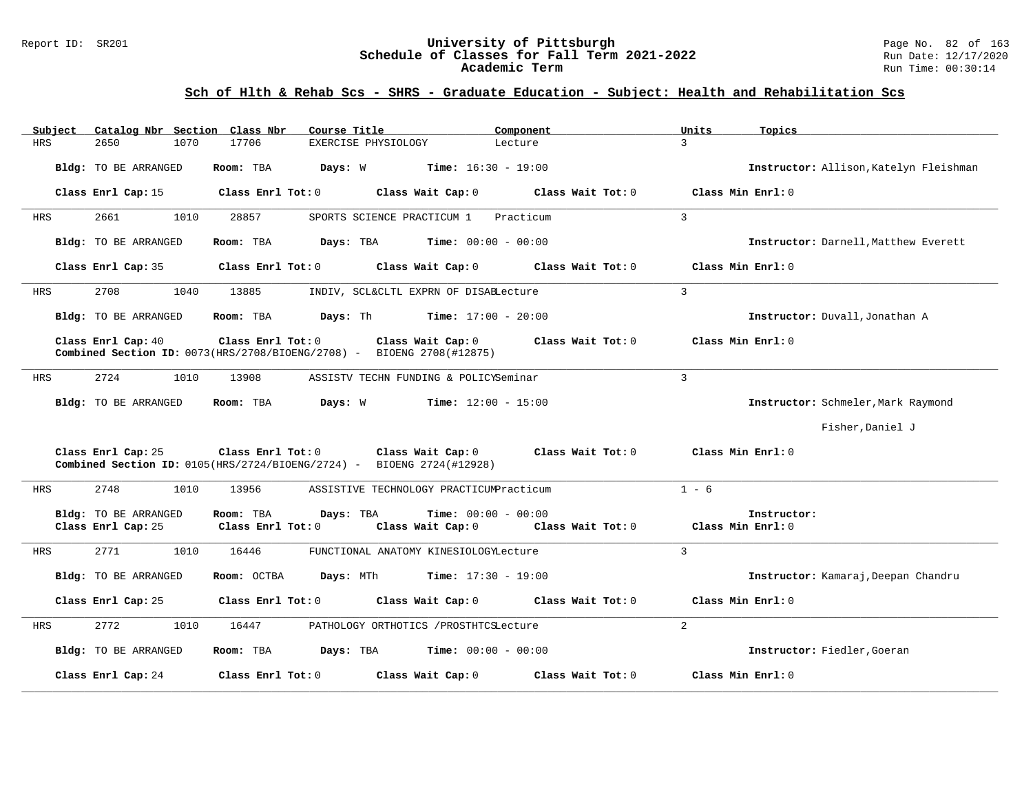## Sch of Hlth & Rehab Scs - SHRS - Graduate Education - Subject: Health and Rehabilitation Scs

| Subject | Catalog Nbr | Section | Class Nbr | Course Title | Component | Units | Topics |
|---|---|---|---|---|---|---|---|
| HRS | 2650 | 1070 | 17706 | EXERCISE PHYSIOLOGY | Lecture | 3 | |

**Bldg:** TO BE ARRANGED **Room:** TBA **Days:** W **Time:** 16:30 - 19:00 **Instructor:** Allison,Katelyn Fleishman

**Class Enrl Cap:** 15 **Class Enrl Tot:** 0 **Class Wait Cap:** 0 **Class Wait Tot:** 0 **Class Min Enrl:** 0

---

| Subject | Catalog Nbr | Section | Class Nbr | Course Title | Component | Units | Topics |
|---|---|---|---|---|---|---|---|
| HRS | 2661 | 1010 | 28857 | SPORTS SCIENCE PRACTICUM 1 | Practicum | 3 | |

**Bldg:** TO BE ARRANGED **Room:** TBA **Days:** TBA **Time:** 00:00 - 00:00 **Instructor:** Darnell,Matthew Everett

**Class Enrl Cap:** 35 **Class Enrl Tot:** 0 **Class Wait Cap:** 0 **Class Wait Tot:** 0 **Class Min Enrl:** 0

---

| Subject | Catalog Nbr | Section | Class Nbr | Course Title | Component | Units | Topics |
|---|---|---|---|---|---|---|---|
| HRS | 2708 | 1040 | 13885 | INDIV, SCL&CLTL EXPRN OF DISAB | Lecture | 3 | |

**Bldg:** TO BE ARRANGED **Room:** TBA **Days:** Th **Time:** 17:00 - 20:00 **Instructor:** Duvall,Jonathan A

**Class Enrl Cap:** 40 **Class Enrl Tot:** 0 **Class Wait Cap:** 0 **Class Wait Tot:** 0 **Class Min Enrl:** 0
**Combined Section ID:** 0073(HRS/2708/BIOENG/2708) - BIOENG 2708(#12875)

---

| Subject | Catalog Nbr | Section | Class Nbr | Course Title | Component | Units | Topics |
|---|---|---|---|---|---|---|---|
| HRS | 2724 | 1010 | 13908 | ASSISTV TECHN FUNDING & POLICY | Seminar | 3 | |

**Bldg:** TO BE ARRANGED **Room:** TBA **Days:** W **Time:** 12:00 - 15:00 **Instructor:** Schmeler,Mark Raymond; Fisher,Daniel J

**Class Enrl Cap:** 25 **Class Enrl Tot:** 0 **Class Wait Cap:** 0 **Class Wait Tot:** 0 **Class Min Enrl:** 0
**Combined Section ID:** 0105(HRS/2724/BIOENG/2724) - BIOENG 2724(#12928)

---

| Subject | Catalog Nbr | Section | Class Nbr | Course Title | Component | Units | Topics |
|---|---|---|---|---|---|---|---|
| HRS | 2748 | 1010 | 13956 | ASSISTIVE TECHNOLOGY PRACTICUM | Practicum | 1 - 6 | |

**Bldg:** TO BE ARRANGED **Room:** TBA **Days:** TBA **Time:** 00:00 - 00:00 **Instructor:**
**Class Enrl Cap:** 25 **Class Enrl Tot:** 0 **Class Wait Cap:** 0 **Class Wait Tot:** 0 **Class Min Enrl:** 0

---

| Subject | Catalog Nbr | Section | Class Nbr | Course Title | Component | Units | Topics |
|---|---|---|---|---|---|---|---|
| HRS | 2771 | 1010 | 16446 | FUNCTIONAL ANATOMY KINESIOLOGY | Lecture | 3 | |

**Bldg:** TO BE ARRANGED **Room:** OCTBA **Days:** MTh **Time:** 17:30 - 19:00 **Instructor:** Kamaraj,Deepan Chandru

**Class Enrl Cap:** 25 **Class Enrl Tot:** 0 **Class Wait Cap:** 0 **Class Wait Tot:** 0 **Class Min Enrl:** 0

---

| Subject | Catalog Nbr | Section | Class Nbr | Course Title | Component | Units | Topics |
|---|---|---|---|---|---|---|---|
| HRS | 2772 | 1010 | 16447 | PATHOLOGY ORTHOTICS /PROSTHTCS | Lecture | 2 | |

**Bldg:** TO BE ARRANGED **Room:** TBA **Days:** TBA **Time:** 00:00 - 00:00 **Instructor:** Fiedler,Goeran

**Class Enrl Cap:** 24 **Class Enrl Tot:** 0 **Class Wait Cap:** 0 **Class Wait Tot:** 0 **Class Min Enrl:** 0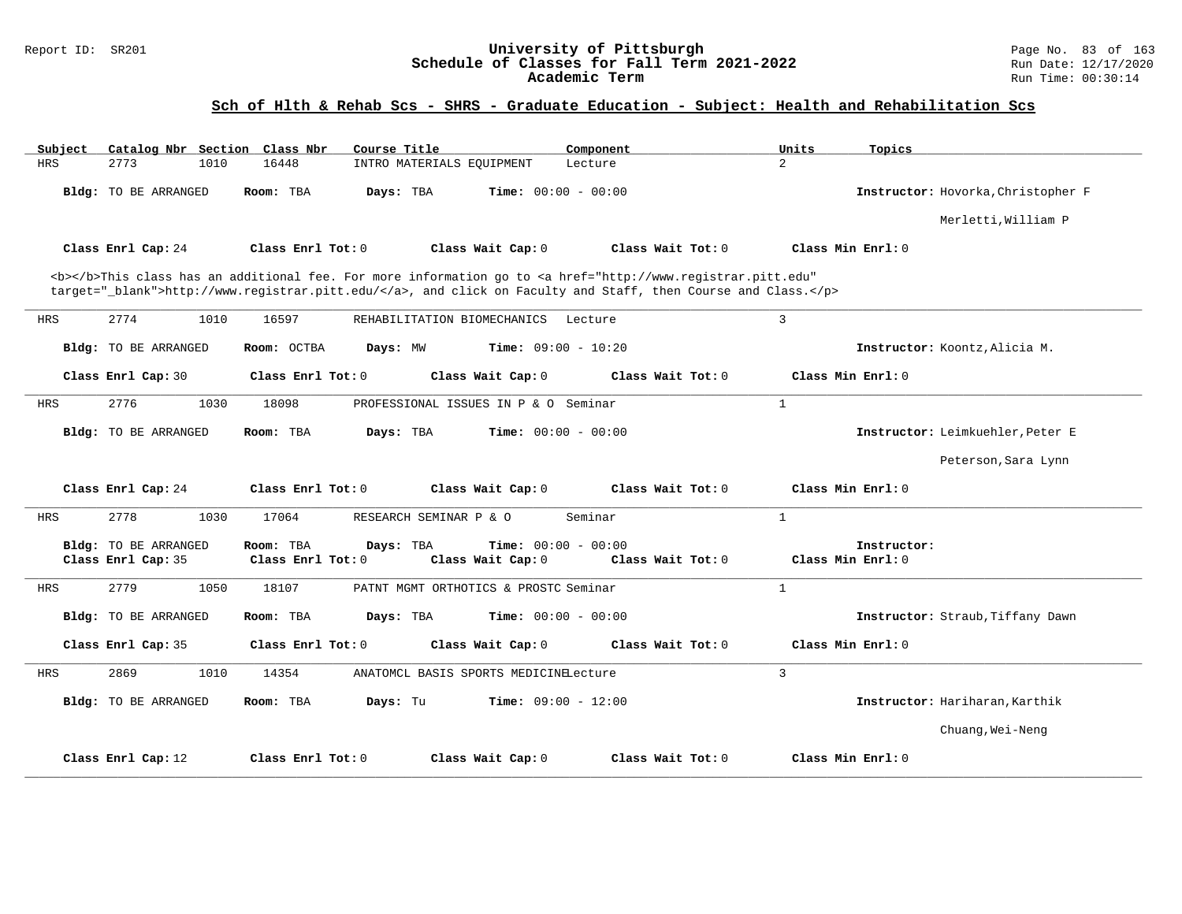## Sch of Hlth & Rehab Scs - SHRS - Graduate Education - Subject: Health and Rehabilitation Scs

| Subject | Catalog Nbr | Section | Class Nbr | Course Title | Component | Units | Topics |
|---|---|---|---|---|---|---|---|
| HRS | 2773 | 1010 | 16448 | INTRO MATERIALS EQUIPMENT | Lecture | 2 | |

**Bldg:** TO BE ARRANGED **Room:** TBA **Days:** TBA **Time:** 00:00 - 00:00 **Instructor:** Hovorka,Christopher F; Merletti,William P

**Class Enrl Cap:** 24 **Class Enrl Tot:** 0 **Class Wait Cap:** 0 **Class Wait Tot:** 0 **Class Min Enrl:** 0

<b></b>This class has an additional fee. For more information go to <a href="http://www.registrar.pitt.edu" target="_blank">http://www.registrar.pitt.edu/</a>, and click on Faculty and Staff, then Course and Class.</p>

---

| Subject | Catalog Nbr | Section | Class Nbr | Course Title | Component | Units | Topics |
|---|---|---|---|---|---|---|---|
| HRS | 2774 | 1010 | 16597 | REHABILITATION BIOMECHANICS | Lecture | 3 | |

**Bldg:** TO BE ARRANGED **Room:** OCTBA **Days:** MW **Time:** 09:00 - 10:20 **Instructor:** Koontz,Alicia M.

**Class Enrl Cap:** 30 **Class Enrl Tot:** 0 **Class Wait Cap:** 0 **Class Wait Tot:** 0 **Class Min Enrl:** 0

---

| Subject | Catalog Nbr | Section | Class Nbr | Course Title | Component | Units | Topics |
|---|---|---|---|---|---|---|---|
| HRS | 2776 | 1030 | 18098 | PROFESSIONAL ISSUES IN P & O | Seminar | 1 | |

**Bldg:** TO BE ARRANGED **Room:** TBA **Days:** TBA **Time:** 00:00 - 00:00 **Instructor:** Leimkuehler,Peter E; Peterson,Sara Lynn

**Class Enrl Cap:** 24 **Class Enrl Tot:** 0 **Class Wait Cap:** 0 **Class Wait Tot:** 0 **Class Min Enrl:** 0

---

| Subject | Catalog Nbr | Section | Class Nbr | Course Title | Component | Units | Topics |
|---|---|---|---|---|---|---|---|
| HRS | 2778 | 1030 | 17064 | RESEARCH SEMINAR P & O | Seminar | 1 | |

**Bldg:** TO BE ARRANGED **Room:** TBA **Days:** TBA **Time:** 00:00 - 00:00 **Instructor:**

**Class Enrl Cap:** 35 **Class Enrl Tot:** 0 **Class Wait Cap:** 0 **Class Wait Tot:** 0 **Class Min Enrl:** 0

---

| Subject | Catalog Nbr | Section | Class Nbr | Course Title | Component | Units | Topics |
|---|---|---|---|---|---|---|---|
| HRS | 2779 | 1050 | 18107 | PATNT MGMT ORTHOTICS & PROSTC | Seminar | 1 | |

**Bldg:** TO BE ARRANGED **Room:** TBA **Days:** TBA **Time:** 00:00 - 00:00 **Instructor:** Straub,Tiffany Dawn

**Class Enrl Cap:** 35 **Class Enrl Tot:** 0 **Class Wait Cap:** 0 **Class Wait Tot:** 0 **Class Min Enrl:** 0

---

| Subject | Catalog Nbr | Section | Class Nbr | Course Title | Component | Units | Topics |
|---|---|---|---|---|---|---|---|
| HRS | 2869 | 1010 | 14354 | ANATOMCL BASIS SPORTS MEDICINE | Lecture | 3 | |

**Bldg:** TO BE ARRANGED **Room:** TBA **Days:** Tu **Time:** 09:00 - 12:00 **Instructor:** Hariharan,Karthik; Chuang,Wei-Neng

**Class Enrl Cap:** 12 **Class Enrl Tot:** 0 **Class Wait Cap:** 0 **Class Wait Tot:** 0 **Class Min Enrl:** 0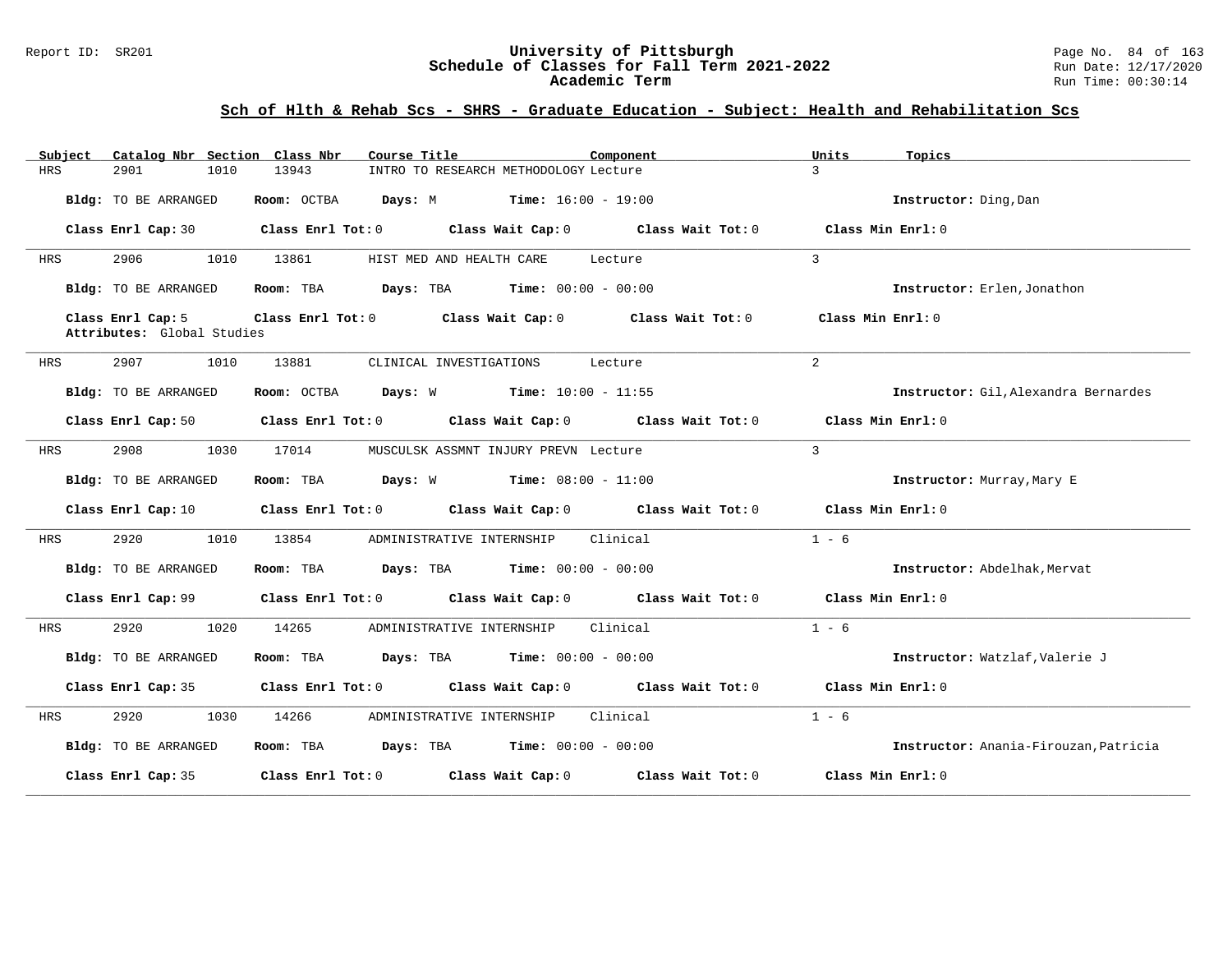## Sch of Hlth & Rehab Scs - SHRS - Graduate Education - Subject: Health and Rehabilitation Scs

| Subject | Catalog Nbr | Section | Class Nbr | Course Title | Component | Units | Topics |
|---|---|---|---|---|---|---|---|
| HRS | 2901 | 1010 | 13943 | INTRO TO RESEARCH METHODOLOGY | Lecture | 3 | |

**Bldg:** TO BE ARRANGED **Room:** OCTBA **Days:** M **Time:** 16:00 - 19:00 **Instructor:** Ding,Dan

**Class Enrl Cap:** 30 **Class Enrl Tot:** 0 **Class Wait Cap:** 0 **Class Wait Tot:** 0 **Class Min Enrl:** 0

---

| Subject | Catalog Nbr | Section | Class Nbr | Course Title | Component | Units | Topics |
|---|---|---|---|---|---|---|---|
| HRS | 2906 | 1010 | 13861 | HIST MED AND HEALTH CARE | Lecture | 3 | |

**Bldg:** TO BE ARRANGED **Room:** TBA **Days:** TBA **Time:** 00:00 - 00:00 **Instructor:** Erlen,Jonathon

**Class Enrl Cap:** 5 **Class Enrl Tot:** 0 **Class Wait Cap:** 0 **Class Wait Tot:** 0 **Class Min Enrl:** 0
**Attributes:** Global Studies

---

| Subject | Catalog Nbr | Section | Class Nbr | Course Title | Component | Units | Topics |
|---|---|---|---|---|---|---|---|
| HRS | 2907 | 1010 | 13881 | CLINICAL INVESTIGATIONS | Lecture | 2 | |

**Bldg:** TO BE ARRANGED **Room:** OCTBA **Days:** W **Time:** 10:00 - 11:55 **Instructor:** Gil,Alexandra Bernardes

**Class Enrl Cap:** 50 **Class Enrl Tot:** 0 **Class Wait Cap:** 0 **Class Wait Tot:** 0 **Class Min Enrl:** 0

---

| Subject | Catalog Nbr | Section | Class Nbr | Course Title | Component | Units | Topics |
|---|---|---|---|---|---|---|---|
| HRS | 2908 | 1030 | 17014 | MUSCULSK ASSMNT INJURY PREVN | Lecture | 3 | |

**Bldg:** TO BE ARRANGED **Room:** TBA **Days:** W **Time:** 08:00 - 11:00 **Instructor:** Murray,Mary E

**Class Enrl Cap:** 10 **Class Enrl Tot:** 0 **Class Wait Cap:** 0 **Class Wait Tot:** 0 **Class Min Enrl:** 0

---

| Subject | Catalog Nbr | Section | Class Nbr | Course Title | Component | Units | Topics |
|---|---|---|---|---|---|---|---|
| HRS | 2920 | 1010 | 13854 | ADMINISTRATIVE INTERNSHIP | Clinical | 1 - 6 | |

**Bldg:** TO BE ARRANGED **Room:** TBA **Days:** TBA **Time:** 00:00 - 00:00 **Instructor:** Abdelhak,Mervat

**Class Enrl Cap:** 99 **Class Enrl Tot:** 0 **Class Wait Cap:** 0 **Class Wait Tot:** 0 **Class Min Enrl:** 0

---

| Subject | Catalog Nbr | Section | Class Nbr | Course Title | Component | Units | Topics |
|---|---|---|---|---|---|---|---|
| HRS | 2920 | 1020 | 14265 | ADMINISTRATIVE INTERNSHIP | Clinical | 1 - 6 | |

**Bldg:** TO BE ARRANGED **Room:** TBA **Days:** TBA **Time:** 00:00 - 00:00 **Instructor:** Watzlaf,Valerie J

**Class Enrl Cap:** 35 **Class Enrl Tot:** 0 **Class Wait Cap:** 0 **Class Wait Tot:** 0 **Class Min Enrl:** 0

---

| Subject | Catalog Nbr | Section | Class Nbr | Course Title | Component | Units | Topics |
|---|---|---|---|---|---|---|---|
| HRS | 2920 | 1030 | 14266 | ADMINISTRATIVE INTERNSHIP | Clinical | 1 - 6 | |

**Bldg:** TO BE ARRANGED **Room:** TBA **Days:** TBA **Time:** 00:00 - 00:00 **Instructor:** Anania-Firouzan,Patricia

**Class Enrl Cap:** 35 **Class Enrl Tot:** 0 **Class Wait Cap:** 0 **Class Wait Tot:** 0 **Class Min Enrl:** 0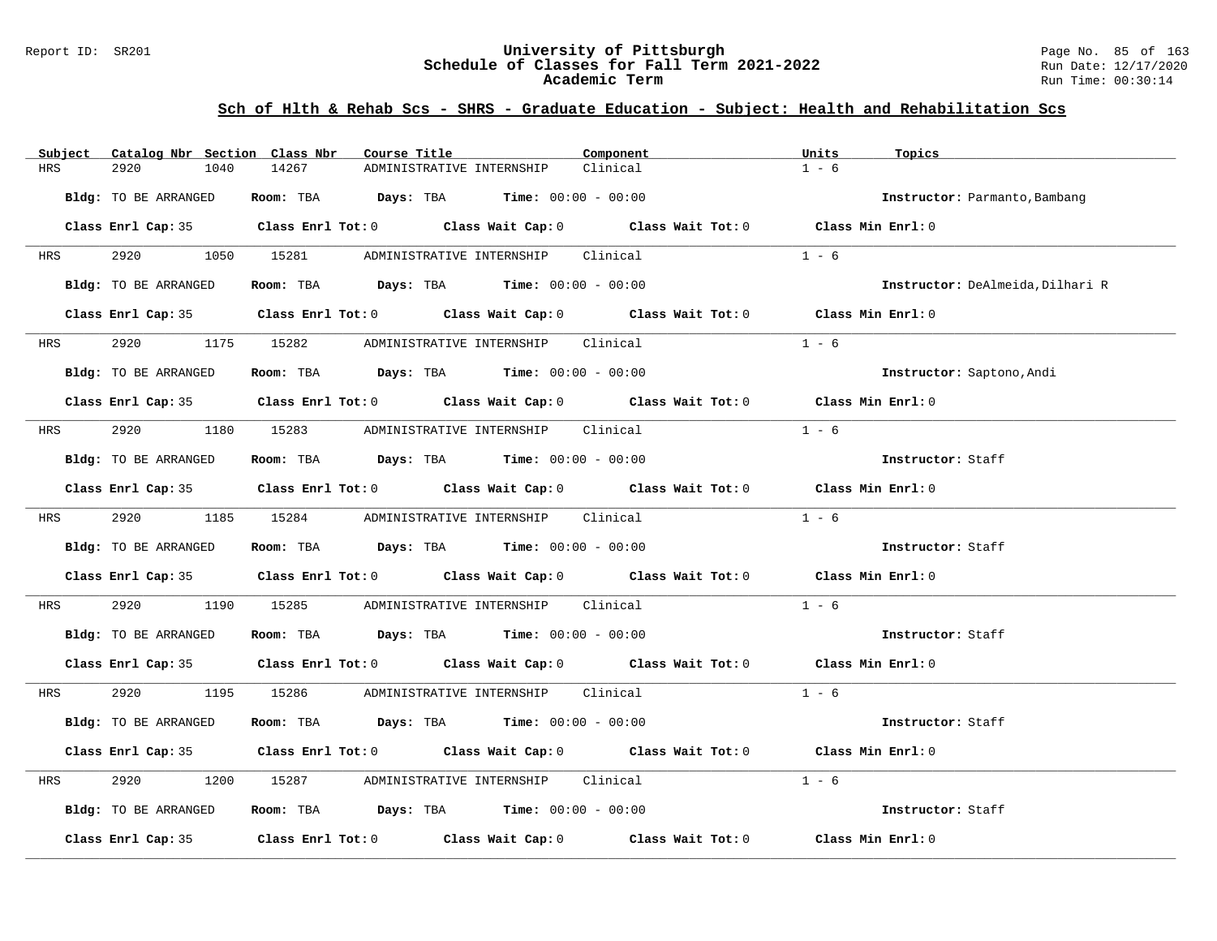## Sch of Hlth & Rehab Scs - SHRS - Graduate Education - Subject: Health and Rehabilitation Scs

| Subject | Catalog Nbr | Section | Class Nbr | Course Title | Component | Units | Topics |
|---|---|---|---|---|---|---|---|
| HRS | 2920 | 1040 | 14267 | ADMINISTRATIVE INTERNSHIP | Clinical | 1 - 6 | |

**Bldg:** TO BE ARRANGED **Room:** TBA **Days:** TBA **Time:** 00:00 - 00:00 **Instructor:** Parmanto,Bambang

**Class Enrl Cap:** 35 **Class Enrl Tot:** 0 **Class Wait Cap:** 0 **Class Wait Tot:** 0 **Class Min Enrl:** 0

---

| Subject | Catalog Nbr | Section | Class Nbr | Course Title | Component | Units | Topics |
|---|---|---|---|---|---|---|---|
| HRS | 2920 | 1050 | 15281 | ADMINISTRATIVE INTERNSHIP | Clinical | 1 - 6 | |

**Bldg:** TO BE ARRANGED **Room:** TBA **Days:** TBA **Time:** 00:00 - 00:00 **Instructor:** DeAlmeida,Dilhari R

**Class Enrl Cap:** 35 **Class Enrl Tot:** 0 **Class Wait Cap:** 0 **Class Wait Tot:** 0 **Class Min Enrl:** 0

---

| Subject | Catalog Nbr | Section | Class Nbr | Course Title | Component | Units | Topics |
|---|---|---|---|---|---|---|---|
| HRS | 2920 | 1175 | 15282 | ADMINISTRATIVE INTERNSHIP | Clinical | 1 - 6 | |

**Bldg:** TO BE ARRANGED **Room:** TBA **Days:** TBA **Time:** 00:00 - 00:00 **Instructor:** Saptono,Andi

**Class Enrl Cap:** 35 **Class Enrl Tot:** 0 **Class Wait Cap:** 0 **Class Wait Tot:** 0 **Class Min Enrl:** 0

---

| Subject | Catalog Nbr | Section | Class Nbr | Course Title | Component | Units | Topics |
|---|---|---|---|---|---|---|---|
| HRS | 2920 | 1180 | 15283 | ADMINISTRATIVE INTERNSHIP | Clinical | 1 - 6 | |

**Bldg:** TO BE ARRANGED **Room:** TBA **Days:** TBA **Time:** 00:00 - 00:00 **Instructor:** Staff

**Class Enrl Cap:** 35 **Class Enrl Tot:** 0 **Class Wait Cap:** 0 **Class Wait Tot:** 0 **Class Min Enrl:** 0

---

| Subject | Catalog Nbr | Section | Class Nbr | Course Title | Component | Units | Topics |
|---|---|---|---|---|---|---|---|
| HRS | 2920 | 1185 | 15284 | ADMINISTRATIVE INTERNSHIP | Clinical | 1 - 6 | |

**Bldg:** TO BE ARRANGED **Room:** TBA **Days:** TBA **Time:** 00:00 - 00:00 **Instructor:** Staff

**Class Enrl Cap:** 35 **Class Enrl Tot:** 0 **Class Wait Cap:** 0 **Class Wait Tot:** 0 **Class Min Enrl:** 0

---

| Subject | Catalog Nbr | Section | Class Nbr | Course Title | Component | Units | Topics |
|---|---|---|---|---|---|---|---|
| HRS | 2920 | 1190 | 15285 | ADMINISTRATIVE INTERNSHIP | Clinical | 1 - 6 | |

**Bldg:** TO BE ARRANGED **Room:** TBA **Days:** TBA **Time:** 00:00 - 00:00 **Instructor:** Staff

**Class Enrl Cap:** 35 **Class Enrl Tot:** 0 **Class Wait Cap:** 0 **Class Wait Tot:** 0 **Class Min Enrl:** 0

---

| Subject | Catalog Nbr | Section | Class Nbr | Course Title | Component | Units | Topics |
|---|---|---|---|---|---|---|---|
| HRS | 2920 | 1195 | 15286 | ADMINISTRATIVE INTERNSHIP | Clinical | 1 - 6 | |

**Bldg:** TO BE ARRANGED **Room:** TBA **Days:** TBA **Time:** 00:00 - 00:00 **Instructor:** Staff

**Class Enrl Cap:** 35 **Class Enrl Tot:** 0 **Class Wait Cap:** 0 **Class Wait Tot:** 0 **Class Min Enrl:** 0

---

| Subject | Catalog Nbr | Section | Class Nbr | Course Title | Component | Units | Topics |
|---|---|---|---|---|---|---|---|
| HRS | 2920 | 1200 | 15287 | ADMINISTRATIVE INTERNSHIP | Clinical | 1 - 6 | |

**Bldg:** TO BE ARRANGED **Room:** TBA **Days:** TBA **Time:** 00:00 - 00:00 **Instructor:** Staff

**Class Enrl Cap:** 35 **Class Enrl Tot:** 0 **Class Wait Cap:** 0 **Class Wait Tot:** 0 **Class Min Enrl:** 0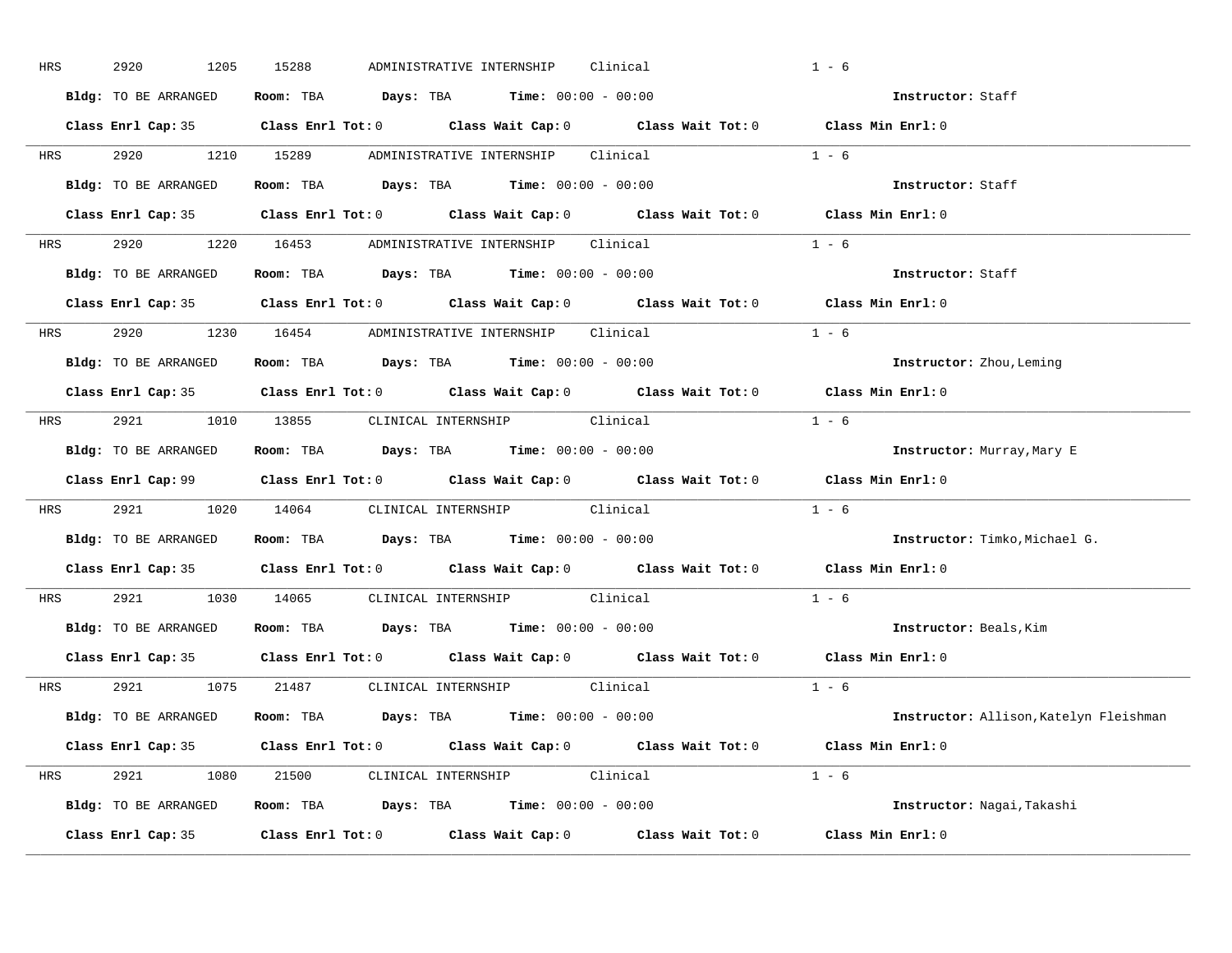HRS 2920 1205 15288 ADMINISTRATIVE INTERNSHIP Clinical 1 - 6

**Bldg:** TO BE ARRANGED **Room:** TBA **Days:** TBA **Time:** 00:00 - 00:00 **Instructor:** Staff

**Class Enrl Cap:** 35 **Class Enrl Tot:** 0 **Class Wait Cap:** 0 **Class Wait Tot:** 0 **Class Min Enrl:** 0

---

HRS 2920 1210 15289 ADMINISTRATIVE INTERNSHIP Clinical 1 - 6

**Bldg:** TO BE ARRANGED **Room:** TBA **Days:** TBA **Time:** 00:00 - 00:00 **Instructor:** Staff

**Class Enrl Cap:** 35 **Class Enrl Tot:** 0 **Class Wait Cap:** 0 **Class Wait Tot:** 0 **Class Min Enrl:** 0

---

HRS 2920 1220 16453 ADMINISTRATIVE INTERNSHIP Clinical 1 - 6

**Bldg:** TO BE ARRANGED **Room:** TBA **Days:** TBA **Time:** 00:00 - 00:00 **Instructor:** Staff

**Class Enrl Cap:** 35 **Class Enrl Tot:** 0 **Class Wait Cap:** 0 **Class Wait Tot:** 0 **Class Min Enrl:** 0

---

HRS 2920 1230 16454 ADMINISTRATIVE INTERNSHIP Clinical 1 - 6

**Bldg:** TO BE ARRANGED **Room:** TBA **Days:** TBA **Time:** 00:00 - 00:00 **Instructor:** Zhou,Leming

**Class Enrl Cap:** 35 **Class Enrl Tot:** 0 **Class Wait Cap:** 0 **Class Wait Tot:** 0 **Class Min Enrl:** 0

---

HRS 2921 1010 13855 CLINICAL INTERNSHIP Clinical 1 - 6

**Bldg:** TO BE ARRANGED **Room:** TBA **Days:** TBA **Time:** 00:00 - 00:00 **Instructor:** Murray,Mary E

**Class Enrl Cap:** 99 **Class Enrl Tot:** 0 **Class Wait Cap:** 0 **Class Wait Tot:** 0 **Class Min Enrl:** 0

---

HRS 2921 1020 14064 CLINICAL INTERNSHIP Clinical 1 - 6

**Bldg:** TO BE ARRANGED **Room:** TBA **Days:** TBA **Time:** 00:00 - 00:00 **Instructor:** Timko,Michael G.

**Class Enrl Cap:** 35 **Class Enrl Tot:** 0 **Class Wait Cap:** 0 **Class Wait Tot:** 0 **Class Min Enrl:** 0

---

HRS 2921 1030 14065 CLINICAL INTERNSHIP Clinical 1 - 6

**Bldg:** TO BE ARRANGED **Room:** TBA **Days:** TBA **Time:** 00:00 - 00:00 **Instructor:** Beals,Kim

**Class Enrl Cap:** 35 **Class Enrl Tot:** 0 **Class Wait Cap:** 0 **Class Wait Tot:** 0 **Class Min Enrl:** 0

---

HRS 2921 1075 21487 CLINICAL INTERNSHIP Clinical 1 - 6

**Bldg:** TO BE ARRANGED **Room:** TBA **Days:** TBA **Time:** 00:00 - 00:00 **Instructor:** Allison,Katelyn Fleishman

**Class Enrl Cap:** 35 **Class Enrl Tot:** 0 **Class Wait Cap:** 0 **Class Wait Tot:** 0 **Class Min Enrl:** 0

---

HRS 2921 1080 21500 CLINICAL INTERNSHIP Clinical 1 - 6

**Bldg:** TO BE ARRANGED **Room:** TBA **Days:** TBA **Time:** 00:00 - 00:00 **Instructor:** Nagai,Takashi

**Class Enrl Cap:** 35 **Class Enrl Tot:** 0 **Class Wait Cap:** 0 **Class Wait Tot:** 0 **Class Min Enrl:** 0

---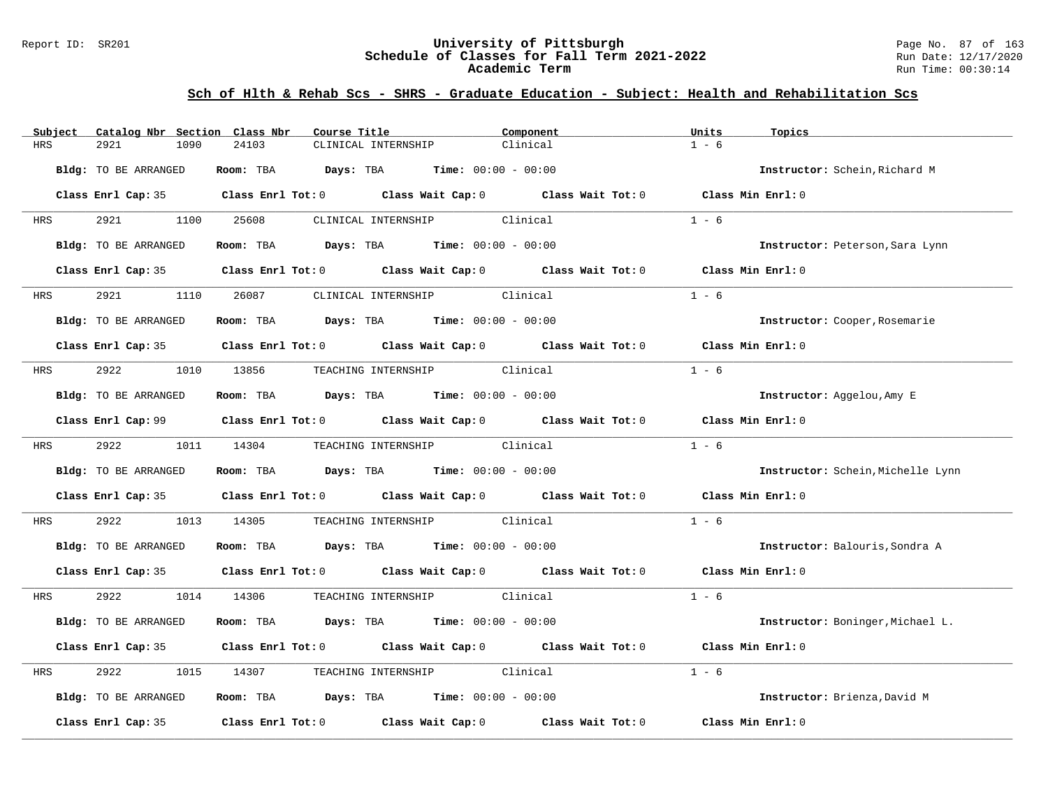## Sch of Hlth & Rehab Scs - SHRS - Graduate Education - Subject: Health and Rehabilitation Scs

| Subject | Catalog Nbr | Section | Class Nbr | Course Title | Component | Units | Topics |
|---|---|---|---|---|---|---|---|
| HRS | 2921 | 1090 | 24103 | CLINICAL INTERNSHIP | Clinical | 1 - 6 | |

**Bldg:** TO BE ARRANGED **Room:** TBA **Days:** TBA **Time:** 00:00 - 00:00 **Instructor:** Schein,Richard M

**Class Enrl Cap:** 35 **Class Enrl Tot:** 0 **Class Wait Cap:** 0 **Class Wait Tot:** 0 **Class Min Enrl:** 0

| Subject | Catalog Nbr | Section | Class Nbr | Course Title | Component | Units | Topics |
|---|---|---|---|---|---|---|---|
| HRS | 2921 | 1100 | 25608 | CLINICAL INTERNSHIP | Clinical | 1 - 6 | |

**Bldg:** TO BE ARRANGED **Room:** TBA **Days:** TBA **Time:** 00:00 - 00:00 **Instructor:** Peterson,Sara Lynn

**Class Enrl Cap:** 35 **Class Enrl Tot:** 0 **Class Wait Cap:** 0 **Class Wait Tot:** 0 **Class Min Enrl:** 0

| Subject | Catalog Nbr | Section | Class Nbr | Course Title | Component | Units | Topics |
|---|---|---|---|---|---|---|---|
| HRS | 2921 | 1110 | 26087 | CLINICAL INTERNSHIP | Clinical | 1 - 6 | |

**Bldg:** TO BE ARRANGED **Room:** TBA **Days:** TBA **Time:** 00:00 - 00:00 **Instructor:** Cooper,Rosemarie

**Class Enrl Cap:** 35 **Class Enrl Tot:** 0 **Class Wait Cap:** 0 **Class Wait Tot:** 0 **Class Min Enrl:** 0

| Subject | Catalog Nbr | Section | Class Nbr | Course Title | Component | Units | Topics |
|---|---|---|---|---|---|---|---|
| HRS | 2922 | 1010 | 13856 | TEACHING INTERNSHIP | Clinical | 1 - 6 | |

**Bldg:** TO BE ARRANGED **Room:** TBA **Days:** TBA **Time:** 00:00 - 00:00 **Instructor:** Aggelou,Amy E

**Class Enrl Cap:** 99 **Class Enrl Tot:** 0 **Class Wait Cap:** 0 **Class Wait Tot:** 0 **Class Min Enrl:** 0

| Subject | Catalog Nbr | Section | Class Nbr | Course Title | Component | Units | Topics |
|---|---|---|---|---|---|---|---|
| HRS | 2922 | 1011 | 14304 | TEACHING INTERNSHIP | Clinical | 1 - 6 | |

**Bldg:** TO BE ARRANGED **Room:** TBA **Days:** TBA **Time:** 00:00 - 00:00 **Instructor:** Schein,Michelle Lynn

**Class Enrl Cap:** 35 **Class Enrl Tot:** 0 **Class Wait Cap:** 0 **Class Wait Tot:** 0 **Class Min Enrl:** 0

| Subject | Catalog Nbr | Section | Class Nbr | Course Title | Component | Units | Topics |
|---|---|---|---|---|---|---|---|
| HRS | 2922 | 1013 | 14305 | TEACHING INTERNSHIP | Clinical | 1 - 6 | |

**Bldg:** TO BE ARRANGED **Room:** TBA **Days:** TBA **Time:** 00:00 - 00:00 **Instructor:** Balouris,Sondra A

**Class Enrl Cap:** 35 **Class Enrl Tot:** 0 **Class Wait Cap:** 0 **Class Wait Tot:** 0 **Class Min Enrl:** 0

| Subject | Catalog Nbr | Section | Class Nbr | Course Title | Component | Units | Topics |
|---|---|---|---|---|---|---|---|
| HRS | 2922 | 1014 | 14306 | TEACHING INTERNSHIP | Clinical | 1 - 6 | |

**Bldg:** TO BE ARRANGED **Room:** TBA **Days:** TBA **Time:** 00:00 - 00:00 **Instructor:** Boninger,Michael L.

**Class Enrl Cap:** 35 **Class Enrl Tot:** 0 **Class Wait Cap:** 0 **Class Wait Tot:** 0 **Class Min Enrl:** 0

| Subject | Catalog Nbr | Section | Class Nbr | Course Title | Component | Units | Topics |
|---|---|---|---|---|---|---|---|
| HRS | 2922 | 1015 | 14307 | TEACHING INTERNSHIP | Clinical | 1 - 6 | |

**Bldg:** TO BE ARRANGED **Room:** TBA **Days:** TBA **Time:** 00:00 - 00:00 **Instructor:** Brienza,David M

**Class Enrl Cap:** 35 **Class Enrl Tot:** 0 **Class Wait Cap:** 0 **Class Wait Tot:** 0 **Class Min Enrl:** 0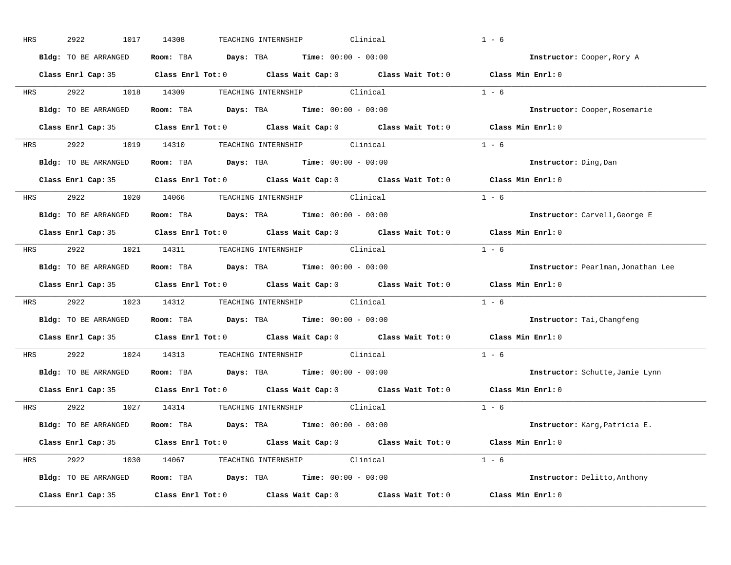HRS 2922 1017 14308 TEACHING INTERNSHIP Clinical 1 - 6

**Bldg:** TO BE ARRANGED **Room:** TBA **Days:** TBA **Time:** 00:00 - 00:00 **Instructor:** Cooper,Rory A

**Class Enrl Cap:** 35 **Class Enrl Tot:** 0 **Class Wait Cap:** 0 **Class Wait Tot:** 0 **Class Min Enrl:** 0

---

HRS 2922 1018 14309 TEACHING INTERNSHIP Clinical 1 - 6

**Bldg:** TO BE ARRANGED **Room:** TBA **Days:** TBA **Time:** 00:00 - 00:00 **Instructor:** Cooper,Rosemarie

**Class Enrl Cap:** 35 **Class Enrl Tot:** 0 **Class Wait Cap:** 0 **Class Wait Tot:** 0 **Class Min Enrl:** 0

---

HRS 2922 1019 14310 TEACHING INTERNSHIP Clinical 1 - 6

**Bldg:** TO BE ARRANGED **Room:** TBA **Days:** TBA **Time:** 00:00 - 00:00 **Instructor:** Ding,Dan

**Class Enrl Cap:** 35 **Class Enrl Tot:** 0 **Class Wait Cap:** 0 **Class Wait Tot:** 0 **Class Min Enrl:** 0

---

HRS 2922 1020 14066 TEACHING INTERNSHIP Clinical 1 - 6

**Bldg:** TO BE ARRANGED **Room:** TBA **Days:** TBA **Time:** 00:00 - 00:00 **Instructor:** Carvell,George E

**Class Enrl Cap:** 35 **Class Enrl Tot:** 0 **Class Wait Cap:** 0 **Class Wait Tot:** 0 **Class Min Enrl:** 0

---

HRS 2922 1021 14311 TEACHING INTERNSHIP Clinical 1 - 6

**Bldg:** TO BE ARRANGED **Room:** TBA **Days:** TBA **Time:** 00:00 - 00:00 **Instructor:** Pearlman,Jonathan Lee

**Class Enrl Cap:** 35 **Class Enrl Tot:** 0 **Class Wait Cap:** 0 **Class Wait Tot:** 0 **Class Min Enrl:** 0

---

HRS 2922 1023 14312 TEACHING INTERNSHIP Clinical 1 - 6

**Bldg:** TO BE ARRANGED **Room:** TBA **Days:** TBA **Time:** 00:00 - 00:00 **Instructor:** Tai,Changfeng

**Class Enrl Cap:** 35 **Class Enrl Tot:** 0 **Class Wait Cap:** 0 **Class Wait Tot:** 0 **Class Min Enrl:** 0

---

HRS 2922 1024 14313 TEACHING INTERNSHIP Clinical 1 - 6

**Bldg:** TO BE ARRANGED **Room:** TBA **Days:** TBA **Time:** 00:00 - 00:00 **Instructor:** Schutte,Jamie Lynn

**Class Enrl Cap:** 35 **Class Enrl Tot:** 0 **Class Wait Cap:** 0 **Class Wait Tot:** 0 **Class Min Enrl:** 0

---

HRS 2922 1027 14314 TEACHING INTERNSHIP Clinical 1 - 6

**Bldg:** TO BE ARRANGED **Room:** TBA **Days:** TBA **Time:** 00:00 - 00:00 **Instructor:** Karg,Patricia E.

**Class Enrl Cap:** 35 **Class Enrl Tot:** 0 **Class Wait Cap:** 0 **Class Wait Tot:** 0 **Class Min Enrl:** 0

---

HRS 2922 1030 14067 TEACHING INTERNSHIP Clinical 1 - 6

**Bldg:** TO BE ARRANGED **Room:** TBA **Days:** TBA **Time:** 00:00 - 00:00 **Instructor:** Delitto,Anthony

**Class Enrl Cap:** 35 **Class Enrl Tot:** 0 **Class Wait Cap:** 0 **Class Wait Tot:** 0 **Class Min Enrl:** 0

---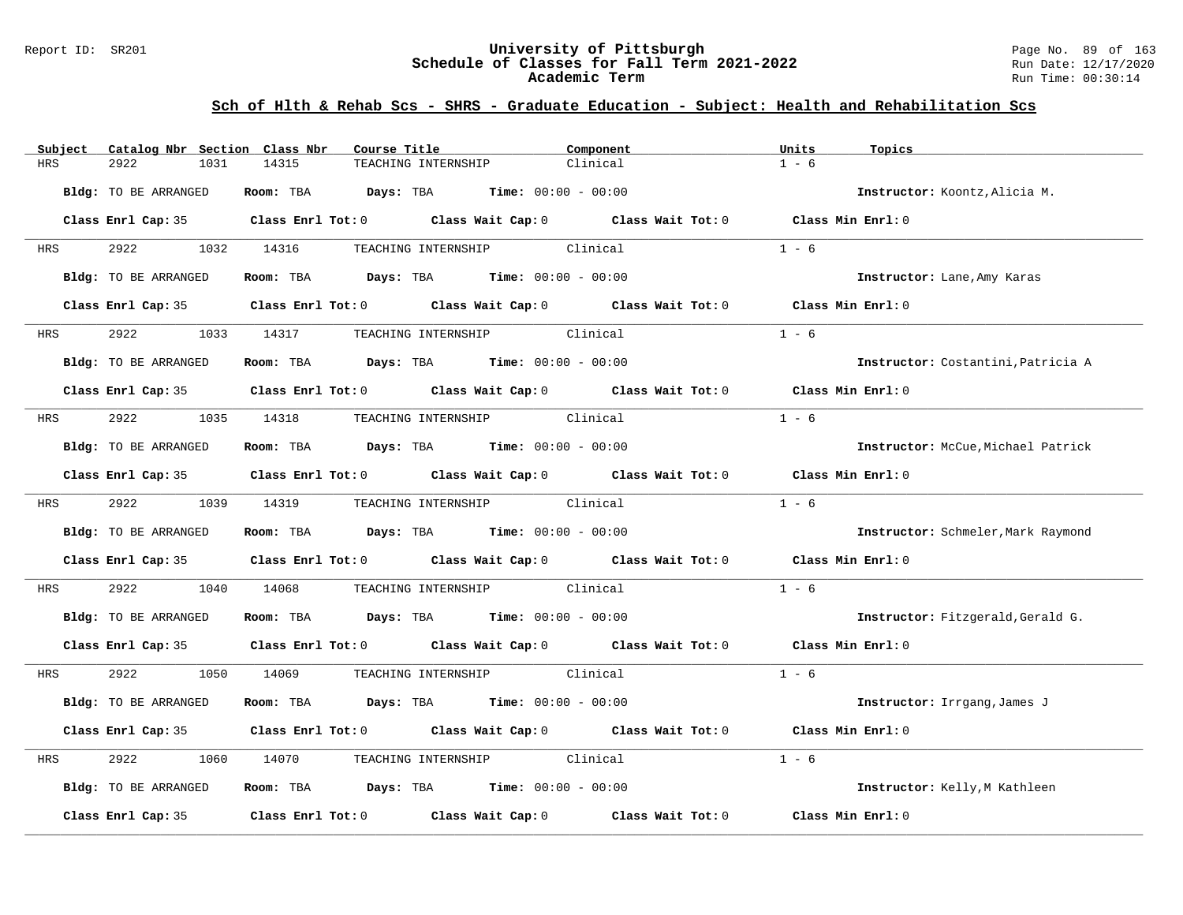## Sch of Hlth & Rehab Scs - SHRS - Graduate Education - Subject: Health and Rehabilitation Scs

| Subject | Catalog Nbr | Section | Class Nbr | Course Title | Component | Units | Topics |
|---|---|---|---|---|---|---|---|
| HRS | 2922 | 1031 | 14315 | TEACHING INTERNSHIP | Clinical | 1 - 6 | |

**Bldg:** TO BE ARRANGED **Room:** TBA **Days:** TBA **Time:** 00:00 - 00:00 **Instructor:** Koontz,Alicia M.

**Class Enrl Cap:** 35 **Class Enrl Tot:** 0 **Class Wait Cap:** 0 **Class Wait Tot:** 0 **Class Min Enrl:** 0

| Subject | Catalog Nbr | Section | Class Nbr | Course Title | Component | Units | Topics |
|---|---|---|---|---|---|---|---|
| HRS | 2922 | 1032 | 14316 | TEACHING INTERNSHIP | Clinical | 1 - 6 | |

**Bldg:** TO BE ARRANGED **Room:** TBA **Days:** TBA **Time:** 00:00 - 00:00 **Instructor:** Lane,Amy Karas

**Class Enrl Cap:** 35 **Class Enrl Tot:** 0 **Class Wait Cap:** 0 **Class Wait Tot:** 0 **Class Min Enrl:** 0

| Subject | Catalog Nbr | Section | Class Nbr | Course Title | Component | Units | Topics |
|---|---|---|---|---|---|---|---|
| HRS | 2922 | 1033 | 14317 | TEACHING INTERNSHIP | Clinical | 1 - 6 | |

**Bldg:** TO BE ARRANGED **Room:** TBA **Days:** TBA **Time:** 00:00 - 00:00 **Instructor:** Costantini,Patricia A

**Class Enrl Cap:** 35 **Class Enrl Tot:** 0 **Class Wait Cap:** 0 **Class Wait Tot:** 0 **Class Min Enrl:** 0

| Subject | Catalog Nbr | Section | Class Nbr | Course Title | Component | Units | Topics |
|---|---|---|---|---|---|---|---|
| HRS | 2922 | 1035 | 14318 | TEACHING INTERNSHIP | Clinical | 1 - 6 | |

**Bldg:** TO BE ARRANGED **Room:** TBA **Days:** TBA **Time:** 00:00 - 00:00 **Instructor:** McCue,Michael Patrick

**Class Enrl Cap:** 35 **Class Enrl Tot:** 0 **Class Wait Cap:** 0 **Class Wait Tot:** 0 **Class Min Enrl:** 0

| Subject | Catalog Nbr | Section | Class Nbr | Course Title | Component | Units | Topics |
|---|---|---|---|---|---|---|---|
| HRS | 2922 | 1039 | 14319 | TEACHING INTERNSHIP | Clinical | 1 - 6 | |

**Bldg:** TO BE ARRANGED **Room:** TBA **Days:** TBA **Time:** 00:00 - 00:00 **Instructor:** Schmeler,Mark Raymond

**Class Enrl Cap:** 35 **Class Enrl Tot:** 0 **Class Wait Cap:** 0 **Class Wait Tot:** 0 **Class Min Enrl:** 0

| Subject | Catalog Nbr | Section | Class Nbr | Course Title | Component | Units | Topics |
|---|---|---|---|---|---|---|---|
| HRS | 2922 | 1040 | 14068 | TEACHING INTERNSHIP | Clinical | 1 - 6 | |

**Bldg:** TO BE ARRANGED **Room:** TBA **Days:** TBA **Time:** 00:00 - 00:00 **Instructor:** Fitzgerald,Gerald G.

**Class Enrl Cap:** 35 **Class Enrl Tot:** 0 **Class Wait Cap:** 0 **Class Wait Tot:** 0 **Class Min Enrl:** 0

| Subject | Catalog Nbr | Section | Class Nbr | Course Title | Component | Units | Topics |
|---|---|---|---|---|---|---|---|
| HRS | 2922 | 1050 | 14069 | TEACHING INTERNSHIP | Clinical | 1 - 6 | |

**Bldg:** TO BE ARRANGED **Room:** TBA **Days:** TBA **Time:** 00:00 - 00:00 **Instructor:** Irrgang,James J

**Class Enrl Cap:** 35 **Class Enrl Tot:** 0 **Class Wait Cap:** 0 **Class Wait Tot:** 0 **Class Min Enrl:** 0

| Subject | Catalog Nbr | Section | Class Nbr | Course Title | Component | Units | Topics |
|---|---|---|---|---|---|---|---|
| HRS | 2922 | 1060 | 14070 | TEACHING INTERNSHIP | Clinical | 1 - 6 | |

**Bldg:** TO BE ARRANGED **Room:** TBA **Days:** TBA **Time:** 00:00 - 00:00 **Instructor:** Kelly,M Kathleen

**Class Enrl Cap:** 35 **Class Enrl Tot:** 0 **Class Wait Cap:** 0 **Class Wait Tot:** 0 **Class Min Enrl:** 0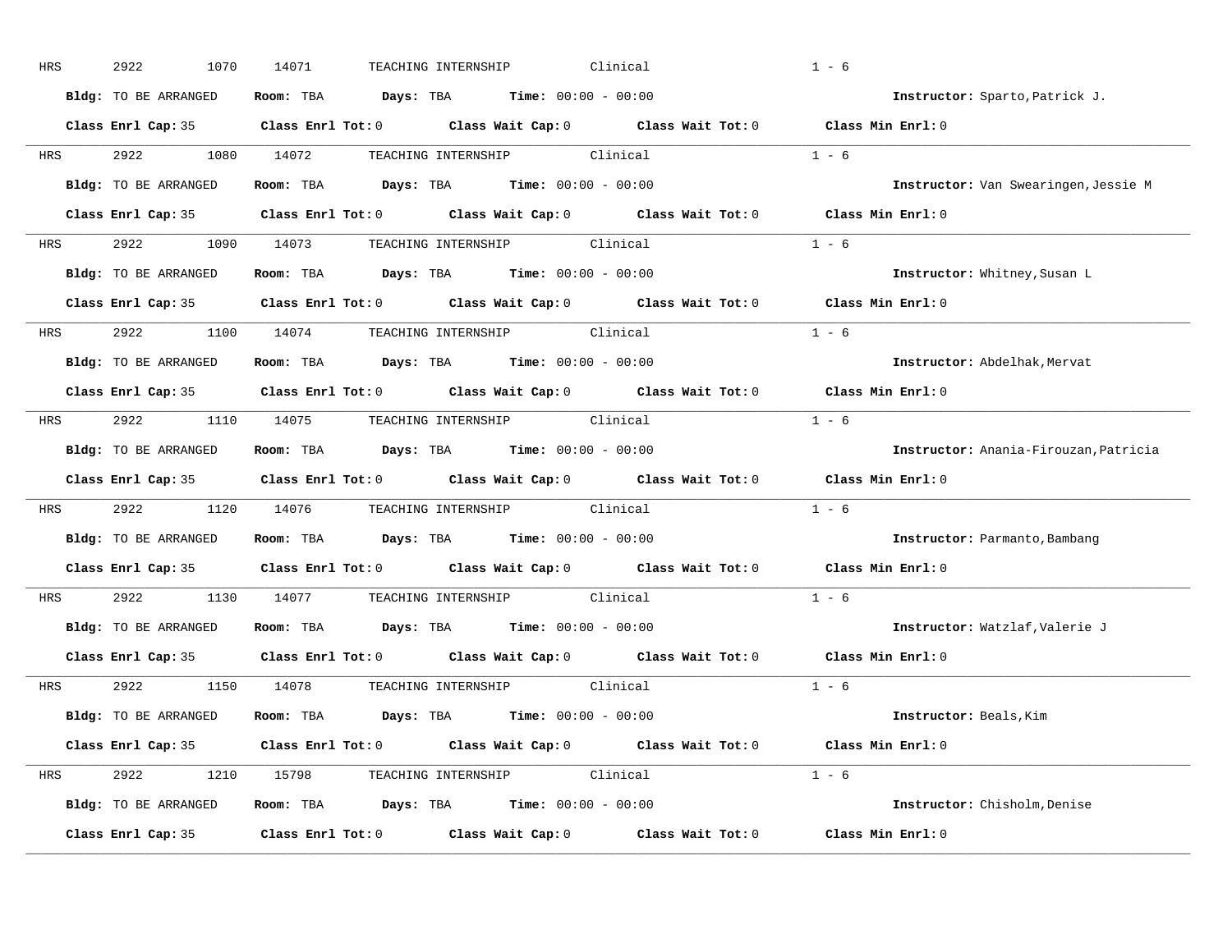HRS 2922 1070 14071 TEACHING INTERNSHIP Clinical 1 - 6

**Bldg:** TO BE ARRANGED **Room:** TBA **Days:** TBA **Time:** 00:00 - 00:00 **Instructor:** Sparto,Patrick J.

**Class Enrl Cap:** 35 **Class Enrl Tot:** 0 **Class Wait Cap:** 0 **Class Wait Tot:** 0 **Class Min Enrl:** 0

---

HRS 2922 1080 14072 TEACHING INTERNSHIP Clinical 1 - 6

**Bldg:** TO BE ARRANGED **Room:** TBA **Days:** TBA **Time:** 00:00 - 00:00 **Instructor:** Van Swearingen,Jessie M

**Class Enrl Cap:** 35 **Class Enrl Tot:** 0 **Class Wait Cap:** 0 **Class Wait Tot:** 0 **Class Min Enrl:** 0

---

HRS 2922 1090 14073 TEACHING INTERNSHIP Clinical 1 - 6

**Bldg:** TO BE ARRANGED **Room:** TBA **Days:** TBA **Time:** 00:00 - 00:00 **Instructor:** Whitney,Susan L

**Class Enrl Cap:** 35 **Class Enrl Tot:** 0 **Class Wait Cap:** 0 **Class Wait Tot:** 0 **Class Min Enrl:** 0

---

HRS 2922 1100 14074 TEACHING INTERNSHIP Clinical 1 - 6

**Bldg:** TO BE ARRANGED **Room:** TBA **Days:** TBA **Time:** 00:00 - 00:00 **Instructor:** Abdelhak,Mervat

**Class Enrl Cap:** 35 **Class Enrl Tot:** 0 **Class Wait Cap:** 0 **Class Wait Tot:** 0 **Class Min Enrl:** 0

---

HRS 2922 1110 14075 TEACHING INTERNSHIP Clinical 1 - 6

**Bldg:** TO BE ARRANGED **Room:** TBA **Days:** TBA **Time:** 00:00 - 00:00 **Instructor:** Anania-Firouzan,Patricia

**Class Enrl Cap:** 35 **Class Enrl Tot:** 0 **Class Wait Cap:** 0 **Class Wait Tot:** 0 **Class Min Enrl:** 0

---

HRS 2922 1120 14076 TEACHING INTERNSHIP Clinical 1 - 6

**Bldg:** TO BE ARRANGED **Room:** TBA **Days:** TBA **Time:** 00:00 - 00:00 **Instructor:** Parmanto,Bambang

**Class Enrl Cap:** 35 **Class Enrl Tot:** 0 **Class Wait Cap:** 0 **Class Wait Tot:** 0 **Class Min Enrl:** 0

---

HRS 2922 1130 14077 TEACHING INTERNSHIP Clinical 1 - 6

**Bldg:** TO BE ARRANGED **Room:** TBA **Days:** TBA **Time:** 00:00 - 00:00 **Instructor:** Watzlaf,Valerie J

**Class Enrl Cap:** 35 **Class Enrl Tot:** 0 **Class Wait Cap:** 0 **Class Wait Tot:** 0 **Class Min Enrl:** 0

---

HRS 2922 1150 14078 TEACHING INTERNSHIP Clinical 1 - 6

**Bldg:** TO BE ARRANGED **Room:** TBA **Days:** TBA **Time:** 00:00 - 00:00 **Instructor:** Beals,Kim

**Class Enrl Cap:** 35 **Class Enrl Tot:** 0 **Class Wait Cap:** 0 **Class Wait Tot:** 0 **Class Min Enrl:** 0

---

HRS 2922 1210 15798 TEACHING INTERNSHIP Clinical 1 - 6

**Bldg:** TO BE ARRANGED **Room:** TBA **Days:** TBA **Time:** 00:00 - 00:00 **Instructor:** Chisholm,Denise

**Class Enrl Cap:** 35 **Class Enrl Tot:** 0 **Class Wait Cap:** 0 **Class Wait Tot:** 0 **Class Min Enrl:** 0

---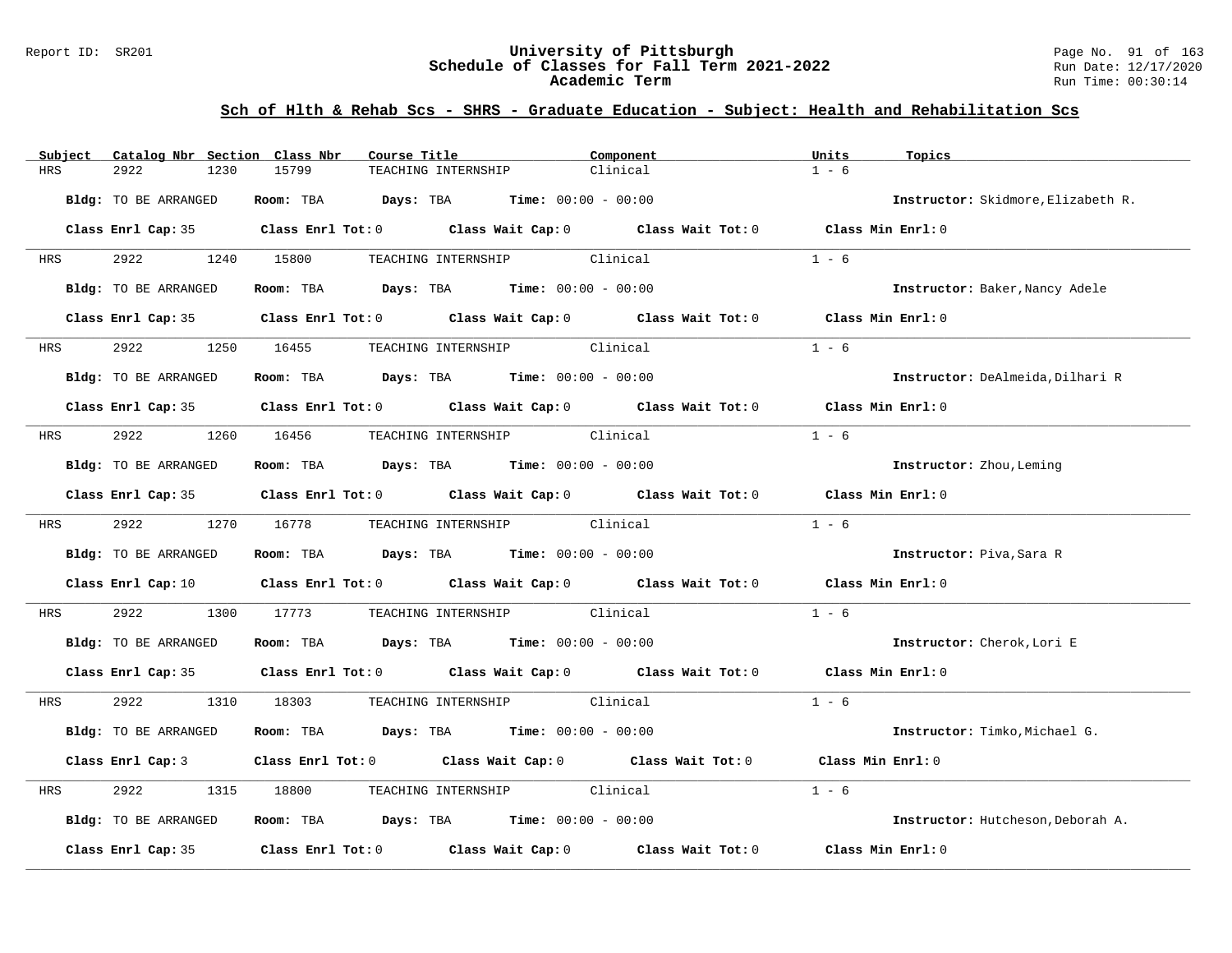# University of Pittsburgh
## Schedule of Classes for Fall Term 2021-2022
### Academic Term

Report ID: SR201

Run Date: 12/17/2020
Run Time: 00:30:14

## Sch of Hlth & Rehab Scs - SHRS - Graduate Education - Subject: Health and Rehabilitation Scs

| Subject | Catalog Nbr | Section | Class Nbr | Course Title | Component | Units | Topics |
|---|---|---|---|---|---|---|---|
| HRS | 2922 | 1230 | 15799 | TEACHING INTERNSHIP | Clinical | 1 - 6 | |

**Bldg:** TO BE ARRANGED **Room:** TBA **Days:** TBA **Time:** 00:00 - 00:00 **Instructor:** Skidmore,Elizabeth R.

**Class Enrl Cap:** 35 **Class Enrl Tot:** 0 **Class Wait Cap:** 0 **Class Wait Tot:** 0 **Class Min Enrl:** 0

| Subject | Catalog Nbr | Section | Class Nbr | Course Title | Component | Units | Topics |
|---|---|---|---|---|---|---|---|
| HRS | 2922 | 1240 | 15800 | TEACHING INTERNSHIP | Clinical | 1 - 6 | |

**Bldg:** TO BE ARRANGED **Room:** TBA **Days:** TBA **Time:** 00:00 - 00:00 **Instructor:** Baker,Nancy Adele

**Class Enrl Cap:** 35 **Class Enrl Tot:** 0 **Class Wait Cap:** 0 **Class Wait Tot:** 0 **Class Min Enrl:** 0

| Subject | Catalog Nbr | Section | Class Nbr | Course Title | Component | Units | Topics |
|---|---|---|---|---|---|---|---|
| HRS | 2922 | 1250 | 16455 | TEACHING INTERNSHIP | Clinical | 1 - 6 | |

**Bldg:** TO BE ARRANGED **Room:** TBA **Days:** TBA **Time:** 00:00 - 00:00 **Instructor:** DeAlmeida,Dilhari R

**Class Enrl Cap:** 35 **Class Enrl Tot:** 0 **Class Wait Cap:** 0 **Class Wait Tot:** 0 **Class Min Enrl:** 0

| Subject | Catalog Nbr | Section | Class Nbr | Course Title | Component | Units | Topics |
|---|---|---|---|---|---|---|---|
| HRS | 2922 | 1260 | 16456 | TEACHING INTERNSHIP | Clinical | 1 - 6 | |

**Bldg:** TO BE ARRANGED **Room:** TBA **Days:** TBA **Time:** 00:00 - 00:00 **Instructor:** Zhou,Leming

**Class Enrl Cap:** 35 **Class Enrl Tot:** 0 **Class Wait Cap:** 0 **Class Wait Tot:** 0 **Class Min Enrl:** 0

| Subject | Catalog Nbr | Section | Class Nbr | Course Title | Component | Units | Topics |
|---|---|---|---|---|---|---|---|
| HRS | 2922 | 1270 | 16778 | TEACHING INTERNSHIP | Clinical | 1 - 6 | |

**Bldg:** TO BE ARRANGED **Room:** TBA **Days:** TBA **Time:** 00:00 - 00:00 **Instructor:** Piva,Sara R

**Class Enrl Cap:** 10 **Class Enrl Tot:** 0 **Class Wait Cap:** 0 **Class Wait Tot:** 0 **Class Min Enrl:** 0

| Subject | Catalog Nbr | Section | Class Nbr | Course Title | Component | Units | Topics |
|---|---|---|---|---|---|---|---|
| HRS | 2922 | 1300 | 17773 | TEACHING INTERNSHIP | Clinical | 1 - 6 | |

**Bldg:** TO BE ARRANGED **Room:** TBA **Days:** TBA **Time:** 00:00 - 00:00 **Instructor:** Cherok,Lori E

**Class Enrl Cap:** 35 **Class Enrl Tot:** 0 **Class Wait Cap:** 0 **Class Wait Tot:** 0 **Class Min Enrl:** 0

| Subject | Catalog Nbr | Section | Class Nbr | Course Title | Component | Units | Topics |
|---|---|---|---|---|---|---|---|
| HRS | 2922 | 1310 | 18303 | TEACHING INTERNSHIP | Clinical | 1 - 6 | |

**Bldg:** TO BE ARRANGED **Room:** TBA **Days:** TBA **Time:** 00:00 - 00:00 **Instructor:** Timko,Michael G.

**Class Enrl Cap:** 3 **Class Enrl Tot:** 0 **Class Wait Cap:** 0 **Class Wait Tot:** 0 **Class Min Enrl:** 0

| Subject | Catalog Nbr | Section | Class Nbr | Course Title | Component | Units | Topics |
|---|---|---|---|---|---|---|---|
| HRS | 2922 | 1315 | 18800 | TEACHING INTERNSHIP | Clinical | 1 - 6 | |

**Bldg:** TO BE ARRANGED **Room:** TBA **Days:** TBA **Time:** 00:00 - 00:00 **Instructor:** Hutcheson,Deborah A.

**Class Enrl Cap:** 35 **Class Enrl Tot:** 0 **Class Wait Cap:** 0 **Class Wait Tot:** 0 **Class Min Enrl:** 0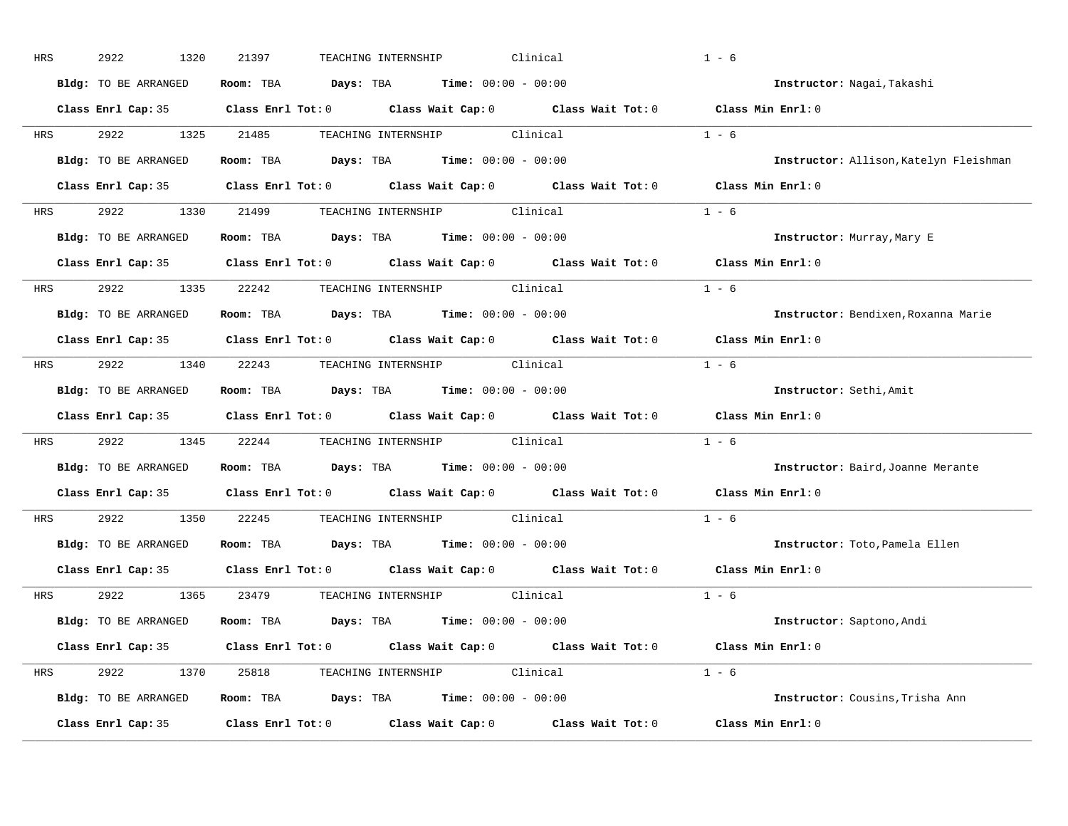HRS 2922 1320 21397 TEACHING INTERNSHIP Clinical 1 - 6

**Bldg:** TO BE ARRANGED **Room:** TBA **Days:** TBA **Time:** 00:00 - 00:00 **Instructor:** Nagai,Takashi

**Class Enrl Cap:** 35 **Class Enrl Tot:** 0 **Class Wait Cap:** 0 **Class Wait Tot:** 0 **Class Min Enrl:** 0

---

HRS 2922 1325 21485 TEACHING INTERNSHIP Clinical 1 - 6

**Bldg:** TO BE ARRANGED **Room:** TBA **Days:** TBA **Time:** 00:00 - 00:00 **Instructor:** Allison,Katelyn Fleishman

**Class Enrl Cap:** 35 **Class Enrl Tot:** 0 **Class Wait Cap:** 0 **Class Wait Tot:** 0 **Class Min Enrl:** 0

---

HRS 2922 1330 21499 TEACHING INTERNSHIP Clinical 1 - 6

**Bldg:** TO BE ARRANGED **Room:** TBA **Days:** TBA **Time:** 00:00 - 00:00 **Instructor:** Murray,Mary E

**Class Enrl Cap:** 35 **Class Enrl Tot:** 0 **Class Wait Cap:** 0 **Class Wait Tot:** 0 **Class Min Enrl:** 0

---

HRS 2922 1335 22242 TEACHING INTERNSHIP Clinical 1 - 6

**Bldg:** TO BE ARRANGED **Room:** TBA **Days:** TBA **Time:** 00:00 - 00:00 **Instructor:** Bendixen,Roxanna Marie

**Class Enrl Cap:** 35 **Class Enrl Tot:** 0 **Class Wait Cap:** 0 **Class Wait Tot:** 0 **Class Min Enrl:** 0

---

HRS 2922 1340 22243 TEACHING INTERNSHIP Clinical 1 - 6

**Bldg:** TO BE ARRANGED **Room:** TBA **Days:** TBA **Time:** 00:00 - 00:00 **Instructor:** Sethi,Amit

**Class Enrl Cap:** 35 **Class Enrl Tot:** 0 **Class Wait Cap:** 0 **Class Wait Tot:** 0 **Class Min Enrl:** 0

---

HRS 2922 1345 22244 TEACHING INTERNSHIP Clinical 1 - 6

**Bldg:** TO BE ARRANGED **Room:** TBA **Days:** TBA **Time:** 00:00 - 00:00 **Instructor:** Baird,Joanne Merante

**Class Enrl Cap:** 35 **Class Enrl Tot:** 0 **Class Wait Cap:** 0 **Class Wait Tot:** 0 **Class Min Enrl:** 0

---

HRS 2922 1350 22245 TEACHING INTERNSHIP Clinical 1 - 6

**Bldg:** TO BE ARRANGED **Room:** TBA **Days:** TBA **Time:** 00:00 - 00:00 **Instructor:** Toto,Pamela Ellen

**Class Enrl Cap:** 35 **Class Enrl Tot:** 0 **Class Wait Cap:** 0 **Class Wait Tot:** 0 **Class Min Enrl:** 0

---

HRS 2922 1365 23479 TEACHING INTERNSHIP Clinical 1 - 6

**Bldg:** TO BE ARRANGED **Room:** TBA **Days:** TBA **Time:** 00:00 - 00:00 **Instructor:** Saptono,Andi

**Class Enrl Cap:** 35 **Class Enrl Tot:** 0 **Class Wait Cap:** 0 **Class Wait Tot:** 0 **Class Min Enrl:** 0

---

HRS 2922 1370 25818 TEACHING INTERNSHIP Clinical 1 - 6

**Bldg:** TO BE ARRANGED **Room:** TBA **Days:** TBA **Time:** 00:00 - 00:00 **Instructor:** Cousins,Trisha Ann

**Class Enrl Cap:** 35 **Class Enrl Tot:** 0 **Class Wait Cap:** 0 **Class Wait Tot:** 0 **Class Min Enrl:** 0

---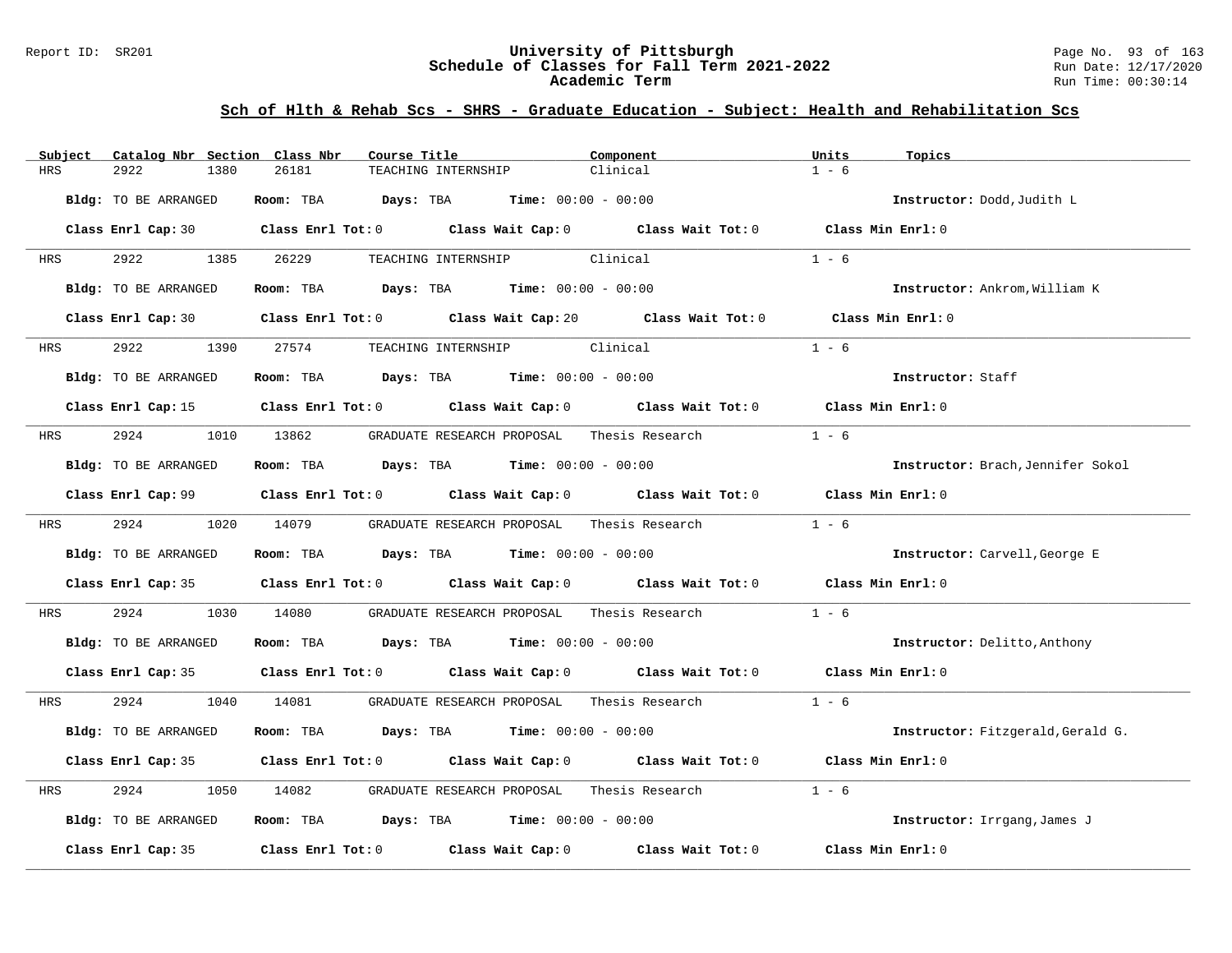## Sch of Hlth & Rehab Scs - SHRS - Graduate Education - Subject: Health and Rehabilitation Scs

| Subject | Catalog Nbr | Section | Class Nbr | Course Title | Component | Units | Topics |
|---|---|---|---|---|---|---|---|
| HRS | 2922 | 1380 | 26181 | TEACHING INTERNSHIP | Clinical | 1 - 6 | |

**Bldg:** TO BE ARRANGED **Room:** TBA **Days:** TBA **Time:** 00:00 - 00:00 **Instructor:** Dodd,Judith L

**Class Enrl Cap:** 30 **Class Enrl Tot:** 0 **Class Wait Cap:** 0 **Class Wait Tot:** 0 **Class Min Enrl:** 0

---

| Subject | Catalog Nbr | Section | Class Nbr | Course Title | Component | Units | Topics |
|---|---|---|---|---|---|---|---|
| HRS | 2922 | 1385 | 26229 | TEACHING INTERNSHIP | Clinical | 1 - 6 | |

**Bldg:** TO BE ARRANGED **Room:** TBA **Days:** TBA **Time:** 00:00 - 00:00 **Instructor:** Ankrom,William K

**Class Enrl Cap:** 30 **Class Enrl Tot:** 0 **Class Wait Cap:** 20 **Class Wait Tot:** 0 **Class Min Enrl:** 0

---

| Subject | Catalog Nbr | Section | Class Nbr | Course Title | Component | Units | Topics |
|---|---|---|---|---|---|---|---|
| HRS | 2922 | 1390 | 27574 | TEACHING INTERNSHIP | Clinical | 1 - 6 | |

**Bldg:** TO BE ARRANGED **Room:** TBA **Days:** TBA **Time:** 00:00 - 00:00 **Instructor:** Staff

**Class Enrl Cap:** 15 **Class Enrl Tot:** 0 **Class Wait Cap:** 0 **Class Wait Tot:** 0 **Class Min Enrl:** 0

---

| Subject | Catalog Nbr | Section | Class Nbr | Course Title | Component | Units | Topics |
|---|---|---|---|---|---|---|---|
| HRS | 2924 | 1010 | 13862 | GRADUATE RESEARCH PROPOSAL | Thesis Research | 1 - 6 | |

**Bldg:** TO BE ARRANGED **Room:** TBA **Days:** TBA **Time:** 00:00 - 00:00 **Instructor:** Brach,Jennifer Sokol

**Class Enrl Cap:** 99 **Class Enrl Tot:** 0 **Class Wait Cap:** 0 **Class Wait Tot:** 0 **Class Min Enrl:** 0

---

| Subject | Catalog Nbr | Section | Class Nbr | Course Title | Component | Units | Topics |
|---|---|---|---|---|---|---|---|
| HRS | 2924 | 1020 | 14079 | GRADUATE RESEARCH PROPOSAL | Thesis Research | 1 - 6 | |

**Bldg:** TO BE ARRANGED **Room:** TBA **Days:** TBA **Time:** 00:00 - 00:00 **Instructor:** Carvell,George E

**Class Enrl Cap:** 35 **Class Enrl Tot:** 0 **Class Wait Cap:** 0 **Class Wait Tot:** 0 **Class Min Enrl:** 0

---

| Subject | Catalog Nbr | Section | Class Nbr | Course Title | Component | Units | Topics |
|---|---|---|---|---|---|---|---|
| HRS | 2924 | 1030 | 14080 | GRADUATE RESEARCH PROPOSAL | Thesis Research | 1 - 6 | |

**Bldg:** TO BE ARRANGED **Room:** TBA **Days:** TBA **Time:** 00:00 - 00:00 **Instructor:** Delitto,Anthony

**Class Enrl Cap:** 35 **Class Enrl Tot:** 0 **Class Wait Cap:** 0 **Class Wait Tot:** 0 **Class Min Enrl:** 0

---

| Subject | Catalog Nbr | Section | Class Nbr | Course Title | Component | Units | Topics |
|---|---|---|---|---|---|---|---|
| HRS | 2924 | 1040 | 14081 | GRADUATE RESEARCH PROPOSAL | Thesis Research | 1 - 6 | |

**Bldg:** TO BE ARRANGED **Room:** TBA **Days:** TBA **Time:** 00:00 - 00:00 **Instructor:** Fitzgerald,Gerald G.

**Class Enrl Cap:** 35 **Class Enrl Tot:** 0 **Class Wait Cap:** 0 **Class Wait Tot:** 0 **Class Min Enrl:** 0

---

| Subject | Catalog Nbr | Section | Class Nbr | Course Title | Component | Units | Topics |
|---|---|---|---|---|---|---|---|
| HRS | 2924 | 1050 | 14082 | GRADUATE RESEARCH PROPOSAL | Thesis Research | 1 - 6 | |

**Bldg:** TO BE ARRANGED **Room:** TBA **Days:** TBA **Time:** 00:00 - 00:00 **Instructor:** Irrgang,James J

**Class Enrl Cap:** 35 **Class Enrl Tot:** 0 **Class Wait Cap:** 0 **Class Wait Tot:** 0 **Class Min Enrl:** 0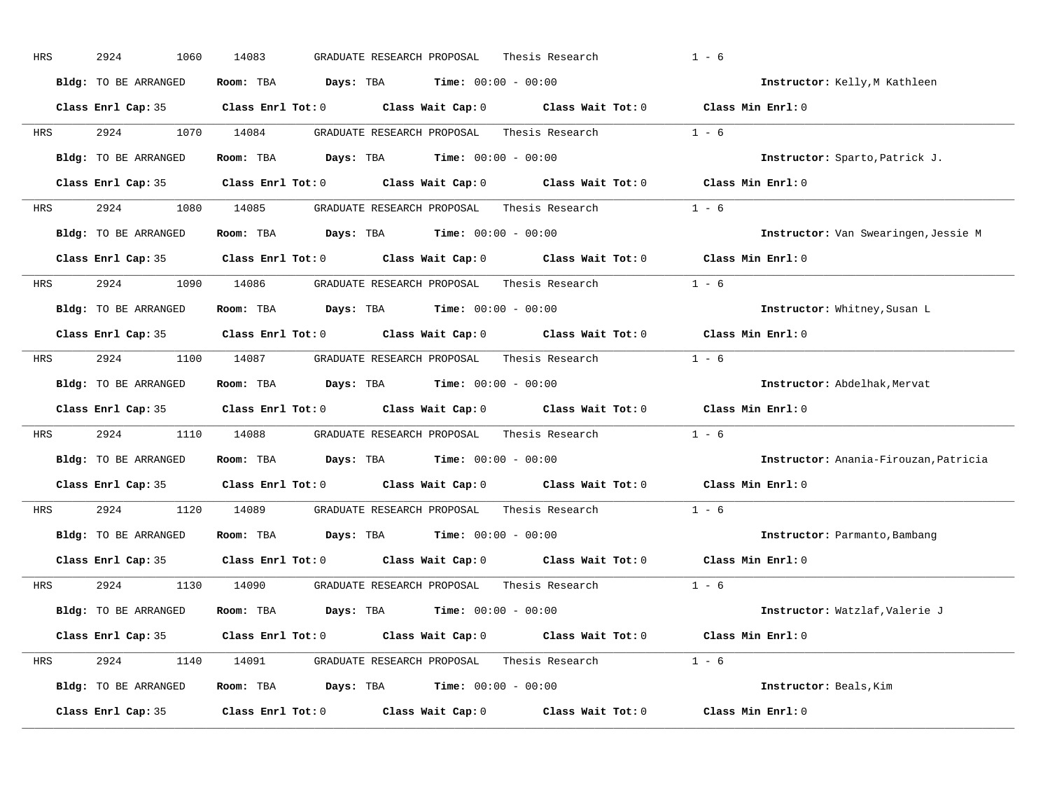HRS 2924 1060 14083 GRADUATE RESEARCH PROPOSAL Thesis Research 1 - 6

**Bldg:** TO BE ARRANGED **Room:** TBA **Days:** TBA **Time:** 00:00 - 00:00 **Instructor:** Kelly,M Kathleen

**Class Enrl Cap:** 35 **Class Enrl Tot:** 0 **Class Wait Cap:** 0 **Class Wait Tot:** 0 **Class Min Enrl:** 0

---

HRS 2924 1070 14084 GRADUATE RESEARCH PROPOSAL Thesis Research 1 - 6

**Bldg:** TO BE ARRANGED **Room:** TBA **Days:** TBA **Time:** 00:00 - 00:00 **Instructor:** Sparto,Patrick J.

**Class Enrl Cap:** 35 **Class Enrl Tot:** 0 **Class Wait Cap:** 0 **Class Wait Tot:** 0 **Class Min Enrl:** 0

---

HRS 2924 1080 14085 GRADUATE RESEARCH PROPOSAL Thesis Research 1 - 6

**Bldg:** TO BE ARRANGED **Room:** TBA **Days:** TBA **Time:** 00:00 - 00:00 **Instructor:** Van Swearingen,Jessie M

**Class Enrl Cap:** 35 **Class Enrl Tot:** 0 **Class Wait Cap:** 0 **Class Wait Tot:** 0 **Class Min Enrl:** 0

---

HRS 2924 1090 14086 GRADUATE RESEARCH PROPOSAL Thesis Research 1 - 6

**Bldg:** TO BE ARRANGED **Room:** TBA **Days:** TBA **Time:** 00:00 - 00:00 **Instructor:** Whitney,Susan L

**Class Enrl Cap:** 35 **Class Enrl Tot:** 0 **Class Wait Cap:** 0 **Class Wait Tot:** 0 **Class Min Enrl:** 0

---

HRS 2924 1100 14087 GRADUATE RESEARCH PROPOSAL Thesis Research 1 - 6

**Bldg:** TO BE ARRANGED **Room:** TBA **Days:** TBA **Time:** 00:00 - 00:00 **Instructor:** Abdelhak,Mervat

**Class Enrl Cap:** 35 **Class Enrl Tot:** 0 **Class Wait Cap:** 0 **Class Wait Tot:** 0 **Class Min Enrl:** 0

---

HRS 2924 1110 14088 GRADUATE RESEARCH PROPOSAL Thesis Research 1 - 6

**Bldg:** TO BE ARRANGED **Room:** TBA **Days:** TBA **Time:** 00:00 - 00:00 **Instructor:** Anania-Firouzan,Patricia

**Class Enrl Cap:** 35 **Class Enrl Tot:** 0 **Class Wait Cap:** 0 **Class Wait Tot:** 0 **Class Min Enrl:** 0

---

HRS 2924 1120 14089 GRADUATE RESEARCH PROPOSAL Thesis Research 1 - 6

**Bldg:** TO BE ARRANGED **Room:** TBA **Days:** TBA **Time:** 00:00 - 00:00 **Instructor:** Parmanto,Bambang

**Class Enrl Cap:** 35 **Class Enrl Tot:** 0 **Class Wait Cap:** 0 **Class Wait Tot:** 0 **Class Min Enrl:** 0

---

HRS 2924 1130 14090 GRADUATE RESEARCH PROPOSAL Thesis Research 1 - 6

**Bldg:** TO BE ARRANGED **Room:** TBA **Days:** TBA **Time:** 00:00 - 00:00 **Instructor:** Watzlaf,Valerie J

**Class Enrl Cap:** 35 **Class Enrl Tot:** 0 **Class Wait Cap:** 0 **Class Wait Tot:** 0 **Class Min Enrl:** 0

---

HRS 2924 1140 14091 GRADUATE RESEARCH PROPOSAL Thesis Research 1 - 6

**Bldg:** TO BE ARRANGED **Room:** TBA **Days:** TBA **Time:** 00:00 - 00:00 **Instructor:** Beals,Kim

**Class Enrl Cap:** 35 **Class Enrl Tot:** 0 **Class Wait Cap:** 0 **Class Wait Tot:** 0 **Class Min Enrl:** 0

---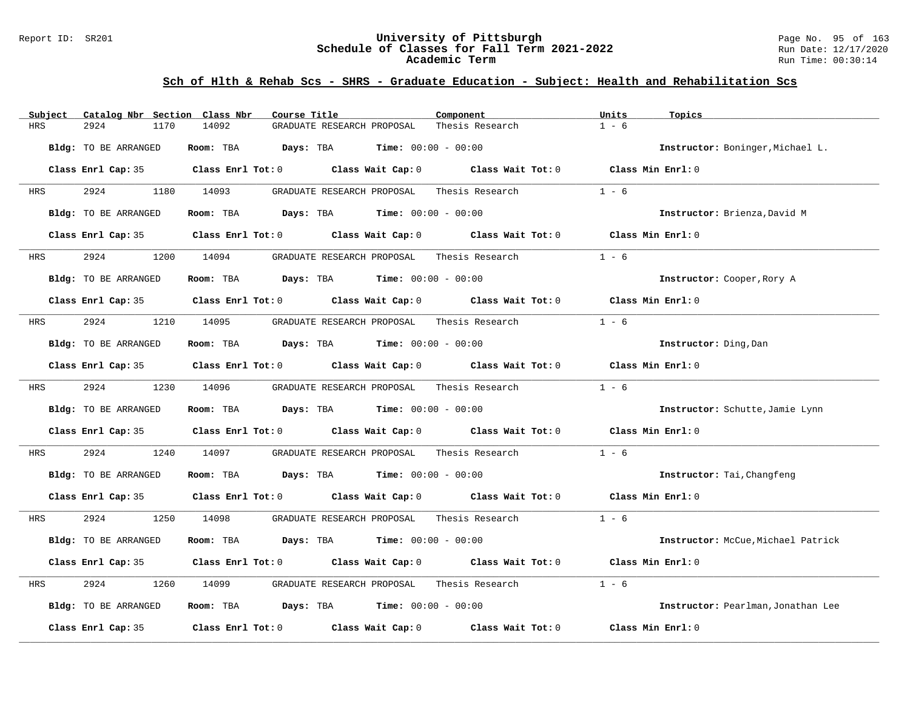## Sch of Hlth & Rehab Scs - SHRS - Graduate Education - Subject: Health and Rehabilitation Scs

| Subject | Catalog Nbr | Section | Class Nbr | Course Title | Component | Units | Topics |
|---|---|---|---|---|---|---|---|
| HRS | 2924 | 1170 | 14092 | GRADUATE RESEARCH PROPOSAL | Thesis Research | 1 - 6 | |

**Bldg:** TO BE ARRANGED **Room:** TBA **Days:** TBA **Time:** 00:00 - 00:00 **Instructor:** Boninger,Michael L.

**Class Enrl Cap:** 35 **Class Enrl Tot:** 0 **Class Wait Cap:** 0 **Class Wait Tot:** 0 **Class Min Enrl:** 0

| Subject | Catalog Nbr | Section | Class Nbr | Course Title | Component | Units | Topics |
|---|---|---|---|---|---|---|---|
| HRS | 2924 | 1180 | 14093 | GRADUATE RESEARCH PROPOSAL | Thesis Research | 1 - 6 | |

**Bldg:** TO BE ARRANGED **Room:** TBA **Days:** TBA **Time:** 00:00 - 00:00 **Instructor:** Brienza,David M

**Class Enrl Cap:** 35 **Class Enrl Tot:** 0 **Class Wait Cap:** 0 **Class Wait Tot:** 0 **Class Min Enrl:** 0

| Subject | Catalog Nbr | Section | Class Nbr | Course Title | Component | Units | Topics |
|---|---|---|---|---|---|---|---|
| HRS | 2924 | 1200 | 14094 | GRADUATE RESEARCH PROPOSAL | Thesis Research | 1 - 6 | |

**Bldg:** TO BE ARRANGED **Room:** TBA **Days:** TBA **Time:** 00:00 - 00:00 **Instructor:** Cooper,Rory A

**Class Enrl Cap:** 35 **Class Enrl Tot:** 0 **Class Wait Cap:** 0 **Class Wait Tot:** 0 **Class Min Enrl:** 0

| Subject | Catalog Nbr | Section | Class Nbr | Course Title | Component | Units | Topics |
|---|---|---|---|---|---|---|---|
| HRS | 2924 | 1210 | 14095 | GRADUATE RESEARCH PROPOSAL | Thesis Research | 1 - 6 | |

**Bldg:** TO BE ARRANGED **Room:** TBA **Days:** TBA **Time:** 00:00 - 00:00 **Instructor:** Ding,Dan

**Class Enrl Cap:** 35 **Class Enrl Tot:** 0 **Class Wait Cap:** 0 **Class Wait Tot:** 0 **Class Min Enrl:** 0

| Subject | Catalog Nbr | Section | Class Nbr | Course Title | Component | Units | Topics |
|---|---|---|---|---|---|---|---|
| HRS | 2924 | 1230 | 14096 | GRADUATE RESEARCH PROPOSAL | Thesis Research | 1 - 6 | |

**Bldg:** TO BE ARRANGED **Room:** TBA **Days:** TBA **Time:** 00:00 - 00:00 **Instructor:** Schutte,Jamie Lynn

**Class Enrl Cap:** 35 **Class Enrl Tot:** 0 **Class Wait Cap:** 0 **Class Wait Tot:** 0 **Class Min Enrl:** 0

| Subject | Catalog Nbr | Section | Class Nbr | Course Title | Component | Units | Topics |
|---|---|---|---|---|---|---|---|
| HRS | 2924 | 1240 | 14097 | GRADUATE RESEARCH PROPOSAL | Thesis Research | 1 - 6 | |

**Bldg:** TO BE ARRANGED **Room:** TBA **Days:** TBA **Time:** 00:00 - 00:00 **Instructor:** Tai,Changfeng

**Class Enrl Cap:** 35 **Class Enrl Tot:** 0 **Class Wait Cap:** 0 **Class Wait Tot:** 0 **Class Min Enrl:** 0

| Subject | Catalog Nbr | Section | Class Nbr | Course Title | Component | Units | Topics |
|---|---|---|---|---|---|---|---|
| HRS | 2924 | 1250 | 14098 | GRADUATE RESEARCH PROPOSAL | Thesis Research | 1 - 6 | |

**Bldg:** TO BE ARRANGED **Room:** TBA **Days:** TBA **Time:** 00:00 - 00:00 **Instructor:** McCue,Michael Patrick

**Class Enrl Cap:** 35 **Class Enrl Tot:** 0 **Class Wait Cap:** 0 **Class Wait Tot:** 0 **Class Min Enrl:** 0

| Subject | Catalog Nbr | Section | Class Nbr | Course Title | Component | Units | Topics |
|---|---|---|---|---|---|---|---|
| HRS | 2924 | 1260 | 14099 | GRADUATE RESEARCH PROPOSAL | Thesis Research | 1 - 6 | |

**Bldg:** TO BE ARRANGED **Room:** TBA **Days:** TBA **Time:** 00:00 - 00:00 **Instructor:** Pearlman,Jonathan Lee

**Class Enrl Cap:** 35 **Class Enrl Tot:** 0 **Class Wait Cap:** 0 **Class Wait Tot:** 0 **Class Min Enrl:** 0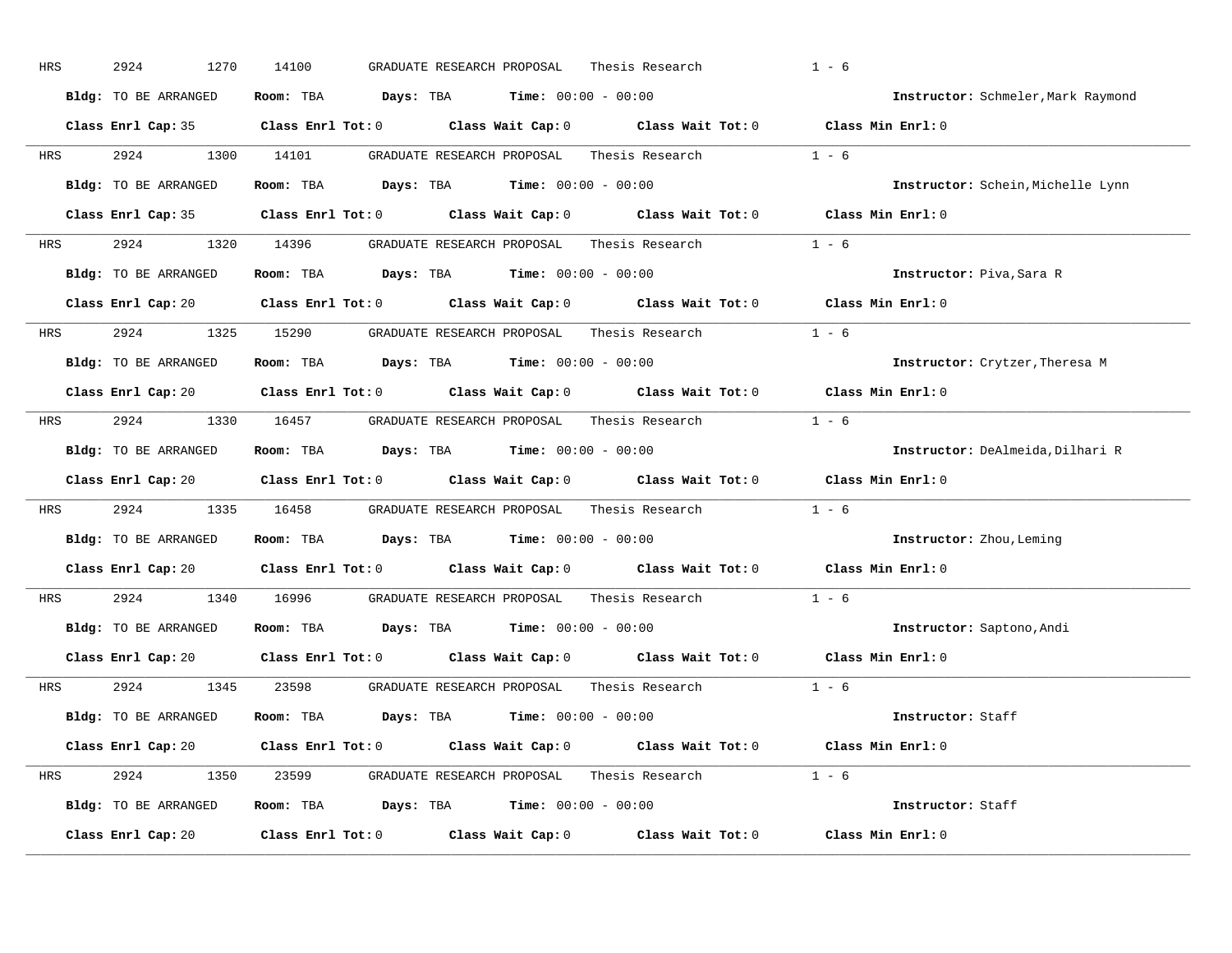HRS 2924 1270 14100 GRADUATE RESEARCH PROPOSAL Thesis Research 1 - 6

**Bldg:** TO BE ARRANGED **Room:** TBA **Days:** TBA **Time:** 00:00 - 00:00 **Instructor:** Schmeler,Mark Raymond

**Class Enrl Cap:** 35 **Class Enrl Tot:** 0 **Class Wait Cap:** 0 **Class Wait Tot:** 0 **Class Min Enrl:** 0

---

HRS 2924 1300 14101 GRADUATE RESEARCH PROPOSAL Thesis Research 1 - 6

**Bldg:** TO BE ARRANGED **Room:** TBA **Days:** TBA **Time:** 00:00 - 00:00 **Instructor:** Schein,Michelle Lynn

**Class Enrl Cap:** 35 **Class Enrl Tot:** 0 **Class Wait Cap:** 0 **Class Wait Tot:** 0 **Class Min Enrl:** 0

---

HRS 2924 1320 14396 GRADUATE RESEARCH PROPOSAL Thesis Research 1 - 6

**Bldg:** TO BE ARRANGED **Room:** TBA **Days:** TBA **Time:** 00:00 - 00:00 **Instructor:** Piva,Sara R

**Class Enrl Cap:** 20 **Class Enrl Tot:** 0 **Class Wait Cap:** 0 **Class Wait Tot:** 0 **Class Min Enrl:** 0

---

HRS 2924 1325 15290 GRADUATE RESEARCH PROPOSAL Thesis Research 1 - 6

**Bldg:** TO BE ARRANGED **Room:** TBA **Days:** TBA **Time:** 00:00 - 00:00 **Instructor:** Crytzer,Theresa M

**Class Enrl Cap:** 20 **Class Enrl Tot:** 0 **Class Wait Cap:** 0 **Class Wait Tot:** 0 **Class Min Enrl:** 0

---

HRS 2924 1330 16457 GRADUATE RESEARCH PROPOSAL Thesis Research 1 - 6

**Bldg:** TO BE ARRANGED **Room:** TBA **Days:** TBA **Time:** 00:00 - 00:00 **Instructor:** DeAlmeida,Dilhari R

**Class Enrl Cap:** 20 **Class Enrl Tot:** 0 **Class Wait Cap:** 0 **Class Wait Tot:** 0 **Class Min Enrl:** 0

---

HRS 2924 1335 16458 GRADUATE RESEARCH PROPOSAL Thesis Research 1 - 6

**Bldg:** TO BE ARRANGED **Room:** TBA **Days:** TBA **Time:** 00:00 - 00:00 **Instructor:** Zhou,Leming

**Class Enrl Cap:** 20 **Class Enrl Tot:** 0 **Class Wait Cap:** 0 **Class Wait Tot:** 0 **Class Min Enrl:** 0

---

HRS 2924 1340 16996 GRADUATE RESEARCH PROPOSAL Thesis Research 1 - 6

**Bldg:** TO BE ARRANGED **Room:** TBA **Days:** TBA **Time:** 00:00 - 00:00 **Instructor:** Saptono,Andi

**Class Enrl Cap:** 20 **Class Enrl Tot:** 0 **Class Wait Cap:** 0 **Class Wait Tot:** 0 **Class Min Enrl:** 0

---

HRS 2924 1345 23598 GRADUATE RESEARCH PROPOSAL Thesis Research 1 - 6

**Bldg:** TO BE ARRANGED **Room:** TBA **Days:** TBA **Time:** 00:00 - 00:00 **Instructor:** Staff

**Class Enrl Cap:** 20 **Class Enrl Tot:** 0 **Class Wait Cap:** 0 **Class Wait Tot:** 0 **Class Min Enrl:** 0

---

HRS 2924 1350 23599 GRADUATE RESEARCH PROPOSAL Thesis Research 1 - 6

**Bldg:** TO BE ARRANGED **Room:** TBA **Days:** TBA **Time:** 00:00 - 00:00 **Instructor:** Staff

**Class Enrl Cap:** 20 **Class Enrl Tot:** 0 **Class Wait Cap:** 0 **Class Wait Tot:** 0 **Class Min Enrl:** 0

---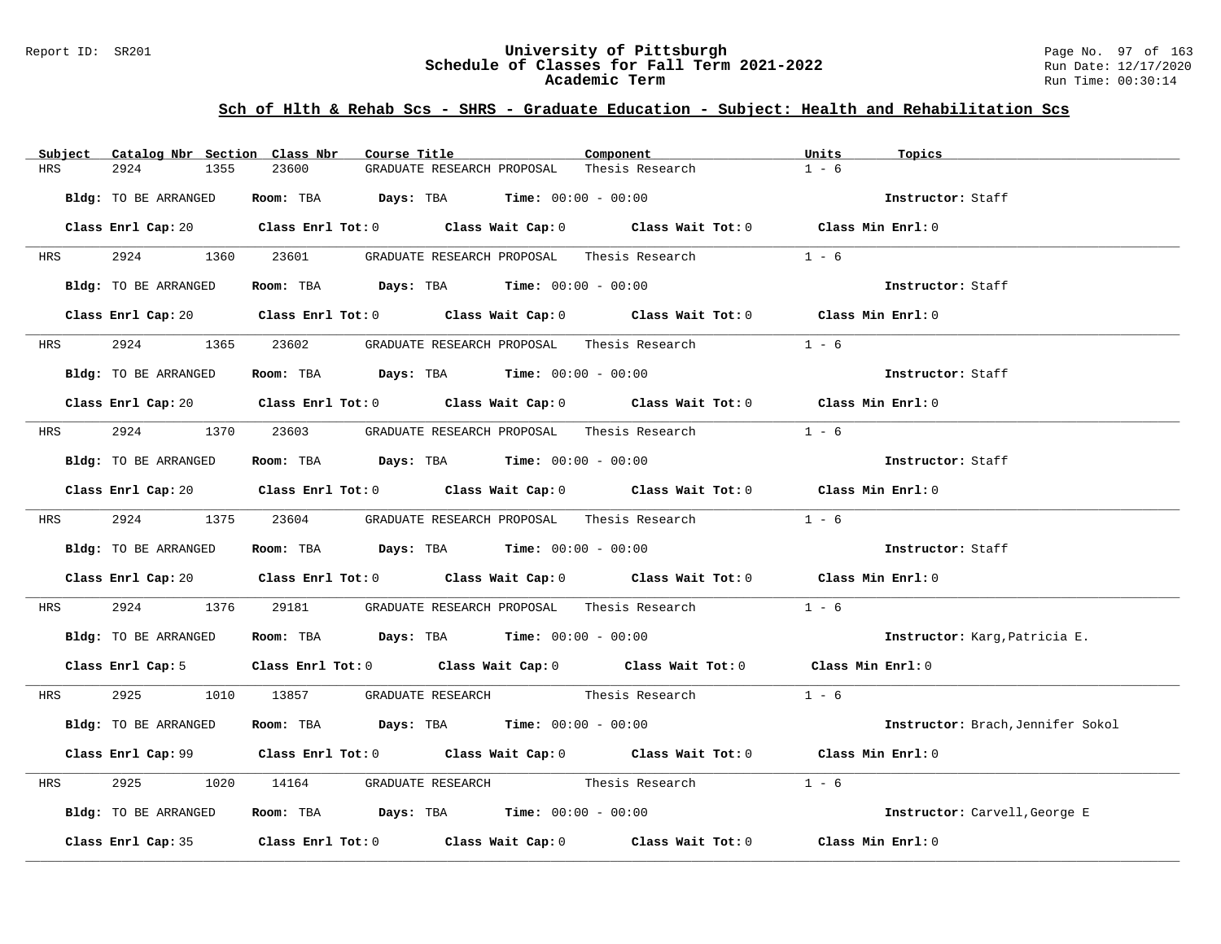## Sch of Hlth & Rehab Scs - SHRS - Graduate Education - Subject: Health and Rehabilitation Scs

| Subject | Catalog Nbr | Section | Class Nbr | Course Title | Component | Units | Topics |
|---|---|---|---|---|---|---|---|
| HRS | 2924 | 1355 | 23600 | GRADUATE RESEARCH PROPOSAL | Thesis Research | 1 - 6 | |

**Bldg:** TO BE ARRANGED **Room:** TBA **Days:** TBA **Time:** 00:00 - 00:00 **Instructor:** Staff

**Class Enrl Cap:** 20 **Class Enrl Tot:** 0 **Class Wait Cap:** 0 **Class Wait Tot:** 0 **Class Min Enrl:** 0

---

| Subject | Catalog Nbr | Section | Class Nbr | Course Title | Component | Units | Topics |
|---|---|---|---|---|---|---|---|
| HRS | 2924 | 1360 | 23601 | GRADUATE RESEARCH PROPOSAL | Thesis Research | 1 - 6 | |

**Bldg:** TO BE ARRANGED **Room:** TBA **Days:** TBA **Time:** 00:00 - 00:00 **Instructor:** Staff

**Class Enrl Cap:** 20 **Class Enrl Tot:** 0 **Class Wait Cap:** 0 **Class Wait Tot:** 0 **Class Min Enrl:** 0

---

| Subject | Catalog Nbr | Section | Class Nbr | Course Title | Component | Units | Topics |
|---|---|---|---|---|---|---|---|
| HRS | 2924 | 1365 | 23602 | GRADUATE RESEARCH PROPOSAL | Thesis Research | 1 - 6 | |

**Bldg:** TO BE ARRANGED **Room:** TBA **Days:** TBA **Time:** 00:00 - 00:00 **Instructor:** Staff

**Class Enrl Cap:** 20 **Class Enrl Tot:** 0 **Class Wait Cap:** 0 **Class Wait Tot:** 0 **Class Min Enrl:** 0

---

| Subject | Catalog Nbr | Section | Class Nbr | Course Title | Component | Units | Topics |
|---|---|---|---|---|---|---|---|
| HRS | 2924 | 1370 | 23603 | GRADUATE RESEARCH PROPOSAL | Thesis Research | 1 - 6 | |

**Bldg:** TO BE ARRANGED **Room:** TBA **Days:** TBA **Time:** 00:00 - 00:00 **Instructor:** Staff

**Class Enrl Cap:** 20 **Class Enrl Tot:** 0 **Class Wait Cap:** 0 **Class Wait Tot:** 0 **Class Min Enrl:** 0

---

| Subject | Catalog Nbr | Section | Class Nbr | Course Title | Component | Units | Topics |
|---|---|---|---|---|---|---|---|
| HRS | 2924 | 1375 | 23604 | GRADUATE RESEARCH PROPOSAL | Thesis Research | 1 - 6 | |

**Bldg:** TO BE ARRANGED **Room:** TBA **Days:** TBA **Time:** 00:00 - 00:00 **Instructor:** Staff

**Class Enrl Cap:** 20 **Class Enrl Tot:** 0 **Class Wait Cap:** 0 **Class Wait Tot:** 0 **Class Min Enrl:** 0

---

| Subject | Catalog Nbr | Section | Class Nbr | Course Title | Component | Units | Topics |
|---|---|---|---|---|---|---|---|
| HRS | 2924 | 1376 | 29181 | GRADUATE RESEARCH PROPOSAL | Thesis Research | 1 - 6 | |

**Bldg:** TO BE ARRANGED **Room:** TBA **Days:** TBA **Time:** 00:00 - 00:00 **Instructor:** Karg,Patricia E.

**Class Enrl Cap:** 5 **Class Enrl Tot:** 0 **Class Wait Cap:** 0 **Class Wait Tot:** 0 **Class Min Enrl:** 0

---

| Subject | Catalog Nbr | Section | Class Nbr | Course Title | Component | Units | Topics |
|---|---|---|---|---|---|---|---|
| HRS | 2925 | 1010 | 13857 | GRADUATE RESEARCH | Thesis Research | 1 - 6 | |

**Bldg:** TO BE ARRANGED **Room:** TBA **Days:** TBA **Time:** 00:00 - 00:00 **Instructor:** Brach,Jennifer Sokol

**Class Enrl Cap:** 99 **Class Enrl Tot:** 0 **Class Wait Cap:** 0 **Class Wait Tot:** 0 **Class Min Enrl:** 0

---

| Subject | Catalog Nbr | Section | Class Nbr | Course Title | Component | Units | Topics |
|---|---|---|---|---|---|---|---|
| HRS | 2925 | 1020 | 14164 | GRADUATE RESEARCH | Thesis Research | 1 - 6 | |

**Bldg:** TO BE ARRANGED **Room:** TBA **Days:** TBA **Time:** 00:00 - 00:00 **Instructor:** Carvell,George E

**Class Enrl Cap:** 35 **Class Enrl Tot:** 0 **Class Wait Cap:** 0 **Class Wait Tot:** 0 **Class Min Enrl:** 0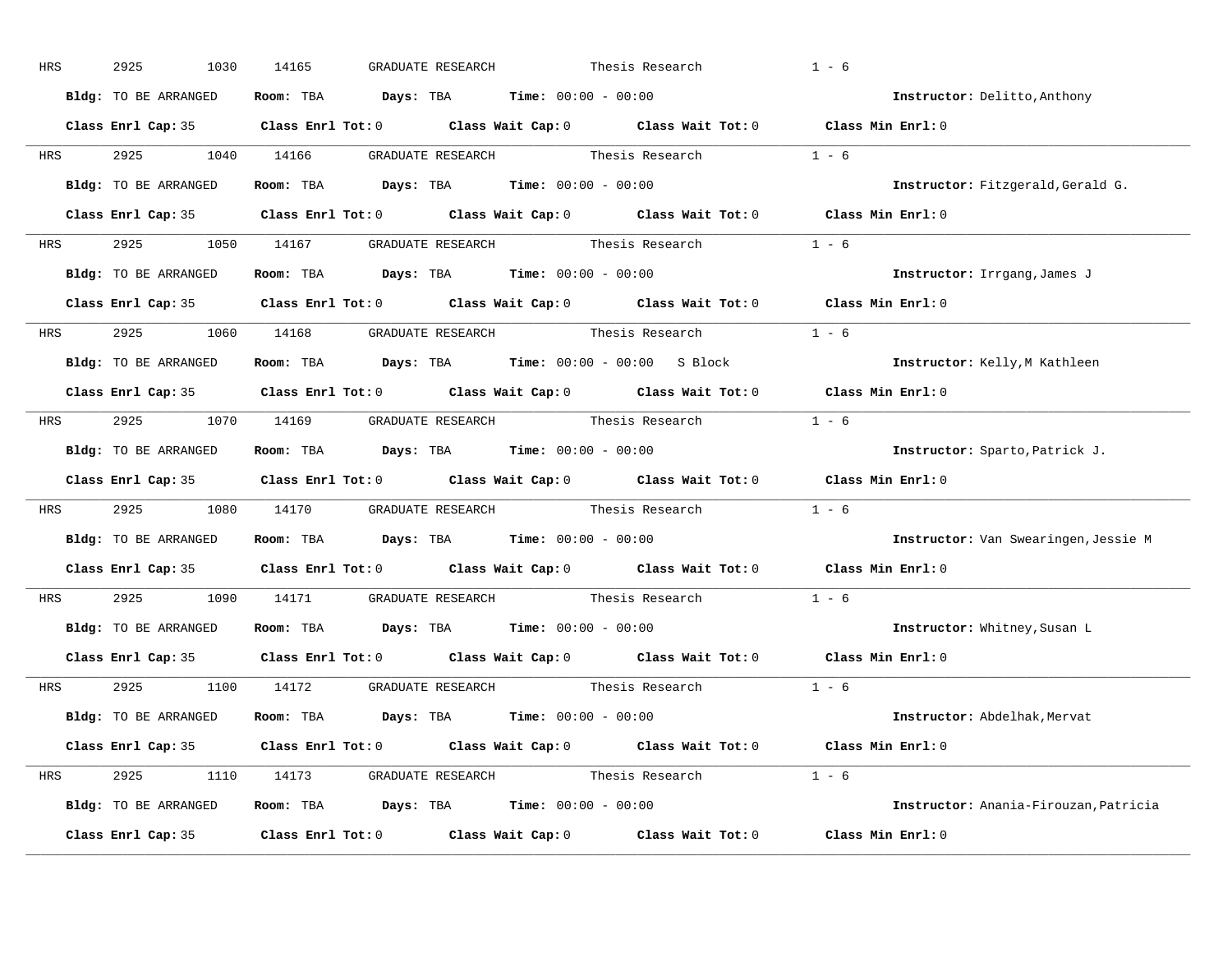HRS 2925 1030 14165 GRADUATE RESEARCH Thesis Research 1 - 6

**Bldg:** TO BE ARRANGED **Room:** TBA **Days:** TBA **Time:** 00:00 - 00:00 **Instructor:** Delitto,Anthony

**Class Enrl Cap:** 35 **Class Enrl Tot:** 0 **Class Wait Cap:** 0 **Class Wait Tot:** 0 **Class Min Enrl:** 0

---

HRS 2925 1040 14166 GRADUATE RESEARCH Thesis Research 1 - 6

**Bldg:** TO BE ARRANGED **Room:** TBA **Days:** TBA **Time:** 00:00 - 00:00 **Instructor:** Fitzgerald,Gerald G.

**Class Enrl Cap:** 35 **Class Enrl Tot:** 0 **Class Wait Cap:** 0 **Class Wait Tot:** 0 **Class Min Enrl:** 0

---

HRS 2925 1050 14167 GRADUATE RESEARCH Thesis Research 1 - 6

**Bldg:** TO BE ARRANGED **Room:** TBA **Days:** TBA **Time:** 00:00 - 00:00 **Instructor:** Irrgang,James J

**Class Enrl Cap:** 35 **Class Enrl Tot:** 0 **Class Wait Cap:** 0 **Class Wait Tot:** 0 **Class Min Enrl:** 0

---

HRS 2925 1060 14168 GRADUATE RESEARCH Thesis Research 1 - 6

**Bldg:** TO BE ARRANGED **Room:** TBA **Days:** TBA **Time:** 00:00 - 00:00 S Block **Instructor:** Kelly,M Kathleen

**Class Enrl Cap:** 35 **Class Enrl Tot:** 0 **Class Wait Cap:** 0 **Class Wait Tot:** 0 **Class Min Enrl:** 0

---

HRS 2925 1070 14169 GRADUATE RESEARCH Thesis Research 1 - 6

**Bldg:** TO BE ARRANGED **Room:** TBA **Days:** TBA **Time:** 00:00 - 00:00 **Instructor:** Sparto,Patrick J.

**Class Enrl Cap:** 35 **Class Enrl Tot:** 0 **Class Wait Cap:** 0 **Class Wait Tot:** 0 **Class Min Enrl:** 0

---

HRS 2925 1080 14170 GRADUATE RESEARCH Thesis Research 1 - 6

**Bldg:** TO BE ARRANGED **Room:** TBA **Days:** TBA **Time:** 00:00 - 00:00 **Instructor:** Van Swearingen,Jessie M

**Class Enrl Cap:** 35 **Class Enrl Tot:** 0 **Class Wait Cap:** 0 **Class Wait Tot:** 0 **Class Min Enrl:** 0

---

HRS 2925 1090 14171 GRADUATE RESEARCH Thesis Research 1 - 6

**Bldg:** TO BE ARRANGED **Room:** TBA **Days:** TBA **Time:** 00:00 - 00:00 **Instructor:** Whitney,Susan L

**Class Enrl Cap:** 35 **Class Enrl Tot:** 0 **Class Wait Cap:** 0 **Class Wait Tot:** 0 **Class Min Enrl:** 0

---

HRS 2925 1100 14172 GRADUATE RESEARCH Thesis Research 1 - 6

**Bldg:** TO BE ARRANGED **Room:** TBA **Days:** TBA **Time:** 00:00 - 00:00 **Instructor:** Abdelhak,Mervat

**Class Enrl Cap:** 35 **Class Enrl Tot:** 0 **Class Wait Cap:** 0 **Class Wait Tot:** 0 **Class Min Enrl:** 0

---

HRS 2925 1110 14173 GRADUATE RESEARCH Thesis Research 1 - 6

**Bldg:** TO BE ARRANGED **Room:** TBA **Days:** TBA **Time:** 00:00 - 00:00 **Instructor:** Anania-Firouzan,Patricia

**Class Enrl Cap:** 35 **Class Enrl Tot:** 0 **Class Wait Cap:** 0 **Class Wait Tot:** 0 **Class Min Enrl:** 0

---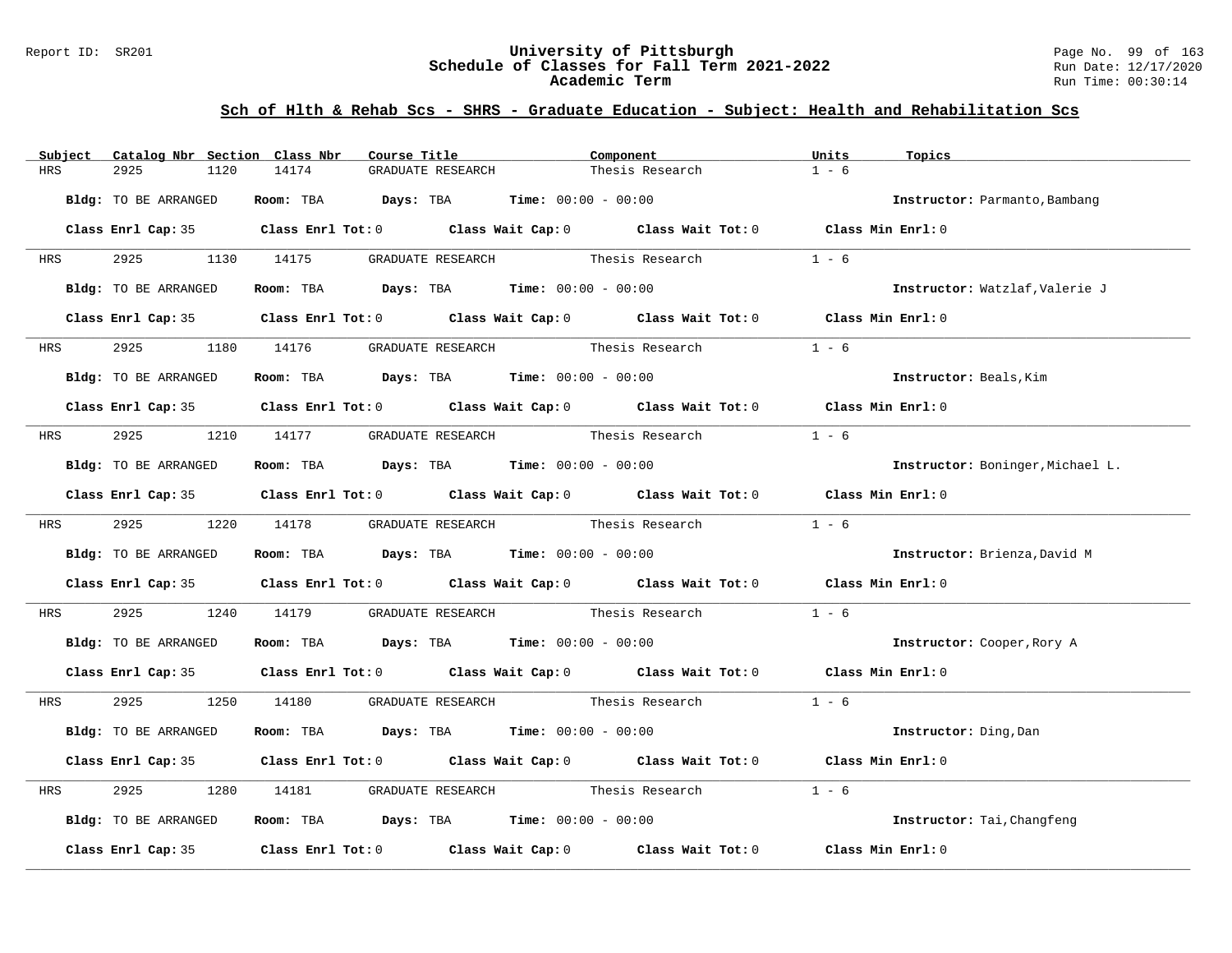## Sch of Hlth & Rehab Scs - SHRS - Graduate Education - Subject: Health and Rehabilitation Scs

| Subject | Catalog Nbr | Section | Class Nbr | Course Title | Component | Units | Topics |
|---|---|---|---|---|---|---|---|
| HRS | 2925 | 1120 | 14174 | GRADUATE RESEARCH | Thesis Research | 1 - 6 | |

**Bldg:** TO BE ARRANGED **Room:** TBA **Days:** TBA **Time:** 00:00 - 00:00 **Instructor:** Parmanto,Bambang

**Class Enrl Cap:** 35 **Class Enrl Tot:** 0 **Class Wait Cap:** 0 **Class Wait Tot:** 0 **Class Min Enrl:** 0

| Subject | Catalog Nbr | Section | Class Nbr | Course Title | Component | Units | Topics |
|---|---|---|---|---|---|---|---|
| HRS | 2925 | 1130 | 14175 | GRADUATE RESEARCH | Thesis Research | 1 - 6 | |

**Bldg:** TO BE ARRANGED **Room:** TBA **Days:** TBA **Time:** 00:00 - 00:00 **Instructor:** Watzlaf,Valerie J

**Class Enrl Cap:** 35 **Class Enrl Tot:** 0 **Class Wait Cap:** 0 **Class Wait Tot:** 0 **Class Min Enrl:** 0

| Subject | Catalog Nbr | Section | Class Nbr | Course Title | Component | Units | Topics |
|---|---|---|---|---|---|---|---|
| HRS | 2925 | 1180 | 14176 | GRADUATE RESEARCH | Thesis Research | 1 - 6 | |

**Bldg:** TO BE ARRANGED **Room:** TBA **Days:** TBA **Time:** 00:00 - 00:00 **Instructor:** Beals,Kim

**Class Enrl Cap:** 35 **Class Enrl Tot:** 0 **Class Wait Cap:** 0 **Class Wait Tot:** 0 **Class Min Enrl:** 0

| Subject | Catalog Nbr | Section | Class Nbr | Course Title | Component | Units | Topics |
|---|---|---|---|---|---|---|---|
| HRS | 2925 | 1210 | 14177 | GRADUATE RESEARCH | Thesis Research | 1 - 6 | |

**Bldg:** TO BE ARRANGED **Room:** TBA **Days:** TBA **Time:** 00:00 - 00:00 **Instructor:** Boninger,Michael L.

**Class Enrl Cap:** 35 **Class Enrl Tot:** 0 **Class Wait Cap:** 0 **Class Wait Tot:** 0 **Class Min Enrl:** 0

| Subject | Catalog Nbr | Section | Class Nbr | Course Title | Component | Units | Topics |
|---|---|---|---|---|---|---|---|
| HRS | 2925 | 1220 | 14178 | GRADUATE RESEARCH | Thesis Research | 1 - 6 | |

**Bldg:** TO BE ARRANGED **Room:** TBA **Days:** TBA **Time:** 00:00 - 00:00 **Instructor:** Brienza,David M

**Class Enrl Cap:** 35 **Class Enrl Tot:** 0 **Class Wait Cap:** 0 **Class Wait Tot:** 0 **Class Min Enrl:** 0

| Subject | Catalog Nbr | Section | Class Nbr | Course Title | Component | Units | Topics |
|---|---|---|---|---|---|---|---|
| HRS | 2925 | 1240 | 14179 | GRADUATE RESEARCH | Thesis Research | 1 - 6 | |

**Bldg:** TO BE ARRANGED **Room:** TBA **Days:** TBA **Time:** 00:00 - 00:00 **Instructor:** Cooper,Rory A

**Class Enrl Cap:** 35 **Class Enrl Tot:** 0 **Class Wait Cap:** 0 **Class Wait Tot:** 0 **Class Min Enrl:** 0

| Subject | Catalog Nbr | Section | Class Nbr | Course Title | Component | Units | Topics |
|---|---|---|---|---|---|---|---|
| HRS | 2925 | 1250 | 14180 | GRADUATE RESEARCH | Thesis Research | 1 - 6 | |

**Bldg:** TO BE ARRANGED **Room:** TBA **Days:** TBA **Time:** 00:00 - 00:00 **Instructor:** Ding,Dan

**Class Enrl Cap:** 35 **Class Enrl Tot:** 0 **Class Wait Cap:** 0 **Class Wait Tot:** 0 **Class Min Enrl:** 0

| Subject | Catalog Nbr | Section | Class Nbr | Course Title | Component | Units | Topics |
|---|---|---|---|---|---|---|---|
| HRS | 2925 | 1280 | 14181 | GRADUATE RESEARCH | Thesis Research | 1 - 6 | |

**Bldg:** TO BE ARRANGED **Room:** TBA **Days:** TBA **Time:** 00:00 - 00:00 **Instructor:** Tai,Changfeng

**Class Enrl Cap:** 35 **Class Enrl Tot:** 0 **Class Wait Cap:** 0 **Class Wait Tot:** 0 **Class Min Enrl:** 0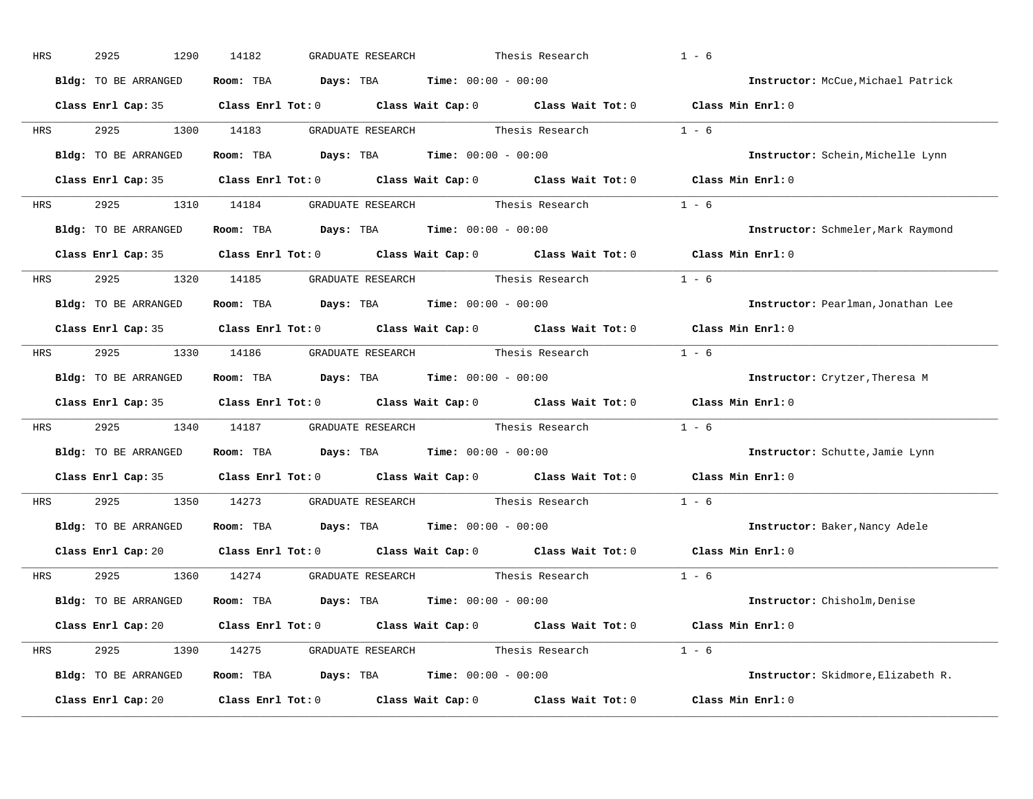HRS 2925 1290 14182 GRADUATE RESEARCH Thesis Research 1 - 6

**Bldg:** TO BE ARRANGED **Room:** TBA **Days:** TBA **Time:** 00:00 - 00:00 **Instructor:** McCue,Michael Patrick

**Class Enrl Cap:** 35 **Class Enrl Tot:** 0 **Class Wait Cap:** 0 **Class Wait Tot:** 0 **Class Min Enrl:** 0

---

HRS 2925 1300 14183 GRADUATE RESEARCH Thesis Research 1 - 6

**Bldg:** TO BE ARRANGED **Room:** TBA **Days:** TBA **Time:** 00:00 - 00:00 **Instructor:** Schein,Michelle Lynn

**Class Enrl Cap:** 35 **Class Enrl Tot:** 0 **Class Wait Cap:** 0 **Class Wait Tot:** 0 **Class Min Enrl:** 0

---

HRS 2925 1310 14184 GRADUATE RESEARCH Thesis Research 1 - 6

**Bldg:** TO BE ARRANGED **Room:** TBA **Days:** TBA **Time:** 00:00 - 00:00 **Instructor:** Schmeler,Mark Raymond

**Class Enrl Cap:** 35 **Class Enrl Tot:** 0 **Class Wait Cap:** 0 **Class Wait Tot:** 0 **Class Min Enrl:** 0

---

HRS 2925 1320 14185 GRADUATE RESEARCH Thesis Research 1 - 6

**Bldg:** TO BE ARRANGED **Room:** TBA **Days:** TBA **Time:** 00:00 - 00:00 **Instructor:** Pearlman,Jonathan Lee

**Class Enrl Cap:** 35 **Class Enrl Tot:** 0 **Class Wait Cap:** 0 **Class Wait Tot:** 0 **Class Min Enrl:** 0

---

HRS 2925 1330 14186 GRADUATE RESEARCH Thesis Research 1 - 6

**Bldg:** TO BE ARRANGED **Room:** TBA **Days:** TBA **Time:** 00:00 - 00:00 **Instructor:** Crytzer,Theresa M

**Class Enrl Cap:** 35 **Class Enrl Tot:** 0 **Class Wait Cap:** 0 **Class Wait Tot:** 0 **Class Min Enrl:** 0

---

HRS 2925 1340 14187 GRADUATE RESEARCH Thesis Research 1 - 6

**Bldg:** TO BE ARRANGED **Room:** TBA **Days:** TBA **Time:** 00:00 - 00:00 **Instructor:** Schutte,Jamie Lynn

**Class Enrl Cap:** 35 **Class Enrl Tot:** 0 **Class Wait Cap:** 0 **Class Wait Tot:** 0 **Class Min Enrl:** 0

---

HRS 2925 1350 14273 GRADUATE RESEARCH Thesis Research 1 - 6

**Bldg:** TO BE ARRANGED **Room:** TBA **Days:** TBA **Time:** 00:00 - 00:00 **Instructor:** Baker,Nancy Adele

**Class Enrl Cap:** 20 **Class Enrl Tot:** 0 **Class Wait Cap:** 0 **Class Wait Tot:** 0 **Class Min Enrl:** 0

---

HRS 2925 1360 14274 GRADUATE RESEARCH Thesis Research 1 - 6

**Bldg:** TO BE ARRANGED **Room:** TBA **Days:** TBA **Time:** 00:00 - 00:00 **Instructor:** Chisholm,Denise

**Class Enrl Cap:** 20 **Class Enrl Tot:** 0 **Class Wait Cap:** 0 **Class Wait Tot:** 0 **Class Min Enrl:** 0

---

HRS 2925 1390 14275 GRADUATE RESEARCH Thesis Research 1 - 6

**Bldg:** TO BE ARRANGED **Room:** TBA **Days:** TBA **Time:** 00:00 - 00:00 **Instructor:** Skidmore,Elizabeth R.

**Class Enrl Cap:** 20 **Class Enrl Tot:** 0 **Class Wait Cap:** 0 **Class Wait Tot:** 0 **Class Min Enrl:** 0

---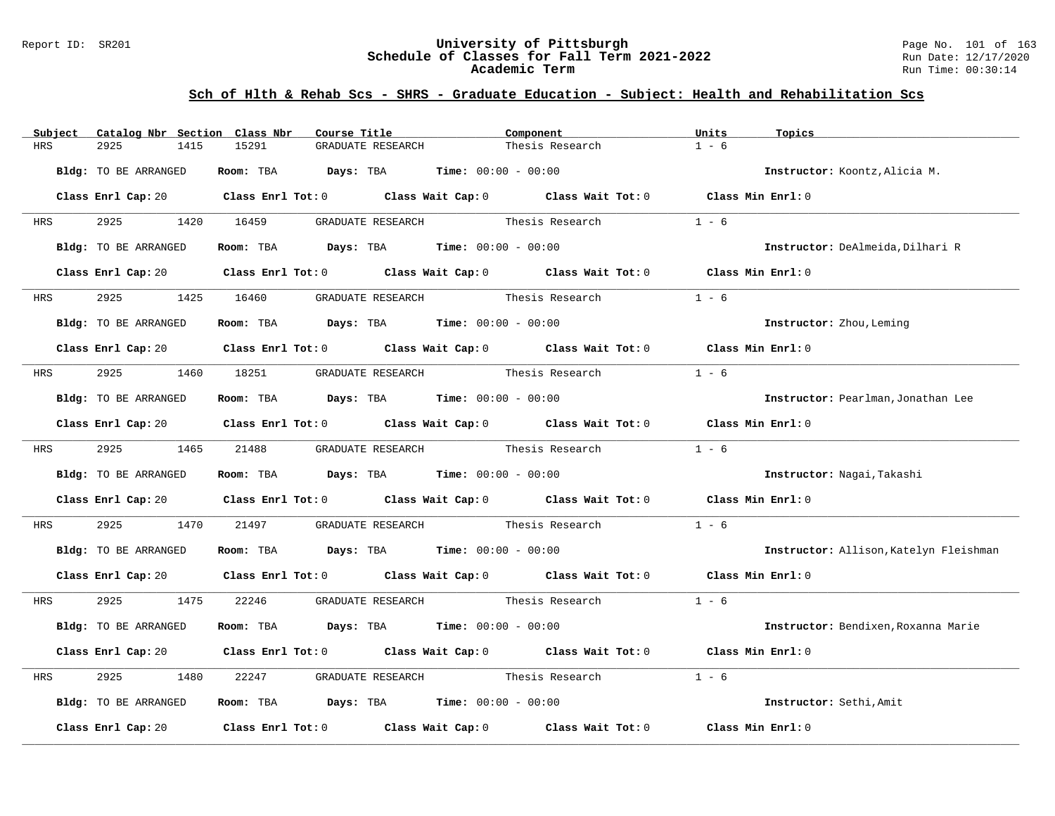## Sch of Hlth & Rehab Scs - SHRS - Graduate Education - Subject: Health and Rehabilitation Scs

| Subject | Catalog Nbr | Section | Class Nbr | Course Title | Component | Units | Topics |
|---|---|---|---|---|---|---|---|
| HRS | 2925 | 1415 | 15291 | GRADUATE RESEARCH | Thesis Research | 1 - 6 | |

**Bldg:** TO BE ARRANGED **Room:** TBA **Days:** TBA **Time:** 00:00 - 00:00 **Instructor:** Koontz,Alicia M.

**Class Enrl Cap:** 20 **Class Enrl Tot:** 0 **Class Wait Cap:** 0 **Class Wait Tot:** 0 **Class Min Enrl:** 0

| Subject | Catalog Nbr | Section | Class Nbr | Course Title | Component | Units | Topics |
|---|---|---|---|---|---|---|---|
| HRS | 2925 | 1420 | 16459 | GRADUATE RESEARCH | Thesis Research | 1 - 6 | |

**Bldg:** TO BE ARRANGED **Room:** TBA **Days:** TBA **Time:** 00:00 - 00:00 **Instructor:** DeAlmeida,Dilhari R

**Class Enrl Cap:** 20 **Class Enrl Tot:** 0 **Class Wait Cap:** 0 **Class Wait Tot:** 0 **Class Min Enrl:** 0

| Subject | Catalog Nbr | Section | Class Nbr | Course Title | Component | Units | Topics |
|---|---|---|---|---|---|---|---|
| HRS | 2925 | 1425 | 16460 | GRADUATE RESEARCH | Thesis Research | 1 - 6 | |

**Bldg:** TO BE ARRANGED **Room:** TBA **Days:** TBA **Time:** 00:00 - 00:00 **Instructor:** Zhou,Leming

**Class Enrl Cap:** 20 **Class Enrl Tot:** 0 **Class Wait Cap:** 0 **Class Wait Tot:** 0 **Class Min Enrl:** 0

| Subject | Catalog Nbr | Section | Class Nbr | Course Title | Component | Units | Topics |
|---|---|---|---|---|---|---|---|
| HRS | 2925 | 1460 | 18251 | GRADUATE RESEARCH | Thesis Research | 1 - 6 | |

**Bldg:** TO BE ARRANGED **Room:** TBA **Days:** TBA **Time:** 00:00 - 00:00 **Instructor:** Pearlman,Jonathan Lee

**Class Enrl Cap:** 20 **Class Enrl Tot:** 0 **Class Wait Cap:** 0 **Class Wait Tot:** 0 **Class Min Enrl:** 0

| Subject | Catalog Nbr | Section | Class Nbr | Course Title | Component | Units | Topics |
|---|---|---|---|---|---|---|---|
| HRS | 2925 | 1465 | 21488 | GRADUATE RESEARCH | Thesis Research | 1 - 6 | |

**Bldg:** TO BE ARRANGED **Room:** TBA **Days:** TBA **Time:** 00:00 - 00:00 **Instructor:** Nagai,Takashi

**Class Enrl Cap:** 20 **Class Enrl Tot:** 0 **Class Wait Cap:** 0 **Class Wait Tot:** 0 **Class Min Enrl:** 0

| Subject | Catalog Nbr | Section | Class Nbr | Course Title | Component | Units | Topics |
|---|---|---|---|---|---|---|---|
| HRS | 2925 | 1470 | 21497 | GRADUATE RESEARCH | Thesis Research | 1 - 6 | |

**Bldg:** TO BE ARRANGED **Room:** TBA **Days:** TBA **Time:** 00:00 - 00:00 **Instructor:** Allison,Katelyn Fleishman

**Class Enrl Cap:** 20 **Class Enrl Tot:** 0 **Class Wait Cap:** 0 **Class Wait Tot:** 0 **Class Min Enrl:** 0

| Subject | Catalog Nbr | Section | Class Nbr | Course Title | Component | Units | Topics |
|---|---|---|---|---|---|---|---|
| HRS | 2925 | 1475 | 22246 | GRADUATE RESEARCH | Thesis Research | 1 - 6 | |

**Bldg:** TO BE ARRANGED **Room:** TBA **Days:** TBA **Time:** 00:00 - 00:00 **Instructor:** Bendixen,Roxanna Marie

**Class Enrl Cap:** 20 **Class Enrl Tot:** 0 **Class Wait Cap:** 0 **Class Wait Tot:** 0 **Class Min Enrl:** 0

| Subject | Catalog Nbr | Section | Class Nbr | Course Title | Component | Units | Topics |
|---|---|---|---|---|---|---|---|
| HRS | 2925 | 1480 | 22247 | GRADUATE RESEARCH | Thesis Research | 1 - 6 | |

**Bldg:** TO BE ARRANGED **Room:** TBA **Days:** TBA **Time:** 00:00 - 00:00 **Instructor:** Sethi,Amit

**Class Enrl Cap:** 20 **Class Enrl Tot:** 0 **Class Wait Cap:** 0 **Class Wait Tot:** 0 **Class Min Enrl:** 0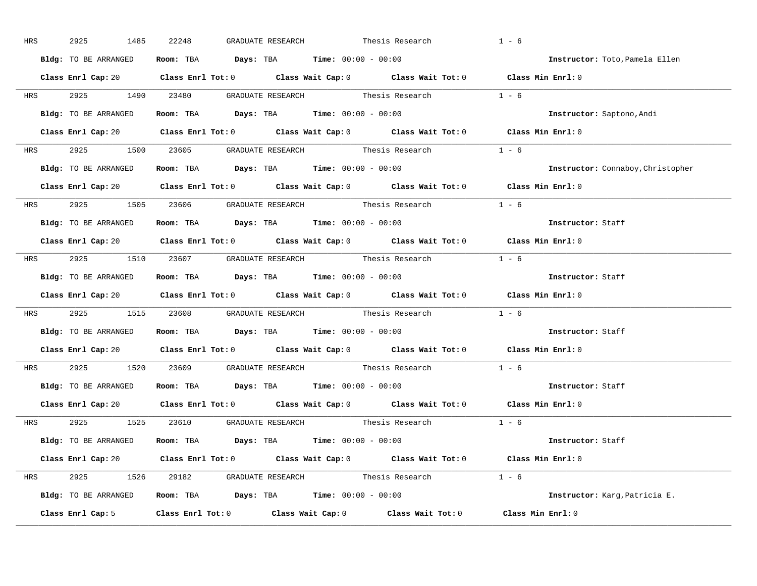HRS 2925 1485 22248 GRADUATE RESEARCH Thesis Research 1 - 6

**Bldg:** TO BE ARRANGED **Room:** TBA **Days:** TBA **Time:** 00:00 - 00:00 **Instructor:** Toto,Pamela Ellen

**Class Enrl Cap:** 20 **Class Enrl Tot:** 0 **Class Wait Cap:** 0 **Class Wait Tot:** 0 **Class Min Enrl:** 0

---

HRS 2925 1490 23480 GRADUATE RESEARCH Thesis Research 1 - 6

**Bldg:** TO BE ARRANGED **Room:** TBA **Days:** TBA **Time:** 00:00 - 00:00 **Instructor:** Saptono,Andi

**Class Enrl Cap:** 20 **Class Enrl Tot:** 0 **Class Wait Cap:** 0 **Class Wait Tot:** 0 **Class Min Enrl:** 0

---

HRS 2925 1500 23605 GRADUATE RESEARCH Thesis Research 1 - 6

**Bldg:** TO BE ARRANGED **Room:** TBA **Days:** TBA **Time:** 00:00 - 00:00 **Instructor:** Connaboy,Christopher

**Class Enrl Cap:** 20 **Class Enrl Tot:** 0 **Class Wait Cap:** 0 **Class Wait Tot:** 0 **Class Min Enrl:** 0

---

HRS 2925 1505 23606 GRADUATE RESEARCH Thesis Research 1 - 6

**Bldg:** TO BE ARRANGED **Room:** TBA **Days:** TBA **Time:** 00:00 - 00:00 **Instructor:** Staff

**Class Enrl Cap:** 20 **Class Enrl Tot:** 0 **Class Wait Cap:** 0 **Class Wait Tot:** 0 **Class Min Enrl:** 0

---

HRS 2925 1510 23607 GRADUATE RESEARCH Thesis Research 1 - 6

**Bldg:** TO BE ARRANGED **Room:** TBA **Days:** TBA **Time:** 00:00 - 00:00 **Instructor:** Staff

**Class Enrl Cap:** 20 **Class Enrl Tot:** 0 **Class Wait Cap:** 0 **Class Wait Tot:** 0 **Class Min Enrl:** 0

---

HRS 2925 1515 23608 GRADUATE RESEARCH Thesis Research 1 - 6

**Bldg:** TO BE ARRANGED **Room:** TBA **Days:** TBA **Time:** 00:00 - 00:00 **Instructor:** Staff

**Class Enrl Cap:** 20 **Class Enrl Tot:** 0 **Class Wait Cap:** 0 **Class Wait Tot:** 0 **Class Min Enrl:** 0

---

HRS 2925 1520 23609 GRADUATE RESEARCH Thesis Research 1 - 6

**Bldg:** TO BE ARRANGED **Room:** TBA **Days:** TBA **Time:** 00:00 - 00:00 **Instructor:** Staff

**Class Enrl Cap:** 20 **Class Enrl Tot:** 0 **Class Wait Cap:** 0 **Class Wait Tot:** 0 **Class Min Enrl:** 0

---

HRS 2925 1525 23610 GRADUATE RESEARCH Thesis Research 1 - 6

**Bldg:** TO BE ARRANGED **Room:** TBA **Days:** TBA **Time:** 00:00 - 00:00 **Instructor:** Staff

**Class Enrl Cap:** 20 **Class Enrl Tot:** 0 **Class Wait Cap:** 0 **Class Wait Tot:** 0 **Class Min Enrl:** 0

---

HRS 2925 1526 29182 GRADUATE RESEARCH Thesis Research 1 - 6

**Bldg:** TO BE ARRANGED **Room:** TBA **Days:** TBA **Time:** 00:00 - 00:00 **Instructor:** Karg,Patricia E.

**Class Enrl Cap:** 5 **Class Enrl Tot:** 0 **Class Wait Cap:** 0 **Class Wait Tot:** 0 **Class Min Enrl:** 0

---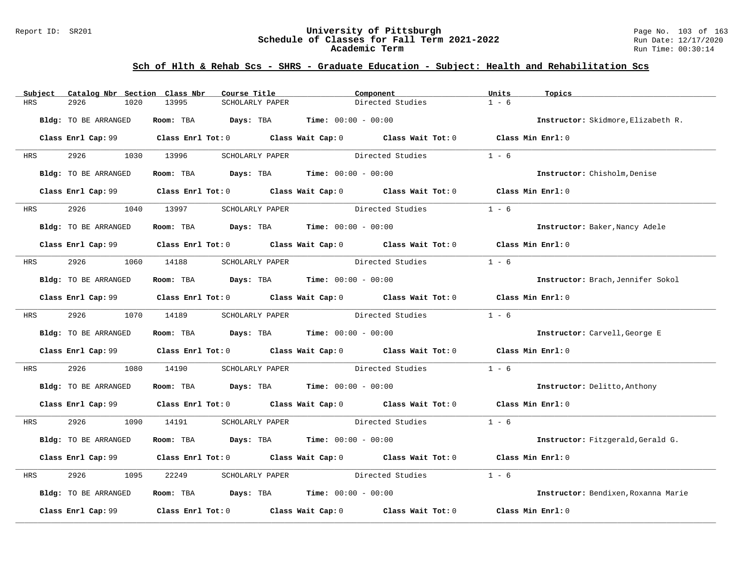## Sch of Hlth & Rehab Scs - SHRS - Graduate Education - Subject: Health and Rehabilitation Scs

| Subject | Catalog Nbr | Section | Class Nbr | Course Title | Component | Units | Topics |
|---|---|---|---|---|---|---|---|
| HRS | 2926 | 1020 | 13995 | SCHOLARLY PAPER | Directed Studies | 1 - 6 | |

**Bldg:** TO BE ARRANGED **Room:** TBA **Days:** TBA **Time:** 00:00 - 00:00 **Instructor:** Skidmore,Elizabeth R.

**Class Enrl Cap:** 99 **Class Enrl Tot:** 0 **Class Wait Cap:** 0 **Class Wait Tot:** 0 **Class Min Enrl:** 0

| Subject | Catalog Nbr | Section | Class Nbr | Course Title | Component | Units | Topics |
|---|---|---|---|---|---|---|---|
| HRS | 2926 | 1030 | 13996 | SCHOLARLY PAPER | Directed Studies | 1 - 6 | |

**Bldg:** TO BE ARRANGED **Room:** TBA **Days:** TBA **Time:** 00:00 - 00:00 **Instructor:** Chisholm,Denise

**Class Enrl Cap:** 99 **Class Enrl Tot:** 0 **Class Wait Cap:** 0 **Class Wait Tot:** 0 **Class Min Enrl:** 0

| Subject | Catalog Nbr | Section | Class Nbr | Course Title | Component | Units | Topics |
|---|---|---|---|---|---|---|---|
| HRS | 2926 | 1040 | 13997 | SCHOLARLY PAPER | Directed Studies | 1 - 6 | |

**Bldg:** TO BE ARRANGED **Room:** TBA **Days:** TBA **Time:** 00:00 - 00:00 **Instructor:** Baker,Nancy Adele

**Class Enrl Cap:** 99 **Class Enrl Tot:** 0 **Class Wait Cap:** 0 **Class Wait Tot:** 0 **Class Min Enrl:** 0

| Subject | Catalog Nbr | Section | Class Nbr | Course Title | Component | Units | Topics |
|---|---|---|---|---|---|---|---|
| HRS | 2926 | 1060 | 14188 | SCHOLARLY PAPER | Directed Studies | 1 - 6 | |

**Bldg:** TO BE ARRANGED **Room:** TBA **Days:** TBA **Time:** 00:00 - 00:00 **Instructor:** Brach,Jennifer Sokol

**Class Enrl Cap:** 99 **Class Enrl Tot:** 0 **Class Wait Cap:** 0 **Class Wait Tot:** 0 **Class Min Enrl:** 0

| Subject | Catalog Nbr | Section | Class Nbr | Course Title | Component | Units | Topics |
|---|---|---|---|---|---|---|---|
| HRS | 2926 | 1070 | 14189 | SCHOLARLY PAPER | Directed Studies | 1 - 6 | |

**Bldg:** TO BE ARRANGED **Room:** TBA **Days:** TBA **Time:** 00:00 - 00:00 **Instructor:** Carvell,George E

**Class Enrl Cap:** 99 **Class Enrl Tot:** 0 **Class Wait Cap:** 0 **Class Wait Tot:** 0 **Class Min Enrl:** 0

| Subject | Catalog Nbr | Section | Class Nbr | Course Title | Component | Units | Topics |
|---|---|---|---|---|---|---|---|
| HRS | 2926 | 1080 | 14190 | SCHOLARLY PAPER | Directed Studies | 1 - 6 | |

**Bldg:** TO BE ARRANGED **Room:** TBA **Days:** TBA **Time:** 00:00 - 00:00 **Instructor:** Delitto,Anthony

**Class Enrl Cap:** 99 **Class Enrl Tot:** 0 **Class Wait Cap:** 0 **Class Wait Tot:** 0 **Class Min Enrl:** 0

| Subject | Catalog Nbr | Section | Class Nbr | Course Title | Component | Units | Topics |
|---|---|---|---|---|---|---|---|
| HRS | 2926 | 1090 | 14191 | SCHOLARLY PAPER | Directed Studies | 1 - 6 | |

**Bldg:** TO BE ARRANGED **Room:** TBA **Days:** TBA **Time:** 00:00 - 00:00 **Instructor:** Fitzgerald,Gerald G.

**Class Enrl Cap:** 99 **Class Enrl Tot:** 0 **Class Wait Cap:** 0 **Class Wait Tot:** 0 **Class Min Enrl:** 0

| Subject | Catalog Nbr | Section | Class Nbr | Course Title | Component | Units | Topics |
|---|---|---|---|---|---|---|---|
| HRS | 2926 | 1095 | 22249 | SCHOLARLY PAPER | Directed Studies | 1 - 6 | |

**Bldg:** TO BE ARRANGED **Room:** TBA **Days:** TBA **Time:** 00:00 - 00:00 **Instructor:** Bendixen,Roxanna Marie

**Class Enrl Cap:** 99 **Class Enrl Tot:** 0 **Class Wait Cap:** 0 **Class Wait Tot:** 0 **Class Min Enrl:** 0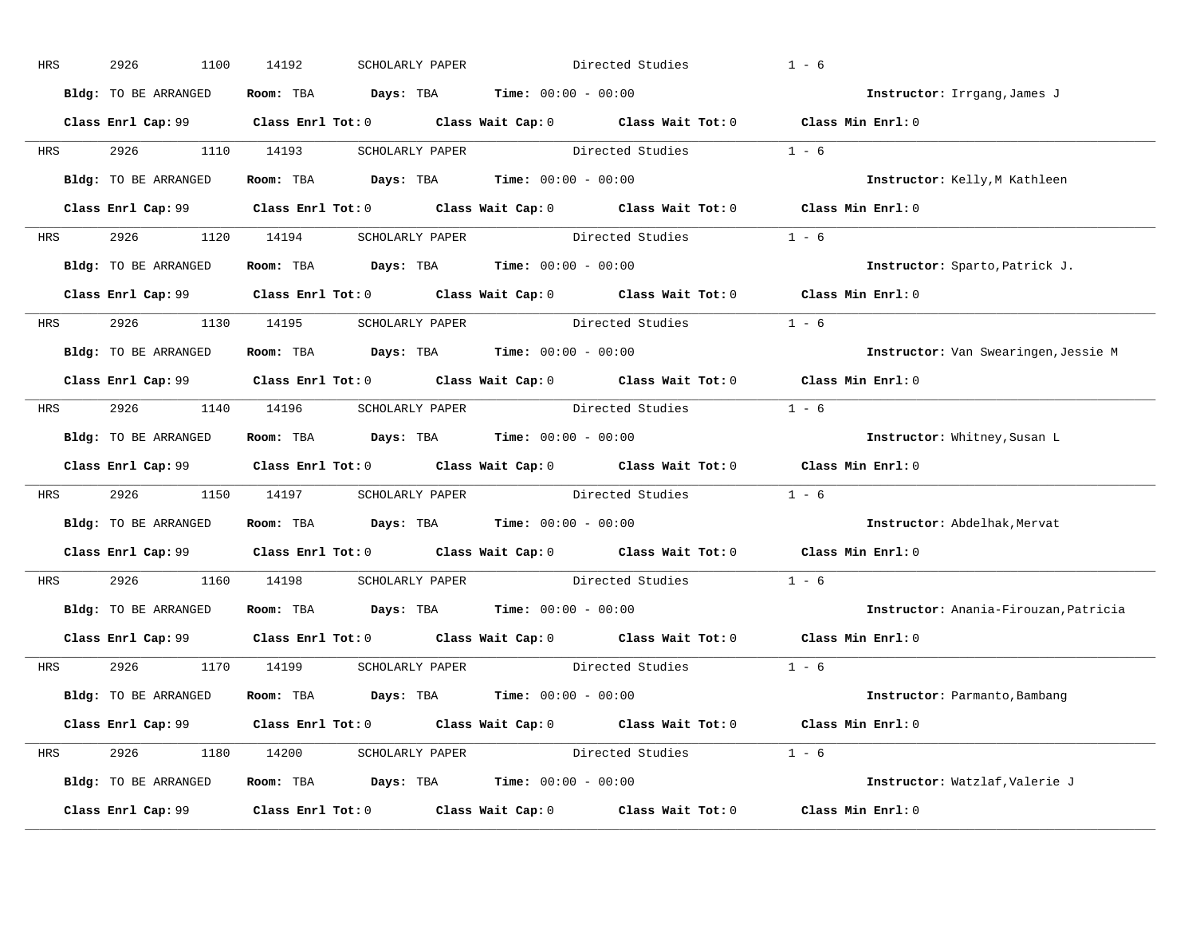HRS 2926 1100 14192 SCHOLARLY PAPER Directed Studies 1 - 6

**Bldg:** TO BE ARRANGED **Room:** TBA **Days:** TBA **Time:** 00:00 - 00:00 **Instructor:** Irrgang,James J

**Class Enrl Cap:** 99 **Class Enrl Tot:** 0 **Class Wait Cap:** 0 **Class Wait Tot:** 0 **Class Min Enrl:** 0

---

HRS 2926 1110 14193 SCHOLARLY PAPER Directed Studies 1 - 6

**Bldg:** TO BE ARRANGED **Room:** TBA **Days:** TBA **Time:** 00:00 - 00:00 **Instructor:** Kelly,M Kathleen

**Class Enrl Cap:** 99 **Class Enrl Tot:** 0 **Class Wait Cap:** 0 **Class Wait Tot:** 0 **Class Min Enrl:** 0

---

HRS 2926 1120 14194 SCHOLARLY PAPER Directed Studies 1 - 6

**Bldg:** TO BE ARRANGED **Room:** TBA **Days:** TBA **Time:** 00:00 - 00:00 **Instructor:** Sparto,Patrick J.

**Class Enrl Cap:** 99 **Class Enrl Tot:** 0 **Class Wait Cap:** 0 **Class Wait Tot:** 0 **Class Min Enrl:** 0

---

HRS 2926 1130 14195 SCHOLARLY PAPER Directed Studies 1 - 6

**Bldg:** TO BE ARRANGED **Room:** TBA **Days:** TBA **Time:** 00:00 - 00:00 **Instructor:** Van Swearingen,Jessie M

**Class Enrl Cap:** 99 **Class Enrl Tot:** 0 **Class Wait Cap:** 0 **Class Wait Tot:** 0 **Class Min Enrl:** 0

---

HRS 2926 1140 14196 SCHOLARLY PAPER Directed Studies 1 - 6

**Bldg:** TO BE ARRANGED **Room:** TBA **Days:** TBA **Time:** 00:00 - 00:00 **Instructor:** Whitney,Susan L

**Class Enrl Cap:** 99 **Class Enrl Tot:** 0 **Class Wait Cap:** 0 **Class Wait Tot:** 0 **Class Min Enrl:** 0

---

HRS 2926 1150 14197 SCHOLARLY PAPER Directed Studies 1 - 6

**Bldg:** TO BE ARRANGED **Room:** TBA **Days:** TBA **Time:** 00:00 - 00:00 **Instructor:** Abdelhak,Mervat

**Class Enrl Cap:** 99 **Class Enrl Tot:** 0 **Class Wait Cap:** 0 **Class Wait Tot:** 0 **Class Min Enrl:** 0

---

HRS 2926 1160 14198 SCHOLARLY PAPER Directed Studies 1 - 6

**Bldg:** TO BE ARRANGED **Room:** TBA **Days:** TBA **Time:** 00:00 - 00:00 **Instructor:** Anania-Firouzan,Patricia

**Class Enrl Cap:** 99 **Class Enrl Tot:** 0 **Class Wait Cap:** 0 **Class Wait Tot:** 0 **Class Min Enrl:** 0

---

HRS 2926 1170 14199 SCHOLARLY PAPER Directed Studies 1 - 6

**Bldg:** TO BE ARRANGED **Room:** TBA **Days:** TBA **Time:** 00:00 - 00:00 **Instructor:** Parmanto,Bambang

**Class Enrl Cap:** 99 **Class Enrl Tot:** 0 **Class Wait Cap:** 0 **Class Wait Tot:** 0 **Class Min Enrl:** 0

---

HRS 2926 1180 14200 SCHOLARLY PAPER Directed Studies 1 - 6

**Bldg:** TO BE ARRANGED **Room:** TBA **Days:** TBA **Time:** 00:00 - 00:00 **Instructor:** Watzlaf,Valerie J

**Class Enrl Cap:** 99 **Class Enrl Tot:** 0 **Class Wait Cap:** 0 **Class Wait Tot:** 0 **Class Min Enrl:** 0

---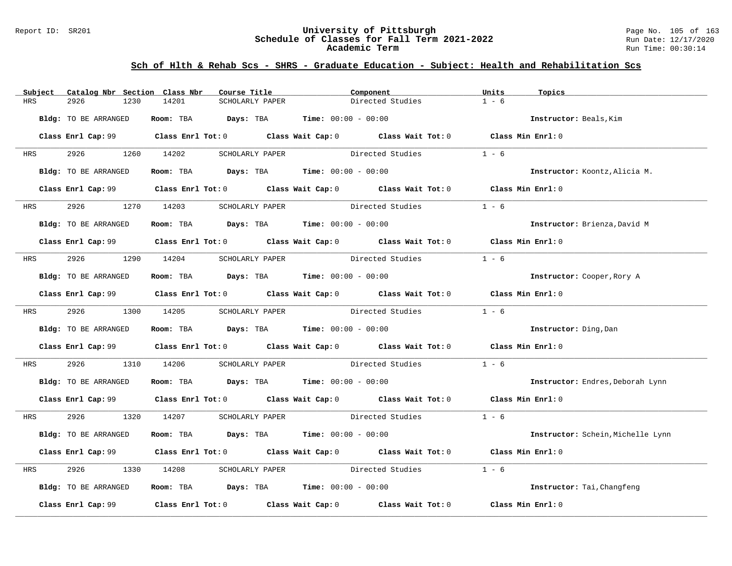## Sch of Hlth & Rehab Scs - SHRS - Graduate Education - Subject: Health and Rehabilitation Scs

| Subject | Catalog Nbr | Section | Class Nbr | Course Title | Component | Units | Topics |
|---|---|---|---|---|---|---|---|
| HRS | 2926 | 1230 | 14201 | SCHOLARLY PAPER | Directed Studies | 1 - 6 | |

**Bldg:** TO BE ARRANGED **Room:** TBA **Days:** TBA **Time:** 00:00 - 00:00 **Instructor:** Beals,Kim

**Class Enrl Cap:** 99 **Class Enrl Tot:** 0 **Class Wait Cap:** 0 **Class Wait Tot:** 0 **Class Min Enrl:** 0

| Subject | Catalog Nbr | Section | Class Nbr | Course Title | Component | Units | Topics |
|---|---|---|---|---|---|---|---|
| HRS | 2926 | 1260 | 14202 | SCHOLARLY PAPER | Directed Studies | 1 - 6 | |

**Bldg:** TO BE ARRANGED **Room:** TBA **Days:** TBA **Time:** 00:00 - 00:00 **Instructor:** Koontz,Alicia M.

**Class Enrl Cap:** 99 **Class Enrl Tot:** 0 **Class Wait Cap:** 0 **Class Wait Tot:** 0 **Class Min Enrl:** 0

| Subject | Catalog Nbr | Section | Class Nbr | Course Title | Component | Units | Topics |
|---|---|---|---|---|---|---|---|
| HRS | 2926 | 1270 | 14203 | SCHOLARLY PAPER | Directed Studies | 1 - 6 | |

**Bldg:** TO BE ARRANGED **Room:** TBA **Days:** TBA **Time:** 00:00 - 00:00 **Instructor:** Brienza,David M

**Class Enrl Cap:** 99 **Class Enrl Tot:** 0 **Class Wait Cap:** 0 **Class Wait Tot:** 0 **Class Min Enrl:** 0

| Subject | Catalog Nbr | Section | Class Nbr | Course Title | Component | Units | Topics |
|---|---|---|---|---|---|---|---|
| HRS | 2926 | 1290 | 14204 | SCHOLARLY PAPER | Directed Studies | 1 - 6 | |

**Bldg:** TO BE ARRANGED **Room:** TBA **Days:** TBA **Time:** 00:00 - 00:00 **Instructor:** Cooper,Rory A

**Class Enrl Cap:** 99 **Class Enrl Tot:** 0 **Class Wait Cap:** 0 **Class Wait Tot:** 0 **Class Min Enrl:** 0

| Subject | Catalog Nbr | Section | Class Nbr | Course Title | Component | Units | Topics |
|---|---|---|---|---|---|---|---|
| HRS | 2926 | 1300 | 14205 | SCHOLARLY PAPER | Directed Studies | 1 - 6 | |

**Bldg:** TO BE ARRANGED **Room:** TBA **Days:** TBA **Time:** 00:00 - 00:00 **Instructor:** Ding,Dan

**Class Enrl Cap:** 99 **Class Enrl Tot:** 0 **Class Wait Cap:** 0 **Class Wait Tot:** 0 **Class Min Enrl:** 0

| Subject | Catalog Nbr | Section | Class Nbr | Course Title | Component | Units | Topics |
|---|---|---|---|---|---|---|---|
| HRS | 2926 | 1310 | 14206 | SCHOLARLY PAPER | Directed Studies | 1 - 6 | |

**Bldg:** TO BE ARRANGED **Room:** TBA **Days:** TBA **Time:** 00:00 - 00:00 **Instructor:** Endres,Deborah Lynn

**Class Enrl Cap:** 99 **Class Enrl Tot:** 0 **Class Wait Cap:** 0 **Class Wait Tot:** 0 **Class Min Enrl:** 0

| Subject | Catalog Nbr | Section | Class Nbr | Course Title | Component | Units | Topics |
|---|---|---|---|---|---|---|---|
| HRS | 2926 | 1320 | 14207 | SCHOLARLY PAPER | Directed Studies | 1 - 6 | |

**Bldg:** TO BE ARRANGED **Room:** TBA **Days:** TBA **Time:** 00:00 - 00:00 **Instructor:** Schein,Michelle Lynn

**Class Enrl Cap:** 99 **Class Enrl Tot:** 0 **Class Wait Cap:** 0 **Class Wait Tot:** 0 **Class Min Enrl:** 0

| Subject | Catalog Nbr | Section | Class Nbr | Course Title | Component | Units | Topics |
|---|---|---|---|---|---|---|---|
| HRS | 2926 | 1330 | 14208 | SCHOLARLY PAPER | Directed Studies | 1 - 6 | |

**Bldg:** TO BE ARRANGED **Room:** TBA **Days:** TBA **Time:** 00:00 - 00:00 **Instructor:** Tai,Changfeng

**Class Enrl Cap:** 99 **Class Enrl Tot:** 0 **Class Wait Cap:** 0 **Class Wait Tot:** 0 **Class Min Enrl:** 0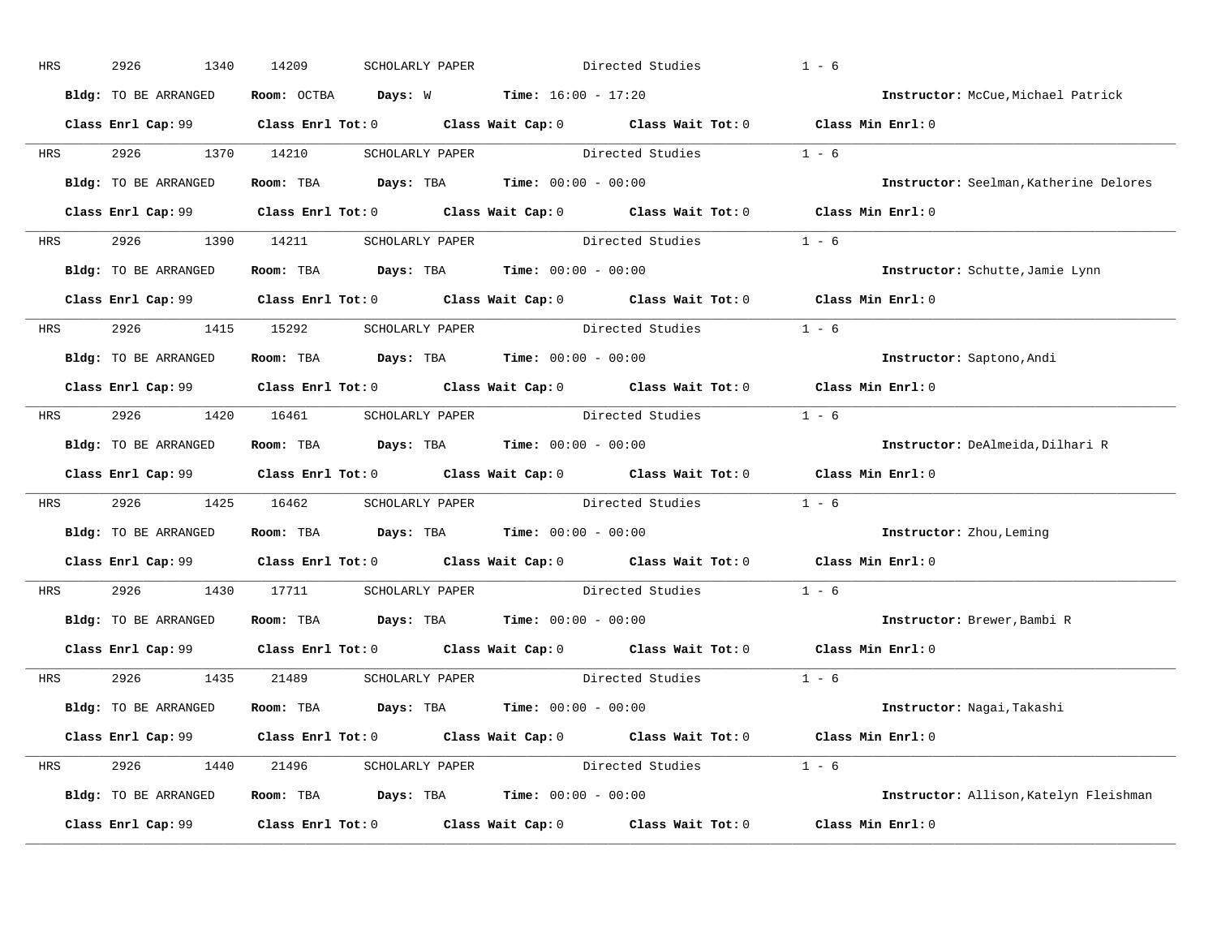HRS 2926 1340 14209 SCHOLARLY PAPER Directed Studies 1 - 6

**Bldg:** TO BE ARRANGED **Room:** OCTBA **Days:** W **Time:** 16:00 - 17:20 **Instructor:** McCue,Michael Patrick

**Class Enrl Cap:** 99 **Class Enrl Tot:** 0 **Class Wait Cap:** 0 **Class Wait Tot:** 0 **Class Min Enrl:** 0

---

HRS 2926 1370 14210 SCHOLARLY PAPER Directed Studies 1 - 6

**Bldg:** TO BE ARRANGED **Room:** TBA **Days:** TBA **Time:** 00:00 - 00:00 **Instructor:** Seelman,Katherine Delores

**Class Enrl Cap:** 99 **Class Enrl Tot:** 0 **Class Wait Cap:** 0 **Class Wait Tot:** 0 **Class Min Enrl:** 0

---

HRS 2926 1390 14211 SCHOLARLY PAPER Directed Studies 1 - 6

**Bldg:** TO BE ARRANGED **Room:** TBA **Days:** TBA **Time:** 00:00 - 00:00 **Instructor:** Schutte,Jamie Lynn

**Class Enrl Cap:** 99 **Class Enrl Tot:** 0 **Class Wait Cap:** 0 **Class Wait Tot:** 0 **Class Min Enrl:** 0

---

HRS 2926 1415 15292 SCHOLARLY PAPER Directed Studies 1 - 6

**Bldg:** TO BE ARRANGED **Room:** TBA **Days:** TBA **Time:** 00:00 - 00:00 **Instructor:** Saptono,Andi

**Class Enrl Cap:** 99 **Class Enrl Tot:** 0 **Class Wait Cap:** 0 **Class Wait Tot:** 0 **Class Min Enrl:** 0

---

HRS 2926 1420 16461 SCHOLARLY PAPER Directed Studies 1 - 6

**Bldg:** TO BE ARRANGED **Room:** TBA **Days:** TBA **Time:** 00:00 - 00:00 **Instructor:** DeAlmeida,Dilhari R

**Class Enrl Cap:** 99 **Class Enrl Tot:** 0 **Class Wait Cap:** 0 **Class Wait Tot:** 0 **Class Min Enrl:** 0

---

HRS 2926 1425 16462 SCHOLARLY PAPER Directed Studies 1 - 6

**Bldg:** TO BE ARRANGED **Room:** TBA **Days:** TBA **Time:** 00:00 - 00:00 **Instructor:** Zhou,Leming

**Class Enrl Cap:** 99 **Class Enrl Tot:** 0 **Class Wait Cap:** 0 **Class Wait Tot:** 0 **Class Min Enrl:** 0

---

HRS 2926 1430 17711 SCHOLARLY PAPER Directed Studies 1 - 6

**Bldg:** TO BE ARRANGED **Room:** TBA **Days:** TBA **Time:** 00:00 - 00:00 **Instructor:** Brewer,Bambi R

**Class Enrl Cap:** 99 **Class Enrl Tot:** 0 **Class Wait Cap:** 0 **Class Wait Tot:** 0 **Class Min Enrl:** 0

---

HRS 2926 1435 21489 SCHOLARLY PAPER Directed Studies 1 - 6

**Bldg:** TO BE ARRANGED **Room:** TBA **Days:** TBA **Time:** 00:00 - 00:00 **Instructor:** Nagai,Takashi

**Class Enrl Cap:** 99 **Class Enrl Tot:** 0 **Class Wait Cap:** 0 **Class Wait Tot:** 0 **Class Min Enrl:** 0

---

HRS 2926 1440 21496 SCHOLARLY PAPER Directed Studies 1 - 6

**Bldg:** TO BE ARRANGED **Room:** TBA **Days:** TBA **Time:** 00:00 - 00:00 **Instructor:** Allison,Katelyn Fleishman

**Class Enrl Cap:** 99 **Class Enrl Tot:** 0 **Class Wait Cap:** 0 **Class Wait Tot:** 0 **Class Min Enrl:** 0

---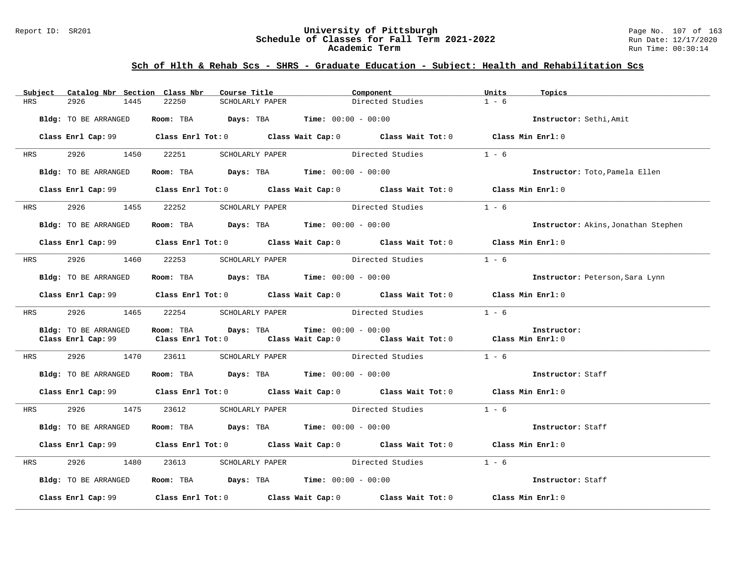## Sch of Hlth & Rehab Scs - SHRS - Graduate Education - Subject: Health and Rehabilitation Scs

| Subject | Catalog Nbr | Section | Class Nbr | Course Title | Component | Units | Topics |
|---|---|---|---|---|---|---|---|
| HRS | 2926 | 1445 | 22250 | SCHOLARLY PAPER | Directed Studies | 1 - 6 | |

**Bldg:** TO BE ARRANGED **Room:** TBA **Days:** TBA **Time:** 00:00 - 00:00 **Instructor:** Sethi,Amit

**Class Enrl Cap:** 99 **Class Enrl Tot:** 0 **Class Wait Cap:** 0 **Class Wait Tot:** 0 **Class Min Enrl:** 0

| Subject | Catalog Nbr | Section | Class Nbr | Course Title | Component | Units | Topics |
|---|---|---|---|---|---|---|---|
| HRS | 2926 | 1450 | 22251 | SCHOLARLY PAPER | Directed Studies | 1 - 6 | |

**Bldg:** TO BE ARRANGED **Room:** TBA **Days:** TBA **Time:** 00:00 - 00:00 **Instructor:** Toto,Pamela Ellen

**Class Enrl Cap:** 99 **Class Enrl Tot:** 0 **Class Wait Cap:** 0 **Class Wait Tot:** 0 **Class Min Enrl:** 0

| Subject | Catalog Nbr | Section | Class Nbr | Course Title | Component | Units | Topics |
|---|---|---|---|---|---|---|---|
| HRS | 2926 | 1455 | 22252 | SCHOLARLY PAPER | Directed Studies | 1 - 6 | |

**Bldg:** TO BE ARRANGED **Room:** TBA **Days:** TBA **Time:** 00:00 - 00:00 **Instructor:** Akins,Jonathan Stephen

**Class Enrl Cap:** 99 **Class Enrl Tot:** 0 **Class Wait Cap:** 0 **Class Wait Tot:** 0 **Class Min Enrl:** 0

| Subject | Catalog Nbr | Section | Class Nbr | Course Title | Component | Units | Topics |
|---|---|---|---|---|---|---|---|
| HRS | 2926 | 1460 | 22253 | SCHOLARLY PAPER | Directed Studies | 1 - 6 | |

**Bldg:** TO BE ARRANGED **Room:** TBA **Days:** TBA **Time:** 00:00 - 00:00 **Instructor:** Peterson,Sara Lynn

**Class Enrl Cap:** 99 **Class Enrl Tot:** 0 **Class Wait Cap:** 0 **Class Wait Tot:** 0 **Class Min Enrl:** 0

| Subject | Catalog Nbr | Section | Class Nbr | Course Title | Component | Units | Topics |
|---|---|---|---|---|---|---|---|
| HRS | 2926 | 1465 | 22254 | SCHOLARLY PAPER | Directed Studies | 1 - 6 | |

**Bldg:** TO BE ARRANGED **Room:** TBA **Days:** TBA **Time:** 00:00 - 00:00 **Instructor:**
**Class Enrl Cap:** 99 **Class Enrl Tot:** 0 **Class Wait Cap:** 0 **Class Wait Tot:** 0 **Class Min Enrl:** 0

| Subject | Catalog Nbr | Section | Class Nbr | Course Title | Component | Units | Topics |
|---|---|---|---|---|---|---|---|
| HRS | 2926 | 1470 | 23611 | SCHOLARLY PAPER | Directed Studies | 1 - 6 | |

**Bldg:** TO BE ARRANGED **Room:** TBA **Days:** TBA **Time:** 00:00 - 00:00 **Instructor:** Staff

**Class Enrl Cap:** 99 **Class Enrl Tot:** 0 **Class Wait Cap:** 0 **Class Wait Tot:** 0 **Class Min Enrl:** 0

| Subject | Catalog Nbr | Section | Class Nbr | Course Title | Component | Units | Topics |
|---|---|---|---|---|---|---|---|
| HRS | 2926 | 1475 | 23612 | SCHOLARLY PAPER | Directed Studies | 1 - 6 | |

**Bldg:** TO BE ARRANGED **Room:** TBA **Days:** TBA **Time:** 00:00 - 00:00 **Instructor:** Staff

**Class Enrl Cap:** 99 **Class Enrl Tot:** 0 **Class Wait Cap:** 0 **Class Wait Tot:** 0 **Class Min Enrl:** 0

| Subject | Catalog Nbr | Section | Class Nbr | Course Title | Component | Units | Topics |
|---|---|---|---|---|---|---|---|
| HRS | 2926 | 1480 | 23613 | SCHOLARLY PAPER | Directed Studies | 1 - 6 | |

**Bldg:** TO BE ARRANGED **Room:** TBA **Days:** TBA **Time:** 00:00 - 00:00 **Instructor:** Staff

**Class Enrl Cap:** 99 **Class Enrl Tot:** 0 **Class Wait Cap:** 0 **Class Wait Tot:** 0 **Class Min Enrl:** 0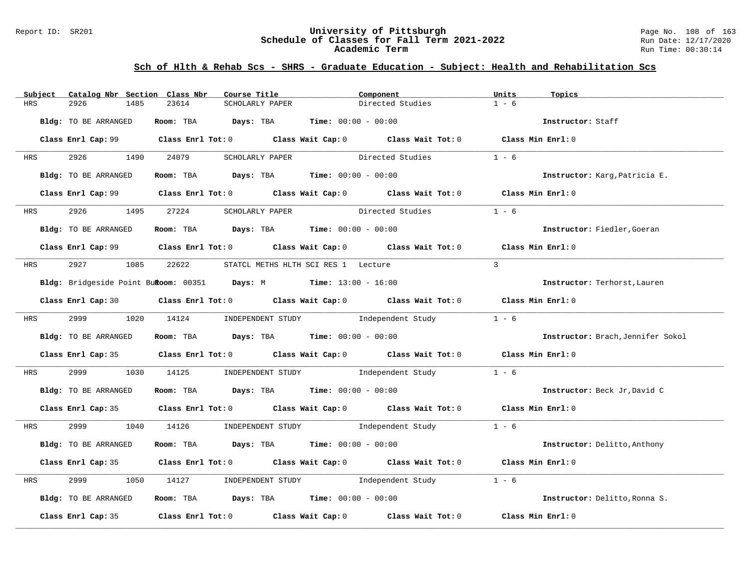## Sch of Hlth & Rehab Scs - SHRS - Graduate Education - Subject: Health and Rehabilitation Scs

| Subject | Catalog Nbr | Section | Class Nbr | Course Title | Component | Units | Topics |
|---|---|---|---|---|---|---|---|
| HRS | 2926 | 1485 | 23614 | SCHOLARLY PAPER | Directed Studies | 1 - 6 | |

**Bldg:** TO BE ARRANGED **Room:** TBA **Days:** TBA **Time:** 00:00 - 00:00 **Instructor:** Staff

**Class Enrl Cap:** 99 **Class Enrl Tot:** 0 **Class Wait Cap:** 0 **Class Wait Tot:** 0 **Class Min Enrl:** 0

| Subject | Catalog Nbr | Section | Class Nbr | Course Title | Component | Units | Topics |
|---|---|---|---|---|---|---|---|
| HRS | 2926 | 1490 | 24079 | SCHOLARLY PAPER | Directed Studies | 1 - 6 | |

**Bldg:** TO BE ARRANGED **Room:** TBA **Days:** TBA **Time:** 00:00 - 00:00 **Instructor:** Karg,Patricia E.

**Class Enrl Cap:** 99 **Class Enrl Tot:** 0 **Class Wait Cap:** 0 **Class Wait Tot:** 0 **Class Min Enrl:** 0

| Subject | Catalog Nbr | Section | Class Nbr | Course Title | Component | Units | Topics |
|---|---|---|---|---|---|---|---|
| HRS | 2926 | 1495 | 27224 | SCHOLARLY PAPER | Directed Studies | 1 - 6 | |

**Bldg:** TO BE ARRANGED **Room:** TBA **Days:** TBA **Time:** 00:00 - 00:00 **Instructor:** Fiedler,Goeran

**Class Enrl Cap:** 99 **Class Enrl Tot:** 0 **Class Wait Cap:** 0 **Class Wait Tot:** 0 **Class Min Enrl:** 0

| Subject | Catalog Nbr | Section | Class Nbr | Course Title | Component | Units | Topics |
|---|---|---|---|---|---|---|---|
| HRS | 2927 | 1085 | 22622 | STATCL METHS HLTH SCI RES 1 | Lecture | 3 | |

**Bldg:** Bridgeside Point Bu **Room:** 00351 **Days:** M **Time:** 13:00 - 16:00 **Instructor:** Terhorst,Lauren

**Class Enrl Cap:** 30 **Class Enrl Tot:** 0 **Class Wait Cap:** 0 **Class Wait Tot:** 0 **Class Min Enrl:** 0

| Subject | Catalog Nbr | Section | Class Nbr | Course Title | Component | Units | Topics |
|---|---|---|---|---|---|---|---|
| HRS | 2999 | 1020 | 14124 | INDEPENDENT STUDY | Independent Study | 1 - 6 | |

**Bldg:** TO BE ARRANGED **Room:** TBA **Days:** TBA **Time:** 00:00 - 00:00 **Instructor:** Brach,Jennifer Sokol

**Class Enrl Cap:** 35 **Class Enrl Tot:** 0 **Class Wait Cap:** 0 **Class Wait Tot:** 0 **Class Min Enrl:** 0

| Subject | Catalog Nbr | Section | Class Nbr | Course Title | Component | Units | Topics |
|---|---|---|---|---|---|---|---|
| HRS | 2999 | 1030 | 14125 | INDEPENDENT STUDY | Independent Study | 1 - 6 | |

**Bldg:** TO BE ARRANGED **Room:** TBA **Days:** TBA **Time:** 00:00 - 00:00 **Instructor:** Beck Jr,David C

**Class Enrl Cap:** 35 **Class Enrl Tot:** 0 **Class Wait Cap:** 0 **Class Wait Tot:** 0 **Class Min Enrl:** 0

| Subject | Catalog Nbr | Section | Class Nbr | Course Title | Component | Units | Topics |
|---|---|---|---|---|---|---|---|
| HRS | 2999 | 1040 | 14126 | INDEPENDENT STUDY | Independent Study | 1 - 6 | |

**Bldg:** TO BE ARRANGED **Room:** TBA **Days:** TBA **Time:** 00:00 - 00:00 **Instructor:** Delitto,Anthony

**Class Enrl Cap:** 35 **Class Enrl Tot:** 0 **Class Wait Cap:** 0 **Class Wait Tot:** 0 **Class Min Enrl:** 0

| Subject | Catalog Nbr | Section | Class Nbr | Course Title | Component | Units | Topics |
|---|---|---|---|---|---|---|---|
| HRS | 2999 | 1050 | 14127 | INDEPENDENT STUDY | Independent Study | 1 - 6 | |

**Bldg:** TO BE ARRANGED **Room:** TBA **Days:** TBA **Time:** 00:00 - 00:00 **Instructor:** Delitto,Ronna S.

**Class Enrl Cap:** 35 **Class Enrl Tot:** 0 **Class Wait Cap:** 0 **Class Wait Tot:** 0 **Class Min Enrl:** 0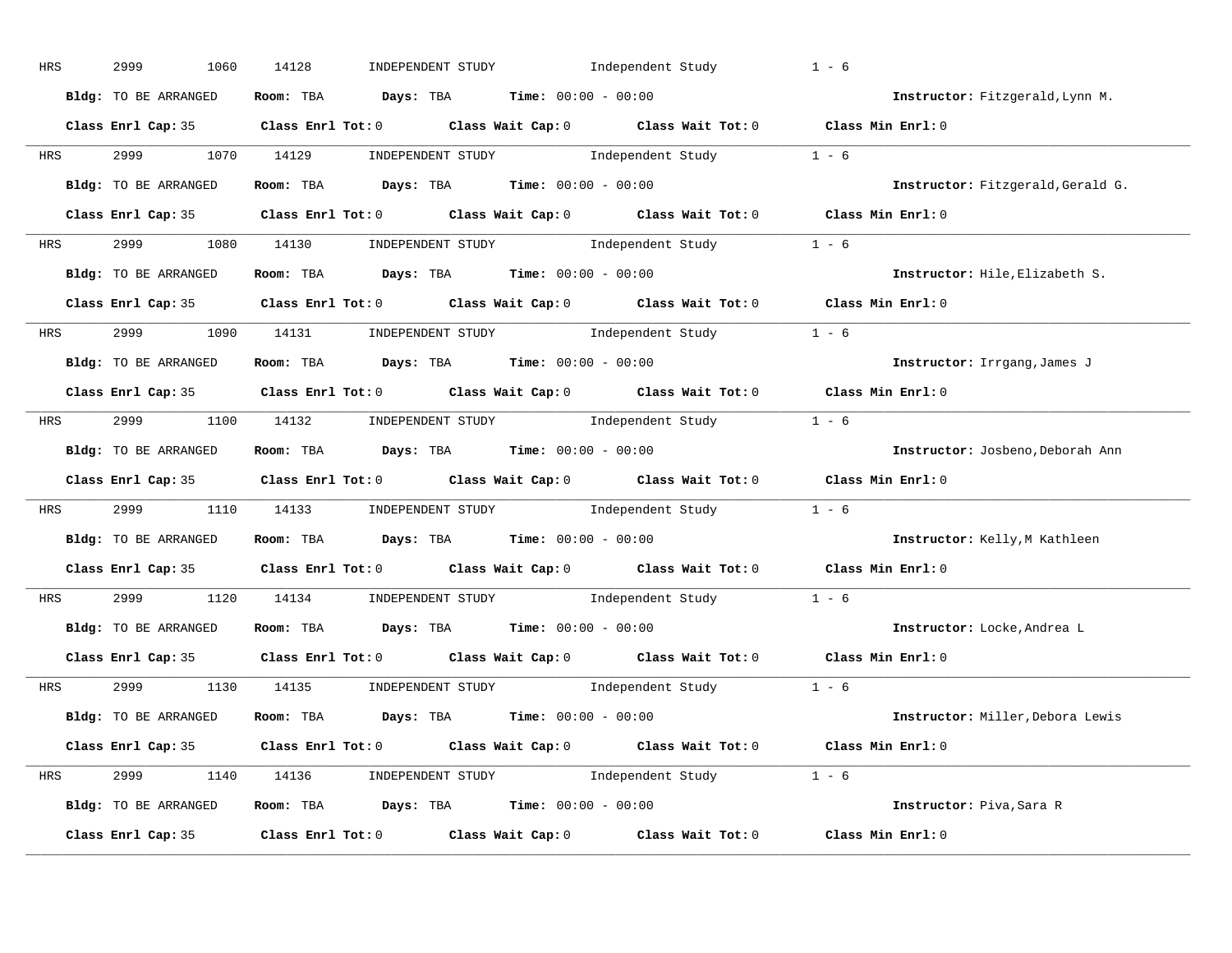HRS 2999 1060 14128 INDEPENDENT STUDY Independent Study 1 - 6

**Bldg:** TO BE ARRANGED **Room:** TBA **Days:** TBA **Time:** 00:00 - 00:00 **Instructor:** Fitzgerald,Lynn M.

**Class Enrl Cap:** 35 **Class Enrl Tot:** 0 **Class Wait Cap:** 0 **Class Wait Tot:** 0 **Class Min Enrl:** 0

---

HRS 2999 1070 14129 INDEPENDENT STUDY Independent Study 1 - 6

**Bldg:** TO BE ARRANGED **Room:** TBA **Days:** TBA **Time:** 00:00 - 00:00 **Instructor:** Fitzgerald,Gerald G.

**Class Enrl Cap:** 35 **Class Enrl Tot:** 0 **Class Wait Cap:** 0 **Class Wait Tot:** 0 **Class Min Enrl:** 0

---

HRS 2999 1080 14130 INDEPENDENT STUDY Independent Study 1 - 6

**Bldg:** TO BE ARRANGED **Room:** TBA **Days:** TBA **Time:** 00:00 - 00:00 **Instructor:** Hile,Elizabeth S.

**Class Enrl Cap:** 35 **Class Enrl Tot:** 0 **Class Wait Cap:** 0 **Class Wait Tot:** 0 **Class Min Enrl:** 0

---

HRS 2999 1090 14131 INDEPENDENT STUDY Independent Study 1 - 6

**Bldg:** TO BE ARRANGED **Room:** TBA **Days:** TBA **Time:** 00:00 - 00:00 **Instructor:** Irrgang,James J

**Class Enrl Cap:** 35 **Class Enrl Tot:** 0 **Class Wait Cap:** 0 **Class Wait Tot:** 0 **Class Min Enrl:** 0

---

HRS 2999 1100 14132 INDEPENDENT STUDY Independent Study 1 - 6

**Bldg:** TO BE ARRANGED **Room:** TBA **Days:** TBA **Time:** 00:00 - 00:00 **Instructor:** Josbeno,Deborah Ann

**Class Enrl Cap:** 35 **Class Enrl Tot:** 0 **Class Wait Cap:** 0 **Class Wait Tot:** 0 **Class Min Enrl:** 0

---

HRS 2999 1110 14133 INDEPENDENT STUDY Independent Study 1 - 6

**Bldg:** TO BE ARRANGED **Room:** TBA **Days:** TBA **Time:** 00:00 - 00:00 **Instructor:** Kelly,M Kathleen

**Class Enrl Cap:** 35 **Class Enrl Tot:** 0 **Class Wait Cap:** 0 **Class Wait Tot:** 0 **Class Min Enrl:** 0

---

HRS 2999 1120 14134 INDEPENDENT STUDY Independent Study 1 - 6

**Bldg:** TO BE ARRANGED **Room:** TBA **Days:** TBA **Time:** 00:00 - 00:00 **Instructor:** Locke,Andrea L

**Class Enrl Cap:** 35 **Class Enrl Tot:** 0 **Class Wait Cap:** 0 **Class Wait Tot:** 0 **Class Min Enrl:** 0

---

HRS 2999 1130 14135 INDEPENDENT STUDY Independent Study 1 - 6

**Bldg:** TO BE ARRANGED **Room:** TBA **Days:** TBA **Time:** 00:00 - 00:00 **Instructor:** Miller,Debora Lewis

**Class Enrl Cap:** 35 **Class Enrl Tot:** 0 **Class Wait Cap:** 0 **Class Wait Tot:** 0 **Class Min Enrl:** 0

---

HRS 2999 1140 14136 INDEPENDENT STUDY Independent Study 1 - 6

**Bldg:** TO BE ARRANGED **Room:** TBA **Days:** TBA **Time:** 00:00 - 00:00 **Instructor:** Piva,Sara R

**Class Enrl Cap:** 35 **Class Enrl Tot:** 0 **Class Wait Cap:** 0 **Class Wait Tot:** 0 **Class Min Enrl:** 0

---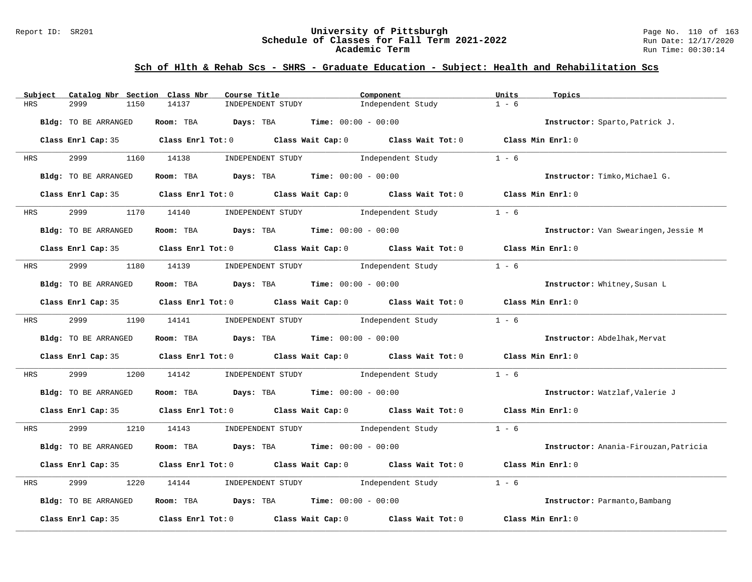## Sch of Hlth & Rehab Scs - SHRS - Graduate Education - Subject: Health and Rehabilitation Scs

| Subject | Catalog Nbr | Section | Class Nbr | Course Title | Component | Units | Topics |
|---|---|---|---|---|---|---|---|
| HRS | 2999 | 1150 | 14137 | INDEPENDENT STUDY | Independent Study | 1 - 6 | |

**Bldg:** TO BE ARRANGED **Room:** TBA **Days:** TBA **Time:** 00:00 - 00:00 **Instructor:** Sparto,Patrick J.

**Class Enrl Cap:** 35 **Class Enrl Tot:** 0 **Class Wait Cap:** 0 **Class Wait Tot:** 0 **Class Min Enrl:** 0

---

| Subject | Catalog Nbr | Section | Class Nbr | Course Title | Component | Units | Topics |
|---|---|---|---|---|---|---|---|
| HRS | 2999 | 1160 | 14138 | INDEPENDENT STUDY | Independent Study | 1 - 6 | |

**Bldg:** TO BE ARRANGED **Room:** TBA **Days:** TBA **Time:** 00:00 - 00:00 **Instructor:** Timko,Michael G.

**Class Enrl Cap:** 35 **Class Enrl Tot:** 0 **Class Wait Cap:** 0 **Class Wait Tot:** 0 **Class Min Enrl:** 0

---

| Subject | Catalog Nbr | Section | Class Nbr | Course Title | Component | Units | Topics |
|---|---|---|---|---|---|---|---|
| HRS | 2999 | 1170 | 14140 | INDEPENDENT STUDY | Independent Study | 1 - 6 | |

**Bldg:** TO BE ARRANGED **Room:** TBA **Days:** TBA **Time:** 00:00 - 00:00 **Instructor:** Van Swearingen,Jessie M

**Class Enrl Cap:** 35 **Class Enrl Tot:** 0 **Class Wait Cap:** 0 **Class Wait Tot:** 0 **Class Min Enrl:** 0

---

| Subject | Catalog Nbr | Section | Class Nbr | Course Title | Component | Units | Topics |
|---|---|---|---|---|---|---|---|
| HRS | 2999 | 1180 | 14139 | INDEPENDENT STUDY | Independent Study | 1 - 6 | |

**Bldg:** TO BE ARRANGED **Room:** TBA **Days:** TBA **Time:** 00:00 - 00:00 **Instructor:** Whitney,Susan L

**Class Enrl Cap:** 35 **Class Enrl Tot:** 0 **Class Wait Cap:** 0 **Class Wait Tot:** 0 **Class Min Enrl:** 0

---

| Subject | Catalog Nbr | Section | Class Nbr | Course Title | Component | Units | Topics |
|---|---|---|---|---|---|---|---|
| HRS | 2999 | 1190 | 14141 | INDEPENDENT STUDY | Independent Study | 1 - 6 | |

**Bldg:** TO BE ARRANGED **Room:** TBA **Days:** TBA **Time:** 00:00 - 00:00 **Instructor:** Abdelhak,Mervat

**Class Enrl Cap:** 35 **Class Enrl Tot:** 0 **Class Wait Cap:** 0 **Class Wait Tot:** 0 **Class Min Enrl:** 0

---

| Subject | Catalog Nbr | Section | Class Nbr | Course Title | Component | Units | Topics |
|---|---|---|---|---|---|---|---|
| HRS | 2999 | 1200 | 14142 | INDEPENDENT STUDY | Independent Study | 1 - 6 | |

**Bldg:** TO BE ARRANGED **Room:** TBA **Days:** TBA **Time:** 00:00 - 00:00 **Instructor:** Watzlaf,Valerie J

**Class Enrl Cap:** 35 **Class Enrl Tot:** 0 **Class Wait Cap:** 0 **Class Wait Tot:** 0 **Class Min Enrl:** 0

---

| Subject | Catalog Nbr | Section | Class Nbr | Course Title | Component | Units | Topics |
|---|---|---|---|---|---|---|---|
| HRS | 2999 | 1210 | 14143 | INDEPENDENT STUDY | Independent Study | 1 - 6 | |

**Bldg:** TO BE ARRANGED **Room:** TBA **Days:** TBA **Time:** 00:00 - 00:00 **Instructor:** Anania-Firouzan,Patricia

**Class Enrl Cap:** 35 **Class Enrl Tot:** 0 **Class Wait Cap:** 0 **Class Wait Tot:** 0 **Class Min Enrl:** 0

---

| Subject | Catalog Nbr | Section | Class Nbr | Course Title | Component | Units | Topics |
|---|---|---|---|---|---|---|---|
| HRS | 2999 | 1220 | 14144 | INDEPENDENT STUDY | Independent Study | 1 - 6 | |

**Bldg:** TO BE ARRANGED **Room:** TBA **Days:** TBA **Time:** 00:00 - 00:00 **Instructor:** Parmanto,Bambang

**Class Enrl Cap:** 35 **Class Enrl Tot:** 0 **Class Wait Cap:** 0 **Class Wait Tot:** 0 **Class Min Enrl:** 0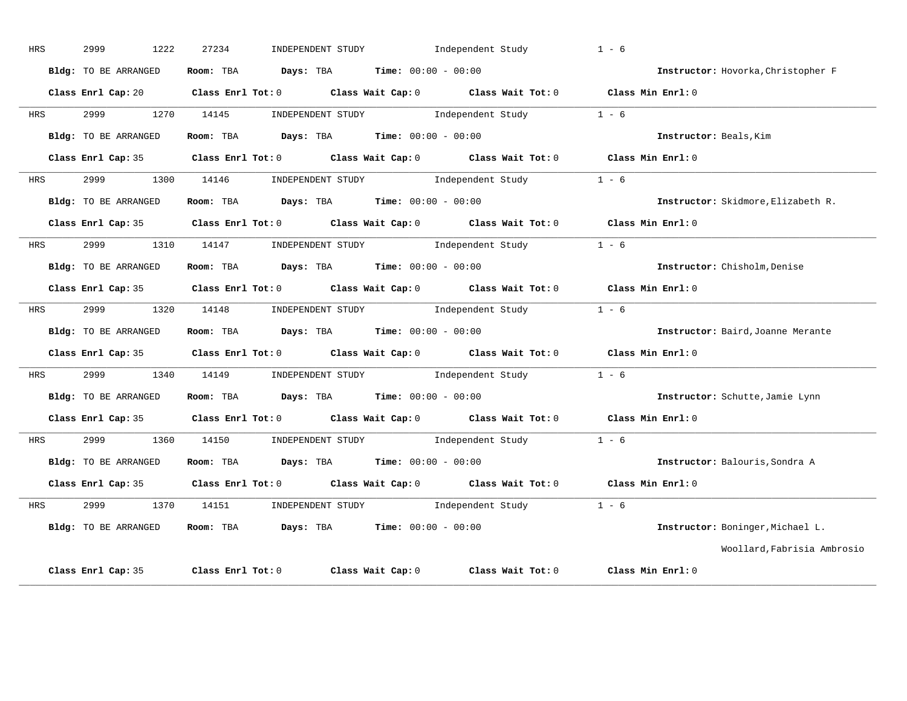HRS 2999 1222 27234 INDEPENDENT STUDY Independent Study 1 - 6

**Bldg:** TO BE ARRANGED **Room:** TBA **Days:** TBA **Time:** 00:00 - 00:00 **Instructor:** Hovorka,Christopher F

**Class Enrl Cap:** 20 **Class Enrl Tot:** 0 **Class Wait Cap:** 0 **Class Wait Tot:** 0 **Class Min Enrl:** 0

---

HRS 2999 1270 14145 INDEPENDENT STUDY Independent Study 1 - 6

**Bldg:** TO BE ARRANGED **Room:** TBA **Days:** TBA **Time:** 00:00 - 00:00 **Instructor:** Beals,Kim

**Class Enrl Cap:** 35 **Class Enrl Tot:** 0 **Class Wait Cap:** 0 **Class Wait Tot:** 0 **Class Min Enrl:** 0

---

HRS 2999 1300 14146 INDEPENDENT STUDY Independent Study 1 - 6

**Bldg:** TO BE ARRANGED **Room:** TBA **Days:** TBA **Time:** 00:00 - 00:00 **Instructor:** Skidmore,Elizabeth R.

**Class Enrl Cap:** 35 **Class Enrl Tot:** 0 **Class Wait Cap:** 0 **Class Wait Tot:** 0 **Class Min Enrl:** 0

---

HRS 2999 1310 14147 INDEPENDENT STUDY Independent Study 1 - 6

**Bldg:** TO BE ARRANGED **Room:** TBA **Days:** TBA **Time:** 00:00 - 00:00 **Instructor:** Chisholm,Denise

**Class Enrl Cap:** 35 **Class Enrl Tot:** 0 **Class Wait Cap:** 0 **Class Wait Tot:** 0 **Class Min Enrl:** 0

---

HRS 2999 1320 14148 INDEPENDENT STUDY Independent Study 1 - 6

**Bldg:** TO BE ARRANGED **Room:** TBA **Days:** TBA **Time:** 00:00 - 00:00 **Instructor:** Baird,Joanne Merante

**Class Enrl Cap:** 35 **Class Enrl Tot:** 0 **Class Wait Cap:** 0 **Class Wait Tot:** 0 **Class Min Enrl:** 0

---

HRS 2999 1340 14149 INDEPENDENT STUDY Independent Study 1 - 6

**Bldg:** TO BE ARRANGED **Room:** TBA **Days:** TBA **Time:** 00:00 - 00:00 **Instructor:** Schutte,Jamie Lynn

**Class Enrl Cap:** 35 **Class Enrl Tot:** 0 **Class Wait Cap:** 0 **Class Wait Tot:** 0 **Class Min Enrl:** 0

---

HRS 2999 1360 14150 INDEPENDENT STUDY Independent Study 1 - 6

**Bldg:** TO BE ARRANGED **Room:** TBA **Days:** TBA **Time:** 00:00 - 00:00 **Instructor:** Balouris,Sondra A

**Class Enrl Cap:** 35 **Class Enrl Tot:** 0 **Class Wait Cap:** 0 **Class Wait Tot:** 0 **Class Min Enrl:** 0

---

HRS 2999 1370 14151 INDEPENDENT STUDY Independent Study 1 - 6

**Bldg:** TO BE ARRANGED **Room:** TBA **Days:** TBA **Time:** 00:00 - 00:00 **Instructor:** Boninger,Michael L.

Woollard,Fabrisia Ambrosio

**Class Enrl Cap:** 35 **Class Enrl Tot:** 0 **Class Wait Cap:** 0 **Class Wait Tot:** 0 **Class Min Enrl:** 0

---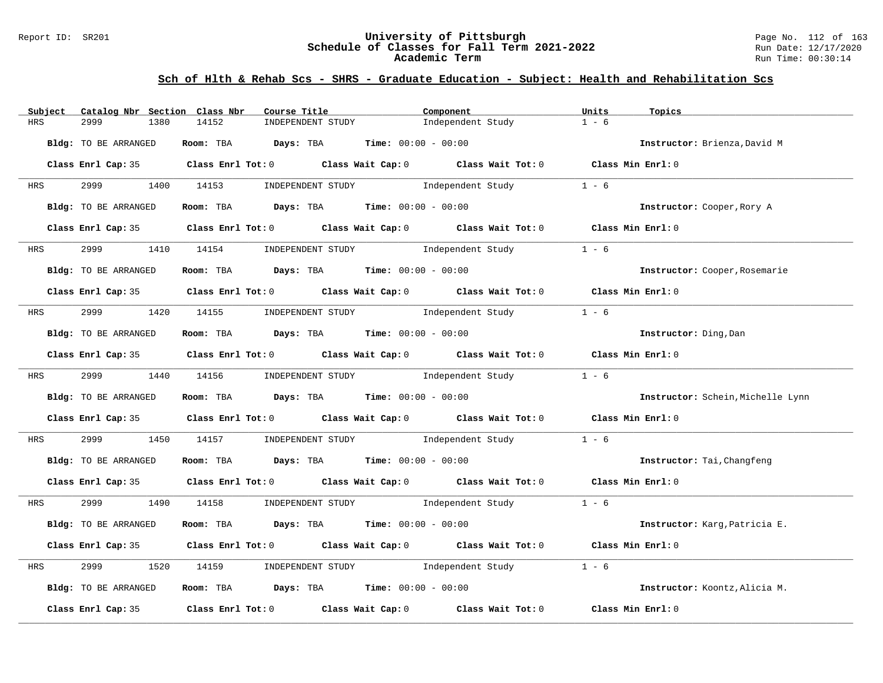## Sch of Hlth & Rehab Scs - SHRS - Graduate Education - Subject: Health and Rehabilitation Scs

| Subject | Catalog Nbr | Section | Class Nbr | Course Title | Component | Units | Topics |
|---|---|---|---|---|---|---|---|
| HRS | 2999 | 1380 | 14152 | INDEPENDENT STUDY | Independent Study | 1 - 6 | |

**Bldg:** TO BE ARRANGED **Room:** TBA **Days:** TBA **Time:** 00:00 - 00:00 **Instructor:** Brienza,David M

**Class Enrl Cap:** 35 **Class Enrl Tot:** 0 **Class Wait Cap:** 0 **Class Wait Tot:** 0 **Class Min Enrl:** 0

| Subject | Catalog Nbr | Section | Class Nbr | Course Title | Component | Units | Topics |
|---|---|---|---|---|---|---|---|
| HRS | 2999 | 1400 | 14153 | INDEPENDENT STUDY | Independent Study | 1 - 6 | |

**Bldg:** TO BE ARRANGED **Room:** TBA **Days:** TBA **Time:** 00:00 - 00:00 **Instructor:** Cooper,Rory A

**Class Enrl Cap:** 35 **Class Enrl Tot:** 0 **Class Wait Cap:** 0 **Class Wait Tot:** 0 **Class Min Enrl:** 0

| Subject | Catalog Nbr | Section | Class Nbr | Course Title | Component | Units | Topics |
|---|---|---|---|---|---|---|---|
| HRS | 2999 | 1410 | 14154 | INDEPENDENT STUDY | Independent Study | 1 - 6 | |

**Bldg:** TO BE ARRANGED **Room:** TBA **Days:** TBA **Time:** 00:00 - 00:00 **Instructor:** Cooper,Rosemarie

**Class Enrl Cap:** 35 **Class Enrl Tot:** 0 **Class Wait Cap:** 0 **Class Wait Tot:** 0 **Class Min Enrl:** 0

| Subject | Catalog Nbr | Section | Class Nbr | Course Title | Component | Units | Topics |
|---|---|---|---|---|---|---|---|
| HRS | 2999 | 1420 | 14155 | INDEPENDENT STUDY | Independent Study | 1 - 6 | |

**Bldg:** TO BE ARRANGED **Room:** TBA **Days:** TBA **Time:** 00:00 - 00:00 **Instructor:** Ding,Dan

**Class Enrl Cap:** 35 **Class Enrl Tot:** 0 **Class Wait Cap:** 0 **Class Wait Tot:** 0 **Class Min Enrl:** 0

| Subject | Catalog Nbr | Section | Class Nbr | Course Title | Component | Units | Topics |
|---|---|---|---|---|---|---|---|
| HRS | 2999 | 1440 | 14156 | INDEPENDENT STUDY | Independent Study | 1 - 6 | |

**Bldg:** TO BE ARRANGED **Room:** TBA **Days:** TBA **Time:** 00:00 - 00:00 **Instructor:** Schein,Michelle Lynn

**Class Enrl Cap:** 35 **Class Enrl Tot:** 0 **Class Wait Cap:** 0 **Class Wait Tot:** 0 **Class Min Enrl:** 0

| Subject | Catalog Nbr | Section | Class Nbr | Course Title | Component | Units | Topics |
|---|---|---|---|---|---|---|---|
| HRS | 2999 | 1450 | 14157 | INDEPENDENT STUDY | Independent Study | 1 - 6 | |

**Bldg:** TO BE ARRANGED **Room:** TBA **Days:** TBA **Time:** 00:00 - 00:00 **Instructor:** Tai,Changfeng

**Class Enrl Cap:** 35 **Class Enrl Tot:** 0 **Class Wait Cap:** 0 **Class Wait Tot:** 0 **Class Min Enrl:** 0

| Subject | Catalog Nbr | Section | Class Nbr | Course Title | Component | Units | Topics |
|---|---|---|---|---|---|---|---|
| HRS | 2999 | 1490 | 14158 | INDEPENDENT STUDY | Independent Study | 1 - 6 | |

**Bldg:** TO BE ARRANGED **Room:** TBA **Days:** TBA **Time:** 00:00 - 00:00 **Instructor:** Karg,Patricia E.

**Class Enrl Cap:** 35 **Class Enrl Tot:** 0 **Class Wait Cap:** 0 **Class Wait Tot:** 0 **Class Min Enrl:** 0

| Subject | Catalog Nbr | Section | Class Nbr | Course Title | Component | Units | Topics |
|---|---|---|---|---|---|---|---|
| HRS | 2999 | 1520 | 14159 | INDEPENDENT STUDY | Independent Study | 1 - 6 | |

**Bldg:** TO BE ARRANGED **Room:** TBA **Days:** TBA **Time:** 00:00 - 00:00 **Instructor:** Koontz,Alicia M.

**Class Enrl Cap:** 35 **Class Enrl Tot:** 0 **Class Wait Cap:** 0 **Class Wait Tot:** 0 **Class Min Enrl:** 0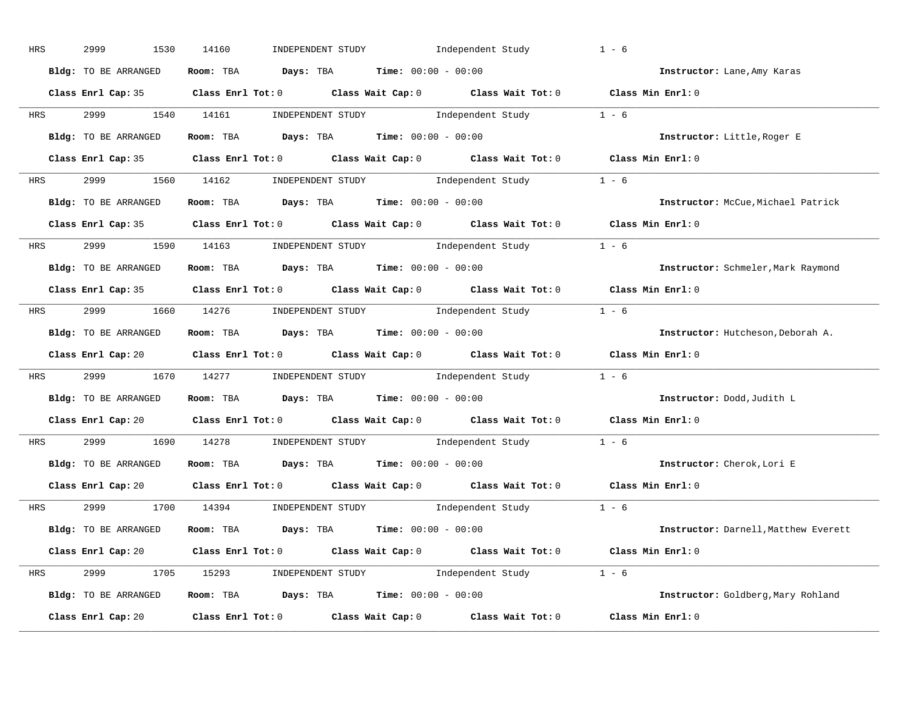HRS 2999 1530 14160 INDEPENDENT STUDY Independent Study 1 - 6

**Bldg:** TO BE ARRANGED **Room:** TBA **Days:** TBA **Time:** 00:00 - 00:00 **Instructor:** Lane,Amy Karas

**Class Enrl Cap:** 35 **Class Enrl Tot:** 0 **Class Wait Cap:** 0 **Class Wait Tot:** 0 **Class Min Enrl:** 0

---

HRS 2999 1540 14161 INDEPENDENT STUDY Independent Study 1 - 6

**Bldg:** TO BE ARRANGED **Room:** TBA **Days:** TBA **Time:** 00:00 - 00:00 **Instructor:** Little,Roger E

**Class Enrl Cap:** 35 **Class Enrl Tot:** 0 **Class Wait Cap:** 0 **Class Wait Tot:** 0 **Class Min Enrl:** 0

---

HRS 2999 1560 14162 INDEPENDENT STUDY Independent Study 1 - 6

**Bldg:** TO BE ARRANGED **Room:** TBA **Days:** TBA **Time:** 00:00 - 00:00 **Instructor:** McCue,Michael Patrick

**Class Enrl Cap:** 35 **Class Enrl Tot:** 0 **Class Wait Cap:** 0 **Class Wait Tot:** 0 **Class Min Enrl:** 0

---

HRS 2999 1590 14163 INDEPENDENT STUDY Independent Study 1 - 6

**Bldg:** TO BE ARRANGED **Room:** TBA **Days:** TBA **Time:** 00:00 - 00:00 **Instructor:** Schmeler,Mark Raymond

**Class Enrl Cap:** 35 **Class Enrl Tot:** 0 **Class Wait Cap:** 0 **Class Wait Tot:** 0 **Class Min Enrl:** 0

---

HRS 2999 1660 14276 INDEPENDENT STUDY Independent Study 1 - 6

**Bldg:** TO BE ARRANGED **Room:** TBA **Days:** TBA **Time:** 00:00 - 00:00 **Instructor:** Hutcheson,Deborah A.

**Class Enrl Cap:** 20 **Class Enrl Tot:** 0 **Class Wait Cap:** 0 **Class Wait Tot:** 0 **Class Min Enrl:** 0

---

HRS 2999 1670 14277 INDEPENDENT STUDY Independent Study 1 - 6

**Bldg:** TO BE ARRANGED **Room:** TBA **Days:** TBA **Time:** 00:00 - 00:00 **Instructor:** Dodd,Judith L

**Class Enrl Cap:** 20 **Class Enrl Tot:** 0 **Class Wait Cap:** 0 **Class Wait Tot:** 0 **Class Min Enrl:** 0

---

HRS 2999 1690 14278 INDEPENDENT STUDY Independent Study 1 - 6

**Bldg:** TO BE ARRANGED **Room:** TBA **Days:** TBA **Time:** 00:00 - 00:00 **Instructor:** Cherok,Lori E

**Class Enrl Cap:** 20 **Class Enrl Tot:** 0 **Class Wait Cap:** 0 **Class Wait Tot:** 0 **Class Min Enrl:** 0

---

HRS 2999 1700 14394 INDEPENDENT STUDY Independent Study 1 - 6

**Bldg:** TO BE ARRANGED **Room:** TBA **Days:** TBA **Time:** 00:00 - 00:00 **Instructor:** Darnell,Matthew Everett

**Class Enrl Cap:** 20 **Class Enrl Tot:** 0 **Class Wait Cap:** 0 **Class Wait Tot:** 0 **Class Min Enrl:** 0

---

HRS 2999 1705 15293 INDEPENDENT STUDY Independent Study 1 - 6

**Bldg:** TO BE ARRANGED **Room:** TBA **Days:** TBA **Time:** 00:00 - 00:00 **Instructor:** Goldberg,Mary Rohland

**Class Enrl Cap:** 20 **Class Enrl Tot:** 0 **Class Wait Cap:** 0 **Class Wait Tot:** 0 **Class Min Enrl:** 0

---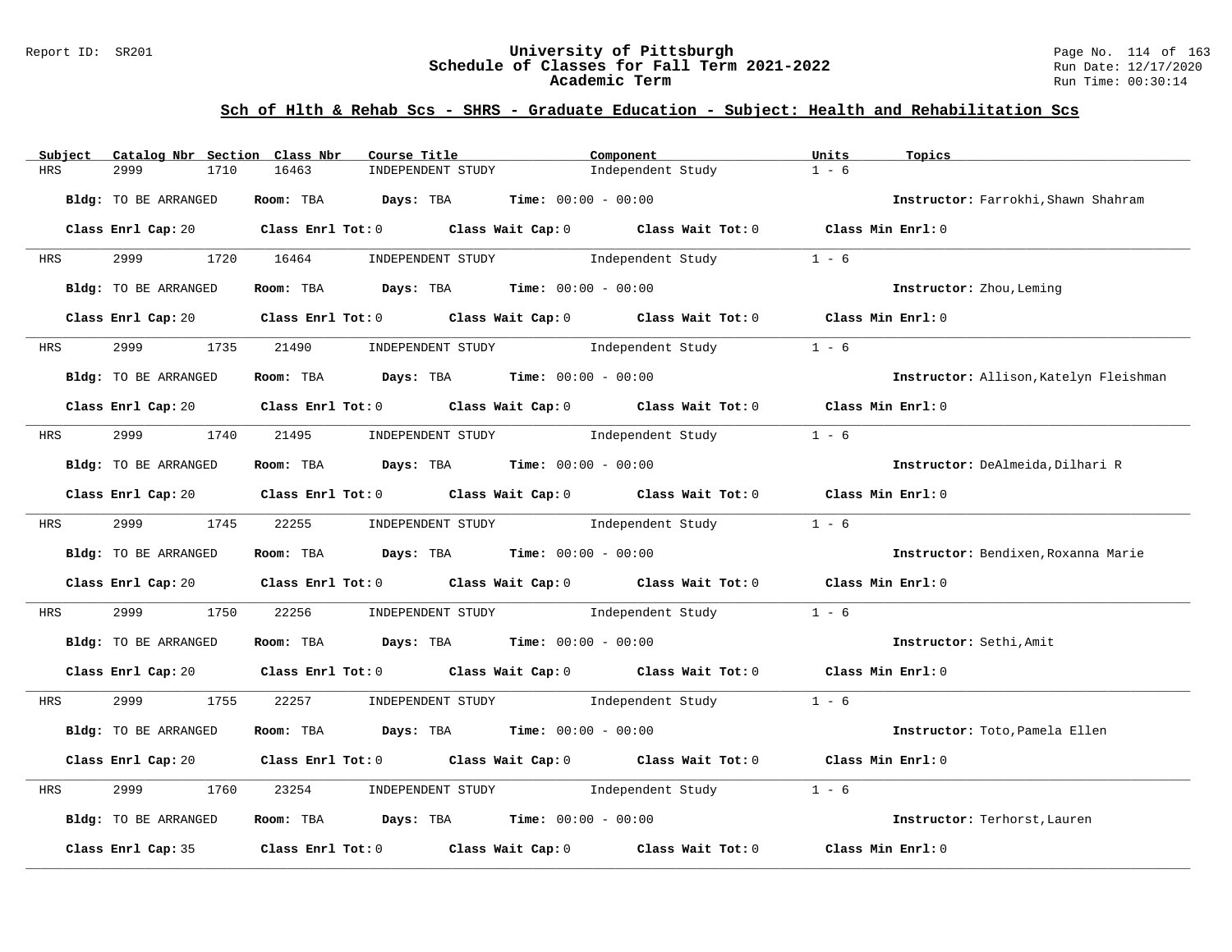## Sch of Hlth & Rehab Scs - SHRS - Graduate Education - Subject: Health and Rehabilitation Scs

| Subject | Catalog Nbr | Section | Class Nbr | Course Title | Component | Units | Topics |
|---|---|---|---|---|---|---|---|
| HRS | 2999 | 1710 | 16463 | INDEPENDENT STUDY | Independent Study | 1 - 6 | |

**Bldg:** TO BE ARRANGED **Room:** TBA **Days:** TBA **Time:** 00:00 - 00:00 **Instructor:** Farrokhi,Shawn Shahram

**Class Enrl Cap:** 20 **Class Enrl Tot:** 0 **Class Wait Cap:** 0 **Class Wait Tot:** 0 **Class Min Enrl:** 0

| Subject | Catalog Nbr | Section | Class Nbr | Course Title | Component | Units | Topics |
|---|---|---|---|---|---|---|---|
| HRS | 2999 | 1720 | 16464 | INDEPENDENT STUDY | Independent Study | 1 - 6 | |

**Bldg:** TO BE ARRANGED **Room:** TBA **Days:** TBA **Time:** 00:00 - 00:00 **Instructor:** Zhou,Leming

**Class Enrl Cap:** 20 **Class Enrl Tot:** 0 **Class Wait Cap:** 0 **Class Wait Tot:** 0 **Class Min Enrl:** 0

| Subject | Catalog Nbr | Section | Class Nbr | Course Title | Component | Units | Topics |
|---|---|---|---|---|---|---|---|
| HRS | 2999 | 1735 | 21490 | INDEPENDENT STUDY | Independent Study | 1 - 6 | |

**Bldg:** TO BE ARRANGED **Room:** TBA **Days:** TBA **Time:** 00:00 - 00:00 **Instructor:** Allison,Katelyn Fleishman

**Class Enrl Cap:** 20 **Class Enrl Tot:** 0 **Class Wait Cap:** 0 **Class Wait Tot:** 0 **Class Min Enrl:** 0

| Subject | Catalog Nbr | Section | Class Nbr | Course Title | Component | Units | Topics |
|---|---|---|---|---|---|---|---|
| HRS | 2999 | 1740 | 21495 | INDEPENDENT STUDY | Independent Study | 1 - 6 | |

**Bldg:** TO BE ARRANGED **Room:** TBA **Days:** TBA **Time:** 00:00 - 00:00 **Instructor:** DeAlmeida,Dilhari R

**Class Enrl Cap:** 20 **Class Enrl Tot:** 0 **Class Wait Cap:** 0 **Class Wait Tot:** 0 **Class Min Enrl:** 0

| Subject | Catalog Nbr | Section | Class Nbr | Course Title | Component | Units | Topics |
|---|---|---|---|---|---|---|---|
| HRS | 2999 | 1745 | 22255 | INDEPENDENT STUDY | Independent Study | 1 - 6 | |

**Bldg:** TO BE ARRANGED **Room:** TBA **Days:** TBA **Time:** 00:00 - 00:00 **Instructor:** Bendixen,Roxanna Marie

**Class Enrl Cap:** 20 **Class Enrl Tot:** 0 **Class Wait Cap:** 0 **Class Wait Tot:** 0 **Class Min Enrl:** 0

| Subject | Catalog Nbr | Section | Class Nbr | Course Title | Component | Units | Topics |
|---|---|---|---|---|---|---|---|
| HRS | 2999 | 1750 | 22256 | INDEPENDENT STUDY | Independent Study | 1 - 6 | |

**Bldg:** TO BE ARRANGED **Room:** TBA **Days:** TBA **Time:** 00:00 - 00:00 **Instructor:** Sethi,Amit

**Class Enrl Cap:** 20 **Class Enrl Tot:** 0 **Class Wait Cap:** 0 **Class Wait Tot:** 0 **Class Min Enrl:** 0

| Subject | Catalog Nbr | Section | Class Nbr | Course Title | Component | Units | Topics |
|---|---|---|---|---|---|---|---|
| HRS | 2999 | 1755 | 22257 | INDEPENDENT STUDY | Independent Study | 1 - 6 | |

**Bldg:** TO BE ARRANGED **Room:** TBA **Days:** TBA **Time:** 00:00 - 00:00 **Instructor:** Toto,Pamela Ellen

**Class Enrl Cap:** 20 **Class Enrl Tot:** 0 **Class Wait Cap:** 0 **Class Wait Tot:** 0 **Class Min Enrl:** 0

| Subject | Catalog Nbr | Section | Class Nbr | Course Title | Component | Units | Topics |
|---|---|---|---|---|---|---|---|
| HRS | 2999 | 1760 | 23254 | INDEPENDENT STUDY | Independent Study | 1 - 6 | |

**Bldg:** TO BE ARRANGED **Room:** TBA **Days:** TBA **Time:** 00:00 - 00:00 **Instructor:** Terhorst,Lauren

**Class Enrl Cap:** 35 **Class Enrl Tot:** 0 **Class Wait Cap:** 0 **Class Wait Tot:** 0 **Class Min Enrl:** 0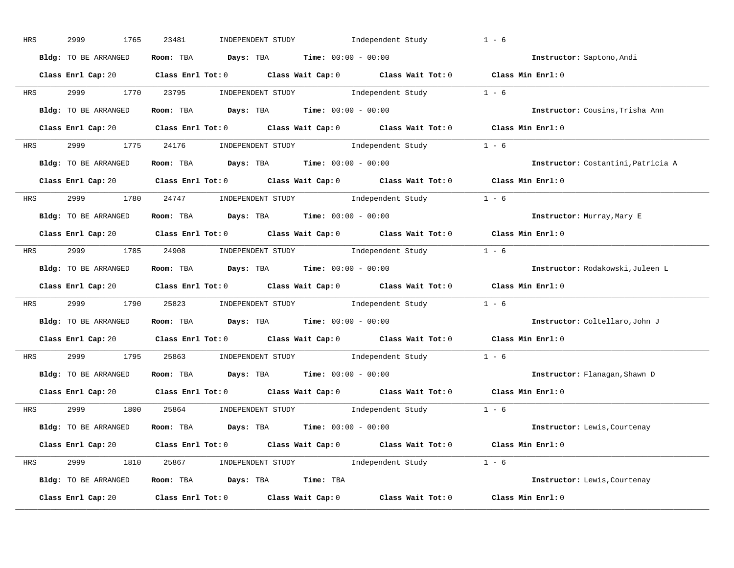HRS 2999 1765 23481 INDEPENDENT STUDY Independent Study 1 - 6

**Bldg:** TO BE ARRANGED **Room:** TBA **Days:** TBA **Time:** 00:00 - 00:00 **Instructor:** Saptono,Andi

**Class Enrl Cap:** 20 **Class Enrl Tot:** 0 **Class Wait Cap:** 0 **Class Wait Tot:** 0 **Class Min Enrl:** 0

---

HRS 2999 1770 23795 INDEPENDENT STUDY Independent Study 1 - 6

**Bldg:** TO BE ARRANGED **Room:** TBA **Days:** TBA **Time:** 00:00 - 00:00 **Instructor:** Cousins,Trisha Ann

**Class Enrl Cap:** 20 **Class Enrl Tot:** 0 **Class Wait Cap:** 0 **Class Wait Tot:** 0 **Class Min Enrl:** 0

---

HRS 2999 1775 24176 INDEPENDENT STUDY Independent Study 1 - 6

**Bldg:** TO BE ARRANGED **Room:** TBA **Days:** TBA **Time:** 00:00 - 00:00 **Instructor:** Costantini,Patricia A

**Class Enrl Cap:** 20 **Class Enrl Tot:** 0 **Class Wait Cap:** 0 **Class Wait Tot:** 0 **Class Min Enrl:** 0

---

HRS 2999 1780 24747 INDEPENDENT STUDY Independent Study 1 - 6

**Bldg:** TO BE ARRANGED **Room:** TBA **Days:** TBA **Time:** 00:00 - 00:00 **Instructor:** Murray,Mary E

**Class Enrl Cap:** 20 **Class Enrl Tot:** 0 **Class Wait Cap:** 0 **Class Wait Tot:** 0 **Class Min Enrl:** 0

---

HRS 2999 1785 24908 INDEPENDENT STUDY Independent Study 1 - 6

**Bldg:** TO BE ARRANGED **Room:** TBA **Days:** TBA **Time:** 00:00 - 00:00 **Instructor:** Rodakowski,Juleen L

**Class Enrl Cap:** 20 **Class Enrl Tot:** 0 **Class Wait Cap:** 0 **Class Wait Tot:** 0 **Class Min Enrl:** 0

---

HRS 2999 1790 25823 INDEPENDENT STUDY Independent Study 1 - 6

**Bldg:** TO BE ARRANGED **Room:** TBA **Days:** TBA **Time:** 00:00 - 00:00 **Instructor:** Coltellaro,John J

**Class Enrl Cap:** 20 **Class Enrl Tot:** 0 **Class Wait Cap:** 0 **Class Wait Tot:** 0 **Class Min Enrl:** 0

---

HRS 2999 1795 25863 INDEPENDENT STUDY Independent Study 1 - 6

**Bldg:** TO BE ARRANGED **Room:** TBA **Days:** TBA **Time:** 00:00 - 00:00 **Instructor:** Flanagan,Shawn D

**Class Enrl Cap:** 20 **Class Enrl Tot:** 0 **Class Wait Cap:** 0 **Class Wait Tot:** 0 **Class Min Enrl:** 0

---

HRS 2999 1800 25864 INDEPENDENT STUDY Independent Study 1 - 6

**Bldg:** TO BE ARRANGED **Room:** TBA **Days:** TBA **Time:** 00:00 - 00:00 **Instructor:** Lewis,Courtenay

**Class Enrl Cap:** 20 **Class Enrl Tot:** 0 **Class Wait Cap:** 0 **Class Wait Tot:** 0 **Class Min Enrl:** 0

---

HRS 2999 1810 25867 INDEPENDENT STUDY Independent Study 1 - 6

**Bldg:** TO BE ARRANGED **Room:** TBA **Days:** TBA **Time:** TBA **Instructor:** Lewis,Courtenay

**Class Enrl Cap:** 20 **Class Enrl Tot:** 0 **Class Wait Cap:** 0 **Class Wait Tot:** 0 **Class Min Enrl:** 0

---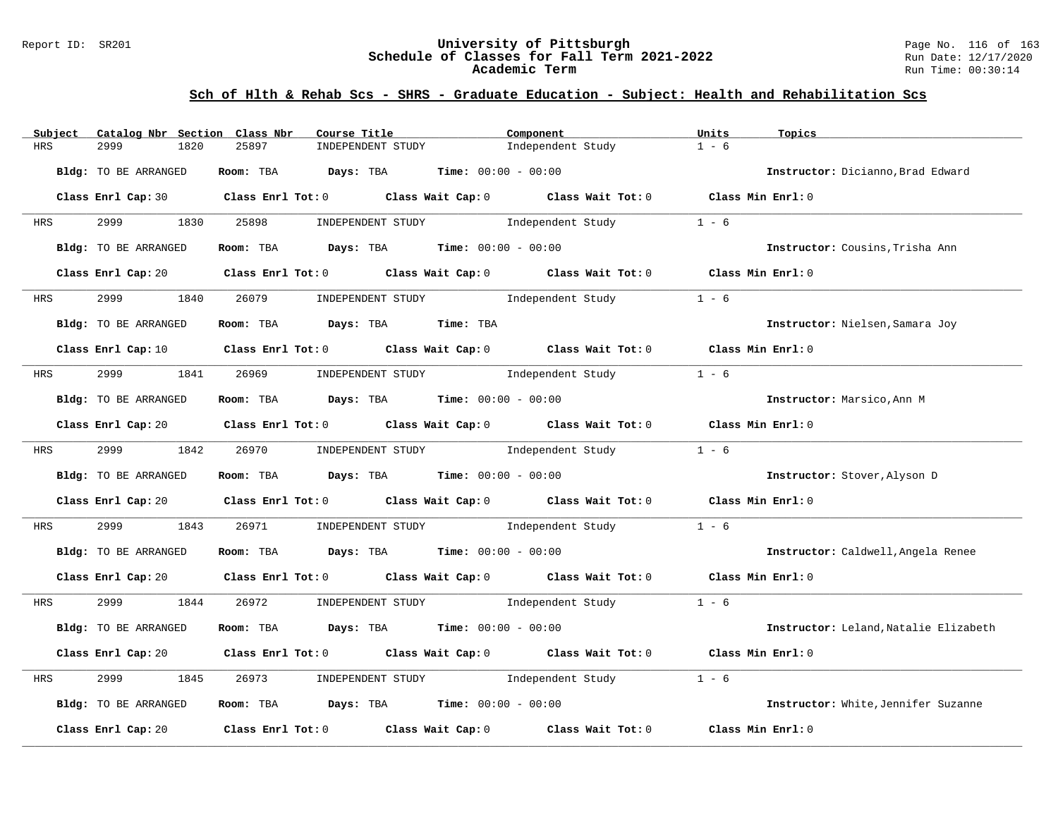## Sch of Hlth & Rehab Scs - SHRS - Graduate Education - Subject: Health and Rehabilitation Scs

| Subject | Catalog Nbr | Section | Class Nbr | Course Title | Component | Units | Topics |
|---|---|---|---|---|---|---|---|
| HRS | 2999 | 1820 | 25897 | INDEPENDENT STUDY | Independent Study | 1 - 6 | |

**Bldg:** TO BE ARRANGED **Room:** TBA **Days:** TBA **Time:** 00:00 - 00:00 **Instructor:** Dicianno,Brad Edward

**Class Enrl Cap:** 30 **Class Enrl Tot:** 0 **Class Wait Cap:** 0 **Class Wait Tot:** 0 **Class Min Enrl:** 0

| Subject | Catalog Nbr | Section | Class Nbr | Course Title | Component | Units | Topics |
|---|---|---|---|---|---|---|---|
| HRS | 2999 | 1830 | 25898 | INDEPENDENT STUDY | Independent Study | 1 - 6 | |

**Bldg:** TO BE ARRANGED **Room:** TBA **Days:** TBA **Time:** 00:00 - 00:00 **Instructor:** Cousins,Trisha Ann

**Class Enrl Cap:** 20 **Class Enrl Tot:** 0 **Class Wait Cap:** 0 **Class Wait Tot:** 0 **Class Min Enrl:** 0

| Subject | Catalog Nbr | Section | Class Nbr | Course Title | Component | Units | Topics |
|---|---|---|---|---|---|---|---|
| HRS | 2999 | 1840 | 26079 | INDEPENDENT STUDY | Independent Study | 1 - 6 | |

**Bldg:** TO BE ARRANGED **Room:** TBA **Days:** TBA **Time:** TBA **Instructor:** Nielsen,Samara Joy

**Class Enrl Cap:** 10 **Class Enrl Tot:** 0 **Class Wait Cap:** 0 **Class Wait Tot:** 0 **Class Min Enrl:** 0

| Subject | Catalog Nbr | Section | Class Nbr | Course Title | Component | Units | Topics |
|---|---|---|---|---|---|---|---|
| HRS | 2999 | 1841 | 26969 | INDEPENDENT STUDY | Independent Study | 1 - 6 | |

**Bldg:** TO BE ARRANGED **Room:** TBA **Days:** TBA **Time:** 00:00 - 00:00 **Instructor:** Marsico,Ann M

**Class Enrl Cap:** 20 **Class Enrl Tot:** 0 **Class Wait Cap:** 0 **Class Wait Tot:** 0 **Class Min Enrl:** 0

| Subject | Catalog Nbr | Section | Class Nbr | Course Title | Component | Units | Topics |
|---|---|---|---|---|---|---|---|
| HRS | 2999 | 1842 | 26970 | INDEPENDENT STUDY | Independent Study | 1 - 6 | |

**Bldg:** TO BE ARRANGED **Room:** TBA **Days:** TBA **Time:** 00:00 - 00:00 **Instructor:** Stover,Alyson D

**Class Enrl Cap:** 20 **Class Enrl Tot:** 0 **Class Wait Cap:** 0 **Class Wait Tot:** 0 **Class Min Enrl:** 0

| Subject | Catalog Nbr | Section | Class Nbr | Course Title | Component | Units | Topics |
|---|---|---|---|---|---|---|---|
| HRS | 2999 | 1843 | 26971 | INDEPENDENT STUDY | Independent Study | 1 - 6 | |

**Bldg:** TO BE ARRANGED **Room:** TBA **Days:** TBA **Time:** 00:00 - 00:00 **Instructor:** Caldwell,Angela Renee

**Class Enrl Cap:** 20 **Class Enrl Tot:** 0 **Class Wait Cap:** 0 **Class Wait Tot:** 0 **Class Min Enrl:** 0

| Subject | Catalog Nbr | Section | Class Nbr | Course Title | Component | Units | Topics |
|---|---|---|---|---|---|---|---|
| HRS | 2999 | 1844 | 26972 | INDEPENDENT STUDY | Independent Study | 1 - 6 | |

**Bldg:** TO BE ARRANGED **Room:** TBA **Days:** TBA **Time:** 00:00 - 00:00 **Instructor:** Leland,Natalie Elizabeth

**Class Enrl Cap:** 20 **Class Enrl Tot:** 0 **Class Wait Cap:** 0 **Class Wait Tot:** 0 **Class Min Enrl:** 0

| Subject | Catalog Nbr | Section | Class Nbr | Course Title | Component | Units | Topics |
|---|---|---|---|---|---|---|---|
| HRS | 2999 | 1845 | 26973 | INDEPENDENT STUDY | Independent Study | 1 - 6 | |

**Bldg:** TO BE ARRANGED **Room:** TBA **Days:** TBA **Time:** 00:00 - 00:00 **Instructor:** White,Jennifer Suzanne

**Class Enrl Cap:** 20 **Class Enrl Tot:** 0 **Class Wait Cap:** 0 **Class Wait Tot:** 0 **Class Min Enrl:** 0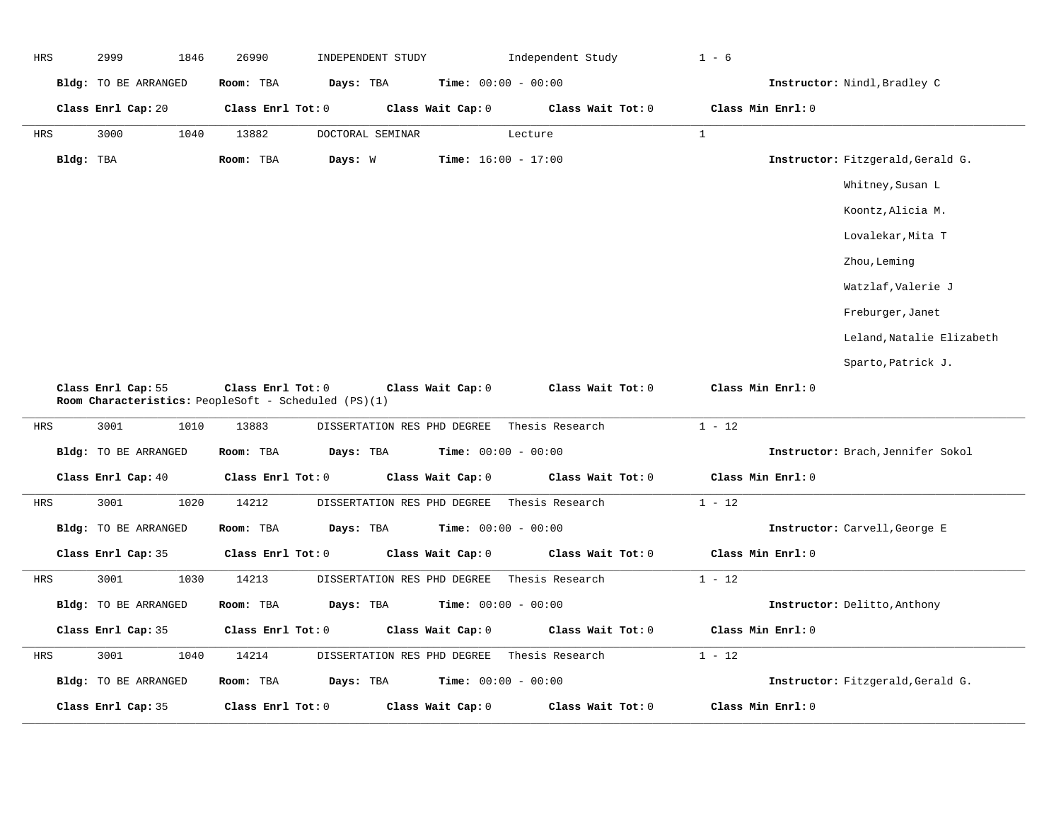HRS 2999 1846 26990 INDEPENDENT STUDY Independent Study 1 - 6

**Bldg:** TO BE ARRANGED **Room:** TBA **Days:** TBA **Time:** 00:00 - 00:00 **Instructor:** Nindl,Bradley C

**Class Enrl Cap:** 20 **Class Enrl Tot:** 0 **Class Wait Cap:** 0 **Class Wait Tot:** 0 **Class Min Enrl:** 0

---

HRS 3000 1040 13882 DOCTORAL SEMINAR Lecture 1

**Bldg:** TBA **Room:** TBA **Days:** W **Time:** 16:00 - 17:00 **Instructor:** Fitzgerald,Gerald G.

Whitney,Susan L

Koontz,Alicia M.

Lovalekar,Mita T

Zhou,Leming

Watzlaf,Valerie J

Freburger,Janet

Leland,Natalie Elizabeth

Sparto,Patrick J.

**Class Enrl Cap:** 55 **Class Enrl Tot:** 0 **Class Wait Cap:** 0 **Class Wait Tot:** 0 **Class Min Enrl:** 0

**Room Characteristics:** PeopleSoft - Scheduled (PS)(1)

---

HRS 3001 1010 13883 DISSERTATION RES PHD DEGREE Thesis Research 1 - 12

**Bldg:** TO BE ARRANGED **Room:** TBA **Days:** TBA **Time:** 00:00 - 00:00 **Instructor:** Brach,Jennifer Sokol

**Class Enrl Cap:** 40 **Class Enrl Tot:** 0 **Class Wait Cap:** 0 **Class Wait Tot:** 0 **Class Min Enrl:** 0

---

HRS 3001 1020 14212 DISSERTATION RES PHD DEGREE Thesis Research 1 - 12

**Bldg:** TO BE ARRANGED **Room:** TBA **Days:** TBA **Time:** 00:00 - 00:00 **Instructor:** Carvell,George E

**Class Enrl Cap:** 35 **Class Enrl Tot:** 0 **Class Wait Cap:** 0 **Class Wait Tot:** 0 **Class Min Enrl:** 0

---

HRS 3001 1030 14213 DISSERTATION RES PHD DEGREE Thesis Research 1 - 12

**Bldg:** TO BE ARRANGED **Room:** TBA **Days:** TBA **Time:** 00:00 - 00:00 **Instructor:** Delitto,Anthony

**Class Enrl Cap:** 35 **Class Enrl Tot:** 0 **Class Wait Cap:** 0 **Class Wait Tot:** 0 **Class Min Enrl:** 0

---

HRS 3001 1040 14214 DISSERTATION RES PHD DEGREE Thesis Research 1 - 12

**Bldg:** TO BE ARRANGED **Room:** TBA **Days:** TBA **Time:** 00:00 - 00:00 **Instructor:** Fitzgerald,Gerald G.

**Class Enrl Cap:** 35 **Class Enrl Tot:** 0 **Class Wait Cap:** 0 **Class Wait Tot:** 0 **Class Min Enrl:** 0

---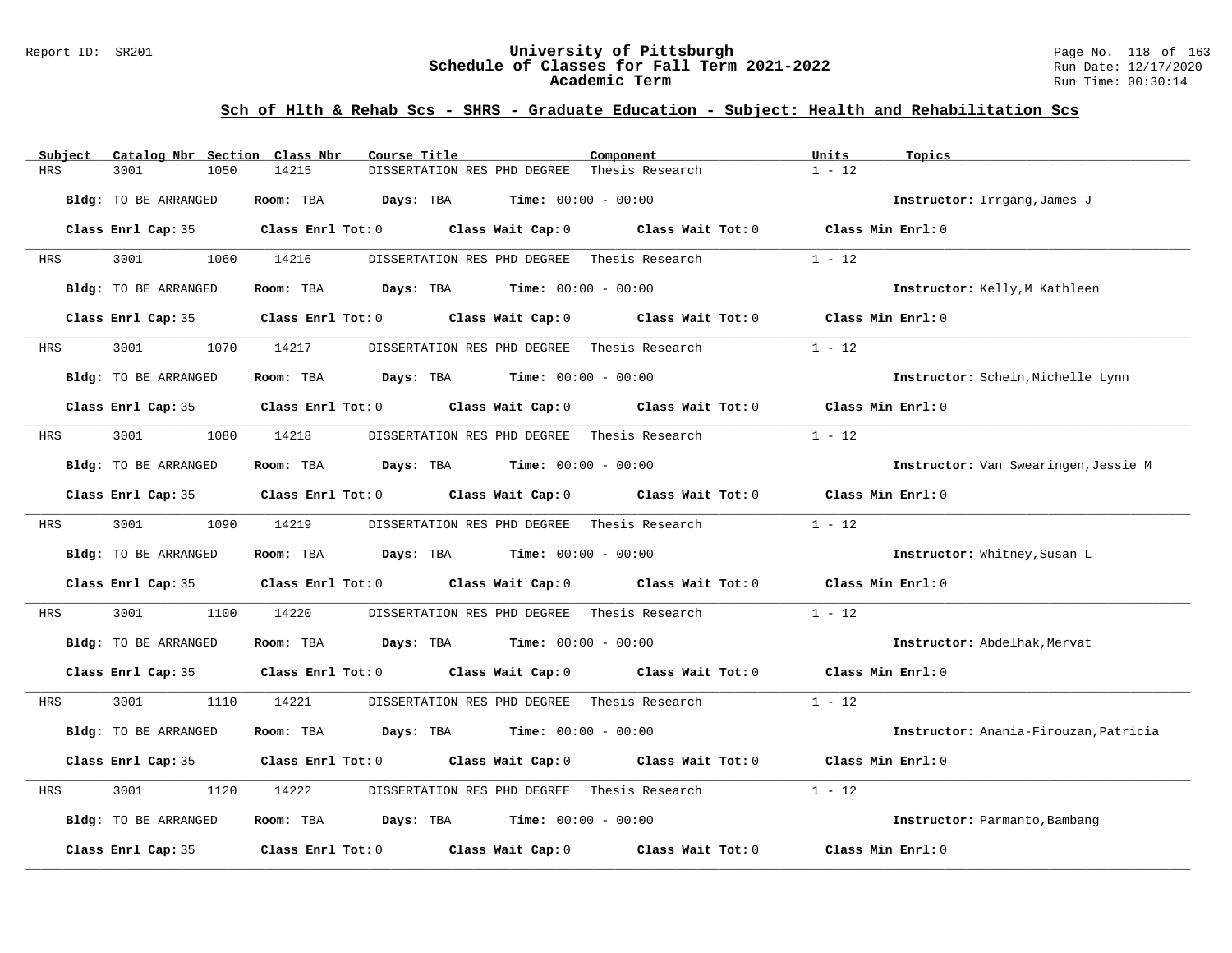## Sch of Hlth & Rehab Scs - SHRS - Graduate Education - Subject: Health and Rehabilitation Scs

| Subject | Catalog Nbr | Section | Class Nbr | Course Title | Component | Units | Topics |
|---|---|---|---|---|---|---|---|
| HRS | 3001 | 1050 | 14215 | DISSERTATION RES PHD DEGREE | Thesis Research | 1 - 12 | |

**Bldg:** TO BE ARRANGED **Room:** TBA **Days:** TBA **Time:** 00:00 - 00:00 **Instructor:** Irrgang,James J

**Class Enrl Cap:** 35 **Class Enrl Tot:** 0 **Class Wait Cap:** 0 **Class Wait Tot:** 0 **Class Min Enrl:** 0

---

| Subject | Catalog Nbr | Section | Class Nbr | Course Title | Component | Units | Topics |
|---|---|---|---|---|---|---|---|
| HRS | 3001 | 1060 | 14216 | DISSERTATION RES PHD DEGREE | Thesis Research | 1 - 12 | |

**Bldg:** TO BE ARRANGED **Room:** TBA **Days:** TBA **Time:** 00:00 - 00:00 **Instructor:** Kelly,M Kathleen

**Class Enrl Cap:** 35 **Class Enrl Tot:** 0 **Class Wait Cap:** 0 **Class Wait Tot:** 0 **Class Min Enrl:** 0

---

| Subject | Catalog Nbr | Section | Class Nbr | Course Title | Component | Units | Topics |
|---|---|---|---|---|---|---|---|
| HRS | 3001 | 1070 | 14217 | DISSERTATION RES PHD DEGREE | Thesis Research | 1 - 12 | |

**Bldg:** TO BE ARRANGED **Room:** TBA **Days:** TBA **Time:** 00:00 - 00:00 **Instructor:** Schein,Michelle Lynn

**Class Enrl Cap:** 35 **Class Enrl Tot:** 0 **Class Wait Cap:** 0 **Class Wait Tot:** 0 **Class Min Enrl:** 0

---

| Subject | Catalog Nbr | Section | Class Nbr | Course Title | Component | Units | Topics |
|---|---|---|---|---|---|---|---|
| HRS | 3001 | 1080 | 14218 | DISSERTATION RES PHD DEGREE | Thesis Research | 1 - 12 | |

**Bldg:** TO BE ARRANGED **Room:** TBA **Days:** TBA **Time:** 00:00 - 00:00 **Instructor:** Van Swearingen,Jessie M

**Class Enrl Cap:** 35 **Class Enrl Tot:** 0 **Class Wait Cap:** 0 **Class Wait Tot:** 0 **Class Min Enrl:** 0

---

| Subject | Catalog Nbr | Section | Class Nbr | Course Title | Component | Units | Topics |
|---|---|---|---|---|---|---|---|
| HRS | 3001 | 1090 | 14219 | DISSERTATION RES PHD DEGREE | Thesis Research | 1 - 12 | |

**Bldg:** TO BE ARRANGED **Room:** TBA **Days:** TBA **Time:** 00:00 - 00:00 **Instructor:** Whitney,Susan L

**Class Enrl Cap:** 35 **Class Enrl Tot:** 0 **Class Wait Cap:** 0 **Class Wait Tot:** 0 **Class Min Enrl:** 0

---

| Subject | Catalog Nbr | Section | Class Nbr | Course Title | Component | Units | Topics |
|---|---|---|---|---|---|---|---|
| HRS | 3001 | 1100 | 14220 | DISSERTATION RES PHD DEGREE | Thesis Research | 1 - 12 | |

**Bldg:** TO BE ARRANGED **Room:** TBA **Days:** TBA **Time:** 00:00 - 00:00 **Instructor:** Abdelhak,Mervat

**Class Enrl Cap:** 35 **Class Enrl Tot:** 0 **Class Wait Cap:** 0 **Class Wait Tot:** 0 **Class Min Enrl:** 0

---

| Subject | Catalog Nbr | Section | Class Nbr | Course Title | Component | Units | Topics |
|---|---|---|---|---|---|---|---|
| HRS | 3001 | 1110 | 14221 | DISSERTATION RES PHD DEGREE | Thesis Research | 1 - 12 | |

**Bldg:** TO BE ARRANGED **Room:** TBA **Days:** TBA **Time:** 00:00 - 00:00 **Instructor:** Anania-Firouzan,Patricia

**Class Enrl Cap:** 35 **Class Enrl Tot:** 0 **Class Wait Cap:** 0 **Class Wait Tot:** 0 **Class Min Enrl:** 0

---

| Subject | Catalog Nbr | Section | Class Nbr | Course Title | Component | Units | Topics |
|---|---|---|---|---|---|---|---|
| HRS | 3001 | 1120 | 14222 | DISSERTATION RES PHD DEGREE | Thesis Research | 1 - 12 | |

**Bldg:** TO BE ARRANGED **Room:** TBA **Days:** TBA **Time:** 00:00 - 00:00 **Instructor:** Parmanto,Bambang

**Class Enrl Cap:** 35 **Class Enrl Tot:** 0 **Class Wait Cap:** 0 **Class Wait Tot:** 0 **Class Min Enrl:** 0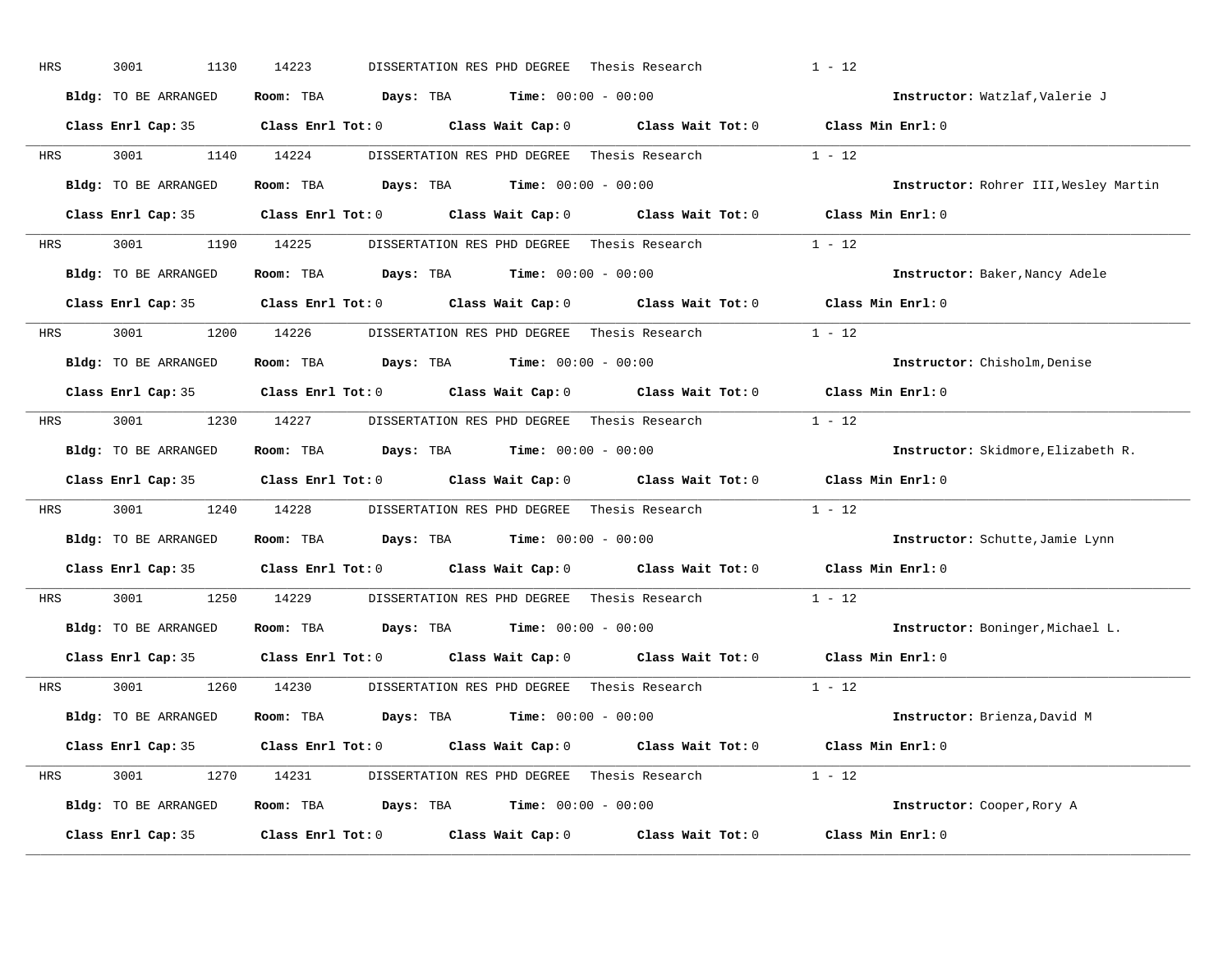HRS 3001 1130 14223 DISSERTATION RES PHD DEGREE Thesis Research 1 - 12

**Bldg:** TO BE ARRANGED **Room:** TBA **Days:** TBA **Time:** 00:00 - 00:00 **Instructor:** Watzlaf,Valerie J

**Class Enrl Cap:** 35 **Class Enrl Tot:** 0 **Class Wait Cap:** 0 **Class Wait Tot:** 0 **Class Min Enrl:** 0

---

HRS 3001 1140 14224 DISSERTATION RES PHD DEGREE Thesis Research 1 - 12

**Bldg:** TO BE ARRANGED **Room:** TBA **Days:** TBA **Time:** 00:00 - 00:00 **Instructor:** Rohrer III,Wesley Martin

**Class Enrl Cap:** 35 **Class Enrl Tot:** 0 **Class Wait Cap:** 0 **Class Wait Tot:** 0 **Class Min Enrl:** 0

---

HRS 3001 1190 14225 DISSERTATION RES PHD DEGREE Thesis Research 1 - 12

**Bldg:** TO BE ARRANGED **Room:** TBA **Days:** TBA **Time:** 00:00 - 00:00 **Instructor:** Baker,Nancy Adele

**Class Enrl Cap:** 35 **Class Enrl Tot:** 0 **Class Wait Cap:** 0 **Class Wait Tot:** 0 **Class Min Enrl:** 0

---

HRS 3001 1200 14226 DISSERTATION RES PHD DEGREE Thesis Research 1 - 12

**Bldg:** TO BE ARRANGED **Room:** TBA **Days:** TBA **Time:** 00:00 - 00:00 **Instructor:** Chisholm,Denise

**Class Enrl Cap:** 35 **Class Enrl Tot:** 0 **Class Wait Cap:** 0 **Class Wait Tot:** 0 **Class Min Enrl:** 0

---

HRS 3001 1230 14227 DISSERTATION RES PHD DEGREE Thesis Research 1 - 12

**Bldg:** TO BE ARRANGED **Room:** TBA **Days:** TBA **Time:** 00:00 - 00:00 **Instructor:** Skidmore,Elizabeth R.

**Class Enrl Cap:** 35 **Class Enrl Tot:** 0 **Class Wait Cap:** 0 **Class Wait Tot:** 0 **Class Min Enrl:** 0

---

HRS 3001 1240 14228 DISSERTATION RES PHD DEGREE Thesis Research 1 - 12

**Bldg:** TO BE ARRANGED **Room:** TBA **Days:** TBA **Time:** 00:00 - 00:00 **Instructor:** Schutte,Jamie Lynn

**Class Enrl Cap:** 35 **Class Enrl Tot:** 0 **Class Wait Cap:** 0 **Class Wait Tot:** 0 **Class Min Enrl:** 0

---

HRS 3001 1250 14229 DISSERTATION RES PHD DEGREE Thesis Research 1 - 12

**Bldg:** TO BE ARRANGED **Room:** TBA **Days:** TBA **Time:** 00:00 - 00:00 **Instructor:** Boninger,Michael L.

**Class Enrl Cap:** 35 **Class Enrl Tot:** 0 **Class Wait Cap:** 0 **Class Wait Tot:** 0 **Class Min Enrl:** 0

---

HRS 3001 1260 14230 DISSERTATION RES PHD DEGREE Thesis Research 1 - 12

**Bldg:** TO BE ARRANGED **Room:** TBA **Days:** TBA **Time:** 00:00 - 00:00 **Instructor:** Brienza,David M

**Class Enrl Cap:** 35 **Class Enrl Tot:** 0 **Class Wait Cap:** 0 **Class Wait Tot:** 0 **Class Min Enrl:** 0

---

HRS 3001 1270 14231 DISSERTATION RES PHD DEGREE Thesis Research 1 - 12

**Bldg:** TO BE ARRANGED **Room:** TBA **Days:** TBA **Time:** 00:00 - 00:00 **Instructor:** Cooper,Rory A

**Class Enrl Cap:** 35 **Class Enrl Tot:** 0 **Class Wait Cap:** 0 **Class Wait Tot:** 0 **Class Min Enrl:** 0

---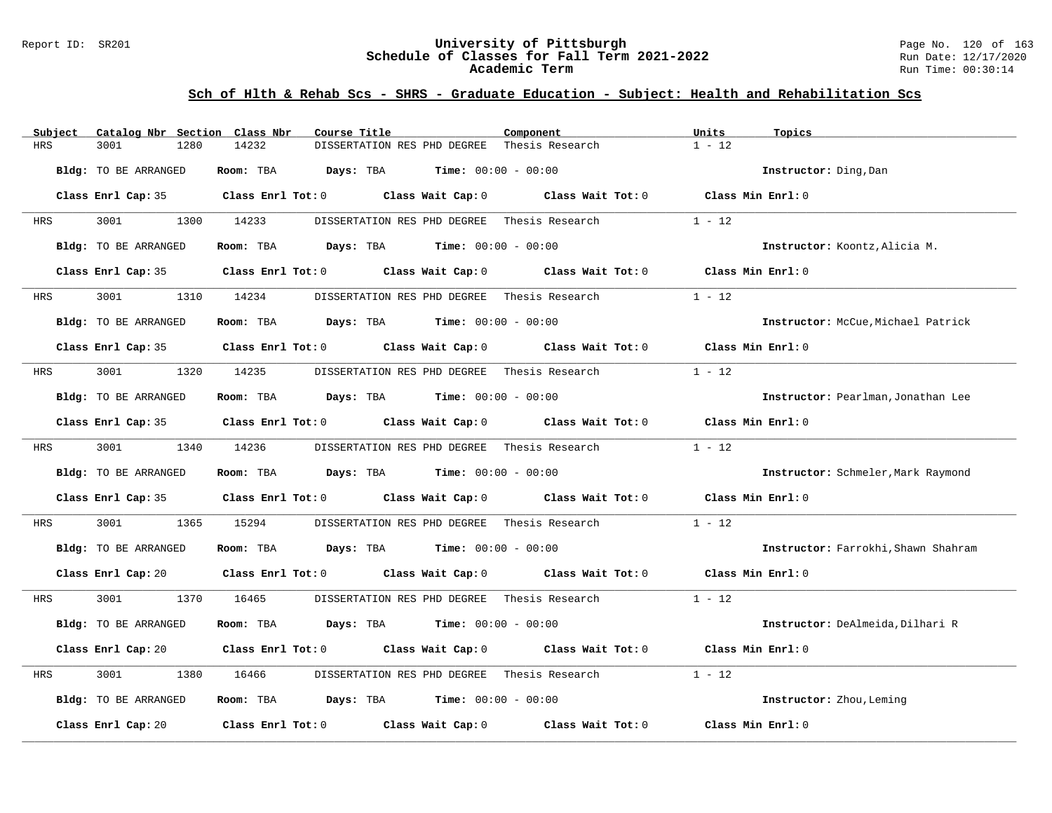## Sch of Hlth & Rehab Scs - SHRS - Graduate Education - Subject: Health and Rehabilitation Scs

| Subject | Catalog Nbr | Section | Class Nbr | Course Title | Component | Units | Topics |
|---|---|---|---|---|---|---|---|
| HRS | 3001 | 1280 | 14232 | DISSERTATION RES PHD DEGREE | Thesis Research | 1 - 12 | |

**Bldg:** TO BE ARRANGED **Room:** TBA **Days:** TBA **Time:** 00:00 - 00:00 **Instructor:** Ding,Dan

**Class Enrl Cap:** 35 **Class Enrl Tot:** 0 **Class Wait Cap:** 0 **Class Wait Tot:** 0 **Class Min Enrl:** 0

| Subject | Catalog Nbr | Section | Class Nbr | Course Title | Component | Units | Topics |
|---|---|---|---|---|---|---|---|
| HRS | 3001 | 1300 | 14233 | DISSERTATION RES PHD DEGREE | Thesis Research | 1 - 12 | |

**Bldg:** TO BE ARRANGED **Room:** TBA **Days:** TBA **Time:** 00:00 - 00:00 **Instructor:** Koontz,Alicia M.

**Class Enrl Cap:** 35 **Class Enrl Tot:** 0 **Class Wait Cap:** 0 **Class Wait Tot:** 0 **Class Min Enrl:** 0

| Subject | Catalog Nbr | Section | Class Nbr | Course Title | Component | Units | Topics |
|---|---|---|---|---|---|---|---|
| HRS | 3001 | 1310 | 14234 | DISSERTATION RES PHD DEGREE | Thesis Research | 1 - 12 | |

**Bldg:** TO BE ARRANGED **Room:** TBA **Days:** TBA **Time:** 00:00 - 00:00 **Instructor:** McCue,Michael Patrick

**Class Enrl Cap:** 35 **Class Enrl Tot:** 0 **Class Wait Cap:** 0 **Class Wait Tot:** 0 **Class Min Enrl:** 0

| Subject | Catalog Nbr | Section | Class Nbr | Course Title | Component | Units | Topics |
|---|---|---|---|---|---|---|---|
| HRS | 3001 | 1320 | 14235 | DISSERTATION RES PHD DEGREE | Thesis Research | 1 - 12 | |

**Bldg:** TO BE ARRANGED **Room:** TBA **Days:** TBA **Time:** 00:00 - 00:00 **Instructor:** Pearlman,Jonathan Lee

**Class Enrl Cap:** 35 **Class Enrl Tot:** 0 **Class Wait Cap:** 0 **Class Wait Tot:** 0 **Class Min Enrl:** 0

| Subject | Catalog Nbr | Section | Class Nbr | Course Title | Component | Units | Topics |
|---|---|---|---|---|---|---|---|
| HRS | 3001 | 1340 | 14236 | DISSERTATION RES PHD DEGREE | Thesis Research | 1 - 12 | |

**Bldg:** TO BE ARRANGED **Room:** TBA **Days:** TBA **Time:** 00:00 - 00:00 **Instructor:** Schmeler,Mark Raymond

**Class Enrl Cap:** 35 **Class Enrl Tot:** 0 **Class Wait Cap:** 0 **Class Wait Tot:** 0 **Class Min Enrl:** 0

| Subject | Catalog Nbr | Section | Class Nbr | Course Title | Component | Units | Topics |
|---|---|---|---|---|---|---|---|
| HRS | 3001 | 1365 | 15294 | DISSERTATION RES PHD DEGREE | Thesis Research | 1 - 12 | |

**Bldg:** TO BE ARRANGED **Room:** TBA **Days:** TBA **Time:** 00:00 - 00:00 **Instructor:** Farrokhi,Shawn Shahram

**Class Enrl Cap:** 20 **Class Enrl Tot:** 0 **Class Wait Cap:** 0 **Class Wait Tot:** 0 **Class Min Enrl:** 0

| Subject | Catalog Nbr | Section | Class Nbr | Course Title | Component | Units | Topics |
|---|---|---|---|---|---|---|---|
| HRS | 3001 | 1370 | 16465 | DISSERTATION RES PHD DEGREE | Thesis Research | 1 - 12 | |

**Bldg:** TO BE ARRANGED **Room:** TBA **Days:** TBA **Time:** 00:00 - 00:00 **Instructor:** DeAlmeida,Dilhari R

**Class Enrl Cap:** 20 **Class Enrl Tot:** 0 **Class Wait Cap:** 0 **Class Wait Tot:** 0 **Class Min Enrl:** 0

| Subject | Catalog Nbr | Section | Class Nbr | Course Title | Component | Units | Topics |
|---|---|---|---|---|---|---|---|
| HRS | 3001 | 1380 | 16466 | DISSERTATION RES PHD DEGREE | Thesis Research | 1 - 12 | |

**Bldg:** TO BE ARRANGED **Room:** TBA **Days:** TBA **Time:** 00:00 - 00:00 **Instructor:** Zhou,Leming

**Class Enrl Cap:** 20 **Class Enrl Tot:** 0 **Class Wait Cap:** 0 **Class Wait Tot:** 0 **Class Min Enrl:** 0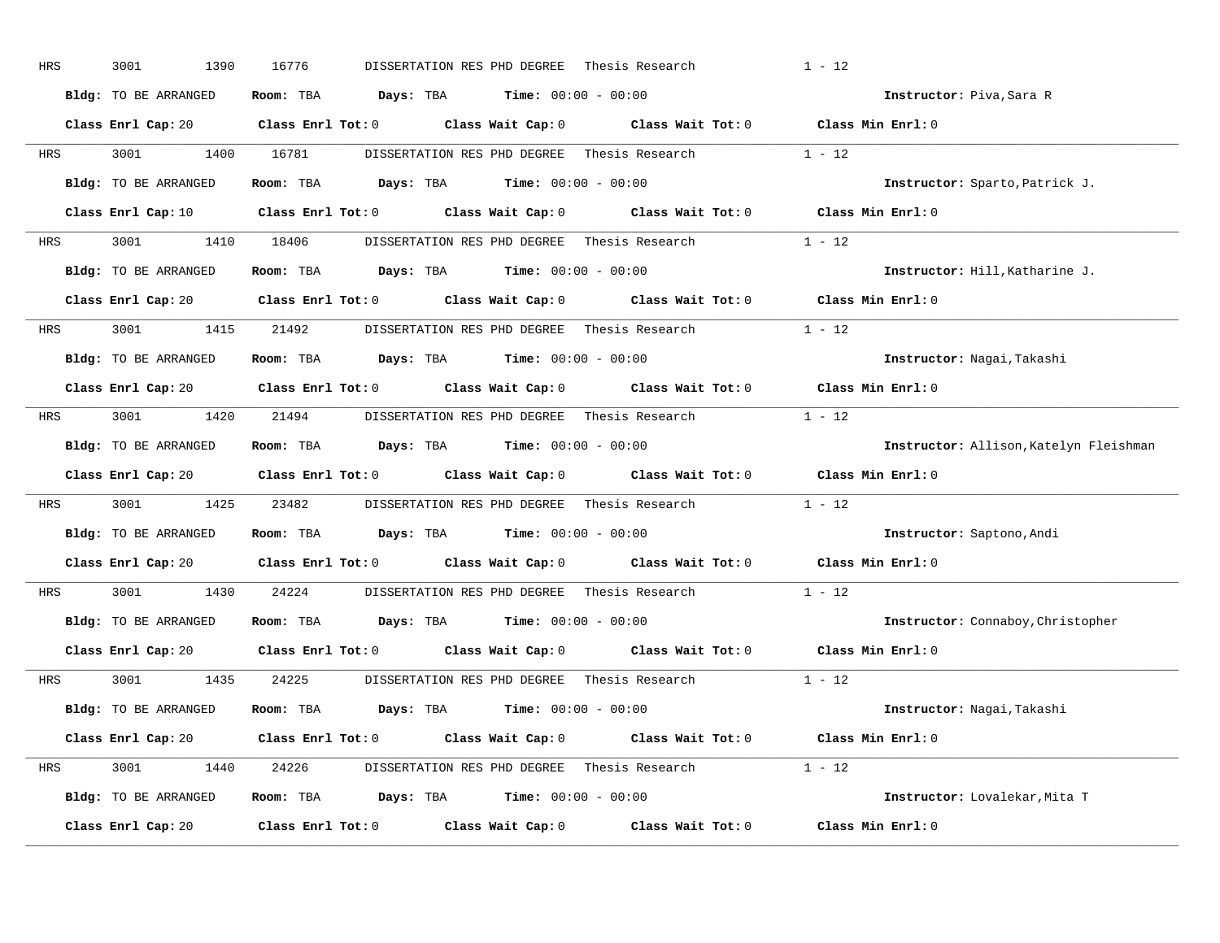HRS 3001 1390 16776 DISSERTATION RES PHD DEGREE Thesis Research 1 - 12

**Bldg:** TO BE ARRANGED **Room:** TBA **Days:** TBA **Time:** 00:00 - 00:00 **Instructor:** Piva,Sara R

**Class Enrl Cap:** 20 **Class Enrl Tot:** 0 **Class Wait Cap:** 0 **Class Wait Tot:** 0 **Class Min Enrl:** 0

---

HRS 3001 1400 16781 DISSERTATION RES PHD DEGREE Thesis Research 1 - 12

**Bldg:** TO BE ARRANGED **Room:** TBA **Days:** TBA **Time:** 00:00 - 00:00 **Instructor:** Sparto,Patrick J.

**Class Enrl Cap:** 10 **Class Enrl Tot:** 0 **Class Wait Cap:** 0 **Class Wait Tot:** 0 **Class Min Enrl:** 0

---

HRS 3001 1410 18406 DISSERTATION RES PHD DEGREE Thesis Research 1 - 12

**Bldg:** TO BE ARRANGED **Room:** TBA **Days:** TBA **Time:** 00:00 - 00:00 **Instructor:** Hill,Katharine J.

**Class Enrl Cap:** 20 **Class Enrl Tot:** 0 **Class Wait Cap:** 0 **Class Wait Tot:** 0 **Class Min Enrl:** 0

---

HRS 3001 1415 21492 DISSERTATION RES PHD DEGREE Thesis Research 1 - 12

**Bldg:** TO BE ARRANGED **Room:** TBA **Days:** TBA **Time:** 00:00 - 00:00 **Instructor:** Nagai,Takashi

**Class Enrl Cap:** 20 **Class Enrl Tot:** 0 **Class Wait Cap:** 0 **Class Wait Tot:** 0 **Class Min Enrl:** 0

---

HRS 3001 1420 21494 DISSERTATION RES PHD DEGREE Thesis Research 1 - 12

**Bldg:** TO BE ARRANGED **Room:** TBA **Days:** TBA **Time:** 00:00 - 00:00 **Instructor:** Allison,Katelyn Fleishman

**Class Enrl Cap:** 20 **Class Enrl Tot:** 0 **Class Wait Cap:** 0 **Class Wait Tot:** 0 **Class Min Enrl:** 0

---

HRS 3001 1425 23482 DISSERTATION RES PHD DEGREE Thesis Research 1 - 12

**Bldg:** TO BE ARRANGED **Room:** TBA **Days:** TBA **Time:** 00:00 - 00:00 **Instructor:** Saptono,Andi

**Class Enrl Cap:** 20 **Class Enrl Tot:** 0 **Class Wait Cap:** 0 **Class Wait Tot:** 0 **Class Min Enrl:** 0

---

HRS 3001 1430 24224 DISSERTATION RES PHD DEGREE Thesis Research 1 - 12

**Bldg:** TO BE ARRANGED **Room:** TBA **Days:** TBA **Time:** 00:00 - 00:00 **Instructor:** Connaboy,Christopher

**Class Enrl Cap:** 20 **Class Enrl Tot:** 0 **Class Wait Cap:** 0 **Class Wait Tot:** 0 **Class Min Enrl:** 0

---

HRS 3001 1435 24225 DISSERTATION RES PHD DEGREE Thesis Research 1 - 12

**Bldg:** TO BE ARRANGED **Room:** TBA **Days:** TBA **Time:** 00:00 - 00:00 **Instructor:** Nagai,Takashi

**Class Enrl Cap:** 20 **Class Enrl Tot:** 0 **Class Wait Cap:** 0 **Class Wait Tot:** 0 **Class Min Enrl:** 0

---

HRS 3001 1440 24226 DISSERTATION RES PHD DEGREE Thesis Research 1 - 12

**Bldg:** TO BE ARRANGED **Room:** TBA **Days:** TBA **Time:** 00:00 - 00:00 **Instructor:** Lovalekar,Mita T

**Class Enrl Cap:** 20 **Class Enrl Tot:** 0 **Class Wait Cap:** 0 **Class Wait Tot:** 0 **Class Min Enrl:** 0

---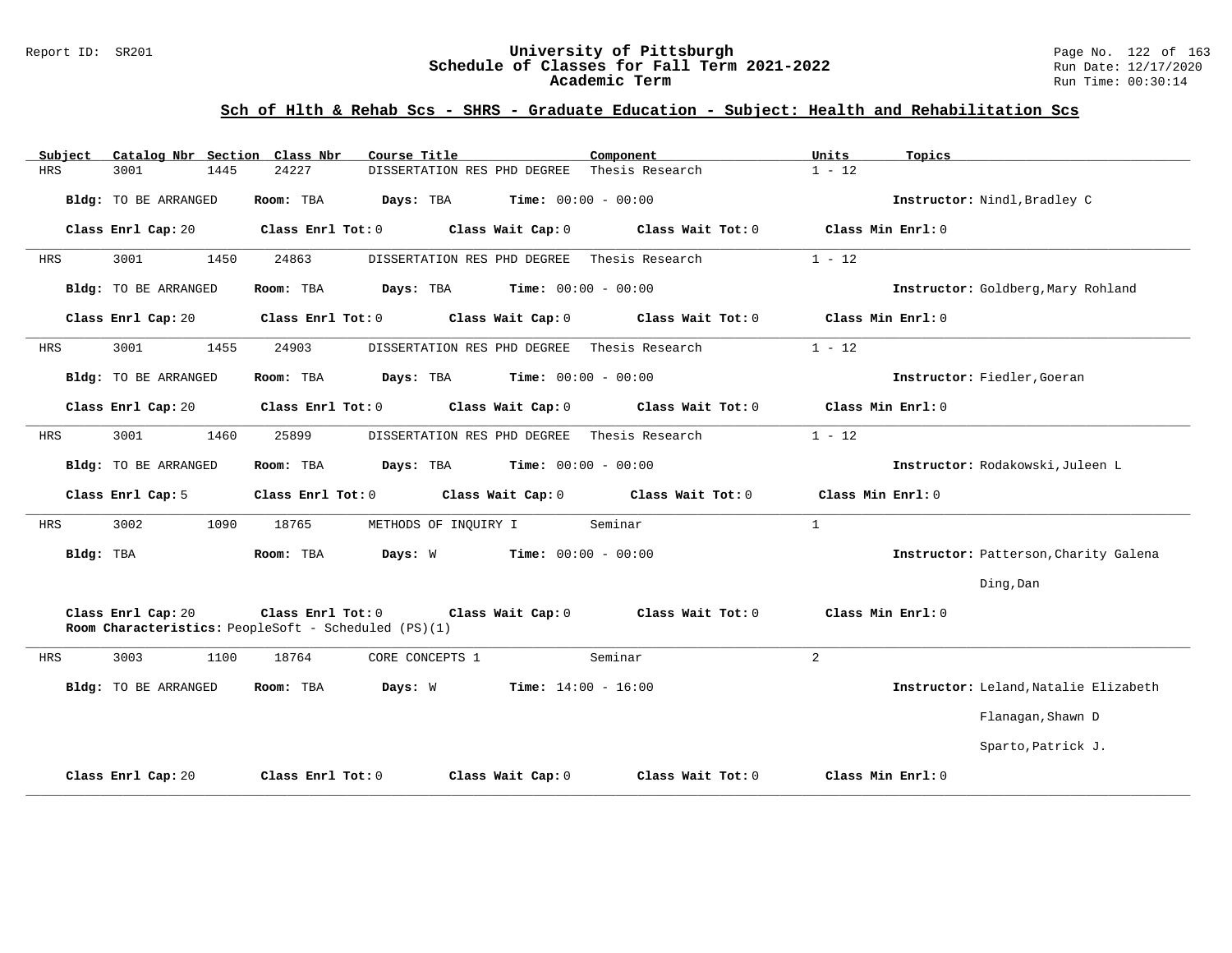## Sch of Hlth & Rehab Scs - SHRS - Graduate Education - Subject: Health and Rehabilitation Scs

| Subject | Catalog Nbr | Section | Class Nbr | Course Title | Component | Units | Topics |
|---|---|---|---|---|---|---|---|
| HRS | 3001 | 1445 | 24227 | DISSERTATION RES PHD DEGREE | Thesis Research | 1 - 12 | |

**Bldg:** TO BE ARRANGED **Room:** TBA **Days:** TBA **Time:** 00:00 - 00:00 **Instructor:** Nindl,Bradley C

**Class Enrl Cap:** 20 **Class Enrl Tot:** 0 **Class Wait Cap:** 0 **Class Wait Tot:** 0 **Class Min Enrl:** 0

---

| Subject | Catalog Nbr | Section | Class Nbr | Course Title | Component | Units | Topics |
|---|---|---|---|---|---|---|---|
| HRS | 3001 | 1450 | 24863 | DISSERTATION RES PHD DEGREE | Thesis Research | 1 - 12 | |

**Bldg:** TO BE ARRANGED **Room:** TBA **Days:** TBA **Time:** 00:00 - 00:00 **Instructor:** Goldberg,Mary Rohland

**Class Enrl Cap:** 20 **Class Enrl Tot:** 0 **Class Wait Cap:** 0 **Class Wait Tot:** 0 **Class Min Enrl:** 0

---

| Subject | Catalog Nbr | Section | Class Nbr | Course Title | Component | Units | Topics |
|---|---|---|---|---|---|---|---|
| HRS | 3001 | 1455 | 24903 | DISSERTATION RES PHD DEGREE | Thesis Research | 1 - 12 | |

**Bldg:** TO BE ARRANGED **Room:** TBA **Days:** TBA **Time:** 00:00 - 00:00 **Instructor:** Fiedler,Goeran

**Class Enrl Cap:** 20 **Class Enrl Tot:** 0 **Class Wait Cap:** 0 **Class Wait Tot:** 0 **Class Min Enrl:** 0

---

| Subject | Catalog Nbr | Section | Class Nbr | Course Title | Component | Units | Topics |
|---|---|---|---|---|---|---|---|
| HRS | 3001 | 1460 | 25899 | DISSERTATION RES PHD DEGREE | Thesis Research | 1 - 12 | |

**Bldg:** TO BE ARRANGED **Room:** TBA **Days:** TBA **Time:** 00:00 - 00:00 **Instructor:** Rodakowski,Juleen L

**Class Enrl Cap:** 5 **Class Enrl Tot:** 0 **Class Wait Cap:** 0 **Class Wait Tot:** 0 **Class Min Enrl:** 0

---

| Subject | Catalog Nbr | Section | Class Nbr | Course Title | Component | Units | Topics |
|---|---|---|---|---|---|---|---|
| HRS | 3002 | 1090 | 18765 | METHODS OF INQUIRY I | Seminar | 1 | |

**Bldg:** TBA **Room:** TBA **Days:** W **Time:** 00:00 - 00:00 **Instructor:** Patterson,Charity Galena; Ding,Dan

**Class Enrl Cap:** 20 **Class Enrl Tot:** 0 **Class Wait Cap:** 0 **Class Wait Tot:** 0 **Class Min Enrl:** 0

**Room Characteristics:** PeopleSoft - Scheduled (PS)(1)

---

| Subject | Catalog Nbr | Section | Class Nbr | Course Title | Component | Units | Topics |
|---|---|---|---|---|---|---|---|
| HRS | 3003 | 1100 | 18764 | CORE CONCEPTS 1 | Seminar | 2 | |

**Bldg:** TO BE ARRANGED **Room:** TBA **Days:** W **Time:** 14:00 - 16:00 **Instructor:** Leland,Natalie Elizabeth; Flanagan,Shawn D; Sparto,Patrick J.

**Class Enrl Cap:** 20 **Class Enrl Tot:** 0 **Class Wait Cap:** 0 **Class Wait Tot:** 0 **Class Min Enrl:** 0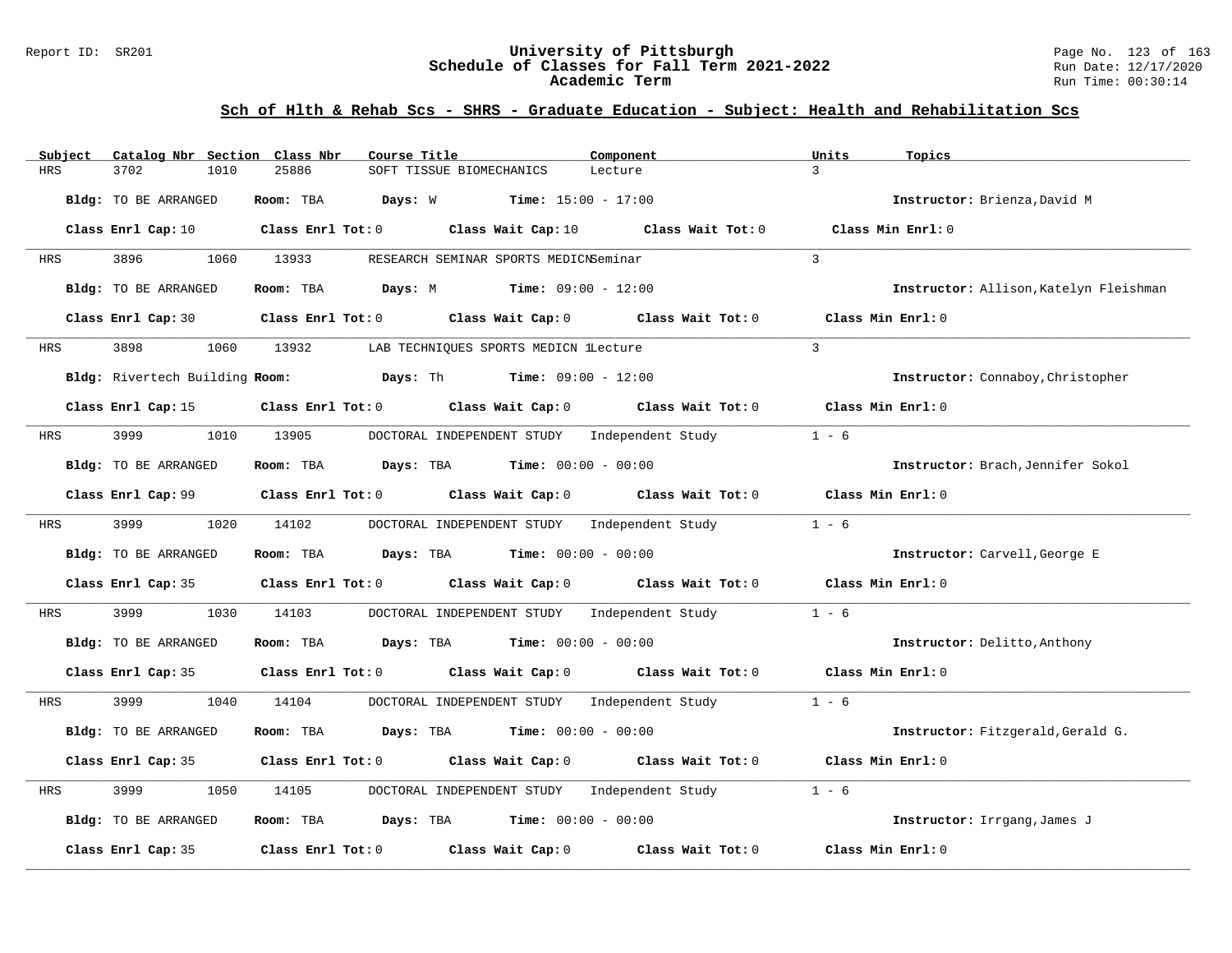## Sch of Hlth & Rehab Scs - SHRS - Graduate Education - Subject: Health and Rehabilitation Scs

| Subject | Catalog Nbr | Section | Class Nbr | Course Title | Component | Units | Topics |
|---|---|---|---|---|---|---|---|
| HRS | 3702 | 1010 | 25886 | SOFT TISSUE BIOMECHANICS | Lecture | 3 | |

**Bldg:** TO BE ARRANGED **Room:** TBA **Days:** W **Time:** 15:00 - 17:00 **Instructor:** Brienza,David M

**Class Enrl Cap:** 10 **Class Enrl Tot:** 0 **Class Wait Cap:** 10 **Class Wait Tot:** 0 **Class Min Enrl:** 0

| Subject | Catalog Nbr | Section | Class Nbr | Course Title | Component | Units | Topics |
|---|---|---|---|---|---|---|---|
| HRS | 3896 | 1060 | 13933 | RESEARCH SEMINAR SPORTS MEDICN | Seminar | 3 | |

**Bldg:** TO BE ARRANGED **Room:** TBA **Days:** M **Time:** 09:00 - 12:00 **Instructor:** Allison,Katelyn Fleishman

**Class Enrl Cap:** 30 **Class Enrl Tot:** 0 **Class Wait Cap:** 0 **Class Wait Tot:** 0 **Class Min Enrl:** 0

| Subject | Catalog Nbr | Section | Class Nbr | Course Title | Component | Units | Topics |
|---|---|---|---|---|---|---|---|
| HRS | 3898 | 1060 | 13932 | LAB TECHNIQUES SPORTS MEDICN 1 | Lecture | 3 | |

**Bldg:** Rivertech Building **Room:** **Days:** Th **Time:** 09:00 - 12:00 **Instructor:** Connaboy,Christopher

**Class Enrl Cap:** 15 **Class Enrl Tot:** 0 **Class Wait Cap:** 0 **Class Wait Tot:** 0 **Class Min Enrl:** 0

| Subject | Catalog Nbr | Section | Class Nbr | Course Title | Component | Units | Topics |
|---|---|---|---|---|---|---|---|
| HRS | 3999 | 1010 | 13905 | DOCTORAL INDEPENDENT STUDY | Independent Study | 1 - 6 | |

**Bldg:** TO BE ARRANGED **Room:** TBA **Days:** TBA **Time:** 00:00 - 00:00 **Instructor:** Brach,Jennifer Sokol

**Class Enrl Cap:** 99 **Class Enrl Tot:** 0 **Class Wait Cap:** 0 **Class Wait Tot:** 0 **Class Min Enrl:** 0

| Subject | Catalog Nbr | Section | Class Nbr | Course Title | Component | Units | Topics |
|---|---|---|---|---|---|---|---|
| HRS | 3999 | 1020 | 14102 | DOCTORAL INDEPENDENT STUDY | Independent Study | 1 - 6 | |

**Bldg:** TO BE ARRANGED **Room:** TBA **Days:** TBA **Time:** 00:00 - 00:00 **Instructor:** Carvell,George E

**Class Enrl Cap:** 35 **Class Enrl Tot:** 0 **Class Wait Cap:** 0 **Class Wait Tot:** 0 **Class Min Enrl:** 0

| Subject | Catalog Nbr | Section | Class Nbr | Course Title | Component | Units | Topics |
|---|---|---|---|---|---|---|---|
| HRS | 3999 | 1030 | 14103 | DOCTORAL INDEPENDENT STUDY | Independent Study | 1 - 6 | |

**Bldg:** TO BE ARRANGED **Room:** TBA **Days:** TBA **Time:** 00:00 - 00:00 **Instructor:** Delitto,Anthony

**Class Enrl Cap:** 35 **Class Enrl Tot:** 0 **Class Wait Cap:** 0 **Class Wait Tot:** 0 **Class Min Enrl:** 0

| Subject | Catalog Nbr | Section | Class Nbr | Course Title | Component | Units | Topics |
|---|---|---|---|---|---|---|---|
| HRS | 3999 | 1040 | 14104 | DOCTORAL INDEPENDENT STUDY | Independent Study | 1 - 6 | |

**Bldg:** TO BE ARRANGED **Room:** TBA **Days:** TBA **Time:** 00:00 - 00:00 **Instructor:** Fitzgerald,Gerald G.

**Class Enrl Cap:** 35 **Class Enrl Tot:** 0 **Class Wait Cap:** 0 **Class Wait Tot:** 0 **Class Min Enrl:** 0

| Subject | Catalog Nbr | Section | Class Nbr | Course Title | Component | Units | Topics |
|---|---|---|---|---|---|---|---|
| HRS | 3999 | 1050 | 14105 | DOCTORAL INDEPENDENT STUDY | Independent Study | 1 - 6 | |

**Bldg:** TO BE ARRANGED **Room:** TBA **Days:** TBA **Time:** 00:00 - 00:00 **Instructor:** Irrgang,James J

**Class Enrl Cap:** 35 **Class Enrl Tot:** 0 **Class Wait Cap:** 0 **Class Wait Tot:** 0 **Class Min Enrl:** 0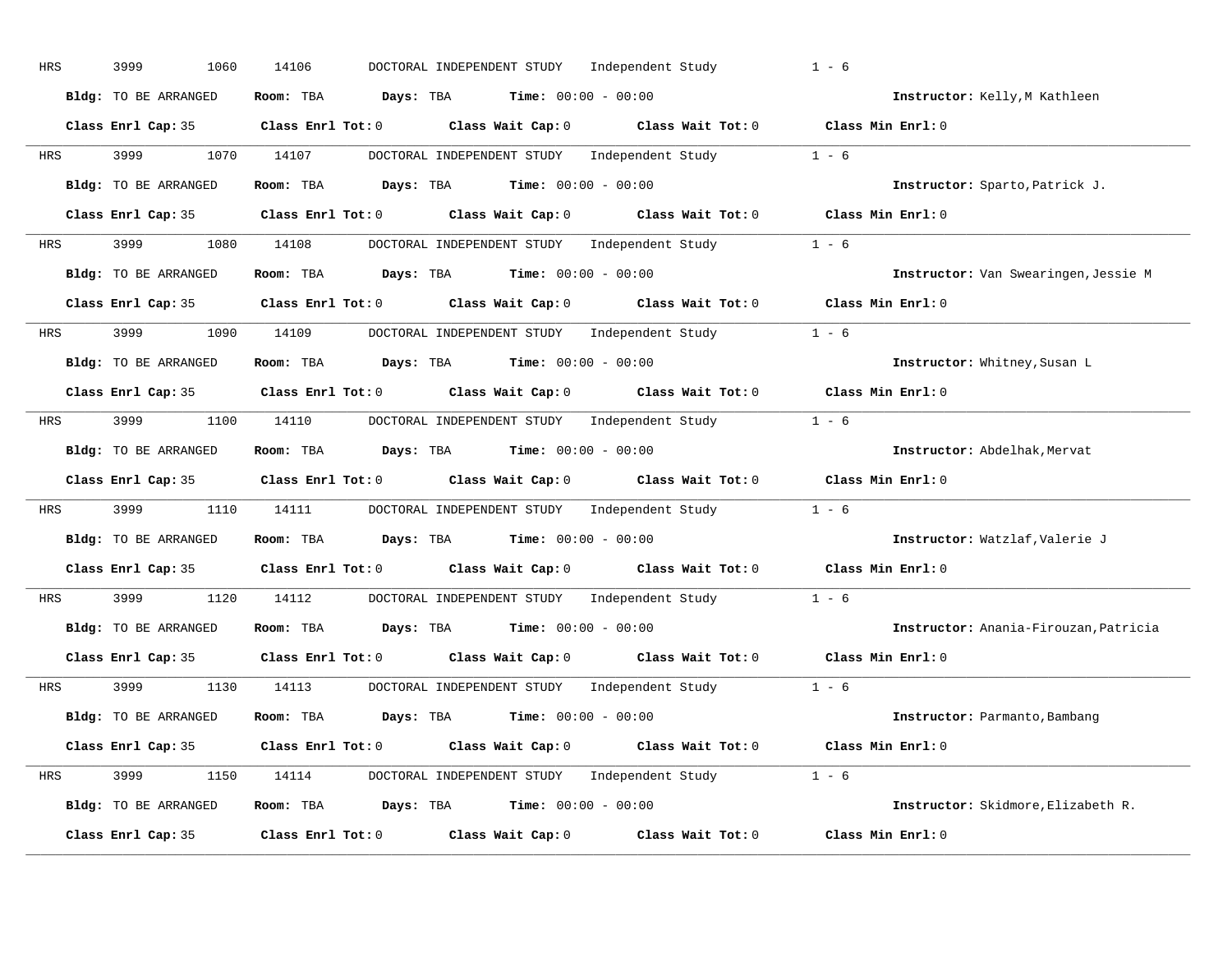HRS 3999 1060 14106 DOCTORAL INDEPENDENT STUDY Independent Study 1 - 6

**Bldg:** TO BE ARRANGED **Room:** TBA **Days:** TBA **Time:** 00:00 - 00:00 **Instructor:** Kelly,M Kathleen

**Class Enrl Cap:** 35 **Class Enrl Tot:** 0 **Class Wait Cap:** 0 **Class Wait Tot:** 0 **Class Min Enrl:** 0

---

HRS 3999 1070 14107 DOCTORAL INDEPENDENT STUDY Independent Study 1 - 6

**Bldg:** TO BE ARRANGED **Room:** TBA **Days:** TBA **Time:** 00:00 - 00:00 **Instructor:** Sparto,Patrick J.

**Class Enrl Cap:** 35 **Class Enrl Tot:** 0 **Class Wait Cap:** 0 **Class Wait Tot:** 0 **Class Min Enrl:** 0

---

HRS 3999 1080 14108 DOCTORAL INDEPENDENT STUDY Independent Study 1 - 6

**Bldg:** TO BE ARRANGED **Room:** TBA **Days:** TBA **Time:** 00:00 - 00:00 **Instructor:** Van Swearingen,Jessie M

**Class Enrl Cap:** 35 **Class Enrl Tot:** 0 **Class Wait Cap:** 0 **Class Wait Tot:** 0 **Class Min Enrl:** 0

---

HRS 3999 1090 14109 DOCTORAL INDEPENDENT STUDY Independent Study 1 - 6

**Bldg:** TO BE ARRANGED **Room:** TBA **Days:** TBA **Time:** 00:00 - 00:00 **Instructor:** Whitney,Susan L

**Class Enrl Cap:** 35 **Class Enrl Tot:** 0 **Class Wait Cap:** 0 **Class Wait Tot:** 0 **Class Min Enrl:** 0

---

HRS 3999 1100 14110 DOCTORAL INDEPENDENT STUDY Independent Study 1 - 6

**Bldg:** TO BE ARRANGED **Room:** TBA **Days:** TBA **Time:** 00:00 - 00:00 **Instructor:** Abdelhak,Mervat

**Class Enrl Cap:** 35 **Class Enrl Tot:** 0 **Class Wait Cap:** 0 **Class Wait Tot:** 0 **Class Min Enrl:** 0

---

HRS 3999 1110 14111 DOCTORAL INDEPENDENT STUDY Independent Study 1 - 6

**Bldg:** TO BE ARRANGED **Room:** TBA **Days:** TBA **Time:** 00:00 - 00:00 **Instructor:** Watzlaf,Valerie J

**Class Enrl Cap:** 35 **Class Enrl Tot:** 0 **Class Wait Cap:** 0 **Class Wait Tot:** 0 **Class Min Enrl:** 0

---

HRS 3999 1120 14112 DOCTORAL INDEPENDENT STUDY Independent Study 1 - 6

**Bldg:** TO BE ARRANGED **Room:** TBA **Days:** TBA **Time:** 00:00 - 00:00 **Instructor:** Anania-Firouzan,Patricia

**Class Enrl Cap:** 35 **Class Enrl Tot:** 0 **Class Wait Cap:** 0 **Class Wait Tot:** 0 **Class Min Enrl:** 0

---

HRS 3999 1130 14113 DOCTORAL INDEPENDENT STUDY Independent Study 1 - 6

**Bldg:** TO BE ARRANGED **Room:** TBA **Days:** TBA **Time:** 00:00 - 00:00 **Instructor:** Parmanto,Bambang

**Class Enrl Cap:** 35 **Class Enrl Tot:** 0 **Class Wait Cap:** 0 **Class Wait Tot:** 0 **Class Min Enrl:** 0

---

HRS 3999 1150 14114 DOCTORAL INDEPENDENT STUDY Independent Study 1 - 6

**Bldg:** TO BE ARRANGED **Room:** TBA **Days:** TBA **Time:** 00:00 - 00:00 **Instructor:** Skidmore,Elizabeth R.

**Class Enrl Cap:** 35 **Class Enrl Tot:** 0 **Class Wait Cap:** 0 **Class Wait Tot:** 0 **Class Min Enrl:** 0

---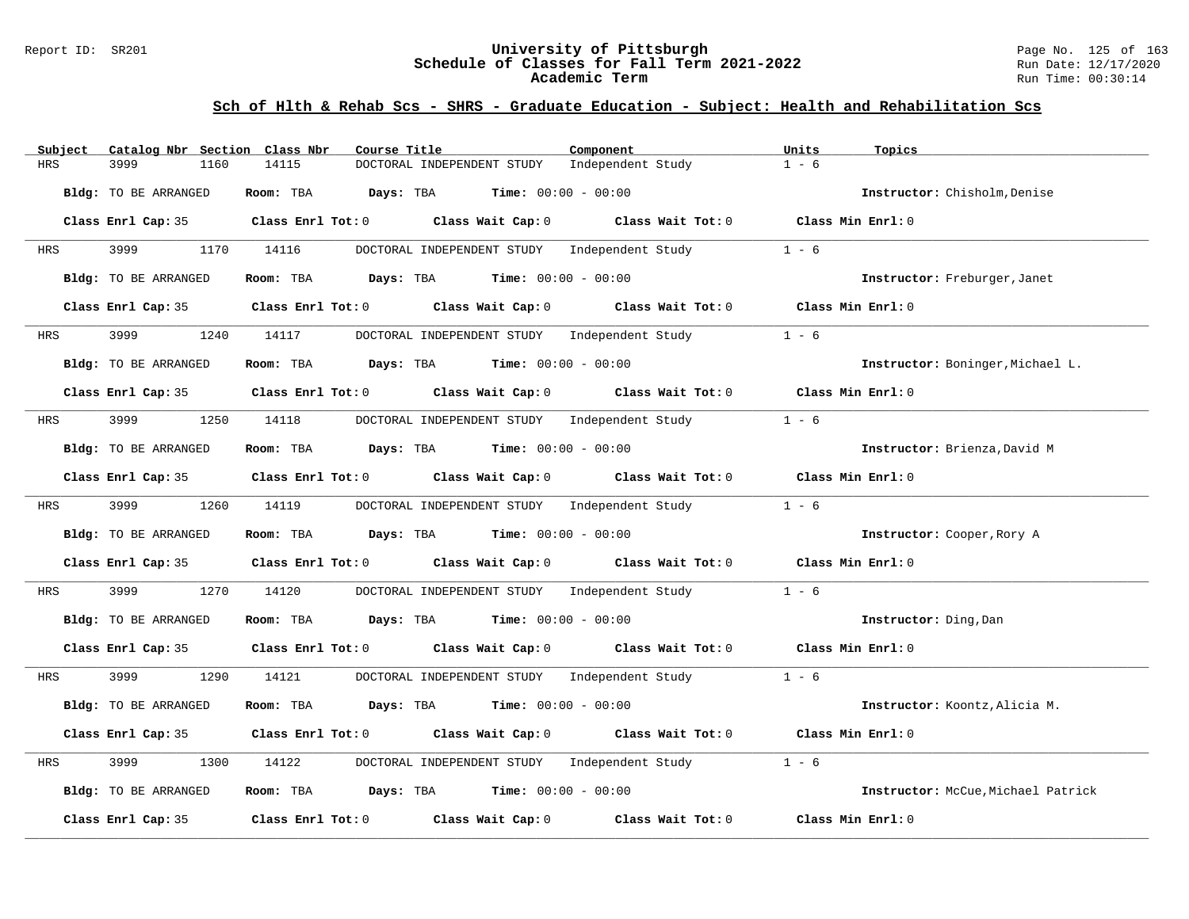## Sch of Hlth & Rehab Scs - SHRS - Graduate Education - Subject: Health and Rehabilitation Scs

| Subject | Catalog Nbr | Section | Class Nbr | Course Title | Component | Units | Topics |
|---|---|---|---|---|---|---|---|
| HRS | 3999 | 1160 | 14115 | DOCTORAL INDEPENDENT STUDY | Independent Study | 1 - 6 | |

**Bldg:** TO BE ARRANGED **Room:** TBA **Days:** TBA **Time:** 00:00 - 00:00 **Instructor:** Chisholm,Denise

**Class Enrl Cap:** 35 **Class Enrl Tot:** 0 **Class Wait Cap:** 0 **Class Wait Tot:** 0 **Class Min Enrl:** 0

| Subject | Catalog Nbr | Section | Class Nbr | Course Title | Component | Units | Topics |
|---|---|---|---|---|---|---|---|
| HRS | 3999 | 1170 | 14116 | DOCTORAL INDEPENDENT STUDY | Independent Study | 1 - 6 | |

**Bldg:** TO BE ARRANGED **Room:** TBA **Days:** TBA **Time:** 00:00 - 00:00 **Instructor:** Freburger,Janet

**Class Enrl Cap:** 35 **Class Enrl Tot:** 0 **Class Wait Cap:** 0 **Class Wait Tot:** 0 **Class Min Enrl:** 0

| Subject | Catalog Nbr | Section | Class Nbr | Course Title | Component | Units | Topics |
|---|---|---|---|---|---|---|---|
| HRS | 3999 | 1240 | 14117 | DOCTORAL INDEPENDENT STUDY | Independent Study | 1 - 6 | |

**Bldg:** TO BE ARRANGED **Room:** TBA **Days:** TBA **Time:** 00:00 - 00:00 **Instructor:** Boninger,Michael L.

**Class Enrl Cap:** 35 **Class Enrl Tot:** 0 **Class Wait Cap:** 0 **Class Wait Tot:** 0 **Class Min Enrl:** 0

| Subject | Catalog Nbr | Section | Class Nbr | Course Title | Component | Units | Topics |
|---|---|---|---|---|---|---|---|
| HRS | 3999 | 1250 | 14118 | DOCTORAL INDEPENDENT STUDY | Independent Study | 1 - 6 | |

**Bldg:** TO BE ARRANGED **Room:** TBA **Days:** TBA **Time:** 00:00 - 00:00 **Instructor:** Brienza,David M

**Class Enrl Cap:** 35 **Class Enrl Tot:** 0 **Class Wait Cap:** 0 **Class Wait Tot:** 0 **Class Min Enrl:** 0

| Subject | Catalog Nbr | Section | Class Nbr | Course Title | Component | Units | Topics |
|---|---|---|---|---|---|---|---|
| HRS | 3999 | 1260 | 14119 | DOCTORAL INDEPENDENT STUDY | Independent Study | 1 - 6 | |

**Bldg:** TO BE ARRANGED **Room:** TBA **Days:** TBA **Time:** 00:00 - 00:00 **Instructor:** Cooper,Rory A

**Class Enrl Cap:** 35 **Class Enrl Tot:** 0 **Class Wait Cap:** 0 **Class Wait Tot:** 0 **Class Min Enrl:** 0

| Subject | Catalog Nbr | Section | Class Nbr | Course Title | Component | Units | Topics |
|---|---|---|---|---|---|---|---|
| HRS | 3999 | 1270 | 14120 | DOCTORAL INDEPENDENT STUDY | Independent Study | 1 - 6 | |

**Bldg:** TO BE ARRANGED **Room:** TBA **Days:** TBA **Time:** 00:00 - 00:00 **Instructor:** Ding,Dan

**Class Enrl Cap:** 35 **Class Enrl Tot:** 0 **Class Wait Cap:** 0 **Class Wait Tot:** 0 **Class Min Enrl:** 0

| Subject | Catalog Nbr | Section | Class Nbr | Course Title | Component | Units | Topics |
|---|---|---|---|---|---|---|---|
| HRS | 3999 | 1290 | 14121 | DOCTORAL INDEPENDENT STUDY | Independent Study | 1 - 6 | |

**Bldg:** TO BE ARRANGED **Room:** TBA **Days:** TBA **Time:** 00:00 - 00:00 **Instructor:** Koontz,Alicia M.

**Class Enrl Cap:** 35 **Class Enrl Tot:** 0 **Class Wait Cap:** 0 **Class Wait Tot:** 0 **Class Min Enrl:** 0

| Subject | Catalog Nbr | Section | Class Nbr | Course Title | Component | Units | Topics |
|---|---|---|---|---|---|---|---|
| HRS | 3999 | 1300 | 14122 | DOCTORAL INDEPENDENT STUDY | Independent Study | 1 - 6 | |

**Bldg:** TO BE ARRANGED **Room:** TBA **Days:** TBA **Time:** 00:00 - 00:00 **Instructor:** McCue,Michael Patrick

**Class Enrl Cap:** 35 **Class Enrl Tot:** 0 **Class Wait Cap:** 0 **Class Wait Tot:** 0 **Class Min Enrl:** 0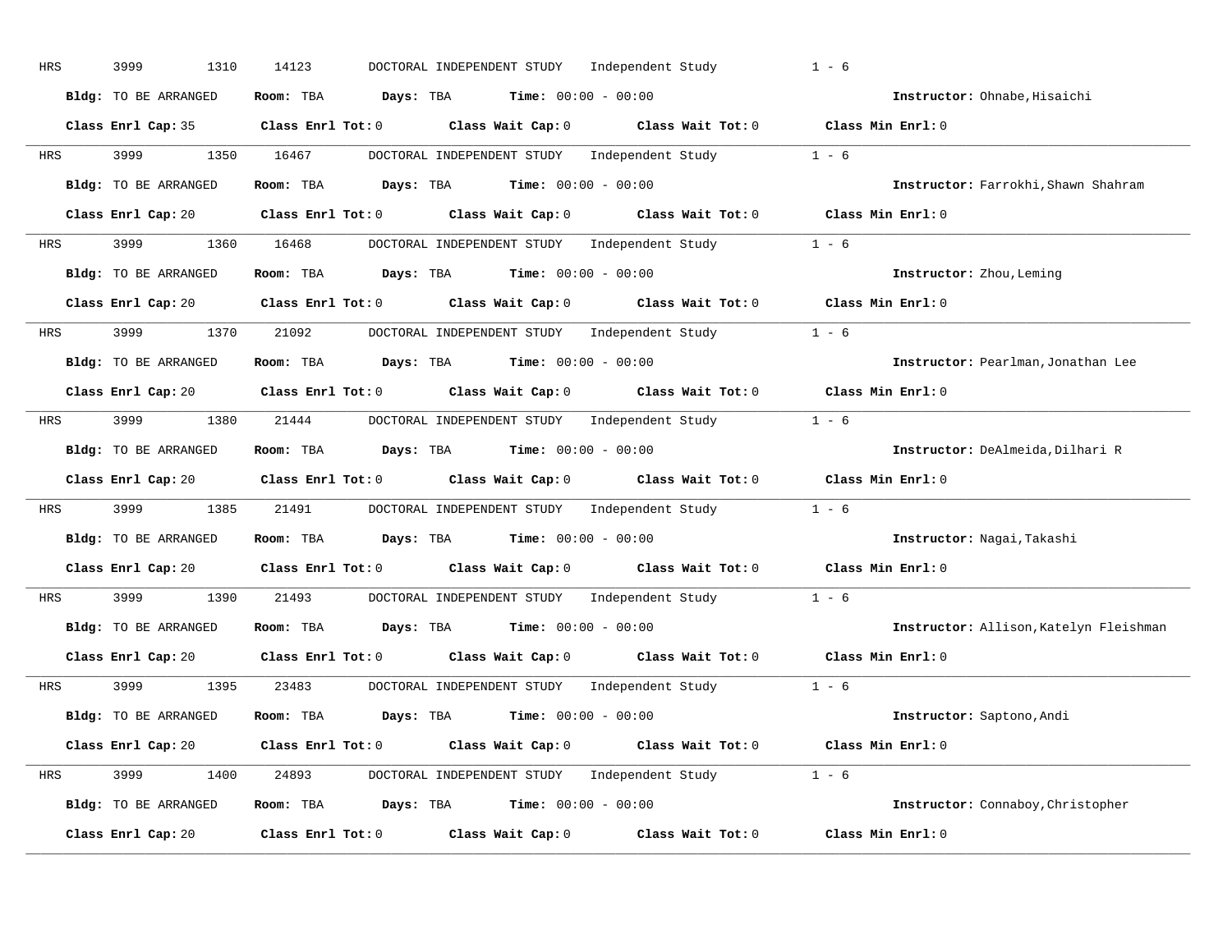HRS 3999 1310 14123 DOCTORAL INDEPENDENT STUDY Independent Study 1 - 6

**Bldg:** TO BE ARRANGED **Room:** TBA **Days:** TBA **Time:** 00:00 - 00:00 **Instructor:** Ohnabe,Hisaichi

**Class Enrl Cap:** 35 **Class Enrl Tot:** 0 **Class Wait Cap:** 0 **Class Wait Tot:** 0 **Class Min Enrl:** 0

---

HRS 3999 1350 16467 DOCTORAL INDEPENDENT STUDY Independent Study 1 - 6

**Bldg:** TO BE ARRANGED **Room:** TBA **Days:** TBA **Time:** 00:00 - 00:00 **Instructor:** Farrokhi,Shawn Shahram

**Class Enrl Cap:** 20 **Class Enrl Tot:** 0 **Class Wait Cap:** 0 **Class Wait Tot:** 0 **Class Min Enrl:** 0

---

HRS 3999 1360 16468 DOCTORAL INDEPENDENT STUDY Independent Study 1 - 6

**Bldg:** TO BE ARRANGED **Room:** TBA **Days:** TBA **Time:** 00:00 - 00:00 **Instructor:** Zhou,Leming

**Class Enrl Cap:** 20 **Class Enrl Tot:** 0 **Class Wait Cap:** 0 **Class Wait Tot:** 0 **Class Min Enrl:** 0

---

HRS 3999 1370 21092 DOCTORAL INDEPENDENT STUDY Independent Study 1 - 6

**Bldg:** TO BE ARRANGED **Room:** TBA **Days:** TBA **Time:** 00:00 - 00:00 **Instructor:** Pearlman,Jonathan Lee

**Class Enrl Cap:** 20 **Class Enrl Tot:** 0 **Class Wait Cap:** 0 **Class Wait Tot:** 0 **Class Min Enrl:** 0

---

HRS 3999 1380 21444 DOCTORAL INDEPENDENT STUDY Independent Study 1 - 6

**Bldg:** TO BE ARRANGED **Room:** TBA **Days:** TBA **Time:** 00:00 - 00:00 **Instructor:** DeAlmeida,Dilhari R

**Class Enrl Cap:** 20 **Class Enrl Tot:** 0 **Class Wait Cap:** 0 **Class Wait Tot:** 0 **Class Min Enrl:** 0

---

HRS 3999 1385 21491 DOCTORAL INDEPENDENT STUDY Independent Study 1 - 6

**Bldg:** TO BE ARRANGED **Room:** TBA **Days:** TBA **Time:** 00:00 - 00:00 **Instructor:** Nagai,Takashi

**Class Enrl Cap:** 20 **Class Enrl Tot:** 0 **Class Wait Cap:** 0 **Class Wait Tot:** 0 **Class Min Enrl:** 0

---

HRS 3999 1390 21493 DOCTORAL INDEPENDENT STUDY Independent Study 1 - 6

**Bldg:** TO BE ARRANGED **Room:** TBA **Days:** TBA **Time:** 00:00 - 00:00 **Instructor:** Allison,Katelyn Fleishman

**Class Enrl Cap:** 20 **Class Enrl Tot:** 0 **Class Wait Cap:** 0 **Class Wait Tot:** 0 **Class Min Enrl:** 0

---

HRS 3999 1395 23483 DOCTORAL INDEPENDENT STUDY Independent Study 1 - 6

**Bldg:** TO BE ARRANGED **Room:** TBA **Days:** TBA **Time:** 00:00 - 00:00 **Instructor:** Saptono,Andi

**Class Enrl Cap:** 20 **Class Enrl Tot:** 0 **Class Wait Cap:** 0 **Class Wait Tot:** 0 **Class Min Enrl:** 0

---

HRS 3999 1400 24893 DOCTORAL INDEPENDENT STUDY Independent Study 1 - 6

**Bldg:** TO BE ARRANGED **Room:** TBA **Days:** TBA **Time:** 00:00 - 00:00 **Instructor:** Connaboy,Christopher

**Class Enrl Cap:** 20 **Class Enrl Tot:** 0 **Class Wait Cap:** 0 **Class Wait Tot:** 0 **Class Min Enrl:** 0

---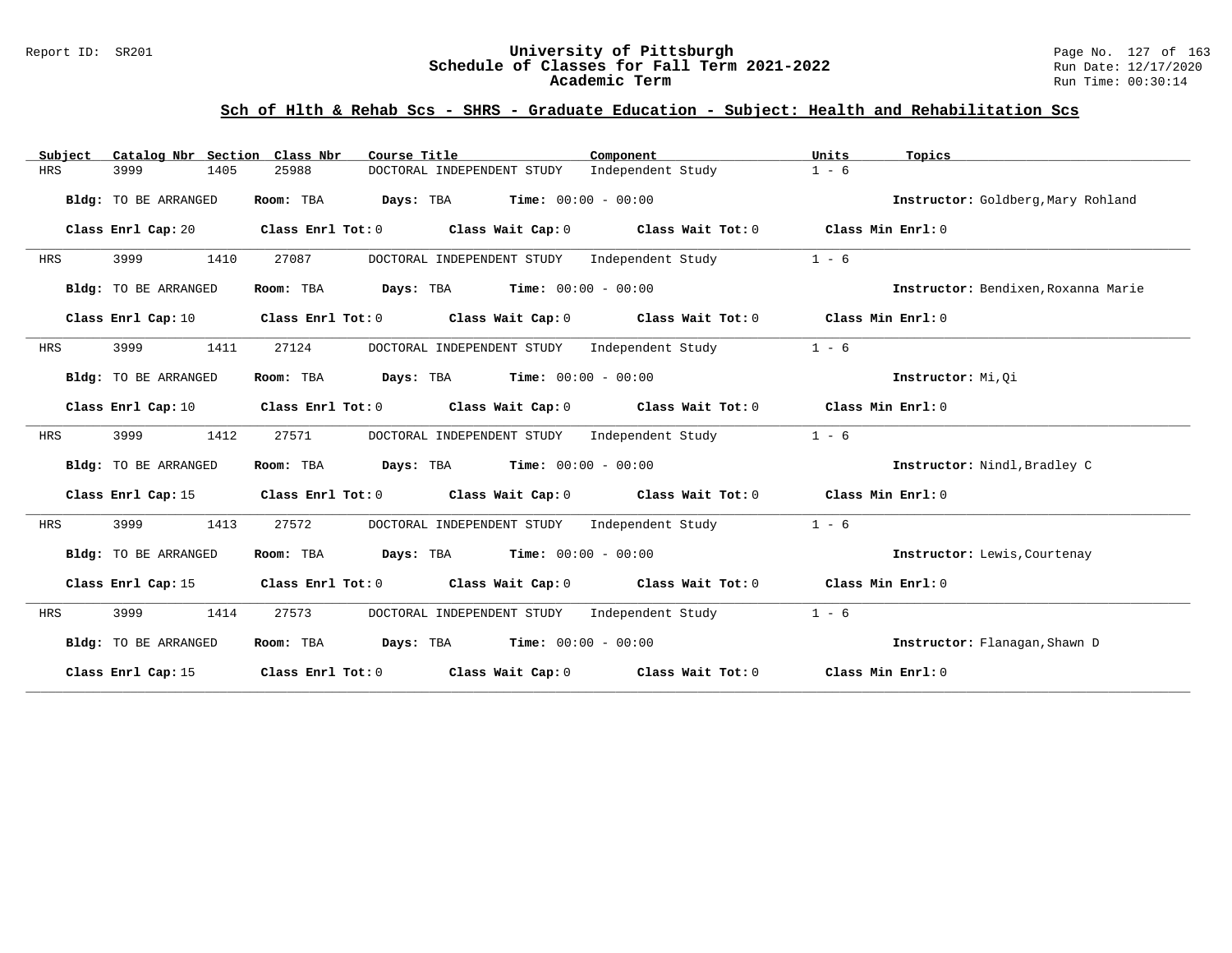## Sch of Hlth & Rehab Scs - SHRS - Graduate Education - Subject: Health and Rehabilitation Scs

| Subject | Catalog Nbr | Section | Class Nbr | Course Title | Component | Units | Topics |
|---|---|---|---|---|---|---|---|
| HRS | 3999 | 1405 | 25988 | DOCTORAL INDEPENDENT STUDY | Independent Study | 1 - 6 | |

**Bldg:** TO BE ARRANGED **Room:** TBA **Days:** TBA **Time:** 00:00 - 00:00 **Instructor:** Goldberg,Mary Rohland

**Class Enrl Cap:** 20 **Class Enrl Tot:** 0 **Class Wait Cap:** 0 **Class Wait Tot:** 0 **Class Min Enrl:** 0

| Subject | Catalog Nbr | Section | Class Nbr | Course Title | Component | Units | Topics |
|---|---|---|---|---|---|---|---|
| HRS | 3999 | 1410 | 27087 | DOCTORAL INDEPENDENT STUDY | Independent Study | 1 - 6 | |

**Bldg:** TO BE ARRANGED **Room:** TBA **Days:** TBA **Time:** 00:00 - 00:00 **Instructor:** Bendixen,Roxanna Marie

**Class Enrl Cap:** 10 **Class Enrl Tot:** 0 **Class Wait Cap:** 0 **Class Wait Tot:** 0 **Class Min Enrl:** 0

| Subject | Catalog Nbr | Section | Class Nbr | Course Title | Component | Units | Topics |
|---|---|---|---|---|---|---|---|
| HRS | 3999 | 1411 | 27124 | DOCTORAL INDEPENDENT STUDY | Independent Study | 1 - 6 | |

**Bldg:** TO BE ARRANGED **Room:** TBA **Days:** TBA **Time:** 00:00 - 00:00 **Instructor:** Mi,Qi

**Class Enrl Cap:** 10 **Class Enrl Tot:** 0 **Class Wait Cap:** 0 **Class Wait Tot:** 0 **Class Min Enrl:** 0

| Subject | Catalog Nbr | Section | Class Nbr | Course Title | Component | Units | Topics |
|---|---|---|---|---|---|---|---|
| HRS | 3999 | 1412 | 27571 | DOCTORAL INDEPENDENT STUDY | Independent Study | 1 - 6 | |

**Bldg:** TO BE ARRANGED **Room:** TBA **Days:** TBA **Time:** 00:00 - 00:00 **Instructor:** Nindl,Bradley C

**Class Enrl Cap:** 15 **Class Enrl Tot:** 0 **Class Wait Cap:** 0 **Class Wait Tot:** 0 **Class Min Enrl:** 0

| Subject | Catalog Nbr | Section | Class Nbr | Course Title | Component | Units | Topics |
|---|---|---|---|---|---|---|---|
| HRS | 3999 | 1413 | 27572 | DOCTORAL INDEPENDENT STUDY | Independent Study | 1 - 6 | |

**Bldg:** TO BE ARRANGED **Room:** TBA **Days:** TBA **Time:** 00:00 - 00:00 **Instructor:** Lewis,Courtenay

**Class Enrl Cap:** 15 **Class Enrl Tot:** 0 **Class Wait Cap:** 0 **Class Wait Tot:** 0 **Class Min Enrl:** 0

| Subject | Catalog Nbr | Section | Class Nbr | Course Title | Component | Units | Topics |
|---|---|---|---|---|---|---|---|
| HRS | 3999 | 1414 | 27573 | DOCTORAL INDEPENDENT STUDY | Independent Study | 1 - 6 | |

**Bldg:** TO BE ARRANGED **Room:** TBA **Days:** TBA **Time:** 00:00 - 00:00 **Instructor:** Flanagan,Shawn D

**Class Enrl Cap:** 15 **Class Enrl Tot:** 0 **Class Wait Cap:** 0 **Class Wait Tot:** 0 **Class Min Enrl:** 0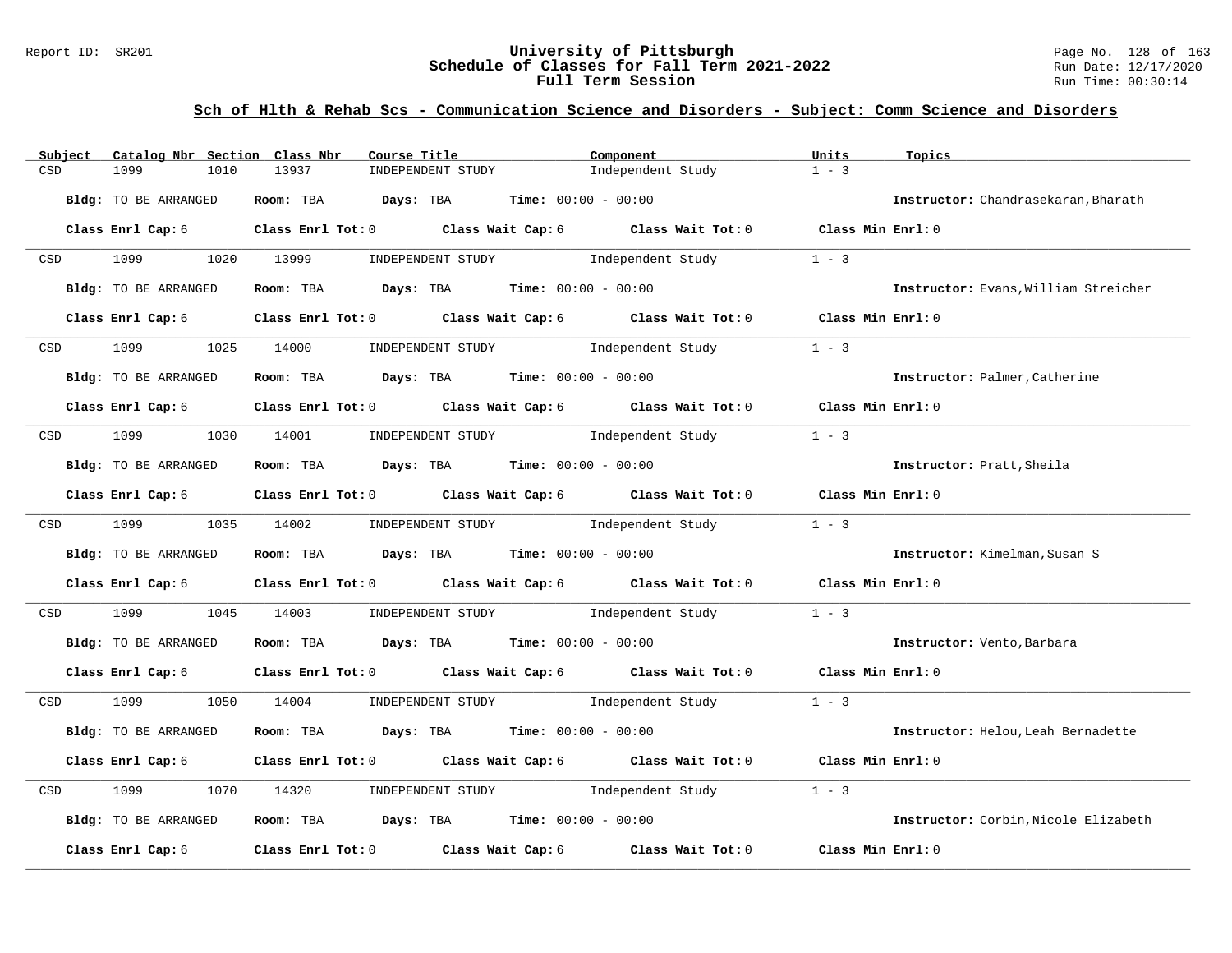## Sch of Hlth & Rehab Scs - Communication Science and Disorders - Subject: Comm Science and Disorders

| Subject | Catalog Nbr | Section | Class Nbr | Course Title | Component | Units | Topics |
|---|---|---|---|---|---|---|---|
| CSD | 1099 | 1010 | 13937 | INDEPENDENT STUDY | Independent Study | 1 - 3 | |

**Bldg:** TO BE ARRANGED **Room:** TBA **Days:** TBA **Time:** 00:00 - 00:00 **Instructor:** Chandrasekaran,Bharath

**Class Enrl Cap:** 6 **Class Enrl Tot:** 0 **Class Wait Cap:** 6 **Class Wait Tot:** 0 **Class Min Enrl:** 0

| Subject | Catalog Nbr | Section | Class Nbr | Course Title | Component | Units | Topics |
|---|---|---|---|---|---|---|---|
| CSD | 1099 | 1020 | 13999 | INDEPENDENT STUDY | Independent Study | 1 - 3 | |

**Bldg:** TO BE ARRANGED **Room:** TBA **Days:** TBA **Time:** 00:00 - 00:00 **Instructor:** Evans,William Streicher

**Class Enrl Cap:** 6 **Class Enrl Tot:** 0 **Class Wait Cap:** 6 **Class Wait Tot:** 0 **Class Min Enrl:** 0

| Subject | Catalog Nbr | Section | Class Nbr | Course Title | Component | Units | Topics |
|---|---|---|---|---|---|---|---|
| CSD | 1099 | 1025 | 14000 | INDEPENDENT STUDY | Independent Study | 1 - 3 | |

**Bldg:** TO BE ARRANGED **Room:** TBA **Days:** TBA **Time:** 00:00 - 00:00 **Instructor:** Palmer,Catherine

**Class Enrl Cap:** 6 **Class Enrl Tot:** 0 **Class Wait Cap:** 6 **Class Wait Tot:** 0 **Class Min Enrl:** 0

| Subject | Catalog Nbr | Section | Class Nbr | Course Title | Component | Units | Topics |
|---|---|---|---|---|---|---|---|
| CSD | 1099 | 1030 | 14001 | INDEPENDENT STUDY | Independent Study | 1 - 3 | |

**Bldg:** TO BE ARRANGED **Room:** TBA **Days:** TBA **Time:** 00:00 - 00:00 **Instructor:** Pratt,Sheila

**Class Enrl Cap:** 6 **Class Enrl Tot:** 0 **Class Wait Cap:** 6 **Class Wait Tot:** 0 **Class Min Enrl:** 0

| Subject | Catalog Nbr | Section | Class Nbr | Course Title | Component | Units | Topics |
|---|---|---|---|---|---|---|---|
| CSD | 1099 | 1035 | 14002 | INDEPENDENT STUDY | Independent Study | 1 - 3 | |

**Bldg:** TO BE ARRANGED **Room:** TBA **Days:** TBA **Time:** 00:00 - 00:00 **Instructor:** Kimelman,Susan S

**Class Enrl Cap:** 6 **Class Enrl Tot:** 0 **Class Wait Cap:** 6 **Class Wait Tot:** 0 **Class Min Enrl:** 0

| Subject | Catalog Nbr | Section | Class Nbr | Course Title | Component | Units | Topics |
|---|---|---|---|---|---|---|---|
| CSD | 1099 | 1045 | 14003 | INDEPENDENT STUDY | Independent Study | 1 - 3 | |

**Bldg:** TO BE ARRANGED **Room:** TBA **Days:** TBA **Time:** 00:00 - 00:00 **Instructor:** Vento,Barbara

**Class Enrl Cap:** 6 **Class Enrl Tot:** 0 **Class Wait Cap:** 6 **Class Wait Tot:** 0 **Class Min Enrl:** 0

| Subject | Catalog Nbr | Section | Class Nbr | Course Title | Component | Units | Topics |
|---|---|---|---|---|---|---|---|
| CSD | 1099 | 1050 | 14004 | INDEPENDENT STUDY | Independent Study | 1 - 3 | |

**Bldg:** TO BE ARRANGED **Room:** TBA **Days:** TBA **Time:** 00:00 - 00:00 **Instructor:** Helou,Leah Bernadette

**Class Enrl Cap:** 6 **Class Enrl Tot:** 0 **Class Wait Cap:** 6 **Class Wait Tot:** 0 **Class Min Enrl:** 0

| Subject | Catalog Nbr | Section | Class Nbr | Course Title | Component | Units | Topics |
|---|---|---|---|---|---|---|---|
| CSD | 1099 | 1070 | 14320 | INDEPENDENT STUDY | Independent Study | 1 - 3 | |

**Bldg:** TO BE ARRANGED **Room:** TBA **Days:** TBA **Time:** 00:00 - 00:00 **Instructor:** Corbin,Nicole Elizabeth

**Class Enrl Cap:** 6 **Class Enrl Tot:** 0 **Class Wait Cap:** 6 **Class Wait Tot:** 0 **Class Min Enrl:** 0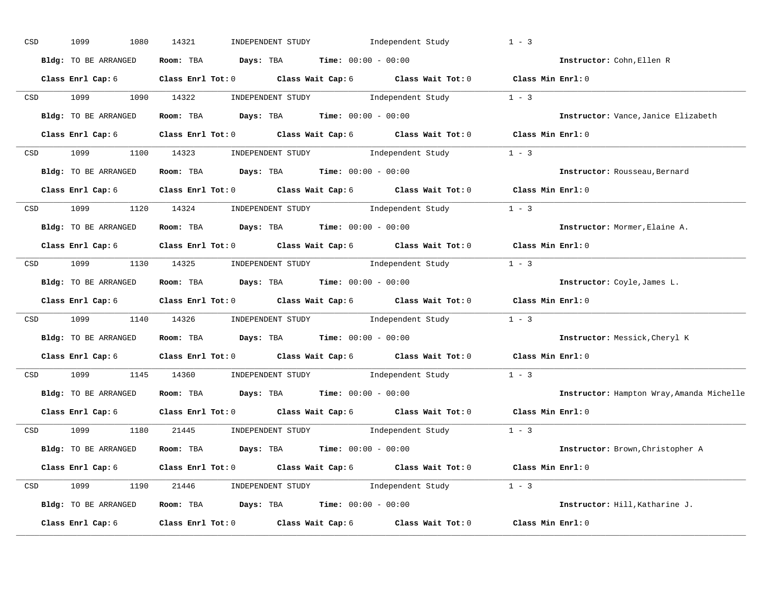CSD 1099 1080 14321 INDEPENDENT STUDY Independent Study 1 - 3

**Bldg:** TO BE ARRANGED **Room:** TBA **Days:** TBA **Time:** 00:00 - 00:00 **Instructor:** Cohn,Ellen R

**Class Enrl Cap:** 6 **Class Enrl Tot:** 0 **Class Wait Cap:** 6 **Class Wait Tot:** 0 **Class Min Enrl:** 0

---

CSD 1099 1090 14322 INDEPENDENT STUDY Independent Study 1 - 3

**Bldg:** TO BE ARRANGED **Room:** TBA **Days:** TBA **Time:** 00:00 - 00:00 **Instructor:** Vance,Janice Elizabeth

**Class Enrl Cap:** 6 **Class Enrl Tot:** 0 **Class Wait Cap:** 6 **Class Wait Tot:** 0 **Class Min Enrl:** 0

---

CSD 1099 1100 14323 INDEPENDENT STUDY Independent Study 1 - 3

**Bldg:** TO BE ARRANGED **Room:** TBA **Days:** TBA **Time:** 00:00 - 00:00 **Instructor:** Rousseau,Bernard

**Class Enrl Cap:** 6 **Class Enrl Tot:** 0 **Class Wait Cap:** 6 **Class Wait Tot:** 0 **Class Min Enrl:** 0

---

CSD 1099 1120 14324 INDEPENDENT STUDY Independent Study 1 - 3

**Bldg:** TO BE ARRANGED **Room:** TBA **Days:** TBA **Time:** 00:00 - 00:00 **Instructor:** Mormer,Elaine A.

**Class Enrl Cap:** 6 **Class Enrl Tot:** 0 **Class Wait Cap:** 6 **Class Wait Tot:** 0 **Class Min Enrl:** 0

---

CSD 1099 1130 14325 INDEPENDENT STUDY Independent Study 1 - 3

**Bldg:** TO BE ARRANGED **Room:** TBA **Days:** TBA **Time:** 00:00 - 00:00 **Instructor:** Coyle,James L.

**Class Enrl Cap:** 6 **Class Enrl Tot:** 0 **Class Wait Cap:** 6 **Class Wait Tot:** 0 **Class Min Enrl:** 0

---

CSD 1099 1140 14326 INDEPENDENT STUDY Independent Study 1 - 3

**Bldg:** TO BE ARRANGED **Room:** TBA **Days:** TBA **Time:** 00:00 - 00:00 **Instructor:** Messick,Cheryl K

**Class Enrl Cap:** 6 **Class Enrl Tot:** 0 **Class Wait Cap:** 6 **Class Wait Tot:** 0 **Class Min Enrl:** 0

---

CSD 1099 1145 14360 INDEPENDENT STUDY Independent Study 1 - 3

**Bldg:** TO BE ARRANGED **Room:** TBA **Days:** TBA **Time:** 00:00 - 00:00 **Instructor:** Hampton Wray,Amanda Michelle

**Class Enrl Cap:** 6 **Class Enrl Tot:** 0 **Class Wait Cap:** 6 **Class Wait Tot:** 0 **Class Min Enrl:** 0

---

CSD 1099 1180 21445 INDEPENDENT STUDY Independent Study 1 - 3

**Bldg:** TO BE ARRANGED **Room:** TBA **Days:** TBA **Time:** 00:00 - 00:00 **Instructor:** Brown,Christopher A

**Class Enrl Cap:** 6 **Class Enrl Tot:** 0 **Class Wait Cap:** 6 **Class Wait Tot:** 0 **Class Min Enrl:** 0

---

CSD 1099 1190 21446 INDEPENDENT STUDY Independent Study 1 - 3

**Bldg:** TO BE ARRANGED **Room:** TBA **Days:** TBA **Time:** 00:00 - 00:00 **Instructor:** Hill,Katharine J.

**Class Enrl Cap:** 6 **Class Enrl Tot:** 0 **Class Wait Cap:** 6 **Class Wait Tot:** 0 **Class Min Enrl:** 0

---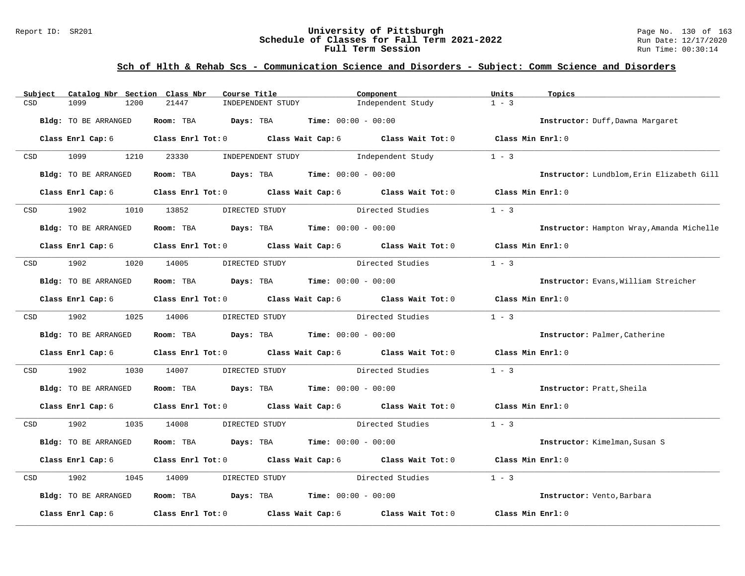# University of Pittsburgh
## Schedule of Classes for Fall Term 2021-2022
### Full Term Session

Report ID: SR201

Run Date: 12/17/2020
Run Time: 00:30:14

## Sch of Hlth & Rehab Scs - Communication Science and Disorders - Subject: Comm Science and Disorders

| Subject | Catalog Nbr | Section | Class Nbr | Course Title | Component | Units | Topics |
|---|---|---|---|---|---|---|---|
| CSD | 1099 | 1200 | 21447 | INDEPENDENT STUDY | Independent Study | 1 - 3 | |

**Bldg:** TO BE ARRANGED **Room:** TBA **Days:** TBA **Time:** 00:00 - 00:00 **Instructor:** Duff,Dawna Margaret

**Class Enrl Cap:** 6 **Class Enrl Tot:** 0 **Class Wait Cap:** 6 **Class Wait Tot:** 0 **Class Min Enrl:** 0

---

| Subject | Catalog Nbr | Section | Class Nbr | Course Title | Component | Units | Topics |
|---|---|---|---|---|---|---|---|
| CSD | 1099 | 1210 | 23330 | INDEPENDENT STUDY | Independent Study | 1 - 3 | |

**Bldg:** TO BE ARRANGED **Room:** TBA **Days:** TBA **Time:** 00:00 - 00:00 **Instructor:** Lundblom,Erin Elizabeth Gill

**Class Enrl Cap:** 6 **Class Enrl Tot:** 0 **Class Wait Cap:** 6 **Class Wait Tot:** 0 **Class Min Enrl:** 0

---

| Subject | Catalog Nbr | Section | Class Nbr | Course Title | Component | Units | Topics |
|---|---|---|---|---|---|---|---|
| CSD | 1902 | 1010 | 13852 | DIRECTED STUDY | Directed Studies | 1 - 3 | |

**Bldg:** TO BE ARRANGED **Room:** TBA **Days:** TBA **Time:** 00:00 - 00:00 **Instructor:** Hampton Wray,Amanda Michelle

**Class Enrl Cap:** 6 **Class Enrl Tot:** 0 **Class Wait Cap:** 6 **Class Wait Tot:** 0 **Class Min Enrl:** 0

---

| Subject | Catalog Nbr | Section | Class Nbr | Course Title | Component | Units | Topics |
|---|---|---|---|---|---|---|---|
| CSD | 1902 | 1020 | 14005 | DIRECTED STUDY | Directed Studies | 1 - 3 | |

**Bldg:** TO BE ARRANGED **Room:** TBA **Days:** TBA **Time:** 00:00 - 00:00 **Instructor:** Evans,William Streicher

**Class Enrl Cap:** 6 **Class Enrl Tot:** 0 **Class Wait Cap:** 6 **Class Wait Tot:** 0 **Class Min Enrl:** 0

---

| Subject | Catalog Nbr | Section | Class Nbr | Course Title | Component | Units | Topics |
|---|---|---|---|---|---|---|---|
| CSD | 1902 | 1025 | 14006 | DIRECTED STUDY | Directed Studies | 1 - 3 | |

**Bldg:** TO BE ARRANGED **Room:** TBA **Days:** TBA **Time:** 00:00 - 00:00 **Instructor:** Palmer,Catherine

**Class Enrl Cap:** 6 **Class Enrl Tot:** 0 **Class Wait Cap:** 6 **Class Wait Tot:** 0 **Class Min Enrl:** 0

---

| Subject | Catalog Nbr | Section | Class Nbr | Course Title | Component | Units | Topics |
|---|---|---|---|---|---|---|---|
| CSD | 1902 | 1030 | 14007 | DIRECTED STUDY | Directed Studies | 1 - 3 | |

**Bldg:** TO BE ARRANGED **Room:** TBA **Days:** TBA **Time:** 00:00 - 00:00 **Instructor:** Pratt,Sheila

**Class Enrl Cap:** 6 **Class Enrl Tot:** 0 **Class Wait Cap:** 6 **Class Wait Tot:** 0 **Class Min Enrl:** 0

---

| Subject | Catalog Nbr | Section | Class Nbr | Course Title | Component | Units | Topics |
|---|---|---|---|---|---|---|---|
| CSD | 1902 | 1035 | 14008 | DIRECTED STUDY | Directed Studies | 1 - 3 | |

**Bldg:** TO BE ARRANGED **Room:** TBA **Days:** TBA **Time:** 00:00 - 00:00 **Instructor:** Kimelman,Susan S

**Class Enrl Cap:** 6 **Class Enrl Tot:** 0 **Class Wait Cap:** 6 **Class Wait Tot:** 0 **Class Min Enrl:** 0

---

| Subject | Catalog Nbr | Section | Class Nbr | Course Title | Component | Units | Topics |
|---|---|---|---|---|---|---|---|
| CSD | 1902 | 1045 | 14009 | DIRECTED STUDY | Directed Studies | 1 - 3 | |

**Bldg:** TO BE ARRANGED **Room:** TBA **Days:** TBA **Time:** 00:00 - 00:00 **Instructor:** Vento,Barbara

**Class Enrl Cap:** 6 **Class Enrl Tot:** 0 **Class Wait Cap:** 6 **Class Wait Tot:** 0 **Class Min Enrl:** 0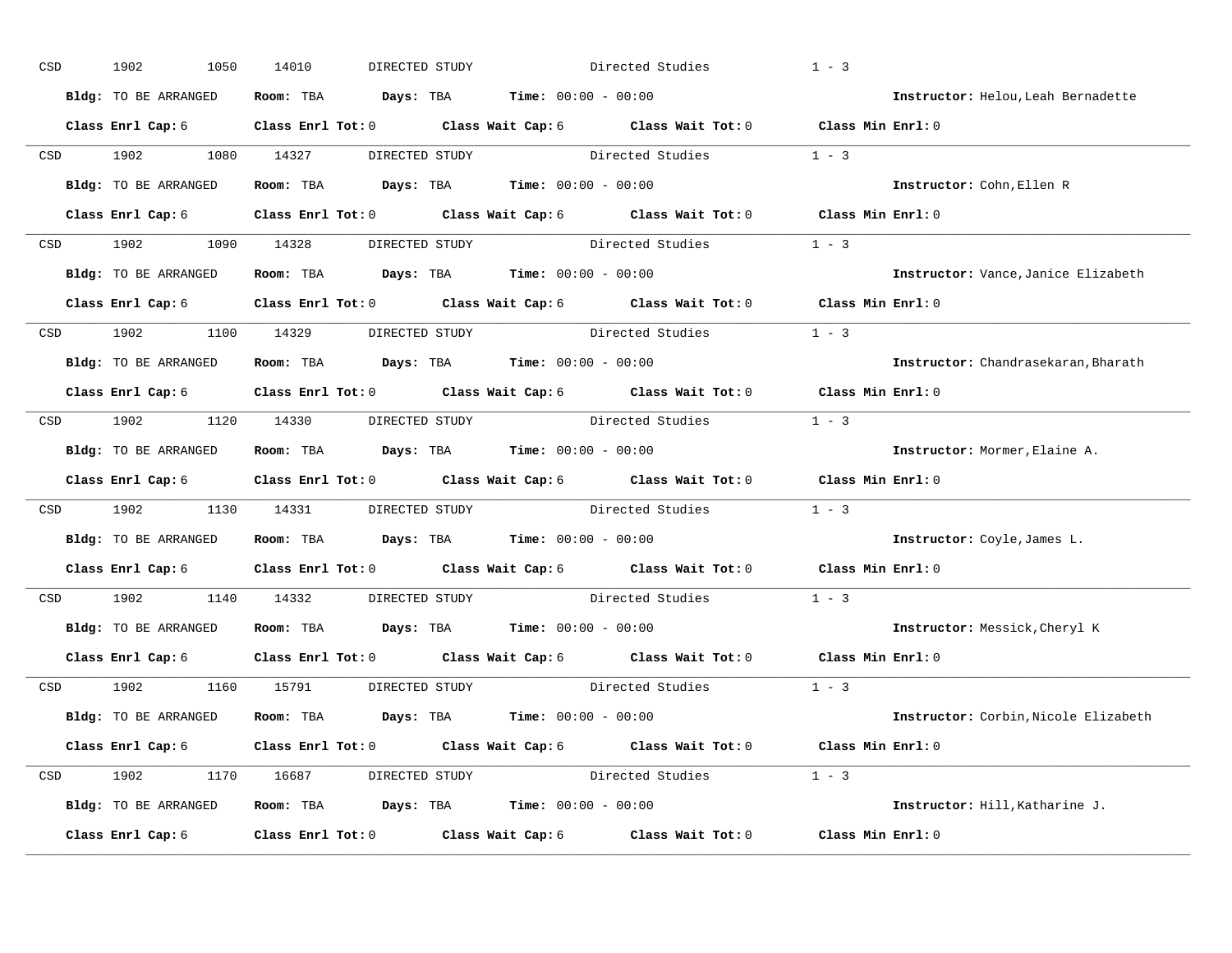CSD 1902 1050 14010 DIRECTED STUDY Directed Studies 1 - 3

**Bldg:** TO BE ARRANGED **Room:** TBA **Days:** TBA **Time:** 00:00 - 00:00 **Instructor:** Helou,Leah Bernadette

**Class Enrl Cap:** 6 **Class Enrl Tot:** 0 **Class Wait Cap:** 6 **Class Wait Tot:** 0 **Class Min Enrl:** 0

---

CSD 1902 1080 14327 DIRECTED STUDY Directed Studies 1 - 3

**Bldg:** TO BE ARRANGED **Room:** TBA **Days:** TBA **Time:** 00:00 - 00:00 **Instructor:** Cohn,Ellen R

**Class Enrl Cap:** 6 **Class Enrl Tot:** 0 **Class Wait Cap:** 6 **Class Wait Tot:** 0 **Class Min Enrl:** 0

---

CSD 1902 1090 14328 DIRECTED STUDY Directed Studies 1 - 3

**Bldg:** TO BE ARRANGED **Room:** TBA **Days:** TBA **Time:** 00:00 - 00:00 **Instructor:** Vance,Janice Elizabeth

**Class Enrl Cap:** 6 **Class Enrl Tot:** 0 **Class Wait Cap:** 6 **Class Wait Tot:** 0 **Class Min Enrl:** 0

---

CSD 1902 1100 14329 DIRECTED STUDY Directed Studies 1 - 3

**Bldg:** TO BE ARRANGED **Room:** TBA **Days:** TBA **Time:** 00:00 - 00:00 **Instructor:** Chandrasekaran,Bharath

**Class Enrl Cap:** 6 **Class Enrl Tot:** 0 **Class Wait Cap:** 6 **Class Wait Tot:** 0 **Class Min Enrl:** 0

---

CSD 1902 1120 14330 DIRECTED STUDY Directed Studies 1 - 3

**Bldg:** TO BE ARRANGED **Room:** TBA **Days:** TBA **Time:** 00:00 - 00:00 **Instructor:** Mormer,Elaine A.

**Class Enrl Cap:** 6 **Class Enrl Tot:** 0 **Class Wait Cap:** 6 **Class Wait Tot:** 0 **Class Min Enrl:** 0

---

CSD 1902 1130 14331 DIRECTED STUDY Directed Studies 1 - 3

**Bldg:** TO BE ARRANGED **Room:** TBA **Days:** TBA **Time:** 00:00 - 00:00 **Instructor:** Coyle,James L.

**Class Enrl Cap:** 6 **Class Enrl Tot:** 0 **Class Wait Cap:** 6 **Class Wait Tot:** 0 **Class Min Enrl:** 0

---

CSD 1902 1140 14332 DIRECTED STUDY Directed Studies 1 - 3

**Bldg:** TO BE ARRANGED **Room:** TBA **Days:** TBA **Time:** 00:00 - 00:00 **Instructor:** Messick,Cheryl K

**Class Enrl Cap:** 6 **Class Enrl Tot:** 0 **Class Wait Cap:** 6 **Class Wait Tot:** 0 **Class Min Enrl:** 0

---

CSD 1902 1160 15791 DIRECTED STUDY Directed Studies 1 - 3

**Bldg:** TO BE ARRANGED **Room:** TBA **Days:** TBA **Time:** 00:00 - 00:00 **Instructor:** Corbin,Nicole Elizabeth

**Class Enrl Cap:** 6 **Class Enrl Tot:** 0 **Class Wait Cap:** 6 **Class Wait Tot:** 0 **Class Min Enrl:** 0

---

CSD 1902 1170 16687 DIRECTED STUDY Directed Studies 1 - 3

**Bldg:** TO BE ARRANGED **Room:** TBA **Days:** TBA **Time:** 00:00 - 00:00 **Instructor:** Hill,Katharine J.

**Class Enrl Cap:** 6 **Class Enrl Tot:** 0 **Class Wait Cap:** 6 **Class Wait Tot:** 0 **Class Min Enrl:** 0

---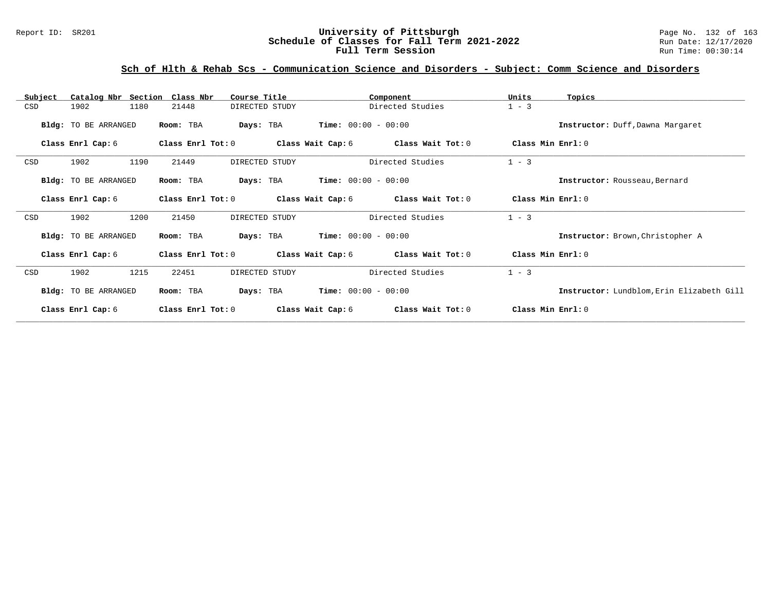## Sch of Hlth & Rehab Scs - Communication Science and Disorders - Subject: Comm Science and Disorders

| Subject | Catalog Nbr | Section | Class Nbr | Course Title | Component | Units | Topics |
|---|---|---|---|---|---|---|---|
| CSD | 1902 | 1180 | 21448 | DIRECTED STUDY | Directed Studies | 1 - 3 | |

**Bldg:** TO BE ARRANGED **Room:** TBA **Days:** TBA **Time:** 00:00 - 00:00 **Instructor:** Duff,Dawna Margaret

**Class Enrl Cap:** 6 **Class Enrl Tot:** 0 **Class Wait Cap:** 6 **Class Wait Tot:** 0 **Class Min Enrl:** 0

| Subject | Catalog Nbr | Section | Class Nbr | Course Title | Component | Units | Topics |
|---|---|---|---|---|---|---|---|
| CSD | 1902 | 1190 | 21449 | DIRECTED STUDY | Directed Studies | 1 - 3 | |

**Bldg:** TO BE ARRANGED **Room:** TBA **Days:** TBA **Time:** 00:00 - 00:00 **Instructor:** Rousseau,Bernard

**Class Enrl Cap:** 6 **Class Enrl Tot:** 0 **Class Wait Cap:** 6 **Class Wait Tot:** 0 **Class Min Enrl:** 0

| Subject | Catalog Nbr | Section | Class Nbr | Course Title | Component | Units | Topics |
|---|---|---|---|---|---|---|---|
| CSD | 1902 | 1200 | 21450 | DIRECTED STUDY | Directed Studies | 1 - 3 | |

**Bldg:** TO BE ARRANGED **Room:** TBA **Days:** TBA **Time:** 00:00 - 00:00 **Instructor:** Brown,Christopher A

**Class Enrl Cap:** 6 **Class Enrl Tot:** 0 **Class Wait Cap:** 6 **Class Wait Tot:** 0 **Class Min Enrl:** 0

| Subject | Catalog Nbr | Section | Class Nbr | Course Title | Component | Units | Topics |
|---|---|---|---|---|---|---|---|
| CSD | 1902 | 1215 | 22451 | DIRECTED STUDY | Directed Studies | 1 - 3 | |

**Bldg:** TO BE ARRANGED **Room:** TBA **Days:** TBA **Time:** 00:00 - 00:00 **Instructor:** Lundblom,Erin Elizabeth Gill

**Class Enrl Cap:** 6 **Class Enrl Tot:** 0 **Class Wait Cap:** 6 **Class Wait Tot:** 0 **Class Min Enrl:** 0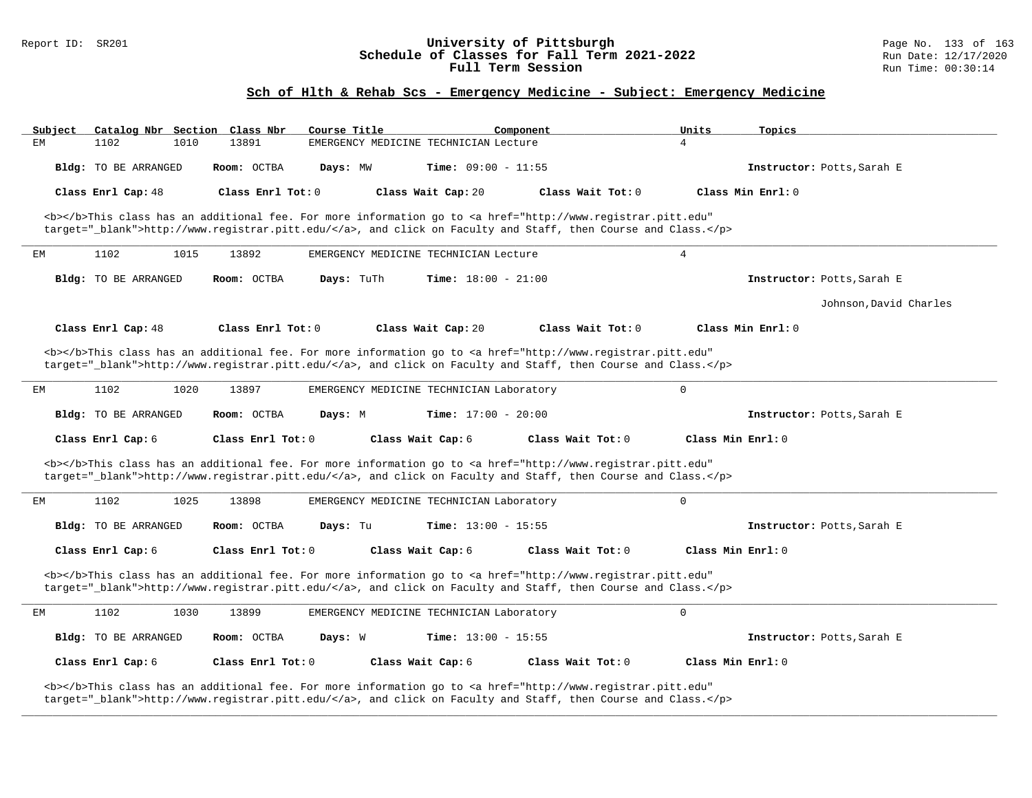## Sch of Hlth & Rehab Scs - Emergency Medicine - Subject: Emergency Medicine

| Subject | Catalog Nbr | Section | Class Nbr | Course Title | Component | Units | Topics |
|---|---|---|---|---|---|---|---|
| EM | 1102 | 1010 | 13891 | EMERGENCY MEDICINE TECHNICIAN | Lecture | 4 | |

**Bldg:** TO BE ARRANGED **Room:** OCTBA **Days:** MW **Time:** 09:00 - 11:55 **Instructor:** Potts,Sarah E

**Class Enrl Cap:** 48 **Class Enrl Tot:** 0 **Class Wait Cap:** 20 **Class Wait Tot:** 0 **Class Min Enrl:** 0

<b></b>This class has an additional fee. For more information go to <a href="http://www.registrar.pitt.edu" target="_blank">http://www.registrar.pitt.edu/</a>, and click on Faculty and Staff, then Course and Class.</p>

---

| Subject | Catalog Nbr | Section | Class Nbr | Course Title | Component | Units | Topics |
|---|---|---|---|---|---|---|---|
| EM | 1102 | 1015 | 13892 | EMERGENCY MEDICINE TECHNICIAN | Lecture | 4 | |

**Bldg:** TO BE ARRANGED **Room:** OCTBA **Days:** TuTh **Time:** 18:00 - 21:00 **Instructor:** Potts,Sarah E; Johnson,David Charles

**Class Enrl Cap:** 48 **Class Enrl Tot:** 0 **Class Wait Cap:** 20 **Class Wait Tot:** 0 **Class Min Enrl:** 0

<b></b>This class has an additional fee. For more information go to <a href="http://www.registrar.pitt.edu" target="_blank">http://www.registrar.pitt.edu/</a>, and click on Faculty and Staff, then Course and Class.</p>

---

| Subject | Catalog Nbr | Section | Class Nbr | Course Title | Component | Units | Topics |
|---|---|---|---|---|---|---|---|
| EM | 1102 | 1020 | 13897 | EMERGENCY MEDICINE TECHNICIAN | Laboratory | 0 | |

**Bldg:** TO BE ARRANGED **Room:** OCTBA **Days:** M **Time:** 17:00 - 20:00 **Instructor:** Potts,Sarah E

**Class Enrl Cap:** 6 **Class Enrl Tot:** 0 **Class Wait Cap:** 6 **Class Wait Tot:** 0 **Class Min Enrl:** 0

<b></b>This class has an additional fee. For more information go to <a href="http://www.registrar.pitt.edu" target="_blank">http://www.registrar.pitt.edu/</a>, and click on Faculty and Staff, then Course and Class.</p>

---

| Subject | Catalog Nbr | Section | Class Nbr | Course Title | Component | Units | Topics |
|---|---|---|---|---|---|---|---|
| EM | 1102 | 1025 | 13898 | EMERGENCY MEDICINE TECHNICIAN | Laboratory | 0 | |

**Bldg:** TO BE ARRANGED **Room:** OCTBA **Days:** Tu **Time:** 13:00 - 15:55 **Instructor:** Potts,Sarah E

**Class Enrl Cap:** 6 **Class Enrl Tot:** 0 **Class Wait Cap:** 6 **Class Wait Tot:** 0 **Class Min Enrl:** 0

<b></b>This class has an additional fee. For more information go to <a href="http://www.registrar.pitt.edu" target="_blank">http://www.registrar.pitt.edu/</a>, and click on Faculty and Staff, then Course and Class.</p>

---

| Subject | Catalog Nbr | Section | Class Nbr | Course Title | Component | Units | Topics |
|---|---|---|---|---|---|---|---|
| EM | 1102 | 1030 | 13899 | EMERGENCY MEDICINE TECHNICIAN | Laboratory | 0 | |

**Bldg:** TO BE ARRANGED **Room:** OCTBA **Days:** W **Time:** 13:00 - 15:55 **Instructor:** Potts,Sarah E

**Class Enrl Cap:** 6 **Class Enrl Tot:** 0 **Class Wait Cap:** 6 **Class Wait Tot:** 0 **Class Min Enrl:** 0

<b></b>This class has an additional fee. For more information go to <a href="http://www.registrar.pitt.edu" target="_blank">http://www.registrar.pitt.edu/</a>, and click on Faculty and Staff, then Course and Class.</p>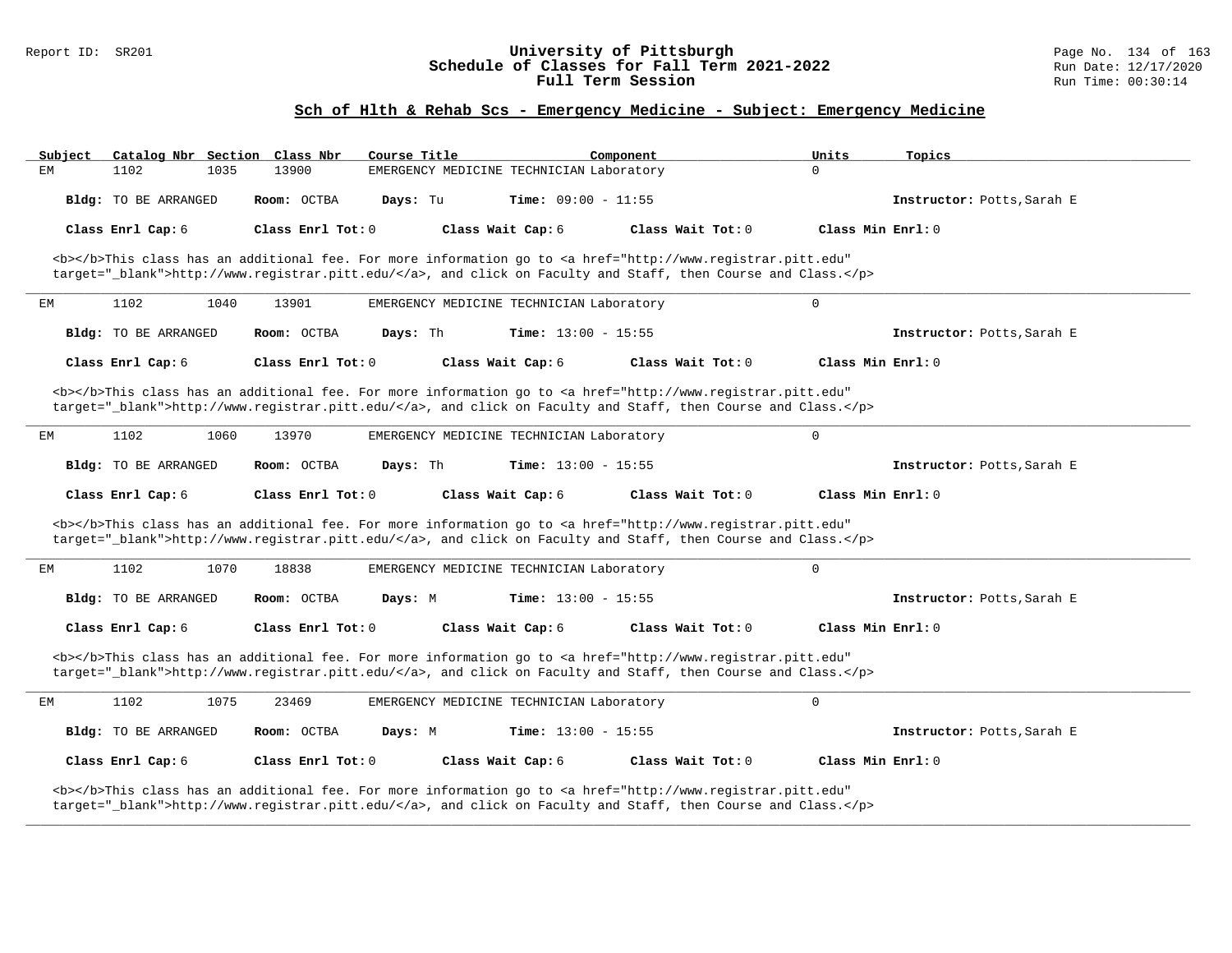## Sch of Hlth & Rehab Scs - Emergency Medicine - Subject: Emergency Medicine

| Subject | Catalog Nbr | Section | Class Nbr | Course Title | Component | Units | Topics |
|---|---|---|---|---|---|---|---|
| EM | 1102 | 1035 | 13900 | EMERGENCY MEDICINE TECHNICIAN | Laboratory | 0 | |

**Bldg:** TO BE ARRANGED **Room:** OCTBA **Days:** Tu **Time:** 09:00 - 11:55 **Instructor:** Potts,Sarah E

**Class Enrl Cap:** 6 **Class Enrl Tot:** 0 **Class Wait Cap:** 6 **Class Wait Tot:** 0 **Class Min Enrl:** 0

<b></b>This class has an additional fee. For more information go to <a href="http://www.registrar.pitt.edu" target="_blank">http://www.registrar.pitt.edu/</a>, and click on Faculty and Staff, then Course and Class.</p>

---

| Subject | Catalog Nbr | Section | Class Nbr | Course Title | Component | Units | Topics |
|---|---|---|---|---|---|---|---|
| EM | 1102 | 1040 | 13901 | EMERGENCY MEDICINE TECHNICIAN | Laboratory | 0 | |

**Bldg:** TO BE ARRANGED **Room:** OCTBA **Days:** Th **Time:** 13:00 - 15:55 **Instructor:** Potts,Sarah E

**Class Enrl Cap:** 6 **Class Enrl Tot:** 0 **Class Wait Cap:** 6 **Class Wait Tot:** 0 **Class Min Enrl:** 0

<b></b>This class has an additional fee. For more information go to <a href="http://www.registrar.pitt.edu" target="_blank">http://www.registrar.pitt.edu/</a>, and click on Faculty and Staff, then Course and Class.</p>

---

| Subject | Catalog Nbr | Section | Class Nbr | Course Title | Component | Units | Topics |
|---|---|---|---|---|---|---|---|
| EM | 1102 | 1060 | 13970 | EMERGENCY MEDICINE TECHNICIAN | Laboratory | 0 | |

**Bldg:** TO BE ARRANGED **Room:** OCTBA **Days:** Th **Time:** 13:00 - 15:55 **Instructor:** Potts,Sarah E

**Class Enrl Cap:** 6 **Class Enrl Tot:** 0 **Class Wait Cap:** 6 **Class Wait Tot:** 0 **Class Min Enrl:** 0

<b></b>This class has an additional fee. For more information go to <a href="http://www.registrar.pitt.edu" target="_blank">http://www.registrar.pitt.edu/</a>, and click on Faculty and Staff, then Course and Class.</p>

---

| Subject | Catalog Nbr | Section | Class Nbr | Course Title | Component | Units | Topics |
|---|---|---|---|---|---|---|---|
| EM | 1102 | 1070 | 18838 | EMERGENCY MEDICINE TECHNICIAN | Laboratory | 0 | |

**Bldg:** TO BE ARRANGED **Room:** OCTBA **Days:** M **Time:** 13:00 - 15:55 **Instructor:** Potts,Sarah E

**Class Enrl Cap:** 6 **Class Enrl Tot:** 0 **Class Wait Cap:** 6 **Class Wait Tot:** 0 **Class Min Enrl:** 0

<b></b>This class has an additional fee. For more information go to <a href="http://www.registrar.pitt.edu" target="_blank">http://www.registrar.pitt.edu/</a>, and click on Faculty and Staff, then Course and Class.</p>

---

| Subject | Catalog Nbr | Section | Class Nbr | Course Title | Component | Units | Topics |
|---|---|---|---|---|---|---|---|
| EM | 1102 | 1075 | 23469 | EMERGENCY MEDICINE TECHNICIAN | Laboratory | 0 | |

**Bldg:** TO BE ARRANGED **Room:** OCTBA **Days:** M **Time:** 13:00 - 15:55 **Instructor:** Potts,Sarah E

**Class Enrl Cap:** 6 **Class Enrl Tot:** 0 **Class Wait Cap:** 6 **Class Wait Tot:** 0 **Class Min Enrl:** 0

<b></b>This class has an additional fee. For more information go to <a href="http://www.registrar.pitt.edu" target="_blank">http://www.registrar.pitt.edu/</a>, and click on Faculty and Staff, then Course and Class.</p>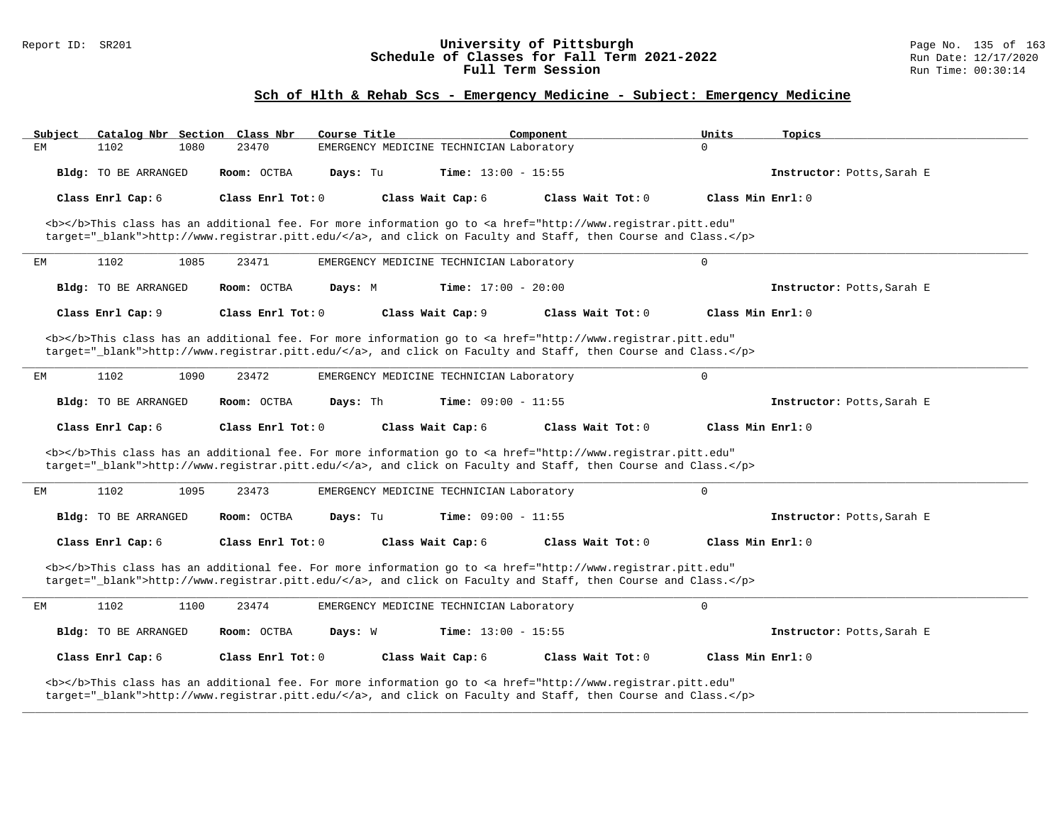## Sch of Hlth & Rehab Scs - Emergency Medicine - Subject: Emergency Medicine

| Subject | Catalog Nbr | Section | Class Nbr | Course Title | Component | Units | Topics |
|---|---|---|---|---|---|---|---|
| EM | 1102 | 1080 | 23470 | EMERGENCY MEDICINE TECHNICIAN | Laboratory | 0 | |

**Bldg:** TO BE ARRANGED **Room:** OCTBA **Days:** Tu **Time:** 13:00 - 15:55 **Instructor:** Potts,Sarah E

**Class Enrl Cap:** 6 **Class Enrl Tot:** 0 **Class Wait Cap:** 6 **Class Wait Tot:** 0 **Class Min Enrl:** 0

<b></b>This class has an additional fee. For more information go to <a href="http://www.registrar.pitt.edu" target="_blank">http://www.registrar.pitt.edu/</a>, and click on Faculty and Staff, then Course and Class.</p>

---

| Subject | Catalog Nbr | Section | Class Nbr | Course Title | Component | Units | Topics |
|---|---|---|---|---|---|---|---|
| EM | 1102 | 1085 | 23471 | EMERGENCY MEDICINE TECHNICIAN | Laboratory | 0 | |

**Bldg:** TO BE ARRANGED **Room:** OCTBA **Days:** M **Time:** 17:00 - 20:00 **Instructor:** Potts,Sarah E

**Class Enrl Cap:** 9 **Class Enrl Tot:** 0 **Class Wait Cap:** 9 **Class Wait Tot:** 0 **Class Min Enrl:** 0

<b></b>This class has an additional fee. For more information go to <a href="http://www.registrar.pitt.edu" target="_blank">http://www.registrar.pitt.edu/</a>, and click on Faculty and Staff, then Course and Class.</p>

---

| Subject | Catalog Nbr | Section | Class Nbr | Course Title | Component | Units | Topics |
|---|---|---|---|---|---|---|---|
| EM | 1102 | 1090 | 23472 | EMERGENCY MEDICINE TECHNICIAN | Laboratory | 0 | |

**Bldg:** TO BE ARRANGED **Room:** OCTBA **Days:** Th **Time:** 09:00 - 11:55 **Instructor:** Potts,Sarah E

**Class Enrl Cap:** 6 **Class Enrl Tot:** 0 **Class Wait Cap:** 6 **Class Wait Tot:** 0 **Class Min Enrl:** 0

<b></b>This class has an additional fee. For more information go to <a href="http://www.registrar.pitt.edu" target="_blank">http://www.registrar.pitt.edu/</a>, and click on Faculty and Staff, then Course and Class.</p>

---

| Subject | Catalog Nbr | Section | Class Nbr | Course Title | Component | Units | Topics |
|---|---|---|---|---|---|---|---|
| EM | 1102 | 1095 | 23473 | EMERGENCY MEDICINE TECHNICIAN | Laboratory | 0 | |

**Bldg:** TO BE ARRANGED **Room:** OCTBA **Days:** Tu **Time:** 09:00 - 11:55 **Instructor:** Potts,Sarah E

**Class Enrl Cap:** 6 **Class Enrl Tot:** 0 **Class Wait Cap:** 6 **Class Wait Tot:** 0 **Class Min Enrl:** 0

<b></b>This class has an additional fee. For more information go to <a href="http://www.registrar.pitt.edu" target="_blank">http://www.registrar.pitt.edu/</a>, and click on Faculty and Staff, then Course and Class.</p>

---

| Subject | Catalog Nbr | Section | Class Nbr | Course Title | Component | Units | Topics |
|---|---|---|---|---|---|---|---|
| EM | 1102 | 1100 | 23474 | EMERGENCY MEDICINE TECHNICIAN | Laboratory | 0 | |

**Bldg:** TO BE ARRANGED **Room:** OCTBA **Days:** W **Time:** 13:00 - 15:55 **Instructor:** Potts,Sarah E

**Class Enrl Cap:** 6 **Class Enrl Tot:** 0 **Class Wait Cap:** 6 **Class Wait Tot:** 0 **Class Min Enrl:** 0

<b></b>This class has an additional fee. For more information go to <a href="http://www.registrar.pitt.edu" target="_blank">http://www.registrar.pitt.edu/</a>, and click on Faculty and Staff, then Course and Class.</p>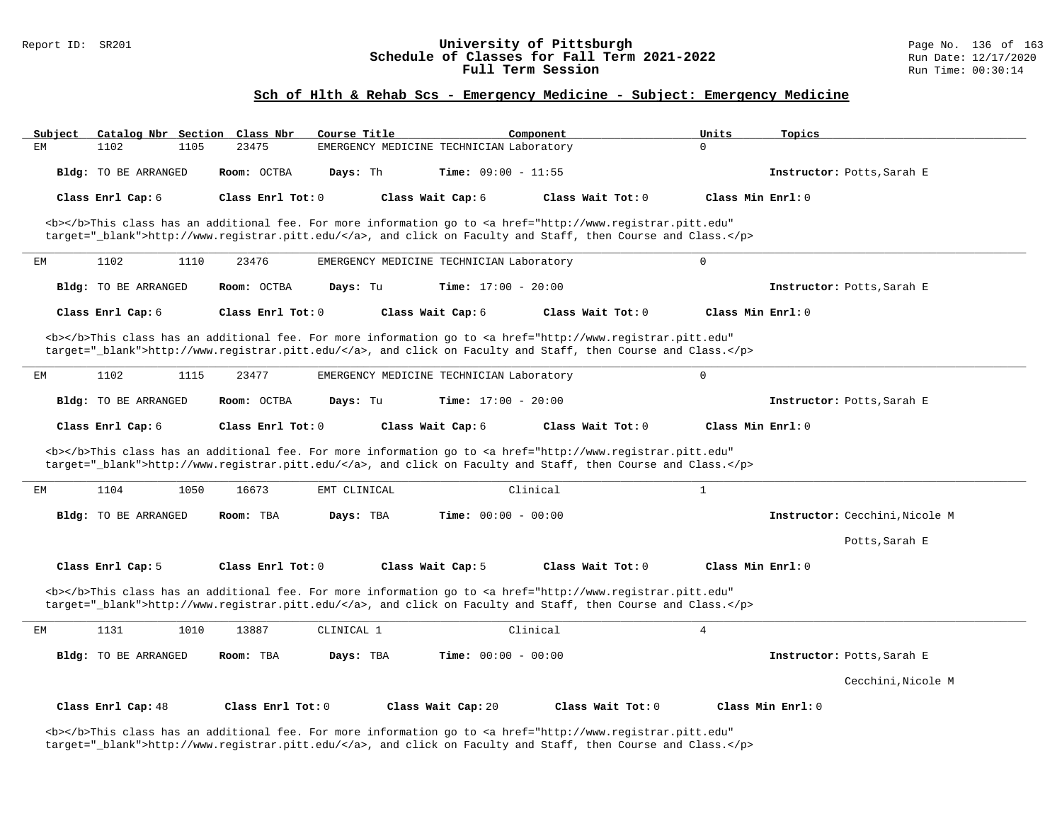## Sch of Hlth & Rehab Scs - Emergency Medicine - Subject: Emergency Medicine

| Subject | Catalog Nbr | Section | Class Nbr | Course Title | Component | Units | Topics |
|---|---|---|---|---|---|---|---|
| EM | 1102 | 1105 | 23475 | EMERGENCY MEDICINE TECHNICIAN | Laboratory | 0 | |

**Bldg:** TO BE ARRANGED **Room:** OCTBA **Days:** Th **Time:** 09:00 - 11:55 **Instructor:** Potts,Sarah E

**Class Enrl Cap:** 6 **Class Enrl Tot:** 0 **Class Wait Cap:** 6 **Class Wait Tot:** 0 **Class Min Enrl:** 0

<b></b>This class has an additional fee. For more information go to <a href="http://www.registrar.pitt.edu" target="_blank">http://www.registrar.pitt.edu/</a>, and click on Faculty and Staff, then Course and Class.</p>

---

| Subject | Catalog Nbr | Section | Class Nbr | Course Title | Component | Units | Topics |
|---|---|---|---|---|---|---|---|
| EM | 1102 | 1110 | 23476 | EMERGENCY MEDICINE TECHNICIAN | Laboratory | 0 | |

**Bldg:** TO BE ARRANGED **Room:** OCTBA **Days:** Tu **Time:** 17:00 - 20:00 **Instructor:** Potts,Sarah E

**Class Enrl Cap:** 6 **Class Enrl Tot:** 0 **Class Wait Cap:** 6 **Class Wait Tot:** 0 **Class Min Enrl:** 0

<b></b>This class has an additional fee. For more information go to <a href="http://www.registrar.pitt.edu" target="_blank">http://www.registrar.pitt.edu/</a>, and click on Faculty and Staff, then Course and Class.</p>

---

| Subject | Catalog Nbr | Section | Class Nbr | Course Title | Component | Units | Topics |
|---|---|---|---|---|---|---|---|
| EM | 1102 | 1115 | 23477 | EMERGENCY MEDICINE TECHNICIAN | Laboratory | 0 | |

**Bldg:** TO BE ARRANGED **Room:** OCTBA **Days:** Tu **Time:** 17:00 - 20:00 **Instructor:** Potts,Sarah E

**Class Enrl Cap:** 6 **Class Enrl Tot:** 0 **Class Wait Cap:** 6 **Class Wait Tot:** 0 **Class Min Enrl:** 0

<b></b>This class has an additional fee. For more information go to <a href="http://www.registrar.pitt.edu" target="_blank">http://www.registrar.pitt.edu/</a>, and click on Faculty and Staff, then Course and Class.</p>

---

| Subject | Catalog Nbr | Section | Class Nbr | Course Title | Component | Units | Topics |
|---|---|---|---|---|---|---|---|
| EM | 1104 | 1050 | 16673 | EMT CLINICAL | Clinical | 1 | |

**Bldg:** TO BE ARRANGED **Room:** TBA **Days:** TBA **Time:** 00:00 - 00:00 **Instructor:** Cecchini,Nicole M; Potts,Sarah E

**Class Enrl Cap:** 5 **Class Enrl Tot:** 0 **Class Wait Cap:** 5 **Class Wait Tot:** 0 **Class Min Enrl:** 0

<b></b>This class has an additional fee. For more information go to <a href="http://www.registrar.pitt.edu" target="_blank">http://www.registrar.pitt.edu/</a>, and click on Faculty and Staff, then Course and Class.</p>

---

| Subject | Catalog Nbr | Section | Class Nbr | Course Title | Component | Units | Topics |
|---|---|---|---|---|---|---|---|
| EM | 1131 | 1010 | 13887 | CLINICAL 1 | Clinical | 4 | |

**Bldg:** TO BE ARRANGED **Room:** TBA **Days:** TBA **Time:** 00:00 - 00:00 **Instructor:** Potts,Sarah E; Cecchini,Nicole M

**Class Enrl Cap:** 48 **Class Enrl Tot:** 0 **Class Wait Cap:** 20 **Class Wait Tot:** 0 **Class Min Enrl:** 0

<b></b>This class has an additional fee. For more information go to <a href="http://www.registrar.pitt.edu" target="_blank">http://www.registrar.pitt.edu/</a>, and click on Faculty and Staff, then Course and Class.</p>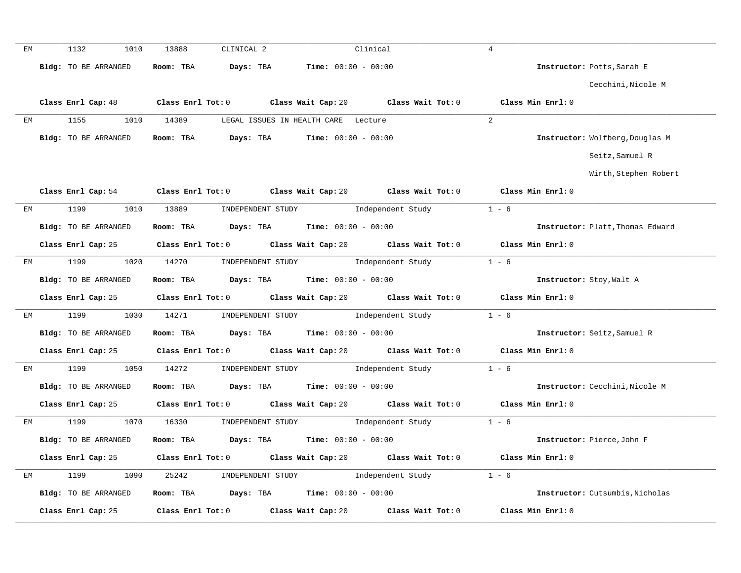EM 1132 1010 13888 CLINICAL 2 Clinical 4

**Bldg:** TO BE ARRANGED **Room:** TBA **Days:** TBA **Time:** 00:00 - 00:00 **Instructor:** Potts,Sarah E
Cecchini,Nicole M

**Class Enrl Cap:** 48 **Class Enrl Tot:** 0 **Class Wait Cap:** 20 **Class Wait Tot:** 0 **Class Min Enrl:** 0

---

EM 1155 1010 14389 LEGAL ISSUES IN HEALTH CARE Lecture 2

**Bldg:** TO BE ARRANGED **Room:** TBA **Days:** TBA **Time:** 00:00 - 00:00 **Instructor:** Wolfberg,Douglas M
Seitz,Samuel R
Wirth,Stephen Robert

**Class Enrl Cap:** 54 **Class Enrl Tot:** 0 **Class Wait Cap:** 20 **Class Wait Tot:** 0 **Class Min Enrl:** 0

---

EM 1199 1010 13889 INDEPENDENT STUDY Independent Study 1 - 6

**Bldg:** TO BE ARRANGED **Room:** TBA **Days:** TBA **Time:** 00:00 - 00:00 **Instructor:** Platt,Thomas Edward

**Class Enrl Cap:** 25 **Class Enrl Tot:** 0 **Class Wait Cap:** 20 **Class Wait Tot:** 0 **Class Min Enrl:** 0

---

EM 1199 1020 14270 INDEPENDENT STUDY Independent Study 1 - 6

**Bldg:** TO BE ARRANGED **Room:** TBA **Days:** TBA **Time:** 00:00 - 00:00 **Instructor:** Stoy,Walt A

**Class Enrl Cap:** 25 **Class Enrl Tot:** 0 **Class Wait Cap:** 20 **Class Wait Tot:** 0 **Class Min Enrl:** 0

---

EM 1199 1030 14271 INDEPENDENT STUDY Independent Study 1 - 6

**Bldg:** TO BE ARRANGED **Room:** TBA **Days:** TBA **Time:** 00:00 - 00:00 **Instructor:** Seitz,Samuel R

**Class Enrl Cap:** 25 **Class Enrl Tot:** 0 **Class Wait Cap:** 20 **Class Wait Tot:** 0 **Class Min Enrl:** 0

---

EM 1199 1050 14272 INDEPENDENT STUDY Independent Study 1 - 6

**Bldg:** TO BE ARRANGED **Room:** TBA **Days:** TBA **Time:** 00:00 - 00:00 **Instructor:** Cecchini,Nicole M

**Class Enrl Cap:** 25 **Class Enrl Tot:** 0 **Class Wait Cap:** 20 **Class Wait Tot:** 0 **Class Min Enrl:** 0

---

EM 1199 1070 16330 INDEPENDENT STUDY Independent Study 1 - 6

**Bldg:** TO BE ARRANGED **Room:** TBA **Days:** TBA **Time:** 00:00 - 00:00 **Instructor:** Pierce,John F

**Class Enrl Cap:** 25 **Class Enrl Tot:** 0 **Class Wait Cap:** 20 **Class Wait Tot:** 0 **Class Min Enrl:** 0

---

EM 1199 1090 25242 INDEPENDENT STUDY Independent Study 1 - 6

**Bldg:** TO BE ARRANGED **Room:** TBA **Days:** TBA **Time:** 00:00 - 00:00 **Instructor:** Cutsumbis,Nicholas

**Class Enrl Cap:** 25 **Class Enrl Tot:** 0 **Class Wait Cap:** 20 **Class Wait Tot:** 0 **Class Min Enrl:** 0

---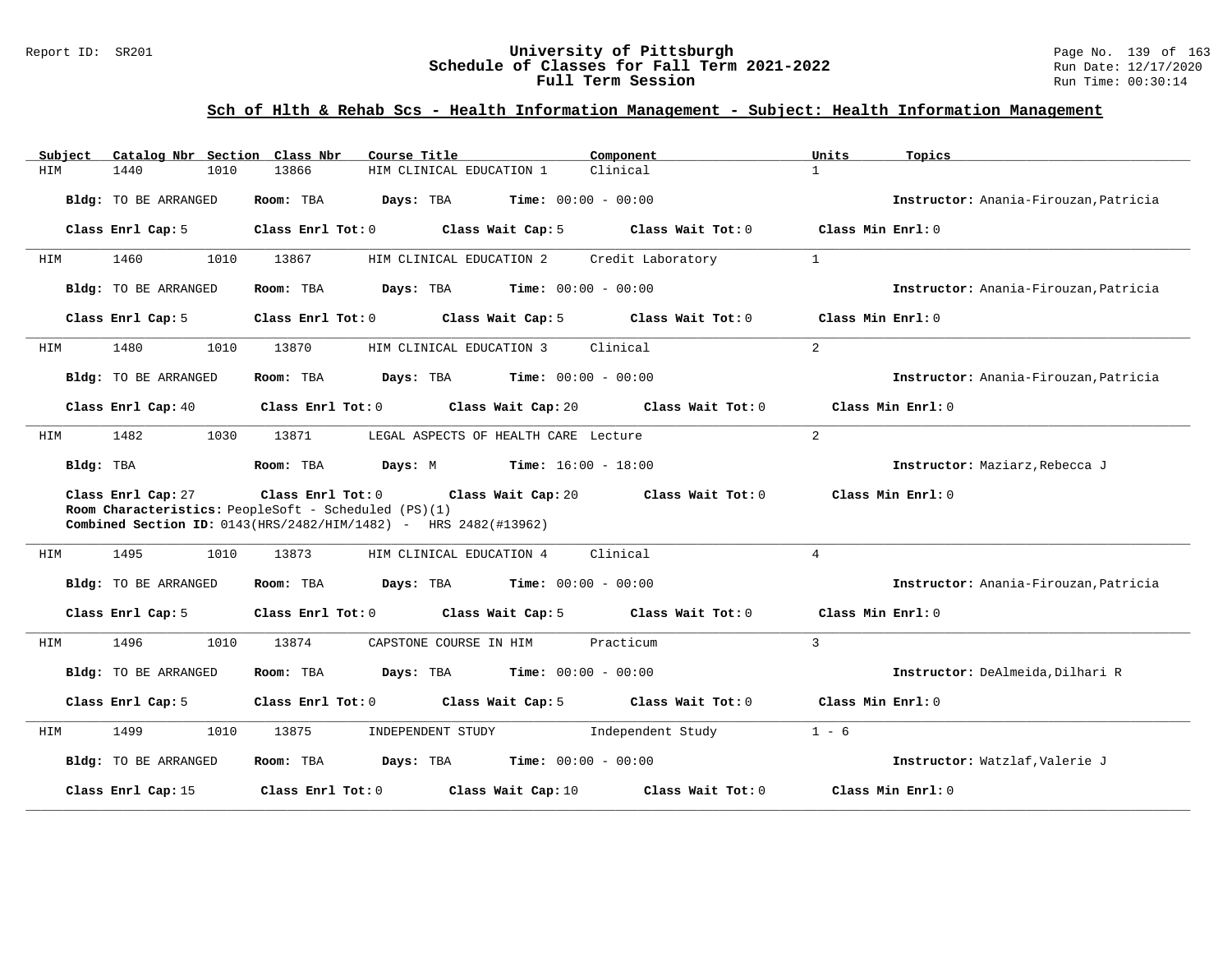## Sch of Hlth & Rehab Scs - Health Information Management - Subject: Health Information Management

| Subject | Catalog Nbr | Section | Class Nbr | Course Title | Component | Units | Topics |
|---|---|---|---|---|---|---|---|
| HIM | 1440 | 1010 | 13866 | HIM CLINICAL EDUCATION 1 | Clinical | 1 | |

**Bldg:** TO BE ARRANGED **Room:** TBA **Days:** TBA **Time:** 00:00 - 00:00 **Instructor:** Anania-Firouzan,Patricia

**Class Enrl Cap:** 5 **Class Enrl Tot:** 0 **Class Wait Cap:** 5 **Class Wait Tot:** 0 **Class Min Enrl:** 0

---

| Subject | Catalog Nbr | Section | Class Nbr | Course Title | Component | Units | Topics |
|---|---|---|---|---|---|---|---|
| HIM | 1460 | 1010 | 13867 | HIM CLINICAL EDUCATION 2 | Credit Laboratory | 1 | |

**Bldg:** TO BE ARRANGED **Room:** TBA **Days:** TBA **Time:** 00:00 - 00:00 **Instructor:** Anania-Firouzan,Patricia

**Class Enrl Cap:** 5 **Class Enrl Tot:** 0 **Class Wait Cap:** 5 **Class Wait Tot:** 0 **Class Min Enrl:** 0

---

| Subject | Catalog Nbr | Section | Class Nbr | Course Title | Component | Units | Topics |
|---|---|---|---|---|---|---|---|
| HIM | 1480 | 1010 | 13870 | HIM CLINICAL EDUCATION 3 | Clinical | 2 | |

**Bldg:** TO BE ARRANGED **Room:** TBA **Days:** TBA **Time:** 00:00 - 00:00 **Instructor:** Anania-Firouzan,Patricia

**Class Enrl Cap:** 40 **Class Enrl Tot:** 0 **Class Wait Cap:** 20 **Class Wait Tot:** 0 **Class Min Enrl:** 0

---

| Subject | Catalog Nbr | Section | Class Nbr | Course Title | Component | Units | Topics |
|---|---|---|---|---|---|---|---|
| HIM | 1482 | 1030 | 13871 | LEGAL ASPECTS OF HEALTH CARE | Lecture | 2 | |

**Bldg:** TBA **Room:** TBA **Days:** M **Time:** 16:00 - 18:00 **Instructor:** Maziarz,Rebecca J

**Class Enrl Cap:** 27 **Class Enrl Tot:** 0 **Class Wait Cap:** 20 **Class Wait Tot:** 0 **Class Min Enrl:** 0

**Room Characteristics:** PeopleSoft - Scheduled (PS)(1)

**Combined Section ID:** 0143(HRS/2482/HIM/1482) - HRS 2482(#13962)

---

| Subject | Catalog Nbr | Section | Class Nbr | Course Title | Component | Units | Topics |
|---|---|---|---|---|---|---|---|
| HIM | 1495 | 1010 | 13873 | HIM CLINICAL EDUCATION 4 | Clinical | 4 | |

**Bldg:** TO BE ARRANGED **Room:** TBA **Days:** TBA **Time:** 00:00 - 00:00 **Instructor:** Anania-Firouzan,Patricia

**Class Enrl Cap:** 5 **Class Enrl Tot:** 0 **Class Wait Cap:** 5 **Class Wait Tot:** 0 **Class Min Enrl:** 0

---

| Subject | Catalog Nbr | Section | Class Nbr | Course Title | Component | Units | Topics |
|---|---|---|---|---|---|---|---|
| HIM | 1496 | 1010 | 13874 | CAPSTONE COURSE IN HIM | Practicum | 3 | |

**Bldg:** TO BE ARRANGED **Room:** TBA **Days:** TBA **Time:** 00:00 - 00:00 **Instructor:** DeAlmeida,Dilhari R

**Class Enrl Cap:** 5 **Class Enrl Tot:** 0 **Class Wait Cap:** 5 **Class Wait Tot:** 0 **Class Min Enrl:** 0

---

| Subject | Catalog Nbr | Section | Class Nbr | Course Title | Component | Units | Topics |
|---|---|---|---|---|---|---|---|
| HIM | 1499 | 1010 | 13875 | INDEPENDENT STUDY | Independent Study | 1 - 6 | |

**Bldg:** TO BE ARRANGED **Room:** TBA **Days:** TBA **Time:** 00:00 - 00:00 **Instructor:** Watzlaf,Valerie J

**Class Enrl Cap:** 15 **Class Enrl Tot:** 0 **Class Wait Cap:** 10 **Class Wait Tot:** 0 **Class Min Enrl:** 0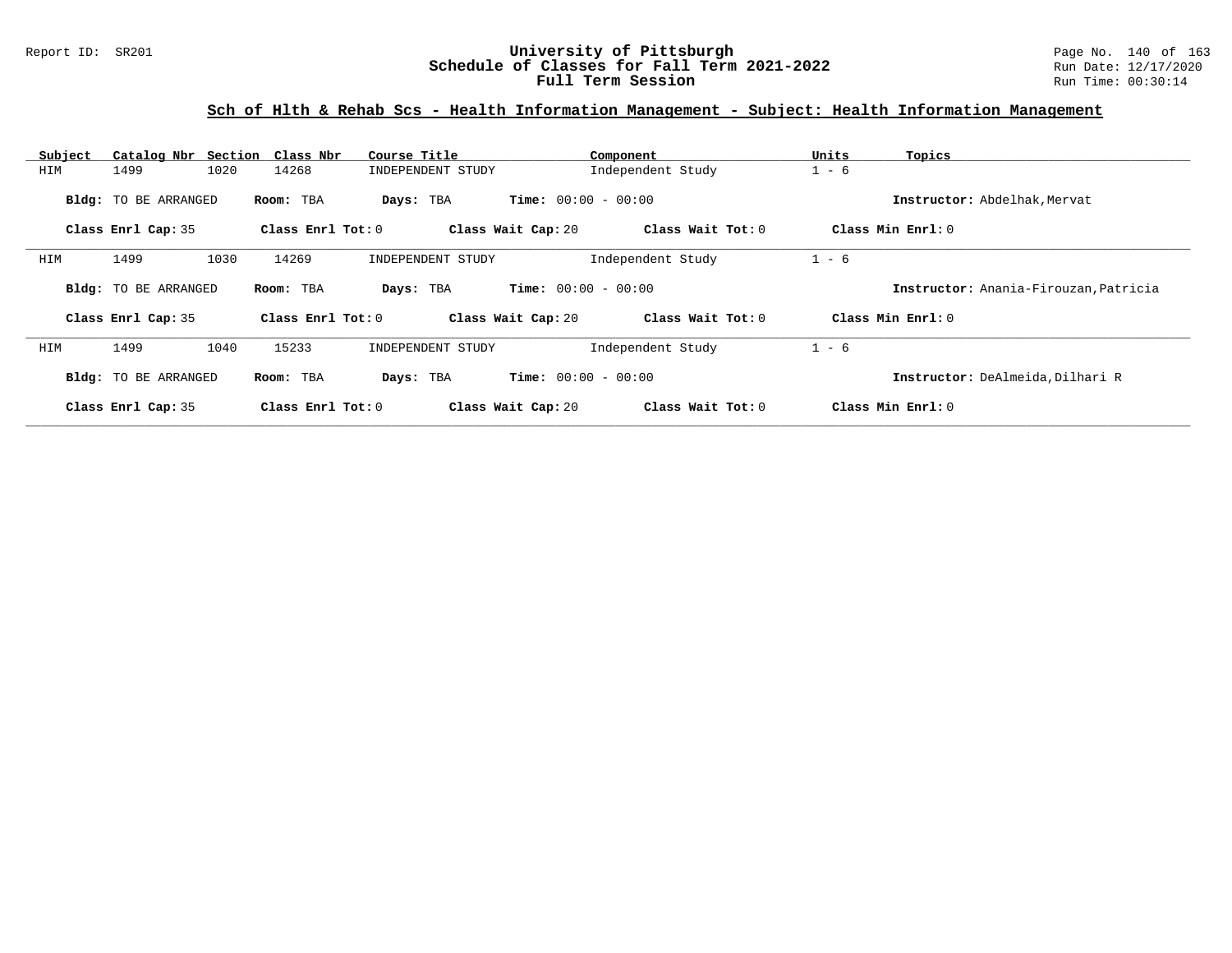## Sch of Hlth & Rehab Scs - Health Information Management - Subject: Health Information Management

| Subject | Catalog Nbr | Section | Class Nbr | Course Title | Component | Units | Topics |
|---|---|---|---|---|---|---|---|
| HIM | 1499 | 1020 | 14268 | INDEPENDENT STUDY | Independent Study | 1 - 6 | |

**Bldg:** TO BE ARRANGED **Room:** TBA **Days:** TBA **Time:** 00:00 - 00:00 **Instructor:** Abdelhak,Mervat

**Class Enrl Cap:** 35 **Class Enrl Tot:** 0 **Class Wait Cap:** 20 **Class Wait Tot:** 0 **Class Min Enrl:** 0

---

| Subject | Catalog Nbr | Section | Class Nbr | Course Title | Component | Units | Topics |
|---|---|---|---|---|---|---|---|
| HIM | 1499 | 1030 | 14269 | INDEPENDENT STUDY | Independent Study | 1 - 6 | |

**Bldg:** TO BE ARRANGED **Room:** TBA **Days:** TBA **Time:** 00:00 - 00:00 **Instructor:** Anania-Firouzan,Patricia

**Class Enrl Cap:** 35 **Class Enrl Tot:** 0 **Class Wait Cap:** 20 **Class Wait Tot:** 0 **Class Min Enrl:** 0

---

| Subject | Catalog Nbr | Section | Class Nbr | Course Title | Component | Units | Topics |
|---|---|---|---|---|---|---|---|
| HIM | 1499 | 1040 | 15233 | INDEPENDENT STUDY | Independent Study | 1 - 6 | |

**Bldg:** TO BE ARRANGED **Room:** TBA **Days:** TBA **Time:** 00:00 - 00:00 **Instructor:** DeAlmeida,Dilhari R

**Class Enrl Cap:** 35 **Class Enrl Tot:** 0 **Class Wait Cap:** 20 **Class Wait Tot:** 0 **Class Min Enrl:** 0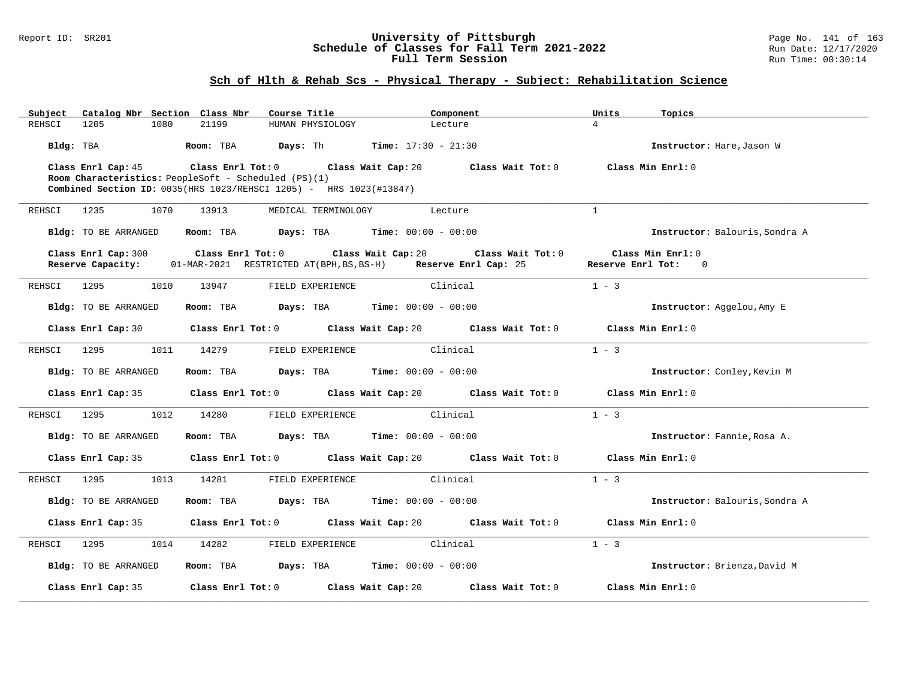## Sch of Hlth & Rehab Scs - Physical Therapy - Subject: Rehabilitation Science

| Subject | Catalog Nbr | Section | Class Nbr | Course Title | Component | Units | Topics |
|---|---|---|---|---|---|---|---|
| REHSCI | 1205 | 1080 | 21199 | HUMAN PHYSIOLOGY | Lecture | 4 | |

**Bldg:** TBA **Room:** TBA **Days:** Th **Time:** 17:30 - 21:30 **Instructor:** Hare,Jason W

**Class Enrl Cap:** 45 **Class Enrl Tot:** 0 **Class Wait Cap:** 20 **Class Wait Tot:** 0 **Class Min Enrl:** 0
**Room Characteristics:** PeopleSoft - Scheduled (PS)(1)
**Combined Section ID:** 0035(HRS 1023/REHSCI 1205) - HRS 1023(#13847)

---

| Subject | Catalog Nbr | Section | Class Nbr | Course Title | Component | Units | Topics |
|---|---|---|---|---|---|---|---|
| REHSCI | 1235 | 1070 | 13913 | MEDICAL TERMINOLOGY | Lecture | 1 | |

**Bldg:** TO BE ARRANGED **Room:** TBA **Days:** TBA **Time:** 00:00 - 00:00 **Instructor:** Balouris,Sondra A

**Class Enrl Cap:** 300 **Class Enrl Tot:** 0 **Class Wait Cap:** 20 **Class Wait Tot:** 0 **Class Min Enrl:** 0
**Reserve Capacity:** 01-MAR-2021 RESTRICTED AT(BPH,BS,BS-H) **Reserve Enrl Cap:** 25 **Reserve Enrl Tot:** 0

---

| Subject | Catalog Nbr | Section | Class Nbr | Course Title | Component | Units | Topics |
|---|---|---|---|---|---|---|---|
| REHSCI | 1295 | 1010 | 13947 | FIELD EXPERIENCE | Clinical | 1 - 3 | |

**Bldg:** TO BE ARRANGED **Room:** TBA **Days:** TBA **Time:** 00:00 - 00:00 **Instructor:** Aggelou,Amy E

**Class Enrl Cap:** 30 **Class Enrl Tot:** 0 **Class Wait Cap:** 20 **Class Wait Tot:** 0 **Class Min Enrl:** 0

---

| Subject | Catalog Nbr | Section | Class Nbr | Course Title | Component | Units | Topics |
|---|---|---|---|---|---|---|---|
| REHSCI | 1295 | 1011 | 14279 | FIELD EXPERIENCE | Clinical | 1 - 3 | |

**Bldg:** TO BE ARRANGED **Room:** TBA **Days:** TBA **Time:** 00:00 - 00:00 **Instructor:** Conley,Kevin M

**Class Enrl Cap:** 35 **Class Enrl Tot:** 0 **Class Wait Cap:** 20 **Class Wait Tot:** 0 **Class Min Enrl:** 0

---

| Subject | Catalog Nbr | Section | Class Nbr | Course Title | Component | Units | Topics |
|---|---|---|---|---|---|---|---|
| REHSCI | 1295 | 1012 | 14280 | FIELD EXPERIENCE | Clinical | 1 - 3 | |

**Bldg:** TO BE ARRANGED **Room:** TBA **Days:** TBA **Time:** 00:00 - 00:00 **Instructor:** Fannie,Rosa A.

**Class Enrl Cap:** 35 **Class Enrl Tot:** 0 **Class Wait Cap:** 20 **Class Wait Tot:** 0 **Class Min Enrl:** 0

---

| Subject | Catalog Nbr | Section | Class Nbr | Course Title | Component | Units | Topics |
|---|---|---|---|---|---|---|---|
| REHSCI | 1295 | 1013 | 14281 | FIELD EXPERIENCE | Clinical | 1 - 3 | |

**Bldg:** TO BE ARRANGED **Room:** TBA **Days:** TBA **Time:** 00:00 - 00:00 **Instructor:** Balouris,Sondra A

**Class Enrl Cap:** 35 **Class Enrl Tot:** 0 **Class Wait Cap:** 20 **Class Wait Tot:** 0 **Class Min Enrl:** 0

---

| Subject | Catalog Nbr | Section | Class Nbr | Course Title | Component | Units | Topics |
|---|---|---|---|---|---|---|---|
| REHSCI | 1295 | 1014 | 14282 | FIELD EXPERIENCE | Clinical | 1 - 3 | |

**Bldg:** TO BE ARRANGED **Room:** TBA **Days:** TBA **Time:** 00:00 - 00:00 **Instructor:** Brienza,David M

**Class Enrl Cap:** 35 **Class Enrl Tot:** 0 **Class Wait Cap:** 20 **Class Wait Tot:** 0 **Class Min Enrl:** 0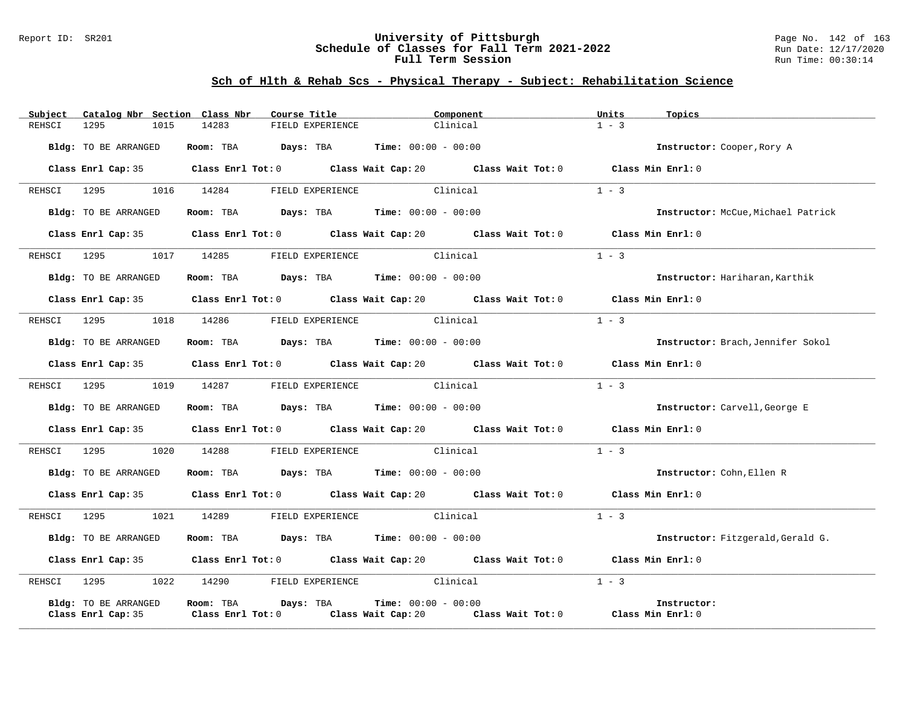# University of Pittsburgh
## Schedule of Classes for Fall Term 2021-2022
### Full Term Session

Report ID: SR201

Run Date: 12/17/2020
Run Time: 00:30:14

## Sch of Hlth & Rehab Scs - Physical Therapy - Subject: Rehabilitation Science

| Subject | Catalog Nbr | Section | Class Nbr | Course Title | Component | Units | Topics |
|---|---|---|---|---|---|---|---|
| REHSCI | 1295 | 1015 | 14283 | FIELD EXPERIENCE | Clinical | 1 - 3 | |

**Bldg:** TO BE ARRANGED **Room:** TBA **Days:** TBA **Time:** 00:00 - 00:00 **Instructor:** Cooper,Rory A

**Class Enrl Cap:** 35 **Class Enrl Tot:** 0 **Class Wait Cap:** 20 **Class Wait Tot:** 0 **Class Min Enrl:** 0

| Subject | Catalog Nbr | Section | Class Nbr | Course Title | Component | Units | Topics |
|---|---|---|---|---|---|---|---|
| REHSCI | 1295 | 1016 | 14284 | FIELD EXPERIENCE | Clinical | 1 - 3 | |

**Bldg:** TO BE ARRANGED **Room:** TBA **Days:** TBA **Time:** 00:00 - 00:00 **Instructor:** McCue,Michael Patrick

**Class Enrl Cap:** 35 **Class Enrl Tot:** 0 **Class Wait Cap:** 20 **Class Wait Tot:** 0 **Class Min Enrl:** 0

| Subject | Catalog Nbr | Section | Class Nbr | Course Title | Component | Units | Topics |
|---|---|---|---|---|---|---|---|
| REHSCI | 1295 | 1017 | 14285 | FIELD EXPERIENCE | Clinical | 1 - 3 | |

**Bldg:** TO BE ARRANGED **Room:** TBA **Days:** TBA **Time:** 00:00 - 00:00 **Instructor:** Hariharan,Karthik

**Class Enrl Cap:** 35 **Class Enrl Tot:** 0 **Class Wait Cap:** 20 **Class Wait Tot:** 0 **Class Min Enrl:** 0

| Subject | Catalog Nbr | Section | Class Nbr | Course Title | Component | Units | Topics |
|---|---|---|---|---|---|---|---|
| REHSCI | 1295 | 1018 | 14286 | FIELD EXPERIENCE | Clinical | 1 - 3 | |

**Bldg:** TO BE ARRANGED **Room:** TBA **Days:** TBA **Time:** 00:00 - 00:00 **Instructor:** Brach,Jennifer Sokol

**Class Enrl Cap:** 35 **Class Enrl Tot:** 0 **Class Wait Cap:** 20 **Class Wait Tot:** 0 **Class Min Enrl:** 0

| Subject | Catalog Nbr | Section | Class Nbr | Course Title | Component | Units | Topics |
|---|---|---|---|---|---|---|---|
| REHSCI | 1295 | 1019 | 14287 | FIELD EXPERIENCE | Clinical | 1 - 3 | |

**Bldg:** TO BE ARRANGED **Room:** TBA **Days:** TBA **Time:** 00:00 - 00:00 **Instructor:** Carvell,George E

**Class Enrl Cap:** 35 **Class Enrl Tot:** 0 **Class Wait Cap:** 20 **Class Wait Tot:** 0 **Class Min Enrl:** 0

| Subject | Catalog Nbr | Section | Class Nbr | Course Title | Component | Units | Topics |
|---|---|---|---|---|---|---|---|
| REHSCI | 1295 | 1020 | 14288 | FIELD EXPERIENCE | Clinical | 1 - 3 | |

**Bldg:** TO BE ARRANGED **Room:** TBA **Days:** TBA **Time:** 00:00 - 00:00 **Instructor:** Cohn,Ellen R

**Class Enrl Cap:** 35 **Class Enrl Tot:** 0 **Class Wait Cap:** 20 **Class Wait Tot:** 0 **Class Min Enrl:** 0

| Subject | Catalog Nbr | Section | Class Nbr | Course Title | Component | Units | Topics |
|---|---|---|---|---|---|---|---|
| REHSCI | 1295 | 1021 | 14289 | FIELD EXPERIENCE | Clinical | 1 - 3 | |

**Bldg:** TO BE ARRANGED **Room:** TBA **Days:** TBA **Time:** 00:00 - 00:00 **Instructor:** Fitzgerald,Gerald G.

**Class Enrl Cap:** 35 **Class Enrl Tot:** 0 **Class Wait Cap:** 20 **Class Wait Tot:** 0 **Class Min Enrl:** 0

| Subject | Catalog Nbr | Section | Class Nbr | Course Title | Component | Units | Topics |
|---|---|---|---|---|---|---|---|
| REHSCI | 1295 | 1022 | 14290 | FIELD EXPERIENCE | Clinical | 1 - 3 | |

**Bldg:** TO BE ARRANGED **Room:** TBA **Days:** TBA **Time:** 00:00 - 00:00 **Instructor:**

**Class Enrl Cap:** 35 **Class Enrl Tot:** 0 **Class Wait Cap:** 20 **Class Wait Tot:** 0 **Class Min Enrl:** 0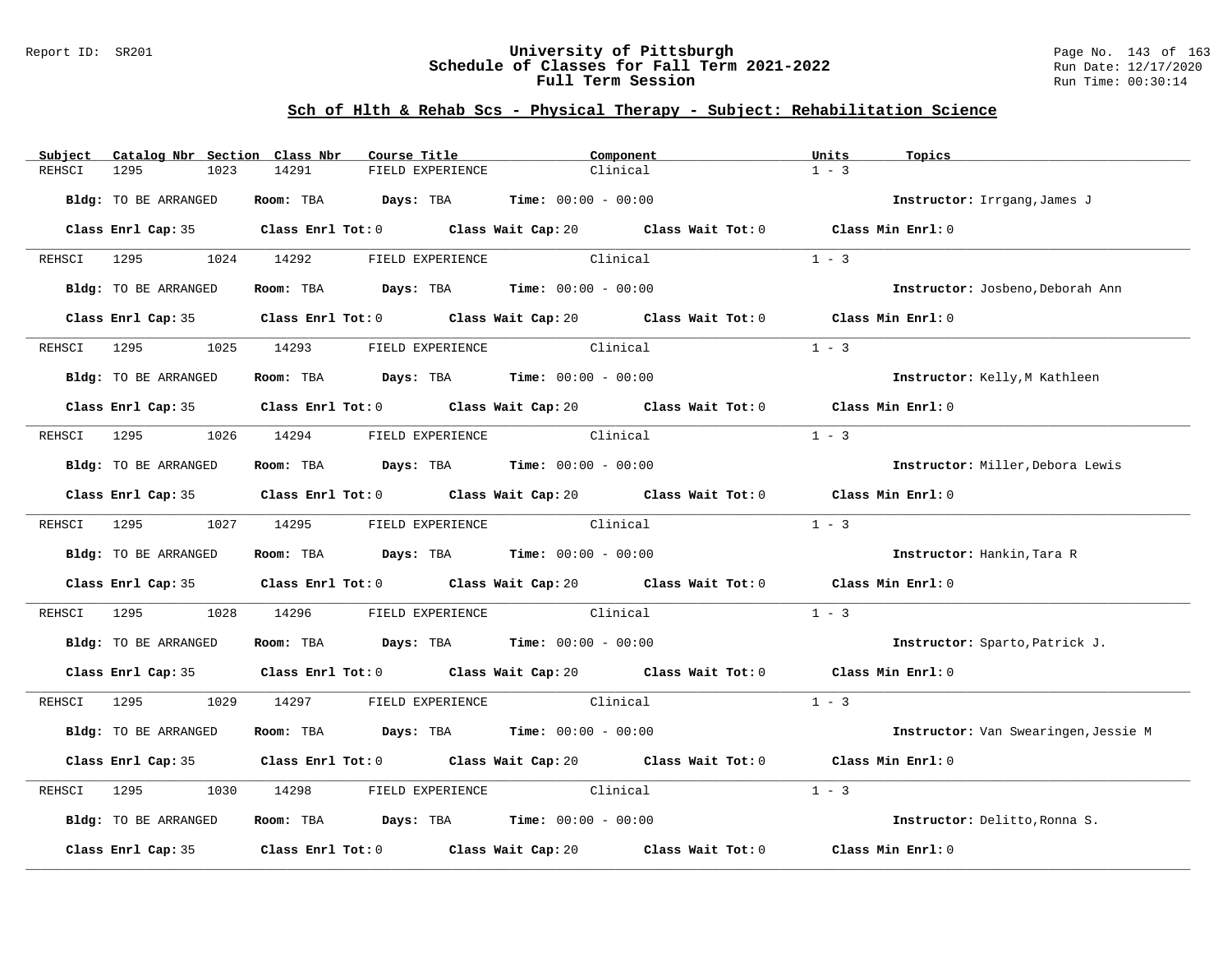## Sch of Hlth & Rehab Scs - Physical Therapy - Subject: Rehabilitation Science

| Subject | Catalog Nbr | Section | Class Nbr | Course Title | Component | Units | Topics |
|---|---|---|---|---|---|---|---|
| REHSCI | 1295 | 1023 | 14291 | FIELD EXPERIENCE | Clinical | 1 - 3 | |

**Bldg:** TO BE ARRANGED **Room:** TBA **Days:** TBA **Time:** 00:00 - 00:00 **Instructor:** Irrgang,James J

**Class Enrl Cap:** 35 **Class Enrl Tot:** 0 **Class Wait Cap:** 20 **Class Wait Tot:** 0 **Class Min Enrl:** 0

---

| Subject | Catalog Nbr | Section | Class Nbr | Course Title | Component | Units | Topics |
|---|---|---|---|---|---|---|---|
| REHSCI | 1295 | 1024 | 14292 | FIELD EXPERIENCE | Clinical | 1 - 3 | |

**Bldg:** TO BE ARRANGED **Room:** TBA **Days:** TBA **Time:** 00:00 - 00:00 **Instructor:** Josbeno,Deborah Ann

**Class Enrl Cap:** 35 **Class Enrl Tot:** 0 **Class Wait Cap:** 20 **Class Wait Tot:** 0 **Class Min Enrl:** 0

---

| Subject | Catalog Nbr | Section | Class Nbr | Course Title | Component | Units | Topics |
|---|---|---|---|---|---|---|---|
| REHSCI | 1295 | 1025 | 14293 | FIELD EXPERIENCE | Clinical | 1 - 3 | |

**Bldg:** TO BE ARRANGED **Room:** TBA **Days:** TBA **Time:** 00:00 - 00:00 **Instructor:** Kelly,M Kathleen

**Class Enrl Cap:** 35 **Class Enrl Tot:** 0 **Class Wait Cap:** 20 **Class Wait Tot:** 0 **Class Min Enrl:** 0

---

| Subject | Catalog Nbr | Section | Class Nbr | Course Title | Component | Units | Topics |
|---|---|---|---|---|---|---|---|
| REHSCI | 1295 | 1026 | 14294 | FIELD EXPERIENCE | Clinical | 1 - 3 | |

**Bldg:** TO BE ARRANGED **Room:** TBA **Days:** TBA **Time:** 00:00 - 00:00 **Instructor:** Miller,Debora Lewis

**Class Enrl Cap:** 35 **Class Enrl Tot:** 0 **Class Wait Cap:** 20 **Class Wait Tot:** 0 **Class Min Enrl:** 0

---

| Subject | Catalog Nbr | Section | Class Nbr | Course Title | Component | Units | Topics |
|---|---|---|---|---|---|---|---|
| REHSCI | 1295 | 1027 | 14295 | FIELD EXPERIENCE | Clinical | 1 - 3 | |

**Bldg:** TO BE ARRANGED **Room:** TBA **Days:** TBA **Time:** 00:00 - 00:00 **Instructor:** Hankin,Tara R

**Class Enrl Cap:** 35 **Class Enrl Tot:** 0 **Class Wait Cap:** 20 **Class Wait Tot:** 0 **Class Min Enrl:** 0

---

| Subject | Catalog Nbr | Section | Class Nbr | Course Title | Component | Units | Topics |
|---|---|---|---|---|---|---|---|
| REHSCI | 1295 | 1028 | 14296 | FIELD EXPERIENCE | Clinical | 1 - 3 | |

**Bldg:** TO BE ARRANGED **Room:** TBA **Days:** TBA **Time:** 00:00 - 00:00 **Instructor:** Sparto,Patrick J.

**Class Enrl Cap:** 35 **Class Enrl Tot:** 0 **Class Wait Cap:** 20 **Class Wait Tot:** 0 **Class Min Enrl:** 0

---

| Subject | Catalog Nbr | Section | Class Nbr | Course Title | Component | Units | Topics |
|---|---|---|---|---|---|---|---|
| REHSCI | 1295 | 1029 | 14297 | FIELD EXPERIENCE | Clinical | 1 - 3 | |

**Bldg:** TO BE ARRANGED **Room:** TBA **Days:** TBA **Time:** 00:00 - 00:00 **Instructor:** Van Swearingen,Jessie M

**Class Enrl Cap:** 35 **Class Enrl Tot:** 0 **Class Wait Cap:** 20 **Class Wait Tot:** 0 **Class Min Enrl:** 0

---

| Subject | Catalog Nbr | Section | Class Nbr | Course Title | Component | Units | Topics |
|---|---|---|---|---|---|---|---|
| REHSCI | 1295 | 1030 | 14298 | FIELD EXPERIENCE | Clinical | 1 - 3 | |

**Bldg:** TO BE ARRANGED **Room:** TBA **Days:** TBA **Time:** 00:00 - 00:00 **Instructor:** Delitto,Ronna S.

**Class Enrl Cap:** 35 **Class Enrl Tot:** 0 **Class Wait Cap:** 20 **Class Wait Tot:** 0 **Class Min Enrl:** 0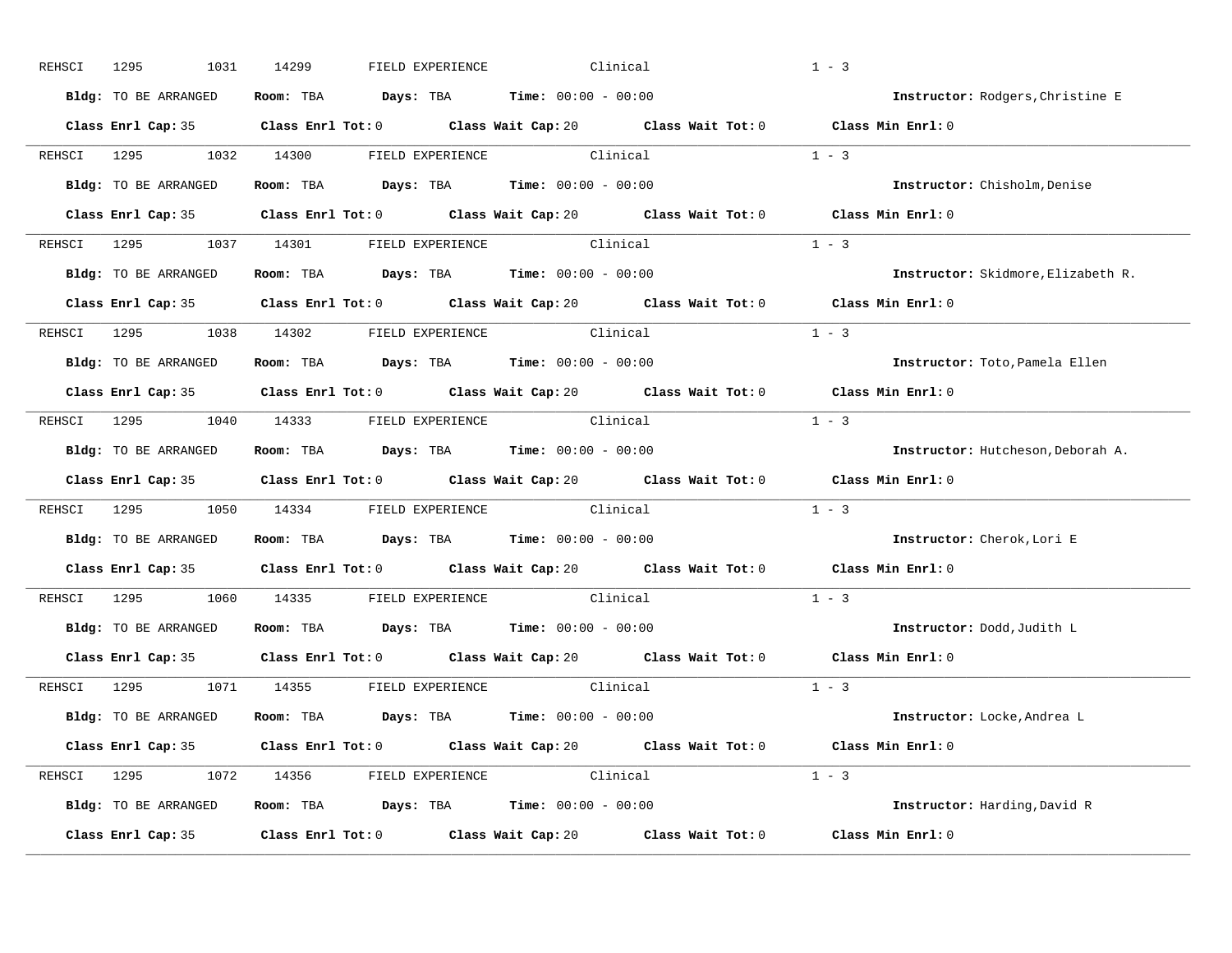REHSCI 1295 1031 14299 FIELD EXPERIENCE Clinical 1 - 3

**Bldg:** TO BE ARRANGED **Room:** TBA **Days:** TBA **Time:** 00:00 - 00:00 **Instructor:** Rodgers,Christine E

**Class Enrl Cap:** 35 **Class Enrl Tot:** 0 **Class Wait Cap:** 20 **Class Wait Tot:** 0 **Class Min Enrl:** 0

---

REHSCI 1295 1032 14300 FIELD EXPERIENCE Clinical 1 - 3

**Bldg:** TO BE ARRANGED **Room:** TBA **Days:** TBA **Time:** 00:00 - 00:00 **Instructor:** Chisholm,Denise

**Class Enrl Cap:** 35 **Class Enrl Tot:** 0 **Class Wait Cap:** 20 **Class Wait Tot:** 0 **Class Min Enrl:** 0

---

REHSCI 1295 1037 14301 FIELD EXPERIENCE Clinical 1 - 3

**Bldg:** TO BE ARRANGED **Room:** TBA **Days:** TBA **Time:** 00:00 - 00:00 **Instructor:** Skidmore,Elizabeth R.

**Class Enrl Cap:** 35 **Class Enrl Tot:** 0 **Class Wait Cap:** 20 **Class Wait Tot:** 0 **Class Min Enrl:** 0

---

REHSCI 1295 1038 14302 FIELD EXPERIENCE Clinical 1 - 3

**Bldg:** TO BE ARRANGED **Room:** TBA **Days:** TBA **Time:** 00:00 - 00:00 **Instructor:** Toto,Pamela Ellen

**Class Enrl Cap:** 35 **Class Enrl Tot:** 0 **Class Wait Cap:** 20 **Class Wait Tot:** 0 **Class Min Enrl:** 0

---

REHSCI 1295 1040 14333 FIELD EXPERIENCE Clinical 1 - 3

**Bldg:** TO BE ARRANGED **Room:** TBA **Days:** TBA **Time:** 00:00 - 00:00 **Instructor:** Hutcheson,Deborah A.

**Class Enrl Cap:** 35 **Class Enrl Tot:** 0 **Class Wait Cap:** 20 **Class Wait Tot:** 0 **Class Min Enrl:** 0

---

REHSCI 1295 1050 14334 FIELD EXPERIENCE Clinical 1 - 3

**Bldg:** TO BE ARRANGED **Room:** TBA **Days:** TBA **Time:** 00:00 - 00:00 **Instructor:** Cherok,Lori E

**Class Enrl Cap:** 35 **Class Enrl Tot:** 0 **Class Wait Cap:** 20 **Class Wait Tot:** 0 **Class Min Enrl:** 0

---

REHSCI 1295 1060 14335 FIELD EXPERIENCE Clinical 1 - 3

**Bldg:** TO BE ARRANGED **Room:** TBA **Days:** TBA **Time:** 00:00 - 00:00 **Instructor:** Dodd,Judith L

**Class Enrl Cap:** 35 **Class Enrl Tot:** 0 **Class Wait Cap:** 20 **Class Wait Tot:** 0 **Class Min Enrl:** 0

---

REHSCI 1295 1071 14355 FIELD EXPERIENCE Clinical 1 - 3

**Bldg:** TO BE ARRANGED **Room:** TBA **Days:** TBA **Time:** 00:00 - 00:00 **Instructor:** Locke,Andrea L

**Class Enrl Cap:** 35 **Class Enrl Tot:** 0 **Class Wait Cap:** 20 **Class Wait Tot:** 0 **Class Min Enrl:** 0

---

REHSCI 1295 1072 14356 FIELD EXPERIENCE Clinical 1 - 3

**Bldg:** TO BE ARRANGED **Room:** TBA **Days:** TBA **Time:** 00:00 - 00:00 **Instructor:** Harding,David R

**Class Enrl Cap:** 35 **Class Enrl Tot:** 0 **Class Wait Cap:** 20 **Class Wait Tot:** 0 **Class Min Enrl:** 0

---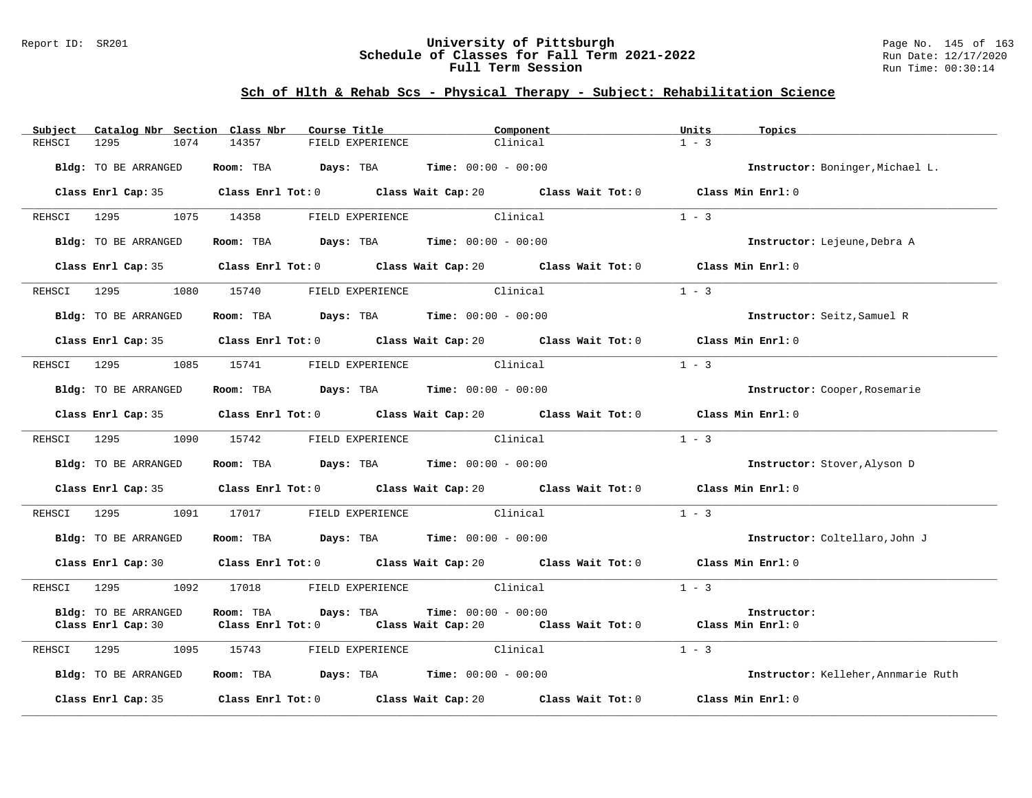## Sch of Hlth & Rehab Scs - Physical Therapy - Subject: Rehabilitation Science

| Subject | Catalog Nbr | Section | Class Nbr | Course Title | Component | Units | Topics |
|---|---|---|---|---|---|---|---|
| REHSCI | 1295 | 1074 | 14357 | FIELD EXPERIENCE | Clinical | 1 - 3 | |

**Bldg:** TO BE ARRANGED **Room:** TBA **Days:** TBA **Time:** 00:00 - 00:00 **Instructor:** Boninger,Michael L.

**Class Enrl Cap:** 35 **Class Enrl Tot:** 0 **Class Wait Cap:** 20 **Class Wait Tot:** 0 **Class Min Enrl:** 0

---

| Subject | Catalog Nbr | Section | Class Nbr | Course Title | Component | Units | Topics |
|---|---|---|---|---|---|---|---|
| REHSCI | 1295 | 1075 | 14358 | FIELD EXPERIENCE | Clinical | 1 - 3 | |

**Bldg:** TO BE ARRANGED **Room:** TBA **Days:** TBA **Time:** 00:00 - 00:00 **Instructor:** Lejeune,Debra A

**Class Enrl Cap:** 35 **Class Enrl Tot:** 0 **Class Wait Cap:** 20 **Class Wait Tot:** 0 **Class Min Enrl:** 0

---

| Subject | Catalog Nbr | Section | Class Nbr | Course Title | Component | Units | Topics |
|---|---|---|---|---|---|---|---|
| REHSCI | 1295 | 1080 | 15740 | FIELD EXPERIENCE | Clinical | 1 - 3 | |

**Bldg:** TO BE ARRANGED **Room:** TBA **Days:** TBA **Time:** 00:00 - 00:00 **Instructor:** Seitz,Samuel R

**Class Enrl Cap:** 35 **Class Enrl Tot:** 0 **Class Wait Cap:** 20 **Class Wait Tot:** 0 **Class Min Enrl:** 0

---

| Subject | Catalog Nbr | Section | Class Nbr | Course Title | Component | Units | Topics |
|---|---|---|---|---|---|---|---|
| REHSCI | 1295 | 1085 | 15741 | FIELD EXPERIENCE | Clinical | 1 - 3 | |

**Bldg:** TO BE ARRANGED **Room:** TBA **Days:** TBA **Time:** 00:00 - 00:00 **Instructor:** Cooper,Rosemarie

**Class Enrl Cap:** 35 **Class Enrl Tot:** 0 **Class Wait Cap:** 20 **Class Wait Tot:** 0 **Class Min Enrl:** 0

---

| Subject | Catalog Nbr | Section | Class Nbr | Course Title | Component | Units | Topics |
|---|---|---|---|---|---|---|---|
| REHSCI | 1295 | 1090 | 15742 | FIELD EXPERIENCE | Clinical | 1 - 3 | |

**Bldg:** TO BE ARRANGED **Room:** TBA **Days:** TBA **Time:** 00:00 - 00:00 **Instructor:** Stover,Alyson D

**Class Enrl Cap:** 35 **Class Enrl Tot:** 0 **Class Wait Cap:** 20 **Class Wait Tot:** 0 **Class Min Enrl:** 0

---

| Subject | Catalog Nbr | Section | Class Nbr | Course Title | Component | Units | Topics |
|---|---|---|---|---|---|---|---|
| REHSCI | 1295 | 1091 | 17017 | FIELD EXPERIENCE | Clinical | 1 - 3 | |

**Bldg:** TO BE ARRANGED **Room:** TBA **Days:** TBA **Time:** 00:00 - 00:00 **Instructor:** Coltellaro,John J

**Class Enrl Cap:** 30 **Class Enrl Tot:** 0 **Class Wait Cap:** 20 **Class Wait Tot:** 0 **Class Min Enrl:** 0

---

| Subject | Catalog Nbr | Section | Class Nbr | Course Title | Component | Units | Topics |
|---|---|---|---|---|---|---|---|
| REHSCI | 1295 | 1092 | 17018 | FIELD EXPERIENCE | Clinical | 1 - 3 | |

**Bldg:** TO BE ARRANGED **Room:** TBA **Days:** TBA **Time:** 00:00 - 00:00 **Instructor:**

**Class Enrl Cap:** 30 **Class Enrl Tot:** 0 **Class Wait Cap:** 20 **Class Wait Tot:** 0 **Class Min Enrl:** 0

---

| Subject | Catalog Nbr | Section | Class Nbr | Course Title | Component | Units | Topics |
|---|---|---|---|---|---|---|---|
| REHSCI | 1295 | 1095 | 15743 | FIELD EXPERIENCE | Clinical | 1 - 3 | |

**Bldg:** TO BE ARRANGED **Room:** TBA **Days:** TBA **Time:** 00:00 - 00:00 **Instructor:** Kelleher,Annmarie Ruth

**Class Enrl Cap:** 35 **Class Enrl Tot:** 0 **Class Wait Cap:** 20 **Class Wait Tot:** 0 **Class Min Enrl:** 0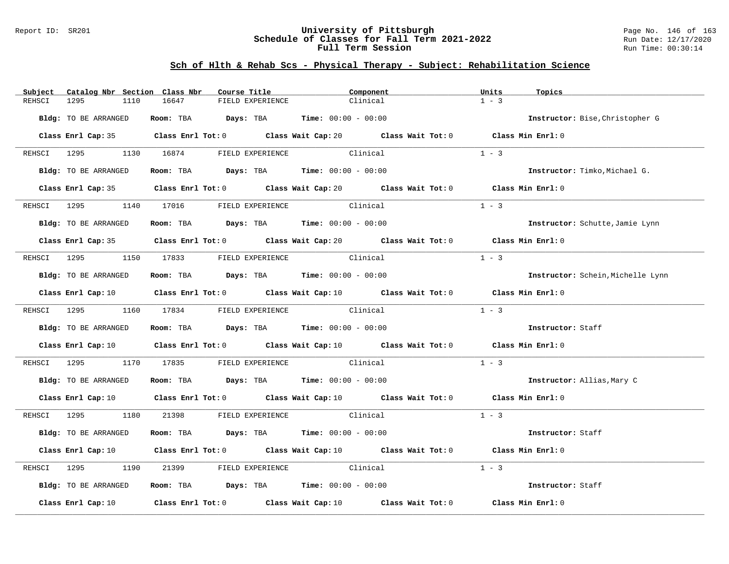## Sch of Hlth & Rehab Scs - Physical Therapy - Subject: Rehabilitation Science

| Subject | Catalog Nbr | Section | Class Nbr | Course Title | Component | Units | Topics |
|---|---|---|---|---|---|---|---|
| REHSCI | 1295 | 1110 | 16647 | FIELD EXPERIENCE | Clinical | 1 - 3 | |

**Bldg:** TO BE ARRANGED **Room:** TBA **Days:** TBA **Time:** 00:00 - 00:00 **Instructor:** Bise,Christopher G

**Class Enrl Cap:** 35 **Class Enrl Tot:** 0 **Class Wait Cap:** 20 **Class Wait Tot:** 0 **Class Min Enrl:** 0

---

| Subject | Catalog Nbr | Section | Class Nbr | Course Title | Component | Units | Topics |
|---|---|---|---|---|---|---|---|
| REHSCI | 1295 | 1130 | 16874 | FIELD EXPERIENCE | Clinical | 1 - 3 | |

**Bldg:** TO BE ARRANGED **Room:** TBA **Days:** TBA **Time:** 00:00 - 00:00 **Instructor:** Timko,Michael G.

**Class Enrl Cap:** 35 **Class Enrl Tot:** 0 **Class Wait Cap:** 20 **Class Wait Tot:** 0 **Class Min Enrl:** 0

---

| Subject | Catalog Nbr | Section | Class Nbr | Course Title | Component | Units | Topics |
|---|---|---|---|---|---|---|---|
| REHSCI | 1295 | 1140 | 17016 | FIELD EXPERIENCE | Clinical | 1 - 3 | |

**Bldg:** TO BE ARRANGED **Room:** TBA **Days:** TBA **Time:** 00:00 - 00:00 **Instructor:** Schutte,Jamie Lynn

**Class Enrl Cap:** 35 **Class Enrl Tot:** 0 **Class Wait Cap:** 20 **Class Wait Tot:** 0 **Class Min Enrl:** 0

---

| Subject | Catalog Nbr | Section | Class Nbr | Course Title | Component | Units | Topics |
|---|---|---|---|---|---|---|---|
| REHSCI | 1295 | 1150 | 17833 | FIELD EXPERIENCE | Clinical | 1 - 3 | |

**Bldg:** TO BE ARRANGED **Room:** TBA **Days:** TBA **Time:** 00:00 - 00:00 **Instructor:** Schein,Michelle Lynn

**Class Enrl Cap:** 10 **Class Enrl Tot:** 0 **Class Wait Cap:** 10 **Class Wait Tot:** 0 **Class Min Enrl:** 0

---

| Subject | Catalog Nbr | Section | Class Nbr | Course Title | Component | Units | Topics |
|---|---|---|---|---|---|---|---|
| REHSCI | 1295 | 1160 | 17834 | FIELD EXPERIENCE | Clinical | 1 - 3 | |

**Bldg:** TO BE ARRANGED **Room:** TBA **Days:** TBA **Time:** 00:00 - 00:00 **Instructor:** Staff

**Class Enrl Cap:** 10 **Class Enrl Tot:** 0 **Class Wait Cap:** 10 **Class Wait Tot:** 0 **Class Min Enrl:** 0

---

| Subject | Catalog Nbr | Section | Class Nbr | Course Title | Component | Units | Topics |
|---|---|---|---|---|---|---|---|
| REHSCI | 1295 | 1170 | 17835 | FIELD EXPERIENCE | Clinical | 1 - 3 | |

**Bldg:** TO BE ARRANGED **Room:** TBA **Days:** TBA **Time:** 00:00 - 00:00 **Instructor:** Allias,Mary C

**Class Enrl Cap:** 10 **Class Enrl Tot:** 0 **Class Wait Cap:** 10 **Class Wait Tot:** 0 **Class Min Enrl:** 0

---

| Subject | Catalog Nbr | Section | Class Nbr | Course Title | Component | Units | Topics |
|---|---|---|---|---|---|---|---|
| REHSCI | 1295 | 1180 | 21398 | FIELD EXPERIENCE | Clinical | 1 - 3 | |

**Bldg:** TO BE ARRANGED **Room:** TBA **Days:** TBA **Time:** 00:00 - 00:00 **Instructor:** Staff

**Class Enrl Cap:** 10 **Class Enrl Tot:** 0 **Class Wait Cap:** 10 **Class Wait Tot:** 0 **Class Min Enrl:** 0

---

| Subject | Catalog Nbr | Section | Class Nbr | Course Title | Component | Units | Topics |
|---|---|---|---|---|---|---|---|
| REHSCI | 1295 | 1190 | 21399 | FIELD EXPERIENCE | Clinical | 1 - 3 | |

**Bldg:** TO BE ARRANGED **Room:** TBA **Days:** TBA **Time:** 00:00 - 00:00 **Instructor:** Staff

**Class Enrl Cap:** 10 **Class Enrl Tot:** 0 **Class Wait Cap:** 10 **Class Wait Tot:** 0 **Class Min Enrl:** 0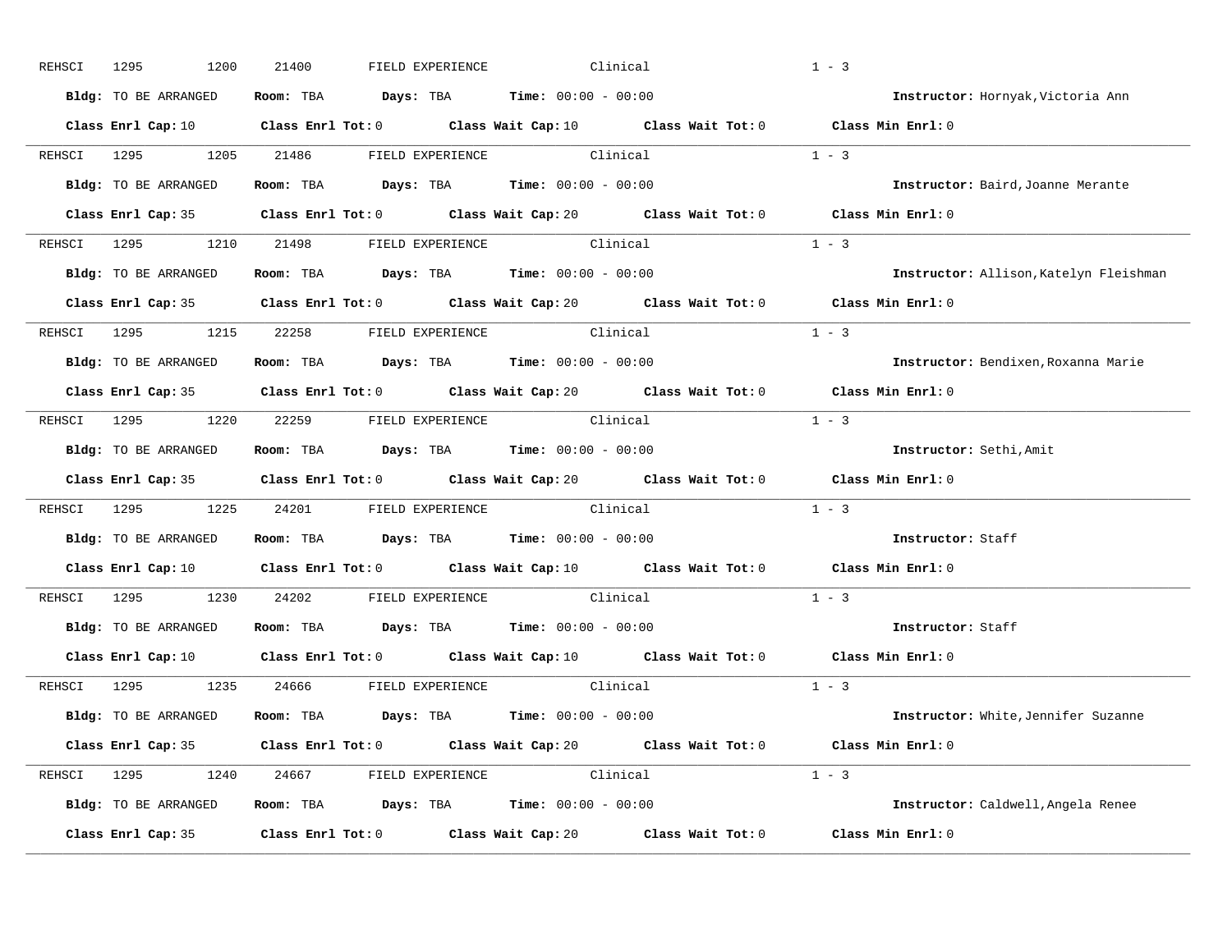REHSCI 1295 1200 21400 FIELD EXPERIENCE Clinical 1 - 3

**Bldg:** TO BE ARRANGED **Room:** TBA **Days:** TBA **Time:** 00:00 - 00:00 **Instructor:** Hornyak,Victoria Ann

**Class Enrl Cap:** 10 **Class Enrl Tot:** 0 **Class Wait Cap:** 10 **Class Wait Tot:** 0 **Class Min Enrl:** 0

---

REHSCI 1295 1205 21486 FIELD EXPERIENCE Clinical 1 - 3

**Bldg:** TO BE ARRANGED **Room:** TBA **Days:** TBA **Time:** 00:00 - 00:00 **Instructor:** Baird,Joanne Merante

**Class Enrl Cap:** 35 **Class Enrl Tot:** 0 **Class Wait Cap:** 20 **Class Wait Tot:** 0 **Class Min Enrl:** 0

---

REHSCI 1295 1210 21498 FIELD EXPERIENCE Clinical 1 - 3

**Bldg:** TO BE ARRANGED **Room:** TBA **Days:** TBA **Time:** 00:00 - 00:00 **Instructor:** Allison,Katelyn Fleishman

**Class Enrl Cap:** 35 **Class Enrl Tot:** 0 **Class Wait Cap:** 20 **Class Wait Tot:** 0 **Class Min Enrl:** 0

---

REHSCI 1295 1215 22258 FIELD EXPERIENCE Clinical 1 - 3

**Bldg:** TO BE ARRANGED **Room:** TBA **Days:** TBA **Time:** 00:00 - 00:00 **Instructor:** Bendixen,Roxanna Marie

**Class Enrl Cap:** 35 **Class Enrl Tot:** 0 **Class Wait Cap:** 20 **Class Wait Tot:** 0 **Class Min Enrl:** 0

---

REHSCI 1295 1220 22259 FIELD EXPERIENCE Clinical 1 - 3

**Bldg:** TO BE ARRANGED **Room:** TBA **Days:** TBA **Time:** 00:00 - 00:00 **Instructor:** Sethi,Amit

**Class Enrl Cap:** 35 **Class Enrl Tot:** 0 **Class Wait Cap:** 20 **Class Wait Tot:** 0 **Class Min Enrl:** 0

---

REHSCI 1295 1225 24201 FIELD EXPERIENCE Clinical 1 - 3

**Bldg:** TO BE ARRANGED **Room:** TBA **Days:** TBA **Time:** 00:00 - 00:00 **Instructor:** Staff

**Class Enrl Cap:** 10 **Class Enrl Tot:** 0 **Class Wait Cap:** 10 **Class Wait Tot:** 0 **Class Min Enrl:** 0

---

REHSCI 1295 1230 24202 FIELD EXPERIENCE Clinical 1 - 3

**Bldg:** TO BE ARRANGED **Room:** TBA **Days:** TBA **Time:** 00:00 - 00:00 **Instructor:** Staff

**Class Enrl Cap:** 10 **Class Enrl Tot:** 0 **Class Wait Cap:** 10 **Class Wait Tot:** 0 **Class Min Enrl:** 0

---

REHSCI 1295 1235 24666 FIELD EXPERIENCE Clinical 1 - 3

**Bldg:** TO BE ARRANGED **Room:** TBA **Days:** TBA **Time:** 00:00 - 00:00 **Instructor:** White,Jennifer Suzanne

**Class Enrl Cap:** 35 **Class Enrl Tot:** 0 **Class Wait Cap:** 20 **Class Wait Tot:** 0 **Class Min Enrl:** 0

---

REHSCI 1295 1240 24667 FIELD EXPERIENCE Clinical 1 - 3

**Bldg:** TO BE ARRANGED **Room:** TBA **Days:** TBA **Time:** 00:00 - 00:00 **Instructor:** Caldwell,Angela Renee

**Class Enrl Cap:** 35 **Class Enrl Tot:** 0 **Class Wait Cap:** 20 **Class Wait Tot:** 0 **Class Min Enrl:** 0

---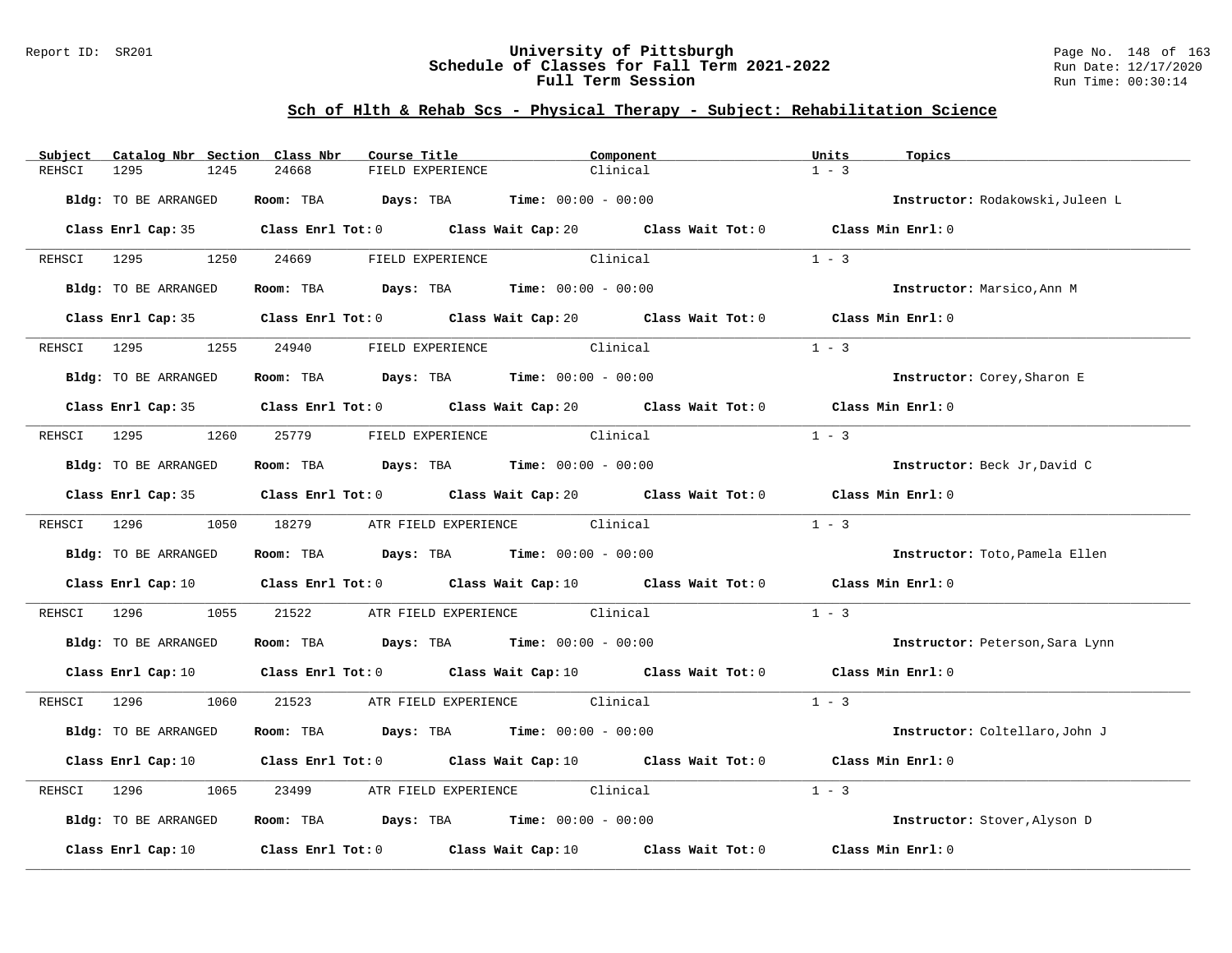## Sch of Hlth & Rehab Scs - Physical Therapy - Subject: Rehabilitation Science

| Subject | Catalog Nbr | Section | Class Nbr | Course Title | Component | Units | Topics |
|---|---|---|---|---|---|---|---|
| REHSCI | 1295 | 1245 | 24668 | FIELD EXPERIENCE | Clinical | 1 - 3 | |

**Bldg:** TO BE ARRANGED **Room:** TBA **Days:** TBA **Time:** 00:00 - 00:00 **Instructor:** Rodakowski,Juleen L

**Class Enrl Cap:** 35 **Class Enrl Tot:** 0 **Class Wait Cap:** 20 **Class Wait Tot:** 0 **Class Min Enrl:** 0

---

| Subject | Catalog Nbr | Section | Class Nbr | Course Title | Component | Units | Topics |
|---|---|---|---|---|---|---|---|
| REHSCI | 1295 | 1250 | 24669 | FIELD EXPERIENCE | Clinical | 1 - 3 | |

**Bldg:** TO BE ARRANGED **Room:** TBA **Days:** TBA **Time:** 00:00 - 00:00 **Instructor:** Marsico,Ann M

**Class Enrl Cap:** 35 **Class Enrl Tot:** 0 **Class Wait Cap:** 20 **Class Wait Tot:** 0 **Class Min Enrl:** 0

---

| Subject | Catalog Nbr | Section | Class Nbr | Course Title | Component | Units | Topics |
|---|---|---|---|---|---|---|---|
| REHSCI | 1295 | 1255 | 24940 | FIELD EXPERIENCE | Clinical | 1 - 3 | |

**Bldg:** TO BE ARRANGED **Room:** TBA **Days:** TBA **Time:** 00:00 - 00:00 **Instructor:** Corey,Sharon E

**Class Enrl Cap:** 35 **Class Enrl Tot:** 0 **Class Wait Cap:** 20 **Class Wait Tot:** 0 **Class Min Enrl:** 0

---

| Subject | Catalog Nbr | Section | Class Nbr | Course Title | Component | Units | Topics |
|---|---|---|---|---|---|---|---|
| REHSCI | 1295 | 1260 | 25779 | FIELD EXPERIENCE | Clinical | 1 - 3 | |

**Bldg:** TO BE ARRANGED **Room:** TBA **Days:** TBA **Time:** 00:00 - 00:00 **Instructor:** Beck Jr,David C

**Class Enrl Cap:** 35 **Class Enrl Tot:** 0 **Class Wait Cap:** 20 **Class Wait Tot:** 0 **Class Min Enrl:** 0

---

| Subject | Catalog Nbr | Section | Class Nbr | Course Title | Component | Units | Topics |
|---|---|---|---|---|---|---|---|
| REHSCI | 1296 | 1050 | 18279 | ATR FIELD EXPERIENCE | Clinical | 1 - 3 | |

**Bldg:** TO BE ARRANGED **Room:** TBA **Days:** TBA **Time:** 00:00 - 00:00 **Instructor:** Toto,Pamela Ellen

**Class Enrl Cap:** 10 **Class Enrl Tot:** 0 **Class Wait Cap:** 10 **Class Wait Tot:** 0 **Class Min Enrl:** 0

---

| Subject | Catalog Nbr | Section | Class Nbr | Course Title | Component | Units | Topics |
|---|---|---|---|---|---|---|---|
| REHSCI | 1296 | 1055 | 21522 | ATR FIELD EXPERIENCE | Clinical | 1 - 3 | |

**Bldg:** TO BE ARRANGED **Room:** TBA **Days:** TBA **Time:** 00:00 - 00:00 **Instructor:** Peterson,Sara Lynn

**Class Enrl Cap:** 10 **Class Enrl Tot:** 0 **Class Wait Cap:** 10 **Class Wait Tot:** 0 **Class Min Enrl:** 0

---

| Subject | Catalog Nbr | Section | Class Nbr | Course Title | Component | Units | Topics |
|---|---|---|---|---|---|---|---|
| REHSCI | 1296 | 1060 | 21523 | ATR FIELD EXPERIENCE | Clinical | 1 - 3 | |

**Bldg:** TO BE ARRANGED **Room:** TBA **Days:** TBA **Time:** 00:00 - 00:00 **Instructor:** Coltellaro,John J

**Class Enrl Cap:** 10 **Class Enrl Tot:** 0 **Class Wait Cap:** 10 **Class Wait Tot:** 0 **Class Min Enrl:** 0

---

| Subject | Catalog Nbr | Section | Class Nbr | Course Title | Component | Units | Topics |
|---|---|---|---|---|---|---|---|
| REHSCI | 1296 | 1065 | 23499 | ATR FIELD EXPERIENCE | Clinical | 1 - 3 | |

**Bldg:** TO BE ARRANGED **Room:** TBA **Days:** TBA **Time:** 00:00 - 00:00 **Instructor:** Stover,Alyson D

**Class Enrl Cap:** 10 **Class Enrl Tot:** 0 **Class Wait Cap:** 10 **Class Wait Tot:** 0 **Class Min Enrl:** 0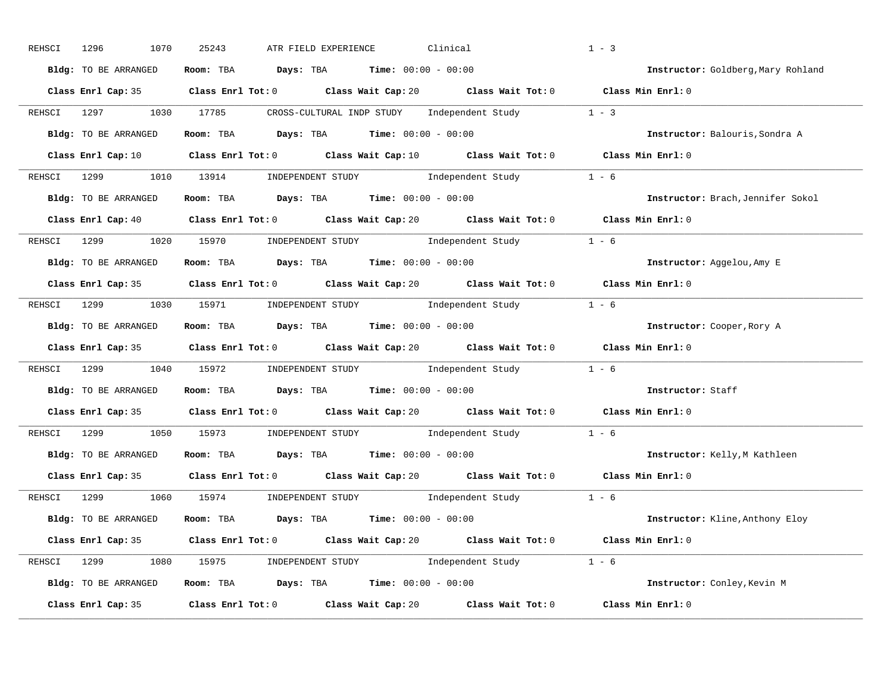REHSCI 1296 1070 25243 ATR FIELD EXPERIENCE Clinical 1 - 3

**Bldg:** TO BE ARRANGED **Room:** TBA **Days:** TBA **Time:** 00:00 - 00:00 **Instructor:** Goldberg,Mary Rohland

**Class Enrl Cap:** 35 **Class Enrl Tot:** 0 **Class Wait Cap:** 20 **Class Wait Tot:** 0 **Class Min Enrl:** 0

---

REHSCI 1297 1030 17785 CROSS-CULTURAL INDP STUDY Independent Study 1 - 3

**Bldg:** TO BE ARRANGED **Room:** TBA **Days:** TBA **Time:** 00:00 - 00:00 **Instructor:** Balouris,Sondra A

**Class Enrl Cap:** 10 **Class Enrl Tot:** 0 **Class Wait Cap:** 10 **Class Wait Tot:** 0 **Class Min Enrl:** 0

---

REHSCI 1299 1010 13914 INDEPENDENT STUDY Independent Study 1 - 6

**Bldg:** TO BE ARRANGED **Room:** TBA **Days:** TBA **Time:** 00:00 - 00:00 **Instructor:** Brach,Jennifer Sokol

**Class Enrl Cap:** 40 **Class Enrl Tot:** 0 **Class Wait Cap:** 20 **Class Wait Tot:** 0 **Class Min Enrl:** 0

---

REHSCI 1299 1020 15970 INDEPENDENT STUDY Independent Study 1 - 6

**Bldg:** TO BE ARRANGED **Room:** TBA **Days:** TBA **Time:** 00:00 - 00:00 **Instructor:** Aggelou,Amy E

**Class Enrl Cap:** 35 **Class Enrl Tot:** 0 **Class Wait Cap:** 20 **Class Wait Tot:** 0 **Class Min Enrl:** 0

---

REHSCI 1299 1030 15971 INDEPENDENT STUDY Independent Study 1 - 6

**Bldg:** TO BE ARRANGED **Room:** TBA **Days:** TBA **Time:** 00:00 - 00:00 **Instructor:** Cooper,Rory A

**Class Enrl Cap:** 35 **Class Enrl Tot:** 0 **Class Wait Cap:** 20 **Class Wait Tot:** 0 **Class Min Enrl:** 0

---

REHSCI 1299 1040 15972 INDEPENDENT STUDY Independent Study 1 - 6

**Bldg:** TO BE ARRANGED **Room:** TBA **Days:** TBA **Time:** 00:00 - 00:00 **Instructor:** Staff

**Class Enrl Cap:** 35 **Class Enrl Tot:** 0 **Class Wait Cap:** 20 **Class Wait Tot:** 0 **Class Min Enrl:** 0

---

REHSCI 1299 1050 15973 INDEPENDENT STUDY Independent Study 1 - 6

**Bldg:** TO BE ARRANGED **Room:** TBA **Days:** TBA **Time:** 00:00 - 00:00 **Instructor:** Kelly,M Kathleen

**Class Enrl Cap:** 35 **Class Enrl Tot:** 0 **Class Wait Cap:** 20 **Class Wait Tot:** 0 **Class Min Enrl:** 0

---

REHSCI 1299 1060 15974 INDEPENDENT STUDY Independent Study 1 - 6

**Bldg:** TO BE ARRANGED **Room:** TBA **Days:** TBA **Time:** 00:00 - 00:00 **Instructor:** Kline,Anthony Eloy

**Class Enrl Cap:** 35 **Class Enrl Tot:** 0 **Class Wait Cap:** 20 **Class Wait Tot:** 0 **Class Min Enrl:** 0

---

REHSCI 1299 1080 15975 INDEPENDENT STUDY Independent Study 1 - 6

**Bldg:** TO BE ARRANGED **Room:** TBA **Days:** TBA **Time:** 00:00 - 00:00 **Instructor:** Conley,Kevin M

**Class Enrl Cap:** 35 **Class Enrl Tot:** 0 **Class Wait Cap:** 20 **Class Wait Tot:** 0 **Class Min Enrl:** 0

---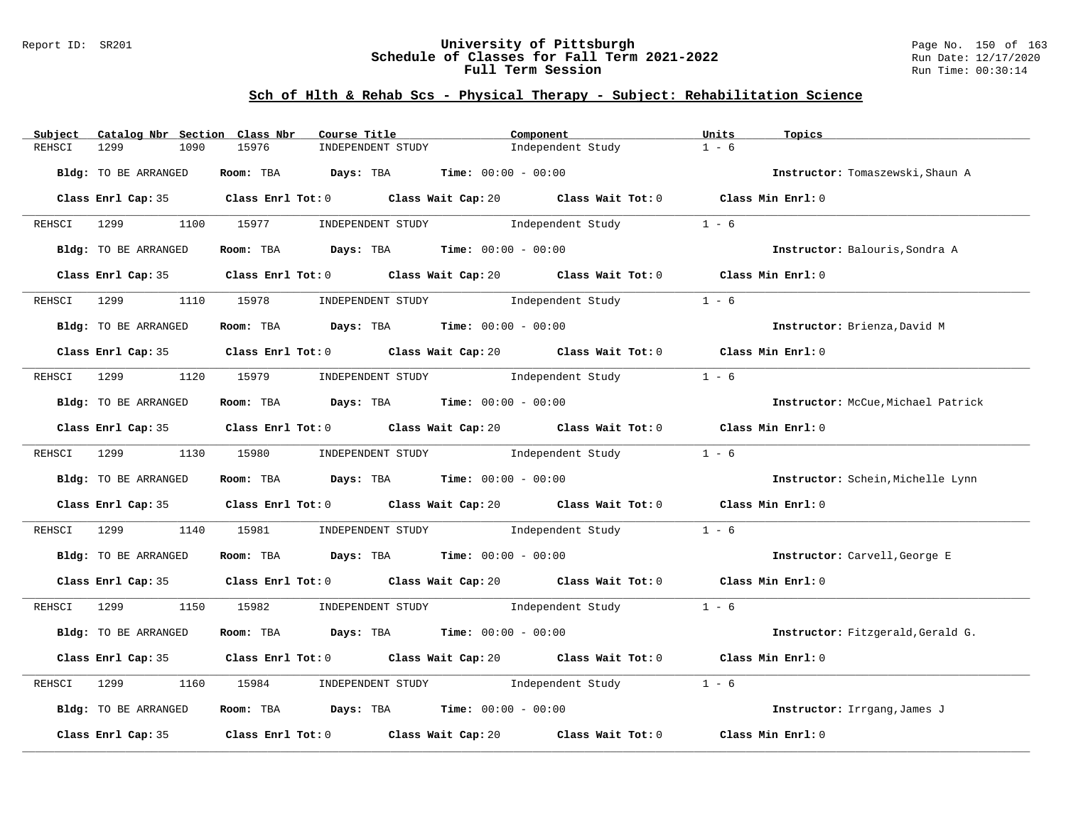Report ID: SR201

# University of Pittsburgh
## Schedule of Classes for Fall Term 2021-2022
### Full Term Session

Run Date: 12/17/2020
Run Time: 00:30:14

## Sch of Hlth & Rehab Scs - Physical Therapy - Subject: Rehabilitation Science

| Subject | Catalog Nbr | Section | Class Nbr | Course Title | Component | Units | Topics |
|---|---|---|---|---|---|---|---|
| REHSCI | 1299 | 1090 | 15976 | INDEPENDENT STUDY | Independent Study | 1 - 6 | |

**Bldg:** TO BE ARRANGED **Room:** TBA **Days:** TBA **Time:** 00:00 - 00:00 **Instructor:** Tomaszewski,Shaun A

**Class Enrl Cap:** 35 **Class Enrl Tot:** 0 **Class Wait Cap:** 20 **Class Wait Tot:** 0 **Class Min Enrl:** 0

| Subject | Catalog Nbr | Section | Class Nbr | Course Title | Component | Units | Topics |
|---|---|---|---|---|---|---|---|
| REHSCI | 1299 | 1100 | 15977 | INDEPENDENT STUDY | Independent Study | 1 - 6 | |

**Bldg:** TO BE ARRANGED **Room:** TBA **Days:** TBA **Time:** 00:00 - 00:00 **Instructor:** Balouris,Sondra A

**Class Enrl Cap:** 35 **Class Enrl Tot:** 0 **Class Wait Cap:** 20 **Class Wait Tot:** 0 **Class Min Enrl:** 0

| Subject | Catalog Nbr | Section | Class Nbr | Course Title | Component | Units | Topics |
|---|---|---|---|---|---|---|---|
| REHSCI | 1299 | 1110 | 15978 | INDEPENDENT STUDY | Independent Study | 1 - 6 | |

**Bldg:** TO BE ARRANGED **Room:** TBA **Days:** TBA **Time:** 00:00 - 00:00 **Instructor:** Brienza,David M

**Class Enrl Cap:** 35 **Class Enrl Tot:** 0 **Class Wait Cap:** 20 **Class Wait Tot:** 0 **Class Min Enrl:** 0

| Subject | Catalog Nbr | Section | Class Nbr | Course Title | Component | Units | Topics |
|---|---|---|---|---|---|---|---|
| REHSCI | 1299 | 1120 | 15979 | INDEPENDENT STUDY | Independent Study | 1 - 6 | |

**Bldg:** TO BE ARRANGED **Room:** TBA **Days:** TBA **Time:** 00:00 - 00:00 **Instructor:** McCue,Michael Patrick

**Class Enrl Cap:** 35 **Class Enrl Tot:** 0 **Class Wait Cap:** 20 **Class Wait Tot:** 0 **Class Min Enrl:** 0

| Subject | Catalog Nbr | Section | Class Nbr | Course Title | Component | Units | Topics |
|---|---|---|---|---|---|---|---|
| REHSCI | 1299 | 1130 | 15980 | INDEPENDENT STUDY | Independent Study | 1 - 6 | |

**Bldg:** TO BE ARRANGED **Room:** TBA **Days:** TBA **Time:** 00:00 - 00:00 **Instructor:** Schein,Michelle Lynn

**Class Enrl Cap:** 35 **Class Enrl Tot:** 0 **Class Wait Cap:** 20 **Class Wait Tot:** 0 **Class Min Enrl:** 0

| Subject | Catalog Nbr | Section | Class Nbr | Course Title | Component | Units | Topics |
|---|---|---|---|---|---|---|---|
| REHSCI | 1299 | 1140 | 15981 | INDEPENDENT STUDY | Independent Study | 1 - 6 | |

**Bldg:** TO BE ARRANGED **Room:** TBA **Days:** TBA **Time:** 00:00 - 00:00 **Instructor:** Carvell,George E

**Class Enrl Cap:** 35 **Class Enrl Tot:** 0 **Class Wait Cap:** 20 **Class Wait Tot:** 0 **Class Min Enrl:** 0

| Subject | Catalog Nbr | Section | Class Nbr | Course Title | Component | Units | Topics |
|---|---|---|---|---|---|---|---|
| REHSCI | 1299 | 1150 | 15982 | INDEPENDENT STUDY | Independent Study | 1 - 6 | |

**Bldg:** TO BE ARRANGED **Room:** TBA **Days:** TBA **Time:** 00:00 - 00:00 **Instructor:** Fitzgerald,Gerald G.

**Class Enrl Cap:** 35 **Class Enrl Tot:** 0 **Class Wait Cap:** 20 **Class Wait Tot:** 0 **Class Min Enrl:** 0

| Subject | Catalog Nbr | Section | Class Nbr | Course Title | Component | Units | Topics |
|---|---|---|---|---|---|---|---|
| REHSCI | 1299 | 1160 | 15984 | INDEPENDENT STUDY | Independent Study | 1 - 6 | |

**Bldg:** TO BE ARRANGED **Room:** TBA **Days:** TBA **Time:** 00:00 - 00:00 **Instructor:** Irrgang,James J

**Class Enrl Cap:** 35 **Class Enrl Tot:** 0 **Class Wait Cap:** 20 **Class Wait Tot:** 0 **Class Min Enrl:** 0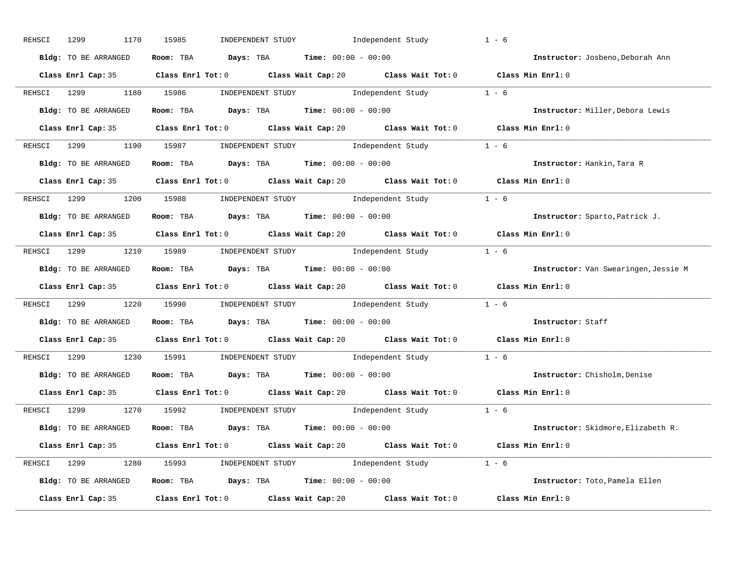REHSCI 1299 1170 15985 INDEPENDENT STUDY Independent Study 1 - 6

**Bldg:** TO BE ARRANGED **Room:** TBA **Days:** TBA **Time:** 00:00 - 00:00 **Instructor:** Josbeno,Deborah Ann

**Class Enrl Cap:** 35 **Class Enrl Tot:** 0 **Class Wait Cap:** 20 **Class Wait Tot:** 0 **Class Min Enrl:** 0

---

REHSCI 1299 1180 15986 INDEPENDENT STUDY Independent Study 1 - 6

**Bldg:** TO BE ARRANGED **Room:** TBA **Days:** TBA **Time:** 00:00 - 00:00 **Instructor:** Miller,Debora Lewis

**Class Enrl Cap:** 35 **Class Enrl Tot:** 0 **Class Wait Cap:** 20 **Class Wait Tot:** 0 **Class Min Enrl:** 0

---

REHSCI 1299 1190 15987 INDEPENDENT STUDY Independent Study 1 - 6

**Bldg:** TO BE ARRANGED **Room:** TBA **Days:** TBA **Time:** 00:00 - 00:00 **Instructor:** Hankin,Tara R

**Class Enrl Cap:** 35 **Class Enrl Tot:** 0 **Class Wait Cap:** 20 **Class Wait Tot:** 0 **Class Min Enrl:** 0

---

REHSCI 1299 1200 15988 INDEPENDENT STUDY Independent Study 1 - 6

**Bldg:** TO BE ARRANGED **Room:** TBA **Days:** TBA **Time:** 00:00 - 00:00 **Instructor:** Sparto,Patrick J.

**Class Enrl Cap:** 35 **Class Enrl Tot:** 0 **Class Wait Cap:** 20 **Class Wait Tot:** 0 **Class Min Enrl:** 0

---

REHSCI 1299 1210 15989 INDEPENDENT STUDY Independent Study 1 - 6

**Bldg:** TO BE ARRANGED **Room:** TBA **Days:** TBA **Time:** 00:00 - 00:00 **Instructor:** Van Swearingen,Jessie M

**Class Enrl Cap:** 35 **Class Enrl Tot:** 0 **Class Wait Cap:** 20 **Class Wait Tot:** 0 **Class Min Enrl:** 0

---

REHSCI 1299 1220 15990 INDEPENDENT STUDY Independent Study 1 - 6

**Bldg:** TO BE ARRANGED **Room:** TBA **Days:** TBA **Time:** 00:00 - 00:00 **Instructor:** Staff

**Class Enrl Cap:** 35 **Class Enrl Tot:** 0 **Class Wait Cap:** 20 **Class Wait Tot:** 0 **Class Min Enrl:** 0

---

REHSCI 1299 1230 15991 INDEPENDENT STUDY Independent Study 1 - 6

**Bldg:** TO BE ARRANGED **Room:** TBA **Days:** TBA **Time:** 00:00 - 00:00 **Instructor:** Chisholm,Denise

**Class Enrl Cap:** 35 **Class Enrl Tot:** 0 **Class Wait Cap:** 20 **Class Wait Tot:** 0 **Class Min Enrl:** 0

---

REHSCI 1299 1270 15992 INDEPENDENT STUDY Independent Study 1 - 6

**Bldg:** TO BE ARRANGED **Room:** TBA **Days:** TBA **Time:** 00:00 - 00:00 **Instructor:** Skidmore,Elizabeth R.

**Class Enrl Cap:** 35 **Class Enrl Tot:** 0 **Class Wait Cap:** 20 **Class Wait Tot:** 0 **Class Min Enrl:** 0

---

REHSCI 1299 1280 15993 INDEPENDENT STUDY Independent Study 1 - 6

**Bldg:** TO BE ARRANGED **Room:** TBA **Days:** TBA **Time:** 00:00 - 00:00 **Instructor:** Toto,Pamela Ellen

**Class Enrl Cap:** 35 **Class Enrl Tot:** 0 **Class Wait Cap:** 20 **Class Wait Tot:** 0 **Class Min Enrl:** 0

---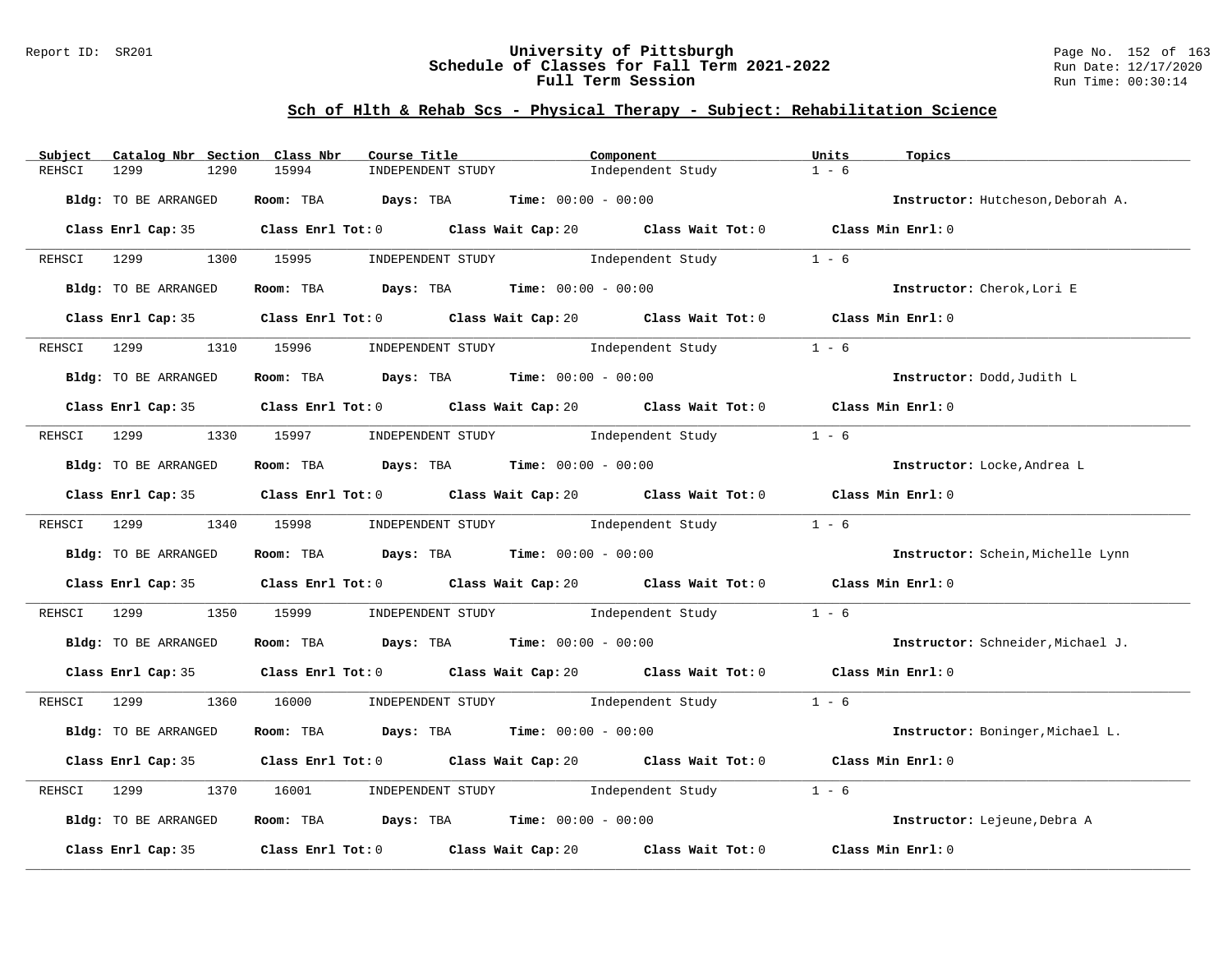## Sch of Hlth & Rehab Scs - Physical Therapy - Subject: Rehabilitation Science

| Subject | Catalog Nbr | Section | Class Nbr | Course Title | Component | Units | Topics |
|---|---|---|---|---|---|---|---|
| REHSCI | 1299 | 1290 | 15994 | INDEPENDENT STUDY | Independent Study | 1 - 6 | |

**Bldg:** TO BE ARRANGED **Room:** TBA **Days:** TBA **Time:** 00:00 - 00:00 **Instructor:** Hutcheson,Deborah A.

**Class Enrl Cap:** 35 **Class Enrl Tot:** 0 **Class Wait Cap:** 20 **Class Wait Tot:** 0 **Class Min Enrl:** 0

| Subject | Catalog Nbr | Section | Class Nbr | Course Title | Component | Units | Topics |
|---|---|---|---|---|---|---|---|
| REHSCI | 1299 | 1300 | 15995 | INDEPENDENT STUDY | Independent Study | 1 - 6 | |

**Bldg:** TO BE ARRANGED **Room:** TBA **Days:** TBA **Time:** 00:00 - 00:00 **Instructor:** Cherok,Lori E

**Class Enrl Cap:** 35 **Class Enrl Tot:** 0 **Class Wait Cap:** 20 **Class Wait Tot:** 0 **Class Min Enrl:** 0

| Subject | Catalog Nbr | Section | Class Nbr | Course Title | Component | Units | Topics |
|---|---|---|---|---|---|---|---|
| REHSCI | 1299 | 1310 | 15996 | INDEPENDENT STUDY | Independent Study | 1 - 6 | |

**Bldg:** TO BE ARRANGED **Room:** TBA **Days:** TBA **Time:** 00:00 - 00:00 **Instructor:** Dodd,Judith L

**Class Enrl Cap:** 35 **Class Enrl Tot:** 0 **Class Wait Cap:** 20 **Class Wait Tot:** 0 **Class Min Enrl:** 0

| Subject | Catalog Nbr | Section | Class Nbr | Course Title | Component | Units | Topics |
|---|---|---|---|---|---|---|---|
| REHSCI | 1299 | 1330 | 15997 | INDEPENDENT STUDY | Independent Study | 1 - 6 | |

**Bldg:** TO BE ARRANGED **Room:** TBA **Days:** TBA **Time:** 00:00 - 00:00 **Instructor:** Locke,Andrea L

**Class Enrl Cap:** 35 **Class Enrl Tot:** 0 **Class Wait Cap:** 20 **Class Wait Tot:** 0 **Class Min Enrl:** 0

| Subject | Catalog Nbr | Section | Class Nbr | Course Title | Component | Units | Topics |
|---|---|---|---|---|---|---|---|
| REHSCI | 1299 | 1340 | 15998 | INDEPENDENT STUDY | Independent Study | 1 - 6 | |

**Bldg:** TO BE ARRANGED **Room:** TBA **Days:** TBA **Time:** 00:00 - 00:00 **Instructor:** Schein,Michelle Lynn

**Class Enrl Cap:** 35 **Class Enrl Tot:** 0 **Class Wait Cap:** 20 **Class Wait Tot:** 0 **Class Min Enrl:** 0

| Subject | Catalog Nbr | Section | Class Nbr | Course Title | Component | Units | Topics |
|---|---|---|---|---|---|---|---|
| REHSCI | 1299 | 1350 | 15999 | INDEPENDENT STUDY | Independent Study | 1 - 6 | |

**Bldg:** TO BE ARRANGED **Room:** TBA **Days:** TBA **Time:** 00:00 - 00:00 **Instructor:** Schneider,Michael J.

**Class Enrl Cap:** 35 **Class Enrl Tot:** 0 **Class Wait Cap:** 20 **Class Wait Tot:** 0 **Class Min Enrl:** 0

| Subject | Catalog Nbr | Section | Class Nbr | Course Title | Component | Units | Topics |
|---|---|---|---|---|---|---|---|
| REHSCI | 1299 | 1360 | 16000 | INDEPENDENT STUDY | Independent Study | 1 - 6 | |

**Bldg:** TO BE ARRANGED **Room:** TBA **Days:** TBA **Time:** 00:00 - 00:00 **Instructor:** Boninger,Michael L.

**Class Enrl Cap:** 35 **Class Enrl Tot:** 0 **Class Wait Cap:** 20 **Class Wait Tot:** 0 **Class Min Enrl:** 0

| Subject | Catalog Nbr | Section | Class Nbr | Course Title | Component | Units | Topics |
|---|---|---|---|---|---|---|---|
| REHSCI | 1299 | 1370 | 16001 | INDEPENDENT STUDY | Independent Study | 1 - 6 | |

**Bldg:** TO BE ARRANGED **Room:** TBA **Days:** TBA **Time:** 00:00 - 00:00 **Instructor:** Lejeune,Debra A

**Class Enrl Cap:** 35 **Class Enrl Tot:** 0 **Class Wait Cap:** 20 **Class Wait Tot:** 0 **Class Min Enrl:** 0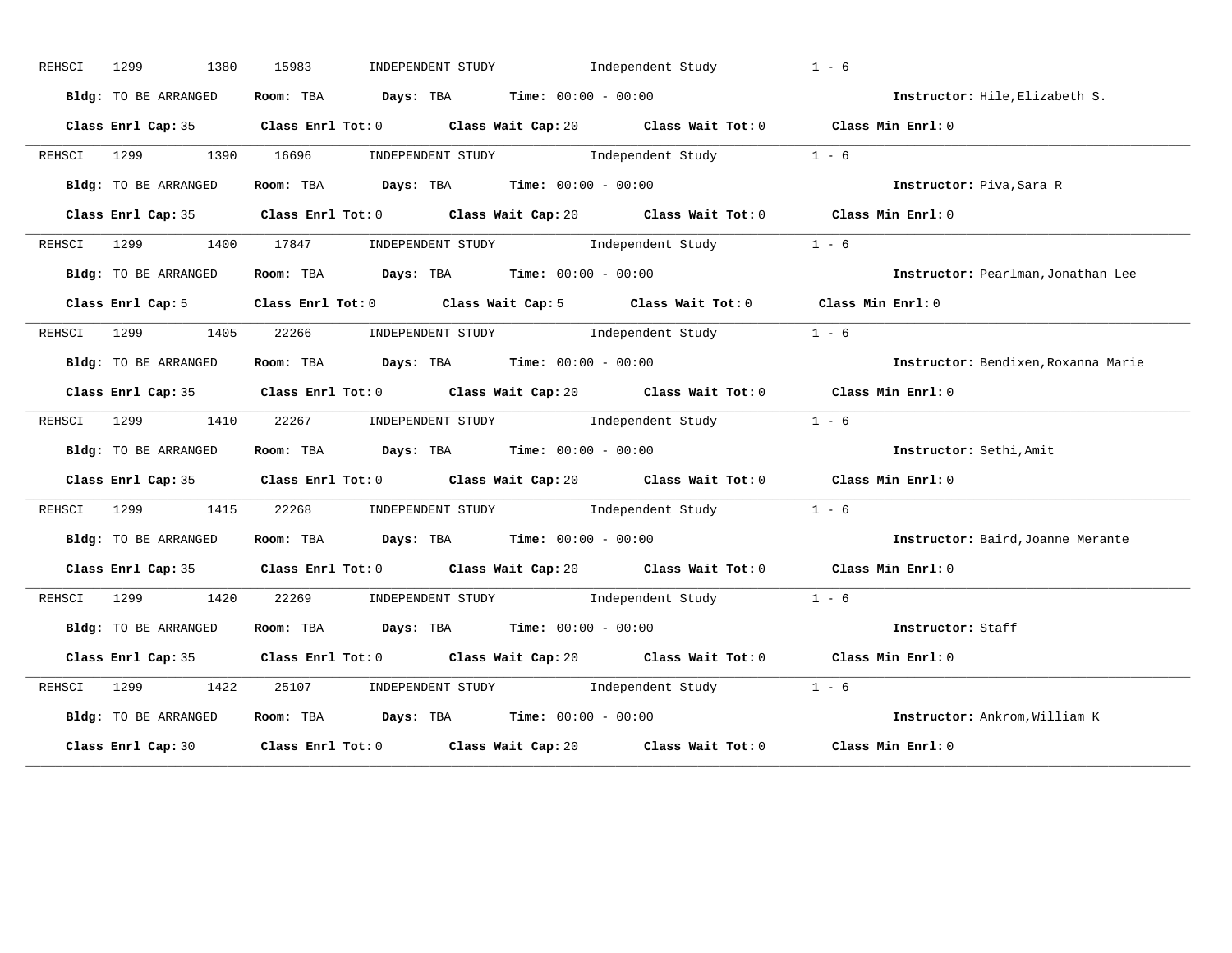REHSCI 1299 1380 15983 INDEPENDENT STUDY Independent Study 1 - 6

**Bldg:** TO BE ARRANGED **Room:** TBA **Days:** TBA **Time:** 00:00 - 00:00 **Instructor:** Hile,Elizabeth S.

**Class Enrl Cap:** 35 **Class Enrl Tot:** 0 **Class Wait Cap:** 20 **Class Wait Tot:** 0 **Class Min Enrl:** 0

---

REHSCI 1299 1390 16696 INDEPENDENT STUDY Independent Study 1 - 6

**Bldg:** TO BE ARRANGED **Room:** TBA **Days:** TBA **Time:** 00:00 - 00:00 **Instructor:** Piva,Sara R

**Class Enrl Cap:** 35 **Class Enrl Tot:** 0 **Class Wait Cap:** 20 **Class Wait Tot:** 0 **Class Min Enrl:** 0

---

REHSCI 1299 1400 17847 INDEPENDENT STUDY Independent Study 1 - 6

**Bldg:** TO BE ARRANGED **Room:** TBA **Days:** TBA **Time:** 00:00 - 00:00 **Instructor:** Pearlman,Jonathan Lee

**Class Enrl Cap:** 5 **Class Enrl Tot:** 0 **Class Wait Cap:** 5 **Class Wait Tot:** 0 **Class Min Enrl:** 0

---

REHSCI 1299 1405 22266 INDEPENDENT STUDY Independent Study 1 - 6

**Bldg:** TO BE ARRANGED **Room:** TBA **Days:** TBA **Time:** 00:00 - 00:00 **Instructor:** Bendixen,Roxanna Marie

**Class Enrl Cap:** 35 **Class Enrl Tot:** 0 **Class Wait Cap:** 20 **Class Wait Tot:** 0 **Class Min Enrl:** 0

---

REHSCI 1299 1410 22267 INDEPENDENT STUDY Independent Study 1 - 6

**Bldg:** TO BE ARRANGED **Room:** TBA **Days:** TBA **Time:** 00:00 - 00:00 **Instructor:** Sethi,Amit

**Class Enrl Cap:** 35 **Class Enrl Tot:** 0 **Class Wait Cap:** 20 **Class Wait Tot:** 0 **Class Min Enrl:** 0

---

REHSCI 1299 1415 22268 INDEPENDENT STUDY Independent Study 1 - 6

**Bldg:** TO BE ARRANGED **Room:** TBA **Days:** TBA **Time:** 00:00 - 00:00 **Instructor:** Baird,Joanne Merante

**Class Enrl Cap:** 35 **Class Enrl Tot:** 0 **Class Wait Cap:** 20 **Class Wait Tot:** 0 **Class Min Enrl:** 0

---

REHSCI 1299 1420 22269 INDEPENDENT STUDY Independent Study 1 - 6

**Bldg:** TO BE ARRANGED **Room:** TBA **Days:** TBA **Time:** 00:00 - 00:00 **Instructor:** Staff

**Class Enrl Cap:** 35 **Class Enrl Tot:** 0 **Class Wait Cap:** 20 **Class Wait Tot:** 0 **Class Min Enrl:** 0

---

REHSCI 1299 1422 25107 INDEPENDENT STUDY Independent Study 1 - 6

**Bldg:** TO BE ARRANGED **Room:** TBA **Days:** TBA **Time:** 00:00 - 00:00 **Instructor:** Ankrom,William K

**Class Enrl Cap:** 30 **Class Enrl Tot:** 0 **Class Wait Cap:** 20 **Class Wait Tot:** 0 **Class Min Enrl:** 0

---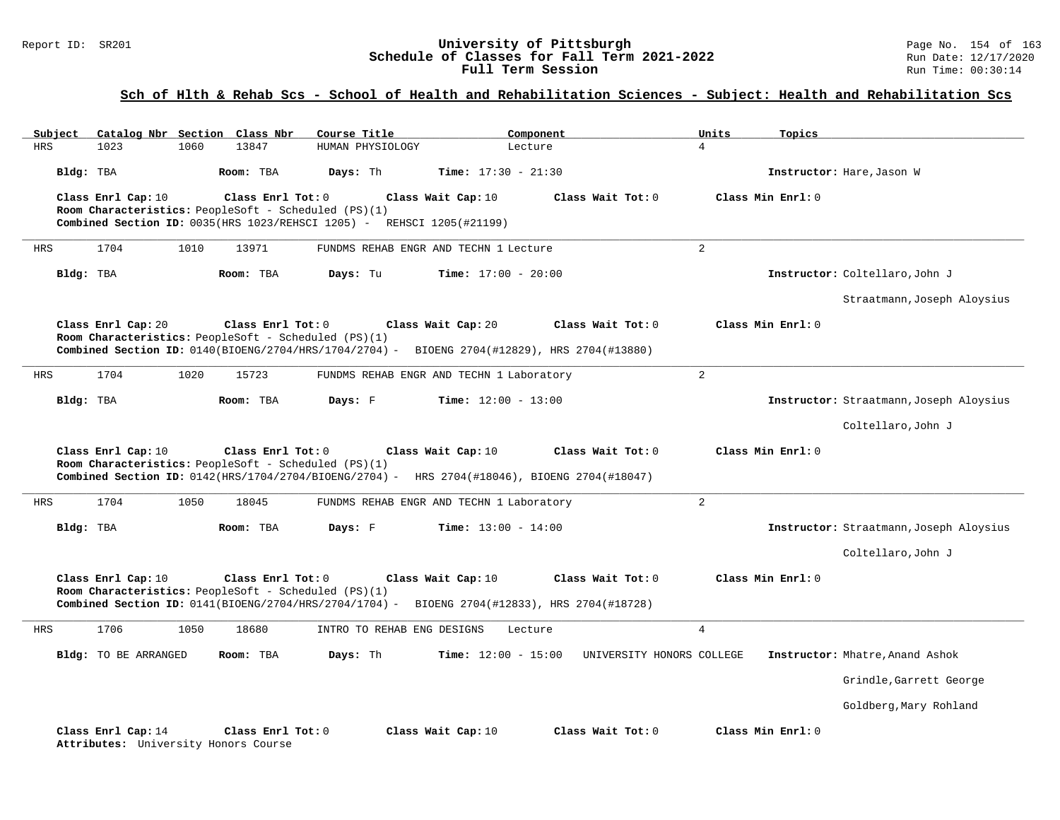## Sch of Hlth & Rehab Scs - School of Health and Rehabilitation Sciences - Subject: Health and Rehabilitation Scs

| Subject | Catalog Nbr | Section | Class Nbr | Course Title | Component | Units | Topics |
|---|---|---|---|---|---|---|---|
| HRS | 1023 | 1060 | 13847 | HUMAN PHYSIOLOGY | Lecture | 4 | |

**Bldg:** TBA **Room:** TBA **Days:** Th **Time:** 17:30 - 21:30 **Instructor:** Hare,Jason W

**Class Enrl Cap:** 10 **Class Enrl Tot:** 0 **Class Wait Cap:** 10 **Class Wait Tot:** 0 **Class Min Enrl:** 0
**Room Characteristics:** PeopleSoft - Scheduled (PS)(1)
**Combined Section ID:** 0035(HRS 1023/REHSCI 1205) - REHSCI 1205(#21199)

---

| Subject | Catalog Nbr | Section | Class Nbr | Course Title | Component | Units | Topics |
|---|---|---|---|---|---|---|---|
| HRS | 1704 | 1010 | 13971 | FUNDMS REHAB ENGR AND TECHN 1 | Lecture | 2 | |

**Bldg:** TBA **Room:** TBA **Days:** Tu **Time:** 17:00 - 20:00 **Instructor:** Coltellaro,John J; Straatmann,Joseph Aloysius

**Class Enrl Cap:** 20 **Class Enrl Tot:** 0 **Class Wait Cap:** 20 **Class Wait Tot:** 0 **Class Min Enrl:** 0
**Room Characteristics:** PeopleSoft - Scheduled (PS)(1)
**Combined Section ID:** 0140(BIOENG/2704/HRS/1704/2704) - BIOENG 2704(#12829), HRS 2704(#13880)

---

| Subject | Catalog Nbr | Section | Class Nbr | Course Title | Component | Units | Topics |
|---|---|---|---|---|---|---|---|
| HRS | 1704 | 1020 | 15723 | FUNDMS REHAB ENGR AND TECHN 1 | Laboratory | 2 | |

**Bldg:** TBA **Room:** TBA **Days:** F **Time:** 12:00 - 13:00 **Instructor:** Straatmann,Joseph Aloysius; Coltellaro,John J

**Class Enrl Cap:** 10 **Class Enrl Tot:** 0 **Class Wait Cap:** 10 **Class Wait Tot:** 0 **Class Min Enrl:** 0
**Room Characteristics:** PeopleSoft - Scheduled (PS)(1)
**Combined Section ID:** 0142(HRS/1704/2704/BIOENG/2704) - HRS 2704(#18046), BIOENG 2704(#18047)

---

| Subject | Catalog Nbr | Section | Class Nbr | Course Title | Component | Units | Topics |
|---|---|---|---|---|---|---|---|
| HRS | 1704 | 1050 | 18045 | FUNDMS REHAB ENGR AND TECHN 1 | Laboratory | 2 | |

**Bldg:** TBA **Room:** TBA **Days:** F **Time:** 13:00 - 14:00 **Instructor:** Straatmann,Joseph Aloysius; Coltellaro,John J

**Class Enrl Cap:** 10 **Class Enrl Tot:** 0 **Class Wait Cap:** 10 **Class Wait Tot:** 0 **Class Min Enrl:** 0
**Room Characteristics:** PeopleSoft - Scheduled (PS)(1)
**Combined Section ID:** 0141(BIOENG/2704/HRS/2704/1704) - BIOENG 2704(#12833), HRS 2704(#18728)

---

| Subject | Catalog Nbr | Section | Class Nbr | Course Title | Component | Units | Topics |
|---|---|---|---|---|---|---|---|
| HRS | 1706 | 1050 | 18680 | INTRO TO REHAB ENG DESIGNS | Lecture | 4 | |

**Bldg:** TO BE ARRANGED **Room:** TBA **Days:** Th **Time:** 12:00 - 15:00 UNIVERSITY HONORS COLLEGE **Instructor:** Mhatre,Anand Ashok; Grindle,Garrett George; Goldberg,Mary Rohland

**Class Enrl Cap:** 14 **Class Enrl Tot:** 0 **Class Wait Cap:** 10 **Class Wait Tot:** 0 **Class Min Enrl:** 0
**Attributes:** University Honors Course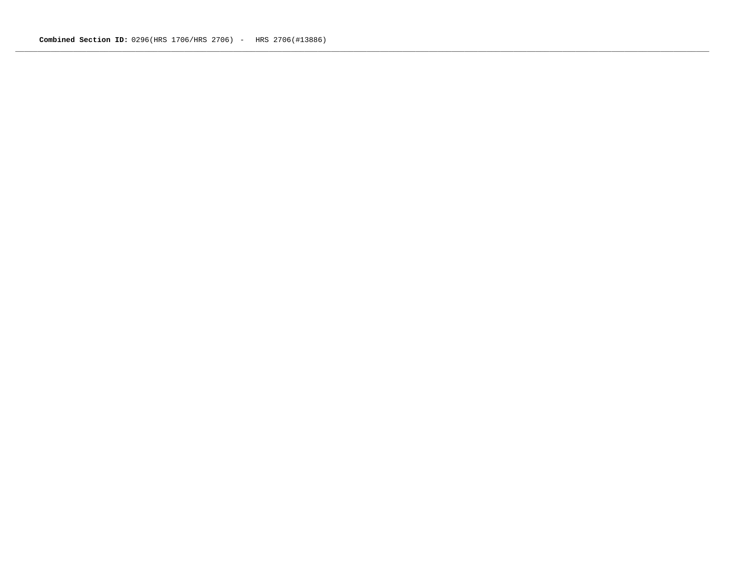**Combined Section ID:** 0296(HRS 1706/HRS 2706) - HRS 2706(#13886)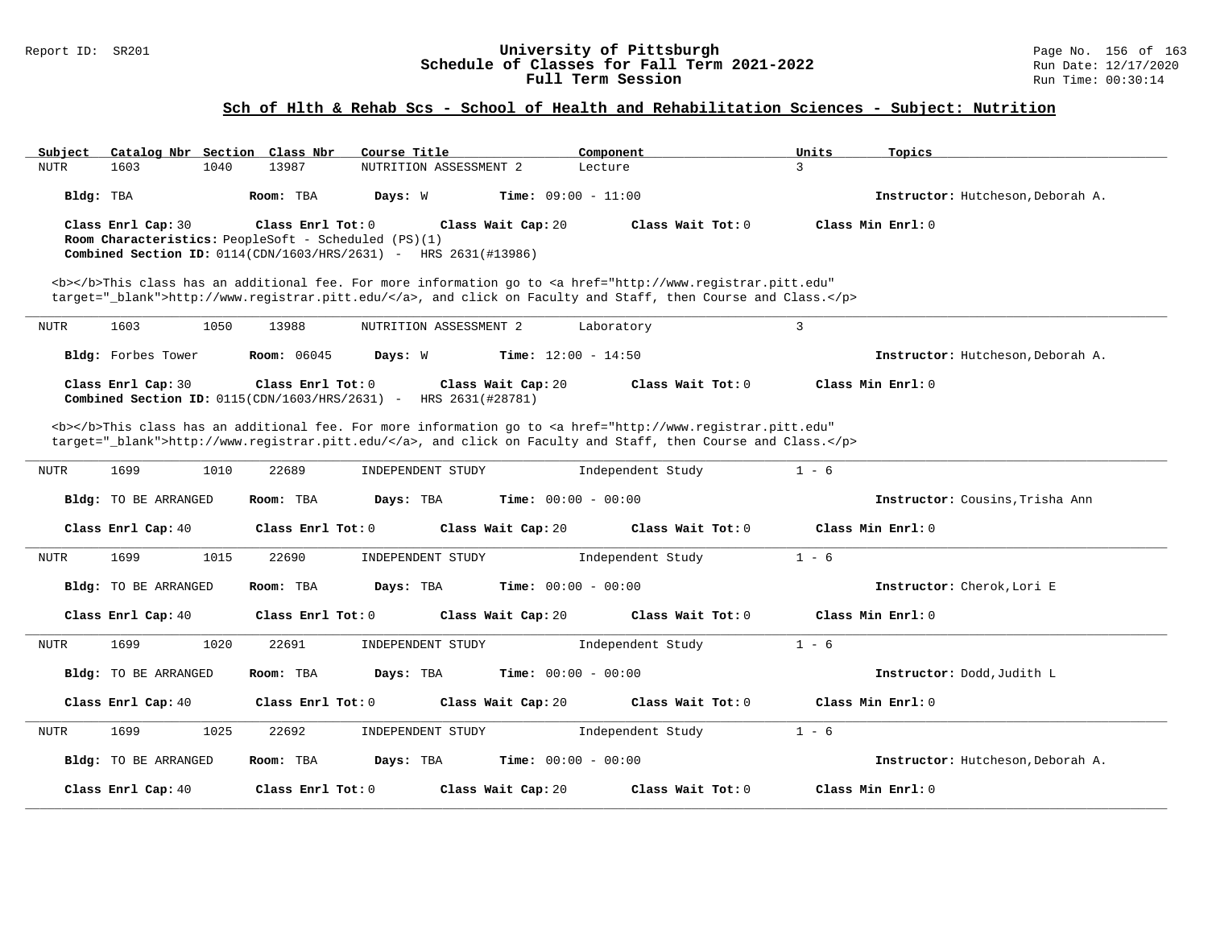## Sch of Hlth & Rehab Scs - School of Health and Rehabilitation Sciences - Subject: Nutrition

| Subject | Catalog Nbr | Section | Class Nbr | Course Title | Component | Units | Topics |
|---|---|---|---|---|---|---|---|
| NUTR | 1603 | 1040 | 13987 | NUTRITION ASSESSMENT 2 | Lecture | 3 | |

**Bldg:** TBA **Room:** TBA **Days:** W **Time:** 09:00 - 11:00 **Instructor:** Hutcheson,Deborah A.

**Class Enrl Cap:** 30 **Class Enrl Tot:** 0 **Class Wait Cap:** 20 **Class Wait Tot:** 0 **Class Min Enrl:** 0

**Room Characteristics:** PeopleSoft - Scheduled (PS)(1)

**Combined Section ID:** 0114(CDN/1603/HRS/2631) - HRS 2631(#13986)

<b></b>This class has an additional fee. For more information go to <a href="http://www.registrar.pitt.edu" target="_blank">http://www.registrar.pitt.edu/</a>, and click on Faculty and Staff, then Course and Class.</p>

---

| Subject | Catalog Nbr | Section | Class Nbr | Course Title | Component | Units | Topics |
|---|---|---|---|---|---|---|---|
| NUTR | 1603 | 1050 | 13988 | NUTRITION ASSESSMENT 2 | Laboratory | 3 | |

**Bldg:** Forbes Tower **Room:** 06045 **Days:** W **Time:** 12:00 - 14:50 **Instructor:** Hutcheson,Deborah A.

**Class Enrl Cap:** 30 **Class Enrl Tot:** 0 **Class Wait Cap:** 20 **Class Wait Tot:** 0 **Class Min Enrl:** 0

**Combined Section ID:** 0115(CDN/1603/HRS/2631) - HRS 2631(#28781)

<b></b>This class has an additional fee. For more information go to <a href="http://www.registrar.pitt.edu" target="_blank">http://www.registrar.pitt.edu/</a>, and click on Faculty and Staff, then Course and Class.</p>

---

| Subject | Catalog Nbr | Section | Class Nbr | Course Title | Component | Units | Topics |
|---|---|---|---|---|---|---|---|
| NUTR | 1699 | 1010 | 22689 | INDEPENDENT STUDY | Independent Study | 1 - 6 | |

**Bldg:** TO BE ARRANGED **Room:** TBA **Days:** TBA **Time:** 00:00 - 00:00 **Instructor:** Cousins,Trisha Ann

**Class Enrl Cap:** 40 **Class Enrl Tot:** 0 **Class Wait Cap:** 20 **Class Wait Tot:** 0 **Class Min Enrl:** 0

---

| Subject | Catalog Nbr | Section | Class Nbr | Course Title | Component | Units | Topics |
|---|---|---|---|---|---|---|---|
| NUTR | 1699 | 1015 | 22690 | INDEPENDENT STUDY | Independent Study | 1 - 6 | |

**Bldg:** TO BE ARRANGED **Room:** TBA **Days:** TBA **Time:** 00:00 - 00:00 **Instructor:** Cherok,Lori E

**Class Enrl Cap:** 40 **Class Enrl Tot:** 0 **Class Wait Cap:** 20 **Class Wait Tot:** 0 **Class Min Enrl:** 0

---

| Subject | Catalog Nbr | Section | Class Nbr | Course Title | Component | Units | Topics |
|---|---|---|---|---|---|---|---|
| NUTR | 1699 | 1020 | 22691 | INDEPENDENT STUDY | Independent Study | 1 - 6 | |

**Bldg:** TO BE ARRANGED **Room:** TBA **Days:** TBA **Time:** 00:00 - 00:00 **Instructor:** Dodd,Judith L

**Class Enrl Cap:** 40 **Class Enrl Tot:** 0 **Class Wait Cap:** 20 **Class Wait Tot:** 0 **Class Min Enrl:** 0

---

| Subject | Catalog Nbr | Section | Class Nbr | Course Title | Component | Units | Topics |
|---|---|---|---|---|---|---|---|
| NUTR | 1699 | 1025 | 22692 | INDEPENDENT STUDY | Independent Study | 1 - 6 | |

**Bldg:** TO BE ARRANGED **Room:** TBA **Days:** TBA **Time:** 00:00 - 00:00 **Instructor:** Hutcheson,Deborah A.

**Class Enrl Cap:** 40 **Class Enrl Tot:** 0 **Class Wait Cap:** 20 **Class Wait Tot:** 0 **Class Min Enrl:** 0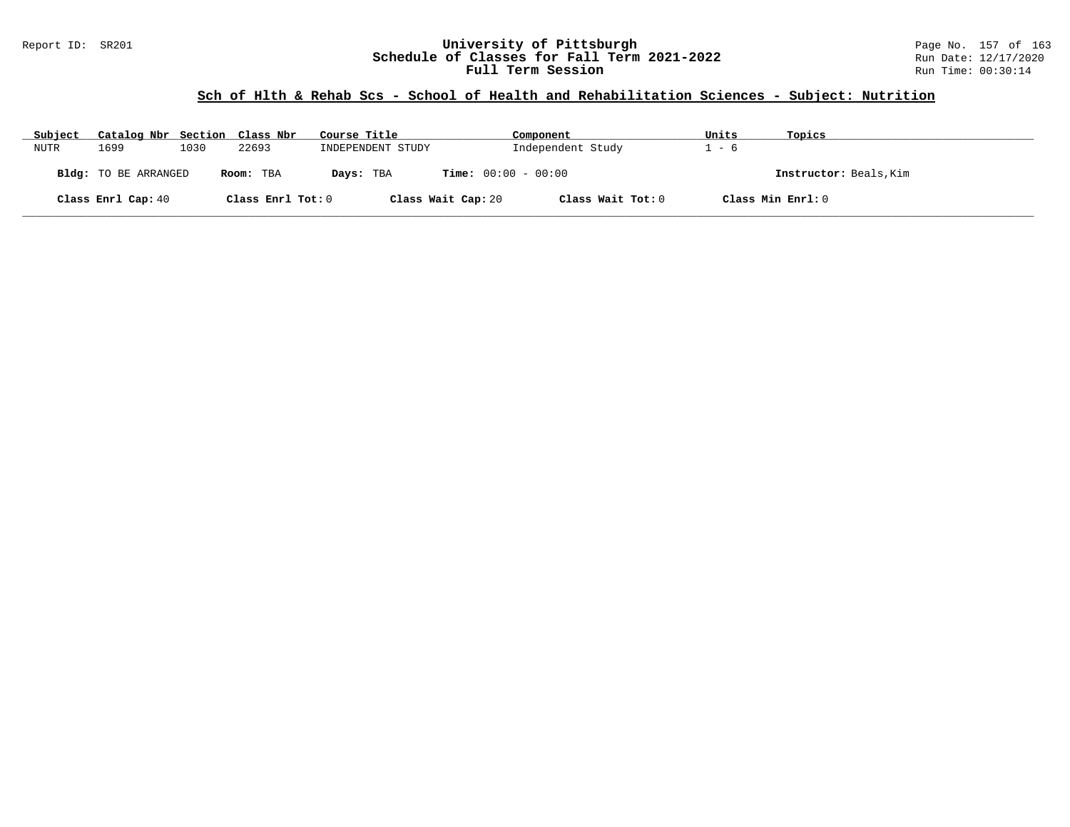## Sch of Hlth & Rehab Scs - School of Health and Rehabilitation Sciences - Subject: Nutrition

| Subject | Catalog Nbr | Section | Class Nbr | Course Title | Component | Units | Topics |
|---|---|---|---|---|---|---|---|
| NUTR | 1699 | 1030 | 22693 | INDEPENDENT STUDY | Independent Study | 1 - 6 | |

**Bldg:** TO BE ARRANGED **Room:** TBA **Days:** TBA **Time:** 00:00 - 00:00 **Instructor:** Beals,Kim

**Class Enrl Cap:** 40 **Class Enrl Tot:** 0 **Class Wait Cap:** 20 **Class Wait Tot:** 0 **Class Min Enrl:** 0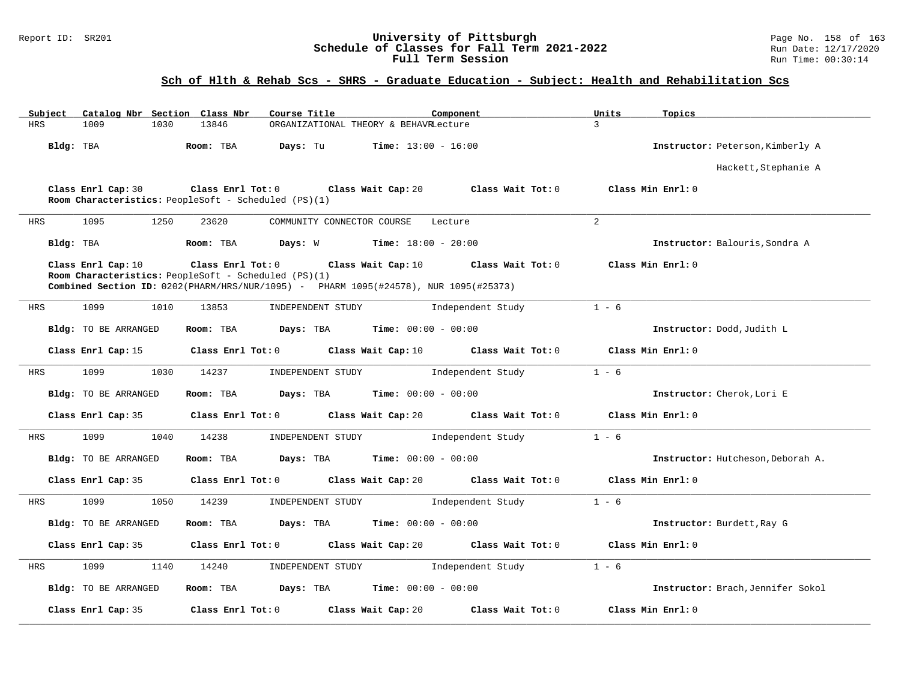## Sch of Hlth & Rehab Scs - SHRS - Graduate Education - Subject: Health and Rehabilitation Scs

| Subject | Catalog Nbr | Section | Class Nbr | Course Title | Component | Units | Topics |
|---|---|---|---|---|---|---|---|
| HRS | 1009 | 1030 | 13846 | ORGANIZATIONAL THEORY & BEHAVR | Lecture | 3 | |

**Bldg:** TBA **Room:** TBA **Days:** Tu **Time:** 13:00 - 16:00 **Instructor:** Peterson,Kimberly A; Hackett,Stephanie A

**Class Enrl Cap:** 30 **Class Enrl Tot:** 0 **Class Wait Cap:** 20 **Class Wait Tot:** 0 **Class Min Enrl:** 0

**Room Characteristics:** PeopleSoft - Scheduled (PS)(1)

---

| Subject | Catalog Nbr | Section | Class Nbr | Course Title | Component | Units | Topics |
|---|---|---|---|---|---|---|---|
| HRS | 1095 | 1250 | 23620 | COMMUNITY CONNECTOR COURSE | Lecture | 2 | |

**Bldg:** TBA **Room:** TBA **Days:** W **Time:** 18:00 - 20:00 **Instructor:** Balouris,Sondra A

**Class Enrl Cap:** 10 **Class Enrl Tot:** 0 **Class Wait Cap:** 10 **Class Wait Tot:** 0 **Class Min Enrl:** 0

**Room Characteristics:** PeopleSoft - Scheduled (PS)(1)

**Combined Section ID:** 0202(PHARM/HRS/NUR/1095) - PHARM 1095(#24578), NUR 1095(#25373)

---

| Subject | Catalog Nbr | Section | Class Nbr | Course Title | Component | Units | Topics |
|---|---|---|---|---|---|---|---|
| HRS | 1099 | 1010 | 13853 | INDEPENDENT STUDY | Independent Study | 1 - 6 | |

**Bldg:** TO BE ARRANGED **Room:** TBA **Days:** TBA **Time:** 00:00 - 00:00 **Instructor:** Dodd,Judith L

**Class Enrl Cap:** 15 **Class Enrl Tot:** 0 **Class Wait Cap:** 10 **Class Wait Tot:** 0 **Class Min Enrl:** 0

---

| Subject | Catalog Nbr | Section | Class Nbr | Course Title | Component | Units | Topics |
|---|---|---|---|---|---|---|---|
| HRS | 1099 | 1030 | 14237 | INDEPENDENT STUDY | Independent Study | 1 - 6 | |

**Bldg:** TO BE ARRANGED **Room:** TBA **Days:** TBA **Time:** 00:00 - 00:00 **Instructor:** Cherok,Lori E

**Class Enrl Cap:** 35 **Class Enrl Tot:** 0 **Class Wait Cap:** 20 **Class Wait Tot:** 0 **Class Min Enrl:** 0

---

| Subject | Catalog Nbr | Section | Class Nbr | Course Title | Component | Units | Topics |
|---|---|---|---|---|---|---|---|
| HRS | 1099 | 1040 | 14238 | INDEPENDENT STUDY | Independent Study | 1 - 6 | |

**Bldg:** TO BE ARRANGED **Room:** TBA **Days:** TBA **Time:** 00:00 - 00:00 **Instructor:** Hutcheson,Deborah A.

**Class Enrl Cap:** 35 **Class Enrl Tot:** 0 **Class Wait Cap:** 20 **Class Wait Tot:** 0 **Class Min Enrl:** 0

---

| Subject | Catalog Nbr | Section | Class Nbr | Course Title | Component | Units | Topics |
|---|---|---|---|---|---|---|---|
| HRS | 1099 | 1050 | 14239 | INDEPENDENT STUDY | Independent Study | 1 - 6 | |

**Bldg:** TO BE ARRANGED **Room:** TBA **Days:** TBA **Time:** 00:00 - 00:00 **Instructor:** Burdett,Ray G

**Class Enrl Cap:** 35 **Class Enrl Tot:** 0 **Class Wait Cap:** 20 **Class Wait Tot:** 0 **Class Min Enrl:** 0

---

| Subject | Catalog Nbr | Section | Class Nbr | Course Title | Component | Units | Topics |
|---|---|---|---|---|---|---|---|
| HRS | 1099 | 1140 | 14240 | INDEPENDENT STUDY | Independent Study | 1 - 6 | |

**Bldg:** TO BE ARRANGED **Room:** TBA **Days:** TBA **Time:** 00:00 - 00:00 **Instructor:** Brach,Jennifer Sokol

**Class Enrl Cap:** 35 **Class Enrl Tot:** 0 **Class Wait Cap:** 20 **Class Wait Tot:** 0 **Class Min Enrl:** 0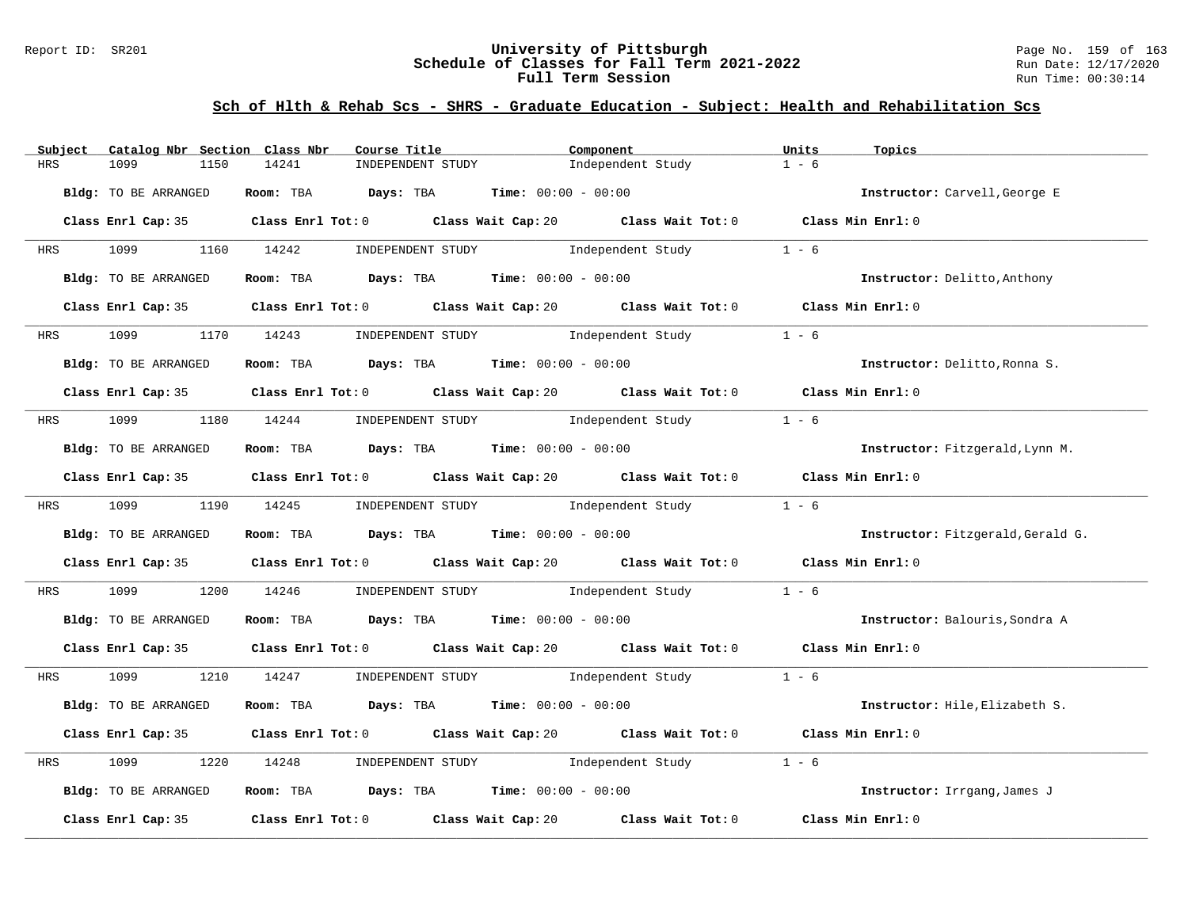## Sch of Hlth & Rehab Scs - SHRS - Graduate Education - Subject: Health and Rehabilitation Scs

| Subject | Catalog Nbr | Section | Class Nbr | Course Title | Component | Units | Topics |
|---|---|---|---|---|---|---|---|
| HRS | 1099 | 1150 | 14241 | INDEPENDENT STUDY | Independent Study | 1 - 6 | |

**Bldg:** TO BE ARRANGED **Room:** TBA **Days:** TBA **Time:** 00:00 - 00:00 **Instructor:** Carvell,George E

**Class Enrl Cap:** 35 **Class Enrl Tot:** 0 **Class Wait Cap:** 20 **Class Wait Tot:** 0 **Class Min Enrl:** 0

| Subject | Catalog Nbr | Section | Class Nbr | Course Title | Component | Units | Topics |
|---|---|---|---|---|---|---|---|
| HRS | 1099 | 1160 | 14242 | INDEPENDENT STUDY | Independent Study | 1 - 6 | |

**Bldg:** TO BE ARRANGED **Room:** TBA **Days:** TBA **Time:** 00:00 - 00:00 **Instructor:** Delitto,Anthony

**Class Enrl Cap:** 35 **Class Enrl Tot:** 0 **Class Wait Cap:** 20 **Class Wait Tot:** 0 **Class Min Enrl:** 0

| Subject | Catalog Nbr | Section | Class Nbr | Course Title | Component | Units | Topics |
|---|---|---|---|---|---|---|---|
| HRS | 1099 | 1170 | 14243 | INDEPENDENT STUDY | Independent Study | 1 - 6 | |

**Bldg:** TO BE ARRANGED **Room:** TBA **Days:** TBA **Time:** 00:00 - 00:00 **Instructor:** Delitto,Ronna S.

**Class Enrl Cap:** 35 **Class Enrl Tot:** 0 **Class Wait Cap:** 20 **Class Wait Tot:** 0 **Class Min Enrl:** 0

| Subject | Catalog Nbr | Section | Class Nbr | Course Title | Component | Units | Topics |
|---|---|---|---|---|---|---|---|
| HRS | 1099 | 1180 | 14244 | INDEPENDENT STUDY | Independent Study | 1 - 6 | |

**Bldg:** TO BE ARRANGED **Room:** TBA **Days:** TBA **Time:** 00:00 - 00:00 **Instructor:** Fitzgerald,Lynn M.

**Class Enrl Cap:** 35 **Class Enrl Tot:** 0 **Class Wait Cap:** 20 **Class Wait Tot:** 0 **Class Min Enrl:** 0

| Subject | Catalog Nbr | Section | Class Nbr | Course Title | Component | Units | Topics |
|---|---|---|---|---|---|---|---|
| HRS | 1099 | 1190 | 14245 | INDEPENDENT STUDY | Independent Study | 1 - 6 | |

**Bldg:** TO BE ARRANGED **Room:** TBA **Days:** TBA **Time:** 00:00 - 00:00 **Instructor:** Fitzgerald,Gerald G.

**Class Enrl Cap:** 35 **Class Enrl Tot:** 0 **Class Wait Cap:** 20 **Class Wait Tot:** 0 **Class Min Enrl:** 0

| Subject | Catalog Nbr | Section | Class Nbr | Course Title | Component | Units | Topics |
|---|---|---|---|---|---|---|---|
| HRS | 1099 | 1200 | 14246 | INDEPENDENT STUDY | Independent Study | 1 - 6 | |

**Bldg:** TO BE ARRANGED **Room:** TBA **Days:** TBA **Time:** 00:00 - 00:00 **Instructor:** Balouris,Sondra A

**Class Enrl Cap:** 35 **Class Enrl Tot:** 0 **Class Wait Cap:** 20 **Class Wait Tot:** 0 **Class Min Enrl:** 0

| Subject | Catalog Nbr | Section | Class Nbr | Course Title | Component | Units | Topics |
|---|---|---|---|---|---|---|---|
| HRS | 1099 | 1210 | 14247 | INDEPENDENT STUDY | Independent Study | 1 - 6 | |

**Bldg:** TO BE ARRANGED **Room:** TBA **Days:** TBA **Time:** 00:00 - 00:00 **Instructor:** Hile,Elizabeth S.

**Class Enrl Cap:** 35 **Class Enrl Tot:** 0 **Class Wait Cap:** 20 **Class Wait Tot:** 0 **Class Min Enrl:** 0

| Subject | Catalog Nbr | Section | Class Nbr | Course Title | Component | Units | Topics |
|---|---|---|---|---|---|---|---|
| HRS | 1099 | 1220 | 14248 | INDEPENDENT STUDY | Independent Study | 1 - 6 | |

**Bldg:** TO BE ARRANGED **Room:** TBA **Days:** TBA **Time:** 00:00 - 00:00 **Instructor:** Irrgang,James J

**Class Enrl Cap:** 35 **Class Enrl Tot:** 0 **Class Wait Cap:** 20 **Class Wait Tot:** 0 **Class Min Enrl:** 0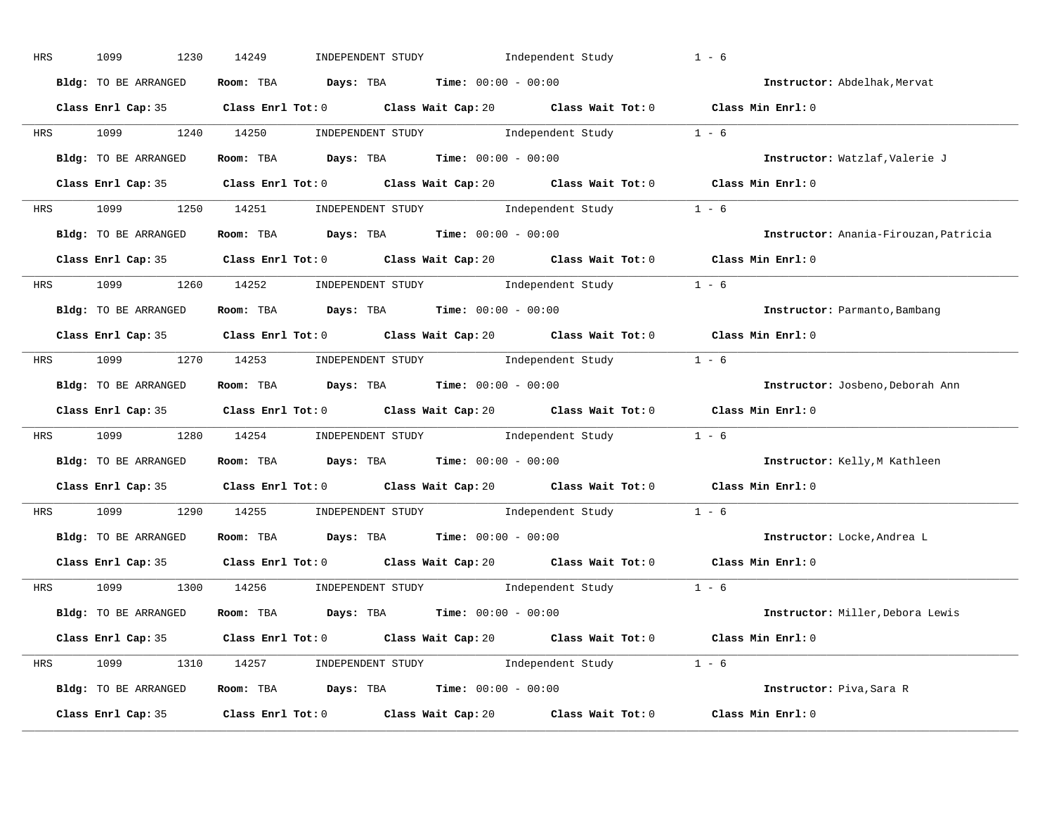HRS 1099 1230 14249 INDEPENDENT STUDY Independent Study 1 - 6

**Bldg:** TO BE ARRANGED **Room:** TBA **Days:** TBA **Time:** 00:00 - 00:00 **Instructor:** Abdelhak,Mervat

**Class Enrl Cap:** 35 **Class Enrl Tot:** 0 **Class Wait Cap:** 20 **Class Wait Tot:** 0 **Class Min Enrl:** 0

---

HRS 1099 1240 14250 INDEPENDENT STUDY Independent Study 1 - 6

**Bldg:** TO BE ARRANGED **Room:** TBA **Days:** TBA **Time:** 00:00 - 00:00 **Instructor:** Watzlaf,Valerie J

**Class Enrl Cap:** 35 **Class Enrl Tot:** 0 **Class Wait Cap:** 20 **Class Wait Tot:** 0 **Class Min Enrl:** 0

---

HRS 1099 1250 14251 INDEPENDENT STUDY Independent Study 1 - 6

**Bldg:** TO BE ARRANGED **Room:** TBA **Days:** TBA **Time:** 00:00 - 00:00 **Instructor:** Anania-Firouzan,Patricia

**Class Enrl Cap:** 35 **Class Enrl Tot:** 0 **Class Wait Cap:** 20 **Class Wait Tot:** 0 **Class Min Enrl:** 0

---

HRS 1099 1260 14252 INDEPENDENT STUDY Independent Study 1 - 6

**Bldg:** TO BE ARRANGED **Room:** TBA **Days:** TBA **Time:** 00:00 - 00:00 **Instructor:** Parmanto,Bambang

**Class Enrl Cap:** 35 **Class Enrl Tot:** 0 **Class Wait Cap:** 20 **Class Wait Tot:** 0 **Class Min Enrl:** 0

---

HRS 1099 1270 14253 INDEPENDENT STUDY Independent Study 1 - 6

**Bldg:** TO BE ARRANGED **Room:** TBA **Days:** TBA **Time:** 00:00 - 00:00 **Instructor:** Josbeno,Deborah Ann

**Class Enrl Cap:** 35 **Class Enrl Tot:** 0 **Class Wait Cap:** 20 **Class Wait Tot:** 0 **Class Min Enrl:** 0

---

HRS 1099 1280 14254 INDEPENDENT STUDY Independent Study 1 - 6

**Bldg:** TO BE ARRANGED **Room:** TBA **Days:** TBA **Time:** 00:00 - 00:00 **Instructor:** Kelly,M Kathleen

**Class Enrl Cap:** 35 **Class Enrl Tot:** 0 **Class Wait Cap:** 20 **Class Wait Tot:** 0 **Class Min Enrl:** 0

---

HRS 1099 1290 14255 INDEPENDENT STUDY Independent Study 1 - 6

**Bldg:** TO BE ARRANGED **Room:** TBA **Days:** TBA **Time:** 00:00 - 00:00 **Instructor:** Locke,Andrea L

**Class Enrl Cap:** 35 **Class Enrl Tot:** 0 **Class Wait Cap:** 20 **Class Wait Tot:** 0 **Class Min Enrl:** 0

---

HRS 1099 1300 14256 INDEPENDENT STUDY Independent Study 1 - 6

**Bldg:** TO BE ARRANGED **Room:** TBA **Days:** TBA **Time:** 00:00 - 00:00 **Instructor:** Miller,Debora Lewis

**Class Enrl Cap:** 35 **Class Enrl Tot:** 0 **Class Wait Cap:** 20 **Class Wait Tot:** 0 **Class Min Enrl:** 0

---

HRS 1099 1310 14257 INDEPENDENT STUDY Independent Study 1 - 6

**Bldg:** TO BE ARRANGED **Room:** TBA **Days:** TBA **Time:** 00:00 - 00:00 **Instructor:** Piva,Sara R

**Class Enrl Cap:** 35 **Class Enrl Tot:** 0 **Class Wait Cap:** 20 **Class Wait Tot:** 0 **Class Min Enrl:** 0

---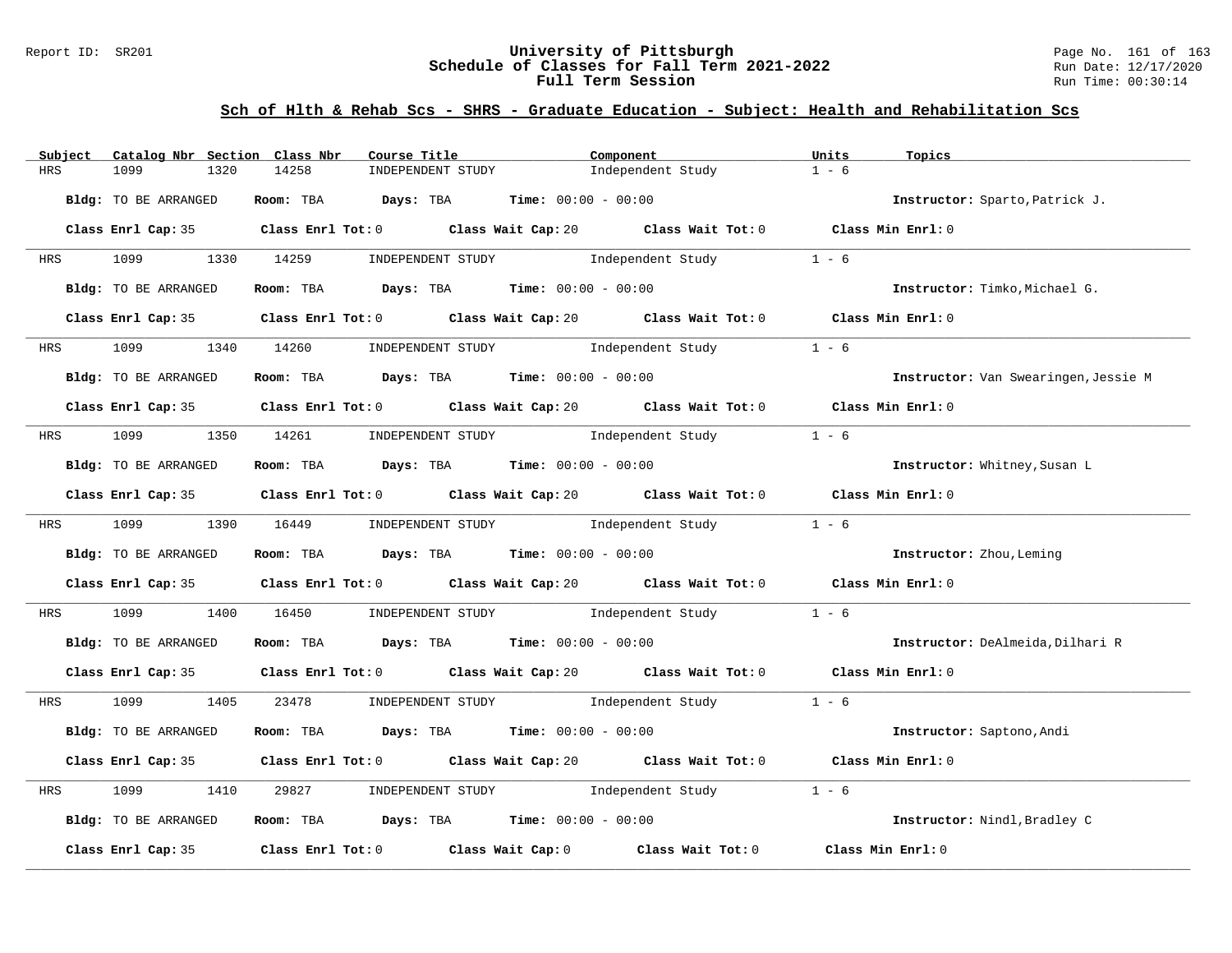## Sch of Hlth & Rehab Scs - SHRS - Graduate Education - Subject: Health and Rehabilitation Scs

| Subject | Catalog Nbr | Section | Class Nbr | Course Title | Component | Units | Topics |
|---|---|---|---|---|---|---|---|
| HRS | 1099 | 1320 | 14258 | INDEPENDENT STUDY | Independent Study | 1 - 6 | |

**Bldg:** TO BE ARRANGED **Room:** TBA **Days:** TBA **Time:** 00:00 - 00:00 **Instructor:** Sparto,Patrick J.

**Class Enrl Cap:** 35 **Class Enrl Tot:** 0 **Class Wait Cap:** 20 **Class Wait Tot:** 0 **Class Min Enrl:** 0

---

| Subject | Catalog Nbr | Section | Class Nbr | Course Title | Component | Units | Topics |
|---|---|---|---|---|---|---|---|
| HRS | 1099 | 1330 | 14259 | INDEPENDENT STUDY | Independent Study | 1 - 6 | |

**Bldg:** TO BE ARRANGED **Room:** TBA **Days:** TBA **Time:** 00:00 - 00:00 **Instructor:** Timko,Michael G.

**Class Enrl Cap:** 35 **Class Enrl Tot:** 0 **Class Wait Cap:** 20 **Class Wait Tot:** 0 **Class Min Enrl:** 0

---

| Subject | Catalog Nbr | Section | Class Nbr | Course Title | Component | Units | Topics |
|---|---|---|---|---|---|---|---|
| HRS | 1099 | 1340 | 14260 | INDEPENDENT STUDY | Independent Study | 1 - 6 | |

**Bldg:** TO BE ARRANGED **Room:** TBA **Days:** TBA **Time:** 00:00 - 00:00 **Instructor:** Van Swearingen,Jessie M

**Class Enrl Cap:** 35 **Class Enrl Tot:** 0 **Class Wait Cap:** 20 **Class Wait Tot:** 0 **Class Min Enrl:** 0

---

| Subject | Catalog Nbr | Section | Class Nbr | Course Title | Component | Units | Topics |
|---|---|---|---|---|---|---|---|
| HRS | 1099 | 1350 | 14261 | INDEPENDENT STUDY | Independent Study | 1 - 6 | |

**Bldg:** TO BE ARRANGED **Room:** TBA **Days:** TBA **Time:** 00:00 - 00:00 **Instructor:** Whitney,Susan L

**Class Enrl Cap:** 35 **Class Enrl Tot:** 0 **Class Wait Cap:** 20 **Class Wait Tot:** 0 **Class Min Enrl:** 0

---

| Subject | Catalog Nbr | Section | Class Nbr | Course Title | Component | Units | Topics |
|---|---|---|---|---|---|---|---|
| HRS | 1099 | 1390 | 16449 | INDEPENDENT STUDY | Independent Study | 1 - 6 | |

**Bldg:** TO BE ARRANGED **Room:** TBA **Days:** TBA **Time:** 00:00 - 00:00 **Instructor:** Zhou,Leming

**Class Enrl Cap:** 35 **Class Enrl Tot:** 0 **Class Wait Cap:** 20 **Class Wait Tot:** 0 **Class Min Enrl:** 0

---

| Subject | Catalog Nbr | Section | Class Nbr | Course Title | Component | Units | Topics |
|---|---|---|---|---|---|---|---|
| HRS | 1099 | 1400 | 16450 | INDEPENDENT STUDY | Independent Study | 1 - 6 | |

**Bldg:** TO BE ARRANGED **Room:** TBA **Days:** TBA **Time:** 00:00 - 00:00 **Instructor:** DeAlmeida,Dilhari R

**Class Enrl Cap:** 35 **Class Enrl Tot:** 0 **Class Wait Cap:** 20 **Class Wait Tot:** 0 **Class Min Enrl:** 0

---

| Subject | Catalog Nbr | Section | Class Nbr | Course Title | Component | Units | Topics |
|---|---|---|---|---|---|---|---|
| HRS | 1099 | 1405 | 23478 | INDEPENDENT STUDY | Independent Study | 1 - 6 | |

**Bldg:** TO BE ARRANGED **Room:** TBA **Days:** TBA **Time:** 00:00 - 00:00 **Instructor:** Saptono,Andi

**Class Enrl Cap:** 35 **Class Enrl Tot:** 0 **Class Wait Cap:** 20 **Class Wait Tot:** 0 **Class Min Enrl:** 0

---

| Subject | Catalog Nbr | Section | Class Nbr | Course Title | Component | Units | Topics |
|---|---|---|---|---|---|---|---|
| HRS | 1099 | 1410 | 29827 | INDEPENDENT STUDY | Independent Study | 1 - 6 | |

**Bldg:** TO BE ARRANGED **Room:** TBA **Days:** TBA **Time:** 00:00 - 00:00 **Instructor:** Nindl,Bradley C

**Class Enrl Cap:** 35 **Class Enrl Tot:** 0 **Class Wait Cap:** 0 **Class Wait Tot:** 0 **Class Min Enrl:** 0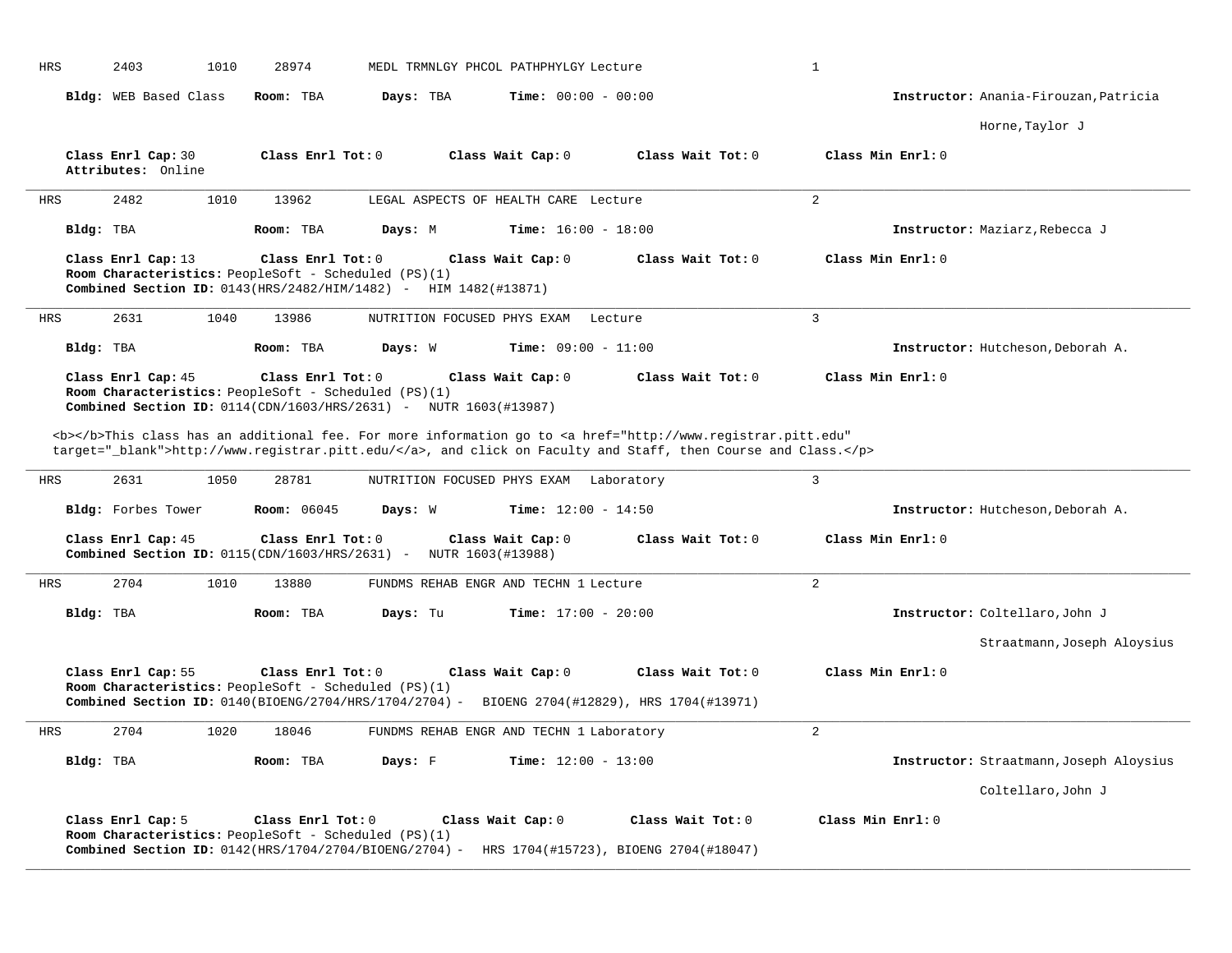HRS 2403 1010 28974 MEDL TRMNLGY PHCOL PATHPHYLGY Lecture 1

**Bldg:** WEB Based Class **Room:** TBA **Days:** TBA **Time:** 00:00 - 00:00 **Instructor:** Anania-Firouzan,Patricia

Horne,Taylor J

**Class Enrl Cap:** 30 **Class Enrl Tot:** 0 **Class Wait Cap:** 0 **Class Wait Tot:** 0 **Class Min Enrl:** 0
**Attributes:** Online

---

HRS 2482 1010 13962 LEGAL ASPECTS OF HEALTH CARE Lecture 2

**Bldg:** TBA **Room:** TBA **Days:** M **Time:** 16:00 - 18:00 **Instructor:** Maziarz,Rebecca J

**Class Enrl Cap:** 13 **Class Enrl Tot:** 0 **Class Wait Cap:** 0 **Class Wait Tot:** 0 **Class Min Enrl:** 0
**Room Characteristics:** PeopleSoft - Scheduled (PS)(1)
**Combined Section ID:** 0143(HRS/2482/HIM/1482) - HIM 1482(#13871)

---

HRS 2631 1040 13986 NUTRITION FOCUSED PHYS EXAM Lecture 3

**Bldg:** TBA **Room:** TBA **Days:** W **Time:** 09:00 - 11:00 **Instructor:** Hutcheson,Deborah A.

**Class Enrl Cap:** 45 **Class Enrl Tot:** 0 **Class Wait Cap:** 0 **Class Wait Tot:** 0 **Class Min Enrl:** 0
**Room Characteristics:** PeopleSoft - Scheduled (PS)(1)
**Combined Section ID:** 0114(CDN/1603/HRS/2631) - NUTR 1603(#13987)

<b></b>This class has an additional fee. For more information go to <a href="http://www.registrar.pitt.edu" target="_blank">http://www.registrar.pitt.edu/</a>, and click on Faculty and Staff, then Course and Class.</p>

---

HRS 2631 1050 28781 NUTRITION FOCUSED PHYS EXAM Laboratory 3

**Bldg:** Forbes Tower **Room:** 06045 **Days:** W **Time:** 12:00 - 14:50 **Instructor:** Hutcheson,Deborah A.

**Class Enrl Cap:** 45 **Class Enrl Tot:** 0 **Class Wait Cap:** 0 **Class Wait Tot:** 0 **Class Min Enrl:** 0
**Combined Section ID:** 0115(CDN/1603/HRS/2631) - NUTR 1603(#13988)

---

HRS 2704 1010 13880 FUNDMS REHAB ENGR AND TECHN 1 Lecture 2

**Bldg:** TBA **Room:** TBA **Days:** Tu **Time:** 17:00 - 20:00 **Instructor:** Coltellaro,John J

Straatmann,Joseph Aloysius

**Class Enrl Cap:** 55 **Class Enrl Tot:** 0 **Class Wait Cap:** 0 **Class Wait Tot:** 0 **Class Min Enrl:** 0
**Room Characteristics:** PeopleSoft - Scheduled (PS)(1)
**Combined Section ID:** 0140(BIOENG/2704/HRS/1704/2704) - BIOENG 2704(#12829), HRS 1704(#13971)

---

HRS 2704 1020 18046 FUNDMS REHAB ENGR AND TECHN 1 Laboratory 2

**Bldg:** TBA **Room:** TBA **Days:** F **Time:** 12:00 - 13:00 **Instructor:** Straatmann,Joseph Aloysius

Coltellaro,John J

**Class Enrl Cap:** 5 **Class Enrl Tot:** 0 **Class Wait Cap:** 0 **Class Wait Tot:** 0 **Class Min Enrl:** 0
**Room Characteristics:** PeopleSoft - Scheduled (PS)(1)
**Combined Section ID:** 0142(HRS/1704/2704/BIOENG/2704) - HRS 1704(#15723), BIOENG 2704(#18047)

---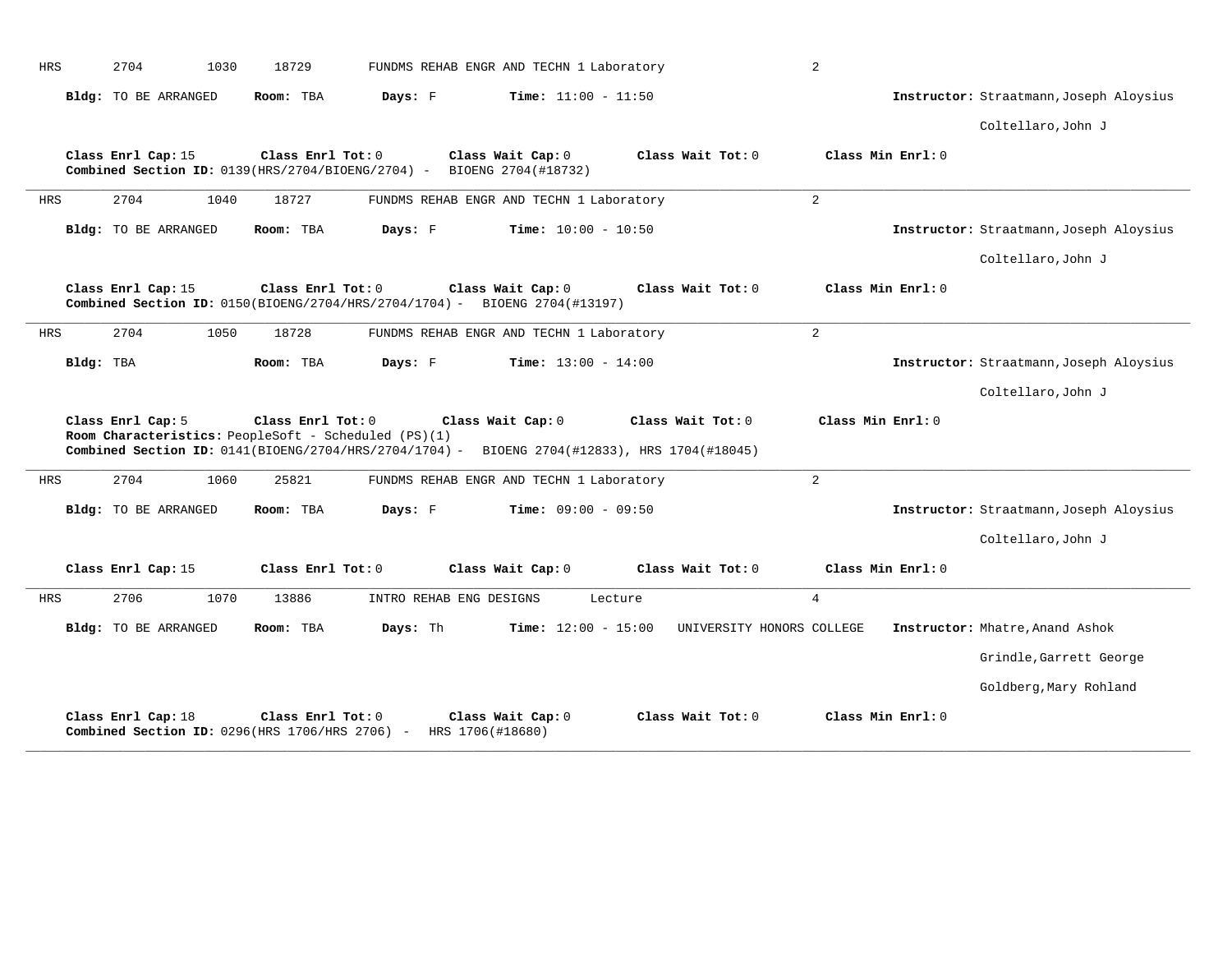HRS 2704 1030 18729 FUNDMS REHAB ENGR AND TECHN 1 Laboratory 2

**Bldg:** TO BE ARRANGED **Room:** TBA **Days:** F **Time:** 11:00 - 11:50 **Instructor:** Straatmann,Joseph Aloysius

Coltellaro,John J

**Class Enrl Cap:** 15 **Class Enrl Tot:** 0 **Class Wait Cap:** 0 **Class Wait Tot:** 0 **Class Min Enrl:** 0
**Combined Section ID:** 0139(HRS/2704/BIOENG/2704) - BIOENG 2704(#18732)

---

HRS 2704 1040 18727 FUNDMS REHAB ENGR AND TECHN 1 Laboratory 2

**Bldg:** TO BE ARRANGED **Room:** TBA **Days:** F **Time:** 10:00 - 10:50 **Instructor:** Straatmann,Joseph Aloysius

Coltellaro,John J

**Class Enrl Cap:** 15 **Class Enrl Tot:** 0 **Class Wait Cap:** 0 **Class Wait Tot:** 0 **Class Min Enrl:** 0
**Combined Section ID:** 0150(BIOENG/2704/HRS/2704/1704) - BIOENG 2704(#13197)

---

HRS 2704 1050 18728 FUNDMS REHAB ENGR AND TECHN 1 Laboratory 2

**Bldg:** TBA **Room:** TBA **Days:** F **Time:** 13:00 - 14:00 **Instructor:** Straatmann,Joseph Aloysius

Coltellaro,John J

**Class Enrl Cap:** 5 **Class Enrl Tot:** 0 **Class Wait Cap:** 0 **Class Wait Tot:** 0 **Class Min Enrl:** 0
**Room Characteristics:** PeopleSoft - Scheduled (PS)(1)
**Combined Section ID:** 0141(BIOENG/2704/HRS/2704/1704) - BIOENG 2704(#12833), HRS 1704(#18045)

---

HRS 2704 1060 25821 FUNDMS REHAB ENGR AND TECHN 1 Laboratory 2

**Bldg:** TO BE ARRANGED **Room:** TBA **Days:** F **Time:** 09:00 - 09:50 **Instructor:** Straatmann,Joseph Aloysius

Coltellaro,John J

**Class Enrl Cap:** 15 **Class Enrl Tot:** 0 **Class Wait Cap:** 0 **Class Wait Tot:** 0 **Class Min Enrl:** 0

---

HRS 2706 1070 13886 INTRO REHAB ENG DESIGNS Lecture 4

**Bldg:** TO BE ARRANGED **Room:** TBA **Days:** Th **Time:** 12:00 - 15:00 UNIVERSITY HONORS COLLEGE **Instructor:** Mhatre,Anand Ashok

Grindle,Garrett George

Goldberg,Mary Rohland

**Class Enrl Cap:** 18 **Class Enrl Tot:** 0 **Class Wait Cap:** 0 **Class Wait Tot:** 0 **Class Min Enrl:** 0
**Combined Section ID:** 0296(HRS 1706/HRS 2706) - HRS 1706(#18680)

---